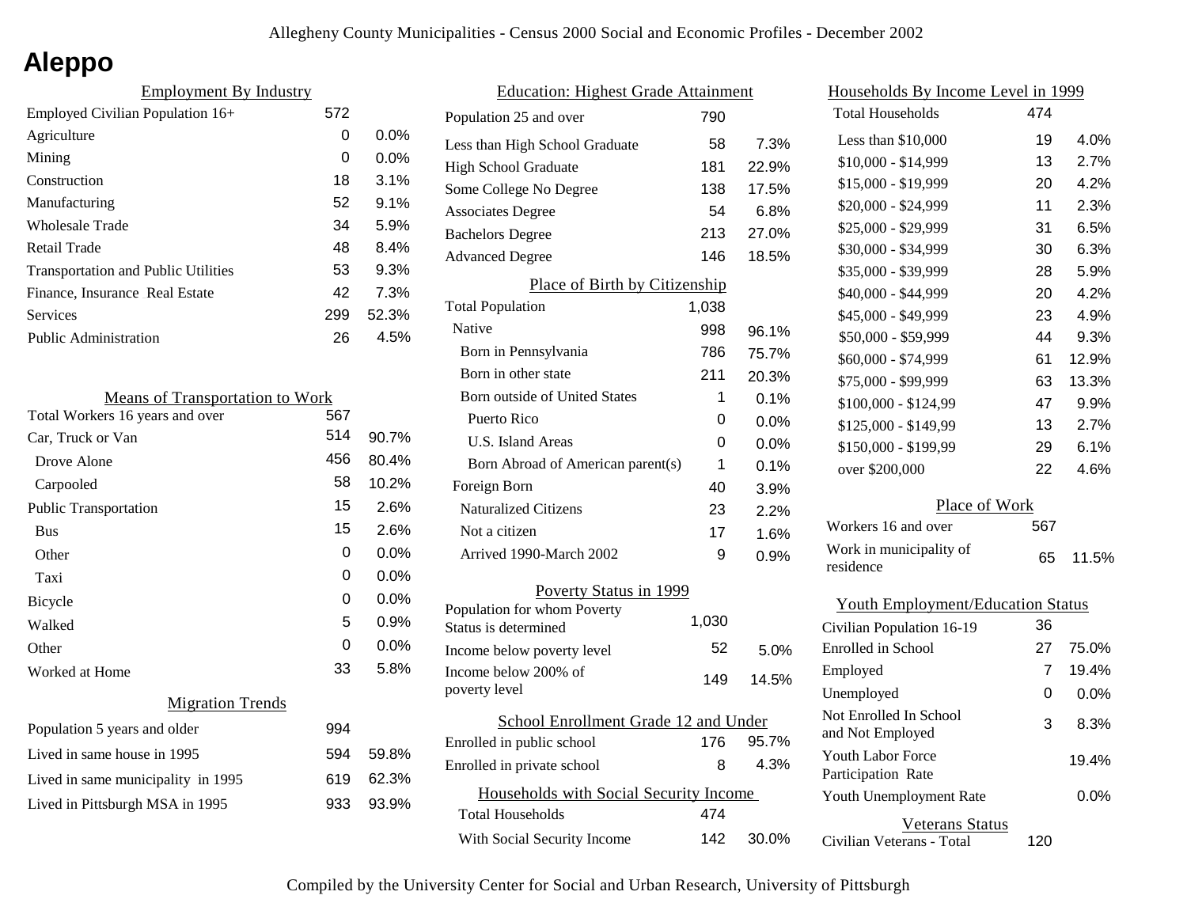# Aleppo

## Employment By Industry

| | | |
|---|---|---|
| Employed Civilian Population 16+ | 572 | |
| Agriculture | 0 | 0.0% |
| Mining | 0 | 0.0% |
| Construction | 18 | 3.1% |
| Manufacturing | 52 | 9.1% |
| Wholesale Trade | 34 | 5.9% |
| Retail Trade | 48 | 8.4% |
| Transportation and Public Utilities | 53 | 9.3% |
| Finance, Insurance Real Estate | 42 | 7.3% |
| Services | 299 | 52.3% |
| Public Administration | 26 | 4.5% |

## Means of Transportation to Work

| | | |
|---|---|---|
| Total Workers 16 years and over | 567 | |
| Car, Truck or Van | 514 | 90.7% |
| Drove Alone | 456 | 80.4% |
| Carpooled | 58 | 10.2% |
| Public Transportation | 15 | 2.6% |
| Bus | 15 | 2.6% |
| Other | 0 | 0.0% |
| Taxi | 0 | 0.0% |
| Bicycle | 0 | 0.0% |
| Walked | 5 | 0.9% |
| Other | 0 | 0.0% |
| Worked at Home | 33 | 5.8% |

## Migration Trends

| | | |
|---|---|---|
| Population 5 years and older | 994 | |
| Lived in same house in 1995 | 594 | 59.8% |
| Lived in same municipality in 1995 | 619 | 62.3% |
| Lived in Pittsburgh MSA in 1995 | 933 | 93.9% |

## Education: Highest Grade Attainment

| | | |
|---|---|---|
| Population 25 and over | 790 | |
| Less than High School Graduate | 58 | 7.3% |
| High School Graduate | 181 | 22.9% |
| Some College No Degree | 138 | 17.5% |
| Associates Degree | 54 | 6.8% |
| Bachelors Degree | 213 | 27.0% |
| Advanced Degree | 146 | 18.5% |

## Place of Birth by Citizenship

| | | |
|---|---|---|
| Total Population | 1,038 | |
| Native | 998 | 96.1% |
| Born in Pennsylvania | 786 | 75.7% |
| Born in other state | 211 | 20.3% |
| Born outside of United States | 1 | 0.1% |
| Puerto Rico | 0 | 0.0% |
| U.S. Island Areas | 0 | 0.0% |
| Born Abroad of American parent(s) | 1 | 0.1% |
| Foreign Born | 40 | 3.9% |
| Naturalized Citizens | 23 | 2.2% |
| Not a citizen | 17 | 1.6% |
| Arrived 1990-March 2002 | 9 | 0.9% |

## Poverty Status in 1999

| | | |
|---|---|---|
| Population for whom Poverty Status is determined | 1,030 | |
| Income below poverty level | 52 | 5.0% |
| Income below 200% of poverty level | 149 | 14.5% |

## School Enrollment Grade 12 and Under

| | | |
|---|---|---|
| Enrolled in public school | 176 | 95.7% |
| Enrolled in private school | 8 | 4.3% |

## Households with Social Security Income

| | | |
|---|---|---|
| Total Households | 474 | |
| With Social Security Income | 142 | 30.0% |

## Households By Income Level in 1999

| | | |
|---|---|---|
| Total Households | 474 | |
| Less than $10,000 | 19 | 4.0% |
| $10,000 - $14,999 | 13 | 2.7% |
| $15,000 - $19,999 | 20 | 4.2% |
| $20,000 - $24,999 | 11 | 2.3% |
| $25,000 - $29,999 | 31 | 6.5% |
| $30,000 - $34,999 | 30 | 6.3% |
| $35,000 - $39,999 | 28 | 5.9% |
| $40,000 - $44,999 | 20 | 4.2% |
| $45,000 - $49,999 | 23 | 4.9% |
| $50,000 - $59,999 | 44 | 9.3% |
| $60,000 - $74,999 | 61 | 12.9% |
| $75,000 - $99,999 | 63 | 13.3% |
| $100,000 - $124,99 | 47 | 9.9% |
| $125,000 - $149,99 | 13 | 2.7% |
| $150,000 - $199,99 | 29 | 6.1% |
| over $200,000 | 22 | 4.6% |

## Place of Work

| | | |
|---|---|---|
| Workers 16 and over | 567 | |
| Work in municipality of residence | 65 | 11.5% |

## Youth Employment/Education Status

| | | |
|---|---|---|
| Civilian Population 16-19 | 36 | |
| Enrolled in School | 27 | 75.0% |
| Employed | 7 | 19.4% |
| Unemployed | 0 | 0.0% |
| Not Enrolled In School and Not Employed | 3 | 8.3% |
| Youth Labor Force Participation Rate | | 19.4% |
| Youth Unemployment Rate | | 0.0% |

## Veterans Status

| | |
|---|---|
| Civilian Veterans - Total | 120 |

Compiled by the University Center for Social and Urban Research, University of Pittsburgh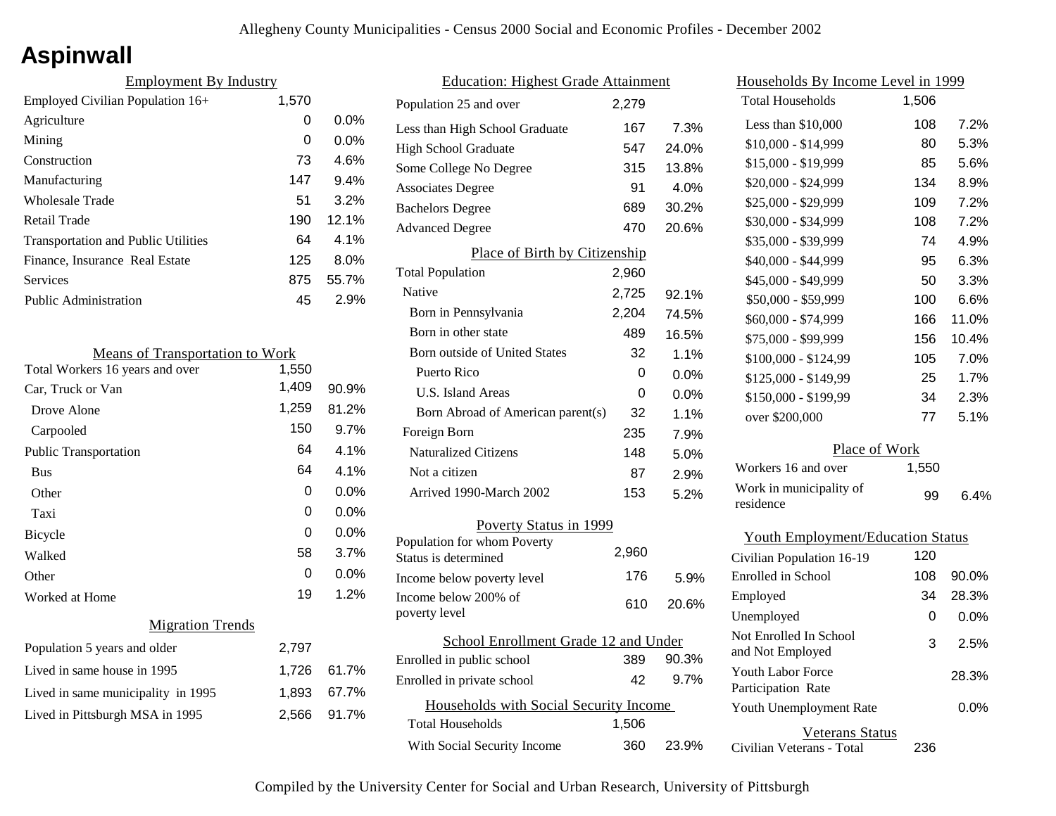# Aspinwall

## Employment By Industry

| | | |
|---|---|---|
| Employed Civilian Population 16+ | 1,570 | |
| Agriculture | 0 | 0.0% |
| Mining | 0 | 0.0% |
| Construction | 73 | 4.6% |
| Manufacturing | 147 | 9.4% |
| Wholesale Trade | 51 | 3.2% |
| Retail Trade | 190 | 12.1% |
| Transportation and Public Utilities | 64 | 4.1% |
| Finance, Insurance Real Estate | 125 | 8.0% |
| Services | 875 | 55.7% |
| Public Administration | 45 | 2.9% |

## Means of Transportation to Work

| | | |
|---|---|---|
| Total Workers 16 years and over | 1,550 | |
| Car, Truck or Van | 1,409 | 90.9% |
| Drove Alone | 1,259 | 81.2% |
| Carpooled | 150 | 9.7% |
| Public Transportation | 64 | 4.1% |
| Bus | 64 | 4.1% |
| Other | 0 | 0.0% |
| Taxi | 0 | 0.0% |
| Bicycle | 0 | 0.0% |
| Walked | 58 | 3.7% |
| Other | 0 | 0.0% |
| Worked at Home | 19 | 1.2% |

## Migration Trends

| | | |
|---|---|---|
| Population 5 years and older | 2,797 | |
| Lived in same house in 1995 | 1,726 | 61.7% |
| Lived in same municipality in 1995 | 1,893 | 67.7% |
| Lived in Pittsburgh MSA in 1995 | 2,566 | 91.7% |

## Education: Highest Grade Attainment

| | | |
|---|---|---|
| Population 25 and over | 2,279 | |
| Less than High School Graduate | 167 | 7.3% |
| High School Graduate | 547 | 24.0% |
| Some College No Degree | 315 | 13.8% |
| Associates Degree | 91 | 4.0% |
| Bachelors Degree | 689 | 30.2% |
| Advanced Degree | 470 | 20.6% |

## Place of Birth by Citizenship

| | | |
|---|---|---|
| Total Population | 2,960 | |
| Native | 2,725 | 92.1% |
| Born in Pennsylvania | 2,204 | 74.5% |
| Born in other state | 489 | 16.5% |
| Born outside of United States | 32 | 1.1% |
| Puerto Rico | 0 | 0.0% |
| U.S. Island Areas | 0 | 0.0% |
| Born Abroad of American parent(s) | 32 | 1.1% |
| Foreign Born | 235 | 7.9% |
| Naturalized Citizens | 148 | 5.0% |
| Not a citizen | 87 | 2.9% |
| Arrived 1990-March 2002 | 153 | 5.2% |

## Poverty Status in 1999

| | | |
|---|---|---|
| Population for whom Poverty Status is determined | 2,960 | |
| Income below poverty level | 176 | 5.9% |
| Income below 200% of poverty level | 610 | 20.6% |

## School Enrollment Grade 12 and Under

| | | |
|---|---|---|
| Enrolled in public school | 389 | 90.3% |
| Enrolled in private school | 42 | 9.7% |

## Households with Social Security Income

| | | |
|---|---|---|
| Total Households | 1,506 | |
| With Social Security Income | 360 | 23.9% |

## Households By Income Level in 1999

| | | |
|---|---|---|
| Total Households | 1,506 | |
| Less than $10,000 | 108 | 7.2% |
| $10,000 - $14,999 | 80 | 5.3% |
| $15,000 - $19,999 | 85 | 5.6% |
| $20,000 - $24,999 | 134 | 8.9% |
| $25,000 - $29,999 | 109 | 7.2% |
| $30,000 - $34,999 | 108 | 7.2% |
| $35,000 - $39,999 | 74 | 4.9% |
| $40,000 - $44,999 | 95 | 6.3% |
| $45,000 - $49,999 | 50 | 3.3% |
| $50,000 - $59,999 | 100 | 6.6% |
| $60,000 - $74,999 | 166 | 11.0% |
| $75,000 - $99,999 | 156 | 10.4% |
| $100,000 - $124,99 | 105 | 7.0% |
| $125,000 - $149,99 | 25 | 1.7% |
| $150,000 - $199,99 | 34 | 2.3% |
| over $200,000 | 77 | 5.1% |

## Place of Work

| | | |
|---|---|---|
| Workers 16 and over | 1,550 | |
| Work in municipality of residence | 99 | 6.4% |

## Youth Employment/Education Status

| | | |
|---|---|---|
| Civilian Population 16-19 | 120 | |
| Enrolled in School | 108 | 90.0% |
| Employed | 34 | 28.3% |
| Unemployed | 0 | 0.0% |
| Not Enrolled In School and Not Employed | 3 | 2.5% |
| Youth Labor Force Participation Rate | | 28.3% |
| Youth Unemployment Rate | | 0.0% |

## Veterans Status

| | |
|---|---|
| Civilian Veterans - Total | 236 |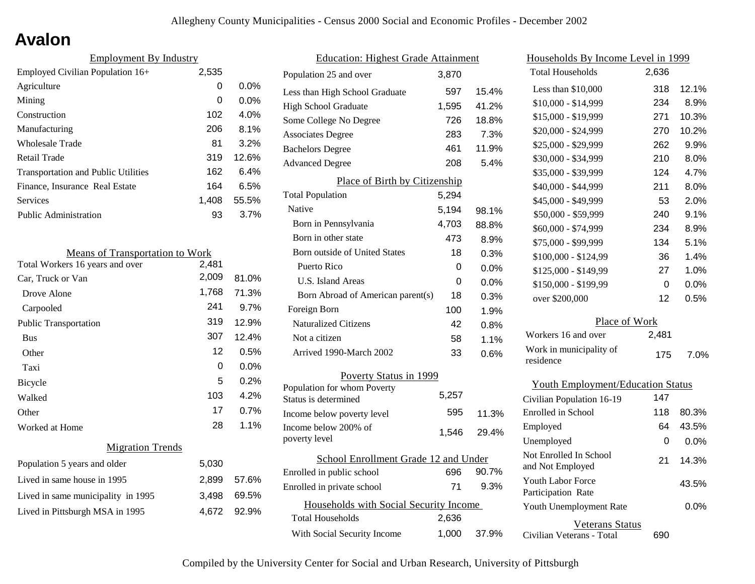# Avalon

## Employment By Industry

| | | |
|---|---|---|
| Employed Civilian Population 16+ | 2,535 | |
| Agriculture | 0 | 0.0% |
| Mining | 0 | 0.0% |
| Construction | 102 | 4.0% |
| Manufacturing | 206 | 8.1% |
| Wholesale Trade | 81 | 3.2% |
| Retail Trade | 319 | 12.6% |
| Transportation and Public Utilities | 162 | 6.4% |
| Finance, Insurance Real Estate | 164 | 6.5% |
| Services | 1,408 | 55.5% |
| Public Administration | 93 | 3.7% |

## Means of Transportation to Work

| | | |
|---|---|---|
| Total Workers 16 years and over | 2,481 | |
| Car, Truck or Van | 2,009 | 81.0% |
| Drove Alone | 1,768 | 71.3% |
| Carpooled | 241 | 9.7% |
| Public Transportation | 319 | 12.9% |
| Bus | 307 | 12.4% |
| Other | 12 | 0.5% |
| Taxi | 0 | 0.0% |
| Bicycle | 5 | 0.2% |
| Walked | 103 | 4.2% |
| Other | 17 | 0.7% |
| Worked at Home | 28 | 1.1% |

## Migration Trends

| | | |
|---|---|---|
| Population 5 years and older | 5,030 | |
| Lived in same house in 1995 | 2,899 | 57.6% |
| Lived in same municipality in 1995 | 3,498 | 69.5% |
| Lived in Pittsburgh MSA in 1995 | 4,672 | 92.9% |

## Education: Highest Grade Attainment

| | | |
|---|---|---|
| Population 25 and over | 3,870 | |
| Less than High School Graduate | 597 | 15.4% |
| High School Graduate | 1,595 | 41.2% |
| Some College No Degree | 726 | 18.8% |
| Associates Degree | 283 | 7.3% |
| Bachelors Degree | 461 | 11.9% |
| Advanced Degree | 208 | 5.4% |

## Place of Birth by Citizenship

| | | |
|---|---|---|
| Total Population | 5,294 | |
| Native | 5,194 | 98.1% |
| Born in Pennsylvania | 4,703 | 88.8% |
| Born in other state | 473 | 8.9% |
| Born outside of United States | 18 | 0.3% |
| Puerto Rico | 0 | 0.0% |
| U.S. Island Areas | 0 | 0.0% |
| Born Abroad of American parent(s) | 18 | 0.3% |
| Foreign Born | 100 | 1.9% |
| Naturalized Citizens | 42 | 0.8% |
| Not a citizen | 58 | 1.1% |
| Arrived 1990-March 2002 | 33 | 0.6% |

## Poverty Status in 1999

| | | |
|---|---|---|
| Population for whom Poverty Status is determined | 5,257 | |
| Income below poverty level | 595 | 11.3% |
| Income below 200% of poverty level | 1,546 | 29.4% |

## School Enrollment Grade 12 and Under

| | | |
|---|---|---|
| Enrolled in public school | 696 | 90.7% |
| Enrolled in private school | 71 | 9.3% |

## Households with Social Security Income

| | | |
|---|---|---|
| Total Households | 2,636 | |
| With Social Security Income | 1,000 | 37.9% |

## Households By Income Level in 1999

| | | |
|---|---|---|
| Total Households | 2,636 | |
| Less than $10,000 | 318 | 12.1% |
| $10,000 - $14,999 | 234 | 8.9% |
| $15,000 - $19,999 | 271 | 10.3% |
| $20,000 - $24,999 | 270 | 10.2% |
| $25,000 - $29,999 | 262 | 9.9% |
| $30,000 - $34,999 | 210 | 8.0% |
| $35,000 - $39,999 | 124 | 4.7% |
| $40,000 - $44,999 | 211 | 8.0% |
| $45,000 - $49,999 | 53 | 2.0% |
| $50,000 - $59,999 | 240 | 9.1% |
| $60,000 - $74,999 | 234 | 8.9% |
| $75,000 - $99,999 | 134 | 5.1% |
| $100,000 - $124,99 | 36 | 1.4% |
| $125,000 - $149,99 | 27 | 1.0% |
| $150,000 - $199,99 | 0 | 0.0% |
| over $200,000 | 12 | 0.5% |

## Place of Work

| | | |
|---|---|---|
| Workers 16 and over | 2,481 | |
| Work in municipality of residence | 175 | 7.0% |

## Youth Employment/Education Status

| | | |
|---|---|---|
| Civilian Population 16-19 | 147 | |
| Enrolled in School | 118 | 80.3% |
| Employed | 64 | 43.5% |
| Unemployed | 0 | 0.0% |
| Not Enrolled In School and Not Employed | 21 | 14.3% |
| Youth Labor Force Participation Rate | | 43.5% |
| Youth Unemployment Rate | | 0.0% |

## Veterans Status

| | |
|---|---|
| Civilian Veterans - Total | 690 |

Compiled by the University Center for Social and Urban Research, University of Pittsburgh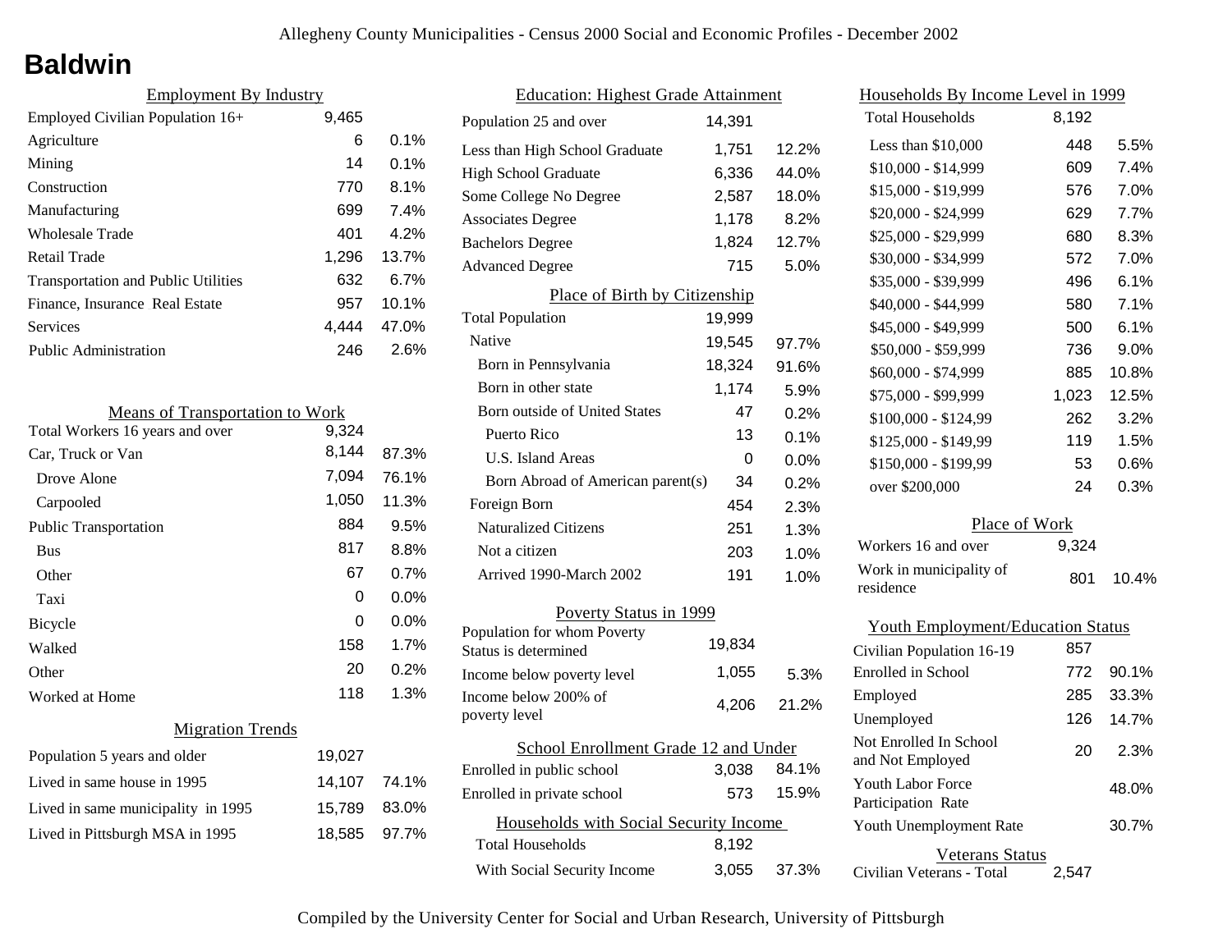# Baldwin

## Employment By Industry

| Employment By Industry | Count | Percent |
|---|---|---|
| Employed Civilian Population 16+ | 9,465 | |
| Agriculture | 6 | 0.1% |
| Mining | 14 | 0.1% |
| Construction | 770 | 8.1% |
| Manufacturing | 699 | 7.4% |
| Wholesale Trade | 401 | 4.2% |
| Retail Trade | 1,296 | 13.7% |
| Transportation and Public Utilities | 632 | 6.7% |
| Finance, Insurance Real Estate | 957 | 10.1% |
| Services | 4,444 | 47.0% |
| Public Administration | 246 | 2.6% |

## Means of Transportation to Work

| Means of Transportation to Work | Count | Percent |
|---|---|---|
| Total Workers 16 years and over | 9,324 | |
| Car, Truck or Van | 8,144 | 87.3% |
| Drove Alone | 7,094 | 76.1% |
| Carpooled | 1,050 | 11.3% |
| Public Transportation | 884 | 9.5% |
| Bus | 817 | 8.8% |
| Other | 67 | 0.7% |
| Taxi | 0 | 0.0% |
| Bicycle | 0 | 0.0% |
| Walked | 158 | 1.7% |
| Other | 20 | 0.2% |
| Worked at Home | 118 | 1.3% |

## Migration Trends

| Migration Trends | Count | Percent |
|---|---|---|
| Population 5 years and older | 19,027 | |
| Lived in same house in 1995 | 14,107 | 74.1% |
| Lived in same municipality in 1995 | 15,789 | 83.0% |
| Lived in Pittsburgh MSA in 1995 | 18,585 | 97.7% |

## Education: Highest Grade Attainment

| Education: Highest Grade Attainment | Count | Percent |
|---|---|---|
| Population 25 and over | 14,391 | |
| Less than High School Graduate | 1,751 | 12.2% |
| High School Graduate | 6,336 | 44.0% |
| Some College No Degree | 2,587 | 18.0% |
| Associates Degree | 1,178 | 8.2% |
| Bachelors Degree | 1,824 | 12.7% |
| Advanced Degree | 715 | 5.0% |

## Place of Birth by Citizenship

| Place of Birth by Citizenship | Count | Percent |
|---|---|---|
| Total Population | 19,999 | |
| Native | 19,545 | 97.7% |
| Born in Pennsylvania | 18,324 | 91.6% |
| Born in other state | 1,174 | 5.9% |
| Born outside of United States | 47 | 0.2% |
| Puerto Rico | 13 | 0.1% |
| U.S. Island Areas | 0 | 0.0% |
| Born Abroad of American parent(s) | 34 | 0.2% |
| Foreign Born | 454 | 2.3% |
| Naturalized Citizens | 251 | 1.3% |
| Not a citizen | 203 | 1.0% |
| Arrived 1990-March 2002 | 191 | 1.0% |

## Poverty Status in 1999

| Poverty Status in 1999 | Count | Percent |
|---|---|---|
| Population for whom Poverty Status is determined | 19,834 | |
| Income below poverty level | 1,055 | 5.3% |
| Income below 200% of poverty level | 4,206 | 21.2% |

## School Enrollment Grade 12 and Under

| School Enrollment Grade 12 and Under | Count | Percent |
|---|---|---|
| Enrolled in public school | 3,038 | 84.1% |
| Enrolled in private school | 573 | 15.9% |

## Households with Social Security Income

| Households with Social Security Income | Count | Percent |
|---|---|---|
| Total Households | 8,192 | |
| With Social Security Income | 3,055 | 37.3% |

## Households By Income Level in 1999

| Households By Income Level in 1999 | Count | Percent |
|---|---|---|
| Total Households | 8,192 | |
| Less than $10,000 | 448 | 5.5% |
| $10,000 - $14,999 | 609 | 7.4% |
| $15,000 - $19,999 | 576 | 7.0% |
| $20,000 - $24,999 | 629 | 7.7% |
| $25,000 - $29,999 | 680 | 8.3% |
| $30,000 - $34,999 | 572 | 7.0% |
| $35,000 - $39,999 | 496 | 6.1% |
| $40,000 - $44,999 | 580 | 7.1% |
| $45,000 - $49,999 | 500 | 6.1% |
| $50,000 - $59,999 | 736 | 9.0% |
| $60,000 - $74,999 | 885 | 10.8% |
| $75,000 - $99,999 | 1,023 | 12.5% |
| $100,000 - $124,99 | 262 | 3.2% |
| $125,000 - $149,99 | 119 | 1.5% |
| $150,000 - $199,99 | 53 | 0.6% |
| over $200,000 | 24 | 0.3% |

## Place of Work

| Place of Work | Count | Percent |
|---|---|---|
| Workers 16 and over | 9,324 | |
| Work in municipality of residence | 801 | 10.4% |

## Youth Employment/Education Status

| Youth Employment/Education Status | Count | Percent |
|---|---|---|
| Civilian Population 16-19 | 857 | |
| Enrolled in School | 772 | 90.1% |
| Employed | 285 | 33.3% |
| Unemployed | 126 | 14.7% |
| Not Enrolled In School and Not Employed | 20 | 2.3% |
| Youth Labor Force Participation Rate | | 48.0% |
| Youth Unemployment Rate | | 30.7% |

## Veterans Status

| Veterans Status | Count |
|---|---|
| Civilian Veterans - Total | 2,547 |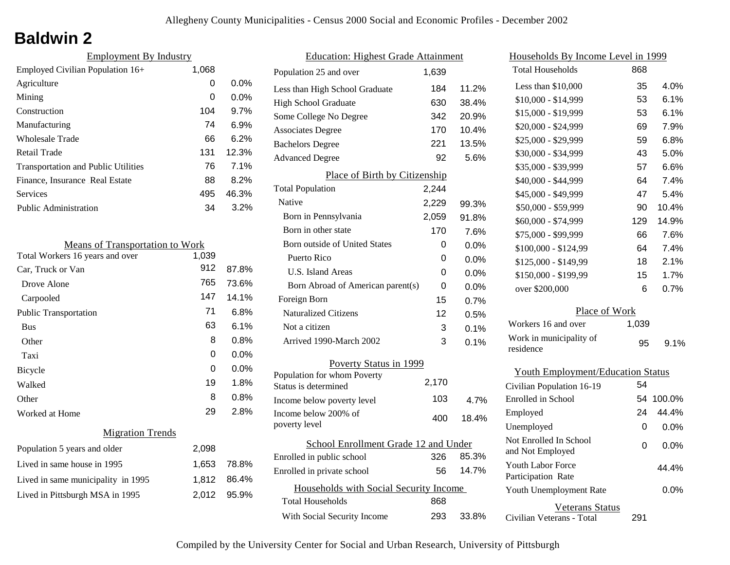# Baldwin 2

## Employment By Industry

| Employed Civilian Population 16+ | 1,068 | |
|---|---|---|
| Agriculture | 0 | 0.0% |
| Mining | 0 | 0.0% |
| Construction | 104 | 9.7% |
| Manufacturing | 74 | 6.9% |
| Wholesale Trade | 66 | 6.2% |
| Retail Trade | 131 | 12.3% |
| Transportation and Public Utilities | 76 | 7.1% |
| Finance, Insurance Real Estate | 88 | 8.2% |
| Services | 495 | 46.3% |
| Public Administration | 34 | 3.2% |

## Means of Transportation to Work

| Total Workers 16 years and over | 1,039 | |
|---|---|---|
| Car, Truck or Van | 912 | 87.8% |
| Drove Alone | 765 | 73.6% |
| Carpooled | 147 | 14.1% |
| Public Transportation | 71 | 6.8% |
| Bus | 63 | 6.1% |
| Other | 8 | 0.8% |
| Taxi | 0 | 0.0% |
| Bicycle | 0 | 0.0% |
| Walked | 19 | 1.8% |
| Other | 8 | 0.8% |
| Worked at Home | 29 | 2.8% |

## Migration Trends

| Population 5 years and older | 2,098 | |
|---|---|---|
| Lived in same house in 1995 | 1,653 | 78.8% |
| Lived in same municipality in 1995 | 1,812 | 86.4% |
| Lived in Pittsburgh MSA in 1995 | 2,012 | 95.9% |

## Education: Highest Grade Attainment

| Population 25 and over | 1,639 | |
|---|---|---|
| Less than High School Graduate | 184 | 11.2% |
| High School Graduate | 630 | 38.4% |
| Some College No Degree | 342 | 20.9% |
| Associates Degree | 170 | 10.4% |
| Bachelors Degree | 221 | 13.5% |
| Advanced Degree | 92 | 5.6% |

## Place of Birth by Citizenship

| Total Population | 2,244 | |
|---|---|---|
| Native | 2,229 | 99.3% |
| Born in Pennsylvania | 2,059 | 91.8% |
| Born in other state | 170 | 7.6% |
| Born outside of United States | 0 | 0.0% |
| Puerto Rico | 0 | 0.0% |
| U.S. Island Areas | 0 | 0.0% |
| Born Abroad of American parent(s) | 0 | 0.0% |
| Foreign Born | 15 | 0.7% |
| Naturalized Citizens | 12 | 0.5% |
| Not a citizen | 3 | 0.1% |
| Arrived 1990-March 2002 | 3 | 0.1% |

## Poverty Status in 1999

| Population for whom Poverty Status is determined | 2,170 | |
|---|---|---|
| Income below poverty level | 103 | 4.7% |
| Income below 200% of poverty level | 400 | 18.4% |

## School Enrollment Grade 12 and Under

| Enrolled in public school | 326 | 85.3% |
|---|---|---|
| Enrolled in private school | 56 | 14.7% |

## Households with Social Security Income

| Total Households | 868 | |
|---|---|---|
| With Social Security Income | 293 | 33.8% |

## Households By Income Level in 1999

| Total Households | 868 | |
|---|---|---|
| Less than $10,000 | 35 | 4.0% |
| $10,000 - $14,999 | 53 | 6.1% |
| $15,000 - $19,999 | 53 | 6.1% |
| $20,000 - $24,999 | 69 | 7.9% |
| $25,000 - $29,999 | 59 | 6.8% |
| $30,000 - $34,999 | 43 | 5.0% |
| $35,000 - $39,999 | 57 | 6.6% |
| $40,000 - $44,999 | 64 | 7.4% |
| $45,000 - $49,999 | 47 | 5.4% |
| $50,000 - $59,999 | 90 | 10.4% |
| $60,000 - $74,999 | 129 | 14.9% |
| $75,000 - $99,999 | 66 | 7.6% |
| $100,000 - $124,99 | 64 | 7.4% |
| $125,000 - $149,99 | 18 | 2.1% |
| $150,000 - $199,99 | 15 | 1.7% |
| over $200,000 | 6 | 0.7% |

## Place of Work

| Workers 16 and over | 1,039 | |
|---|---|---|
| Work in municipality of residence | 95 | 9.1% |

## Youth Employment/Education Status

| Civilian Population 16-19 | 54 | |
|---|---|---|
| Enrolled in School | 54 | 100.0% |
| Employed | 24 | 44.4% |
| Unemployed | 0 | 0.0% |
| Not Enrolled In School and Not Employed | 0 | 0.0% |
| Youth Labor Force Participation Rate | | 44.4% |
| Youth Unemployment Rate | | 0.0% |

## Veterans Status

| Civilian Veterans - Total | 291 |
|---|---|

Compiled by the University Center for Social and Urban Research, University of Pittsburgh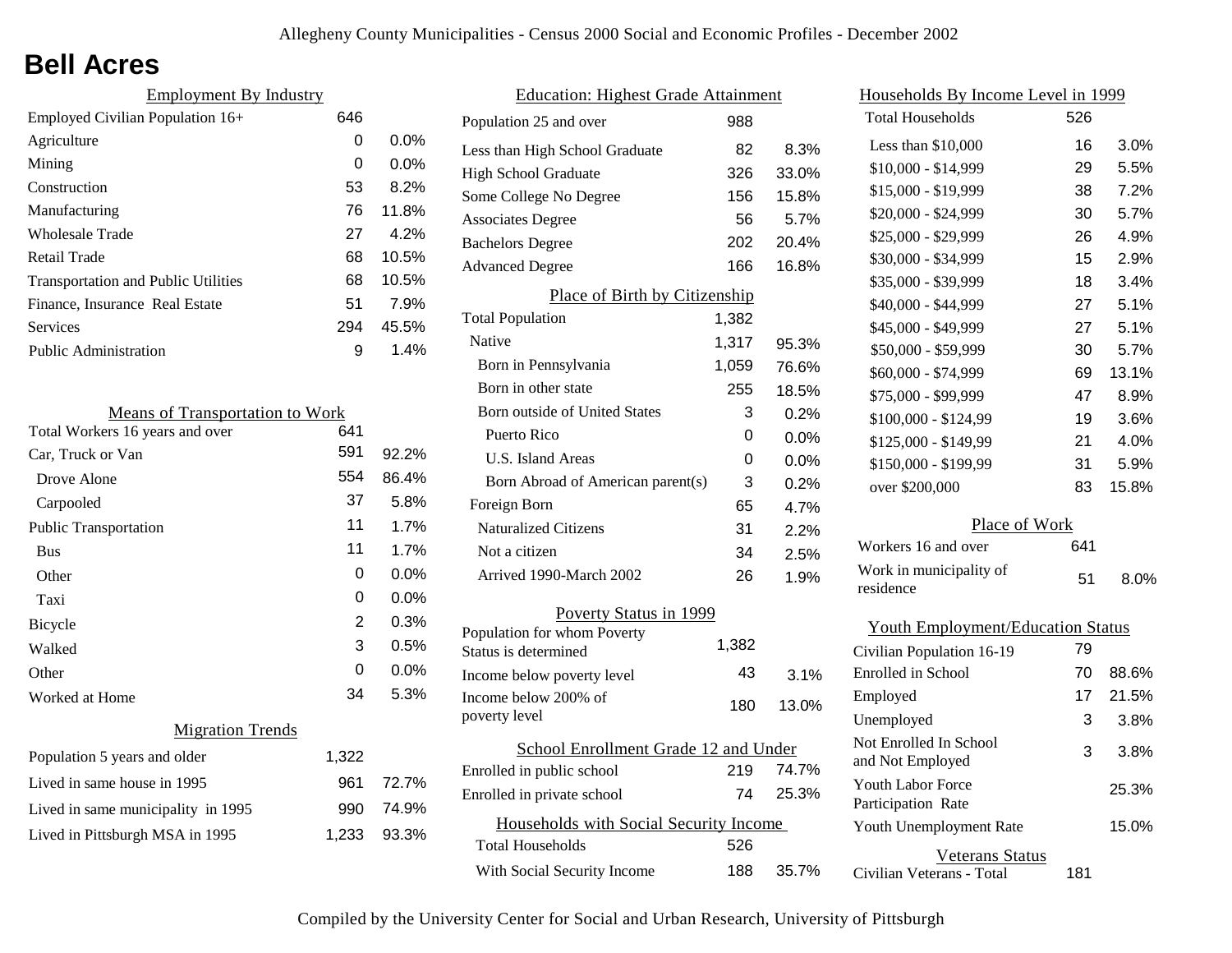# Bell Acres

## Employment By Industry

| Employment By Industry | | |
|---|---|---|
| Employed Civilian Population 16+ | 646 | |
| Agriculture | 0 | 0.0% |
| Mining | 0 | 0.0% |
| Construction | 53 | 8.2% |
| Manufacturing | 76 | 11.8% |
| Wholesale Trade | 27 | 4.2% |
| Retail Trade | 68 | 10.5% |
| Transportation and Public Utilities | 68 | 10.5% |
| Finance, Insurance Real Estate | 51 | 7.9% |
| Services | 294 | 45.5% |
| Public Administration | 9 | 1.4% |

## Means of Transportation to Work

| Means of Transportation to Work | | |
|---|---|---|
| Total Workers 16 years and over | 641 | |
| Car, Truck or Van | 591 | 92.2% |
| Drove Alone | 554 | 86.4% |
| Carpooled | 37 | 5.8% |
| Public Transportation | 11 | 1.7% |
| Bus | 11 | 1.7% |
| Other | 0 | 0.0% |
| Taxi | 0 | 0.0% |
| Bicycle | 2 | 0.3% |
| Walked | 3 | 0.5% |
| Other | 0 | 0.0% |
| Worked at Home | 34 | 5.3% |

## Migration Trends

| Migration Trends | | |
|---|---|---|
| Population 5 years and older | 1,322 | |
| Lived in same house in 1995 | 961 | 72.7% |
| Lived in same municipality in 1995 | 990 | 74.9% |
| Lived in Pittsburgh MSA in 1995 | 1,233 | 93.3% |

## Education: Highest Grade Attainment

| Education: Highest Grade Attainment | | |
|---|---|---|
| Population 25 and over | 988 | |
| Less than High School Graduate | 82 | 8.3% |
| High School Graduate | 326 | 33.0% |
| Some College No Degree | 156 | 15.8% |
| Associates Degree | 56 | 5.7% |
| Bachelors Degree | 202 | 20.4% |
| Advanced Degree | 166 | 16.8% |

## Place of Birth by Citizenship

| Place of Birth by Citizenship | | |
|---|---|---|
| Total Population | 1,382 | |
| Native | 1,317 | 95.3% |
| Born in Pennsylvania | 1,059 | 76.6% |
| Born in other state | 255 | 18.5% |
| Born outside of United States | 3 | 0.2% |
| Puerto Rico | 0 | 0.0% |
| U.S. Island Areas | 0 | 0.0% |
| Born Abroad of American parent(s) | 3 | 0.2% |
| Foreign Born | 65 | 4.7% |
| Naturalized Citizens | 31 | 2.2% |
| Not a citizen | 34 | 2.5% |
| Arrived 1990-March 2002 | 26 | 1.9% |

## Poverty Status in 1999

| Poverty Status in 1999 | | |
|---|---|---|
| Population for whom Poverty Status is determined | 1,382 | |
| Income below poverty level | 43 | 3.1% |
| Income below 200% of poverty level | 180 | 13.0% |

## School Enrollment Grade 12 and Under

| School Enrollment Grade 12 and Under | | |
|---|---|---|
| Enrolled in public school | 219 | 74.7% |
| Enrolled in private school | 74 | 25.3% |

## Households with Social Security Income

| Households with Social Security Income | | |
|---|---|---|
| Total Households | 526 | |
| With Social Security Income | 188 | 35.7% |

## Households By Income Level in 1999

| Households By Income Level in 1999 | | |
|---|---|---|
| Total Households | 526 | |
| Less than $10,000 | 16 | 3.0% |
| $10,000 - $14,999 | 29 | 5.5% |
| $15,000 - $19,999 | 38 | 7.2% |
| $20,000 - $24,999 | 30 | 5.7% |
| $25,000 - $29,999 | 26 | 4.9% |
| $30,000 - $34,999 | 15 | 2.9% |
| $35,000 - $39,999 | 18 | 3.4% |
| $40,000 - $44,999 | 27 | 5.1% |
| $45,000 - $49,999 | 27 | 5.1% |
| $50,000 - $59,999 | 30 | 5.7% |
| $60,000 - $74,999 | 69 | 13.1% |
| $75,000 - $99,999 | 47 | 8.9% |
| $100,000 - $124,99 | 19 | 3.6% |
| $125,000 - $149,99 | 21 | 4.0% |
| $150,000 - $199,99 | 31 | 5.9% |
| over $200,000 | 83 | 15.8% |

## Place of Work

| Place of Work | | |
|---|---|---|
| Workers 16 and over | 641 | |
| Work in municipality of residence | 51 | 8.0% |

## Youth Employment/Education Status

| Youth Employment/Education Status | | |
|---|---|---|
| Civilian Population 16-19 | 79 | |
| Enrolled in School | 70 | 88.6% |
| Employed | 17 | 21.5% |
| Unemployed | 3 | 3.8% |
| Not Enrolled In School and Not Employed | 3 | 3.8% |
| Youth Labor Force Participation Rate | | 25.3% |
| Youth Unemployment Rate | | 15.0% |

## Veterans Status

| Veterans Status | |
|---|---|
| Civilian Veterans - Total | 181 |

Compiled by the University Center for Social and Urban Research, University of Pittsburgh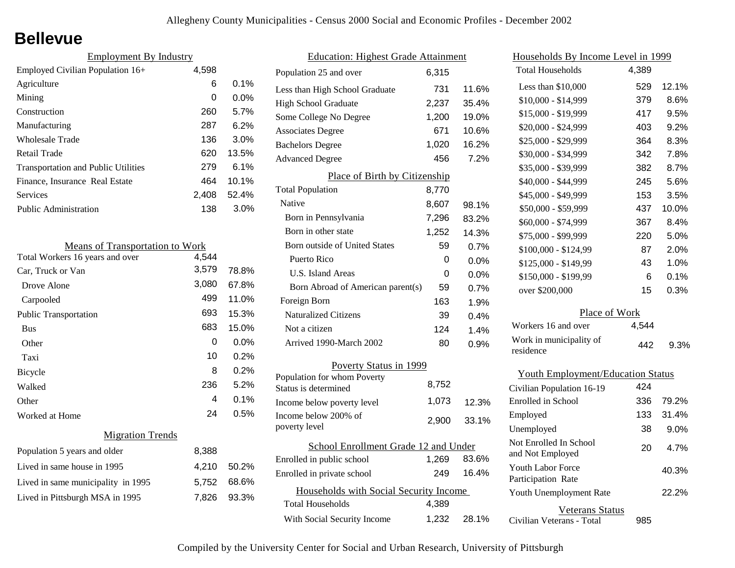# Bellevue

## Employment By Industry

| Employment By Industry | | |
|---|---|---|
| Employed Civilian Population 16+ | 4,598 | |
| Agriculture | 6 | 0.1% |
| Mining | 0 | 0.0% |
| Construction | 260 | 5.7% |
| Manufacturing | 287 | 6.2% |
| Wholesale Trade | 136 | 3.0% |
| Retail Trade | 620 | 13.5% |
| Transportation and Public Utilities | 279 | 6.1% |
| Finance, Insurance Real Estate | 464 | 10.1% |
| Services | 2,408 | 52.4% |
| Public Administration | 138 | 3.0% |

## Means of Transportation to Work

| Means of Transportation to Work | | |
|---|---|---|
| Total Workers 16 years and over | 4,544 | |
| Car, Truck or Van | 3,579 | 78.8% |
| Drove Alone | 3,080 | 67.8% |
| Carpooled | 499 | 11.0% |
| Public Transportation | 693 | 15.3% |
| Bus | 683 | 15.0% |
| Other | 0 | 0.0% |
| Taxi | 10 | 0.2% |
| Bicycle | 8 | 0.2% |
| Walked | 236 | 5.2% |
| Other | 4 | 0.1% |
| Worked at Home | 24 | 0.5% |

## Migration Trends

| Migration Trends | | |
|---|---|---|
| Population 5 years and older | 8,388 | |
| Lived in same house in 1995 | 4,210 | 50.2% |
| Lived in same municipality in 1995 | 5,752 | 68.6% |
| Lived in Pittsburgh MSA in 1995 | 7,826 | 93.3% |

## Education: Highest Grade Attainment

| Education: Highest Grade Attainment | | |
|---|---|---|
| Population 25 and over | 6,315 | |
| Less than High School Graduate | 731 | 11.6% |
| High School Graduate | 2,237 | 35.4% |
| Some College No Degree | 1,200 | 19.0% |
| Associates Degree | 671 | 10.6% |
| Bachelors Degree | 1,020 | 16.2% |
| Advanced Degree | 456 | 7.2% |

## Place of Birth by Citizenship

| Place of Birth by Citizenship | | |
|---|---|---|
| Total Population | 8,770 | |
| Native | 8,607 | 98.1% |
| Born in Pennsylvania | 7,296 | 83.2% |
| Born in other state | 1,252 | 14.3% |
| Born outside of United States | 59 | 0.7% |
| Puerto Rico | 0 | 0.0% |
| U.S. Island Areas | 0 | 0.0% |
| Born Abroad of American parent(s) | 59 | 0.7% |
| Foreign Born | 163 | 1.9% |
| Naturalized Citizens | 39 | 0.4% |
| Not a citizen | 124 | 1.4% |
| Arrived 1990-March 2002 | 80 | 0.9% |

## Poverty Status in 1999

| Poverty Status in 1999 | | |
|---|---|---|
| Population for whom Poverty Status is determined | 8,752 | |
| Income below poverty level | 1,073 | 12.3% |
| Income below 200% of poverty level | 2,900 | 33.1% |

## School Enrollment Grade 12 and Under

| School Enrollment Grade 12 and Under | | |
|---|---|---|
| Enrolled in public school | 1,269 | 83.6% |
| Enrolled in private school | 249 | 16.4% |

## Households with Social Security Income

| Households with Social Security Income | | |
|---|---|---|
| Total Households | 4,389 | |
| With Social Security Income | 1,232 | 28.1% |

## Households By Income Level in 1999

| Households By Income Level in 1999 | | |
|---|---|---|
| Total Households | 4,389 | |
| Less than $10,000 | 529 | 12.1% |
| $10,000 - $14,999 | 379 | 8.6% |
| $15,000 - $19,999 | 417 | 9.5% |
| $20,000 - $24,999 | 403 | 9.2% |
| $25,000 - $29,999 | 364 | 8.3% |
| $30,000 - $34,999 | 342 | 7.8% |
| $35,000 - $39,999 | 382 | 8.7% |
| $40,000 - $44,999 | 245 | 5.6% |
| $45,000 - $49,999 | 153 | 3.5% |
| $50,000 - $59,999 | 437 | 10.0% |
| $60,000 - $74,999 | 367 | 8.4% |
| $75,000 - $99,999 | 220 | 5.0% |
| $100,000 - $124,99 | 87 | 2.0% |
| $125,000 - $149,99 | 43 | 1.0% |
| $150,000 - $199,99 | 6 | 0.1% |
| over $200,000 | 15 | 0.3% |

## Place of Work

| Place of Work | | |
|---|---|---|
| Workers 16 and over | 4,544 | |
| Work in municipality of residence | 442 | 9.3% |

## Youth Employment/Education Status

| Youth Employment/Education Status | | |
|---|---|---|
| Civilian Population 16-19 | 424 | |
| Enrolled in School | 336 | 79.2% |
| Employed | 133 | 31.4% |
| Unemployed | 38 | 9.0% |
| Not Enrolled In School and Not Employed | 20 | 4.7% |
| Youth Labor Force Participation Rate | | 40.3% |
| Youth Unemployment Rate | | 22.2% |

## Veterans Status

| Veterans Status | |
|---|---|
| Civilian Veterans - Total | 985 |

Compiled by the University Center for Social and Urban Research, University of Pittsburgh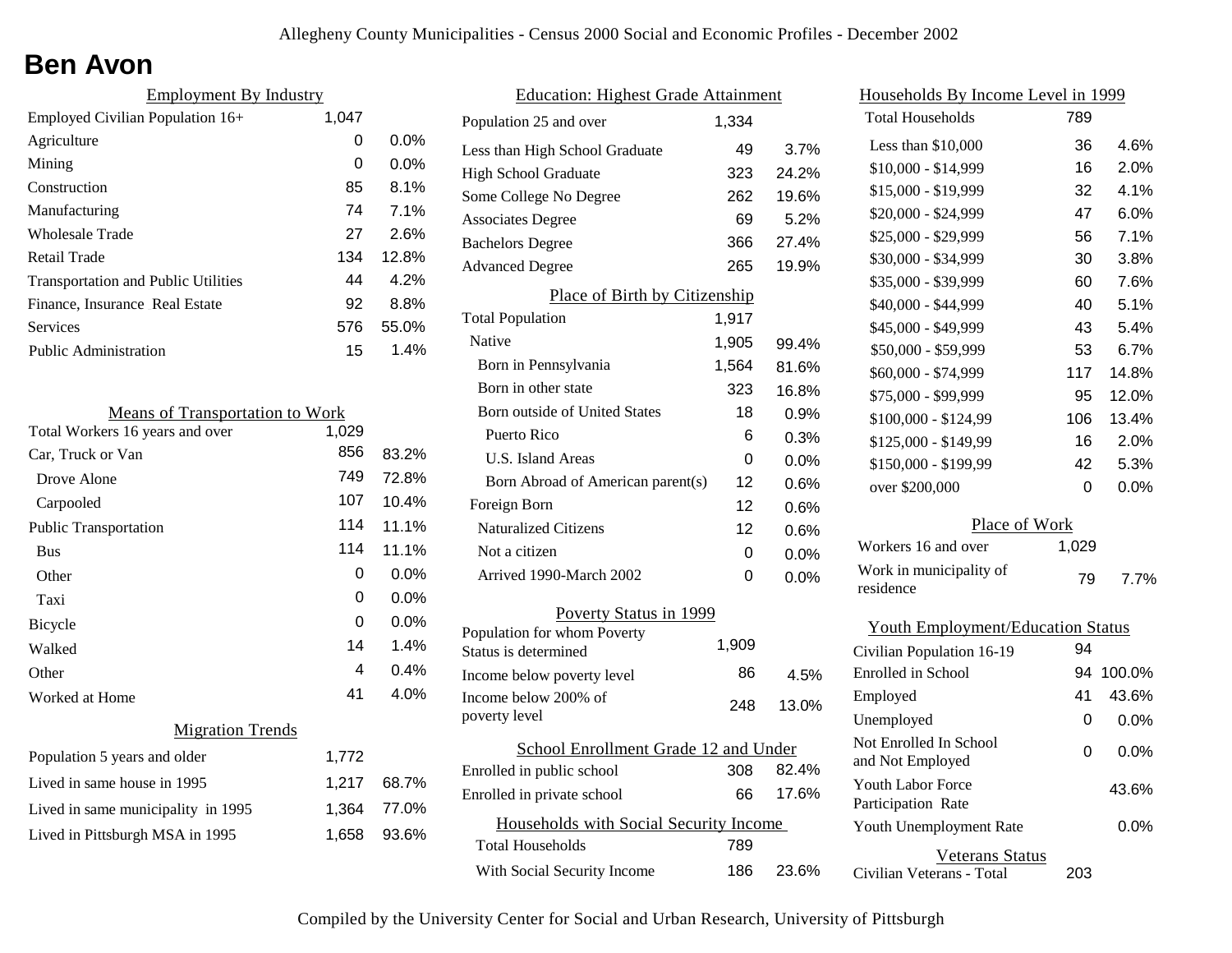# Ben Avon

## Employment By Industry

| | | |
|---|---|---|
| Employed Civilian Population 16+ | 1,047 | |
| Agriculture | 0 | 0.0% |
| Mining | 0 | 0.0% |
| Construction | 85 | 8.1% |
| Manufacturing | 74 | 7.1% |
| Wholesale Trade | 27 | 2.6% |
| Retail Trade | 134 | 12.8% |
| Transportation and Public Utilities | 44 | 4.2% |
| Finance, Insurance Real Estate | 92 | 8.8% |
| Services | 576 | 55.0% |
| Public Administration | 15 | 1.4% |

## Means of Transportation to Work

| | | |
|---|---|---|
| Total Workers 16 years and over | 1,029 | |
| Car, Truck or Van | 856 | 83.2% |
| Drove Alone | 749 | 72.8% |
| Carpooled | 107 | 10.4% |
| Public Transportation | 114 | 11.1% |
| Bus | 114 | 11.1% |
| Other | 0 | 0.0% |
| Taxi | 0 | 0.0% |
| Bicycle | 0 | 0.0% |
| Walked | 14 | 1.4% |
| Other | 4 | 0.4% |
| Worked at Home | 41 | 4.0% |

## Migration Trends

| | | |
|---|---|---|
| Population 5 years and older | 1,772 | |
| Lived in same house in 1995 | 1,217 | 68.7% |
| Lived in same municipality in 1995 | 1,364 | 77.0% |
| Lived in Pittsburgh MSA in 1995 | 1,658 | 93.6% |

## Education: Highest Grade Attainment

| | | |
|---|---|---|
| Population 25 and over | 1,334 | |
| Less than High School Graduate | 49 | 3.7% |
| High School Graduate | 323 | 24.2% |
| Some College No Degree | 262 | 19.6% |
| Associates Degree | 69 | 5.2% |
| Bachelors Degree | 366 | 27.4% |
| Advanced Degree | 265 | 19.9% |

## Place of Birth by Citizenship

| | | |
|---|---|---|
| Total Population | 1,917 | |
| Native | 1,905 | 99.4% |
| Born in Pennsylvania | 1,564 | 81.6% |
| Born in other state | 323 | 16.8% |
| Born outside of United States | 18 | 0.9% |
| Puerto Rico | 6 | 0.3% |
| U.S. Island Areas | 0 | 0.0% |
| Born Abroad of American parent(s) | 12 | 0.6% |
| Foreign Born | 12 | 0.6% |
| Naturalized Citizens | 12 | 0.6% |
| Not a citizen | 0 | 0.0% |
| Arrived 1990-March 2002 | 0 | 0.0% |

## Poverty Status in 1999

| | | |
|---|---|---|
| Population for whom Poverty Status is determined | 1,909 | |
| Income below poverty level | 86 | 4.5% |
| Income below 200% of poverty level | 248 | 13.0% |

## School Enrollment Grade 12 and Under

| | | |
|---|---|---|
| Enrolled in public school | 308 | 82.4% |
| Enrolled in private school | 66 | 17.6% |

## Households with Social Security Income

| | | |
|---|---|---|
| Total Households | 789 | |
| With Social Security Income | 186 | 23.6% |

## Households By Income Level in 1999

| | | |
|---|---|---|
| Total Households | 789 | |
| Less than $10,000 | 36 | 4.6% |
| $10,000 - $14,999 | 16 | 2.0% |
| $15,000 - $19,999 | 32 | 4.1% |
| $20,000 - $24,999 | 47 | 6.0% |
| $25,000 - $29,999 | 56 | 7.1% |
| $30,000 - $34,999 | 30 | 3.8% |
| $35,000 - $39,999 | 60 | 7.6% |
| $40,000 - $44,999 | 40 | 5.1% |
| $45,000 - $49,999 | 43 | 5.4% |
| $50,000 - $59,999 | 53 | 6.7% |
| $60,000 - $74,999 | 117 | 14.8% |
| $75,000 - $99,999 | 95 | 12.0% |
| $100,000 - $124,99 | 106 | 13.4% |
| $125,000 - $149,99 | 16 | 2.0% |
| $150,000 - $199,99 | 42 | 5.3% |
| over $200,000 | 0 | 0.0% |

## Place of Work

| | | |
|---|---|---|
| Workers 16 and over | 1,029 | |
| Work in municipality of residence | 79 | 7.7% |

## Youth Employment/Education Status

| | | |
|---|---|---|
| Civilian Population 16-19 | 94 | |
| Enrolled in School | 94 | 100.0% |
| Employed | 41 | 43.6% |
| Unemployed | 0 | 0.0% |
| Not Enrolled In School and Not Employed | 0 | 0.0% |
| Youth Labor Force Participation Rate | | 43.6% |
| Youth Unemployment Rate | | 0.0% |

## Veterans Status

| | |
|---|---|
| Civilian Veterans - Total | 203 |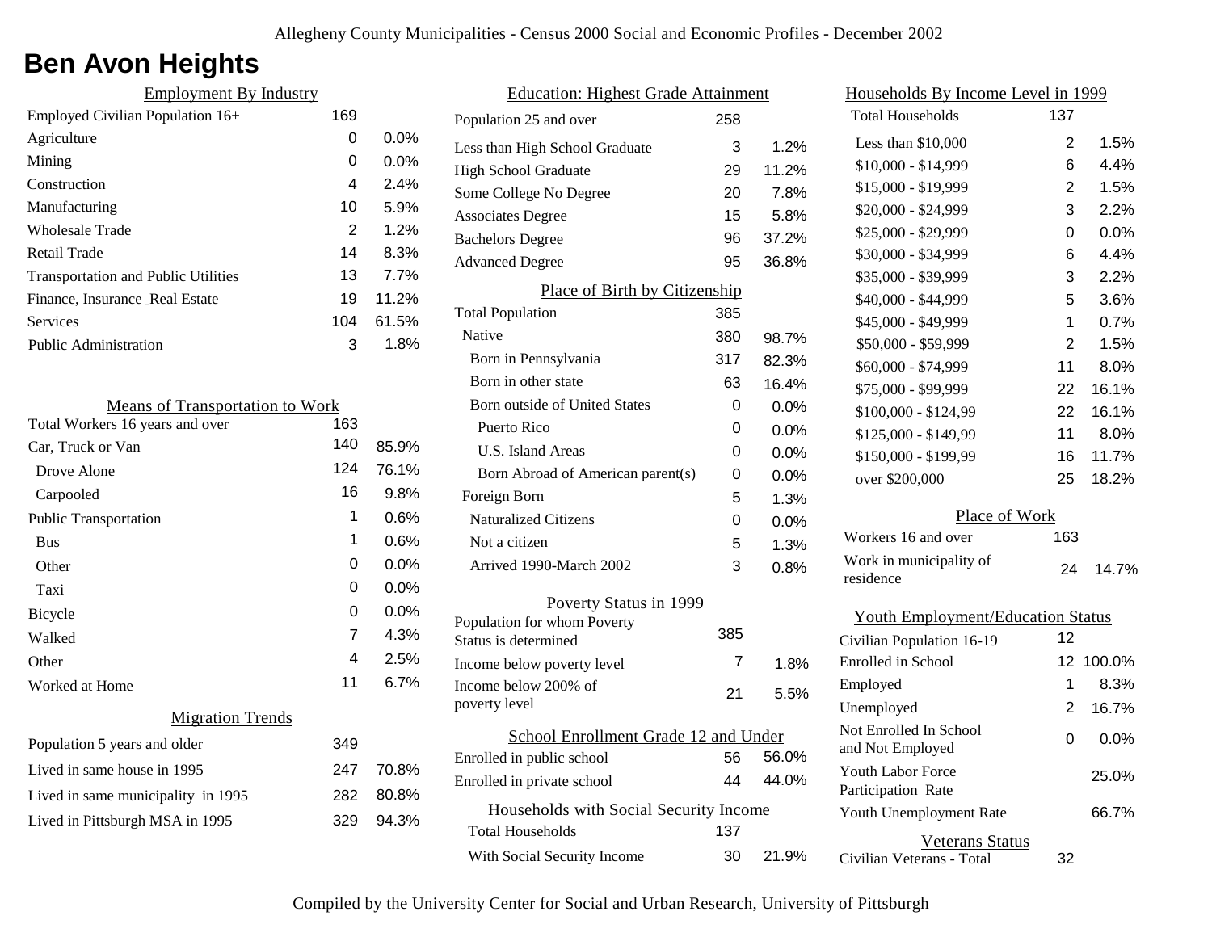# Ben Avon Heights

### Employment By Industry

| | | |
|---|---|---|
| Employed Civilian Population 16+ | 169 | |
| Agriculture | 0 | 0.0% |
| Mining | 0 | 0.0% |
| Construction | 4 | 2.4% |
| Manufacturing | 10 | 5.9% |
| Wholesale Trade | 2 | 1.2% |
| Retail Trade | 14 | 8.3% |
| Transportation and Public Utilities | 13 | 7.7% |
| Finance, Insurance Real Estate | 19 | 11.2% |
| Services | 104 | 61.5% |
| Public Administration | 3 | 1.8% |

### Means of Transportation to Work

| | | |
|---|---|---|
| Total Workers 16 years and over | 163 | |
| Car, Truck or Van | 140 | 85.9% |
| Drove Alone | 124 | 76.1% |
| Carpooled | 16 | 9.8% |
| Public Transportation | 1 | 0.6% |
| Bus | 1 | 0.6% |
| Other | 0 | 0.0% |
| Taxi | 0 | 0.0% |
| Bicycle | 0 | 0.0% |
| Walked | 7 | 4.3% |
| Other | 4 | 2.5% |
| Worked at Home | 11 | 6.7% |

### Migration Trends

| | | |
|---|---|---|
| Population 5 years and older | 349 | |
| Lived in same house in 1995 | 247 | 70.8% |
| Lived in same municipality in 1995 | 282 | 80.8% |
| Lived in Pittsburgh MSA in 1995 | 329 | 94.3% |

### Education: Highest Grade Attainment

| | | |
|---|---|---|
| Population 25 and over | 258 | |
| Less than High School Graduate | 3 | 1.2% |
| High School Graduate | 29 | 11.2% |
| Some College No Degree | 20 | 7.8% |
| Associates Degree | 15 | 5.8% |
| Bachelors Degree | 96 | 37.2% |
| Advanced Degree | 95 | 36.8% |

### Place of Birth by Citizenship

| | | |
|---|---|---|
| Total Population | 385 | |
| Native | 380 | 98.7% |
| Born in Pennsylvania | 317 | 82.3% |
| Born in other state | 63 | 16.4% |
| Born outside of United States | 0 | 0.0% |
| Puerto Rico | 0 | 0.0% |
| U.S. Island Areas | 0 | 0.0% |
| Born Abroad of American parent(s) | 0 | 0.0% |
| Foreign Born | 5 | 1.3% |
| Naturalized Citizens | 0 | 0.0% |
| Not a citizen | 5 | 1.3% |
| Arrived 1990-March 2002 | 3 | 0.8% |

### Poverty Status in 1999

| | | |
|---|---|---|
| Population for whom Poverty Status is determined | 385 | |
| Income below poverty level | 7 | 1.8% |
| Income below 200% of poverty level | 21 | 5.5% |

### School Enrollment Grade 12 and Under

| | | |
|---|---|---|
| Enrolled in public school | 56 | 56.0% |
| Enrolled in private school | 44 | 44.0% |

### Households with Social Security Income

| | | |
|---|---|---|
| Total Households | 137 | |
| With Social Security Income | 30 | 21.9% |

### Households By Income Level in 1999

| | | |
|---|---|---|
| Total Households | 137 | |
| Less than $10,000 | 2 | 1.5% |
| $10,000 - $14,999 | 6 | 4.4% |
| $15,000 - $19,999 | 2 | 1.5% |
| $20,000 - $24,999 | 3 | 2.2% |
| $25,000 - $29,999 | 0 | 0.0% |
| $30,000 - $34,999 | 6 | 4.4% |
| $35,000 - $39,999 | 3 | 2.2% |
| $40,000 - $44,999 | 5 | 3.6% |
| $45,000 - $49,999 | 1 | 0.7% |
| $50,000 - $59,999 | 2 | 1.5% |
| $60,000 - $74,999 | 11 | 8.0% |
| $75,000 - $99,999 | 22 | 16.1% |
| $100,000 - $124,99 | 22 | 16.1% |
| $125,000 - $149,99 | 11 | 8.0% |
| $150,000 - $199,99 | 16 | 11.7% |
| over $200,000 | 25 | 18.2% |

### Place of Work

| | | |
|---|---|---|
| Workers 16 and over | 163 | |
| Work in municipality of residence | 24 | 14.7% |

### Youth Employment/Education Status

| | | |
|---|---|---|
| Civilian Population 16-19 | 12 | |
| Enrolled in School | 12 | 100.0% |
| Employed | 1 | 8.3% |
| Unemployed | 2 | 16.7% |
| Not Enrolled In School and Not Employed | 0 | 0.0% |
| Youth Labor Force Participation Rate | | 25.0% |
| Youth Unemployment Rate | | 66.7% |

### Veterans Status

| | |
|---|---|
| Civilian Veterans - Total | 32 |

Compiled by the University Center for Social and Urban Research, University of Pittsburgh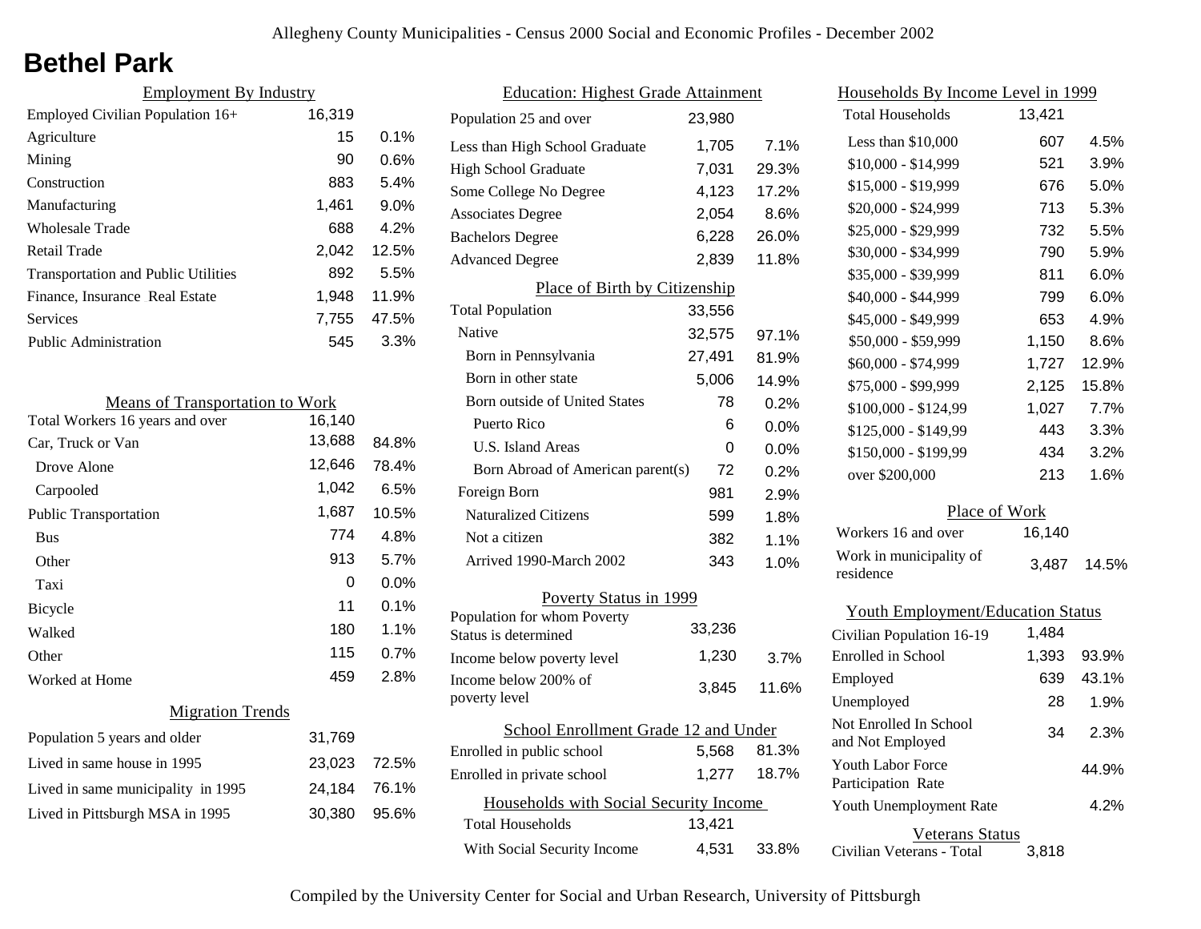# Bethel Park

## Employment By Industry

| | | |
|---|---|---|
| Employed Civilian Population 16+ | 16,319 | |
| Agriculture | 15 | 0.1% |
| Mining | 90 | 0.6% |
| Construction | 883 | 5.4% |
| Manufacturing | 1,461 | 9.0% |
| Wholesale Trade | 688 | 4.2% |
| Retail Trade | 2,042 | 12.5% |
| Transportation and Public Utilities | 892 | 5.5% |
| Finance, Insurance Real Estate | 1,948 | 11.9% |
| Services | 7,755 | 47.5% |
| Public Administration | 545 | 3.3% |

## Means of Transportation to Work

| | | |
|---|---|---|
| Total Workers 16 years and over | 16,140 | |
| Car, Truck or Van | 13,688 | 84.8% |
| Drove Alone | 12,646 | 78.4% |
| Carpooled | 1,042 | 6.5% |
| Public Transportation | 1,687 | 10.5% |
| Bus | 774 | 4.8% |
| Other | 913 | 5.7% |
| Taxi | 0 | 0.0% |
| Bicycle | 11 | 0.1% |
| Walked | 180 | 1.1% |
| Other | 115 | 0.7% |
| Worked at Home | 459 | 2.8% |

## Migration Trends

| | | |
|---|---|---|
| Population 5 years and older | 31,769 | |
| Lived in same house in 1995 | 23,023 | 72.5% |
| Lived in same municipality in 1995 | 24,184 | 76.1% |
| Lived in Pittsburgh MSA in 1995 | 30,380 | 95.6% |

## Education: Highest Grade Attainment

| | | |
|---|---|---|
| Population 25 and over | 23,980 | |
| Less than High School Graduate | 1,705 | 7.1% |
| High School Graduate | 7,031 | 29.3% |
| Some College No Degree | 4,123 | 17.2% |
| Associates Degree | 2,054 | 8.6% |
| Bachelors Degree | 6,228 | 26.0% |
| Advanced Degree | 2,839 | 11.8% |

## Place of Birth by Citizenship

| | | |
|---|---|---|
| Total Population | 33,556 | |
| Native | 32,575 | 97.1% |
| Born in Pennsylvania | 27,491 | 81.9% |
| Born in other state | 5,006 | 14.9% |
| Born outside of United States | 78 | 0.2% |
| Puerto Rico | 6 | 0.0% |
| U.S. Island Areas | 0 | 0.0% |
| Born Abroad of American parent(s) | 72 | 0.2% |
| Foreign Born | 981 | 2.9% |
| Naturalized Citizens | 599 | 1.8% |
| Not a citizen | 382 | 1.1% |
| Arrived 1990-March 2002 | 343 | 1.0% |

## Poverty Status in 1999

| | | |
|---|---|---|
| Population for whom Poverty Status is determined | 33,236 | |
| Income below poverty level | 1,230 | 3.7% |
| Income below 200% of poverty level | 3,845 | 11.6% |

## School Enrollment Grade 12 and Under

| | | |
|---|---|---|
| Enrolled in public school | 5,568 | 81.3% |
| Enrolled in private school | 1,277 | 18.7% |

## Households with Social Security Income

| | | |
|---|---|---|
| Total Households | 13,421 | |
| With Social Security Income | 4,531 | 33.8% |

## Households By Income Level in 1999

| | | |
|---|---|---|
| Total Households | 13,421 | |
| Less than $10,000 | 607 | 4.5% |
| $10,000 - $14,999 | 521 | 3.9% |
| $15,000 - $19,999 | 676 | 5.0% |
| $20,000 - $24,999 | 713 | 5.3% |
| $25,000 - $29,999 | 732 | 5.5% |
| $30,000 - $34,999 | 790 | 5.9% |
| $35,000 - $39,999 | 811 | 6.0% |
| $40,000 - $44,999 | 799 | 6.0% |
| $45,000 - $49,999 | 653 | 4.9% |
| $50,000 - $59,999 | 1,150 | 8.6% |
| $60,000 - $74,999 | 1,727 | 12.9% |
| $75,000 - $99,999 | 2,125 | 15.8% |
| $100,000 - $124,99 | 1,027 | 7.7% |
| $125,000 - $149,99 | 443 | 3.3% |
| $150,000 - $199,99 | 434 | 3.2% |
| over $200,000 | 213 | 1.6% |

## Place of Work

| | | |
|---|---|---|
| Workers 16 and over | 16,140 | |
| Work in municipality of residence | 3,487 | 14.5% |

## Youth Employment/Education Status

| | | |
|---|---|---|
| Civilian Population 16-19 | 1,484 | |
| Enrolled in School | 1,393 | 93.9% |
| Employed | 639 | 43.1% |
| Unemployed | 28 | 1.9% |
| Not Enrolled In School and Not Employed | 34 | 2.3% |
| Youth Labor Force Participation Rate | | 44.9% |
| Youth Unemployment Rate | | 4.2% |

## Veterans Status

| | |
|---|---|
| Civilian Veterans - Total | 3,818 |

Compiled by the University Center for Social and Urban Research, University of Pittsburgh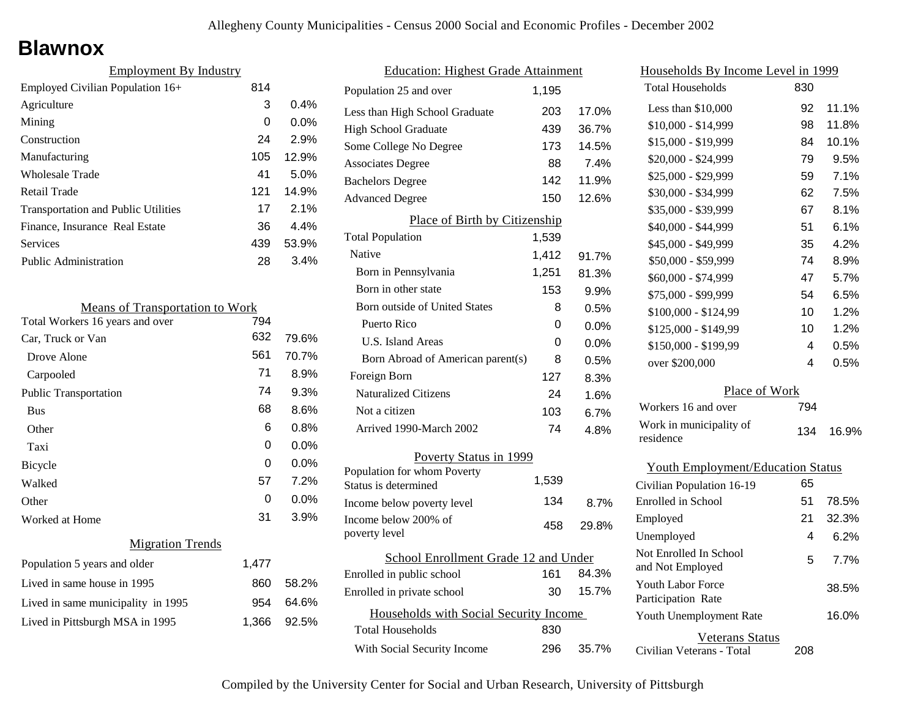Allegheny County Municipalities - Census 2000 Social and Economic Profiles - December 2002

# Blawnox

## Employment By Industry

| | | |
|---|---|---|
| Employed Civilian Population 16+ | 814 | |
| Agriculture | 3 | 0.4% |
| Mining | 0 | 0.0% |
| Construction | 24 | 2.9% |
| Manufacturing | 105 | 12.9% |
| Wholesale Trade | 41 | 5.0% |
| Retail Trade | 121 | 14.9% |
| Transportation and Public Utilities | 17 | 2.1% |
| Finance, Insurance Real Estate | 36 | 4.4% |
| Services | 439 | 53.9% |
| Public Administration | 28 | 3.4% |

## Means of Transportation to Work

| | | |
|---|---|---|
| Total Workers 16 years and over | 794 | |
| Car, Truck or Van | 632 | 79.6% |
| Drove Alone | 561 | 70.7% |
| Carpooled | 71 | 8.9% |
| Public Transportation | 74 | 9.3% |
| Bus | 68 | 8.6% |
| Other | 6 | 0.8% |
| Taxi | 0 | 0.0% |
| Bicycle | 0 | 0.0% |
| Walked | 57 | 7.2% |
| Other | 0 | 0.0% |
| Worked at Home | 31 | 3.9% |

## Migration Trends

| | | |
|---|---|---|
| Population 5 years and older | 1,477 | |
| Lived in same house in 1995 | 860 | 58.2% |
| Lived in same municipality in 1995 | 954 | 64.6% |
| Lived in Pittsburgh MSA in 1995 | 1,366 | 92.5% |

## Education: Highest Grade Attainment

| | | |
|---|---|---|
| Population 25 and over | 1,195 | |
| Less than High School Graduate | 203 | 17.0% |
| High School Graduate | 439 | 36.7% |
| Some College No Degree | 173 | 14.5% |
| Associates Degree | 88 | 7.4% |
| Bachelors Degree | 142 | 11.9% |
| Advanced Degree | 150 | 12.6% |

## Place of Birth by Citizenship

| | | |
|---|---|---|
| Total Population | 1,539 | |
| Native | 1,412 | 91.7% |
| Born in Pennsylvania | 1,251 | 81.3% |
| Born in other state | 153 | 9.9% |
| Born outside of United States | 8 | 0.5% |
| Puerto Rico | 0 | 0.0% |
| U.S. Island Areas | 0 | 0.0% |
| Born Abroad of American parent(s) | 8 | 0.5% |
| Foreign Born | 127 | 8.3% |
| Naturalized Citizens | 24 | 1.6% |
| Not a citizen | 103 | 6.7% |
| Arrived 1990-March 2002 | 74 | 4.8% |

## Poverty Status in 1999

| | | |
|---|---|---|
| Population for whom Poverty Status is determined | 1,539 | |
| Income below poverty level | 134 | 8.7% |
| Income below 200% of poverty level | 458 | 29.8% |

## School Enrollment Grade 12 and Under

| | | |
|---|---|---|
| Enrolled in public school | 161 | 84.3% |
| Enrolled in private school | 30 | 15.7% |

## Households with Social Security Income

| | | |
|---|---|---|
| Total Households | 830 | |
| With Social Security Income | 296 | 35.7% |

## Households By Income Level in 1999

| | | |
|---|---|---|
| Total Households | 830 | |
| Less than $10,000 | 92 | 11.1% |
| $10,000 - $14,999 | 98 | 11.8% |
| $15,000 - $19,999 | 84 | 10.1% |
| $20,000 - $24,999 | 79 | 9.5% |
| $25,000 - $29,999 | 59 | 7.1% |
| $30,000 - $34,999 | 62 | 7.5% |
| $35,000 - $39,999 | 67 | 8.1% |
| $40,000 - $44,999 | 51 | 6.1% |
| $45,000 - $49,999 | 35 | 4.2% |
| $50,000 - $59,999 | 74 | 8.9% |
| $60,000 - $74,999 | 47 | 5.7% |
| $75,000 - $99,999 | 54 | 6.5% |
| $100,000 - $124,99 | 10 | 1.2% |
| $125,000 - $149,99 | 10 | 1.2% |
| $150,000 - $199,99 | 4 | 0.5% |
| over $200,000 | 4 | 0.5% |

## Place of Work

| | | |
|---|---|---|
| Workers 16 and over | 794 | |
| Work in municipality of residence | 134 | 16.9% |

## Youth Employment/Education Status

| | | |
|---|---|---|
| Civilian Population 16-19 | 65 | |
| Enrolled in School | 51 | 78.5% |
| Employed | 21 | 32.3% |
| Unemployed | 4 | 6.2% |
| Not Enrolled In School and Not Employed | 5 | 7.7% |
| Youth Labor Force Participation Rate | | 38.5% |
| Youth Unemployment Rate | | 16.0% |

## Veterans Status

| | |
|---|---|
| Civilian Veterans - Total | 208 |

Compiled by the University Center for Social and Urban Research, University of Pittsburgh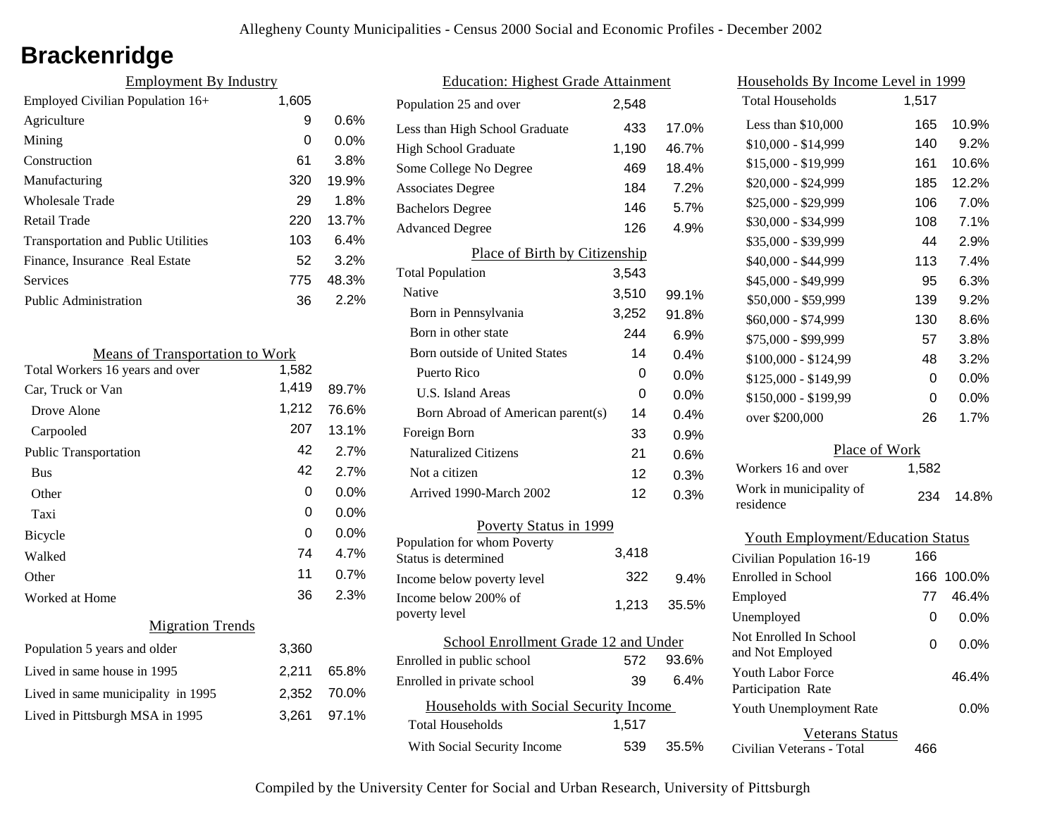# Brackenridge

## Employment By Industry

| | | |
|---|---|---|
| Employed Civilian Population 16+ | 1,605 | |
| Agriculture | 9 | 0.6% |
| Mining | 0 | 0.0% |
| Construction | 61 | 3.8% |
| Manufacturing | 320 | 19.9% |
| Wholesale Trade | 29 | 1.8% |
| Retail Trade | 220 | 13.7% |
| Transportation and Public Utilities | 103 | 6.4% |
| Finance, Insurance Real Estate | 52 | 3.2% |
| Services | 775 | 48.3% |
| Public Administration | 36 | 2.2% |

## Means of Transportation to Work

| | | |
|---|---|---|
| Total Workers 16 years and over | 1,582 | |
| Car, Truck or Van | 1,419 | 89.7% |
| Drove Alone | 1,212 | 76.6% |
| Carpooled | 207 | 13.1% |
| Public Transportation | 42 | 2.7% |
| Bus | 42 | 2.7% |
| Other | 0 | 0.0% |
| Taxi | 0 | 0.0% |
| Bicycle | 0 | 0.0% |
| Walked | 74 | 4.7% |
| Other | 11 | 0.7% |
| Worked at Home | 36 | 2.3% |

## Migration Trends

| | | |
|---|---|---|
| Population 5 years and older | 3,360 | |
| Lived in same house in 1995 | 2,211 | 65.8% |
| Lived in same municipality in 1995 | 2,352 | 70.0% |
| Lived in Pittsburgh MSA in 1995 | 3,261 | 97.1% |

## Education: Highest Grade Attainment

| | | |
|---|---|---|
| Population 25 and over | 2,548 | |
| Less than High School Graduate | 433 | 17.0% |
| High School Graduate | 1,190 | 46.7% |
| Some College No Degree | 469 | 18.4% |
| Associates Degree | 184 | 7.2% |
| Bachelors Degree | 146 | 5.7% |
| Advanced Degree | 126 | 4.9% |

## Place of Birth by Citizenship

| | | |
|---|---|---|
| Total Population | 3,543 | |
| Native | 3,510 | 99.1% |
| Born in Pennsylvania | 3,252 | 91.8% |
| Born in other state | 244 | 6.9% |
| Born outside of United States | 14 | 0.4% |
| Puerto Rico | 0 | 0.0% |
| U.S. Island Areas | 0 | 0.0% |
| Born Abroad of American parent(s) | 14 | 0.4% |
| Foreign Born | 33 | 0.9% |
| Naturalized Citizens | 21 | 0.6% |
| Not a citizen | 12 | 0.3% |
| Arrived 1990-March 2002 | 12 | 0.3% |

## Poverty Status in 1999

| | | |
|---|---|---|
| Population for whom Poverty Status is determined | 3,418 | |
| Income below poverty level | 322 | 9.4% |
| Income below 200% of poverty level | 1,213 | 35.5% |

## School Enrollment Grade 12 and Under

| | | |
|---|---|---|
| Enrolled in public school | 572 | 93.6% |
| Enrolled in private school | 39 | 6.4% |

## Households with Social Security Income

| | | |
|---|---|---|
| Total Households | 1,517 | |
| With Social Security Income | 539 | 35.5% |

## Households By Income Level in 1999

| | | |
|---|---|---|
| Total Households | 1,517 | |
| Less than $10,000 | 165 | 10.9% |
| $10,000 - $14,999 | 140 | 9.2% |
| $15,000 - $19,999 | 161 | 10.6% |
| $20,000 - $24,999 | 185 | 12.2% |
| $25,000 - $29,999 | 106 | 7.0% |
| $30,000 - $34,999 | 108 | 7.1% |
| $35,000 - $39,999 | 44 | 2.9% |
| $40,000 - $44,999 | 113 | 7.4% |
| $45,000 - $49,999 | 95 | 6.3% |
| $50,000 - $59,999 | 139 | 9.2% |
| $60,000 - $74,999 | 130 | 8.6% |
| $75,000 - $99,999 | 57 | 3.8% |
| $100,000 - $124,99 | 48 | 3.2% |
| $125,000 - $149,99 | 0 | 0.0% |
| $150,000 - $199,99 | 0 | 0.0% |
| over $200,000 | 26 | 1.7% |

## Place of Work

| | | |
|---|---|---|
| Workers 16 and over | 1,582 | |
| Work in municipality of residence | 234 | 14.8% |

## Youth Employment/Education Status

| | | |
|---|---|---|
| Civilian Population 16-19 | 166 | |
| Enrolled in School | 166 | 100.0% |
| Employed | 77 | 46.4% |
| Unemployed | 0 | 0.0% |
| Not Enrolled In School and Not Employed | 0 | 0.0% |
| Youth Labor Force Participation Rate | | 46.4% |
| Youth Unemployment Rate | | 0.0% |

## Veterans Status

| | |
|---|---|
| Civilian Veterans - Total | 466 |

Compiled by the University Center for Social and Urban Research, University of Pittsburgh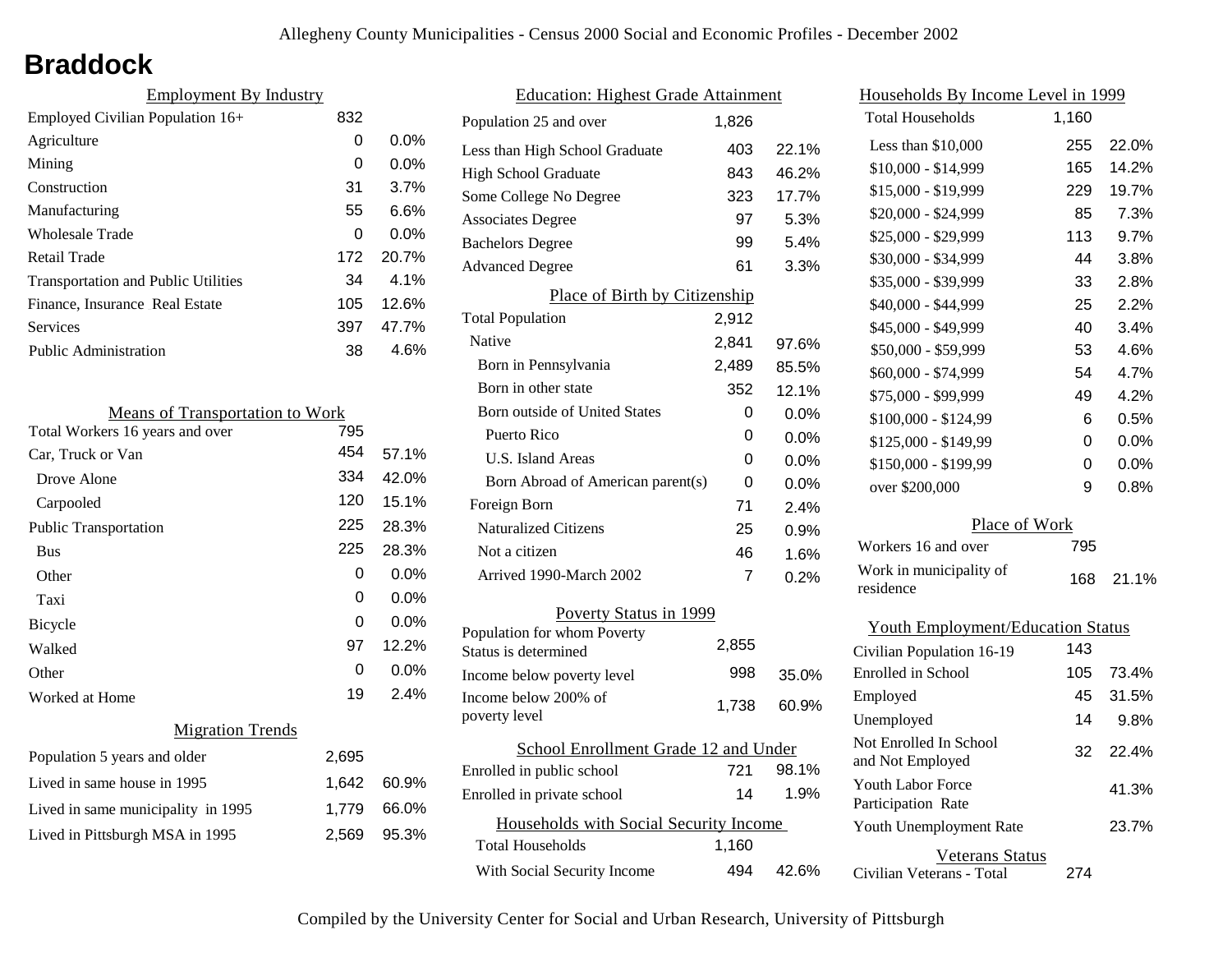# Braddock

## Employment By Industry

| | | |
|---|---|---|
| Employed Civilian Population 16+ | 832 | |
| Agriculture | 0 | 0.0% |
| Mining | 0 | 0.0% |
| Construction | 31 | 3.7% |
| Manufacturing | 55 | 6.6% |
| Wholesale Trade | 0 | 0.0% |
| Retail Trade | 172 | 20.7% |
| Transportation and Public Utilities | 34 | 4.1% |
| Finance, Insurance Real Estate | 105 | 12.6% |
| Services | 397 | 47.7% |
| Public Administration | 38 | 4.6% |

## Means of Transportation to Work

| | | |
|---|---|---|
| Total Workers 16 years and over | 795 | |
| Car, Truck or Van | 454 | 57.1% |
| Drove Alone | 334 | 42.0% |
| Carpooled | 120 | 15.1% |
| Public Transportation | 225 | 28.3% |
| Bus | 225 | 28.3% |
| Other | 0 | 0.0% |
| Taxi | 0 | 0.0% |
| Bicycle | 0 | 0.0% |
| Walked | 97 | 12.2% |
| Other | 0 | 0.0% |
| Worked at Home | 19 | 2.4% |

## Migration Trends

| | | |
|---|---|---|
| Population 5 years and older | 2,695 | |
| Lived in same house in 1995 | 1,642 | 60.9% |
| Lived in same municipality in 1995 | 1,779 | 66.0% |
| Lived in Pittsburgh MSA in 1995 | 2,569 | 95.3% |

## Education: Highest Grade Attainment

| | | |
|---|---|---|
| Population 25 and over | 1,826 | |
| Less than High School Graduate | 403 | 22.1% |
| High School Graduate | 843 | 46.2% |
| Some College No Degree | 323 | 17.7% |
| Associates Degree | 97 | 5.3% |
| Bachelors Degree | 99 | 5.4% |
| Advanced Degree | 61 | 3.3% |

## Place of Birth by Citizenship

| | | |
|---|---|---|
| Total Population | 2,912 | |
| Native | 2,841 | 97.6% |
| Born in Pennsylvania | 2,489 | 85.5% |
| Born in other state | 352 | 12.1% |
| Born outside of United States | 0 | 0.0% |
| Puerto Rico | 0 | 0.0% |
| U.S. Island Areas | 0 | 0.0% |
| Born Abroad of American parent(s) | 0 | 0.0% |
| Foreign Born | 71 | 2.4% |
| Naturalized Citizens | 25 | 0.9% |
| Not a citizen | 46 | 1.6% |
| Arrived 1990-March 2002 | 7 | 0.2% |

## Poverty Status in 1999

| | | |
|---|---|---|
| Population for whom Poverty Status is determined | 2,855 | |
| Income below poverty level | 998 | 35.0% |
| Income below 200% of poverty level | 1,738 | 60.9% |

## School Enrollment Grade 12 and Under

| | | |
|---|---|---|
| Enrolled in public school | 721 | 98.1% |
| Enrolled in private school | 14 | 1.9% |

## Households with Social Security Income

| | | |
|---|---|---|
| Total Households | 1,160 | |
| With Social Security Income | 494 | 42.6% |

## Households By Income Level in 1999

| | | |
|---|---|---|
| Total Households | 1,160 | |
| Less than $10,000 | 255 | 22.0% |
| $10,000 - $14,999 | 165 | 14.2% |
| $15,000 - $19,999 | 229 | 19.7% |
| $20,000 - $24,999 | 85 | 7.3% |
| $25,000 - $29,999 | 113 | 9.7% |
| $30,000 - $34,999 | 44 | 3.8% |
| $35,000 - $39,999 | 33 | 2.8% |
| $40,000 - $44,999 | 25 | 2.2% |
| $45,000 - $49,999 | 40 | 3.4% |
| $50,000 - $59,999 | 53 | 4.6% |
| $60,000 - $74,999 | 54 | 4.7% |
| $75,000 - $99,999 | 49 | 4.2% |
| $100,000 - $124,99 | 6 | 0.5% |
| $125,000 - $149,99 | 0 | 0.0% |
| $150,000 - $199,99 | 0 | 0.0% |
| over $200,000 | 9 | 0.8% |

## Place of Work

| | | |
|---|---|---|
| Workers 16 and over | 795 | |
| Work in municipality of residence | 168 | 21.1% |

## Youth Employment/Education Status

| | | |
|---|---|---|
| Civilian Population 16-19 | 143 | |
| Enrolled in School | 105 | 73.4% |
| Employed | 45 | 31.5% |
| Unemployed | 14 | 9.8% |
| Not Enrolled In School and Not Employed | 32 | 22.4% |
| Youth Labor Force Participation Rate | | 41.3% |
| Youth Unemployment Rate | | 23.7% |

## Veterans Status

| | |
|---|---|
| Civilian Veterans - Total | 274 |

Compiled by the University Center for Social and Urban Research, University of Pittsburgh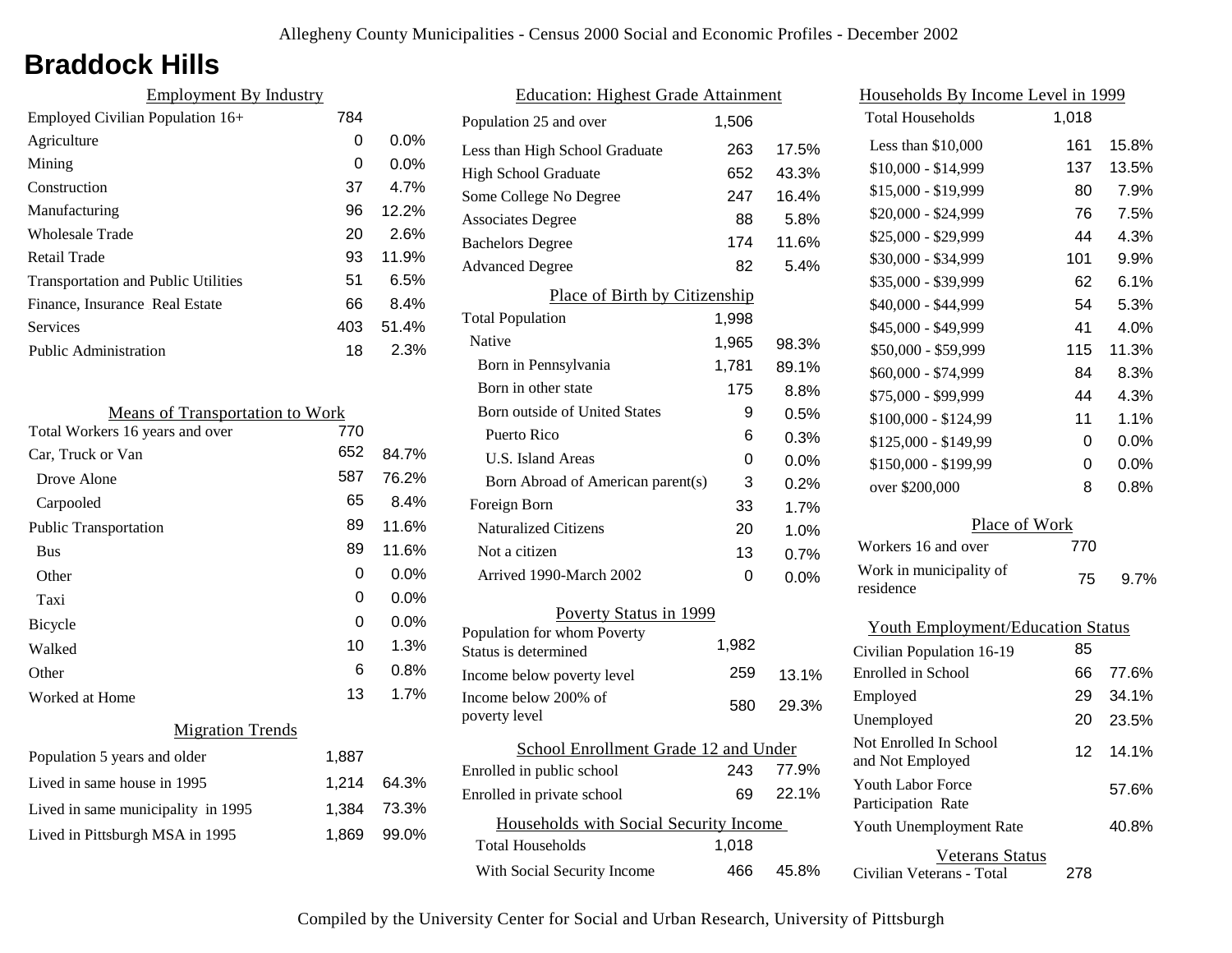# Braddock Hills

## Employment By Industry

| Employment By Industry | | |
|---|---|---|
| Employed Civilian Population 16+ | 784 | |
| Agriculture | 0 | 0.0% |
| Mining | 0 | 0.0% |
| Construction | 37 | 4.7% |
| Manufacturing | 96 | 12.2% |
| Wholesale Trade | 20 | 2.6% |
| Retail Trade | 93 | 11.9% |
| Transportation and Public Utilities | 51 | 6.5% |
| Finance, Insurance Real Estate | 66 | 8.4% |
| Services | 403 | 51.4% |
| Public Administration | 18 | 2.3% |

## Means of Transportation to Work

| Means of Transportation to Work | | |
|---|---|---|
| Total Workers 16 years and over | 770 | |
| Car, Truck or Van | 652 | 84.7% |
| Drove Alone | 587 | 76.2% |
| Carpooled | 65 | 8.4% |
| Public Transportation | 89 | 11.6% |
| Bus | 89 | 11.6% |
| Other | 0 | 0.0% |
| Taxi | 0 | 0.0% |
| Bicycle | 0 | 0.0% |
| Walked | 10 | 1.3% |
| Other | 6 | 0.8% |
| Worked at Home | 13 | 1.7% |

## Migration Trends

| Migration Trends | | |
|---|---|---|
| Population 5 years and older | 1,887 | |
| Lived in same house in 1995 | 1,214 | 64.3% |
| Lived in same municipality in 1995 | 1,384 | 73.3% |
| Lived in Pittsburgh MSA in 1995 | 1,869 | 99.0% |

## Education: Highest Grade Attainment

| Education: Highest Grade Attainment | | |
|---|---|---|
| Population 25 and over | 1,506 | |
| Less than High School Graduate | 263 | 17.5% |
| High School Graduate | 652 | 43.3% |
| Some College No Degree | 247 | 16.4% |
| Associates Degree | 88 | 5.8% |
| Bachelors Degree | 174 | 11.6% |
| Advanced Degree | 82 | 5.4% |

## Place of Birth by Citizenship

| Place of Birth by Citizenship | | |
|---|---|---|
| Total Population | 1,998 | |
| Native | 1,965 | 98.3% |
| Born in Pennsylvania | 1,781 | 89.1% |
| Born in other state | 175 | 8.8% |
| Born outside of United States | 9 | 0.5% |
| Puerto Rico | 6 | 0.3% |
| U.S. Island Areas | 0 | 0.0% |
| Born Abroad of American parent(s) | 3 | 0.2% |
| Foreign Born | 33 | 1.7% |
| Naturalized Citizens | 20 | 1.0% |
| Not a citizen | 13 | 0.7% |
| Arrived 1990-March 2002 | 0 | 0.0% |

## Poverty Status in 1999

| Poverty Status in 1999 | | |
|---|---|---|
| Population for whom Poverty Status is determined | 1,982 | |
| Income below poverty level | 259 | 13.1% |
| Income below 200% of poverty level | 580 | 29.3% |

## School Enrollment Grade 12 and Under

| School Enrollment Grade 12 and Under | | |
|---|---|---|
| Enrolled in public school | 243 | 77.9% |
| Enrolled in private school | 69 | 22.1% |

## Households with Social Security Income

| Households with Social Security Income | | |
|---|---|---|
| Total Households | 1,018 | |
| With Social Security Income | 466 | 45.8% |

## Households By Income Level in 1999

| Households By Income Level in 1999 | | |
|---|---|---|
| Total Households | 1,018 | |
| Less than $10,000 | 161 | 15.8% |
| $10,000 - $14,999 | 137 | 13.5% |
| $15,000 - $19,999 | 80 | 7.9% |
| $20,000 - $24,999 | 76 | 7.5% |
| $25,000 - $29,999 | 44 | 4.3% |
| $30,000 - $34,999 | 101 | 9.9% |
| $35,000 - $39,999 | 62 | 6.1% |
| $40,000 - $44,999 | 54 | 5.3% |
| $45,000 - $49,999 | 41 | 4.0% |
| $50,000 - $59,999 | 115 | 11.3% |
| $60,000 - $74,999 | 84 | 8.3% |
| $75,000 - $99,999 | 44 | 4.3% |
| $100,000 - $124,99 | 11 | 1.1% |
| $125,000 - $149,99 | 0 | 0.0% |
| $150,000 - $199,99 | 0 | 0.0% |
| over $200,000 | 8 | 0.8% |

## Place of Work

| Place of Work | | |
|---|---|---|
| Workers 16 and over | 770 | |
| Work in municipality of residence | 75 | 9.7% |

## Youth Employment/Education Status

| Youth Employment/Education Status | | |
|---|---|---|
| Civilian Population 16-19 | 85 | |
| Enrolled in School | 66 | 77.6% |
| Employed | 29 | 34.1% |
| Unemployed | 20 | 23.5% |
| Not Enrolled In School and Not Employed | 12 | 14.1% |
| Youth Labor Force Participation Rate | | 57.6% |
| Youth Unemployment Rate | | 40.8% |

## Veterans Status

| Veterans Status | |
|---|---|
| Civilian Veterans - Total | 278 |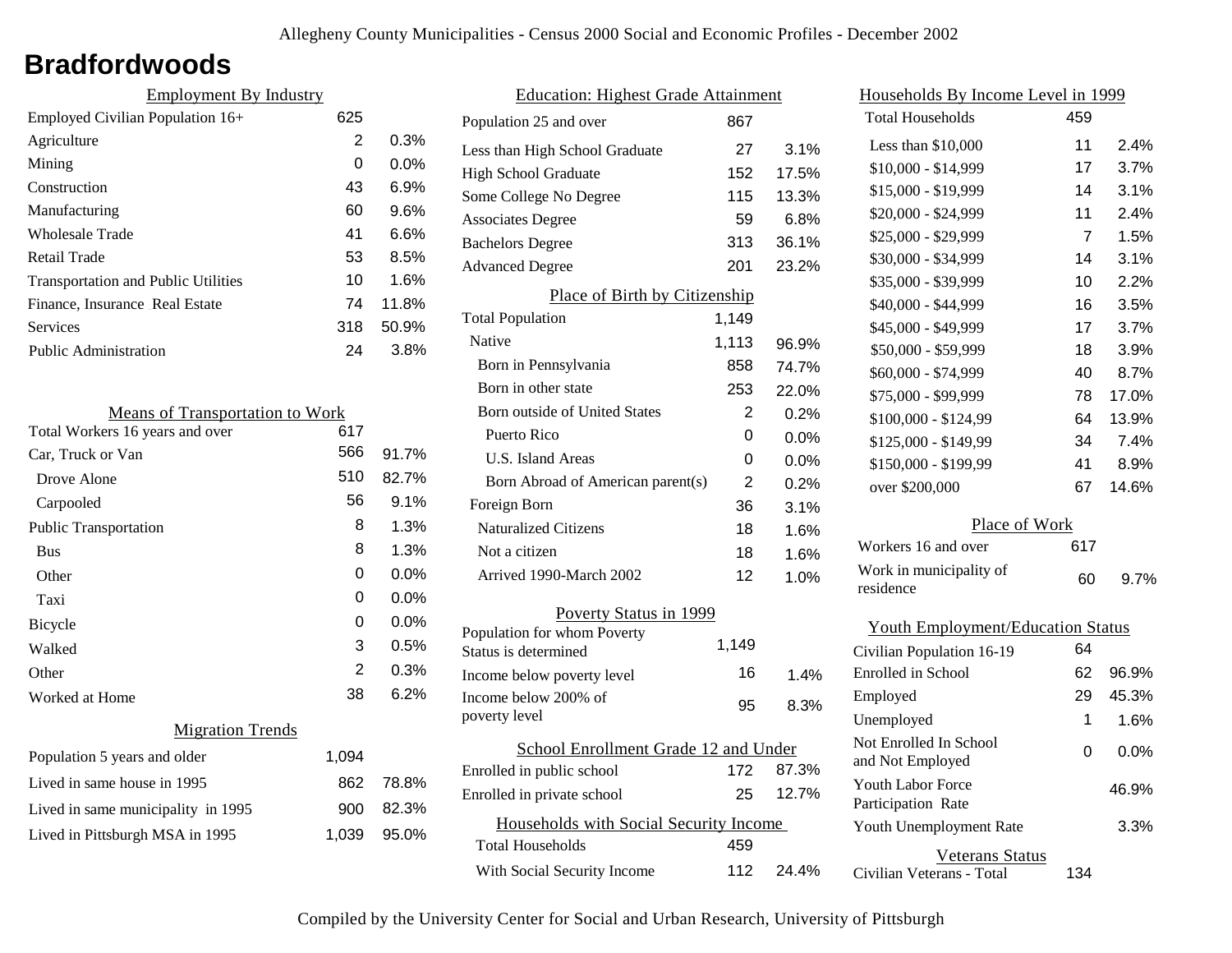# Bradfordwoods

## Employment By Industry

| | | |
|---|---|---|
| Employed Civilian Population 16+ | 625 | |
| Agriculture | 2 | 0.3% |
| Mining | 0 | 0.0% |
| Construction | 43 | 6.9% |
| Manufacturing | 60 | 9.6% |
| Wholesale Trade | 41 | 6.6% |
| Retail Trade | 53 | 8.5% |
| Transportation and Public Utilities | 10 | 1.6% |
| Finance, Insurance Real Estate | 74 | 11.8% |
| Services | 318 | 50.9% |
| Public Administration | 24 | 3.8% |

## Means of Transportation to Work

| | | |
|---|---|---|
| Total Workers 16 years and over | 617 | |
| Car, Truck or Van | 566 | 91.7% |
| Drove Alone | 510 | 82.7% |
| Carpooled | 56 | 9.1% |
| Public Transportation | 8 | 1.3% |
| Bus | 8 | 1.3% |
| Other | 0 | 0.0% |
| Taxi | 0 | 0.0% |
| Bicycle | 0 | 0.0% |
| Walked | 3 | 0.5% |
| Other | 2 | 0.3% |
| Worked at Home | 38 | 6.2% |

## Migration Trends

| | | |
|---|---|---|
| Population 5 years and older | 1,094 | |
| Lived in same house in 1995 | 862 | 78.8% |
| Lived in same municipality in 1995 | 900 | 82.3% |
| Lived in Pittsburgh MSA in 1995 | 1,039 | 95.0% |

## Education: Highest Grade Attainment

| | | |
|---|---|---|
| Population 25 and over | 867 | |
| Less than High School Graduate | 27 | 3.1% |
| High School Graduate | 152 | 17.5% |
| Some College No Degree | 115 | 13.3% |
| Associates Degree | 59 | 6.8% |
| Bachelors Degree | 313 | 36.1% |
| Advanced Degree | 201 | 23.2% |

## Place of Birth by Citizenship

| | | |
|---|---|---|
| Total Population | 1,149 | |
| Native | 1,113 | 96.9% |
| Born in Pennsylvania | 858 | 74.7% |
| Born in other state | 253 | 22.0% |
| Born outside of United States | 2 | 0.2% |
| Puerto Rico | 0 | 0.0% |
| U.S. Island Areas | 0 | 0.0% |
| Born Abroad of American parent(s) | 2 | 0.2% |
| Foreign Born | 36 | 3.1% |
| Naturalized Citizens | 18 | 1.6% |
| Not a citizen | 18 | 1.6% |
| Arrived 1990-March 2002 | 12 | 1.0% |

## Poverty Status in 1999

| | | |
|---|---|---|
| Population for whom Poverty Status is determined | 1,149 | |
| Income below poverty level | 16 | 1.4% |
| Income below 200% of poverty level | 95 | 8.3% |

## School Enrollment Grade 12 and Under

| | | |
|---|---|---|
| Enrolled in public school | 172 | 87.3% |
| Enrolled in private school | 25 | 12.7% |

## Households with Social Security Income

| | | |
|---|---|---|
| Total Households | 459 | |
| With Social Security Income | 112 | 24.4% |

## Households By Income Level in 1999

| | | |
|---|---|---|
| Total Households | 459 | |
| Less than $10,000 | 11 | 2.4% |
| $10,000 - $14,999 | 17 | 3.7% |
| $15,000 - $19,999 | 14 | 3.1% |
| $20,000 - $24,999 | 11 | 2.4% |
| $25,000 - $29,999 | 7 | 1.5% |
| $30,000 - $34,999 | 14 | 3.1% |
| $35,000 - $39,999 | 10 | 2.2% |
| $40,000 - $44,999 | 16 | 3.5% |
| $45,000 - $49,999 | 17 | 3.7% |
| $50,000 - $59,999 | 18 | 3.9% |
| $60,000 - $74,999 | 40 | 8.7% |
| $75,000 - $99,999 | 78 | 17.0% |
| $100,000 - $124,99 | 64 | 13.9% |
| $125,000 - $149,99 | 34 | 7.4% |
| $150,000 - $199,99 | 41 | 8.9% |
| over $200,000 | 67 | 14.6% |

## Place of Work

| | | |
|---|---|---|
| Workers 16 and over | 617 | |
| Work in municipality of residence | 60 | 9.7% |

## Youth Employment/Education Status

| | | |
|---|---|---|
| Civilian Population 16-19 | 64 | |
| Enrolled in School | 62 | 96.9% |
| Employed | 29 | 45.3% |
| Unemployed | 1 | 1.6% |
| Not Enrolled In School and Not Employed | 0 | 0.0% |
| Youth Labor Force Participation Rate | | 46.9% |
| Youth Unemployment Rate | | 3.3% |

## Veterans Status

| | |
|---|---|
| Civilian Veterans - Total | 134 |

Compiled by the University Center for Social and Urban Research, University of Pittsburgh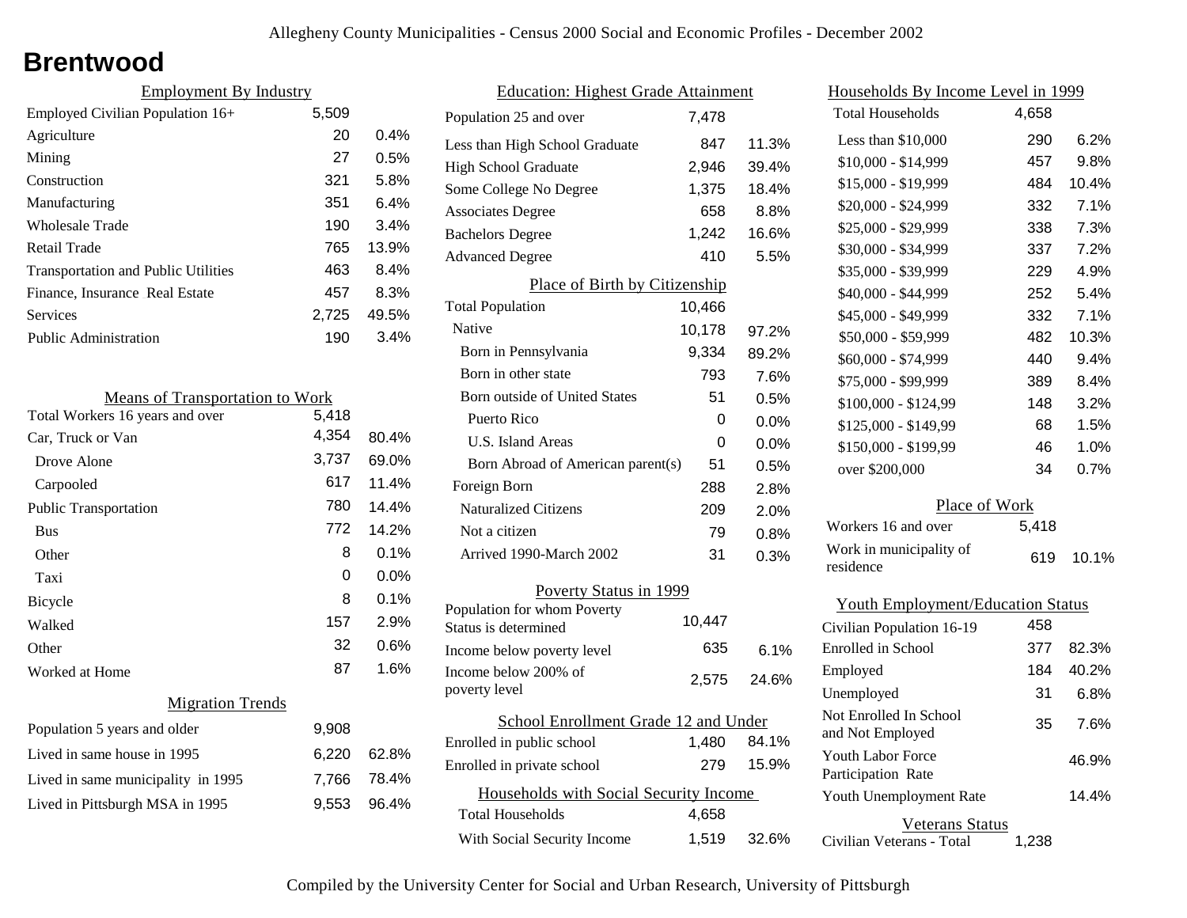# Brentwood

## Employment By Industry

| | | |
|---|---|---|
| Employed Civilian Population 16+ | 5,509 | |
| Agriculture | 20 | 0.4% |
| Mining | 27 | 0.5% |
| Construction | 321 | 5.8% |
| Manufacturing | 351 | 6.4% |
| Wholesale Trade | 190 | 3.4% |
| Retail Trade | 765 | 13.9% |
| Transportation and Public Utilities | 463 | 8.4% |
| Finance, Insurance Real Estate | 457 | 8.3% |
| Services | 2,725 | 49.5% |
| Public Administration | 190 | 3.4% |

## Means of Transportation to Work

| | | |
|---|---|---|
| Total Workers 16 years and over | 5,418 | |
| Car, Truck or Van | 4,354 | 80.4% |
| Drove Alone | 3,737 | 69.0% |
| Carpooled | 617 | 11.4% |
| Public Transportation | 780 | 14.4% |
| Bus | 772 | 14.2% |
| Other | 8 | 0.1% |
| Taxi | 0 | 0.0% |
| Bicycle | 8 | 0.1% |
| Walked | 157 | 2.9% |
| Other | 32 | 0.6% |
| Worked at Home | 87 | 1.6% |

## Migration Trends

| | | |
|---|---|---|
| Population 5 years and older | 9,908 | |
| Lived in same house in 1995 | 6,220 | 62.8% |
| Lived in same municipality in 1995 | 7,766 | 78.4% |
| Lived in Pittsburgh MSA in 1995 | 9,553 | 96.4% |

## Education: Highest Grade Attainment

| | | |
|---|---|---|
| Population 25 and over | 7,478 | |
| Less than High School Graduate | 847 | 11.3% |
| High School Graduate | 2,946 | 39.4% |
| Some College No Degree | 1,375 | 18.4% |
| Associates Degree | 658 | 8.8% |
| Bachelors Degree | 1,242 | 16.6% |
| Advanced Degree | 410 | 5.5% |

## Place of Birth by Citizenship

| | | |
|---|---|---|
| Total Population | 10,466 | |
| Native | 10,178 | 97.2% |
| Born in Pennsylvania | 9,334 | 89.2% |
| Born in other state | 793 | 7.6% |
| Born outside of United States | 51 | 0.5% |
| Puerto Rico | 0 | 0.0% |
| U.S. Island Areas | 0 | 0.0% |
| Born Abroad of American parent(s) | 51 | 0.5% |
| Foreign Born | 288 | 2.8% |
| Naturalized Citizens | 209 | 2.0% |
| Not a citizen | 79 | 0.8% |
| Arrived 1990-March 2002 | 31 | 0.3% |

## Poverty Status in 1999

| | | |
|---|---|---|
| Population for whom Poverty Status is determined | 10,447 | |
| Income below poverty level | 635 | 6.1% |
| Income below 200% of poverty level | 2,575 | 24.6% |

## School Enrollment Grade 12 and Under

| | | |
|---|---|---|
| Enrolled in public school | 1,480 | 84.1% |
| Enrolled in private school | 279 | 15.9% |

## Households with Social Security Income

| | | |
|---|---|---|
| Total Households | 4,658 | |
| With Social Security Income | 1,519 | 32.6% |

## Households By Income Level in 1999

| | | |
|---|---|---|
| Total Households | 4,658 | |
| Less than $10,000 | 290 | 6.2% |
| $10,000 - $14,999 | 457 | 9.8% |
| $15,000 - $19,999 | 484 | 10.4% |
| $20,000 - $24,999 | 332 | 7.1% |
| $25,000 - $29,999 | 338 | 7.3% |
| $30,000 - $34,999 | 337 | 7.2% |
| $35,000 - $39,999 | 229 | 4.9% |
| $40,000 - $44,999 | 252 | 5.4% |
| $45,000 - $49,999 | 332 | 7.1% |
| $50,000 - $59,999 | 482 | 10.3% |
| $60,000 - $74,999 | 440 | 9.4% |
| $75,000 - $99,999 | 389 | 8.4% |
| $100,000 - $124,99 | 148 | 3.2% |
| $125,000 - $149,99 | 68 | 1.5% |
| $150,000 - $199,99 | 46 | 1.0% |
| over $200,000 | 34 | 0.7% |

## Place of Work

| | | |
|---|---|---|
| Workers 16 and over | 5,418 | |
| Work in municipality of residence | 619 | 10.1% |

## Youth Employment/Education Status

| | | |
|---|---|---|
| Civilian Population 16-19 | 458 | |
| Enrolled in School | 377 | 82.3% |
| Employed | 184 | 40.2% |
| Unemployed | 31 | 6.8% |
| Not Enrolled In School and Not Employed | 35 | 7.6% |
| Youth Labor Force Participation Rate | | 46.9% |
| Youth Unemployment Rate | | 14.4% |

## Veterans Status

| | |
|---|---|
| Civilian Veterans - Total | 1,238 |

Compiled by the University Center for Social and Urban Research, University of Pittsburgh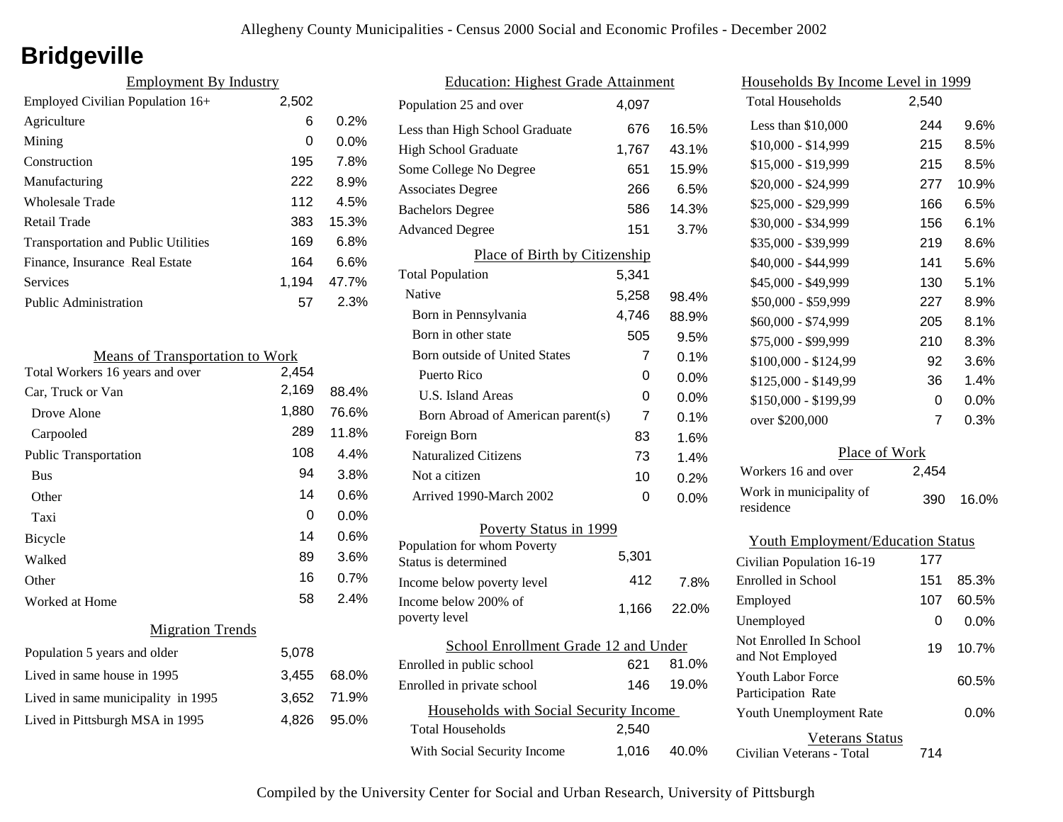# Bridgeville

## Employment By Industry

| Employment By Industry | | |
|---|---|---|
| Employed Civilian Population 16+ | 2,502 | |
| Agriculture | 6 | 0.2% |
| Mining | 0 | 0.0% |
| Construction | 195 | 7.8% |
| Manufacturing | 222 | 8.9% |
| Wholesale Trade | 112 | 4.5% |
| Retail Trade | 383 | 15.3% |
| Transportation and Public Utilities | 169 | 6.8% |
| Finance, Insurance Real Estate | 164 | 6.6% |
| Services | 1,194 | 47.7% |
| Public Administration | 57 | 2.3% |

## Means of Transportation to Work

| Means of Transportation to Work | | |
|---|---|---|
| Total Workers 16 years and over | 2,454 | |
| Car, Truck or Van | 2,169 | 88.4% |
| Drove Alone | 1,880 | 76.6% |
| Carpooled | 289 | 11.8% |
| Public Transportation | 108 | 4.4% |
| Bus | 94 | 3.8% |
| Other | 14 | 0.6% |
| Taxi | 0 | 0.0% |
| Bicycle | 14 | 0.6% |
| Walked | 89 | 3.6% |
| Other | 16 | 0.7% |
| Worked at Home | 58 | 2.4% |

## Migration Trends

| Migration Trends | | |
|---|---|---|
| Population 5 years and older | 5,078 | |
| Lived in same house in 1995 | 3,455 | 68.0% |
| Lived in same municipality in 1995 | 3,652 | 71.9% |
| Lived in Pittsburgh MSA in 1995 | 4,826 | 95.0% |

## Education: Highest Grade Attainment

| Education: Highest Grade Attainment | | |
|---|---|---|
| Population 25 and over | 4,097 | |
| Less than High School Graduate | 676 | 16.5% |
| High School Graduate | 1,767 | 43.1% |
| Some College No Degree | 651 | 15.9% |
| Associates Degree | 266 | 6.5% |
| Bachelors Degree | 586 | 14.3% |
| Advanced Degree | 151 | 3.7% |

## Place of Birth by Citizenship

| Place of Birth by Citizenship | | |
|---|---|---|
| Total Population | 5,341 | |
| Native | 5,258 | 98.4% |
| Born in Pennsylvania | 4,746 | 88.9% |
| Born in other state | 505 | 9.5% |
| Born outside of United States | 7 | 0.1% |
| Puerto Rico | 0 | 0.0% |
| U.S. Island Areas | 0 | 0.0% |
| Born Abroad of American parent(s) | 7 | 0.1% |
| Foreign Born | 83 | 1.6% |
| Naturalized Citizens | 73 | 1.4% |
| Not a citizen | 10 | 0.2% |
| Arrived 1990-March 2002 | 0 | 0.0% |

## Poverty Status in 1999

| Poverty Status in 1999 | | |
|---|---|---|
| Population for whom Poverty Status is determined | 5,301 | |
| Income below poverty level | 412 | 7.8% |
| Income below 200% of poverty level | 1,166 | 22.0% |

## School Enrollment Grade 12 and Under

| School Enrollment Grade 12 and Under | | |
|---|---|---|
| Enrolled in public school | 621 | 81.0% |
| Enrolled in private school | 146 | 19.0% |

## Households with Social Security Income

| Households with Social Security Income | | |
|---|---|---|
| Total Households | 2,540 | |
| With Social Security Income | 1,016 | 40.0% |

## Households By Income Level in 1999

| Households By Income Level in 1999 | | |
|---|---|---|
| Total Households | 2,540 | |
| Less than $10,000 | 244 | 9.6% |
| $10,000 - $14,999 | 215 | 8.5% |
| $15,000 - $19,999 | 215 | 8.5% |
| $20,000 - $24,999 | 277 | 10.9% |
| $25,000 - $29,999 | 166 | 6.5% |
| $30,000 - $34,999 | 156 | 6.1% |
| $35,000 - $39,999 | 219 | 8.6% |
| $40,000 - $44,999 | 141 | 5.6% |
| $45,000 - $49,999 | 130 | 5.1% |
| $50,000 - $59,999 | 227 | 8.9% |
| $60,000 - $74,999 | 205 | 8.1% |
| $75,000 - $99,999 | 210 | 8.3% |
| $100,000 - $124,99 | 92 | 3.6% |
| $125,000 - $149,99 | 36 | 1.4% |
| $150,000 - $199,99 | 0 | 0.0% |
| over $200,000 | 7 | 0.3% |

## Place of Work

| Place of Work | | |
|---|---|---|
| Workers 16 and over | 2,454 | |
| Work in municipality of residence | 390 | 16.0% |

## Youth Employment/Education Status

| Youth Employment/Education Status | | |
|---|---|---|
| Civilian Population 16-19 | 177 | |
| Enrolled in School | 151 | 85.3% |
| Employed | 107 | 60.5% |
| Unemployed | 0 | 0.0% |
| Not Enrolled In School and Not Employed | 19 | 10.7% |
| Youth Labor Force Participation Rate | | 60.5% |
| Youth Unemployment Rate | | 0.0% |

## Veterans Status

| Veterans Status | |
|---|---|
| Civilian Veterans - Total | 714 |

Compiled by the University Center for Social and Urban Research, University of Pittsburgh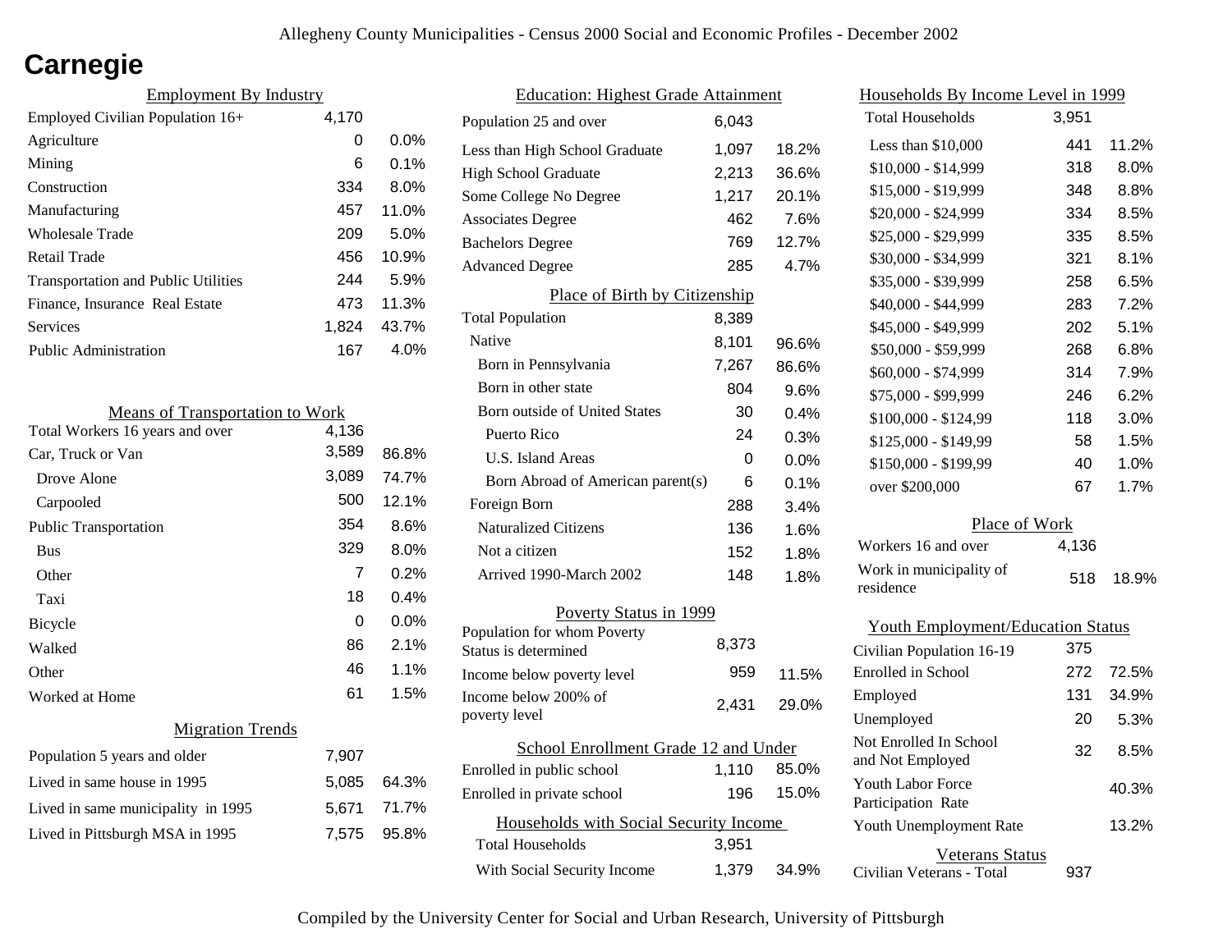# Carnegie

## Employment By Industry

| Employment By Industry | | |
|---|---|---|
| Employed Civilian Population 16+ | 4,170 | |
| Agriculture | 0 | 0.0% |
| Mining | 6 | 0.1% |
| Construction | 334 | 8.0% |
| Manufacturing | 457 | 11.0% |
| Wholesale Trade | 209 | 5.0% |
| Retail Trade | 456 | 10.9% |
| Transportation and Public Utilities | 244 | 5.9% |
| Finance, Insurance Real Estate | 473 | 11.3% |
| Services | 1,824 | 43.7% |
| Public Administration | 167 | 4.0% |

## Means of Transportation to Work

| Means of Transportation to Work | | |
|---|---|---|
| Total Workers 16 years and over | 4,136 | |
| Car, Truck or Van | 3,589 | 86.8% |
| Drove Alone | 3,089 | 74.7% |
| Carpooled | 500 | 12.1% |
| Public Transportation | 354 | 8.6% |
| Bus | 329 | 8.0% |
| Other | 7 | 0.2% |
| Taxi | 18 | 0.4% |
| Bicycle | 0 | 0.0% |
| Walked | 86 | 2.1% |
| Other | 46 | 1.1% |
| Worked at Home | 61 | 1.5% |

## Migration Trends

| Migration Trends | | |
|---|---|---|
| Population 5 years and older | 7,907 | |
| Lived in same house in 1995 | 5,085 | 64.3% |
| Lived in same municipality in 1995 | 5,671 | 71.7% |
| Lived in Pittsburgh MSA in 1995 | 7,575 | 95.8% |

## Education: Highest Grade Attainment

| Education: Highest Grade Attainment | | |
|---|---|---|
| Population 25 and over | 6,043 | |
| Less than High School Graduate | 1,097 | 18.2% |
| High School Graduate | 2,213 | 36.6% |
| Some College No Degree | 1,217 | 20.1% |
| Associates Degree | 462 | 7.6% |
| Bachelors Degree | 769 | 12.7% |
| Advanced Degree | 285 | 4.7% |

## Place of Birth by Citizenship

| Place of Birth by Citizenship | | |
|---|---|---|
| Total Population | 8,389 | |
| Native | 8,101 | 96.6% |
| Born in Pennsylvania | 7,267 | 86.6% |
| Born in other state | 804 | 9.6% |
| Born outside of United States | 30 | 0.4% |
| Puerto Rico | 24 | 0.3% |
| U.S. Island Areas | 0 | 0.0% |
| Born Abroad of American parent(s) | 6 | 0.1% |
| Foreign Born | 288 | 3.4% |
| Naturalized Citizens | 136 | 1.6% |
| Not a citizen | 152 | 1.8% |
| Arrived 1990-March 2002 | 148 | 1.8% |

## Poverty Status in 1999

| Poverty Status in 1999 | | |
|---|---|---|
| Population for whom Poverty Status is determined | 8,373 | |
| Income below poverty level | 959 | 11.5% |
| Income below 200% of poverty level | 2,431 | 29.0% |

## School Enrollment Grade 12 and Under

| School Enrollment Grade 12 and Under | | |
|---|---|---|
| Enrolled in public school | 1,110 | 85.0% |
| Enrolled in private school | 196 | 15.0% |

## Households with Social Security Income

| Households with Social Security Income | | |
|---|---|---|
| Total Households | 3,951 | |
| With Social Security Income | 1,379 | 34.9% |

## Households By Income Level in 1999

| Households By Income Level in 1999 | | |
|---|---|---|
| Total Households | 3,951 | |
| Less than $10,000 | 441 | 11.2% |
| $10,000 - $14,999 | 318 | 8.0% |
| $15,000 - $19,999 | 348 | 8.8% |
| $20,000 - $24,999 | 334 | 8.5% |
| $25,000 - $29,999 | 335 | 8.5% |
| $30,000 - $34,999 | 321 | 8.1% |
| $35,000 - $39,999 | 258 | 6.5% |
| $40,000 - $44,999 | 283 | 7.2% |
| $45,000 - $49,999 | 202 | 5.1% |
| $50,000 - $59,999 | 268 | 6.8% |
| $60,000 - $74,999 | 314 | 7.9% |
| $75,000 - $99,999 | 246 | 6.2% |
| $100,000 - $124,99 | 118 | 3.0% |
| $125,000 - $149,99 | 58 | 1.5% |
| $150,000 - $199,99 | 40 | 1.0% |
| over $200,000 | 67 | 1.7% |

## Place of Work

| Place of Work | | |
|---|---|---|
| Workers 16 and over | 4,136 | |
| Work in municipality of residence | 518 | 18.9% |

## Youth Employment/Education Status

| Youth Employment/Education Status | | |
|---|---|---|
| Civilian Population 16-19 | 375 | |
| Enrolled in School | 272 | 72.5% |
| Employed | 131 | 34.9% |
| Unemployed | 20 | 5.3% |
| Not Enrolled In School and Not Employed | 32 | 8.5% |
| Youth Labor Force Participation Rate | | 40.3% |
| Youth Unemployment Rate | | 13.2% |

## Veterans Status

| Veterans Status | |
|---|---|
| Civilian Veterans - Total | 937 |

Compiled by the University Center for Social and Urban Research, University of Pittsburgh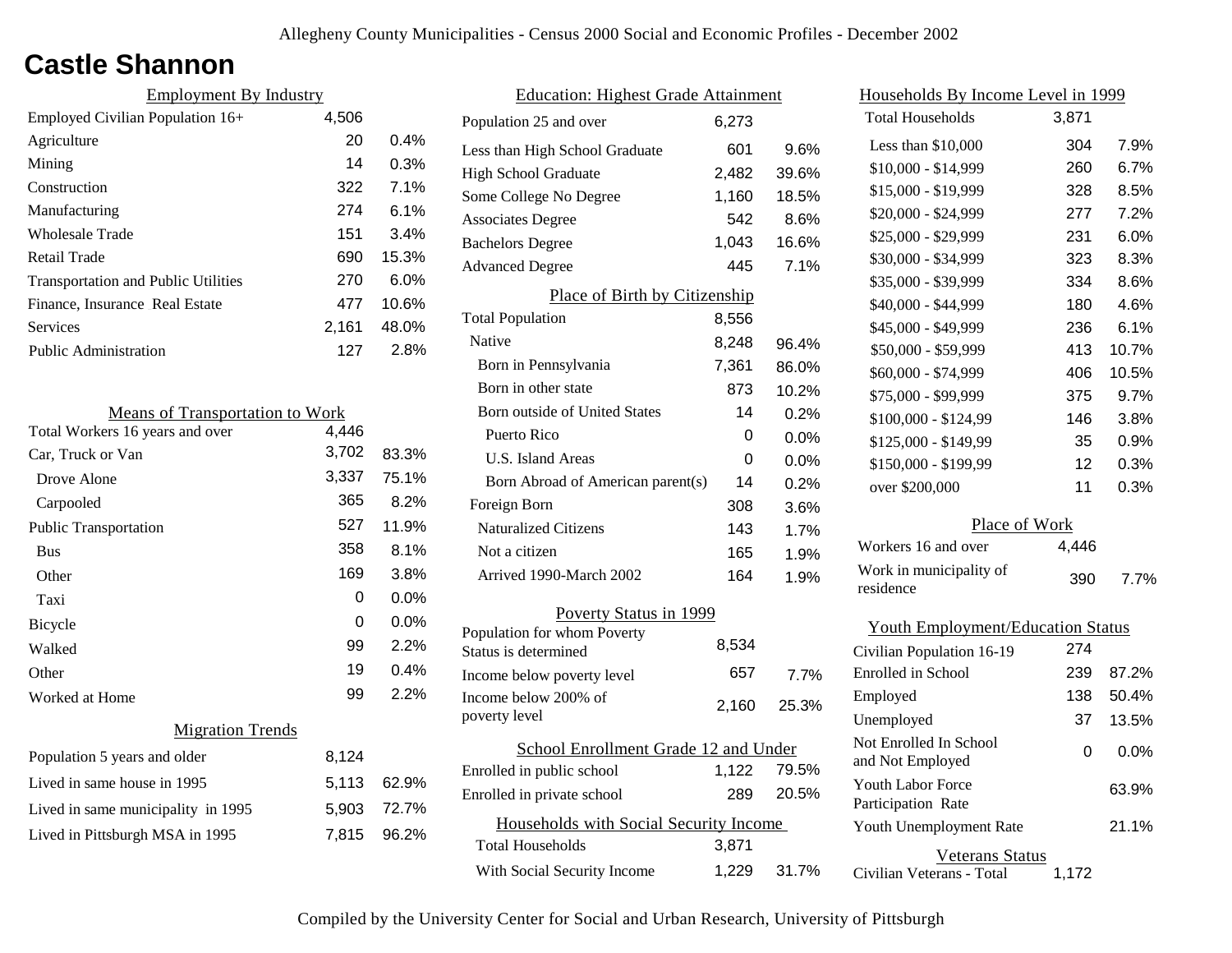# Castle Shannon

## Employment By Industry

| | | |
|---|---|---|
| Employed Civilian Population 16+ | 4,506 | |
| Agriculture | 20 | 0.4% |
| Mining | 14 | 0.3% |
| Construction | 322 | 7.1% |
| Manufacturing | 274 | 6.1% |
| Wholesale Trade | 151 | 3.4% |
| Retail Trade | 690 | 15.3% |
| Transportation and Public Utilities | 270 | 6.0% |
| Finance, Insurance Real Estate | 477 | 10.6% |
| Services | 2,161 | 48.0% |
| Public Administration | 127 | 2.8% |

## Means of Transportation to Work

| | | |
|---|---|---|
| Total Workers 16 years and over | 4,446 | |
| Car, Truck or Van | 3,702 | 83.3% |
| Drove Alone | 3,337 | 75.1% |
| Carpooled | 365 | 8.2% |
| Public Transportation | 527 | 11.9% |
| Bus | 358 | 8.1% |
| Other | 169 | 3.8% |
| Taxi | 0 | 0.0% |
| Bicycle | 0 | 0.0% |
| Walked | 99 | 2.2% |
| Other | 19 | 0.4% |
| Worked at Home | 99 | 2.2% |

## Migration Trends

| | | |
|---|---|---|
| Population 5 years and older | 8,124 | |
| Lived in same house in 1995 | 5,113 | 62.9% |
| Lived in same municipality in 1995 | 5,903 | 72.7% |
| Lived in Pittsburgh MSA in 1995 | 7,815 | 96.2% |

## Education: Highest Grade Attainment

| | | |
|---|---|---|
| Population 25 and over | 6,273 | |
| Less than High School Graduate | 601 | 9.6% |
| High School Graduate | 2,482 | 39.6% |
| Some College No Degree | 1,160 | 18.5% |
| Associates Degree | 542 | 8.6% |
| Bachelors Degree | 1,043 | 16.6% |
| Advanced Degree | 445 | 7.1% |

## Place of Birth by Citizenship

| | | |
|---|---|---|
| Total Population | 8,556 | |
| Native | 8,248 | 96.4% |
| Born in Pennsylvania | 7,361 | 86.0% |
| Born in other state | 873 | 10.2% |
| Born outside of United States | 14 | 0.2% |
| Puerto Rico | 0 | 0.0% |
| U.S. Island Areas | 0 | 0.0% |
| Born Abroad of American parent(s) | 14 | 0.2% |
| Foreign Born | 308 | 3.6% |
| Naturalized Citizens | 143 | 1.7% |
| Not a citizen | 165 | 1.9% |
| Arrived 1990-March 2002 | 164 | 1.9% |

## Poverty Status in 1999

| | | |
|---|---|---|
| Population for whom Poverty Status is determined | 8,534 | |
| Income below poverty level | 657 | 7.7% |
| Income below 200% of poverty level | 2,160 | 25.3% |

## School Enrollment Grade 12 and Under

| | | |
|---|---|---|
| Enrolled in public school | 1,122 | 79.5% |
| Enrolled in private school | 289 | 20.5% |

## Households with Social Security Income

| | | |
|---|---|---|
| Total Households | 3,871 | |
| With Social Security Income | 1,229 | 31.7% |

## Households By Income Level in 1999

| | | |
|---|---|---|
| Total Households | 3,871 | |
| Less than $10,000 | 304 | 7.9% |
| $10,000 - $14,999 | 260 | 6.7% |
| $15,000 - $19,999 | 328 | 8.5% |
| $20,000 - $24,999 | 277 | 7.2% |
| $25,000 - $29,999 | 231 | 6.0% |
| $30,000 - $34,999 | 323 | 8.3% |
| $35,000 - $39,999 | 334 | 8.6% |
| $40,000 - $44,999 | 180 | 4.6% |
| $45,000 - $49,999 | 236 | 6.1% |
| $50,000 - $59,999 | 413 | 10.7% |
| $60,000 - $74,999 | 406 | 10.5% |
| $75,000 - $99,999 | 375 | 9.7% |
| $100,000 - $124,99 | 146 | 3.8% |
| $125,000 - $149,99 | 35 | 0.9% |
| $150,000 - $199,99 | 12 | 0.3% |
| over $200,000 | 11 | 0.3% |

## Place of Work

| | | |
|---|---|---|
| Workers 16 and over | 4,446 | |
| Work in municipality of residence | 390 | 7.7% |

## Youth Employment/Education Status

| | | |
|---|---|---|
| Civilian Population 16-19 | 274 | |
| Enrolled in School | 239 | 87.2% |
| Employed | 138 | 50.4% |
| Unemployed | 37 | 13.5% |
| Not Enrolled In School and Not Employed | 0 | 0.0% |
| Youth Labor Force Participation Rate | | 63.9% |
| Youth Unemployment Rate | | 21.1% |

## Veterans Status

| | |
|---|---|
| Civilian Veterans - Total | 1,172 |

Compiled by the University Center for Social and Urban Research, University of Pittsburgh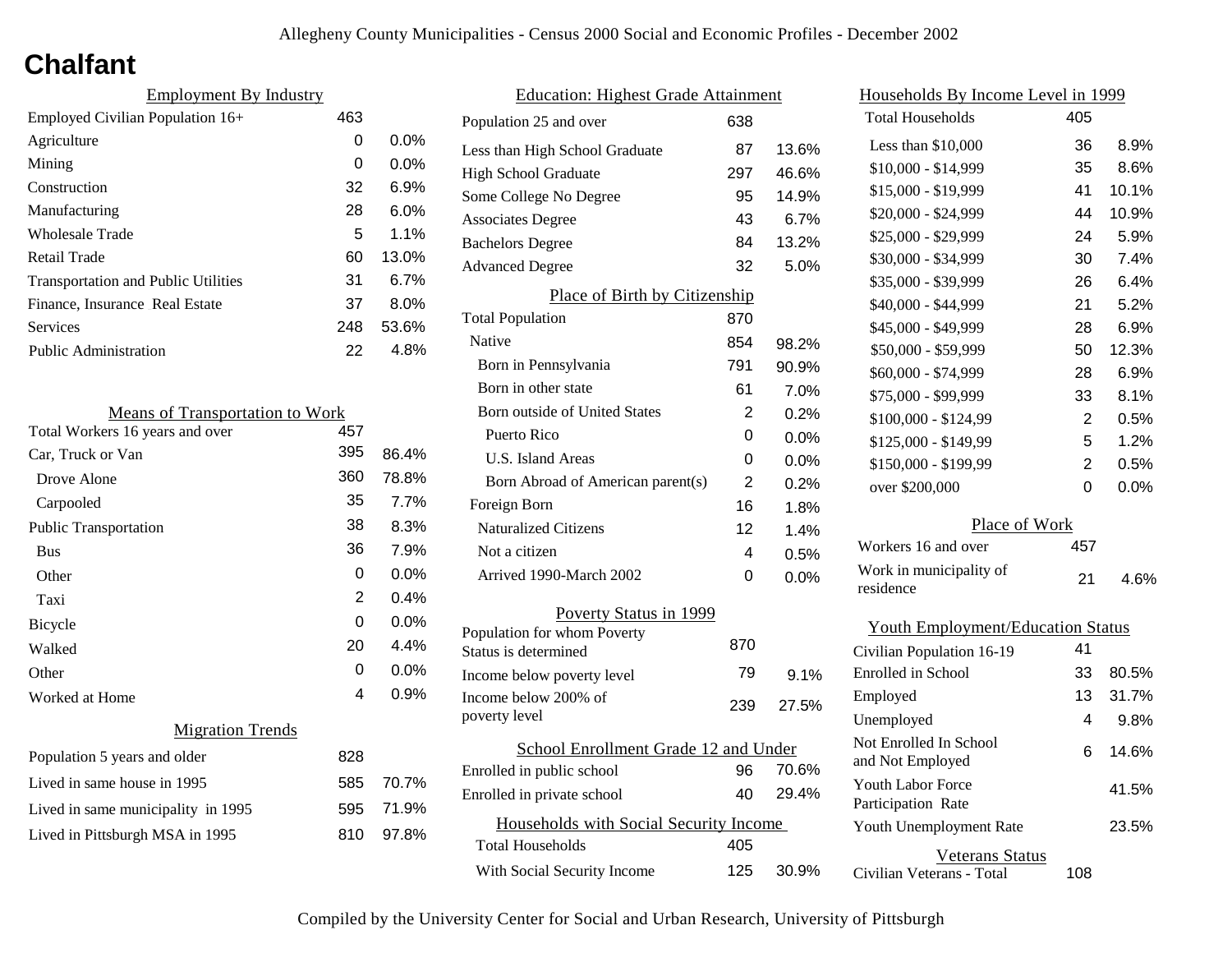# Chalfant

## Employment By Industry

| Employment By Industry | | |
|---|---|---|
| Employed Civilian Population 16+ | 463 | |
| Agriculture | 0 | 0.0% |
| Mining | 0 | 0.0% |
| Construction | 32 | 6.9% |
| Manufacturing | 28 | 6.0% |
| Wholesale Trade | 5 | 1.1% |
| Retail Trade | 60 | 13.0% |
| Transportation and Public Utilities | 31 | 6.7% |
| Finance, Insurance Real Estate | 37 | 8.0% |
| Services | 248 | 53.6% |
| Public Administration | 22 | 4.8% |

## Means of Transportation to Work

| Means of Transportation to Work | | |
|---|---|---|
| Total Workers 16 years and over | 457 | |
| Car, Truck or Van | 395 | 86.4% |
| Drove Alone | 360 | 78.8% |
| Carpooled | 35 | 7.7% |
| Public Transportation | 38 | 8.3% |
| Bus | 36 | 7.9% |
| Other | 0 | 0.0% |
| Taxi | 2 | 0.4% |
| Bicycle | 0 | 0.0% |
| Walked | 20 | 4.4% |
| Other | 0 | 0.0% |
| Worked at Home | 4 | 0.9% |

## Migration Trends

| Migration Trends | | |
|---|---|---|
| Population 5 years and older | 828 | |
| Lived in same house in 1995 | 585 | 70.7% |
| Lived in same municipality in 1995 | 595 | 71.9% |
| Lived in Pittsburgh MSA in 1995 | 810 | 97.8% |

## Education: Highest Grade Attainment

| Education: Highest Grade Attainment | | |
|---|---|---|
| Population 25 and over | 638 | |
| Less than High School Graduate | 87 | 13.6% |
| High School Graduate | 297 | 46.6% |
| Some College No Degree | 95 | 14.9% |
| Associates Degree | 43 | 6.7% |
| Bachelors Degree | 84 | 13.2% |
| Advanced Degree | 32 | 5.0% |

## Place of Birth by Citizenship

| Place of Birth by Citizenship | | |
|---|---|---|
| Total Population | 870 | |
| Native | 854 | 98.2% |
| Born in Pennsylvania | 791 | 90.9% |
| Born in other state | 61 | 7.0% |
| Born outside of United States | 2 | 0.2% |
| Puerto Rico | 0 | 0.0% |
| U.S. Island Areas | 0 | 0.0% |
| Born Abroad of American parent(s) | 2 | 0.2% |
| Foreign Born | 16 | 1.8% |
| Naturalized Citizens | 12 | 1.4% |
| Not a citizen | 4 | 0.5% |
| Arrived 1990-March 2002 | 0 | 0.0% |

## Poverty Status in 1999

| Poverty Status in 1999 | | |
|---|---|---|
| Population for whom Poverty Status is determined | 870 | |
| Income below poverty level | 79 | 9.1% |
| Income below 200% of poverty level | 239 | 27.5% |

## School Enrollment Grade 12 and Under

| School Enrollment Grade 12 and Under | | |
|---|---|---|
| Enrolled in public school | 96 | 70.6% |
| Enrolled in private school | 40 | 29.4% |

## Households with Social Security Income

| Households with Social Security Income | | |
|---|---|---|
| Total Households | 405 | |
| With Social Security Income | 125 | 30.9% |

## Households By Income Level in 1999

| Households By Income Level in 1999 | | |
|---|---|---|
| Total Households | 405 | |
| Less than $10,000 | 36 | 8.9% |
| $10,000 - $14,999 | 35 | 8.6% |
| $15,000 - $19,999 | 41 | 10.1% |
| $20,000 - $24,999 | 44 | 10.9% |
| $25,000 - $29,999 | 24 | 5.9% |
| $30,000 - $34,999 | 30 | 7.4% |
| $35,000 - $39,999 | 26 | 6.4% |
| $40,000 - $44,999 | 21 | 5.2% |
| $45,000 - $49,999 | 28 | 6.9% |
| $50,000 - $59,999 | 50 | 12.3% |
| $60,000 - $74,999 | 28 | 6.9% |
| $75,000 - $99,999 | 33 | 8.1% |
| $100,000 - $124,99 | 2 | 0.5% |
| $125,000 - $149,99 | 5 | 1.2% |
| $150,000 - $199,99 | 2 | 0.5% |
| over $200,000 | 0 | 0.0% |

## Place of Work

| Place of Work | | |
|---|---|---|
| Workers 16 and over | 457 | |
| Work in municipality of residence | 21 | 4.6% |

## Youth Employment/Education Status

| Youth Employment/Education Status | | |
|---|---|---|
| Civilian Population 16-19 | 41 | |
| Enrolled in School | 33 | 80.5% |
| Employed | 13 | 31.7% |
| Unemployed | 4 | 9.8% |
| Not Enrolled In School and Not Employed | 6 | 14.6% |
| Youth Labor Force Participation Rate | | 41.5% |
| Youth Unemployment Rate | | 23.5% |

## Veterans Status

| Veterans Status | |
|---|---|
| Civilian Veterans - Total | 108 |

Compiled by the University Center for Social and Urban Research, University of Pittsburgh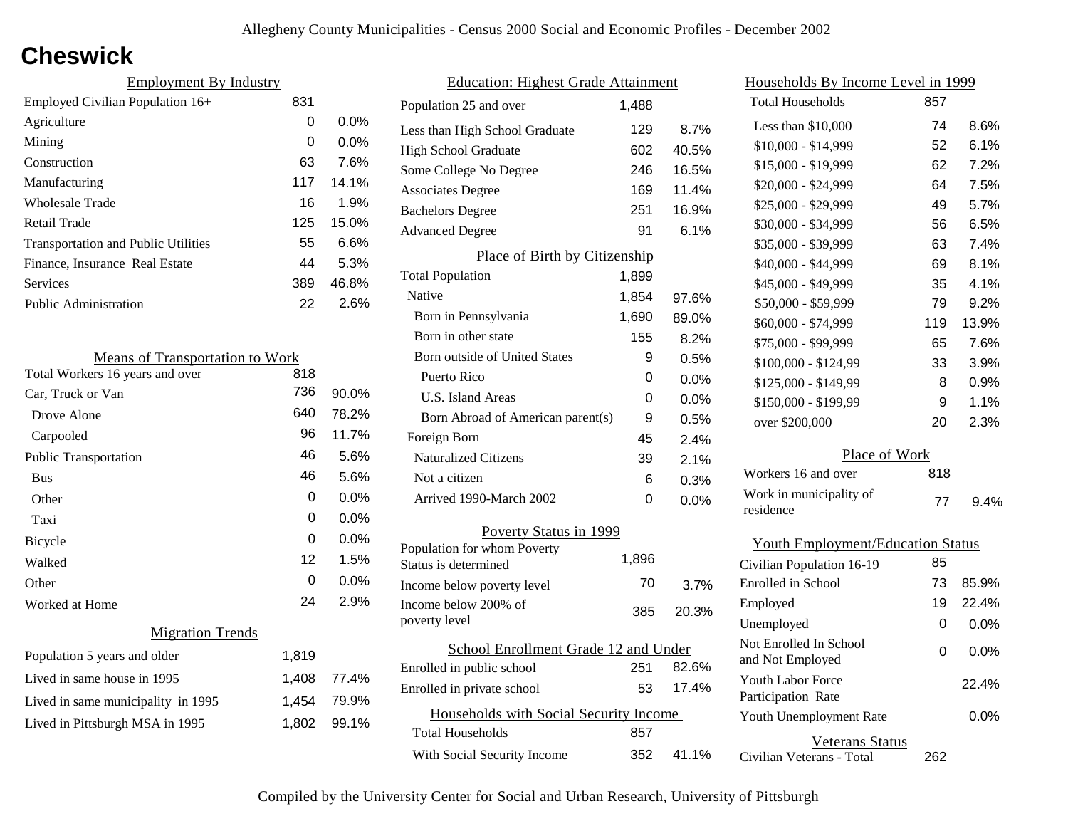# Cheswick

## Employment By Industry

| | | |
|---|---|---|
| Employed Civilian Population 16+ | 831 | |
| Agriculture | 0 | 0.0% |
| Mining | 0 | 0.0% |
| Construction | 63 | 7.6% |
| Manufacturing | 117 | 14.1% |
| Wholesale Trade | 16 | 1.9% |
| Retail Trade | 125 | 15.0% |
| Transportation and Public Utilities | 55 | 6.6% |
| Finance, Insurance Real Estate | 44 | 5.3% |
| Services | 389 | 46.8% |
| Public Administration | 22 | 2.6% |

## Means of Transportation to Work

| | | |
|---|---|---|
| Total Workers 16 years and over | 818 | |
| Car, Truck or Van | 736 | 90.0% |
| Drove Alone | 640 | 78.2% |
| Carpooled | 96 | 11.7% |
| Public Transportation | 46 | 5.6% |
| Bus | 46 | 5.6% |
| Other | 0 | 0.0% |
| Taxi | 0 | 0.0% |
| Bicycle | 0 | 0.0% |
| Walked | 12 | 1.5% |
| Other | 0 | 0.0% |
| Worked at Home | 24 | 2.9% |

## Migration Trends

| | | |
|---|---|---|
| Population 5 years and older | 1,819 | |
| Lived in same house in 1995 | 1,408 | 77.4% |
| Lived in same municipality in 1995 | 1,454 | 79.9% |
| Lived in Pittsburgh MSA in 1995 | 1,802 | 99.1% |

## Education: Highest Grade Attainment

| | | |
|---|---|---|
| Population 25 and over | 1,488 | |
| Less than High School Graduate | 129 | 8.7% |
| High School Graduate | 602 | 40.5% |
| Some College No Degree | 246 | 16.5% |
| Associates Degree | 169 | 11.4% |
| Bachelors Degree | 251 | 16.9% |
| Advanced Degree | 91 | 6.1% |

## Place of Birth by Citizenship

| | | |
|---|---|---|
| Total Population | 1,899 | |
| Native | 1,854 | 97.6% |
| Born in Pennsylvania | 1,690 | 89.0% |
| Born in other state | 155 | 8.2% |
| Born outside of United States | 9 | 0.5% |
| Puerto Rico | 0 | 0.0% |
| U.S. Island Areas | 0 | 0.0% |
| Born Abroad of American parent(s) | 9 | 0.5% |
| Foreign Born | 45 | 2.4% |
| Naturalized Citizens | 39 | 2.1% |
| Not a citizen | 6 | 0.3% |
| Arrived 1990-March 2002 | 0 | 0.0% |

## Poverty Status in 1999

| | | |
|---|---|---|
| Population for whom Poverty Status is determined | 1,896 | |
| Income below poverty level | 70 | 3.7% |
| Income below 200% of poverty level | 385 | 20.3% |

## School Enrollment Grade 12 and Under

| | | |
|---|---|---|
| Enrolled in public school | 251 | 82.6% |
| Enrolled in private school | 53 | 17.4% |

## Households with Social Security Income

| | | |
|---|---|---|
| Total Households | 857 | |
| With Social Security Income | 352 | 41.1% |

## Households By Income Level in 1999

| | | |
|---|---|---|
| Total Households | 857 | |
| Less than $10,000 | 74 | 8.6% |
| $10,000 - $14,999 | 52 | 6.1% |
| $15,000 - $19,999 | 62 | 7.2% |
| $20,000 - $24,999 | 64 | 7.5% |
| $25,000 - $29,999 | 49 | 5.7% |
| $30,000 - $34,999 | 56 | 6.5% |
| $35,000 - $39,999 | 63 | 7.4% |
| $40,000 - $44,999 | 69 | 8.1% |
| $45,000 - $49,999 | 35 | 4.1% |
| $50,000 - $59,999 | 79 | 9.2% |
| $60,000 - $74,999 | 119 | 13.9% |
| $75,000 - $99,999 | 65 | 7.6% |
| $100,000 - $124,99 | 33 | 3.9% |
| $125,000 - $149,99 | 8 | 0.9% |
| $150,000 - $199,99 | 9 | 1.1% |
| over $200,000 | 20 | 2.3% |

## Place of Work

| | | |
|---|---|---|
| Workers 16 and over | 818 | |
| Work in municipality of residence | 77 | 9.4% |

## Youth Employment/Education Status

| | | |
|---|---|---|
| Civilian Population 16-19 | 85 | |
| Enrolled in School | 73 | 85.9% |
| Employed | 19 | 22.4% |
| Unemployed | 0 | 0.0% |
| Not Enrolled In School and Not Employed | 0 | 0.0% |
| Youth Labor Force Participation Rate | | 22.4% |
| Youth Unemployment Rate | | 0.0% |

## Veterans Status

| | |
|---|---|
| Civilian Veterans - Total | 262 |

Compiled by the University Center for Social and Urban Research, University of Pittsburgh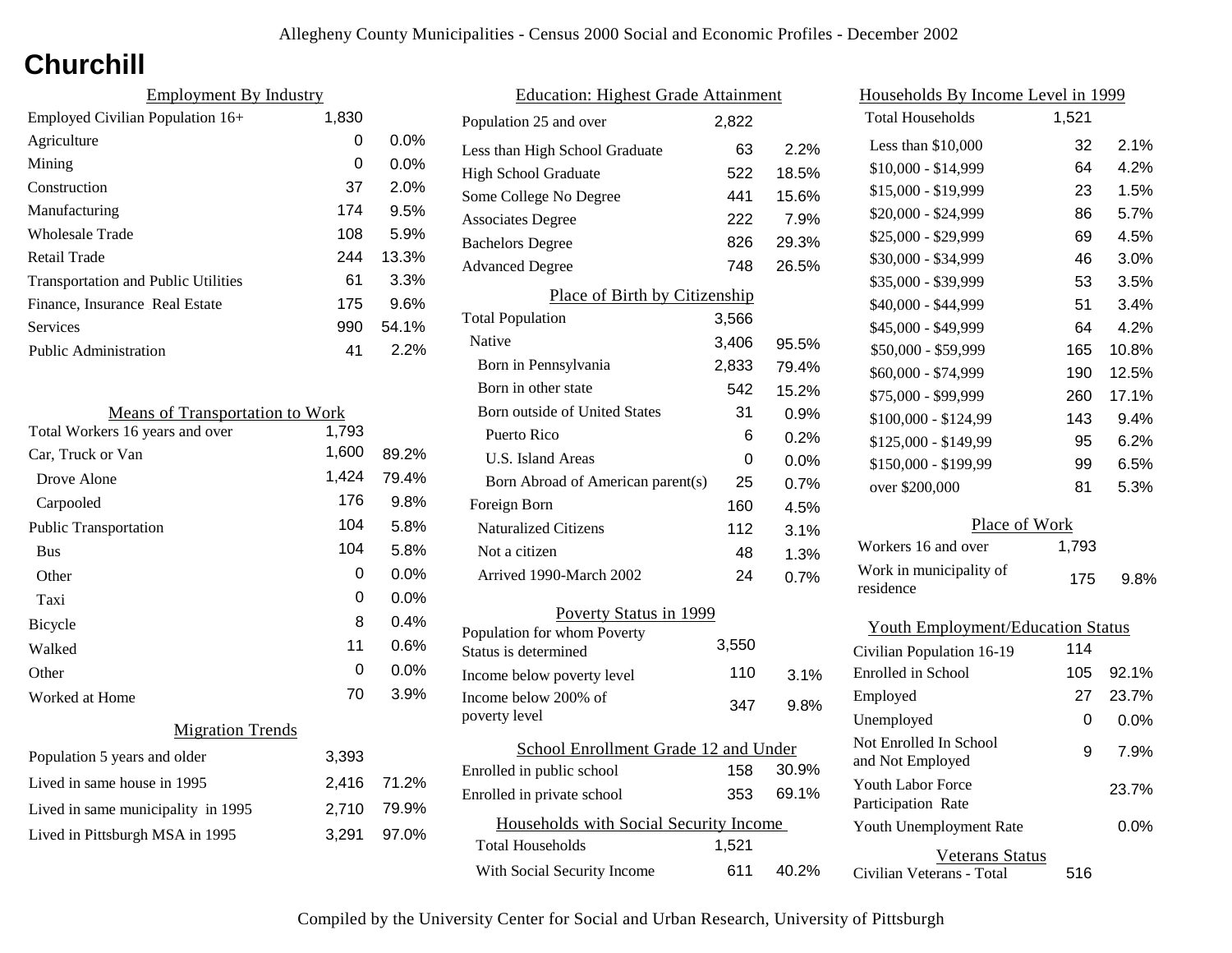# Churchill

## Employment By Industry

| | | |
|---|---|---|
| Employed Civilian Population 16+ | 1,830 | |
| Agriculture | 0 | 0.0% |
| Mining | 0 | 0.0% |
| Construction | 37 | 2.0% |
| Manufacturing | 174 | 9.5% |
| Wholesale Trade | 108 | 5.9% |
| Retail Trade | 244 | 13.3% |
| Transportation and Public Utilities | 61 | 3.3% |
| Finance, Insurance Real Estate | 175 | 9.6% |
| Services | 990 | 54.1% |
| Public Administration | 41 | 2.2% |

## Means of Transportation to Work

| | | |
|---|---|---|
| Total Workers 16 years and over | 1,793 | |
| Car, Truck or Van | 1,600 | 89.2% |
| Drove Alone | 1,424 | 79.4% |
| Carpooled | 176 | 9.8% |
| Public Transportation | 104 | 5.8% |
| Bus | 104 | 5.8% |
| Other | 0 | 0.0% |
| Taxi | 0 | 0.0% |
| Bicycle | 8 | 0.4% |
| Walked | 11 | 0.6% |
| Other | 0 | 0.0% |
| Worked at Home | 70 | 3.9% |

## Migration Trends

| | | |
|---|---|---|
| Population 5 years and older | 3,393 | |
| Lived in same house in 1995 | 2,416 | 71.2% |
| Lived in same municipality in 1995 | 2,710 | 79.9% |
| Lived in Pittsburgh MSA in 1995 | 3,291 | 97.0% |

## Education: Highest Grade Attainment

| | | |
|---|---|---|
| Population 25 and over | 2,822 | |
| Less than High School Graduate | 63 | 2.2% |
| High School Graduate | 522 | 18.5% |
| Some College No Degree | 441 | 15.6% |
| Associates Degree | 222 | 7.9% |
| Bachelors Degree | 826 | 29.3% |
| Advanced Degree | 748 | 26.5% |

## Place of Birth by Citizenship

| | | |
|---|---|---|
| Total Population | 3,566 | |
| Native | 3,406 | 95.5% |
| Born in Pennsylvania | 2,833 | 79.4% |
| Born in other state | 542 | 15.2% |
| Born outside of United States | 31 | 0.9% |
| Puerto Rico | 6 | 0.2% |
| U.S. Island Areas | 0 | 0.0% |
| Born Abroad of American parent(s) | 25 | 0.7% |
| Foreign Born | 160 | 4.5% |
| Naturalized Citizens | 112 | 3.1% |
| Not a citizen | 48 | 1.3% |
| Arrived 1990-March 2002 | 24 | 0.7% |

## Poverty Status in 1999

| | | |
|---|---|---|
| Population for whom Poverty Status is determined | 3,550 | |
| Income below poverty level | 110 | 3.1% |
| Income below 200% of poverty level | 347 | 9.8% |

## School Enrollment Grade 12 and Under

| | | |
|---|---|---|
| Enrolled in public school | 158 | 30.9% |
| Enrolled in private school | 353 | 69.1% |

## Households with Social Security Income

| | | |
|---|---|---|
| Total Households | 1,521 | |
| With Social Security Income | 611 | 40.2% |

## Households By Income Level in 1999

| | | |
|---|---|---|
| Total Households | 1,521 | |
| Less than $10,000 | 32 | 2.1% |
| $10,000 - $14,999 | 64 | 4.2% |
| $15,000 - $19,999 | 23 | 1.5% |
| $20,000 - $24,999 | 86 | 5.7% |
| $25,000 - $29,999 | 69 | 4.5% |
| $30,000 - $34,999 | 46 | 3.0% |
| $35,000 - $39,999 | 53 | 3.5% |
| $40,000 - $44,999 | 51 | 3.4% |
| $45,000 - $49,999 | 64 | 4.2% |
| $50,000 - $59,999 | 165 | 10.8% |
| $60,000 - $74,999 | 190 | 12.5% |
| $75,000 - $99,999 | 260 | 17.1% |
| $100,000 - $124,99 | 143 | 9.4% |
| $125,000 - $149,99 | 95 | 6.2% |
| $150,000 - $199,99 | 99 | 6.5% |
| over $200,000 | 81 | 5.3% |

## Place of Work

| | | |
|---|---|---|
| Workers 16 and over | 1,793 | |
| Work in municipality of residence | 175 | 9.8% |

## Youth Employment/Education Status

| | | |
|---|---|---|
| Civilian Population 16-19 | 114 | |
| Enrolled in School | 105 | 92.1% |
| Employed | 27 | 23.7% |
| Unemployed | 0 | 0.0% |
| Not Enrolled In School and Not Employed | 9 | 7.9% |
| Youth Labor Force Participation Rate | | 23.7% |
| Youth Unemployment Rate | | 0.0% |

## Veterans Status

| | |
|---|---|
| Civilian Veterans - Total | 516 |

Compiled by the University Center for Social and Urban Research, University of Pittsburgh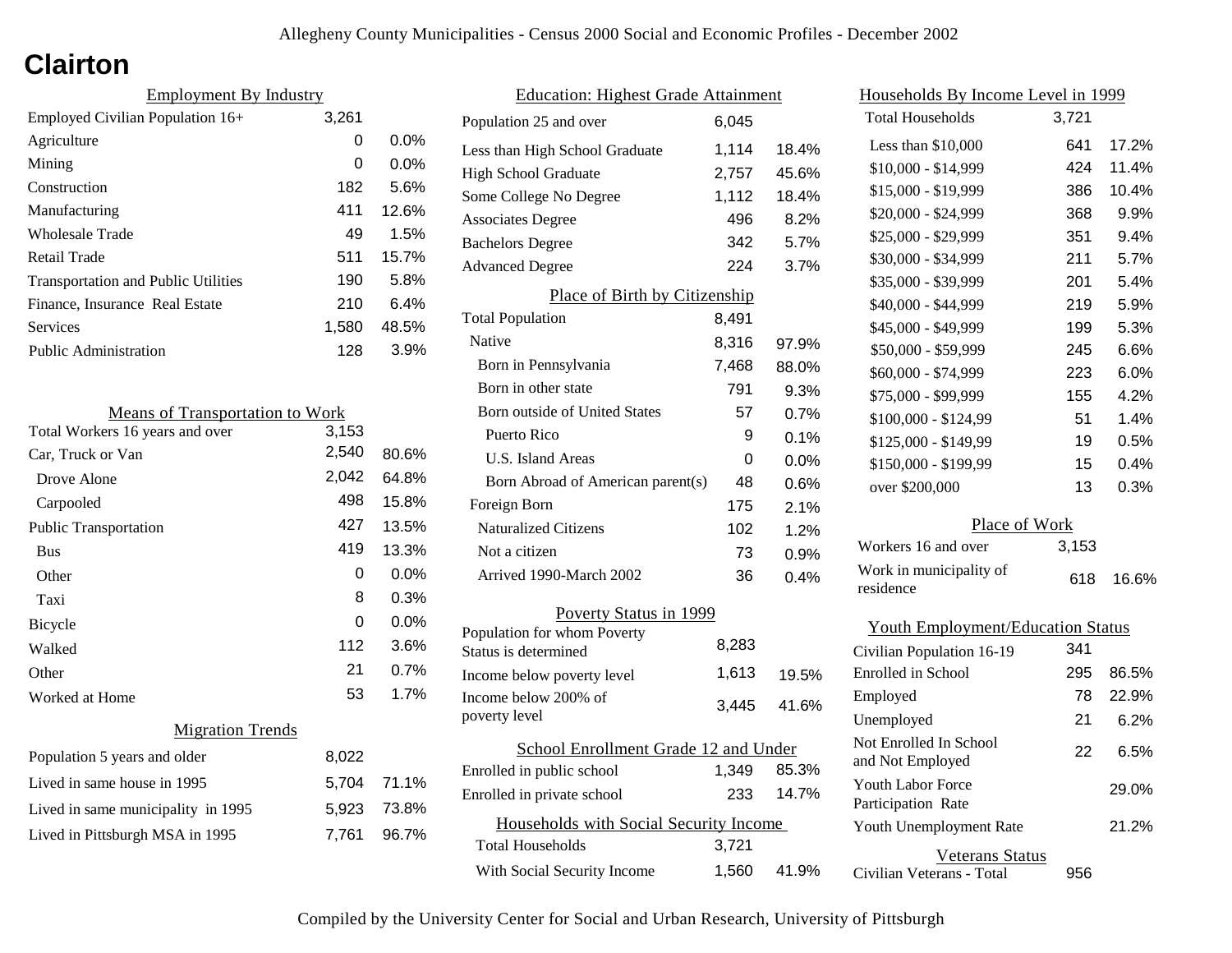# Clairton

## Employment By Industry

| Employment By Industry | | |
|---|---|---|
| Employed Civilian Population 16+ | 3,261 | |
| Agriculture | 0 | 0.0% |
| Mining | 0 | 0.0% |
| Construction | 182 | 5.6% |
| Manufacturing | 411 | 12.6% |
| Wholesale Trade | 49 | 1.5% |
| Retail Trade | 511 | 15.7% |
| Transportation and Public Utilities | 190 | 5.8% |
| Finance, Insurance Real Estate | 210 | 6.4% |
| Services | 1,580 | 48.5% |
| Public Administration | 128 | 3.9% |

## Means of Transportation to Work

| Means of Transportation to Work | | |
|---|---|---|
| Total Workers 16 years and over | 3,153 | |
| Car, Truck or Van | 2,540 | 80.6% |
| Drove Alone | 2,042 | 64.8% |
| Carpooled | 498 | 15.8% |
| Public Transportation | 427 | 13.5% |
| Bus | 419 | 13.3% |
| Other | 0 | 0.0% |
| Taxi | 8 | 0.3% |
| Bicycle | 0 | 0.0% |
| Walked | 112 | 3.6% |
| Other | 21 | 0.7% |
| Worked at Home | 53 | 1.7% |

## Migration Trends

| Migration Trends | | |
|---|---|---|
| Population 5 years and older | 8,022 | |
| Lived in same house in 1995 | 5,704 | 71.1% |
| Lived in same municipality in 1995 | 5,923 | 73.8% |
| Lived in Pittsburgh MSA in 1995 | 7,761 | 96.7% |

## Education: Highest Grade Attainment

| Education: Highest Grade Attainment | | |
|---|---|---|
| Population 25 and over | 6,045 | |
| Less than High School Graduate | 1,114 | 18.4% |
| High School Graduate | 2,757 | 45.6% |
| Some College No Degree | 1,112 | 18.4% |
| Associates Degree | 496 | 8.2% |
| Bachelors Degree | 342 | 5.7% |
| Advanced Degree | 224 | 3.7% |

## Place of Birth by Citizenship

| Place of Birth by Citizenship | | |
|---|---|---|
| Total Population | 8,491 | |
| Native | 8,316 | 97.9% |
| Born in Pennsylvania | 7,468 | 88.0% |
| Born in other state | 791 | 9.3% |
| Born outside of United States | 57 | 0.7% |
| Puerto Rico | 9 | 0.1% |
| U.S. Island Areas | 0 | 0.0% |
| Born Abroad of American parent(s) | 48 | 0.6% |
| Foreign Born | 175 | 2.1% |
| Naturalized Citizens | 102 | 1.2% |
| Not a citizen | 73 | 0.9% |
| Arrived 1990-March 2002 | 36 | 0.4% |

## Poverty Status in 1999

| Poverty Status in 1999 | | |
|---|---|---|
| Population for whom Poverty Status is determined | 8,283 | |
| Income below poverty level | 1,613 | 19.5% |
| Income below 200% of poverty level | 3,445 | 41.6% |

## School Enrollment Grade 12 and Under

| School Enrollment Grade 12 and Under | | |
|---|---|---|
| Enrolled in public school | 1,349 | 85.3% |
| Enrolled in private school | 233 | 14.7% |

## Households with Social Security Income

| Households with Social Security Income | | |
|---|---|---|
| Total Households | 3,721 | |
| With Social Security Income | 1,560 | 41.9% |

## Households By Income Level in 1999

| Households By Income Level in 1999 | | |
|---|---|---|
| Total Households | 3,721 | |
| Less than $10,000 | 641 | 17.2% |
| $10,000 - $14,999 | 424 | 11.4% |
| $15,000 - $19,999 | 386 | 10.4% |
| $20,000 - $24,999 | 368 | 9.9% |
| $25,000 - $29,999 | 351 | 9.4% |
| $30,000 - $34,999 | 211 | 5.7% |
| $35,000 - $39,999 | 201 | 5.4% |
| $40,000 - $44,999 | 219 | 5.9% |
| $45,000 - $49,999 | 199 | 5.3% |
| $50,000 - $59,999 | 245 | 6.6% |
| $60,000 - $74,999 | 223 | 6.0% |
| $75,000 - $99,999 | 155 | 4.2% |
| $100,000 - $124,99 | 51 | 1.4% |
| $125,000 - $149,99 | 19 | 0.5% |
| $150,000 - $199,99 | 15 | 0.4% |
| over $200,000 | 13 | 0.3% |

## Place of Work

| Place of Work | | |
|---|---|---|
| Workers 16 and over | 3,153 | |
| Work in municipality of residence | 618 | 16.6% |

## Youth Employment/Education Status

| Youth Employment/Education Status | | |
|---|---|---|
| Civilian Population 16-19 | 341 | |
| Enrolled in School | 295 | 86.5% |
| Employed | 78 | 22.9% |
| Unemployed | 21 | 6.2% |
| Not Enrolled In School and Not Employed | 22 | 6.5% |
| Youth Labor Force Participation Rate | | 29.0% |
| Youth Unemployment Rate | | 21.2% |

## Veterans Status

| Veterans Status | |
|---|---|
| Civilian Veterans - Total | 956 |

Compiled by the University Center for Social and Urban Research, University of Pittsburgh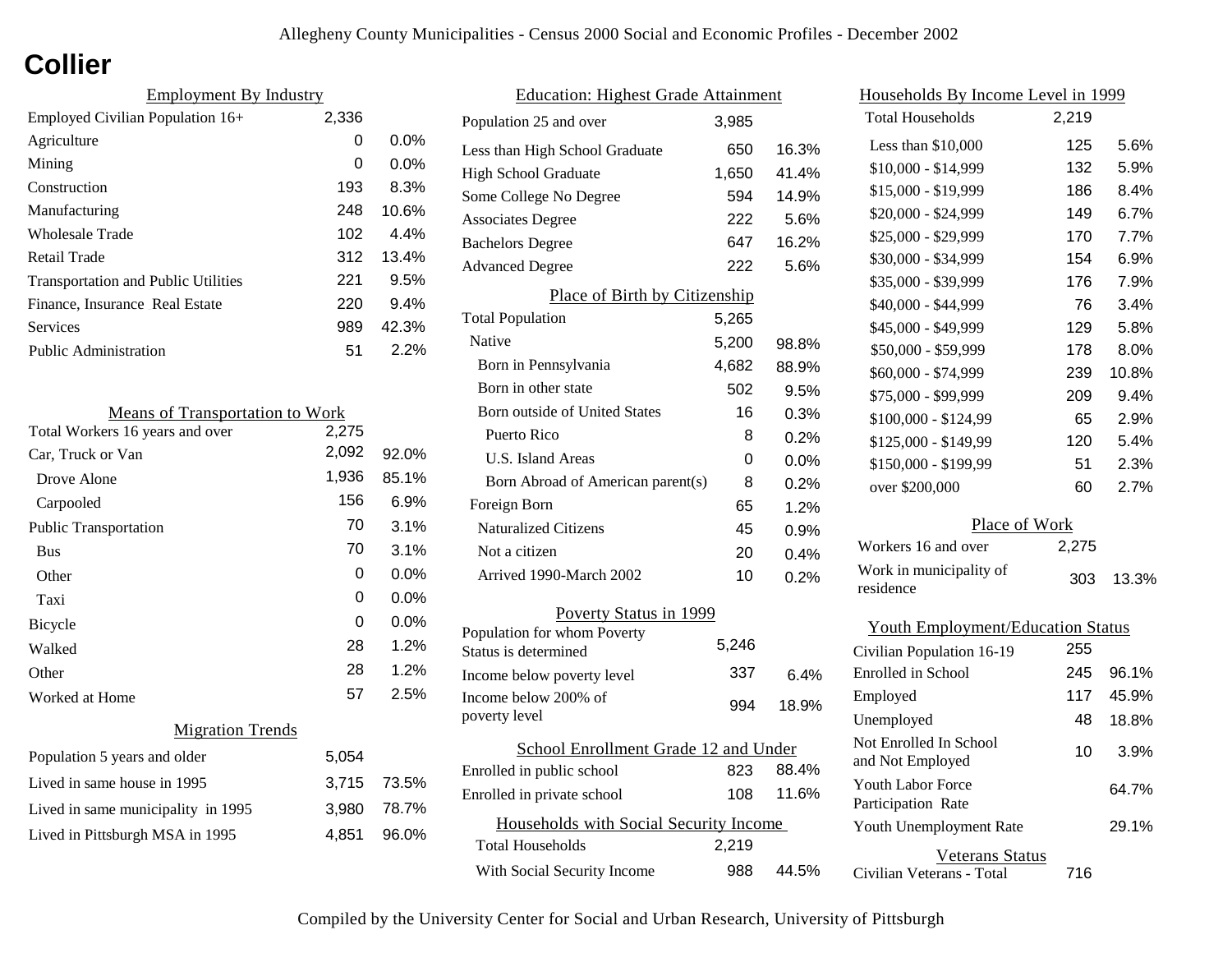Allegheny County Municipalities - Census 2000 Social and Economic Profiles - December 2002

# Collier

## Employment By Industry

| Employment By Industry | | |
|---|---|---|
| Employed Civilian Population 16+ | 2,336 | |
| Agriculture | 0 | 0.0% |
| Mining | 0 | 0.0% |
| Construction | 193 | 8.3% |
| Manufacturing | 248 | 10.6% |
| Wholesale Trade | 102 | 4.4% |
| Retail Trade | 312 | 13.4% |
| Transportation and Public Utilities | 221 | 9.5% |
| Finance, Insurance Real Estate | 220 | 9.4% |
| Services | 989 | 42.3% |
| Public Administration | 51 | 2.2% |

## Means of Transportation to Work

| Means of Transportation to Work | | |
|---|---|---|
| Total Workers 16 years and over | 2,275 | |
| Car, Truck or Van | 2,092 | 92.0% |
| Drove Alone | 1,936 | 85.1% |
| Carpooled | 156 | 6.9% |
| Public Transportation | 70 | 3.1% |
| Bus | 70 | 3.1% |
| Other | 0 | 0.0% |
| Taxi | 0 | 0.0% |
| Bicycle | 0 | 0.0% |
| Walked | 28 | 1.2% |
| Other | 28 | 1.2% |
| Worked at Home | 57 | 2.5% |

## Migration Trends

| Migration Trends | | |
|---|---|---|
| Population 5 years and older | 5,054 | |
| Lived in same house in 1995 | 3,715 | 73.5% |
| Lived in same municipality in 1995 | 3,980 | 78.7% |
| Lived in Pittsburgh MSA in 1995 | 4,851 | 96.0% |

## Education: Highest Grade Attainment

| Education: Highest Grade Attainment | | |
|---|---|---|
| Population 25 and over | 3,985 | |
| Less than High School Graduate | 650 | 16.3% |
| High School Graduate | 1,650 | 41.4% |
| Some College No Degree | 594 | 14.9% |
| Associates Degree | 222 | 5.6% |
| Bachelors Degree | 647 | 16.2% |
| Advanced Degree | 222 | 5.6% |

## Place of Birth by Citizenship

| Place of Birth by Citizenship | | |
|---|---|---|
| Total Population | 5,265 | |
| Native | 5,200 | 98.8% |
| Born in Pennsylvania | 4,682 | 88.9% |
| Born in other state | 502 | 9.5% |
| Born outside of United States | 16 | 0.3% |
| Puerto Rico | 8 | 0.2% |
| U.S. Island Areas | 0 | 0.0% |
| Born Abroad of American parent(s) | 8 | 0.2% |
| Foreign Born | 65 | 1.2% |
| Naturalized Citizens | 45 | 0.9% |
| Not a citizen | 20 | 0.4% |
| Arrived 1990-March 2002 | 10 | 0.2% |

## Poverty Status in 1999

| Poverty Status in 1999 | | |
|---|---|---|
| Population for whom Poverty Status is determined | 5,246 | |
| Income below poverty level | 337 | 6.4% |
| Income below 200% of poverty level | 994 | 18.9% |

## School Enrollment Grade 12 and Under

| School Enrollment Grade 12 and Under | | |
|---|---|---|
| Enrolled in public school | 823 | 88.4% |
| Enrolled in private school | 108 | 11.6% |

## Households with Social Security Income

| Households with Social Security Income | | |
|---|---|---|
| Total Households | 2,219 | |
| With Social Security Income | 988 | 44.5% |

## Households By Income Level in 1999

| Households By Income Level in 1999 | | |
|---|---|---|
| Total Households | 2,219 | |
| Less than $10,000 | 125 | 5.6% |
| $10,000 - $14,999 | 132 | 5.9% |
| $15,000 - $19,999 | 186 | 8.4% |
| $20,000 - $24,999 | 149 | 6.7% |
| $25,000 - $29,999 | 170 | 7.7% |
| $30,000 - $34,999 | 154 | 6.9% |
| $35,000 - $39,999 | 176 | 7.9% |
| $40,000 - $44,999 | 76 | 3.4% |
| $45,000 - $49,999 | 129 | 5.8% |
| $50,000 - $59,999 | 178 | 8.0% |
| $60,000 - $74,999 | 239 | 10.8% |
| $75,000 - $99,999 | 209 | 9.4% |
| $100,000 - $124,99 | 65 | 2.9% |
| $125,000 - $149,99 | 120 | 5.4% |
| $150,000 - $199,99 | 51 | 2.3% |
| over $200,000 | 60 | 2.7% |

## Place of Work

| Place of Work | | |
|---|---|---|
| Workers 16 and over | 2,275 | |
| Work in municipality of residence | 303 | 13.3% |

## Youth Employment/Education Status

| Youth Employment/Education Status | | |
|---|---|---|
| Civilian Population 16-19 | 255 | |
| Enrolled in School | 245 | 96.1% |
| Employed | 117 | 45.9% |
| Unemployed | 48 | 18.8% |
| Not Enrolled In School and Not Employed | 10 | 3.9% |
| Youth Labor Force Participation Rate | | 64.7% |
| Youth Unemployment Rate | | 29.1% |

## Veterans Status

| Veterans Status | |
|---|---|
| Civilian Veterans - Total | 716 |

Compiled by the University Center for Social and Urban Research, University of Pittsburgh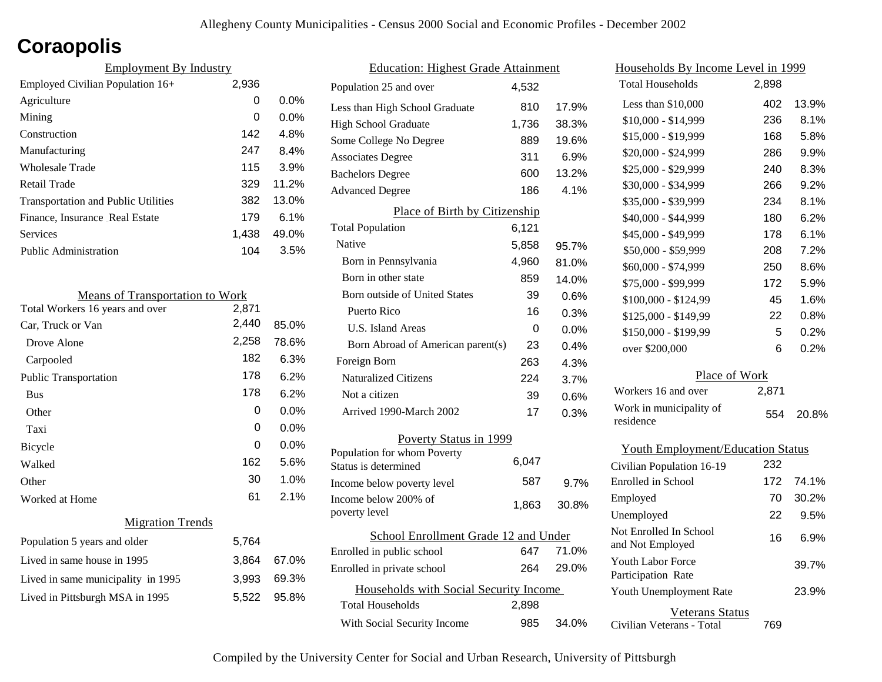# Coraopolis

## Employment By Industry

| | | |
|---|---|---|
| Employed Civilian Population 16+ | 2,936 | |
| Agriculture | 0 | 0.0% |
| Mining | 0 | 0.0% |
| Construction | 142 | 4.8% |
| Manufacturing | 247 | 8.4% |
| Wholesale Trade | 115 | 3.9% |
| Retail Trade | 329 | 11.2% |
| Transportation and Public Utilities | 382 | 13.0% |
| Finance, Insurance Real Estate | 179 | 6.1% |
| Services | 1,438 | 49.0% |
| Public Administration | 104 | 3.5% |

## Means of Transportation to Work

| | | |
|---|---|---|
| Total Workers 16 years and over | 2,871 | |
| Car, Truck or Van | 2,440 | 85.0% |
| Drove Alone | 2,258 | 78.6% |
| Carpooled | 182 | 6.3% |
| Public Transportation | 178 | 6.2% |
| Bus | 178 | 6.2% |
| Other | 0 | 0.0% |
| Taxi | 0 | 0.0% |
| Bicycle | 0 | 0.0% |
| Walked | 162 | 5.6% |
| Other | 30 | 1.0% |
| Worked at Home | 61 | 2.1% |

## Migration Trends

| | | |
|---|---|---|
| Population 5 years and older | 5,764 | |
| Lived in same house in 1995 | 3,864 | 67.0% |
| Lived in same municipality in 1995 | 3,993 | 69.3% |
| Lived in Pittsburgh MSA in 1995 | 5,522 | 95.8% |

## Education: Highest Grade Attainment

| | | |
|---|---|---|
| Population 25 and over | 4,532 | |
| Less than High School Graduate | 810 | 17.9% |
| High School Graduate | 1,736 | 38.3% |
| Some College No Degree | 889 | 19.6% |
| Associates Degree | 311 | 6.9% |
| Bachelors Degree | 600 | 13.2% |
| Advanced Degree | 186 | 4.1% |

## Place of Birth by Citizenship

| | | |
|---|---|---|
| Total Population | 6,121 | |
| Native | 5,858 | 95.7% |
| Born in Pennsylvania | 4,960 | 81.0% |
| Born in other state | 859 | 14.0% |
| Born outside of United States | 39 | 0.6% |
| Puerto Rico | 16 | 0.3% |
| U.S. Island Areas | 0 | 0.0% |
| Born Abroad of American parent(s) | 23 | 0.4% |
| Foreign Born | 263 | 4.3% |
| Naturalized Citizens | 224 | 3.7% |
| Not a citizen | 39 | 0.6% |
| Arrived 1990-March 2002 | 17 | 0.3% |

## Poverty Status in 1999

| | | |
|---|---|---|
| Population for whom Poverty Status is determined | 6,047 | |
| Income below poverty level | 587 | 9.7% |
| Income below 200% of poverty level | 1,863 | 30.8% |

## School Enrollment Grade 12 and Under

| | | |
|---|---|---|
| Enrolled in public school | 647 | 71.0% |
| Enrolled in private school | 264 | 29.0% |

## Households with Social Security Income

| | | |
|---|---|---|
| Total Households | 2,898 | |
| With Social Security Income | 985 | 34.0% |

## Households By Income Level in 1999

| | | |
|---|---|---|
| Total Households | 2,898 | |
| Less than $10,000 | 402 | 13.9% |
| $10,000 - $14,999 | 236 | 8.1% |
| $15,000 - $19,999 | 168 | 5.8% |
| $20,000 - $24,999 | 286 | 9.9% |
| $25,000 - $29,999 | 240 | 8.3% |
| $30,000 - $34,999 | 266 | 9.2% |
| $35,000 - $39,999 | 234 | 8.1% |
| $40,000 - $44,999 | 180 | 6.2% |
| $45,000 - $49,999 | 178 | 6.1% |
| $50,000 - $59,999 | 208 | 7.2% |
| $60,000 - $74,999 | 250 | 8.6% |
| $75,000 - $99,999 | 172 | 5.9% |
| $100,000 - $124,99 | 45 | 1.6% |
| $125,000 - $149,99 | 22 | 0.8% |
| $150,000 - $199,99 | 5 | 0.2% |
| over $200,000 | 6 | 0.2% |

## Place of Work

| | | |
|---|---|---|
| Workers 16 and over | 2,871 | |
| Work in municipality of residence | 554 | 20.8% |

## Youth Employment/Education Status

| | | |
|---|---|---|
| Civilian Population 16-19 | 232 | |
| Enrolled in School | 172 | 74.1% |
| Employed | 70 | 30.2% |
| Unemployed | 22 | 9.5% |
| Not Enrolled In School and Not Employed | 16 | 6.9% |
| Youth Labor Force Participation Rate | | 39.7% |
| Youth Unemployment Rate | | 23.9% |

## Veterans Status

| | |
|---|---|
| Civilian Veterans - Total | 769 |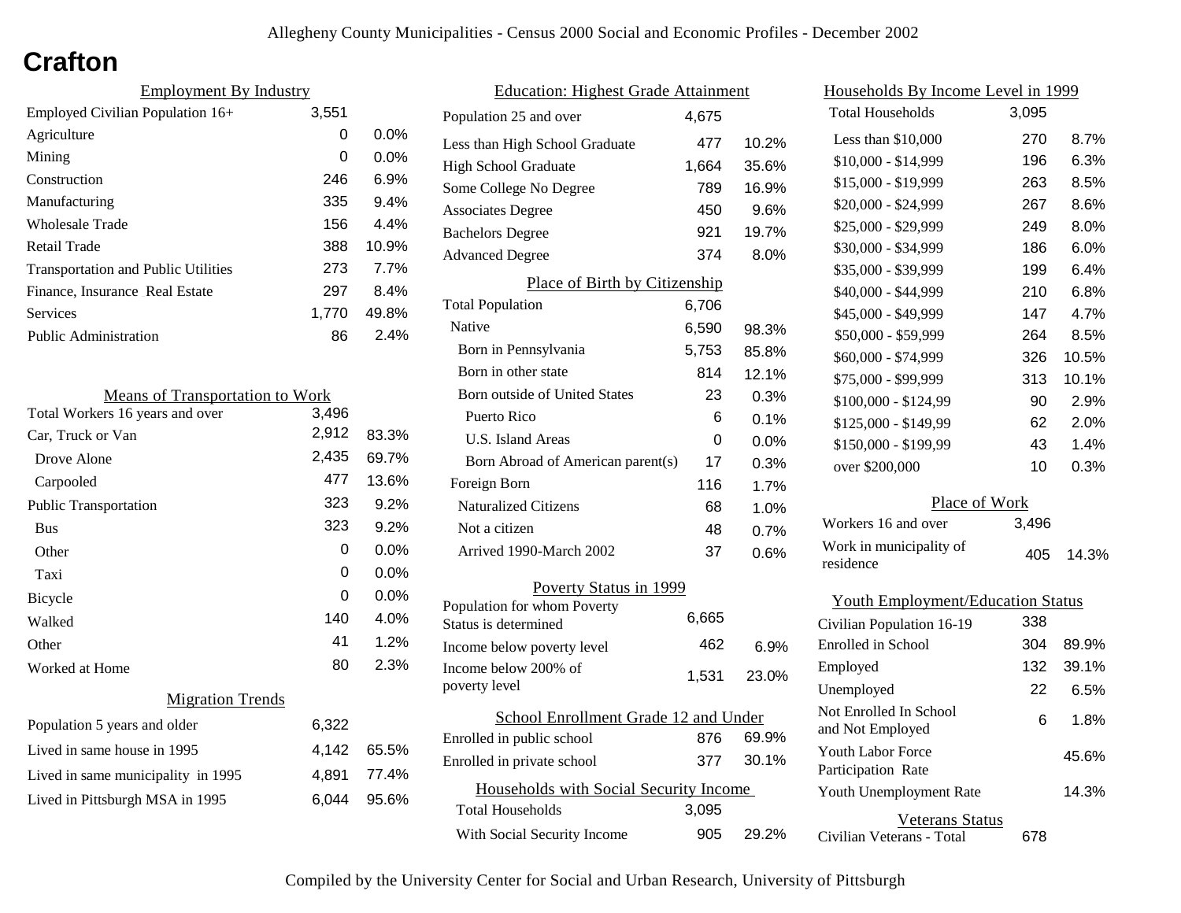# Crafton

## Employment By Industry

| | | |
|---|---|---|
| Employed Civilian Population 16+ | 3,551 | |
| Agriculture | 0 | 0.0% |
| Mining | 0 | 0.0% |
| Construction | 246 | 6.9% |
| Manufacturing | 335 | 9.4% |
| Wholesale Trade | 156 | 4.4% |
| Retail Trade | 388 | 10.9% |
| Transportation and Public Utilities | 273 | 7.7% |
| Finance, Insurance Real Estate | 297 | 8.4% |
| Services | 1,770 | 49.8% |
| Public Administration | 86 | 2.4% |

## Means of Transportation to Work

| | | |
|---|---|---|
| Total Workers 16 years and over | 3,496 | |
| Car, Truck or Van | 2,912 | 83.3% |
| Drove Alone | 2,435 | 69.7% |
| Carpooled | 477 | 13.6% |
| Public Transportation | 323 | 9.2% |
| Bus | 323 | 9.2% |
| Other | 0 | 0.0% |
| Taxi | 0 | 0.0% |
| Bicycle | 0 | 0.0% |
| Walked | 140 | 4.0% |
| Other | 41 | 1.2% |
| Worked at Home | 80 | 2.3% |

## Migration Trends

| | | |
|---|---|---|
| Population 5 years and older | 6,322 | |
| Lived in same house in 1995 | 4,142 | 65.5% |
| Lived in same municipality in 1995 | 4,891 | 77.4% |
| Lived in Pittsburgh MSA in 1995 | 6,044 | 95.6% |

## Education: Highest Grade Attainment

| | | |
|---|---|---|
| Population 25 and over | 4,675 | |
| Less than High School Graduate | 477 | 10.2% |
| High School Graduate | 1,664 | 35.6% |
| Some College No Degree | 789 | 16.9% |
| Associates Degree | 450 | 9.6% |
| Bachelors Degree | 921 | 19.7% |
| Advanced Degree | 374 | 8.0% |

## Place of Birth by Citizenship

| | | |
|---|---|---|
| Total Population | 6,706 | |
| Native | 6,590 | 98.3% |
| Born in Pennsylvania | 5,753 | 85.8% |
| Born in other state | 814 | 12.1% |
| Born outside of United States | 23 | 0.3% |
| Puerto Rico | 6 | 0.1% |
| U.S. Island Areas | 0 | 0.0% |
| Born Abroad of American parent(s) | 17 | 0.3% |
| Foreign Born | 116 | 1.7% |
| Naturalized Citizens | 68 | 1.0% |
| Not a citizen | 48 | 0.7% |
| Arrived 1990-March 2002 | 37 | 0.6% |

## Poverty Status in 1999

| | | |
|---|---|---|
| Population for whom Poverty Status is determined | 6,665 | |
| Income below poverty level | 462 | 6.9% |
| Income below 200% of poverty level | 1,531 | 23.0% |

## School Enrollment Grade 12 and Under

| | | |
|---|---|---|
| Enrolled in public school | 876 | 69.9% |
| Enrolled in private school | 377 | 30.1% |

## Households with Social Security Income

| | | |
|---|---|---|
| Total Households | 3,095 | |
| With Social Security Income | 905 | 29.2% |

## Households By Income Level in 1999

| | | |
|---|---|---|
| Total Households | 3,095 | |
| Less than $10,000 | 270 | 8.7% |
| $10,000 - $14,999 | 196 | 6.3% |
| $15,000 - $19,999 | 263 | 8.5% |
| $20,000 - $24,999 | 267 | 8.6% |
| $25,000 - $29,999 | 249 | 8.0% |
| $30,000 - $34,999 | 186 | 6.0% |
| $35,000 - $39,999 | 199 | 6.4% |
| $40,000 - $44,999 | 210 | 6.8% |
| $45,000 - $49,999 | 147 | 4.7% |
| $50,000 - $59,999 | 264 | 8.5% |
| $60,000 - $74,999 | 326 | 10.5% |
| $75,000 - $99,999 | 313 | 10.1% |
| $100,000 - $124,99 | 90 | 2.9% |
| $125,000 - $149,99 | 62 | 2.0% |
| $150,000 - $199,99 | 43 | 1.4% |
| over $200,000 | 10 | 0.3% |

## Place of Work

| | | |
|---|---|---|
| Workers 16 and over | 3,496 | |
| Work in municipality of residence | 405 | 14.3% |

## Youth Employment/Education Status

| | | |
|---|---|---|
| Civilian Population 16-19 | 338 | |
| Enrolled in School | 304 | 89.9% |
| Employed | 132 | 39.1% |
| Unemployed | 22 | 6.5% |
| Not Enrolled In School and Not Employed | 6 | 1.8% |
| Youth Labor Force Participation Rate | | 45.6% |
| Youth Unemployment Rate | | 14.3% |

## Veterans Status

| | |
|---|---|
| Civilian Veterans - Total | 678 |

Compiled by the University Center for Social and Urban Research, University of Pittsburgh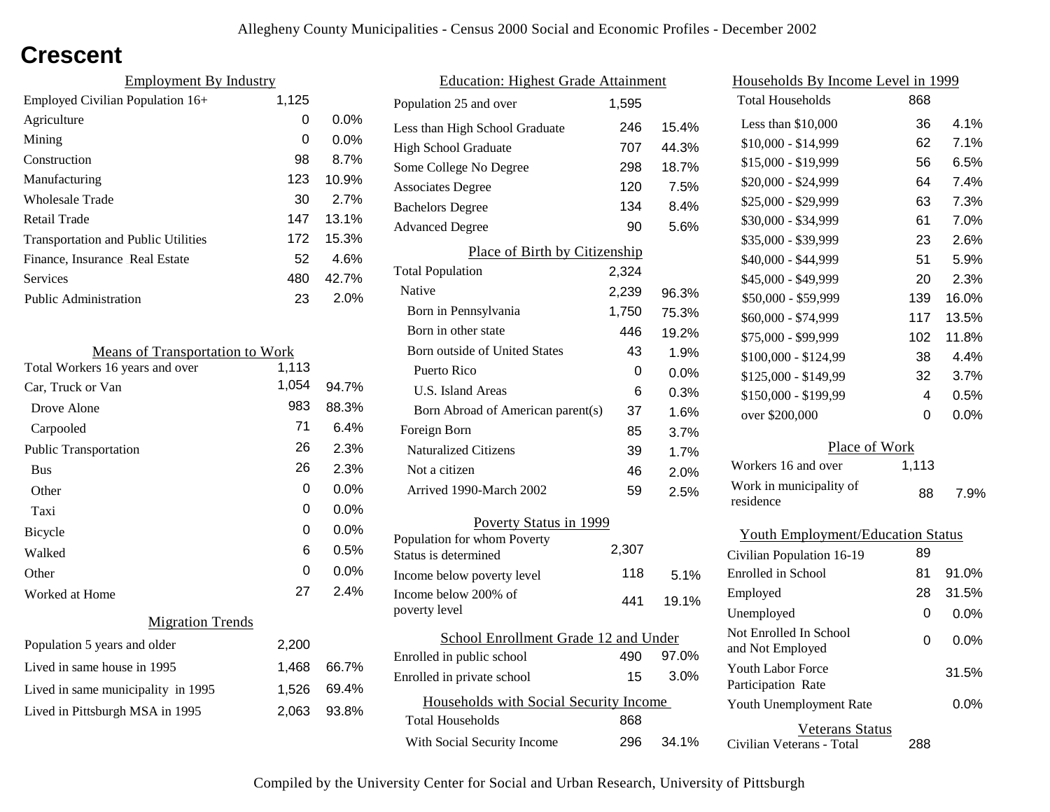# Crescent

## Employment By Industry

| Employment By Industry | | |
|---|---|---|
| Employed Civilian Population 16+ | 1,125 | |
| Agriculture | 0 | 0.0% |
| Mining | 0 | 0.0% |
| Construction | 98 | 8.7% |
| Manufacturing | 123 | 10.9% |
| Wholesale Trade | 30 | 2.7% |
| Retail Trade | 147 | 13.1% |
| Transportation and Public Utilities | 172 | 15.3% |
| Finance, Insurance Real Estate | 52 | 4.6% |
| Services | 480 | 42.7% |
| Public Administration | 23 | 2.0% |

## Means of Transportation to Work

| Means of Transportation to Work | | |
|---|---|---|
| Total Workers 16 years and over | 1,113 | |
| Car, Truck or Van | 1,054 | 94.7% |
| Drove Alone | 983 | 88.3% |
| Carpooled | 71 | 6.4% |
| Public Transportation | 26 | 2.3% |
| Bus | 26 | 2.3% |
| Other | 0 | 0.0% |
| Taxi | 0 | 0.0% |
| Bicycle | 0 | 0.0% |
| Walked | 6 | 0.5% |
| Other | 0 | 0.0% |
| Worked at Home | 27 | 2.4% |

## Migration Trends

| Migration Trends | | |
|---|---|---|
| Population 5 years and older | 2,200 | |
| Lived in same house in 1995 | 1,468 | 66.7% |
| Lived in same municipality in 1995 | 1,526 | 69.4% |
| Lived in Pittsburgh MSA in 1995 | 2,063 | 93.8% |

## Education: Highest Grade Attainment

| Education: Highest Grade Attainment | | |
|---|---|---|
| Population 25 and over | 1,595 | |
| Less than High School Graduate | 246 | 15.4% |
| High School Graduate | 707 | 44.3% |
| Some College No Degree | 298 | 18.7% |
| Associates Degree | 120 | 7.5% |
| Bachelors Degree | 134 | 8.4% |
| Advanced Degree | 90 | 5.6% |

## Place of Birth by Citizenship

| Place of Birth by Citizenship | | |
|---|---|---|
| Total Population | 2,324 | |
| Native | 2,239 | 96.3% |
| Born in Pennsylvania | 1,750 | 75.3% |
| Born in other state | 446 | 19.2% |
| Born outside of United States | 43 | 1.9% |
| Puerto Rico | 0 | 0.0% |
| U.S. Island Areas | 6 | 0.3% |
| Born Abroad of American parent(s) | 37 | 1.6% |
| Foreign Born | 85 | 3.7% |
| Naturalized Citizens | 39 | 1.7% |
| Not a citizen | 46 | 2.0% |
| Arrived 1990-March 2002 | 59 | 2.5% |

## Poverty Status in 1999

| Poverty Status in 1999 | | |
|---|---|---|
| Population for whom Poverty Status is determined | 2,307 | |
| Income below poverty level | 118 | 5.1% |
| Income below 200% of poverty level | 441 | 19.1% |

## School Enrollment Grade 12 and Under

| School Enrollment Grade 12 and Under | | |
|---|---|---|
| Enrolled in public school | 490 | 97.0% |
| Enrolled in private school | 15 | 3.0% |

## Households with Social Security Income

| Households with Social Security Income | | |
|---|---|---|
| Total Households | 868 | |
| With Social Security Income | 296 | 34.1% |

## Households By Income Level in 1999

| Households By Income Level in 1999 | | |
|---|---|---|
| Total Households | 868 | |
| Less than $10,000 | 36 | 4.1% |
| $10,000 - $14,999 | 62 | 7.1% |
| $15,000 - $19,999 | 56 | 6.5% |
| $20,000 - $24,999 | 64 | 7.4% |
| $25,000 - $29,999 | 63 | 7.3% |
| $30,000 - $34,999 | 61 | 7.0% |
| $35,000 - $39,999 | 23 | 2.6% |
| $40,000 - $44,999 | 51 | 5.9% |
| $45,000 - $49,999 | 20 | 2.3% |
| $50,000 - $59,999 | 139 | 16.0% |
| $60,000 - $74,999 | 117 | 13.5% |
| $75,000 - $99,999 | 102 | 11.8% |
| $100,000 - $124,99 | 38 | 4.4% |
| $125,000 - $149,99 | 32 | 3.7% |
| $150,000 - $199,99 | 4 | 0.5% |
| over $200,000 | 0 | 0.0% |

## Place of Work

| Place of Work | | |
|---|---|---|
| Workers 16 and over | 1,113 | |
| Work in municipality of residence | 88 | 7.9% |

## Youth Employment/Education Status

| Youth Employment/Education Status | | |
|---|---|---|
| Civilian Population 16-19 | 89 | |
| Enrolled in School | 81 | 91.0% |
| Employed | 28 | 31.5% |
| Unemployed | 0 | 0.0% |
| Not Enrolled In School and Not Employed | 0 | 0.0% |
| Youth Labor Force Participation Rate | | 31.5% |
| Youth Unemployment Rate | | 0.0% |

## Veterans Status

| Veterans Status | |
|---|---|
| Civilian Veterans - Total | 288 |

Compiled by the University Center for Social and Urban Research, University of Pittsburgh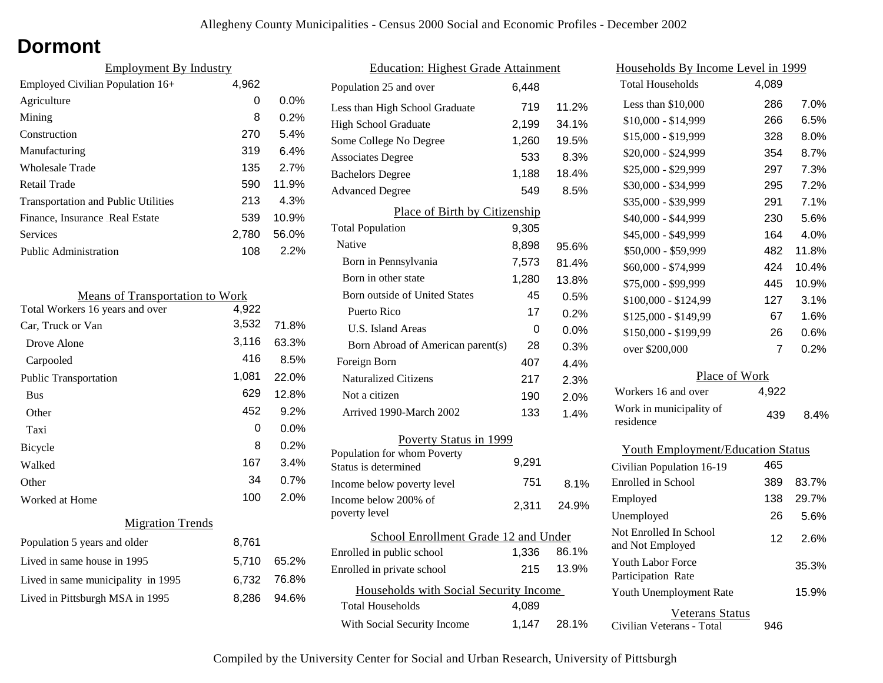# Dormont

## Employment By Industry

| | | |
|---|---|---|
| Employed Civilian Population 16+ | 4,962 | |
| Agriculture | 0 | 0.0% |
| Mining | 8 | 0.2% |
| Construction | 270 | 5.4% |
| Manufacturing | 319 | 6.4% |
| Wholesale Trade | 135 | 2.7% |
| Retail Trade | 590 | 11.9% |
| Transportation and Public Utilities | 213 | 4.3% |
| Finance, Insurance Real Estate | 539 | 10.9% |
| Services | 2,780 | 56.0% |
| Public Administration | 108 | 2.2% |

## Means of Transportation to Work

| | | |
|---|---|---|
| Total Workers 16 years and over | 4,922 | |
| Car, Truck or Van | 3,532 | 71.8% |
| Drove Alone | 3,116 | 63.3% |
| Carpooled | 416 | 8.5% |
| Public Transportation | 1,081 | 22.0% |
| Bus | 629 | 12.8% |
| Other | 452 | 9.2% |
| Taxi | 0 | 0.0% |
| Bicycle | 8 | 0.2% |
| Walked | 167 | 3.4% |
| Other | 34 | 0.7% |
| Worked at Home | 100 | 2.0% |

## Migration Trends

| | | |
|---|---|---|
| Population 5 years and older | 8,761 | |
| Lived in same house in 1995 | 5,710 | 65.2% |
| Lived in same municipality in 1995 | 6,732 | 76.8% |
| Lived in Pittsburgh MSA in 1995 | 8,286 | 94.6% |

## Education: Highest Grade Attainment

| | | |
|---|---|---|
| Population 25 and over | 6,448 | |
| Less than High School Graduate | 719 | 11.2% |
| High School Graduate | 2,199 | 34.1% |
| Some College No Degree | 1,260 | 19.5% |
| Associates Degree | 533 | 8.3% |
| Bachelors Degree | 1,188 | 18.4% |
| Advanced Degree | 549 | 8.5% |

## Place of Birth by Citizenship

| | | |
|---|---|---|
| Total Population | 9,305 | |
| Native | 8,898 | 95.6% |
| Born in Pennsylvania | 7,573 | 81.4% |
| Born in other state | 1,280 | 13.8% |
| Born outside of United States | 45 | 0.5% |
| Puerto Rico | 17 | 0.2% |
| U.S. Island Areas | 0 | 0.0% |
| Born Abroad of American parent(s) | 28 | 0.3% |
| Foreign Born | 407 | 4.4% |
| Naturalized Citizens | 217 | 2.3% |
| Not a citizen | 190 | 2.0% |
| Arrived 1990-March 2002 | 133 | 1.4% |

## Poverty Status in 1999

| | | |
|---|---|---|
| Population for whom Poverty Status is determined | 9,291 | |
| Income below poverty level | 751 | 8.1% |
| Income below 200% of poverty level | 2,311 | 24.9% |

## School Enrollment Grade 12 and Under

| | | |
|---|---|---|
| Enrolled in public school | 1,336 | 86.1% |
| Enrolled in private school | 215 | 13.9% |

## Households with Social Security Income

| | | |
|---|---|---|
| Total Households | 4,089 | |
| With Social Security Income | 1,147 | 28.1% |

## Households By Income Level in 1999

| | | |
|---|---|---|
| Total Households | 4,089 | |
| Less than $10,000 | 286 | 7.0% |
| $10,000 - $14,999 | 266 | 6.5% |
| $15,000 - $19,999 | 328 | 8.0% |
| $20,000 - $24,999 | 354 | 8.7% |
| $25,000 - $29,999 | 297 | 7.3% |
| $30,000 - $34,999 | 295 | 7.2% |
| $35,000 - $39,999 | 291 | 7.1% |
| $40,000 - $44,999 | 230 | 5.6% |
| $45,000 - $49,999 | 164 | 4.0% |
| $50,000 - $59,999 | 482 | 11.8% |
| $60,000 - $74,999 | 424 | 10.4% |
| $75,000 - $99,999 | 445 | 10.9% |
| $100,000 - $124,99 | 127 | 3.1% |
| $125,000 - $149,99 | 67 | 1.6% |
| $150,000 - $199,99 | 26 | 0.6% |
| over $200,000 | 7 | 0.2% |

## Place of Work

| | | |
|---|---|---|
| Workers 16 and over | 4,922 | |
| Work in municipality of residence | 439 | 8.4% |

## Youth Employment/Education Status

| | | |
|---|---|---|
| Civilian Population 16-19 | 465 | |
| Enrolled in School | 389 | 83.7% |
| Employed | 138 | 29.7% |
| Unemployed | 26 | 5.6% |
| Not Enrolled In School and Not Employed | 12 | 2.6% |
| Youth Labor Force Participation Rate | | 35.3% |
| Youth Unemployment Rate | | 15.9% |

## Veterans Status

| | |
|---|---|
| Civilian Veterans - Total | 946 |

Compiled by the University Center for Social and Urban Research, University of Pittsburgh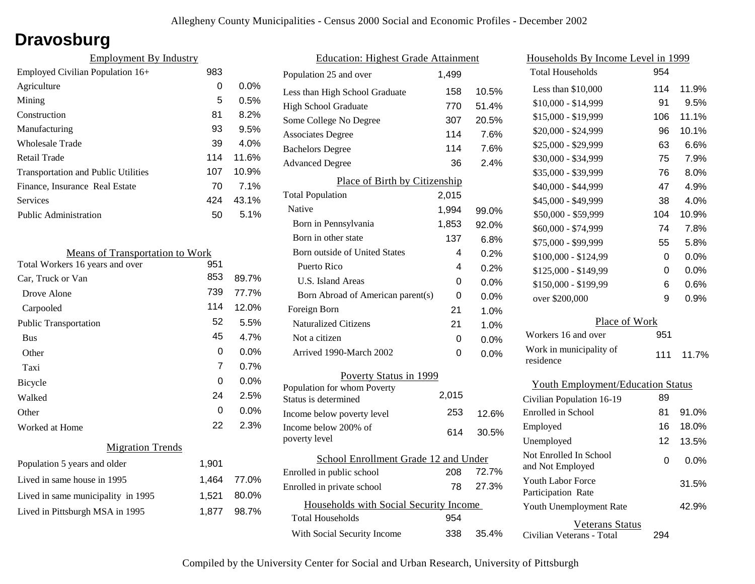# Dravosburg

## Employment By Industry

| | | |
|---|---|---|
| Employed Civilian Population 16+ | 983 | |
| Agriculture | 0 | 0.0% |
| Mining | 5 | 0.5% |
| Construction | 81 | 8.2% |
| Manufacturing | 93 | 9.5% |
| Wholesale Trade | 39 | 4.0% |
| Retail Trade | 114 | 11.6% |
| Transportation and Public Utilities | 107 | 10.9% |
| Finance, Insurance Real Estate | 70 | 7.1% |
| Services | 424 | 43.1% |
| Public Administration | 50 | 5.1% |

## Means of Transportation to Work

| | | |
|---|---|---|
| Total Workers 16 years and over | 951 | |
| Car, Truck or Van | 853 | 89.7% |
| Drove Alone | 739 | 77.7% |
| Carpooled | 114 | 12.0% |
| Public Transportation | 52 | 5.5% |
| Bus | 45 | 4.7% |
| Other | 0 | 0.0% |
| Taxi | 7 | 0.7% |
| Bicycle | 0 | 0.0% |
| Walked | 24 | 2.5% |
| Other | 0 | 0.0% |
| Worked at Home | 22 | 2.3% |

## Migration Trends

| | | |
|---|---|---|
| Population 5 years and older | 1,901 | |
| Lived in same house in 1995 | 1,464 | 77.0% |
| Lived in same municipality in 1995 | 1,521 | 80.0% |
| Lived in Pittsburgh MSA in 1995 | 1,877 | 98.7% |

## Education: Highest Grade Attainment

| | | |
|---|---|---|
| Population 25 and over | 1,499 | |
| Less than High School Graduate | 158 | 10.5% |
| High School Graduate | 770 | 51.4% |
| Some College No Degree | 307 | 20.5% |
| Associates Degree | 114 | 7.6% |
| Bachelors Degree | 114 | 7.6% |
| Advanced Degree | 36 | 2.4% |

## Place of Birth by Citizenship

| | | |
|---|---|---|
| Total Population | 2,015 | |
| Native | 1,994 | 99.0% |
| Born in Pennsylvania | 1,853 | 92.0% |
| Born in other state | 137 | 6.8% |
| Born outside of United States | 4 | 0.2% |
| Puerto Rico | 4 | 0.2% |
| U.S. Island Areas | 0 | 0.0% |
| Born Abroad of American parent(s) | 0 | 0.0% |
| Foreign Born | 21 | 1.0% |
| Naturalized Citizens | 21 | 1.0% |
| Not a citizen | 0 | 0.0% |
| Arrived 1990-March 2002 | 0 | 0.0% |

## Poverty Status in 1999

| | | |
|---|---|---|
| Population for whom Poverty Status is determined | 2,015 | |
| Income below poverty level | 253 | 12.6% |
| Income below 200% of poverty level | 614 | 30.5% |

## School Enrollment Grade 12 and Under

| | | |
|---|---|---|
| Enrolled in public school | 208 | 72.7% |
| Enrolled in private school | 78 | 27.3% |

## Households with Social Security Income

| | | |
|---|---|---|
| Total Households | 954 | |
| With Social Security Income | 338 | 35.4% |

## Households By Income Level in 1999

| | | |
|---|---|---|
| Total Households | 954 | |
| Less than $10,000 | 114 | 11.9% |
| $10,000 - $14,999 | 91 | 9.5% |
| $15,000 - $19,999 | 106 | 11.1% |
| $20,000 - $24,999 | 96 | 10.1% |
| $25,000 - $29,999 | 63 | 6.6% |
| $30,000 - $34,999 | 75 | 7.9% |
| $35,000 - $39,999 | 76 | 8.0% |
| $40,000 - $44,999 | 47 | 4.9% |
| $45,000 - $49,999 | 38 | 4.0% |
| $50,000 - $59,999 | 104 | 10.9% |
| $60,000 - $74,999 | 74 | 7.8% |
| $75,000 - $99,999 | 55 | 5.8% |
| $100,000 - $124,99 | 0 | 0.0% |
| $125,000 - $149,99 | 0 | 0.0% |
| $150,000 - $199,99 | 6 | 0.6% |
| over $200,000 | 9 | 0.9% |

## Place of Work

| | | |
|---|---|---|
| Workers 16 and over | 951 | |
| Work in municipality of residence | 111 | 11.7% |

## Youth Employment/Education Status

| | | |
|---|---|---|
| Civilian Population 16-19 | 89 | |
| Enrolled in School | 81 | 91.0% |
| Employed | 16 | 18.0% |
| Unemployed | 12 | 13.5% |
| Not Enrolled In School and Not Employed | 0 | 0.0% |
| Youth Labor Force Participation Rate | | 31.5% |
| Youth Unemployment Rate | | 42.9% |

## Veterans Status

| | |
|---|---|
| Civilian Veterans - Total | 294 |

Compiled by the University Center for Social and Urban Research, University of Pittsburgh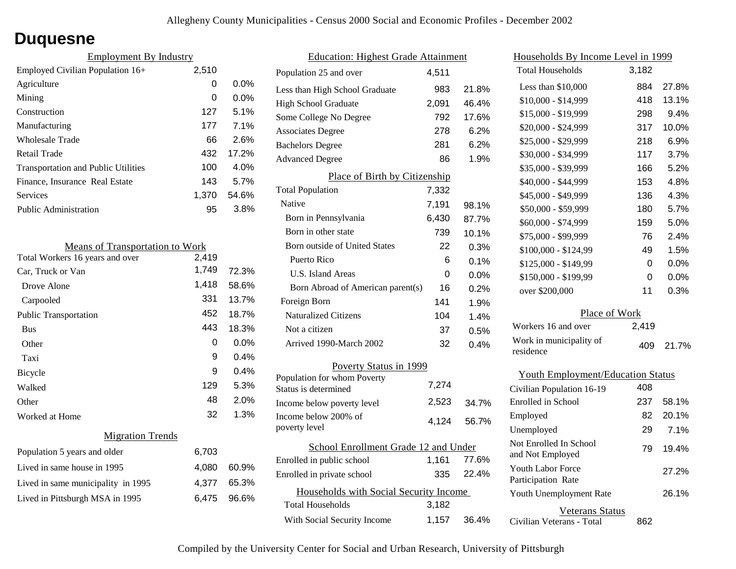# Duquesne

## Employment By Industry

| | | |
|---|---|---|
| Employed Civilian Population 16+ | 2,510 | |
| Agriculture | 0 | 0.0% |
| Mining | 0 | 0.0% |
| Construction | 127 | 5.1% |
| Manufacturing | 177 | 7.1% |
| Wholesale Trade | 66 | 2.6% |
| Retail Trade | 432 | 17.2% |
| Transportation and Public Utilities | 100 | 4.0% |
| Finance, Insurance Real Estate | 143 | 5.7% |
| Services | 1,370 | 54.6% |
| Public Administration | 95 | 3.8% |

## Means of Transportation to Work

| | | |
|---|---|---|
| Total Workers 16 years and over | 2,419 | |
| Car, Truck or Van | 1,749 | 72.3% |
| Drove Alone | 1,418 | 58.6% |
| Carpooled | 331 | 13.7% |
| Public Transportation | 452 | 18.7% |
| Bus | 443 | 18.3% |
| Other | 0 | 0.0% |
| Taxi | 9 | 0.4% |
| Bicycle | 9 | 0.4% |
| Walked | 129 | 5.3% |
| Other | 48 | 2.0% |
| Worked at Home | 32 | 1.3% |

## Migration Trends

| | | |
|---|---|---|
| Population 5 years and older | 6,703 | |
| Lived in same house in 1995 | 4,080 | 60.9% |
| Lived in same municipality in 1995 | 4,377 | 65.3% |
| Lived in Pittsburgh MSA in 1995 | 6,475 | 96.6% |

## Education: Highest Grade Attainment

| | | |
|---|---|---|
| Population 25 and over | 4,511 | |
| Less than High School Graduate | 983 | 21.8% |
| High School Graduate | 2,091 | 46.4% |
| Some College No Degree | 792 | 17.6% |
| Associates Degree | 278 | 6.2% |
| Bachelors Degree | 281 | 6.2% |
| Advanced Degree | 86 | 1.9% |

## Place of Birth by Citizenship

| | | |
|---|---|---|
| Total Population | 7,332 | |
| Native | 7,191 | 98.1% |
| Born in Pennsylvania | 6,430 | 87.7% |
| Born in other state | 739 | 10.1% |
| Born outside of United States | 22 | 0.3% |
| Puerto Rico | 6 | 0.1% |
| U.S. Island Areas | 0 | 0.0% |
| Born Abroad of American parent(s) | 16 | 0.2% |
| Foreign Born | 141 | 1.9% |
| Naturalized Citizens | 104 | 1.4% |
| Not a citizen | 37 | 0.5% |
| Arrived 1990-March 2002 | 32 | 0.4% |

## Poverty Status in 1999

| | | |
|---|---|---|
| Population for whom Poverty Status is determined | 7,274 | |
| Income below poverty level | 2,523 | 34.7% |
| Income below 200% of poverty level | 4,124 | 56.7% |

## School Enrollment Grade 12 and Under

| | | |
|---|---|---|
| Enrolled in public school | 1,161 | 77.6% |
| Enrolled in private school | 335 | 22.4% |

## Households with Social Security Income

| | | |
|---|---|---|
| Total Households | 3,182 | |
| With Social Security Income | 1,157 | 36.4% |

## Households By Income Level in 1999

| | | |
|---|---|---|
| Total Households | 3,182 | |
| Less than $10,000 | 884 | 27.8% |
| $10,000 - $14,999 | 418 | 13.1% |
| $15,000 - $19,999 | 298 | 9.4% |
| $20,000 - $24,999 | 317 | 10.0% |
| $25,000 - $29,999 | 218 | 6.9% |
| $30,000 - $34,999 | 117 | 3.7% |
| $35,000 - $39,999 | 166 | 5.2% |
| $40,000 - $44,999 | 153 | 4.8% |
| $45,000 - $49,999 | 136 | 4.3% |
| $50,000 - $59,999 | 180 | 5.7% |
| $60,000 - $74,999 | 159 | 5.0% |
| $75,000 - $99,999 | 76 | 2.4% |
| $100,000 - $124,99 | 49 | 1.5% |
| $125,000 - $149,99 | 0 | 0.0% |
| $150,000 - $199,99 | 0 | 0.0% |
| over $200,000 | 11 | 0.3% |

## Place of Work

| | | |
|---|---|---|
| Workers 16 and over | 2,419 | |
| Work in municipality of residence | 409 | 21.7% |

## Youth Employment/Education Status

| | | |
|---|---|---|
| Civilian Population 16-19 | 408 | |
| Enrolled in School | 237 | 58.1% |
| Employed | 82 | 20.1% |
| Unemployed | 29 | 7.1% |
| Not Enrolled In School and Not Employed | 79 | 19.4% |
| Youth Labor Force Participation Rate | | 27.2% |
| Youth Unemployment Rate | | 26.1% |

## Veterans Status

| | |
|---|---|
| Civilian Veterans - Total | 862 |

Compiled by the University Center for Social and Urban Research, University of Pittsburgh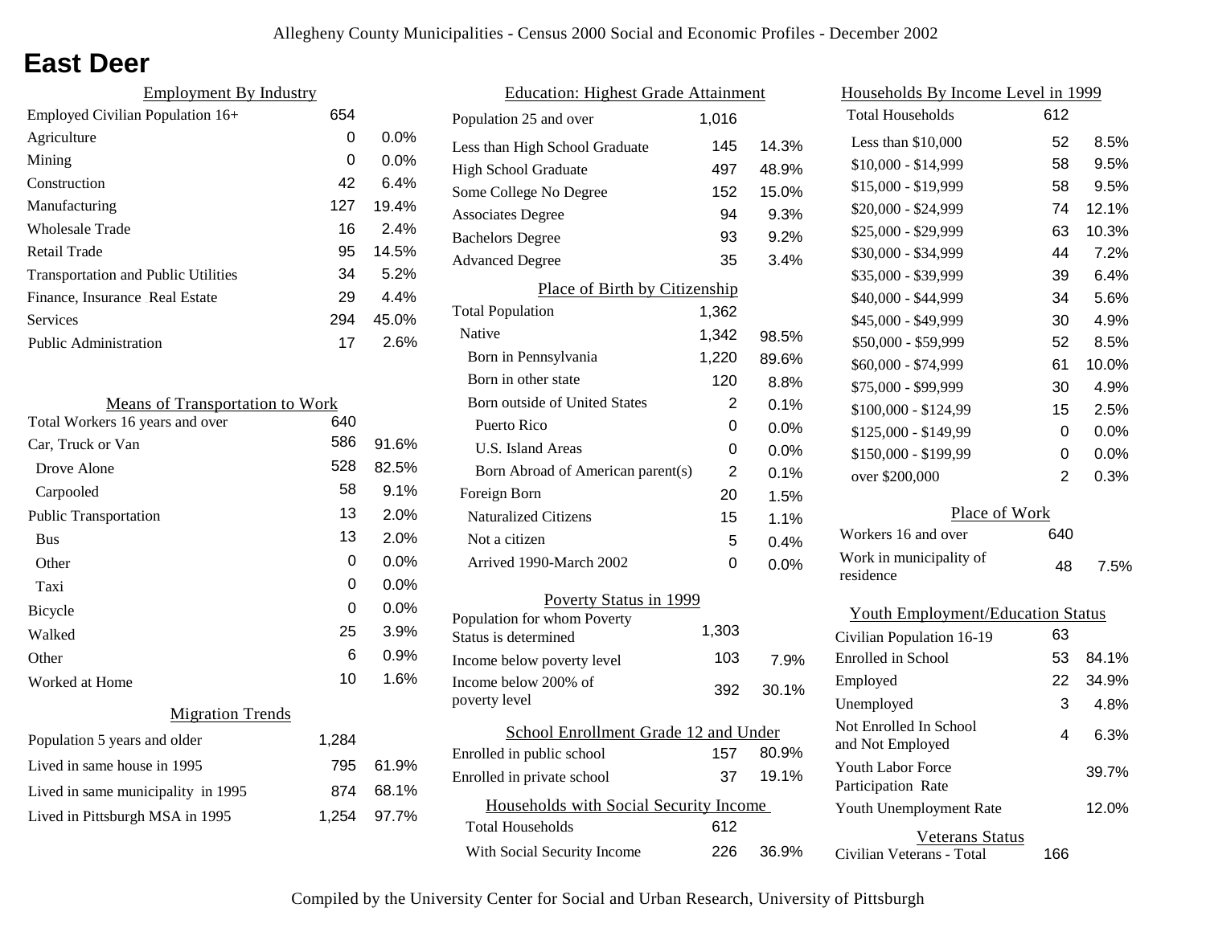# East Deer

## Employment By Industry

| Employment By Industry | | |
|---|---|---|
| Employed Civilian Population 16+ | 654 | |
| Agriculture | 0 | 0.0% |
| Mining | 0 | 0.0% |
| Construction | 42 | 6.4% |
| Manufacturing | 127 | 19.4% |
| Wholesale Trade | 16 | 2.4% |
| Retail Trade | 95 | 14.5% |
| Transportation and Public Utilities | 34 | 5.2% |
| Finance, Insurance Real Estate | 29 | 4.4% |
| Services | 294 | 45.0% |
| Public Administration | 17 | 2.6% |

## Means of Transportation to Work

| Means of Transportation to Work | | |
|---|---|---|
| Total Workers 16 years and over | 640 | |
| Car, Truck or Van | 586 | 91.6% |
| Drove Alone | 528 | 82.5% |
| Carpooled | 58 | 9.1% |
| Public Transportation | 13 | 2.0% |
| Bus | 13 | 2.0% |
| Other | 0 | 0.0% |
| Taxi | 0 | 0.0% |
| Bicycle | 0 | 0.0% |
| Walked | 25 | 3.9% |
| Other | 6 | 0.9% |
| Worked at Home | 10 | 1.6% |

## Migration Trends

| Migration Trends | | |
|---|---|---|
| Population 5 years and older | 1,284 | |
| Lived in same house in 1995 | 795 | 61.9% |
| Lived in same municipality in 1995 | 874 | 68.1% |
| Lived in Pittsburgh MSA in 1995 | 1,254 | 97.7% |

## Education: Highest Grade Attainment

| Education: Highest Grade Attainment | | |
|---|---|---|
| Population 25 and over | 1,016 | |
| Less than High School Graduate | 145 | 14.3% |
| High School Graduate | 497 | 48.9% |
| Some College No Degree | 152 | 15.0% |
| Associates Degree | 94 | 9.3% |
| Bachelors Degree | 93 | 9.2% |
| Advanced Degree | 35 | 3.4% |

## Place of Birth by Citizenship

| Place of Birth by Citizenship | | |
|---|---|---|
| Total Population | 1,362 | |
| Native | 1,342 | 98.5% |
| Born in Pennsylvania | 1,220 | 89.6% |
| Born in other state | 120 | 8.8% |
| Born outside of United States | 2 | 0.1% |
| Puerto Rico | 0 | 0.0% |
| U.S. Island Areas | 0 | 0.0% |
| Born Abroad of American parent(s) | 2 | 0.1% |
| Foreign Born | 20 | 1.5% |
| Naturalized Citizens | 15 | 1.1% |
| Not a citizen | 5 | 0.4% |
| Arrived 1990-March 2002 | 0 | 0.0% |

## Poverty Status in 1999

| Poverty Status in 1999 | | |
|---|---|---|
| Population for whom Poverty Status is determined | 1,303 | |
| Income below poverty level | 103 | 7.9% |
| Income below 200% of poverty level | 392 | 30.1% |

## School Enrollment Grade 12 and Under

| School Enrollment Grade 12 and Under | | |
|---|---|---|
| Enrolled in public school | 157 | 80.9% |
| Enrolled in private school | 37 | 19.1% |

## Households with Social Security Income

| Households with Social Security Income | | |
|---|---|---|
| Total Households | 612 | |
| With Social Security Income | 226 | 36.9% |

## Households By Income Level in 1999

| Households By Income Level in 1999 | | |
|---|---|---|
| Total Households | 612 | |
| Less than $10,000 | 52 | 8.5% |
| $10,000 - $14,999 | 58 | 9.5% |
| $15,000 - $19,999 | 58 | 9.5% |
| $20,000 - $24,999 | 74 | 12.1% |
| $25,000 - $29,999 | 63 | 10.3% |
| $30,000 - $34,999 | 44 | 7.2% |
| $35,000 - $39,999 | 39 | 6.4% |
| $40,000 - $44,999 | 34 | 5.6% |
| $45,000 - $49,999 | 30 | 4.9% |
| $50,000 - $59,999 | 52 | 8.5% |
| $60,000 - $74,999 | 61 | 10.0% |
| $75,000 - $99,999 | 30 | 4.9% |
| $100,000 - $124,99 | 15 | 2.5% |
| $125,000 - $149,99 | 0 | 0.0% |
| $150,000 - $199,99 | 0 | 0.0% |
| over $200,000 | 2 | 0.3% |

## Place of Work

| Place of Work | | |
|---|---|---|
| Workers 16 and over | 640 | |
| Work in municipality of residence | 48 | 7.5% |

## Youth Employment/Education Status

| Youth Employment/Education Status | | |
|---|---|---|
| Civilian Population 16-19 | 63 | |
| Enrolled in School | 53 | 84.1% |
| Employed | 22 | 34.9% |
| Unemployed | 3 | 4.8% |
| Not Enrolled In School and Not Employed | 4 | 6.3% |
| Youth Labor Force Participation Rate | | 39.7% |
| Youth Unemployment Rate | | 12.0% |

## Veterans Status

| Veterans Status | |
|---|---|
| Civilian Veterans - Total | 166 |

Compiled by the University Center for Social and Urban Research, University of Pittsburgh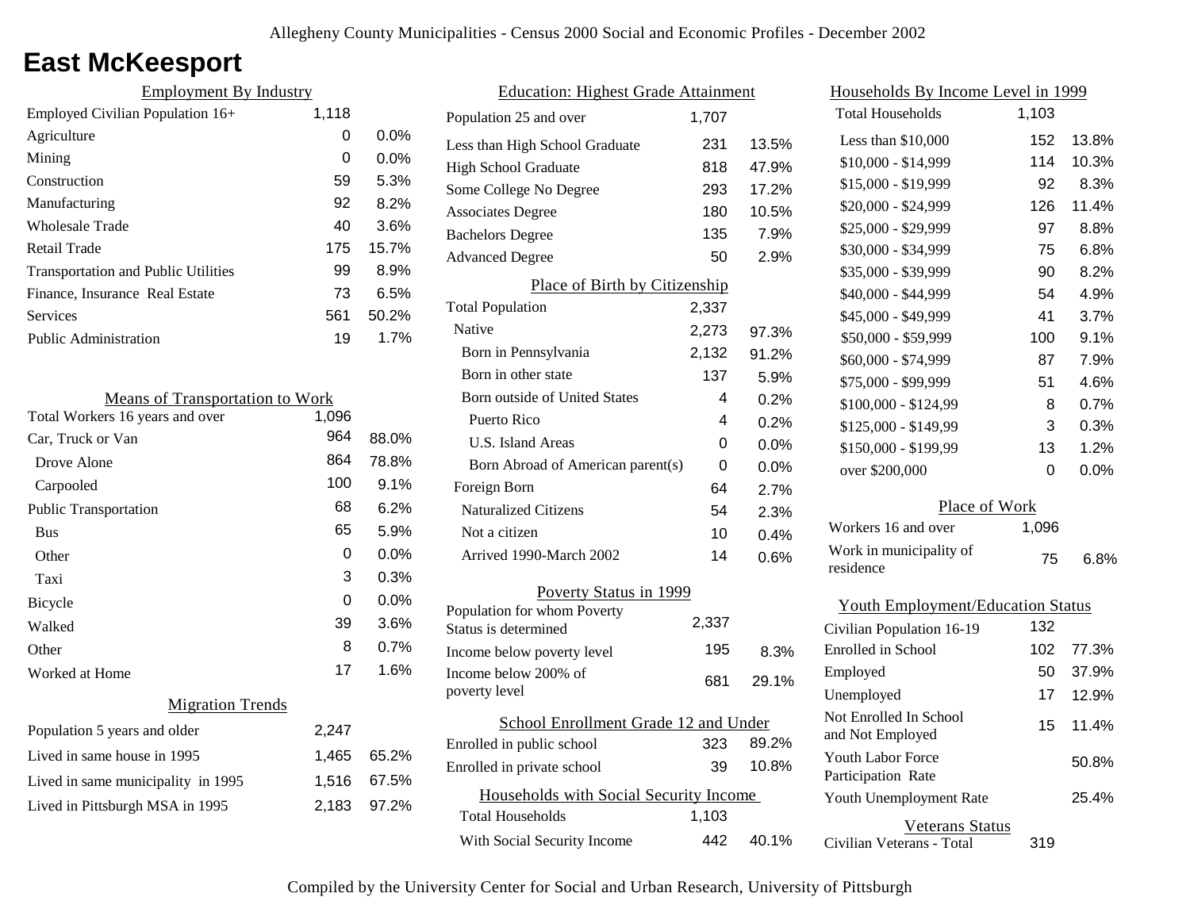# East McKeesport

## Employment By Industry

| Employment By Industry | | |
|---|---|---|
| Employed Civilian Population 16+ | 1,118 | |
| Agriculture | 0 | 0.0% |
| Mining | 0 | 0.0% |
| Construction | 59 | 5.3% |
| Manufacturing | 92 | 8.2% |
| Wholesale Trade | 40 | 3.6% |
| Retail Trade | 175 | 15.7% |
| Transportation and Public Utilities | 99 | 8.9% |
| Finance, Insurance Real Estate | 73 | 6.5% |
| Services | 561 | 50.2% |
| Public Administration | 19 | 1.7% |

## Means of Transportation to Work

| Means of Transportation to Work | | |
|---|---|---|
| Total Workers 16 years and over | 1,096 | |
| Car, Truck or Van | 964 | 88.0% |
| Drove Alone | 864 | 78.8% |
| Carpooled | 100 | 9.1% |
| Public Transportation | 68 | 6.2% |
| Bus | 65 | 5.9% |
| Other | 0 | 0.0% |
| Taxi | 3 | 0.3% |
| Bicycle | 0 | 0.0% |
| Walked | 39 | 3.6% |
| Other | 8 | 0.7% |
| Worked at Home | 17 | 1.6% |

## Migration Trends

| Migration Trends | | |
|---|---|---|
| Population 5 years and older | 2,247 | |
| Lived in same house in 1995 | 1,465 | 65.2% |
| Lived in same municipality in 1995 | 1,516 | 67.5% |
| Lived in Pittsburgh MSA in 1995 | 2,183 | 97.2% |

## Education: Highest Grade Attainment

| Education: Highest Grade Attainment | | |
|---|---|---|
| Population 25 and over | 1,707 | |
| Less than High School Graduate | 231 | 13.5% |
| High School Graduate | 818 | 47.9% |
| Some College No Degree | 293 | 17.2% |
| Associates Degree | 180 | 10.5% |
| Bachelors Degree | 135 | 7.9% |
| Advanced Degree | 50 | 2.9% |

## Place of Birth by Citizenship

| Place of Birth by Citizenship | | |
|---|---|---|
| Total Population | 2,337 | |
| Native | 2,273 | 97.3% |
| Born in Pennsylvania | 2,132 | 91.2% |
| Born in other state | 137 | 5.9% |
| Born outside of United States | 4 | 0.2% |
| Puerto Rico | 4 | 0.2% |
| U.S. Island Areas | 0 | 0.0% |
| Born Abroad of American parent(s) | 0 | 0.0% |
| Foreign Born | 64 | 2.7% |
| Naturalized Citizens | 54 | 2.3% |
| Not a citizen | 10 | 0.4% |
| Arrived 1990-March 2002 | 14 | 0.6% |

## Poverty Status in 1999

| Poverty Status in 1999 | | |
|---|---|---|
| Population for whom Poverty Status is determined | 2,337 | |
| Income below poverty level | 195 | 8.3% |
| Income below 200% of poverty level | 681 | 29.1% |

## School Enrollment Grade 12 and Under

| School Enrollment Grade 12 and Under | | |
|---|---|---|
| Enrolled in public school | 323 | 89.2% |
| Enrolled in private school | 39 | 10.8% |

## Households with Social Security Income

| Households with Social Security Income | | |
|---|---|---|
| Total Households | 1,103 | |
| With Social Security Income | 442 | 40.1% |

## Households By Income Level in 1999

| Households By Income Level in 1999 | | |
|---|---|---|
| Total Households | 1,103 | |
| Less than $10,000 | 152 | 13.8% |
| $10,000 - $14,999 | 114 | 10.3% |
| $15,000 - $19,999 | 92 | 8.3% |
| $20,000 - $24,999 | 126 | 11.4% |
| $25,000 - $29,999 | 97 | 8.8% |
| $30,000 - $34,999 | 75 | 6.8% |
| $35,000 - $39,999 | 90 | 8.2% |
| $40,000 - $44,999 | 54 | 4.9% |
| $45,000 - $49,999 | 41 | 3.7% |
| $50,000 - $59,999 | 100 | 9.1% |
| $60,000 - $74,999 | 87 | 7.9% |
| $75,000 - $99,999 | 51 | 4.6% |
| $100,000 - $124,99 | 8 | 0.7% |
| $125,000 - $149,99 | 3 | 0.3% |
| $150,000 - $199,99 | 13 | 1.2% |
| over $200,000 | 0 | 0.0% |

## Place of Work

| Place of Work | | |
|---|---|---|
| Workers 16 and over | 1,096 | |
| Work in municipality of residence | 75 | 6.8% |

## Youth Employment/Education Status

| Youth Employment/Education Status | | |
|---|---|---|
| Civilian Population 16-19 | 132 | |
| Enrolled in School | 102 | 77.3% |
| Employed | 50 | 37.9% |
| Unemployed | 17 | 12.9% |
| Not Enrolled In School and Not Employed | 15 | 11.4% |
| Youth Labor Force Participation Rate | | 50.8% |
| Youth Unemployment Rate | | 25.4% |

## Veterans Status

| Veterans Status | |
|---|---|
| Civilian Veterans - Total | 319 |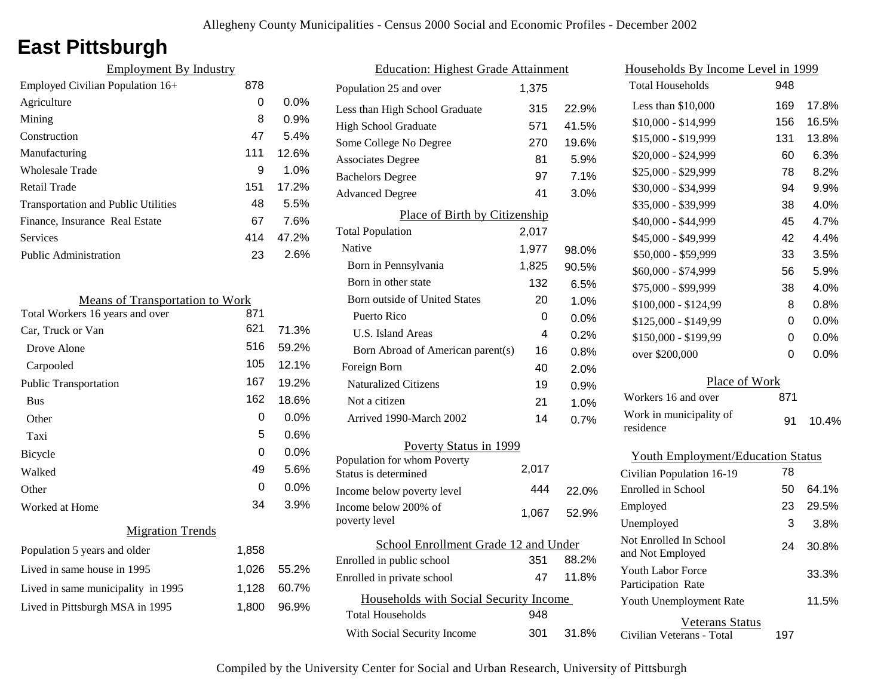# East Pittsburgh

## Employment By Industry

| | | |
|---|---|---|
| Employed Civilian Population 16+ | 878 | |
| Agriculture | 0 | 0.0% |
| Mining | 8 | 0.9% |
| Construction | 47 | 5.4% |
| Manufacturing | 111 | 12.6% |
| Wholesale Trade | 9 | 1.0% |
| Retail Trade | 151 | 17.2% |
| Transportation and Public Utilities | 48 | 5.5% |
| Finance, Insurance Real Estate | 67 | 7.6% |
| Services | 414 | 47.2% |
| Public Administration | 23 | 2.6% |

## Means of Transportation to Work

| | | |
|---|---|---|
| Total Workers 16 years and over | 871 | |
| Car, Truck or Van | 621 | 71.3% |
| Drove Alone | 516 | 59.2% |
| Carpooled | 105 | 12.1% |
| Public Transportation | 167 | 19.2% |
| Bus | 162 | 18.6% |
| Other | 0 | 0.0% |
| Taxi | 5 | 0.6% |
| Bicycle | 0 | 0.0% |
| Walked | 49 | 5.6% |
| Other | 0 | 0.0% |
| Worked at Home | 34 | 3.9% |

## Migration Trends

| | | |
|---|---|---|
| Population 5 years and older | 1,858 | |
| Lived in same house in 1995 | 1,026 | 55.2% |
| Lived in same municipality in 1995 | 1,128 | 60.7% |
| Lived in Pittsburgh MSA in 1995 | 1,800 | 96.9% |

## Education: Highest Grade Attainment

| | | |
|---|---|---|
| Population 25 and over | 1,375 | |
| Less than High School Graduate | 315 | 22.9% |
| High School Graduate | 571 | 41.5% |
| Some College No Degree | 270 | 19.6% |
| Associates Degree | 81 | 5.9% |
| Bachelors Degree | 97 | 7.1% |
| Advanced Degree | 41 | 3.0% |

## Place of Birth by Citizenship

| | | |
|---|---|---|
| Total Population | 2,017 | |
| Native | 1,977 | 98.0% |
| Born in Pennsylvania | 1,825 | 90.5% |
| Born in other state | 132 | 6.5% |
| Born outside of United States | 20 | 1.0% |
| Puerto Rico | 0 | 0.0% |
| U.S. Island Areas | 4 | 0.2% |
| Born Abroad of American parent(s) | 16 | 0.8% |
| Foreign Born | 40 | 2.0% |
| Naturalized Citizens | 19 | 0.9% |
| Not a citizen | 21 | 1.0% |
| Arrived 1990-March 2002 | 14 | 0.7% |

## Poverty Status in 1999

| | | |
|---|---|---|
| Population for whom Poverty Status is determined | 2,017 | |
| Income below poverty level | 444 | 22.0% |
| Income below 200% of poverty level | 1,067 | 52.9% |

## School Enrollment Grade 12 and Under

| | | |
|---|---|---|
| Enrolled in public school | 351 | 88.2% |
| Enrolled in private school | 47 | 11.8% |

## Households with Social Security Income

| | | |
|---|---|---|
| Total Households | 948 | |
| With Social Security Income | 301 | 31.8% |

## Households By Income Level in 1999

| | | |
|---|---|---|
| Total Households | 948 | |
| Less than $10,000 | 169 | 17.8% |
| $10,000 - $14,999 | 156 | 16.5% |
| $15,000 - $19,999 | 131 | 13.8% |
| $20,000 - $24,999 | 60 | 6.3% |
| $25,000 - $29,999 | 78 | 8.2% |
| $30,000 - $34,999 | 94 | 9.9% |
| $35,000 - $39,999 | 38 | 4.0% |
| $40,000 - $44,999 | 45 | 4.7% |
| $45,000 - $49,999 | 42 | 4.4% |
| $50,000 - $59,999 | 33 | 3.5% |
| $60,000 - $74,999 | 56 | 5.9% |
| $75,000 - $99,999 | 38 | 4.0% |
| $100,000 - $124,99 | 8 | 0.8% |
| $125,000 - $149,99 | 0 | 0.0% |
| $150,000 - $199,99 | 0 | 0.0% |
| over $200,000 | 0 | 0.0% |

## Place of Work

| | | |
|---|---|---|
| Workers 16 and over | 871 | |
| Work in municipality of residence | 91 | 10.4% |

## Youth Employment/Education Status

| | | |
|---|---|---|
| Civilian Population 16-19 | 78 | |
| Enrolled in School | 50 | 64.1% |
| Employed | 23 | 29.5% |
| Unemployed | 3 | 3.8% |
| Not Enrolled In School and Not Employed | 24 | 30.8% |
| Youth Labor Force Participation Rate | | 33.3% |
| Youth Unemployment Rate | | 11.5% |

## Veterans Status

| | |
|---|---|
| Civilian Veterans - Total | 197 |

Compiled by the University Center for Social and Urban Research, University of Pittsburgh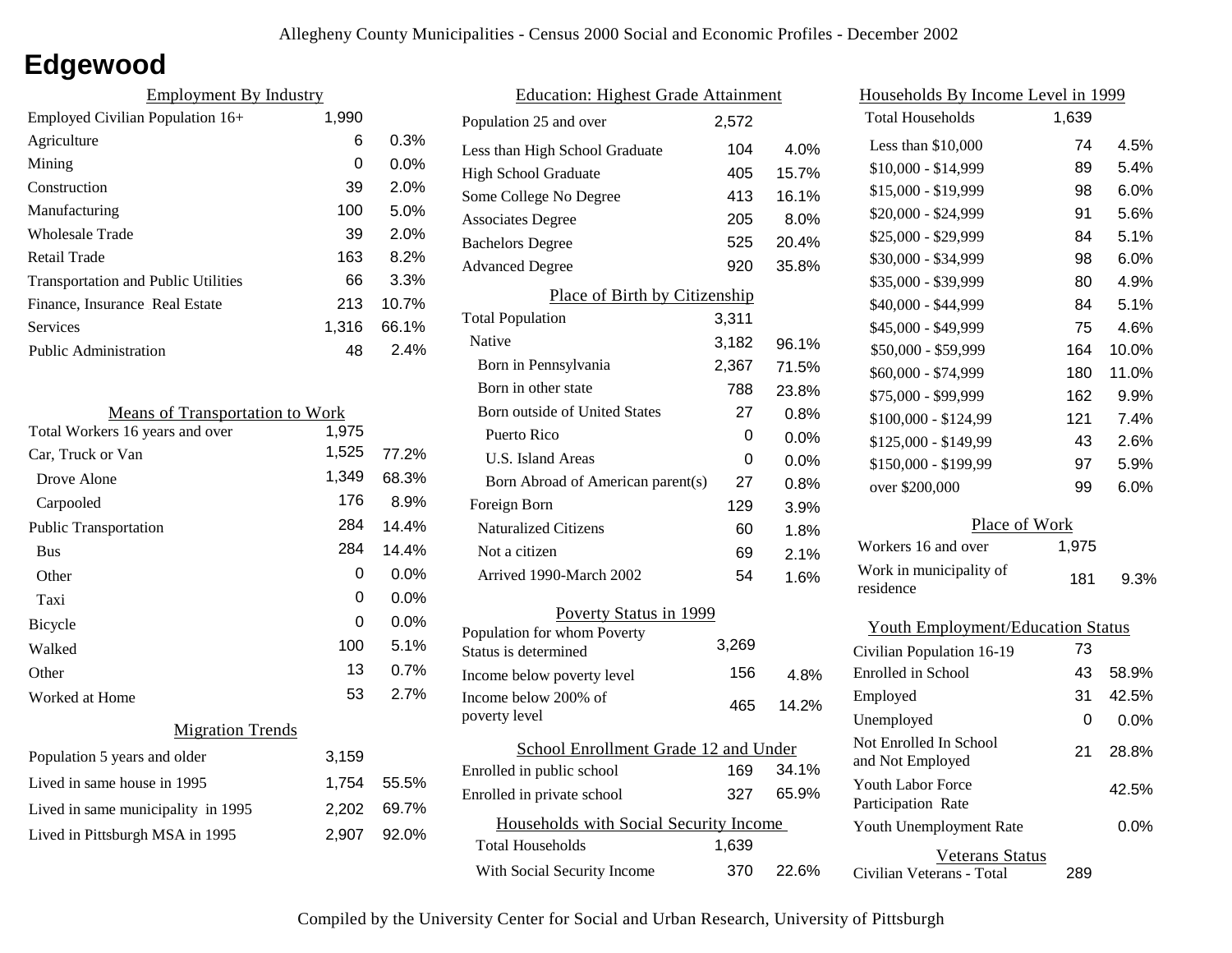# Edgewood

## Employment By Industry

| | | |
|---|---|---|
| Employed Civilian Population 16+ | 1,990 | |
| Agriculture | 6 | 0.3% |
| Mining | 0 | 0.0% |
| Construction | 39 | 2.0% |
| Manufacturing | 100 | 5.0% |
| Wholesale Trade | 39 | 2.0% |
| Retail Trade | 163 | 8.2% |
| Transportation and Public Utilities | 66 | 3.3% |
| Finance, Insurance Real Estate | 213 | 10.7% |
| Services | 1,316 | 66.1% |
| Public Administration | 48 | 2.4% |

## Means of Transportation to Work

| | | |
|---|---|---|
| Total Workers 16 years and over | 1,975 | |
| Car, Truck or Van | 1,525 | 77.2% |
| Drove Alone | 1,349 | 68.3% |
| Carpooled | 176 | 8.9% |
| Public Transportation | 284 | 14.4% |
| Bus | 284 | 14.4% |
| Other | 0 | 0.0% |
| Taxi | 0 | 0.0% |
| Bicycle | 0 | 0.0% |
| Walked | 100 | 5.1% |
| Other | 13 | 0.7% |
| Worked at Home | 53 | 2.7% |

## Migration Trends

| | | |
|---|---|---|
| Population 5 years and older | 3,159 | |
| Lived in same house in 1995 | 1,754 | 55.5% |
| Lived in same municipality in 1995 | 2,202 | 69.7% |
| Lived in Pittsburgh MSA in 1995 | 2,907 | 92.0% |

## Education: Highest Grade Attainment

| | | |
|---|---|---|
| Population 25 and over | 2,572 | |
| Less than High School Graduate | 104 | 4.0% |
| High School Graduate | 405 | 15.7% |
| Some College No Degree | 413 | 16.1% |
| Associates Degree | 205 | 8.0% |
| Bachelors Degree | 525 | 20.4% |
| Advanced Degree | 920 | 35.8% |

## Place of Birth by Citizenship

| | | |
|---|---|---|
| Total Population | 3,311 | |
| Native | 3,182 | 96.1% |
| Born in Pennsylvania | 2,367 | 71.5% |
| Born in other state | 788 | 23.8% |
| Born outside of United States | 27 | 0.8% |
| Puerto Rico | 0 | 0.0% |
| U.S. Island Areas | 0 | 0.0% |
| Born Abroad of American parent(s) | 27 | 0.8% |
| Foreign Born | 129 | 3.9% |
| Naturalized Citizens | 60 | 1.8% |
| Not a citizen | 69 | 2.1% |
| Arrived 1990-March 2002 | 54 | 1.6% |

## Poverty Status in 1999

| | | |
|---|---|---|
| Population for whom Poverty Status is determined | 3,269 | |
| Income below poverty level | 156 | 4.8% |
| Income below 200% of poverty level | 465 | 14.2% |

## School Enrollment Grade 12 and Under

| | | |
|---|---|---|
| Enrolled in public school | 169 | 34.1% |
| Enrolled in private school | 327 | 65.9% |

## Households with Social Security Income

| | | |
|---|---|---|
| Total Households | 1,639 | |
| With Social Security Income | 370 | 22.6% |

## Households By Income Level in 1999

| | | |
|---|---|---|
| Total Households | 1,639 | |
| Less than $10,000 | 74 | 4.5% |
| $10,000 - $14,999 | 89 | 5.4% |
| $15,000 - $19,999 | 98 | 6.0% |
| $20,000 - $24,999 | 91 | 5.6% |
| $25,000 - $29,999 | 84 | 5.1% |
| $30,000 - $34,999 | 98 | 6.0% |
| $35,000 - $39,999 | 80 | 4.9% |
| $40,000 - $44,999 | 84 | 5.1% |
| $45,000 - $49,999 | 75 | 4.6% |
| $50,000 - $59,999 | 164 | 10.0% |
| $60,000 - $74,999 | 180 | 11.0% |
| $75,000 - $99,999 | 162 | 9.9% |
| $100,000 - $124,99 | 121 | 7.4% |
| $125,000 - $149,99 | 43 | 2.6% |
| $150,000 - $199,99 | 97 | 5.9% |
| over $200,000 | 99 | 6.0% |

## Place of Work

| | | |
|---|---|---|
| Workers 16 and over | 1,975 | |
| Work in municipality of residence | 181 | 9.3% |

## Youth Employment/Education Status

| | | |
|---|---|---|
| Civilian Population 16-19 | 73 | |
| Enrolled in School | 43 | 58.9% |
| Employed | 31 | 42.5% |
| Unemployed | 0 | 0.0% |
| Not Enrolled In School and Not Employed | 21 | 28.8% |
| Youth Labor Force Participation Rate | | 42.5% |
| Youth Unemployment Rate | | 0.0% |

## Veterans Status

| | |
|---|---|
| Civilian Veterans - Total | 289 |

Compiled by the University Center for Social and Urban Research, University of Pittsburgh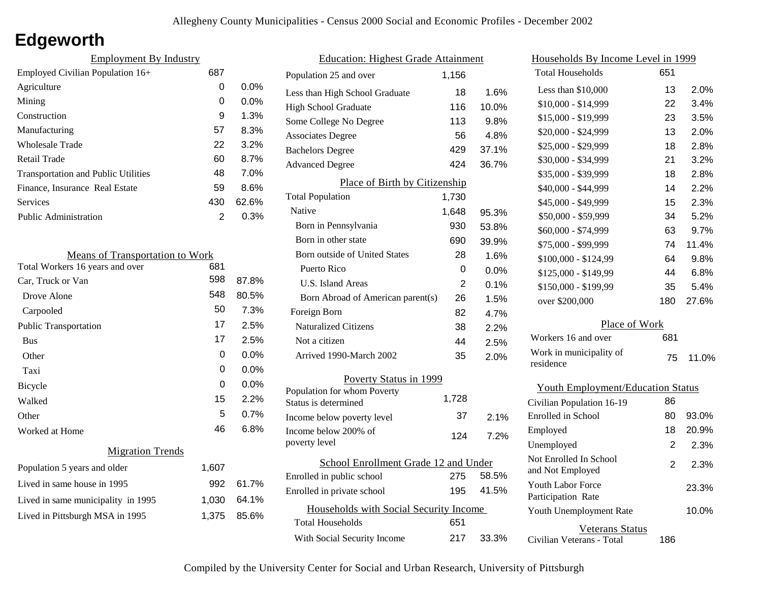Allegheny County Municipalities - Census 2000 Social and Economic Profiles - December 2002

# Edgeworth

## Employment By Industry

| Employment By Industry | | |
|---|---|---|
| Employed Civilian Population 16+ | 687 | |
| Agriculture | 0 | 0.0% |
| Mining | 0 | 0.0% |
| Construction | 9 | 1.3% |
| Manufacturing | 57 | 8.3% |
| Wholesale Trade | 22 | 3.2% |
| Retail Trade | 60 | 8.7% |
| Transportation and Public Utilities | 48 | 7.0% |
| Finance, Insurance Real Estate | 59 | 8.6% |
| Services | 430 | 62.6% |
| Public Administration | 2 | 0.3% |

## Means of Transportation to Work

| Means of Transportation to Work | | |
|---|---|---|
| Total Workers 16 years and over | 681 | |
| Car, Truck or Van | 598 | 87.8% |
| Drove Alone | 548 | 80.5% |
| Carpooled | 50 | 7.3% |
| Public Transportation | 17 | 2.5% |
| Bus | 17 | 2.5% |
| Other | 0 | 0.0% |
| Taxi | 0 | 0.0% |
| Bicycle | 0 | 0.0% |
| Walked | 15 | 2.2% |
| Other | 5 | 0.7% |
| Worked at Home | 46 | 6.8% |

## Migration Trends

| Migration Trends | | |
|---|---|---|
| Population 5 years and older | 1,607 | |
| Lived in same house in 1995 | 992 | 61.7% |
| Lived in same municipality in 1995 | 1,030 | 64.1% |
| Lived in Pittsburgh MSA in 1995 | 1,375 | 85.6% |

## Education: Highest Grade Attainment

| Education: Highest Grade Attainment | | |
|---|---|---|
| Population 25 and over | 1,156 | |
| Less than High School Graduate | 18 | 1.6% |
| High School Graduate | 116 | 10.0% |
| Some College No Degree | 113 | 9.8% |
| Associates Degree | 56 | 4.8% |
| Bachelors Degree | 429 | 37.1% |
| Advanced Degree | 424 | 36.7% |

## Place of Birth by Citizenship

| Place of Birth by Citizenship | | |
|---|---|---|
| Total Population | 1,730 | |
| Native | 1,648 | 95.3% |
| Born in Pennsylvania | 930 | 53.8% |
| Born in other state | 690 | 39.9% |
| Born outside of United States | 28 | 1.6% |
| Puerto Rico | 0 | 0.0% |
| U.S. Island Areas | 2 | 0.1% |
| Born Abroad of American parent(s) | 26 | 1.5% |
| Foreign Born | 82 | 4.7% |
| Naturalized Citizens | 38 | 2.2% |
| Not a citizen | 44 | 2.5% |
| Arrived 1990-March 2002 | 35 | 2.0% |

## Poverty Status in 1999

| Poverty Status in 1999 | | |
|---|---|---|
| Population for whom Poverty Status is determined | 1,728 | |
| Income below poverty level | 37 | 2.1% |
| Income below 200% of poverty level | 124 | 7.2% |

## School Enrollment Grade 12 and Under

| School Enrollment Grade 12 and Under | | |
|---|---|---|
| Enrolled in public school | 275 | 58.5% |
| Enrolled in private school | 195 | 41.5% |

## Households with Social Security Income

| Households with Social Security Income | | |
|---|---|---|
| Total Households | 651 | |
| With Social Security Income | 217 | 33.3% |

## Households By Income Level in 1999

| Households By Income Level in 1999 | | |
|---|---|---|
| Total Households | 651 | |
| Less than $10,000 | 13 | 2.0% |
| $10,000 - $14,999 | 22 | 3.4% |
| $15,000 - $19,999 | 23 | 3.5% |
| $20,000 - $24,999 | 13 | 2.0% |
| $25,000 - $29,999 | 18 | 2.8% |
| $30,000 - $34,999 | 21 | 3.2% |
| $35,000 - $39,999 | 18 | 2.8% |
| $40,000 - $44,999 | 14 | 2.2% |
| $45,000 - $49,999 | 15 | 2.3% |
| $50,000 - $59,999 | 34 | 5.2% |
| $60,000 - $74,999 | 63 | 9.7% |
| $75,000 - $99,999 | 74 | 11.4% |
| $100,000 - $124,99 | 64 | 9.8% |
| $125,000 - $149,99 | 44 | 6.8% |
| $150,000 - $199,99 | 35 | 5.4% |
| over $200,000 | 180 | 27.6% |

## Place of Work

| Place of Work | | |
|---|---|---|
| Workers 16 and over | 681 | |
| Work in municipality of residence | 75 | 11.0% |

## Youth Employment/Education Status

| Youth Employment/Education Status | | |
|---|---|---|
| Civilian Population 16-19 | 86 | |
| Enrolled in School | 80 | 93.0% |
| Employed | 18 | 20.9% |
| Unemployed | 2 | 2.3% |
| Not Enrolled In School and Not Employed | 2 | 2.3% |
| Youth Labor Force Participation Rate | | 23.3% |
| Youth Unemployment Rate | | 10.0% |

## Veterans Status

| Veterans Status | |
|---|---|
| Civilian Veterans - Total | 186 |

Compiled by the University Center for Social and Urban Research, University of Pittsburgh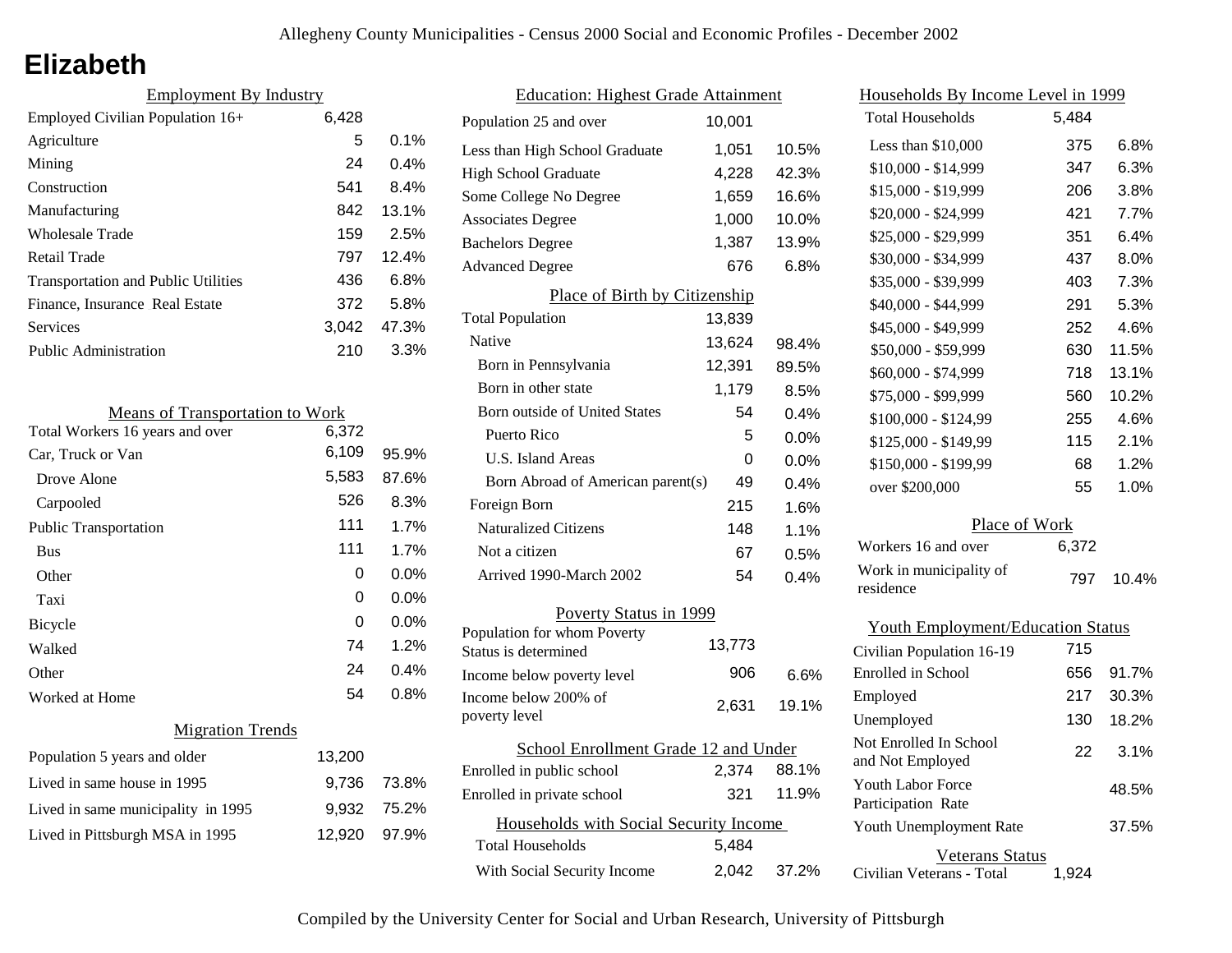# Elizabeth

## Employment By Industry

| | | |
|---|---|---|
| Employed Civilian Population 16+ | 6,428 | |
| Agriculture | 5 | 0.1% |
| Mining | 24 | 0.4% |
| Construction | 541 | 8.4% |
| Manufacturing | 842 | 13.1% |
| Wholesale Trade | 159 | 2.5% |
| Retail Trade | 797 | 12.4% |
| Transportation and Public Utilities | 436 | 6.8% |
| Finance, Insurance Real Estate | 372 | 5.8% |
| Services | 3,042 | 47.3% |
| Public Administration | 210 | 3.3% |

## Means of Transportation to Work

| | | |
|---|---|---|
| Total Workers 16 years and over | 6,372 | |
| Car, Truck or Van | 6,109 | 95.9% |
| Drove Alone | 5,583 | 87.6% |
| Carpooled | 526 | 8.3% |
| Public Transportation | 111 | 1.7% |
| Bus | 111 | 1.7% |
| Other | 0 | 0.0% |
| Taxi | 0 | 0.0% |
| Bicycle | 0 | 0.0% |
| Walked | 74 | 1.2% |
| Other | 24 | 0.4% |
| Worked at Home | 54 | 0.8% |

## Migration Trends

| | | |
|---|---|---|
| Population 5 years and older | 13,200 | |
| Lived in same house in 1995 | 9,736 | 73.8% |
| Lived in same municipality in 1995 | 9,932 | 75.2% |
| Lived in Pittsburgh MSA in 1995 | 12,920 | 97.9% |

## Education: Highest Grade Attainment

| | | |
|---|---|---|
| Population 25 and over | 10,001 | |
| Less than High School Graduate | 1,051 | 10.5% |
| High School Graduate | 4,228 | 42.3% |
| Some College No Degree | 1,659 | 16.6% |
| Associates Degree | 1,000 | 10.0% |
| Bachelors Degree | 1,387 | 13.9% |
| Advanced Degree | 676 | 6.8% |

## Place of Birth by Citizenship

| | | |
|---|---|---|
| Total Population | 13,839 | |
| Native | 13,624 | 98.4% |
| Born in Pennsylvania | 12,391 | 89.5% |
| Born in other state | 1,179 | 8.5% |
| Born outside of United States | 54 | 0.4% |
| Puerto Rico | 5 | 0.0% |
| U.S. Island Areas | 0 | 0.0% |
| Born Abroad of American parent(s) | 49 | 0.4% |
| Foreign Born | 215 | 1.6% |
| Naturalized Citizens | 148 | 1.1% |
| Not a citizen | 67 | 0.5% |
| Arrived 1990-March 2002 | 54 | 0.4% |

## Poverty Status in 1999

| | | |
|---|---|---|
| Population for whom Poverty Status is determined | 13,773 | |
| Income below poverty level | 906 | 6.6% |
| Income below 200% of poverty level | 2,631 | 19.1% |

## School Enrollment Grade 12 and Under

| | | |
|---|---|---|
| Enrolled in public school | 2,374 | 88.1% |
| Enrolled in private school | 321 | 11.9% |

## Households with Social Security Income

| | | |
|---|---|---|
| Total Households | 5,484 | |
| With Social Security Income | 2,042 | 37.2% |

## Households By Income Level in 1999

| | | |
|---|---|---|
| Total Households | 5,484 | |
| Less than $10,000 | 375 | 6.8% |
| $10,000 - $14,999 | 347 | 6.3% |
| $15,000 - $19,999 | 206 | 3.8% |
| $20,000 - $24,999 | 421 | 7.7% |
| $25,000 - $29,999 | 351 | 6.4% |
| $30,000 - $34,999 | 437 | 8.0% |
| $35,000 - $39,999 | 403 | 7.3% |
| $40,000 - $44,999 | 291 | 5.3% |
| $45,000 - $49,999 | 252 | 4.6% |
| $50,000 - $59,999 | 630 | 11.5% |
| $60,000 - $74,999 | 718 | 13.1% |
| $75,000 - $99,999 | 560 | 10.2% |
| $100,000 - $124,99 | 255 | 4.6% |
| $125,000 - $149,99 | 115 | 2.1% |
| $150,000 - $199,99 | 68 | 1.2% |
| over $200,000 | 55 | 1.0% |

## Place of Work

| | | |
|---|---|---|
| Workers 16 and over | 6,372 | |
| Work in municipality of residence | 797 | 10.4% |

## Youth Employment/Education Status

| | | |
|---|---|---|
| Civilian Population 16-19 | 715 | |
| Enrolled in School | 656 | 91.7% |
| Employed | 217 | 30.3% |
| Unemployed | 130 | 18.2% |
| Not Enrolled In School and Not Employed | 22 | 3.1% |
| Youth Labor Force Participation Rate | | 48.5% |
| Youth Unemployment Rate | | 37.5% |

## Veterans Status

| | |
|---|---|
| Civilian Veterans - Total | 1,924 |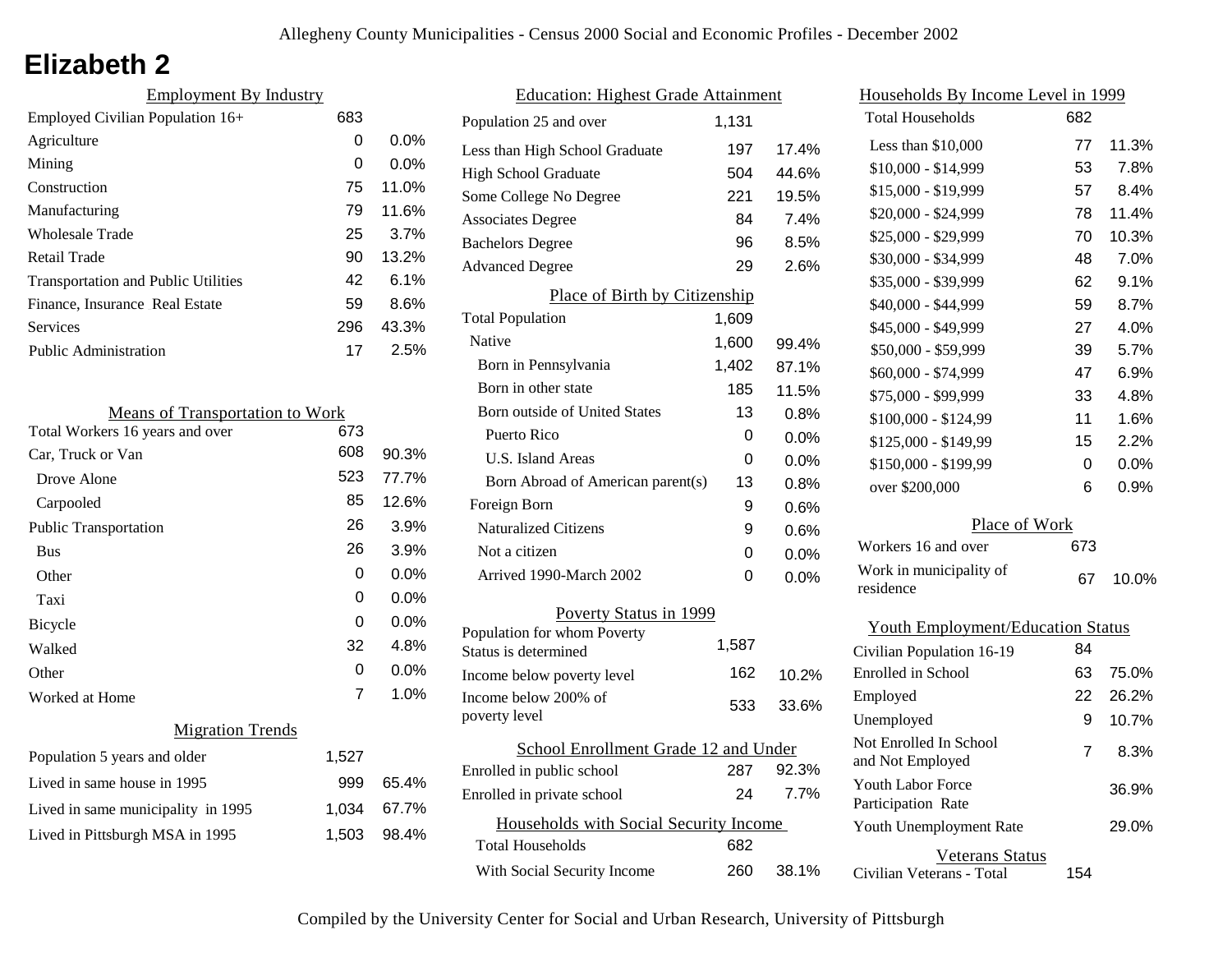# Elizabeth 2

## Employment By Industry

| Employment By Industry | | |
|---|---|---|
| Employed Civilian Population 16+ | 683 | |
| Agriculture | 0 | 0.0% |
| Mining | 0 | 0.0% |
| Construction | 75 | 11.0% |
| Manufacturing | 79 | 11.6% |
| Wholesale Trade | 25 | 3.7% |
| Retail Trade | 90 | 13.2% |
| Transportation and Public Utilities | 42 | 6.1% |
| Finance, Insurance Real Estate | 59 | 8.6% |
| Services | 296 | 43.3% |
| Public Administration | 17 | 2.5% |

## Means of Transportation to Work

| Means of Transportation to Work | | |
|---|---|---|
| Total Workers 16 years and over | 673 | |
| Car, Truck or Van | 608 | 90.3% |
| Drove Alone | 523 | 77.7% |
| Carpooled | 85 | 12.6% |
| Public Transportation | 26 | 3.9% |
| Bus | 26 | 3.9% |
| Other | 0 | 0.0% |
| Taxi | 0 | 0.0% |
| Bicycle | 0 | 0.0% |
| Walked | 32 | 4.8% |
| Other | 0 | 0.0% |
| Worked at Home | 7 | 1.0% |

## Migration Trends

| Migration Trends | | |
|---|---|---|
| Population 5 years and older | 1,527 | |
| Lived in same house in 1995 | 999 | 65.4% |
| Lived in same municipality in 1995 | 1,034 | 67.7% |
| Lived in Pittsburgh MSA in 1995 | 1,503 | 98.4% |

## Education: Highest Grade Attainment

| Education: Highest Grade Attainment | | |
|---|---|---|
| Population 25 and over | 1,131 | |
| Less than High School Graduate | 197 | 17.4% |
| High School Graduate | 504 | 44.6% |
| Some College No Degree | 221 | 19.5% |
| Associates Degree | 84 | 7.4% |
| Bachelors Degree | 96 | 8.5% |
| Advanced Degree | 29 | 2.6% |

## Place of Birth by Citizenship

| Place of Birth by Citizenship | | |
|---|---|---|
| Total Population | 1,609 | |
| Native | 1,600 | 99.4% |
| Born in Pennsylvania | 1,402 | 87.1% |
| Born in other state | 185 | 11.5% |
| Born outside of United States | 13 | 0.8% |
| Puerto Rico | 0 | 0.0% |
| U.S. Island Areas | 0 | 0.0% |
| Born Abroad of American parent(s) | 13 | 0.8% |
| Foreign Born | 9 | 0.6% |
| Naturalized Citizens | 9 | 0.6% |
| Not a citizen | 0 | 0.0% |
| Arrived 1990-March 2002 | 0 | 0.0% |

## Poverty Status in 1999

| Poverty Status in 1999 | | |
|---|---|---|
| Population for whom Poverty Status is determined | 1,587 | |
| Income below poverty level | 162 | 10.2% |
| Income below 200% of poverty level | 533 | 33.6% |

## School Enrollment Grade 12 and Under

| School Enrollment Grade 12 and Under | | |
|---|---|---|
| Enrolled in public school | 287 | 92.3% |
| Enrolled in private school | 24 | 7.7% |

## Households with Social Security Income

| Households with Social Security Income | | |
|---|---|---|
| Total Households | 682 | |
| With Social Security Income | 260 | 38.1% |

## Households By Income Level in 1999

| Households By Income Level in 1999 | | |
|---|---|---|
| Total Households | 682 | |
| Less than $10,000 | 77 | 11.3% |
| $10,000 - $14,999 | 53 | 7.8% |
| $15,000 - $19,999 | 57 | 8.4% |
| $20,000 - $24,999 | 78 | 11.4% |
| $25,000 - $29,999 | 70 | 10.3% |
| $30,000 - $34,999 | 48 | 7.0% |
| $35,000 - $39,999 | 62 | 9.1% |
| $40,000 - $44,999 | 59 | 8.7% |
| $45,000 - $49,999 | 27 | 4.0% |
| $50,000 - $59,999 | 39 | 5.7% |
| $60,000 - $74,999 | 47 | 6.9% |
| $75,000 - $99,999 | 33 | 4.8% |
| $100,000 - $124,99 | 11 | 1.6% |
| $125,000 - $149,99 | 15 | 2.2% |
| $150,000 - $199,99 | 0 | 0.0% |
| over $200,000 | 6 | 0.9% |

## Place of Work

| Place of Work | | |
|---|---|---|
| Workers 16 and over | 673 | |
| Work in municipality of residence | 67 | 10.0% |

## Youth Employment/Education Status

| Youth Employment/Education Status | | |
|---|---|---|
| Civilian Population 16-19 | 84 | |
| Enrolled in School | 63 | 75.0% |
| Employed | 22 | 26.2% |
| Unemployed | 9 | 10.7% |
| Not Enrolled In School and Not Employed | 7 | 8.3% |
| Youth Labor Force Participation Rate | | 36.9% |
| Youth Unemployment Rate | | 29.0% |

## Veterans Status

| Veterans Status | |
|---|---|
| Civilian Veterans - Total | 154 |

Compiled by the University Center for Social and Urban Research, University of Pittsburgh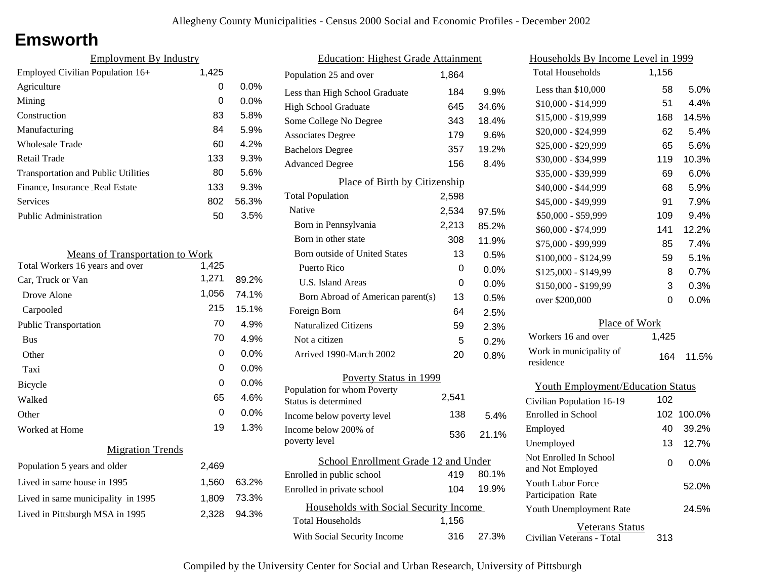# Emsworth

## Employment By Industry

| | | |
|---|---|---|
| Employed Civilian Population 16+ | 1,425 | |
| Agriculture | 0 | 0.0% |
| Mining | 0 | 0.0% |
| Construction | 83 | 5.8% |
| Manufacturing | 84 | 5.9% |
| Wholesale Trade | 60 | 4.2% |
| Retail Trade | 133 | 9.3% |
| Transportation and Public Utilities | 80 | 5.6% |
| Finance, Insurance Real Estate | 133 | 9.3% |
| Services | 802 | 56.3% |
| Public Administration | 50 | 3.5% |

## Means of Transportation to Work

| | | |
|---|---|---|
| Total Workers 16 years and over | 1,425 | |
| Car, Truck or Van | 1,271 | 89.2% |
| Drove Alone | 1,056 | 74.1% |
| Carpooled | 215 | 15.1% |
| Public Transportation | 70 | 4.9% |
| Bus | 70 | 4.9% |
| Other | 0 | 0.0% |
| Taxi | 0 | 0.0% |
| Bicycle | 0 | 0.0% |
| Walked | 65 | 4.6% |
| Other | 0 | 0.0% |
| Worked at Home | 19 | 1.3% |

## Migration Trends

| | | |
|---|---|---|
| Population 5 years and older | 2,469 | |
| Lived in same house in 1995 | 1,560 | 63.2% |
| Lived in same municipality in 1995 | 1,809 | 73.3% |
| Lived in Pittsburgh MSA in 1995 | 2,328 | 94.3% |

## Education: Highest Grade Attainment

| | | |
|---|---|---|
| Population 25 and over | 1,864 | |
| Less than High School Graduate | 184 | 9.9% |
| High School Graduate | 645 | 34.6% |
| Some College No Degree | 343 | 18.4% |
| Associates Degree | 179 | 9.6% |
| Bachelors Degree | 357 | 19.2% |
| Advanced Degree | 156 | 8.4% |

## Place of Birth by Citizenship

| | | |
|---|---|---|
| Total Population | 2,598 | |
| Native | 2,534 | 97.5% |
| Born in Pennsylvania | 2,213 | 85.2% |
| Born in other state | 308 | 11.9% |
| Born outside of United States | 13 | 0.5% |
| Puerto Rico | 0 | 0.0% |
| U.S. Island Areas | 0 | 0.0% |
| Born Abroad of American parent(s) | 13 | 0.5% |
| Foreign Born | 64 | 2.5% |
| Naturalized Citizens | 59 | 2.3% |
| Not a citizen | 5 | 0.2% |
| Arrived 1990-March 2002 | 20 | 0.8% |

## Poverty Status in 1999

| | | |
|---|---|---|
| Population for whom Poverty Status is determined | 2,541 | |
| Income below poverty level | 138 | 5.4% |
| Income below 200% of poverty level | 536 | 21.1% |

## School Enrollment Grade 12 and Under

| | | |
|---|---|---|
| Enrolled in public school | 419 | 80.1% |
| Enrolled in private school | 104 | 19.9% |

## Households with Social Security Income

| | | |
|---|---|---|
| Total Households | 1,156 | |
| With Social Security Income | 316 | 27.3% |

## Households By Income Level in 1999

| | | |
|---|---|---|
| Total Households | 1,156 | |
| Less than $10,000 | 58 | 5.0% |
| $10,000 - $14,999 | 51 | 4.4% |
| $15,000 - $19,999 | 168 | 14.5% |
| $20,000 - $24,999 | 62 | 5.4% |
| $25,000 - $29,999 | 65 | 5.6% |
| $30,000 - $34,999 | 119 | 10.3% |
| $35,000 - $39,999 | 69 | 6.0% |
| $40,000 - $44,999 | 68 | 5.9% |
| $45,000 - $49,999 | 91 | 7.9% |
| $50,000 - $59,999 | 109 | 9.4% |
| $60,000 - $74,999 | 141 | 12.2% |
| $75,000 - $99,999 | 85 | 7.4% |
| $100,000 - $124,99 | 59 | 5.1% |
| $125,000 - $149,99 | 8 | 0.7% |
| $150,000 - $199,99 | 3 | 0.3% |
| over $200,000 | 0 | 0.0% |

## Place of Work

| | | |
|---|---|---|
| Workers 16 and over | 1,425 | |
| Work in municipality of residence | 164 | 11.5% |

## Youth Employment/Education Status

| | | |
|---|---|---|
| Civilian Population 16-19 | 102 | |
| Enrolled in School | 102 | 100.0% |
| Employed | 40 | 39.2% |
| Unemployed | 13 | 12.7% |
| Not Enrolled In School and Not Employed | 0 | 0.0% |
| Youth Labor Force Participation Rate | | 52.0% |
| Youth Unemployment Rate | | 24.5% |

## Veterans Status

| | |
|---|---|
| Civilian Veterans - Total | 313 |

Compiled by the University Center for Social and Urban Research, University of Pittsburgh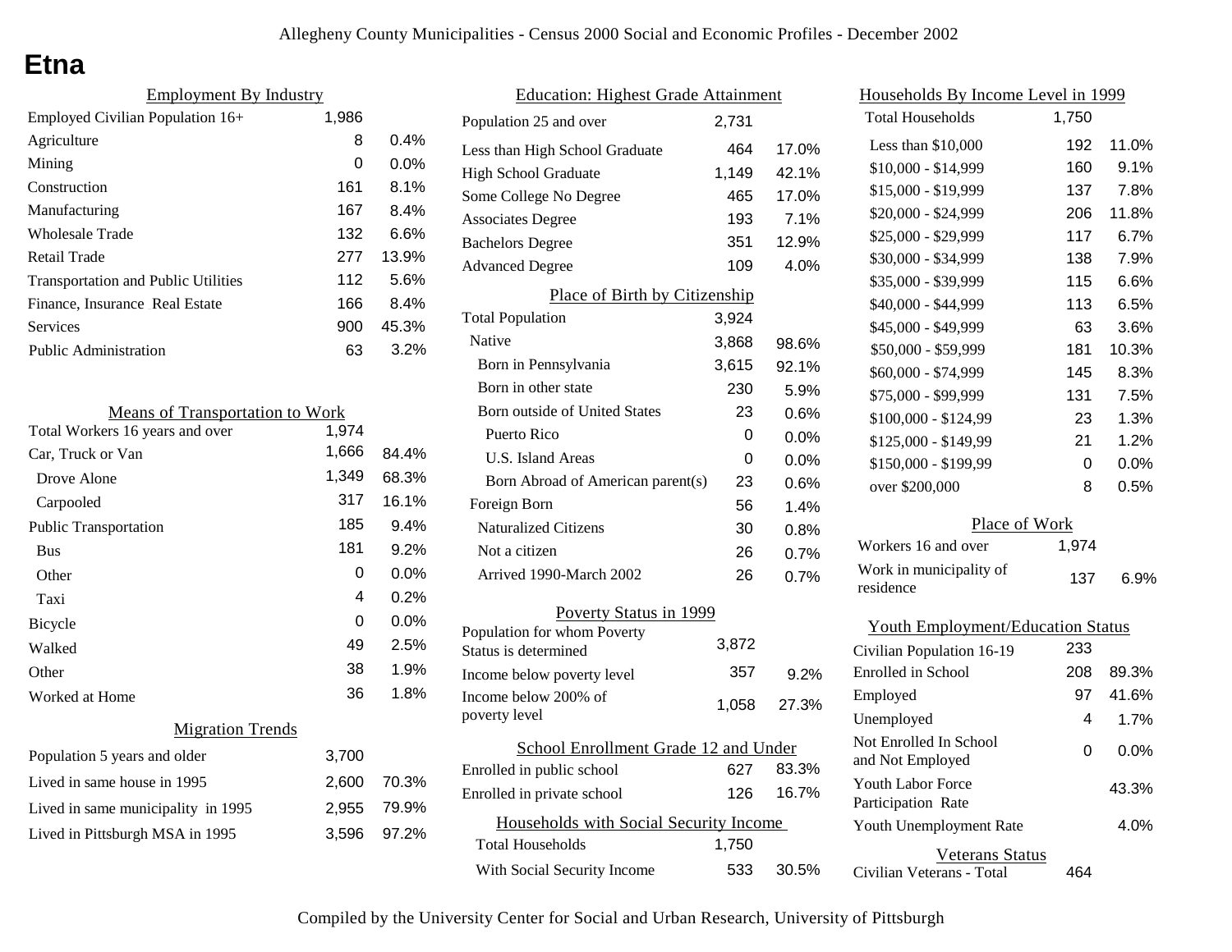# Etna

## Employment By Industry

| | | |
|---|---|---|
| Employed Civilian Population 16+ | 1,986 | |
| Agriculture | 8 | 0.4% |
| Mining | 0 | 0.0% |
| Construction | 161 | 8.1% |
| Manufacturing | 167 | 8.4% |
| Wholesale Trade | 132 | 6.6% |
| Retail Trade | 277 | 13.9% |
| Transportation and Public Utilities | 112 | 5.6% |
| Finance, Insurance Real Estate | 166 | 8.4% |
| Services | 900 | 45.3% |
| Public Administration | 63 | 3.2% |

## Means of Transportation to Work

| | | |
|---|---|---|
| Total Workers 16 years and over | 1,974 | |
| Car, Truck or Van | 1,666 | 84.4% |
| Drove Alone | 1,349 | 68.3% |
| Carpooled | 317 | 16.1% |
| Public Transportation | 185 | 9.4% |
| Bus | 181 | 9.2% |
| Other | 0 | 0.0% |
| Taxi | 4 | 0.2% |
| Bicycle | 0 | 0.0% |
| Walked | 49 | 2.5% |
| Other | 38 | 1.9% |
| Worked at Home | 36 | 1.8% |

## Migration Trends

| | | |
|---|---|---|
| Population 5 years and older | 3,700 | |
| Lived in same house in 1995 | 2,600 | 70.3% |
| Lived in same municipality in 1995 | 2,955 | 79.9% |
| Lived in Pittsburgh MSA in 1995 | 3,596 | 97.2% |

## Education: Highest Grade Attainment

| | | |
|---|---|---|
| Population 25 and over | 2,731 | |
| Less than High School Graduate | 464 | 17.0% |
| High School Graduate | 1,149 | 42.1% |
| Some College No Degree | 465 | 17.0% |
| Associates Degree | 193 | 7.1% |
| Bachelors Degree | 351 | 12.9% |
| Advanced Degree | 109 | 4.0% |

## Place of Birth by Citizenship

| | | |
|---|---|---|
| Total Population | 3,924 | |
| Native | 3,868 | 98.6% |
| Born in Pennsylvania | 3,615 | 92.1% |
| Born in other state | 230 | 5.9% |
| Born outside of United States | 23 | 0.6% |
| Puerto Rico | 0 | 0.0% |
| U.S. Island Areas | 0 | 0.0% |
| Born Abroad of American parent(s) | 23 | 0.6% |
| Foreign Born | 56 | 1.4% |
| Naturalized Citizens | 30 | 0.8% |
| Not a citizen | 26 | 0.7% |
| Arrived 1990-March 2002 | 26 | 0.7% |

## Poverty Status in 1999

| | | |
|---|---|---|
| Population for whom Poverty Status is determined | 3,872 | |
| Income below poverty level | 357 | 9.2% |
| Income below 200% of poverty level | 1,058 | 27.3% |

## School Enrollment Grade 12 and Under

| | | |
|---|---|---|
| Enrolled in public school | 627 | 83.3% |
| Enrolled in private school | 126 | 16.7% |

## Households with Social Security Income

| | | |
|---|---|---|
| Total Households | 1,750 | |
| With Social Security Income | 533 | 30.5% |

## Households By Income Level in 1999

| | | |
|---|---|---|
| Total Households | 1,750 | |
| Less than $10,000 | 192 | 11.0% |
| $10,000 - $14,999 | 160 | 9.1% |
| $15,000 - $19,999 | 137 | 7.8% |
| $20,000 - $24,999 | 206 | 11.8% |
| $25,000 - $29,999 | 117 | 6.7% |
| $30,000 - $34,999 | 138 | 7.9% |
| $35,000 - $39,999 | 115 | 6.6% |
| $40,000 - $44,999 | 113 | 6.5% |
| $45,000 - $49,999 | 63 | 3.6% |
| $50,000 - $59,999 | 181 | 10.3% |
| $60,000 - $74,999 | 145 | 8.3% |
| $75,000 - $99,999 | 131 | 7.5% |
| $100,000 - $124,99 | 23 | 1.3% |
| $125,000 - $149,99 | 21 | 1.2% |
| $150,000 - $199,99 | 0 | 0.0% |
| over $200,000 | 8 | 0.5% |

## Place of Work

| | | |
|---|---|---|
| Workers 16 and over | 1,974 | |
| Work in municipality of residence | 137 | 6.9% |

## Youth Employment/Education Status

| | | |
|---|---|---|
| Civilian Population 16-19 | 233 | |
| Enrolled in School | 208 | 89.3% |
| Employed | 97 | 41.6% |
| Unemployed | 4 | 1.7% |
| Not Enrolled In School and Not Employed | 0 | 0.0% |
| Youth Labor Force Participation Rate | | 43.3% |
| Youth Unemployment Rate | | 4.0% |

## Veterans Status

| | |
|---|---|
| Civilian Veterans - Total | 464 |

Compiled by the University Center for Social and Urban Research, University of Pittsburgh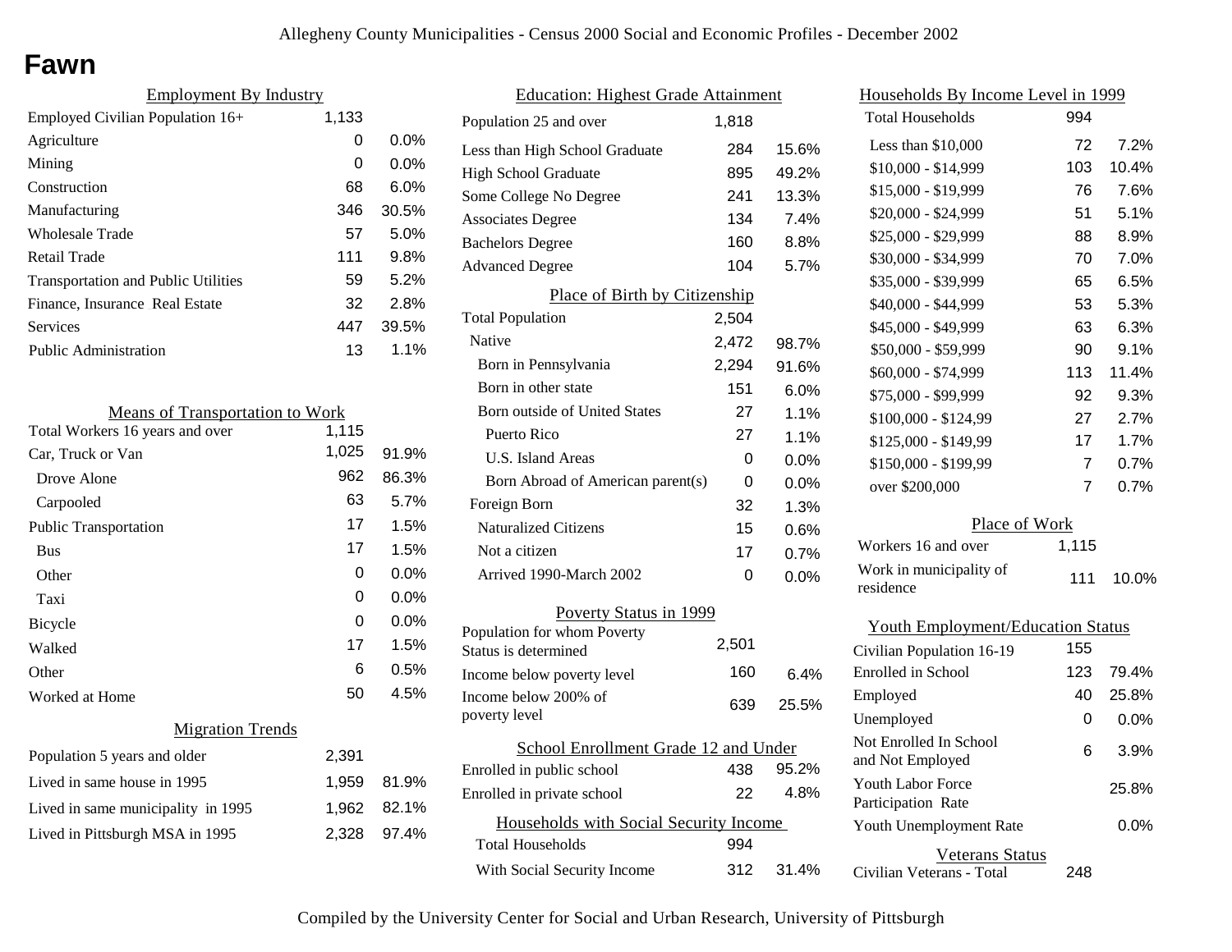# Fawn

## Employment By Industry

| Employment By Industry | | |
|---|---|---|
| Employed Civilian Population 16+ | 1,133 | |
| Agriculture | 0 | 0.0% |
| Mining | 0 | 0.0% |
| Construction | 68 | 6.0% |
| Manufacturing | 346 | 30.5% |
| Wholesale Trade | 57 | 5.0% |
| Retail Trade | 111 | 9.8% |
| Transportation and Public Utilities | 59 | 5.2% |
| Finance, Insurance Real Estate | 32 | 2.8% |
| Services | 447 | 39.5% |
| Public Administration | 13 | 1.1% |

## Means of Transportation to Work

| Means of Transportation to Work | | |
|---|---|---|
| Total Workers 16 years and over | 1,115 | |
| Car, Truck or Van | 1,025 | 91.9% |
| Drove Alone | 962 | 86.3% |
| Carpooled | 63 | 5.7% |
| Public Transportation | 17 | 1.5% |
| Bus | 17 | 1.5% |
| Other | 0 | 0.0% |
| Taxi | 0 | 0.0% |
| Bicycle | 0 | 0.0% |
| Walked | 17 | 1.5% |
| Other | 6 | 0.5% |
| Worked at Home | 50 | 4.5% |

## Migration Trends

| Migration Trends | | |
|---|---|---|
| Population 5 years and older | 2,391 | |
| Lived in same house in 1995 | 1,959 | 81.9% |
| Lived in same municipality in 1995 | 1,962 | 82.1% |
| Lived in Pittsburgh MSA in 1995 | 2,328 | 97.4% |

## Education: Highest Grade Attainment

| Education: Highest Grade Attainment | | |
|---|---|---|
| Population 25 and over | 1,818 | |
| Less than High School Graduate | 284 | 15.6% |
| High School Graduate | 895 | 49.2% |
| Some College No Degree | 241 | 13.3% |
| Associates Degree | 134 | 7.4% |
| Bachelors Degree | 160 | 8.8% |
| Advanced Degree | 104 | 5.7% |

## Place of Birth by Citizenship

| Place of Birth by Citizenship | | |
|---|---|---|
| Total Population | 2,504 | |
| Native | 2,472 | 98.7% |
| Born in Pennsylvania | 2,294 | 91.6% |
| Born in other state | 151 | 6.0% |
| Born outside of United States | 27 | 1.1% |
| Puerto Rico | 27 | 1.1% |
| U.S. Island Areas | 0 | 0.0% |
| Born Abroad of American parent(s) | 0 | 0.0% |
| Foreign Born | 32 | 1.3% |
| Naturalized Citizens | 15 | 0.6% |
| Not a citizen | 17 | 0.7% |
| Arrived 1990-March 2002 | 0 | 0.0% |

## Poverty Status in 1999

| Poverty Status in 1999 | | |
|---|---|---|
| Population for whom Poverty Status is determined | 2,501 | |
| Income below poverty level | 160 | 6.4% |
| Income below 200% of poverty level | 639 | 25.5% |

## School Enrollment Grade 12 and Under

| School Enrollment Grade 12 and Under | | |
|---|---|---|
| Enrolled in public school | 438 | 95.2% |
| Enrolled in private school | 22 | 4.8% |

## Households with Social Security Income

| Households with Social Security Income | | |
|---|---|---|
| Total Households | 994 | |
| With Social Security Income | 312 | 31.4% |

## Households By Income Level in 1999

| Households By Income Level in 1999 | | |
|---|---|---|
| Total Households | 994 | |
| Less than $10,000 | 72 | 7.2% |
| $10,000 - $14,999 | 103 | 10.4% |
| $15,000 - $19,999 | 76 | 7.6% |
| $20,000 - $24,999 | 51 | 5.1% |
| $25,000 - $29,999 | 88 | 8.9% |
| $30,000 - $34,999 | 70 | 7.0% |
| $35,000 - $39,999 | 65 | 6.5% |
| $40,000 - $44,999 | 53 | 5.3% |
| $45,000 - $49,999 | 63 | 6.3% |
| $50,000 - $59,999 | 90 | 9.1% |
| $60,000 - $74,999 | 113 | 11.4% |
| $75,000 - $99,999 | 92 | 9.3% |
| $100,000 - $124,99 | 27 | 2.7% |
| $125,000 - $149,99 | 17 | 1.7% |
| $150,000 - $199,99 | 7 | 0.7% |
| over $200,000 | 7 | 0.7% |

## Place of Work

| Place of Work | | |
|---|---|---|
| Workers 16 and over | 1,115 | |
| Work in municipality of residence | 111 | 10.0% |

## Youth Employment/Education Status

| Youth Employment/Education Status | | |
|---|---|---|
| Civilian Population 16-19 | 155 | |
| Enrolled in School | 123 | 79.4% |
| Employed | 40 | 25.8% |
| Unemployed | 0 | 0.0% |
| Not Enrolled In School and Not Employed | 6 | 3.9% |
| Youth Labor Force Participation Rate | | 25.8% |
| Youth Unemployment Rate | | 0.0% |

## Veterans Status

| Veterans Status | |
|---|---|
| Civilian Veterans - Total | 248 |

Compiled by the University Center for Social and Urban Research, University of Pittsburgh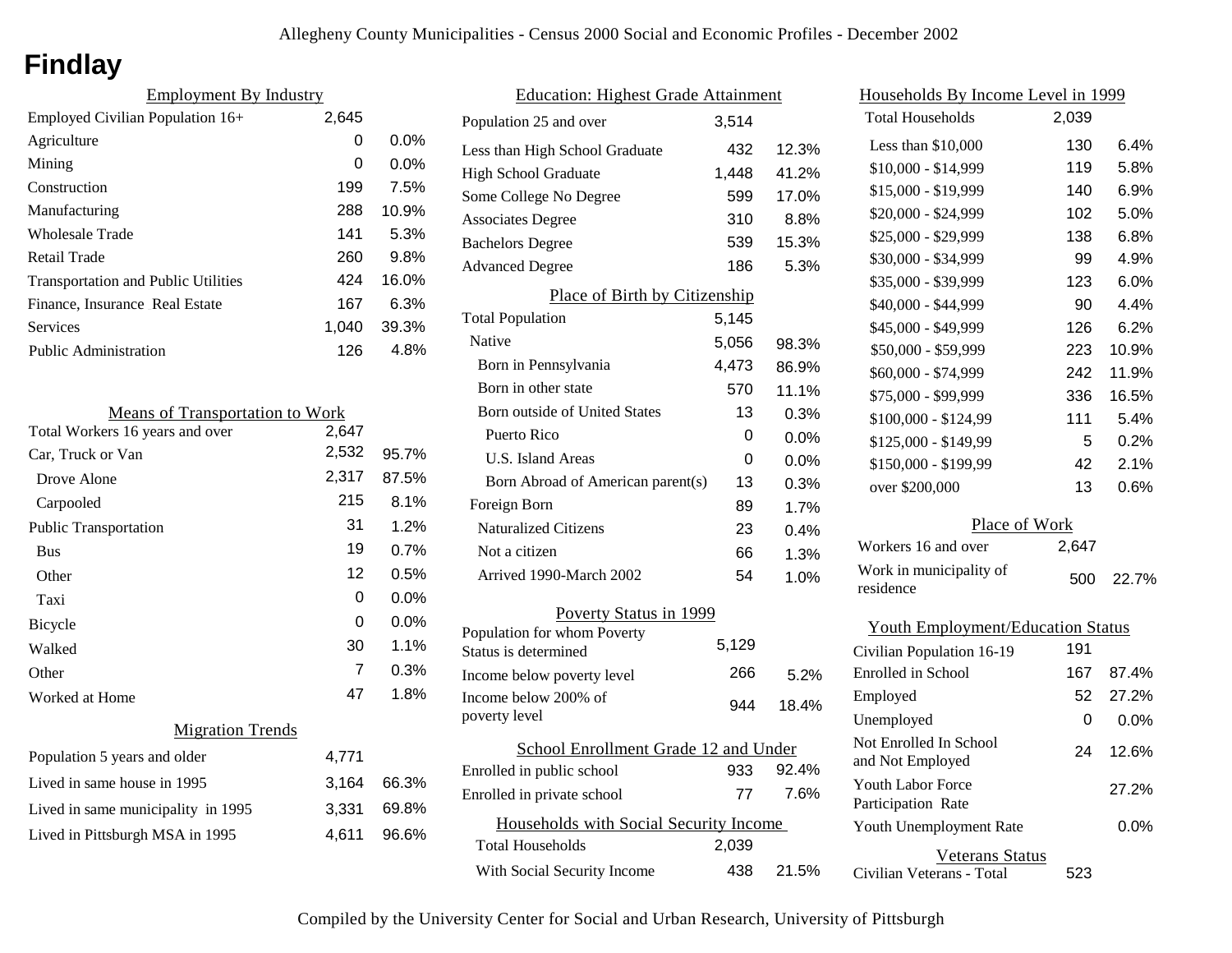# Findlay

## Employment By Industry

| | | |
|---|---|---|
| Employed Civilian Population 16+ | 2,645 | |
| Agriculture | 0 | 0.0% |
| Mining | 0 | 0.0% |
| Construction | 199 | 7.5% |
| Manufacturing | 288 | 10.9% |
| Wholesale Trade | 141 | 5.3% |
| Retail Trade | 260 | 9.8% |
| Transportation and Public Utilities | 424 | 16.0% |
| Finance, Insurance Real Estate | 167 | 6.3% |
| Services | 1,040 | 39.3% |
| Public Administration | 126 | 4.8% |

## Means of Transportation to Work

| | | |
|---|---|---|
| Total Workers 16 years and over | 2,647 | |
| Car, Truck or Van | 2,532 | 95.7% |
| Drove Alone | 2,317 | 87.5% |
| Carpooled | 215 | 8.1% |
| Public Transportation | 31 | 1.2% |
| Bus | 19 | 0.7% |
| Other | 12 | 0.5% |
| Taxi | 0 | 0.0% |
| Bicycle | 0 | 0.0% |
| Walked | 30 | 1.1% |
| Other | 7 | 0.3% |
| Worked at Home | 47 | 1.8% |

## Migration Trends

| | | |
|---|---|---|
| Population 5 years and older | 4,771 | |
| Lived in same house in 1995 | 3,164 | 66.3% |
| Lived in same municipality in 1995 | 3,331 | 69.8% |
| Lived in Pittsburgh MSA in 1995 | 4,611 | 96.6% |

## Education: Highest Grade Attainment

| | | |
|---|---|---|
| Population 25 and over | 3,514 | |
| Less than High School Graduate | 432 | 12.3% |
| High School Graduate | 1,448 | 41.2% |
| Some College No Degree | 599 | 17.0% |
| Associates Degree | 310 | 8.8% |
| Bachelors Degree | 539 | 15.3% |
| Advanced Degree | 186 | 5.3% |

## Place of Birth by Citizenship

| | | |
|---|---|---|
| Total Population | 5,145 | |
| Native | 5,056 | 98.3% |
| Born in Pennsylvania | 4,473 | 86.9% |
| Born in other state | 570 | 11.1% |
| Born outside of United States | 13 | 0.3% |
| Puerto Rico | 0 | 0.0% |
| U.S. Island Areas | 0 | 0.0% |
| Born Abroad of American parent(s) | 13 | 0.3% |
| Foreign Born | 89 | 1.7% |
| Naturalized Citizens | 23 | 0.4% |
| Not a citizen | 66 | 1.3% |
| Arrived 1990-March 2002 | 54 | 1.0% |

## Poverty Status in 1999

| | | |
|---|---|---|
| Population for whom Poverty Status is determined | 5,129 | |
| Income below poverty level | 266 | 5.2% |
| Income below 200% of poverty level | 944 | 18.4% |

## School Enrollment Grade 12 and Under

| | | |
|---|---|---|
| Enrolled in public school | 933 | 92.4% |
| Enrolled in private school | 77 | 7.6% |

## Households with Social Security Income

| | | |
|---|---|---|
| Total Households | 2,039 | |
| With Social Security Income | 438 | 21.5% |

## Households By Income Level in 1999

| | | |
|---|---|---|
| Total Households | 2,039 | |
| Less than $10,000 | 130 | 6.4% |
| $10,000 - $14,999 | 119 | 5.8% |
| $15,000 - $19,999 | 140 | 6.9% |
| $20,000 - $24,999 | 102 | 5.0% |
| $25,000 - $29,999 | 138 | 6.8% |
| $30,000 - $34,999 | 99 | 4.9% |
| $35,000 - $39,999 | 123 | 6.0% |
| $40,000 - $44,999 | 90 | 4.4% |
| $45,000 - $49,999 | 126 | 6.2% |
| $50,000 - $59,999 | 223 | 10.9% |
| $60,000 - $74,999 | 242 | 11.9% |
| $75,000 - $99,999 | 336 | 16.5% |
| $100,000 - $124,99 | 111 | 5.4% |
| $125,000 - $149,99 | 5 | 0.2% |
| $150,000 - $199,99 | 42 | 2.1% |
| over $200,000 | 13 | 0.6% |

## Place of Work

| | | |
|---|---|---|
| Workers 16 and over | 2,647 | |
| Work in municipality of residence | 500 | 22.7% |

## Youth Employment/Education Status

| | | |
|---|---|---|
| Civilian Population 16-19 | 191 | |
| Enrolled in School | 167 | 87.4% |
| Employed | 52 | 27.2% |
| Unemployed | 0 | 0.0% |
| Not Enrolled In School and Not Employed | 24 | 12.6% |
| Youth Labor Force Participation Rate | | 27.2% |
| Youth Unemployment Rate | | 0.0% |

## Veterans Status

| | |
|---|---|
| Civilian Veterans - Total | 523 |

Compiled by the University Center for Social and Urban Research, University of Pittsburgh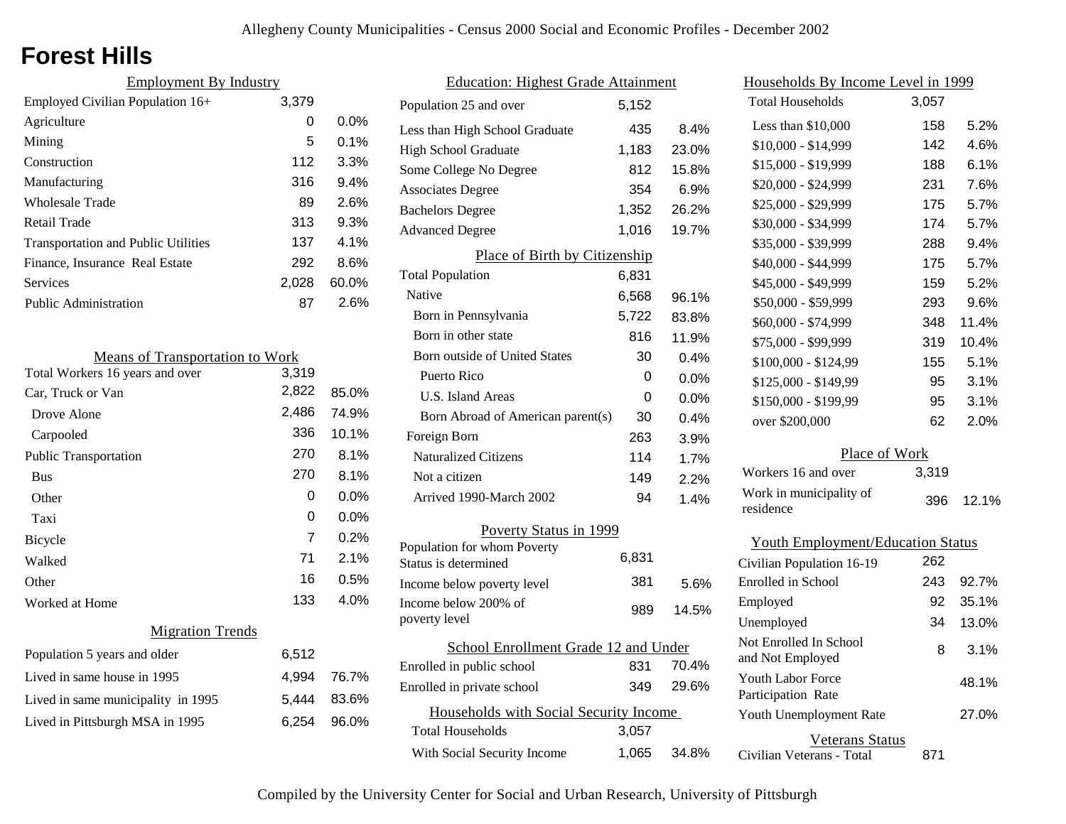# Forest Hills

## Employment By Industry

| | | |
|---|---|---|
| Employed Civilian Population 16+ | 3,379 | |
| Agriculture | 0 | 0.0% |
| Mining | 5 | 0.1% |
| Construction | 112 | 3.3% |
| Manufacturing | 316 | 9.4% |
| Wholesale Trade | 89 | 2.6% |
| Retail Trade | 313 | 9.3% |
| Transportation and Public Utilities | 137 | 4.1% |
| Finance, Insurance Real Estate | 292 | 8.6% |
| Services | 2,028 | 60.0% |
| Public Administration | 87 | 2.6% |

## Means of Transportation to Work

| | | |
|---|---|---|
| Total Workers 16 years and over | 3,319 | |
| Car, Truck or Van | 2,822 | 85.0% |
| Drove Alone | 2,486 | 74.9% |
| Carpooled | 336 | 10.1% |
| Public Transportation | 270 | 8.1% |
| Bus | 270 | 8.1% |
| Other | 0 | 0.0% |
| Taxi | 0 | 0.0% |
| Bicycle | 7 | 0.2% |
| Walked | 71 | 2.1% |
| Other | 16 | 0.5% |
| Worked at Home | 133 | 4.0% |

## Migration Trends

| | | |
|---|---|---|
| Population 5 years and older | 6,512 | |
| Lived in same house in 1995 | 4,994 | 76.7% |
| Lived in same municipality in 1995 | 5,444 | 83.6% |
| Lived in Pittsburgh MSA in 1995 | 6,254 | 96.0% |

## Education: Highest Grade Attainment

| | | |
|---|---|---|
| Population 25 and over | 5,152 | |
| Less than High School Graduate | 435 | 8.4% |
| High School Graduate | 1,183 | 23.0% |
| Some College No Degree | 812 | 15.8% |
| Associates Degree | 354 | 6.9% |
| Bachelors Degree | 1,352 | 26.2% |
| Advanced Degree | 1,016 | 19.7% |

## Place of Birth by Citizenship

| | | |
|---|---|---|
| Total Population | 6,831 | |
| Native | 6,568 | 96.1% |
| Born in Pennsylvania | 5,722 | 83.8% |
| Born in other state | 816 | 11.9% |
| Born outside of United States | 30 | 0.4% |
| Puerto Rico | 0 | 0.0% |
| U.S. Island Areas | 0 | 0.0% |
| Born Abroad of American parent(s) | 30 | 0.4% |
| Foreign Born | 263 | 3.9% |
| Naturalized Citizens | 114 | 1.7% |
| Not a citizen | 149 | 2.2% |
| Arrived 1990-March 2002 | 94 | 1.4% |

## Poverty Status in 1999

| | | |
|---|---|---|
| Population for whom Poverty Status is determined | 6,831 | |
| Income below poverty level | 381 | 5.6% |
| Income below 200% of poverty level | 989 | 14.5% |

## School Enrollment Grade 12 and Under

| | | |
|---|---|---|
| Enrolled in public school | 831 | 70.4% |
| Enrolled in private school | 349 | 29.6% |

## Households with Social Security Income

| | | |
|---|---|---|
| Total Households | 3,057 | |
| With Social Security Income | 1,065 | 34.8% |

## Households By Income Level in 1999

| | | |
|---|---|---|
| Total Households | 3,057 | |
| Less than $10,000 | 158 | 5.2% |
| $10,000 - $14,999 | 142 | 4.6% |
| $15,000 - $19,999 | 188 | 6.1% |
| $20,000 - $24,999 | 231 | 7.6% |
| $25,000 - $29,999 | 175 | 5.7% |
| $30,000 - $34,999 | 174 | 5.7% |
| $35,000 - $39,999 | 288 | 9.4% |
| $40,000 - $44,999 | 175 | 5.7% |
| $45,000 - $49,999 | 159 | 5.2% |
| $50,000 - $59,999 | 293 | 9.6% |
| $60,000 - $74,999 | 348 | 11.4% |
| $75,000 - $99,999 | 319 | 10.4% |
| $100,000 - $124,99 | 155 | 5.1% |
| $125,000 - $149,99 | 95 | 3.1% |
| $150,000 - $199,99 | 95 | 3.1% |
| over $200,000 | 62 | 2.0% |

## Place of Work

| | | |
|---|---|---|
| Workers 16 and over | 3,319 | |
| Work in municipality of residence | 396 | 12.1% |

## Youth Employment/Education Status

| | | |
|---|---|---|
| Civilian Population 16-19 | 262 | |
| Enrolled in School | 243 | 92.7% |
| Employed | 92 | 35.1% |
| Unemployed | 34 | 13.0% |
| Not Enrolled In School and Not Employed | 8 | 3.1% |
| Youth Labor Force Participation Rate | | 48.1% |
| Youth Unemployment Rate | | 27.0% |

## Veterans Status

| | |
|---|---|
| Civilian Veterans - Total | 871 |

Compiled by the University Center for Social and Urban Research, University of Pittsburgh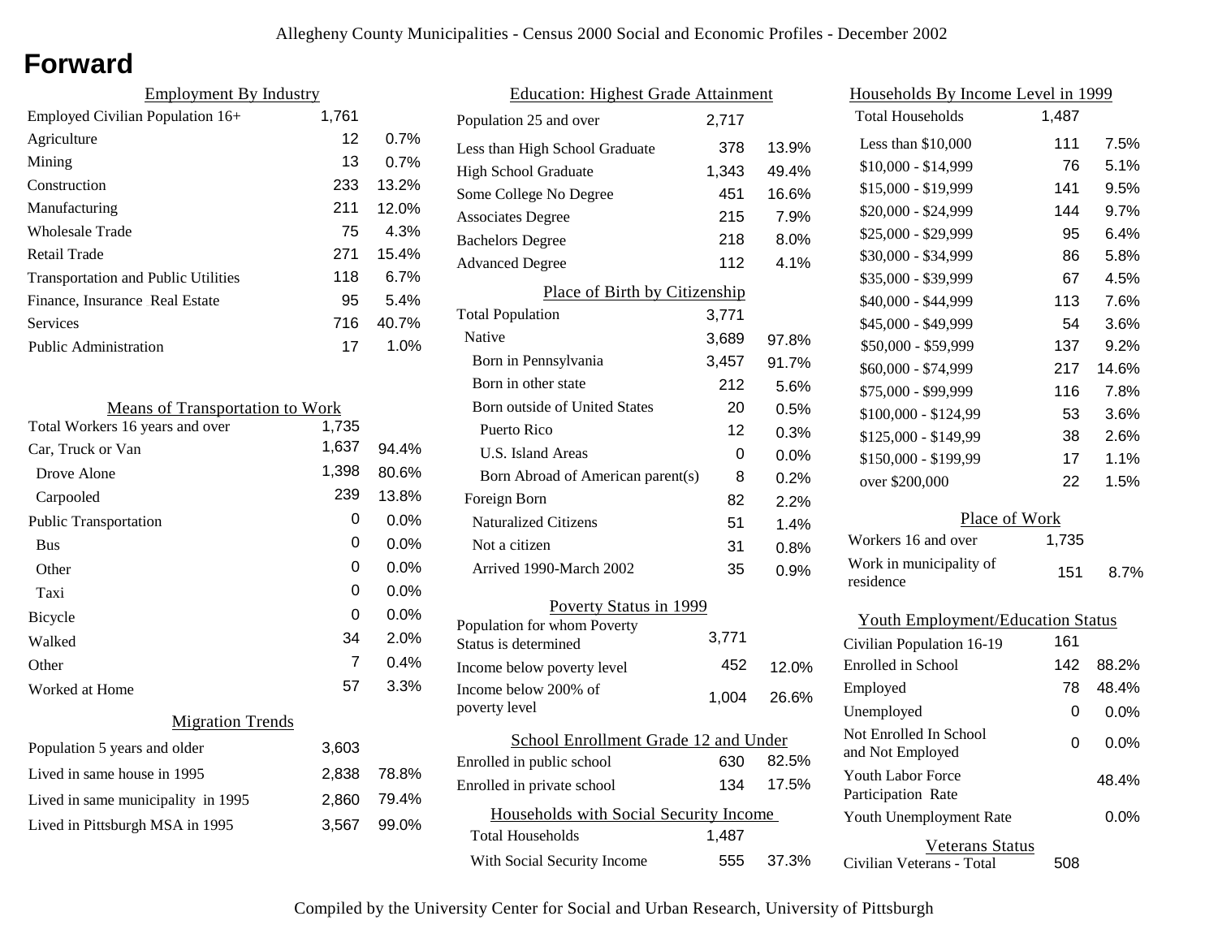# Forward

## Employment By Industry

| Employment By Industry | | |
|---|---|---|
| Employed Civilian Population 16+ | 1,761 | |
| Agriculture | 12 | 0.7% |
| Mining | 13 | 0.7% |
| Construction | 233 | 13.2% |
| Manufacturing | 211 | 12.0% |
| Wholesale Trade | 75 | 4.3% |
| Retail Trade | 271 | 15.4% |
| Transportation and Public Utilities | 118 | 6.7% |
| Finance, Insurance Real Estate | 95 | 5.4% |
| Services | 716 | 40.7% |
| Public Administration | 17 | 1.0% |

## Means of Transportation to Work

| Means of Transportation to Work | | |
|---|---|---|
| Total Workers 16 years and over | 1,735 | |
| Car, Truck or Van | 1,637 | 94.4% |
| Drove Alone | 1,398 | 80.6% |
| Carpooled | 239 | 13.8% |
| Public Transportation | 0 | 0.0% |
| Bus | 0 | 0.0% |
| Other | 0 | 0.0% |
| Taxi | 0 | 0.0% |
| Bicycle | 0 | 0.0% |
| Walked | 34 | 2.0% |
| Other | 7 | 0.4% |
| Worked at Home | 57 | 3.3% |

## Migration Trends

| Migration Trends | | |
|---|---|---|
| Population 5 years and older | 3,603 | |
| Lived in same house in 1995 | 2,838 | 78.8% |
| Lived in same municipality in 1995 | 2,860 | 79.4% |
| Lived in Pittsburgh MSA in 1995 | 3,567 | 99.0% |

## Education: Highest Grade Attainment

| Education: Highest Grade Attainment | | |
|---|---|---|
| Population 25 and over | 2,717 | |
| Less than High School Graduate | 378 | 13.9% |
| High School Graduate | 1,343 | 49.4% |
| Some College No Degree | 451 | 16.6% |
| Associates Degree | 215 | 7.9% |
| Bachelors Degree | 218 | 8.0% |
| Advanced Degree | 112 | 4.1% |

## Place of Birth by Citizenship

| Place of Birth by Citizenship | | |
|---|---|---|
| Total Population | 3,771 | |
| Native | 3,689 | 97.8% |
| Born in Pennsylvania | 3,457 | 91.7% |
| Born in other state | 212 | 5.6% |
| Born outside of United States | 20 | 0.5% |
| Puerto Rico | 12 | 0.3% |
| U.S. Island Areas | 0 | 0.0% |
| Born Abroad of American parent(s) | 8 | 0.2% |
| Foreign Born | 82 | 2.2% |
| Naturalized Citizens | 51 | 1.4% |
| Not a citizen | 31 | 0.8% |
| Arrived 1990-March 2002 | 35 | 0.9% |

## Poverty Status in 1999

| Poverty Status in 1999 | | |
|---|---|---|
| Population for whom Poverty Status is determined | 3,771 | |
| Income below poverty level | 452 | 12.0% |
| Income below 200% of poverty level | 1,004 | 26.6% |

## School Enrollment Grade 12 and Under

| School Enrollment Grade 12 and Under | | |
|---|---|---|
| Enrolled in public school | 630 | 82.5% |
| Enrolled in private school | 134 | 17.5% |

## Households with Social Security Income

| Households with Social Security Income | | |
|---|---|---|
| Total Households | 1,487 | |
| With Social Security Income | 555 | 37.3% |

## Households By Income Level in 1999

| Households By Income Level in 1999 | | |
|---|---|---|
| Total Households | 1,487 | |
| Less than $10,000 | 111 | 7.5% |
| $10,000 - $14,999 | 76 | 5.1% |
| $15,000 - $19,999 | 141 | 9.5% |
| $20,000 - $24,999 | 144 | 9.7% |
| $25,000 - $29,999 | 95 | 6.4% |
| $30,000 - $34,999 | 86 | 5.8% |
| $35,000 - $39,999 | 67 | 4.5% |
| $40,000 - $44,999 | 113 | 7.6% |
| $45,000 - $49,999 | 54 | 3.6% |
| $50,000 - $59,999 | 137 | 9.2% |
| $60,000 - $74,999 | 217 | 14.6% |
| $75,000 - $99,999 | 116 | 7.8% |
| $100,000 - $124,99 | 53 | 3.6% |
| $125,000 - $149,99 | 38 | 2.6% |
| $150,000 - $199,99 | 17 | 1.1% |
| over $200,000 | 22 | 1.5% |

## Place of Work

| Place of Work | | |
|---|---|---|
| Workers 16 and over | 1,735 | |
| Work in municipality of residence | 151 | 8.7% |

## Youth Employment/Education Status

| Youth Employment/Education Status | | |
|---|---|---|
| Civilian Population 16-19 | 161 | |
| Enrolled in School | 142 | 88.2% |
| Employed | 78 | 48.4% |
| Unemployed | 0 | 0.0% |
| Not Enrolled In School and Not Employed | 0 | 0.0% |
| Youth Labor Force Participation Rate | | 48.4% |
| Youth Unemployment Rate | | 0.0% |

## Veterans Status

| Veterans Status | |
|---|---|
| Civilian Veterans - Total | 508 |

Compiled by the University Center for Social and Urban Research, University of Pittsburgh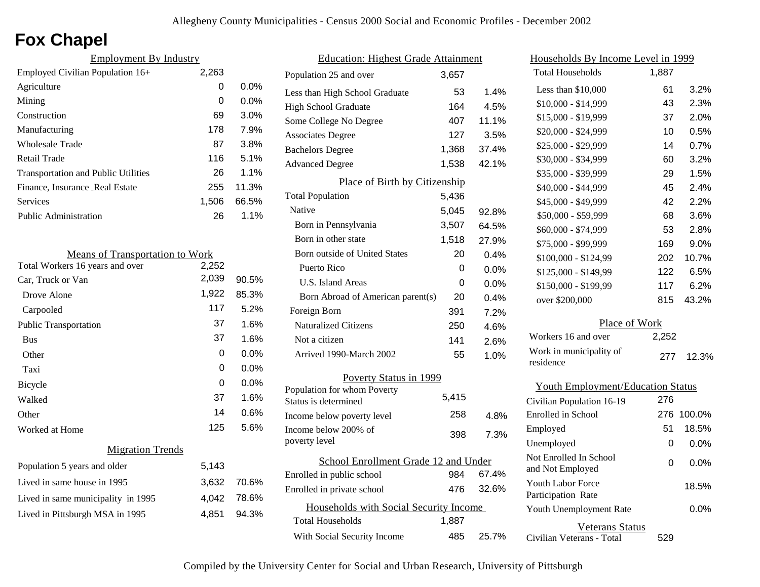# Fox Chapel

## Employment By Industry

| Employment By Industry | | |
|---|---|---|
| Employed Civilian Population 16+ | 2,263 | |
| Agriculture | 0 | 0.0% |
| Mining | 0 | 0.0% |
| Construction | 69 | 3.0% |
| Manufacturing | 178 | 7.9% |
| Wholesale Trade | 87 | 3.8% |
| Retail Trade | 116 | 5.1% |
| Transportation and Public Utilities | 26 | 1.1% |
| Finance, Insurance Real Estate | 255 | 11.3% |
| Services | 1,506 | 66.5% |
| Public Administration | 26 | 1.1% |

## Means of Transportation to Work

| Means of Transportation to Work | | |
|---|---|---|
| Total Workers 16 years and over | 2,252 | |
| Car, Truck or Van | 2,039 | 90.5% |
| Drove Alone | 1,922 | 85.3% |
| Carpooled | 117 | 5.2% |
| Public Transportation | 37 | 1.6% |
| Bus | 37 | 1.6% |
| Other | 0 | 0.0% |
| Taxi | 0 | 0.0% |
| Bicycle | 0 | 0.0% |
| Walked | 37 | 1.6% |
| Other | 14 | 0.6% |
| Worked at Home | 125 | 5.6% |

## Migration Trends

| Migration Trends | | |
|---|---|---|
| Population 5 years and older | 5,143 | |
| Lived in same house in 1995 | 3,632 | 70.6% |
| Lived in same municipality in 1995 | 4,042 | 78.6% |
| Lived in Pittsburgh MSA in 1995 | 4,851 | 94.3% |

## Education: Highest Grade Attainment

| Education: Highest Grade Attainment | | |
|---|---|---|
| Population 25 and over | 3,657 | |
| Less than High School Graduate | 53 | 1.4% |
| High School Graduate | 164 | 4.5% |
| Some College No Degree | 407 | 11.1% |
| Associates Degree | 127 | 3.5% |
| Bachelors Degree | 1,368 | 37.4% |
| Advanced Degree | 1,538 | 42.1% |

## Place of Birth by Citizenship

| Place of Birth by Citizenship | | |
|---|---|---|
| Total Population | 5,436 | |
| Native | 5,045 | 92.8% |
| Born in Pennsylvania | 3,507 | 64.5% |
| Born in other state | 1,518 | 27.9% |
| Born outside of United States | 20 | 0.4% |
| Puerto Rico | 0 | 0.0% |
| U.S. Island Areas | 0 | 0.0% |
| Born Abroad of American parent(s) | 20 | 0.4% |
| Foreign Born | 391 | 7.2% |
| Naturalized Citizens | 250 | 4.6% |
| Not a citizen | 141 | 2.6% |
| Arrived 1990-March 2002 | 55 | 1.0% |

## Poverty Status in 1999

| Poverty Status in 1999 | | |
|---|---|---|
| Population for whom Poverty Status is determined | 5,415 | |
| Income below poverty level | 258 | 4.8% |
| Income below 200% of poverty level | 398 | 7.3% |

## School Enrollment Grade 12 and Under

| School Enrollment Grade 12 and Under | | |
|---|---|---|
| Enrolled in public school | 984 | 67.4% |
| Enrolled in private school | 476 | 32.6% |

## Households with Social Security Income

| Households with Social Security Income | | |
|---|---|---|
| Total Households | 1,887 | |
| With Social Security Income | 485 | 25.7% |

## Households By Income Level in 1999

| Households By Income Level in 1999 | | |
|---|---|---|
| Total Households | 1,887 | |
| Less than $10,000 | 61 | 3.2% |
| $10,000 - $14,999 | 43 | 2.3% |
| $15,000 - $19,999 | 37 | 2.0% |
| $20,000 - $24,999 | 10 | 0.5% |
| $25,000 - $29,999 | 14 | 0.7% |
| $30,000 - $34,999 | 60 | 3.2% |
| $35,000 - $39,999 | 29 | 1.5% |
| $40,000 - $44,999 | 45 | 2.4% |
| $45,000 - $49,999 | 42 | 2.2% |
| $50,000 - $59,999 | 68 | 3.6% |
| $60,000 - $74,999 | 53 | 2.8% |
| $75,000 - $99,999 | 169 | 9.0% |
| $100,000 - $124,99 | 202 | 10.7% |
| $125,000 - $149,99 | 122 | 6.5% |
| $150,000 - $199,99 | 117 | 6.2% |
| over $200,000 | 815 | 43.2% |

## Place of Work

| Place of Work | | |
|---|---|---|
| Workers 16 and over | 2,252 | |
| Work in municipality of residence | 277 | 12.3% |

## Youth Employment/Education Status

| Youth Employment/Education Status | | |
|---|---|---|
| Civilian Population 16-19 | 276 | |
| Enrolled in School | 276 | 100.0% |
| Employed | 51 | 18.5% |
| Unemployed | 0 | 0.0% |
| Not Enrolled In School and Not Employed | 0 | 0.0% |
| Youth Labor Force Participation Rate | | 18.5% |
| Youth Unemployment Rate | | 0.0% |

## Veterans Status

| Veterans Status | |
|---|---|
| Civilian Veterans - Total | 529 |

Compiled by the University Center for Social and Urban Research, University of Pittsburgh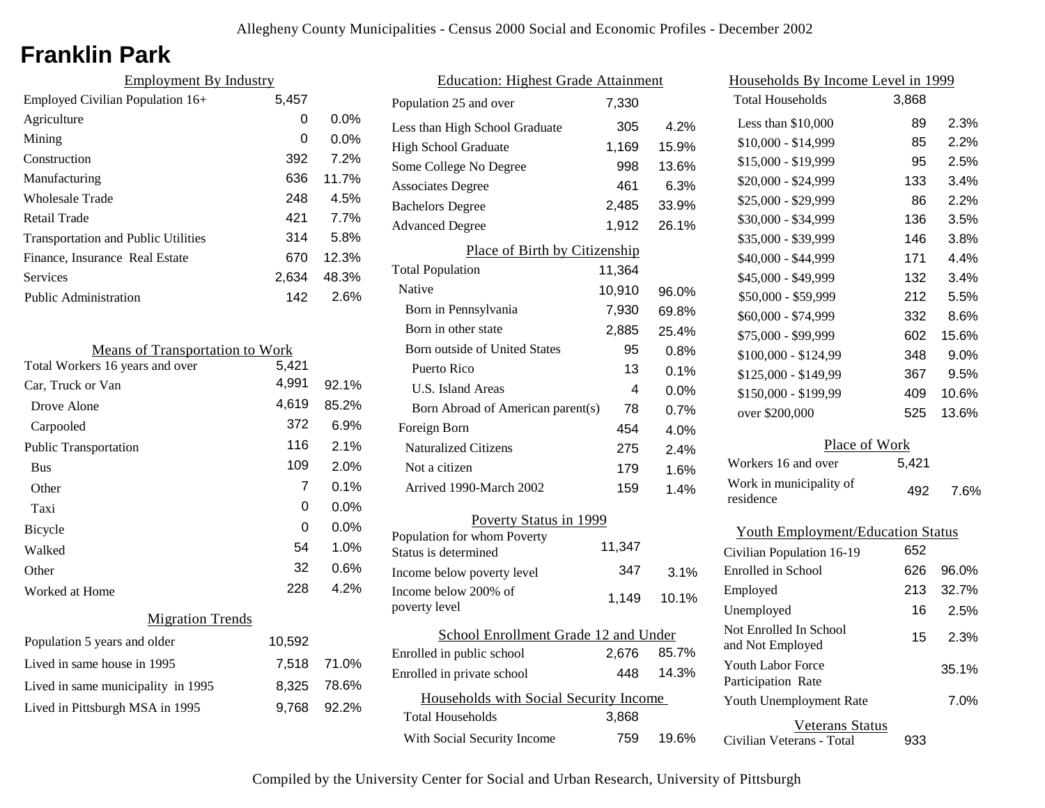Allegheny County Municipalities - Census 2000 Social and Economic Profiles - December 2002

# Franklin Park

## Employment By Industry

| | | |
|---|---|---|
| Employed Civilian Population 16+ | 5,457 | |
| Agriculture | 0 | 0.0% |
| Mining | 0 | 0.0% |
| Construction | 392 | 7.2% |
| Manufacturing | 636 | 11.7% |
| Wholesale Trade | 248 | 4.5% |
| Retail Trade | 421 | 7.7% |
| Transportation and Public Utilities | 314 | 5.8% |
| Finance, Insurance Real Estate | 670 | 12.3% |
| Services | 2,634 | 48.3% |
| Public Administration | 142 | 2.6% |

## Means of Transportation to Work

| | | |
|---|---|---|
| Total Workers 16 years and over | 5,421 | |
| Car, Truck or Van | 4,991 | 92.1% |
| Drove Alone | 4,619 | 85.2% |
| Carpooled | 372 | 6.9% |
| Public Transportation | 116 | 2.1% |
| Bus | 109 | 2.0% |
| Other | 7 | 0.1% |
| Taxi | 0 | 0.0% |
| Bicycle | 0 | 0.0% |
| Walked | 54 | 1.0% |
| Other | 32 | 0.6% |
| Worked at Home | 228 | 4.2% |

## Migration Trends

| | | |
|---|---|---|
| Population 5 years and older | 10,592 | |
| Lived in same house in 1995 | 7,518 | 71.0% |
| Lived in same municipality in 1995 | 8,325 | 78.6% |
| Lived in Pittsburgh MSA in 1995 | 9,768 | 92.2% |

## Education: Highest Grade Attainment

| | | |
|---|---|---|
| Population 25 and over | 7,330 | |
| Less than High School Graduate | 305 | 4.2% |
| High School Graduate | 1,169 | 15.9% |
| Some College No Degree | 998 | 13.6% |
| Associates Degree | 461 | 6.3% |
| Bachelors Degree | 2,485 | 33.9% |
| Advanced Degree | 1,912 | 26.1% |

## Place of Birth by Citizenship

| | | |
|---|---|---|
| Total Population | 11,364 | |
| Native | 10,910 | 96.0% |
| Born in Pennsylvania | 7,930 | 69.8% |
| Born in other state | 2,885 | 25.4% |
| Born outside of United States | 95 | 0.8% |
| Puerto Rico | 13 | 0.1% |
| U.S. Island Areas | 4 | 0.0% |
| Born Abroad of American parent(s) | 78 | 0.7% |
| Foreign Born | 454 | 4.0% |
| Naturalized Citizens | 275 | 2.4% |
| Not a citizen | 179 | 1.6% |
| Arrived 1990-March 2002 | 159 | 1.4% |

## Poverty Status in 1999

| | | |
|---|---|---|
| Population for whom Poverty Status is determined | 11,347 | |
| Income below poverty level | 347 | 3.1% |
| Income below 200% of poverty level | 1,149 | 10.1% |

## School Enrollment Grade 12 and Under

| | | |
|---|---|---|
| Enrolled in public school | 2,676 | 85.7% |
| Enrolled in private school | 448 | 14.3% |

## Households with Social Security Income

| | | |
|---|---|---|
| Total Households | 3,868 | |
| With Social Security Income | 759 | 19.6% |

## Households By Income Level in 1999

| | | |
|---|---|---|
| Total Households | 3,868 | |
| Less than $10,000 | 89 | 2.3% |
| $10,000 - $14,999 | 85 | 2.2% |
| $15,000 - $19,999 | 95 | 2.5% |
| $20,000 - $24,999 | 133 | 3.4% |
| $25,000 - $29,999 | 86 | 2.2% |
| $30,000 - $34,999 | 136 | 3.5% |
| $35,000 - $39,999 | 146 | 3.8% |
| $40,000 - $44,999 | 171 | 4.4% |
| $45,000 - $49,999 | 132 | 3.4% |
| $50,000 - $59,999 | 212 | 5.5% |
| $60,000 - $74,999 | 332 | 8.6% |
| $75,000 - $99,999 | 602 | 15.6% |
| $100,000 - $124,99 | 348 | 9.0% |
| $125,000 - $149,99 | 367 | 9.5% |
| $150,000 - $199,99 | 409 | 10.6% |
| over $200,000 | 525 | 13.6% |

## Place of Work

| | | |
|---|---|---|
| Workers 16 and over | 5,421 | |
| Work in municipality of residence | 492 | 7.6% |

## Youth Employment/Education Status

| | | |
|---|---|---|
| Civilian Population 16-19 | 652 | |
| Enrolled in School | 626 | 96.0% |
| Employed | 213 | 32.7% |
| Unemployed | 16 | 2.5% |
| Not Enrolled In School and Not Employed | 15 | 2.3% |
| Youth Labor Force Participation Rate | | 35.1% |
| Youth Unemployment Rate | | 7.0% |

## Veterans Status

| | |
|---|---|
| Civilian Veterans - Total | 933 |

Compiled by the University Center for Social and Urban Research, University of Pittsburgh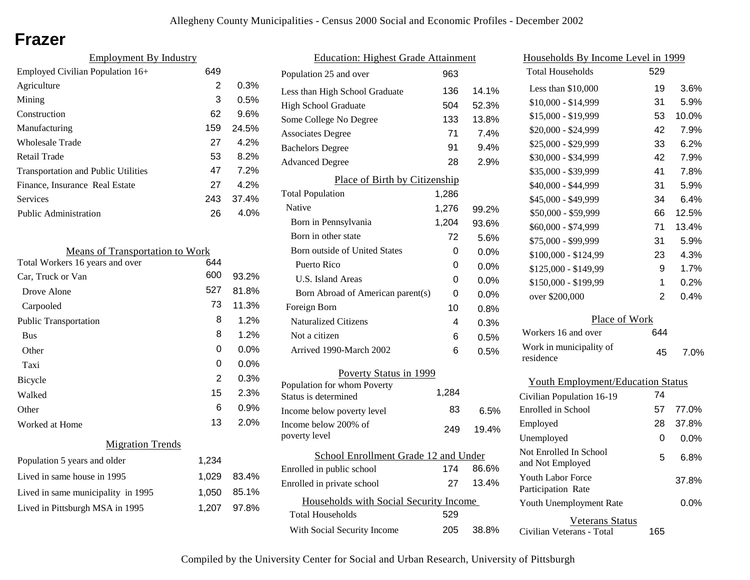# Frazer

## Employment By Industry

| Employment By Industry | | |
|---|---|---|
| Employed Civilian Population 16+ | 649 | |
| Agriculture | 2 | 0.3% |
| Mining | 3 | 0.5% |
| Construction | 62 | 9.6% |
| Manufacturing | 159 | 24.5% |
| Wholesale Trade | 27 | 4.2% |
| Retail Trade | 53 | 8.2% |
| Transportation and Public Utilities | 47 | 7.2% |
| Finance, Insurance Real Estate | 27 | 4.2% |
| Services | 243 | 37.4% |
| Public Administration | 26 | 4.0% |

## Means of Transportation to Work

| Means of Transportation to Work | | |
|---|---|---|
| Total Workers 16 years and over | 644 | |
| Car, Truck or Van | 600 | 93.2% |
| Drove Alone | 527 | 81.8% |
| Carpooled | 73 | 11.3% |
| Public Transportation | 8 | 1.2% |
| Bus | 8 | 1.2% |
| Other | 0 | 0.0% |
| Taxi | 0 | 0.0% |
| Bicycle | 2 | 0.3% |
| Walked | 15 | 2.3% |
| Other | 6 | 0.9% |
| Worked at Home | 13 | 2.0% |

## Migration Trends

| Migration Trends | | |
|---|---|---|
| Population 5 years and older | 1,234 | |
| Lived in same house in 1995 | 1,029 | 83.4% |
| Lived in same municipality in 1995 | 1,050 | 85.1% |
| Lived in Pittsburgh MSA in 1995 | 1,207 | 97.8% |

## Education: Highest Grade Attainment

| Education: Highest Grade Attainment | | |
|---|---|---|
| Population 25 and over | 963 | |
| Less than High School Graduate | 136 | 14.1% |
| High School Graduate | 504 | 52.3% |
| Some College No Degree | 133 | 13.8% |
| Associates Degree | 71 | 7.4% |
| Bachelors Degree | 91 | 9.4% |
| Advanced Degree | 28 | 2.9% |

## Place of Birth by Citizenship

| Place of Birth by Citizenship | | |
|---|---|---|
| Total Population | 1,286 | |
| Native | 1,276 | 99.2% |
| Born in Pennsylvania | 1,204 | 93.6% |
| Born in other state | 72 | 5.6% |
| Born outside of United States | 0 | 0.0% |
| Puerto Rico | 0 | 0.0% |
| U.S. Island Areas | 0 | 0.0% |
| Born Abroad of American parent(s) | 0 | 0.0% |
| Foreign Born | 10 | 0.8% |
| Naturalized Citizens | 4 | 0.3% |
| Not a citizen | 6 | 0.5% |
| Arrived 1990-March 2002 | 6 | 0.5% |

## Poverty Status in 1999

| Poverty Status in 1999 | | |
|---|---|---|
| Population for whom Poverty Status is determined | 1,284 | |
| Income below poverty level | 83 | 6.5% |
| Income below 200% of poverty level | 249 | 19.4% |

## School Enrollment Grade 12 and Under

| School Enrollment Grade 12 and Under | | |
|---|---|---|
| Enrolled in public school | 174 | 86.6% |
| Enrolled in private school | 27 | 13.4% |

## Households with Social Security Income

| Households with Social Security Income | | |
|---|---|---|
| Total Households | 529 | |
| With Social Security Income | 205 | 38.8% |

## Households By Income Level in 1999

| Households By Income Level in 1999 | | |
|---|---|---|
| Total Households | 529 | |
| Less than $10,000 | 19 | 3.6% |
| $10,000 - $14,999 | 31 | 5.9% |
| $15,000 - $19,999 | 53 | 10.0% |
| $20,000 - $24,999 | 42 | 7.9% |
| $25,000 - $29,999 | 33 | 6.2% |
| $30,000 - $34,999 | 42 | 7.9% |
| $35,000 - $39,999 | 41 | 7.8% |
| $40,000 - $44,999 | 31 | 5.9% |
| $45,000 - $49,999 | 34 | 6.4% |
| $50,000 - $59,999 | 66 | 12.5% |
| $60,000 - $74,999 | 71 | 13.4% |
| $75,000 - $99,999 | 31 | 5.9% |
| $100,000 - $124,99 | 23 | 4.3% |
| $125,000 - $149,99 | 9 | 1.7% |
| $150,000 - $199,99 | 1 | 0.2% |
| over $200,000 | 2 | 0.4% |

## Place of Work

| Place of Work | | |
|---|---|---|
| Workers 16 and over | 644 | |
| Work in municipality of residence | 45 | 7.0% |

## Youth Employment/Education Status

| Youth Employment/Education Status | | |
|---|---|---|
| Civilian Population 16-19 | 74 | |
| Enrolled in School | 57 | 77.0% |
| Employed | 28 | 37.8% |
| Unemployed | 0 | 0.0% |
| Not Enrolled In School and Not Employed | 5 | 6.8% |
| Youth Labor Force Participation Rate | | 37.8% |
| Youth Unemployment Rate | | 0.0% |

## Veterans Status

| Veterans Status | |
|---|---|
| Civilian Veterans - Total | 165 |

Compiled by the University Center for Social and Urban Research, University of Pittsburgh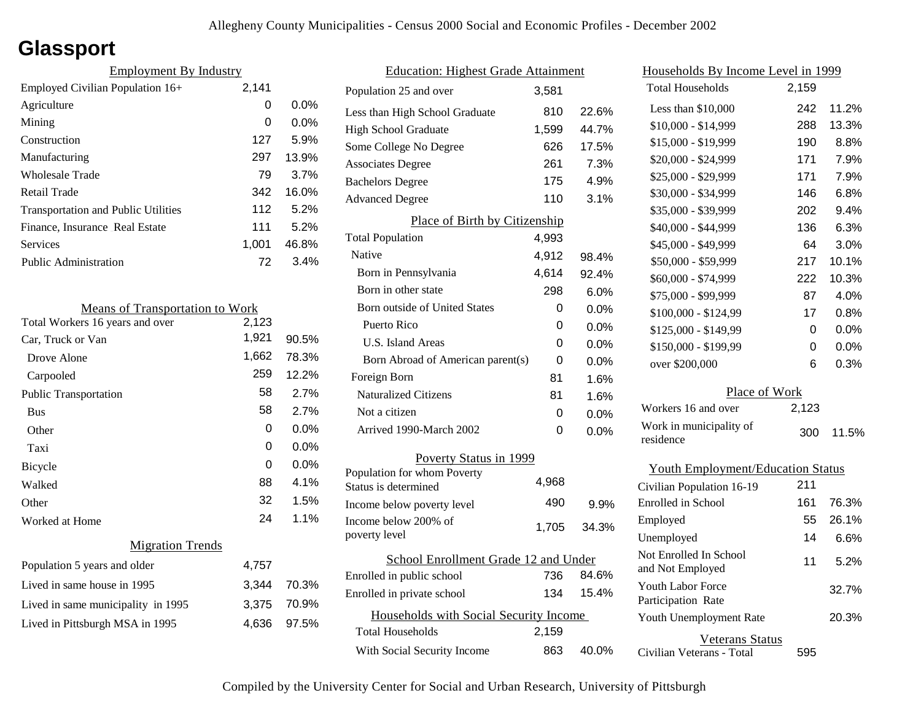# Glassport

## Employment By Industry

| Employment By Industry | | |
|---|---|---|
| Employed Civilian Population 16+ | 2,141 | |
| Agriculture | 0 | 0.0% |
| Mining | 0 | 0.0% |
| Construction | 127 | 5.9% |
| Manufacturing | 297 | 13.9% |
| Wholesale Trade | 79 | 3.7% |
| Retail Trade | 342 | 16.0% |
| Transportation and Public Utilities | 112 | 5.2% |
| Finance, Insurance Real Estate | 111 | 5.2% |
| Services | 1,001 | 46.8% |
| Public Administration | 72 | 3.4% |

## Means of Transportation to Work

| Means of Transportation to Work | | |
|---|---|---|
| Total Workers 16 years and over | 2,123 | |
| Car, Truck or Van | 1,921 | 90.5% |
| Drove Alone | 1,662 | 78.3% |
| Carpooled | 259 | 12.2% |
| Public Transportation | 58 | 2.7% |
| Bus | 58 | 2.7% |
| Other | 0 | 0.0% |
| Taxi | 0 | 0.0% |
| Bicycle | 0 | 0.0% |
| Walked | 88 | 4.1% |
| Other | 32 | 1.5% |
| Worked at Home | 24 | 1.1% |

## Migration Trends

| Migration Trends | | |
|---|---|---|
| Population 5 years and older | 4,757 | |
| Lived in same house in 1995 | 3,344 | 70.3% |
| Lived in same municipality in 1995 | 3,375 | 70.9% |
| Lived in Pittsburgh MSA in 1995 | 4,636 | 97.5% |

## Education: Highest Grade Attainment

| Education: Highest Grade Attainment | | |
|---|---|---|
| Population 25 and over | 3,581 | |
| Less than High School Graduate | 810 | 22.6% |
| High School Graduate | 1,599 | 44.7% |
| Some College No Degree | 626 | 17.5% |
| Associates Degree | 261 | 7.3% |
| Bachelors Degree | 175 | 4.9% |
| Advanced Degree | 110 | 3.1% |

## Place of Birth by Citizenship

| Place of Birth by Citizenship | | |
|---|---|---|
| Total Population | 4,993 | |
| Native | 4,912 | 98.4% |
| Born in Pennsylvania | 4,614 | 92.4% |
| Born in other state | 298 | 6.0% |
| Born outside of United States | 0 | 0.0% |
| Puerto Rico | 0 | 0.0% |
| U.S. Island Areas | 0 | 0.0% |
| Born Abroad of American parent(s) | 0 | 0.0% |
| Foreign Born | 81 | 1.6% |
| Naturalized Citizens | 81 | 1.6% |
| Not a citizen | 0 | 0.0% |
| Arrived 1990-March 2002 | 0 | 0.0% |

## Poverty Status in 1999

| Poverty Status in 1999 | | |
|---|---|---|
| Population for whom Poverty Status is determined | 4,968 | |
| Income below poverty level | 490 | 9.9% |
| Income below 200% of poverty level | 1,705 | 34.3% |

## School Enrollment Grade 12 and Under

| School Enrollment Grade 12 and Under | | |
|---|---|---|
| Enrolled in public school | 736 | 84.6% |
| Enrolled in private school | 134 | 15.4% |

## Households with Social Security Income

| Households with Social Security Income | | |
|---|---|---|
| Total Households | 2,159 | |
| With Social Security Income | 863 | 40.0% |

## Households By Income Level in 1999

| Households By Income Level in 1999 | | |
|---|---|---|
| Total Households | 2,159 | |
| Less than $10,000 | 242 | 11.2% |
| $10,000 - $14,999 | 288 | 13.3% |
| $15,000 - $19,999 | 190 | 8.8% |
| $20,000 - $24,999 | 171 | 7.9% |
| $25,000 - $29,999 | 171 | 7.9% |
| $30,000 - $34,999 | 146 | 6.8% |
| $35,000 - $39,999 | 202 | 9.4% |
| $40,000 - $44,999 | 136 | 6.3% |
| $45,000 - $49,999 | 64 | 3.0% |
| $50,000 - $59,999 | 217 | 10.1% |
| $60,000 - $74,999 | 222 | 10.3% |
| $75,000 - $99,999 | 87 | 4.0% |
| $100,000 - $124,99 | 17 | 0.8% |
| $125,000 - $149,99 | 0 | 0.0% |
| $150,000 - $199,99 | 0 | 0.0% |
| over $200,000 | 6 | 0.3% |

## Place of Work

| Place of Work | | |
|---|---|---|
| Workers 16 and over | 2,123 | |
| Work in municipality of residence | 300 | 11.5% |

## Youth Employment/Education Status

| Youth Employment/Education Status | | |
|---|---|---|
| Civilian Population 16-19 | 211 | |
| Enrolled in School | 161 | 76.3% |
| Employed | 55 | 26.1% |
| Unemployed | 14 | 6.6% |
| Not Enrolled In School and Not Employed | 11 | 5.2% |
| Youth Labor Force Participation Rate | | 32.7% |
| Youth Unemployment Rate | | 20.3% |

## Veterans Status

| Veterans Status | |
|---|---|
| Civilian Veterans - Total | 595 |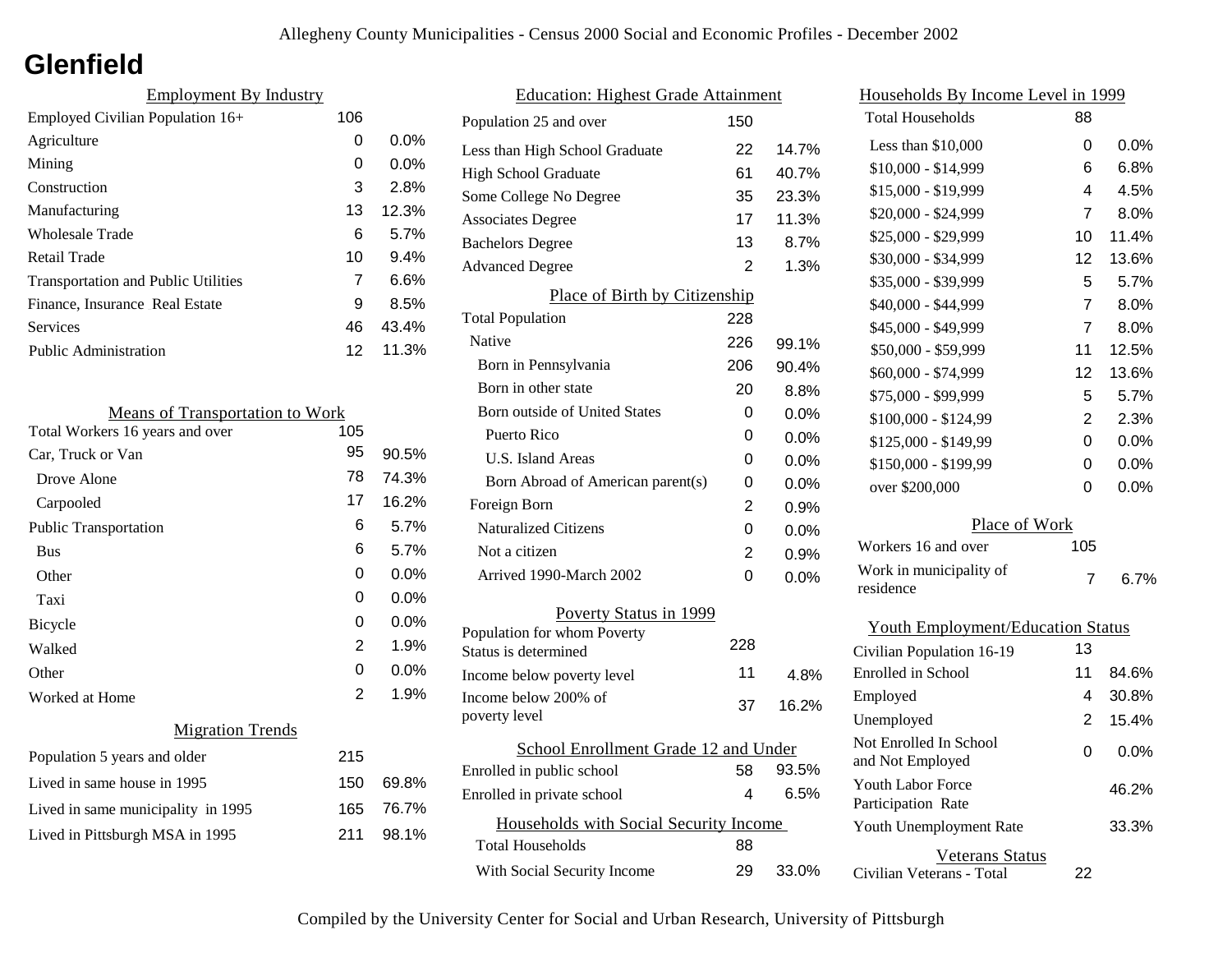# Glenfield

## Employment By Industry

| | | |
|---|---|---|
| Employed Civilian Population 16+ | 106 | |
| Agriculture | 0 | 0.0% |
| Mining | 0 | 0.0% |
| Construction | 3 | 2.8% |
| Manufacturing | 13 | 12.3% |
| Wholesale Trade | 6 | 5.7% |
| Retail Trade | 10 | 9.4% |
| Transportation and Public Utilities | 7 | 6.6% |
| Finance, Insurance Real Estate | 9 | 8.5% |
| Services | 46 | 43.4% |
| Public Administration | 12 | 11.3% |

## Means of Transportation to Work

| | | |
|---|---|---|
| Total Workers 16 years and over | 105 | |
| Car, Truck or Van | 95 | 90.5% |
| Drove Alone | 78 | 74.3% |
| Carpooled | 17 | 16.2% |
| Public Transportation | 6 | 5.7% |
| Bus | 6 | 5.7% |
| Other | 0 | 0.0% |
| Taxi | 0 | 0.0% |
| Bicycle | 0 | 0.0% |
| Walked | 2 | 1.9% |
| Other | 0 | 0.0% |
| Worked at Home | 2 | 1.9% |

## Migration Trends

| | | |
|---|---|---|
| Population 5 years and older | 215 | |
| Lived in same house in 1995 | 150 | 69.8% |
| Lived in same municipality in 1995 | 165 | 76.7% |
| Lived in Pittsburgh MSA in 1995 | 211 | 98.1% |

## Education: Highest Grade Attainment

| | | |
|---|---|---|
| Population 25 and over | 150 | |
| Less than High School Graduate | 22 | 14.7% |
| High School Graduate | 61 | 40.7% |
| Some College No Degree | 35 | 23.3% |
| Associates Degree | 17 | 11.3% |
| Bachelors Degree | 13 | 8.7% |
| Advanced Degree | 2 | 1.3% |

## Place of Birth by Citizenship

| | | |
|---|---|---|
| Total Population | 228 | |
| Native | 226 | 99.1% |
| Born in Pennsylvania | 206 | 90.4% |
| Born in other state | 20 | 8.8% |
| Born outside of United States | 0 | 0.0% |
| Puerto Rico | 0 | 0.0% |
| U.S. Island Areas | 0 | 0.0% |
| Born Abroad of American parent(s) | 0 | 0.0% |
| Foreign Born | 2 | 0.9% |
| Naturalized Citizens | 0 | 0.0% |
| Not a citizen | 2 | 0.9% |
| Arrived 1990-March 2002 | 0 | 0.0% |

## Poverty Status in 1999

| | | |
|---|---|---|
| Population for whom Poverty Status is determined | 228 | |
| Income below poverty level | 11 | 4.8% |
| Income below 200% of poverty level | 37 | 16.2% |

## School Enrollment Grade 12 and Under

| | | |
|---|---|---|
| Enrolled in public school | 58 | 93.5% |
| Enrolled in private school | 4 | 6.5% |

## Households with Social Security Income

| | | |
|---|---|---|
| Total Households | 88 | |
| With Social Security Income | 29 | 33.0% |

## Households By Income Level in 1999

| | | |
|---|---|---|
| Total Households | 88 | |
| Less than $10,000 | 0 | 0.0% |
| $10,000 - $14,999 | 6 | 6.8% |
| $15,000 - $19,999 | 4 | 4.5% |
| $20,000 - $24,999 | 7 | 8.0% |
| $25,000 - $29,999 | 10 | 11.4% |
| $30,000 - $34,999 | 12 | 13.6% |
| $35,000 - $39,999 | 5 | 5.7% |
| $40,000 - $44,999 | 7 | 8.0% |
| $45,000 - $49,999 | 7 | 8.0% |
| $50,000 - $59,999 | 11 | 12.5% |
| $60,000 - $74,999 | 12 | 13.6% |
| $75,000 - $99,999 | 5 | 5.7% |
| $100,000 - $124,99 | 2 | 2.3% |
| $125,000 - $149,99 | 0 | 0.0% |
| $150,000 - $199,99 | 0 | 0.0% |
| over $200,000 | 0 | 0.0% |

## Place of Work

| | | |
|---|---|---|
| Workers 16 and over | 105 | |
| Work in municipality of residence | 7 | 6.7% |

## Youth Employment/Education Status

| | | |
|---|---|---|
| Civilian Population 16-19 | 13 | |
| Enrolled in School | 11 | 84.6% |
| Employed | 4 | 30.8% |
| Unemployed | 2 | 15.4% |
| Not Enrolled In School and Not Employed | 0 | 0.0% |
| Youth Labor Force Participation Rate | | 46.2% |
| Youth Unemployment Rate | | 33.3% |

## Veterans Status

| | |
|---|---|
| Civilian Veterans - Total | 22 |

Compiled by the University Center for Social and Urban Research, University of Pittsburgh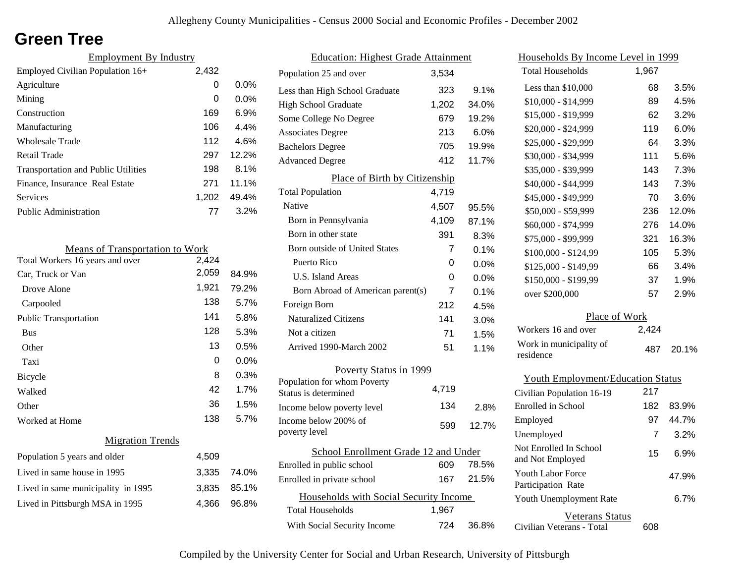Allegheny County Municipalities - Census 2000 Social and Economic Profiles - December 2002

# Green Tree

## Employment By Industry

| | | |
|---|---|---|
| Employed Civilian Population 16+ | 2,432 | |
| Agriculture | 0 | 0.0% |
| Mining | 0 | 0.0% |
| Construction | 169 | 6.9% |
| Manufacturing | 106 | 4.4% |
| Wholesale Trade | 112 | 4.6% |
| Retail Trade | 297 | 12.2% |
| Transportation and Public Utilities | 198 | 8.1% |
| Finance, Insurance Real Estate | 271 | 11.1% |
| Services | 1,202 | 49.4% |
| Public Administration | 77 | 3.2% |

## Means of Transportation to Work

| | | |
|---|---|---|
| Total Workers 16 years and over | 2,424 | |
| Car, Truck or Van | 2,059 | 84.9% |
| Drove Alone | 1,921 | 79.2% |
| Carpooled | 138 | 5.7% |
| Public Transportation | 141 | 5.8% |
| Bus | 128 | 5.3% |
| Other | 13 | 0.5% |
| Taxi | 0 | 0.0% |
| Bicycle | 8 | 0.3% |
| Walked | 42 | 1.7% |
| Other | 36 | 1.5% |
| Worked at Home | 138 | 5.7% |

## Migration Trends

| | | |
|---|---|---|
| Population 5 years and older | 4,509 | |
| Lived in same house in 1995 | 3,335 | 74.0% |
| Lived in same municipality in 1995 | 3,835 | 85.1% |
| Lived in Pittsburgh MSA in 1995 | 4,366 | 96.8% |

## Education: Highest Grade Attainment

| | | |
|---|---|---|
| Population 25 and over | 3,534 | |
| Less than High School Graduate | 323 | 9.1% |
| High School Graduate | 1,202 | 34.0% |
| Some College No Degree | 679 | 19.2% |
| Associates Degree | 213 | 6.0% |
| Bachelors Degree | 705 | 19.9% |
| Advanced Degree | 412 | 11.7% |

## Place of Birth by Citizenship

| | | |
|---|---|---|
| Total Population | 4,719 | |
| Native | 4,507 | 95.5% |
| Born in Pennsylvania | 4,109 | 87.1% |
| Born in other state | 391 | 8.3% |
| Born outside of United States | 7 | 0.1% |
| Puerto Rico | 0 | 0.0% |
| U.S. Island Areas | 0 | 0.0% |
| Born Abroad of American parent(s) | 7 | 0.1% |
| Foreign Born | 212 | 4.5% |
| Naturalized Citizens | 141 | 3.0% |
| Not a citizen | 71 | 1.5% |
| Arrived 1990-March 2002 | 51 | 1.1% |

## Poverty Status in 1999

| | | |
|---|---|---|
| Population for whom Poverty Status is determined | 4,719 | |
| Income below poverty level | 134 | 2.8% |
| Income below 200% of poverty level | 599 | 12.7% |

## School Enrollment Grade 12 and Under

| | | |
|---|---|---|
| Enrolled in public school | 609 | 78.5% |
| Enrolled in private school | 167 | 21.5% |

## Households with Social Security Income

| | | |
|---|---|---|
| Total Households | 1,967 | |
| With Social Security Income | 724 | 36.8% |

## Households By Income Level in 1999

| | | |
|---|---|---|
| Total Households | 1,967 | |
| Less than $10,000 | 68 | 3.5% |
| $10,000 - $14,999 | 89 | 4.5% |
| $15,000 - $19,999 | 62 | 3.2% |
| $20,000 - $24,999 | 119 | 6.0% |
| $25,000 - $29,999 | 64 | 3.3% |
| $30,000 - $34,999 | 111 | 5.6% |
| $35,000 - $39,999 | 143 | 7.3% |
| $40,000 - $44,999 | 143 | 7.3% |
| $45,000 - $49,999 | 70 | 3.6% |
| $50,000 - $59,999 | 236 | 12.0% |
| $60,000 - $74,999 | 276 | 14.0% |
| $75,000 - $99,999 | 321 | 16.3% |
| $100,000 - $124,99 | 105 | 5.3% |
| $125,000 - $149,99 | 66 | 3.4% |
| $150,000 - $199,99 | 37 | 1.9% |
| over $200,000 | 57 | 2.9% |

## Place of Work

| | | |
|---|---|---|
| Workers 16 and over | 2,424 | |
| Work in municipality of residence | 487 | 20.1% |

## Youth Employment/Education Status

| | | |
|---|---|---|
| Civilian Population 16-19 | 217 | |
| Enrolled in School | 182 | 83.9% |
| Employed | 97 | 44.7% |
| Unemployed | 7 | 3.2% |
| Not Enrolled In School and Not Employed | 15 | 6.9% |
| Youth Labor Force Participation Rate | | 47.9% |
| Youth Unemployment Rate | | 6.7% |

## Veterans Status

| | |
|---|---|
| Civilian Veterans - Total | 608 |

Compiled by the University Center for Social and Urban Research, University of Pittsburgh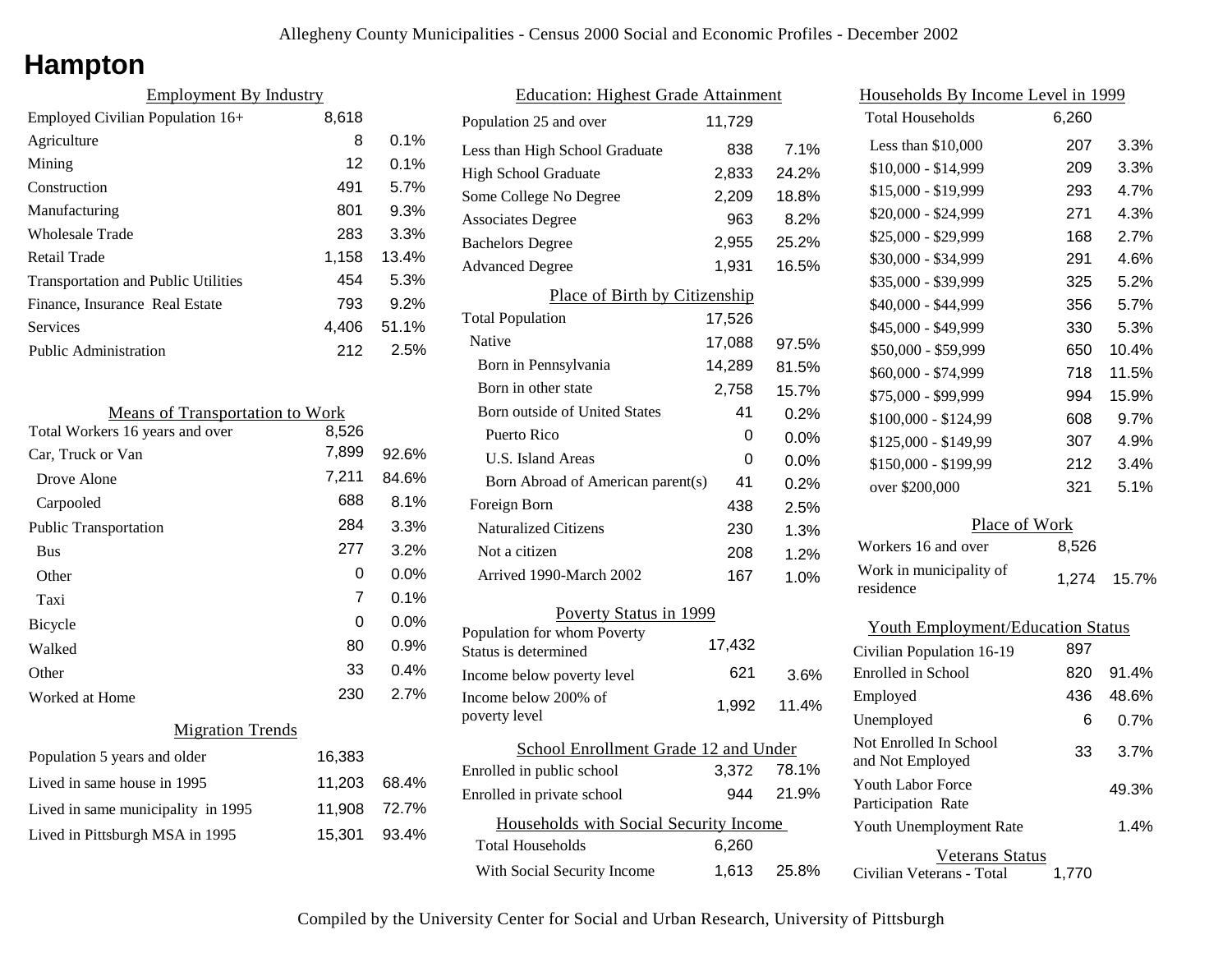# Hampton

## Employment By Industry

| Employment By Industry | | |
|---|---|---|
| Employed Civilian Population 16+ | 8,618 | |
| Agriculture | 8 | 0.1% |
| Mining | 12 | 0.1% |
| Construction | 491 | 5.7% |
| Manufacturing | 801 | 9.3% |
| Wholesale Trade | 283 | 3.3% |
| Retail Trade | 1,158 | 13.4% |
| Transportation and Public Utilities | 454 | 5.3% |
| Finance, Insurance Real Estate | 793 | 9.2% |
| Services | 4,406 | 51.1% |
| Public Administration | 212 | 2.5% |

## Means of Transportation to Work

| Means of Transportation to Work | | |
|---|---|---|
| Total Workers 16 years and over | 8,526 | |
| Car, Truck or Van | 7,899 | 92.6% |
| Drove Alone | 7,211 | 84.6% |
| Carpooled | 688 | 8.1% |
| Public Transportation | 284 | 3.3% |
| Bus | 277 | 3.2% |
| Other | 0 | 0.0% |
| Taxi | 7 | 0.1% |
| Bicycle | 0 | 0.0% |
| Walked | 80 | 0.9% |
| Other | 33 | 0.4% |
| Worked at Home | 230 | 2.7% |

## Migration Trends

| Migration Trends | | |
|---|---|---|
| Population 5 years and older | 16,383 | |
| Lived in same house in 1995 | 11,203 | 68.4% |
| Lived in same municipality in 1995 | 11,908 | 72.7% |
| Lived in Pittsburgh MSA in 1995 | 15,301 | 93.4% |

## Education: Highest Grade Attainment

| Education: Highest Grade Attainment | | |
|---|---|---|
| Population 25 and over | 11,729 | |
| Less than High School Graduate | 838 | 7.1% |
| High School Graduate | 2,833 | 24.2% |
| Some College No Degree | 2,209 | 18.8% |
| Associates Degree | 963 | 8.2% |
| Bachelors Degree | 2,955 | 25.2% |
| Advanced Degree | 1,931 | 16.5% |

## Place of Birth by Citizenship

| Place of Birth by Citizenship | | |
|---|---|---|
| Total Population | 17,526 | |
| Native | 17,088 | 97.5% |
| Born in Pennsylvania | 14,289 | 81.5% |
| Born in other state | 2,758 | 15.7% |
| Born outside of United States | 41 | 0.2% |
| Puerto Rico | 0 | 0.0% |
| U.S. Island Areas | 0 | 0.0% |
| Born Abroad of American parent(s) | 41 | 0.2% |
| Foreign Born | 438 | 2.5% |
| Naturalized Citizens | 230 | 1.3% |
| Not a citizen | 208 | 1.2% |
| Arrived 1990-March 2002 | 167 | 1.0% |

## Poverty Status in 1999

| Poverty Status in 1999 | | |
|---|---|---|
| Population for whom Poverty Status is determined | 17,432 | |
| Income below poverty level | 621 | 3.6% |
| Income below 200% of poverty level | 1,992 | 11.4% |

## School Enrollment Grade 12 and Under

| School Enrollment Grade 12 and Under | | |
|---|---|---|
| Enrolled in public school | 3,372 | 78.1% |
| Enrolled in private school | 944 | 21.9% |

## Households with Social Security Income

| Households with Social Security Income | | |
|---|---|---|
| Total Households | 6,260 | |
| With Social Security Income | 1,613 | 25.8% |

## Households By Income Level in 1999

| Households By Income Level in 1999 | | |
|---|---|---|
| Total Households | 6,260 | |
| Less than $10,000 | 207 | 3.3% |
| $10,000 - $14,999 | 209 | 3.3% |
| $15,000 - $19,999 | 293 | 4.7% |
| $20,000 - $24,999 | 271 | 4.3% |
| $25,000 - $29,999 | 168 | 2.7% |
| $30,000 - $34,999 | 291 | 4.6% |
| $35,000 - $39,999 | 325 | 5.2% |
| $40,000 - $44,999 | 356 | 5.7% |
| $45,000 - $49,999 | 330 | 5.3% |
| $50,000 - $59,999 | 650 | 10.4% |
| $60,000 - $74,999 | 718 | 11.5% |
| $75,000 - $99,999 | 994 | 15.9% |
| $100,000 - $124,99 | 608 | 9.7% |
| $125,000 - $149,99 | 307 | 4.9% |
| $150,000 - $199,99 | 212 | 3.4% |
| over $200,000 | 321 | 5.1% |

## Place of Work

| Place of Work | | |
|---|---|---|
| Workers 16 and over | 8,526 | |
| Work in municipality of residence | 1,274 | 15.7% |

## Youth Employment/Education Status

| Youth Employment/Education Status | | |
|---|---|---|
| Civilian Population 16-19 | 897 | |
| Enrolled in School | 820 | 91.4% |
| Employed | 436 | 48.6% |
| Unemployed | 6 | 0.7% |
| Not Enrolled In School and Not Employed | 33 | 3.7% |
| Youth Labor Force Participation Rate | | 49.3% |
| Youth Unemployment Rate | | 1.4% |

## Veterans Status

| Veterans Status | |
|---|---|
| Civilian Veterans - Total | 1,770 |

Compiled by the University Center for Social and Urban Research, University of Pittsburgh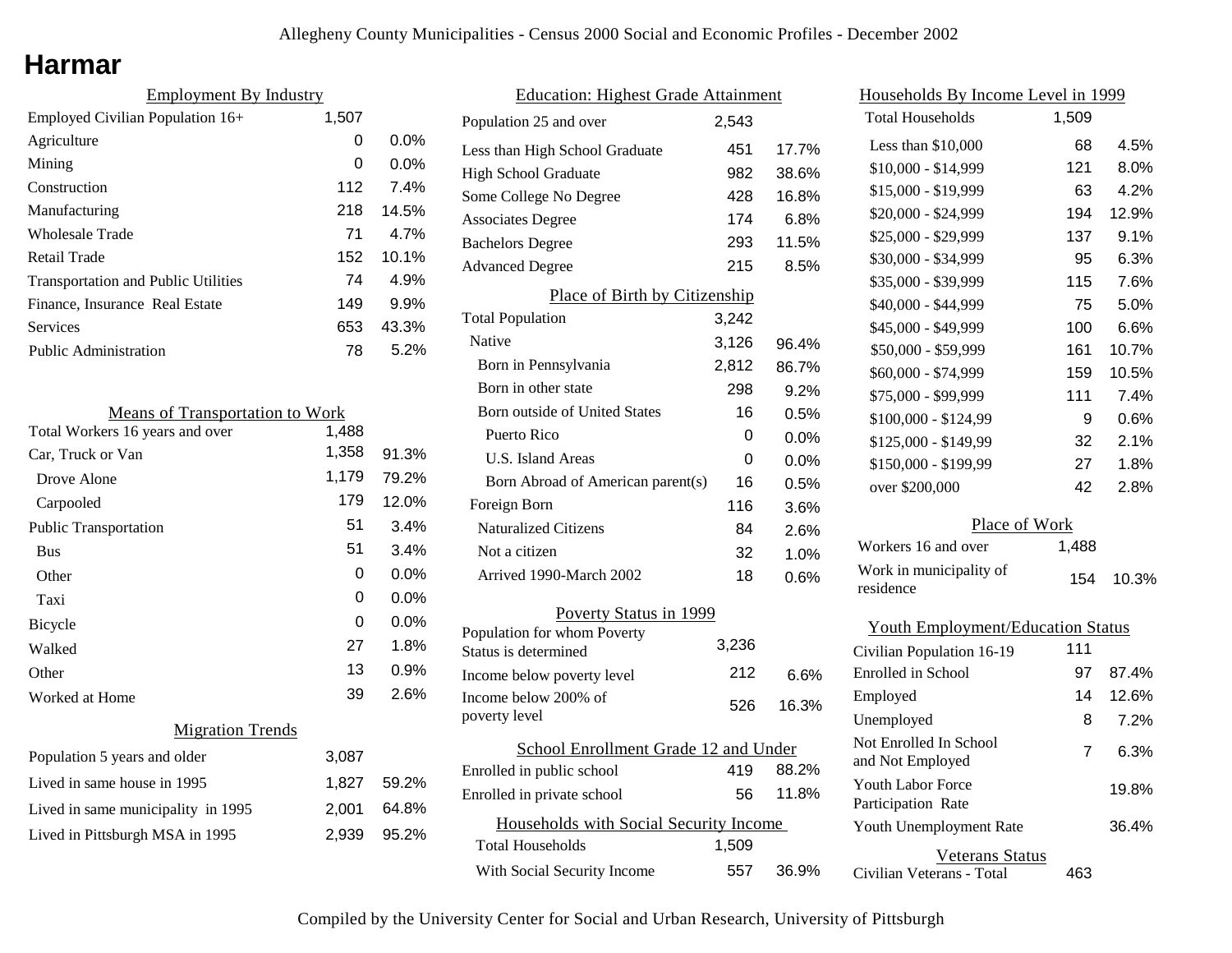# Harmar

## Employment By Industry

| Employment By Industry | | |
|---|---|---|
| Employed Civilian Population 16+ | 1,507 | |
| Agriculture | 0 | 0.0% |
| Mining | 0 | 0.0% |
| Construction | 112 | 7.4% |
| Manufacturing | 218 | 14.5% |
| Wholesale Trade | 71 | 4.7% |
| Retail Trade | 152 | 10.1% |
| Transportation and Public Utilities | 74 | 4.9% |
| Finance, Insurance Real Estate | 149 | 9.9% |
| Services | 653 | 43.3% |
| Public Administration | 78 | 5.2% |

## Means of Transportation to Work

| Means of Transportation to Work | | |
|---|---|---|
| Total Workers 16 years and over | 1,488 | |
| Car, Truck or Van | 1,358 | 91.3% |
| Drove Alone | 1,179 | 79.2% |
| Carpooled | 179 | 12.0% |
| Public Transportation | 51 | 3.4% |
| Bus | 51 | 3.4% |
| Other | 0 | 0.0% |
| Taxi | 0 | 0.0% |
| Bicycle | 0 | 0.0% |
| Walked | 27 | 1.8% |
| Other | 13 | 0.9% |
| Worked at Home | 39 | 2.6% |

## Migration Trends

| Migration Trends | | |
|---|---|---|
| Population 5 years and older | 3,087 | |
| Lived in same house in 1995 | 1,827 | 59.2% |
| Lived in same municipality in 1995 | 2,001 | 64.8% |
| Lived in Pittsburgh MSA in 1995 | 2,939 | 95.2% |

## Education: Highest Grade Attainment

| Education: Highest Grade Attainment | | |
|---|---|---|
| Population 25 and over | 2,543 | |
| Less than High School Graduate | 451 | 17.7% |
| High School Graduate | 982 | 38.6% |
| Some College No Degree | 428 | 16.8% |
| Associates Degree | 174 | 6.8% |
| Bachelors Degree | 293 | 11.5% |
| Advanced Degree | 215 | 8.5% |

## Place of Birth by Citizenship

| Place of Birth by Citizenship | | |
|---|---|---|
| Total Population | 3,242 | |
| Native | 3,126 | 96.4% |
| Born in Pennsylvania | 2,812 | 86.7% |
| Born in other state | 298 | 9.2% |
| Born outside of United States | 16 | 0.5% |
| Puerto Rico | 0 | 0.0% |
| U.S. Island Areas | 0 | 0.0% |
| Born Abroad of American parent(s) | 16 | 0.5% |
| Foreign Born | 116 | 3.6% |
| Naturalized Citizens | 84 | 2.6% |
| Not a citizen | 32 | 1.0% |
| Arrived 1990-March 2002 | 18 | 0.6% |

## Poverty Status in 1999

| Poverty Status in 1999 | | |
|---|---|---|
| Population for whom Poverty Status is determined | 3,236 | |
| Income below poverty level | 212 | 6.6% |
| Income below 200% of poverty level | 526 | 16.3% |

## School Enrollment Grade 12 and Under

| School Enrollment Grade 12 and Under | | |
|---|---|---|
| Enrolled in public school | 419 | 88.2% |
| Enrolled in private school | 56 | 11.8% |

## Households with Social Security Income

| Households with Social Security Income | | |
|---|---|---|
| Total Households | 1,509 | |
| With Social Security Income | 557 | 36.9% |

## Households By Income Level in 1999

| Households By Income Level in 1999 | | |
|---|---|---|
| Total Households | 1,509 | |
| Less than $10,000 | 68 | 4.5% |
| $10,000 - $14,999 | 121 | 8.0% |
| $15,000 - $19,999 | 63 | 4.2% |
| $20,000 - $24,999 | 194 | 12.9% |
| $25,000 - $29,999 | 137 | 9.1% |
| $30,000 - $34,999 | 95 | 6.3% |
| $35,000 - $39,999 | 115 | 7.6% |
| $40,000 - $44,999 | 75 | 5.0% |
| $45,000 - $49,999 | 100 | 6.6% |
| $50,000 - $59,999 | 161 | 10.7% |
| $60,000 - $74,999 | 159 | 10.5% |
| $75,000 - $99,999 | 111 | 7.4% |
| $100,000 - $124,99 | 9 | 0.6% |
| $125,000 - $149,99 | 32 | 2.1% |
| $150,000 - $199,99 | 27 | 1.8% |
| over $200,000 | 42 | 2.8% |

## Place of Work

| Place of Work | | |
|---|---|---|
| Workers 16 and over | 1,488 | |
| Work in municipality of residence | 154 | 10.3% |

## Youth Employment/Education Status

| Youth Employment/Education Status | | |
|---|---|---|
| Civilian Population 16-19 | 111 | |
| Enrolled in School | 97 | 87.4% |
| Employed | 14 | 12.6% |
| Unemployed | 8 | 7.2% |
| Not Enrolled In School and Not Employed | 7 | 6.3% |
| Youth Labor Force Participation Rate | | 19.8% |
| Youth Unemployment Rate | | 36.4% |

## Veterans Status

| Veterans Status | |
|---|---|
| Civilian Veterans - Total | 463 |

Compiled by the University Center for Social and Urban Research, University of Pittsburgh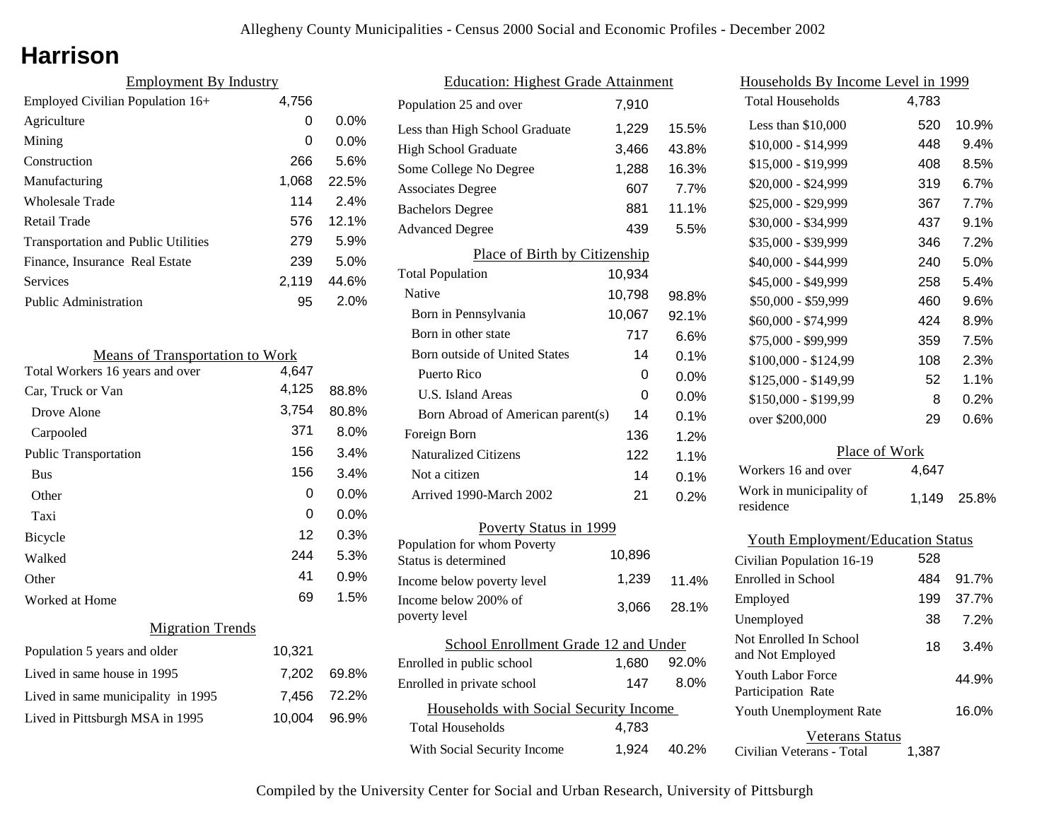# Harrison

## Employment By Industry

| Employment By Industry | | |
|---|---|---|
| Employed Civilian Population 16+ | 4,756 | |
| Agriculture | 0 | 0.0% |
| Mining | 0 | 0.0% |
| Construction | 266 | 5.6% |
| Manufacturing | 1,068 | 22.5% |
| Wholesale Trade | 114 | 2.4% |
| Retail Trade | 576 | 12.1% |
| Transportation and Public Utilities | 279 | 5.9% |
| Finance, Insurance Real Estate | 239 | 5.0% |
| Services | 2,119 | 44.6% |
| Public Administration | 95 | 2.0% |

## Means of Transportation to Work

| Means of Transportation to Work | | |
|---|---|---|
| Total Workers 16 years and over | 4,647 | |
| Car, Truck or Van | 4,125 | 88.8% |
| Drove Alone | 3,754 | 80.8% |
| Carpooled | 371 | 8.0% |
| Public Transportation | 156 | 3.4% |
| Bus | 156 | 3.4% |
| Other | 0 | 0.0% |
| Taxi | 0 | 0.0% |
| Bicycle | 12 | 0.3% |
| Walked | 244 | 5.3% |
| Other | 41 | 0.9% |
| Worked at Home | 69 | 1.5% |

## Migration Trends

| Migration Trends | | |
|---|---|---|
| Population 5 years and older | 10,321 | |
| Lived in same house in 1995 | 7,202 | 69.8% |
| Lived in same municipality in 1995 | 7,456 | 72.2% |
| Lived in Pittsburgh MSA in 1995 | 10,004 | 96.9% |

## Education: Highest Grade Attainment

| Education: Highest Grade Attainment | | |
|---|---|---|
| Population 25 and over | 7,910 | |
| Less than High School Graduate | 1,229 | 15.5% |
| High School Graduate | 3,466 | 43.8% |
| Some College No Degree | 1,288 | 16.3% |
| Associates Degree | 607 | 7.7% |
| Bachelors Degree | 881 | 11.1% |
| Advanced Degree | 439 | 5.5% |

## Place of Birth by Citizenship

| Place of Birth by Citizenship | | |
|---|---|---|
| Total Population | 10,934 | |
| Native | 10,798 | 98.8% |
| Born in Pennsylvania | 10,067 | 92.1% |
| Born in other state | 717 | 6.6% |
| Born outside of United States | 14 | 0.1% |
| Puerto Rico | 0 | 0.0% |
| U.S. Island Areas | 0 | 0.0% |
| Born Abroad of American parent(s) | 14 | 0.1% |
| Foreign Born | 136 | 1.2% |
| Naturalized Citizens | 122 | 1.1% |
| Not a citizen | 14 | 0.1% |
| Arrived 1990-March 2002 | 21 | 0.2% |

## Poverty Status in 1999

| Poverty Status in 1999 | | |
|---|---|---|
| Population for whom Poverty Status is determined | 10,896 | |
| Income below poverty level | 1,239 | 11.4% |
| Income below 200% of poverty level | 3,066 | 28.1% |

## School Enrollment Grade 12 and Under

| School Enrollment Grade 12 and Under | | |
|---|---|---|
| Enrolled in public school | 1,680 | 92.0% |
| Enrolled in private school | 147 | 8.0% |

## Households with Social Security Income

| Households with Social Security Income | | |
|---|---|---|
| Total Households | 4,783 | |
| With Social Security Income | 1,924 | 40.2% |

## Households By Income Level in 1999

| Households By Income Level in 1999 | | |
|---|---|---|
| Total Households | 4,783 | |
| Less than $10,000 | 520 | 10.9% |
| $10,000 - $14,999 | 448 | 9.4% |
| $15,000 - $19,999 | 408 | 8.5% |
| $20,000 - $24,999 | 319 | 6.7% |
| $25,000 - $29,999 | 367 | 7.7% |
| $30,000 - $34,999 | 437 | 9.1% |
| $35,000 - $39,999 | 346 | 7.2% |
| $40,000 - $44,999 | 240 | 5.0% |
| $45,000 - $49,999 | 258 | 5.4% |
| $50,000 - $59,999 | 460 | 9.6% |
| $60,000 - $74,999 | 424 | 8.9% |
| $75,000 - $99,999 | 359 | 7.5% |
| $100,000 - $124,99 | 108 | 2.3% |
| $125,000 - $149,99 | 52 | 1.1% |
| $150,000 - $199,99 | 8 | 0.2% |
| over $200,000 | 29 | 0.6% |

## Place of Work

| Place of Work | | |
|---|---|---|
| Workers 16 and over | 4,647 | |
| Work in municipality of residence | 1,149 | 25.8% |

## Youth Employment/Education Status

| Youth Employment/Education Status | | |
|---|---|---|
| Civilian Population 16-19 | 528 | |
| Enrolled in School | 484 | 91.7% |
| Employed | 199 | 37.7% |
| Unemployed | 38 | 7.2% |
| Not Enrolled In School and Not Employed | 18 | 3.4% |
| Youth Labor Force Participation Rate | | 44.9% |
| Youth Unemployment Rate | | 16.0% |

## Veterans Status

| Veterans Status | |
|---|---|
| Civilian Veterans - Total | 1,387 |

Compiled by the University Center for Social and Urban Research, University of Pittsburgh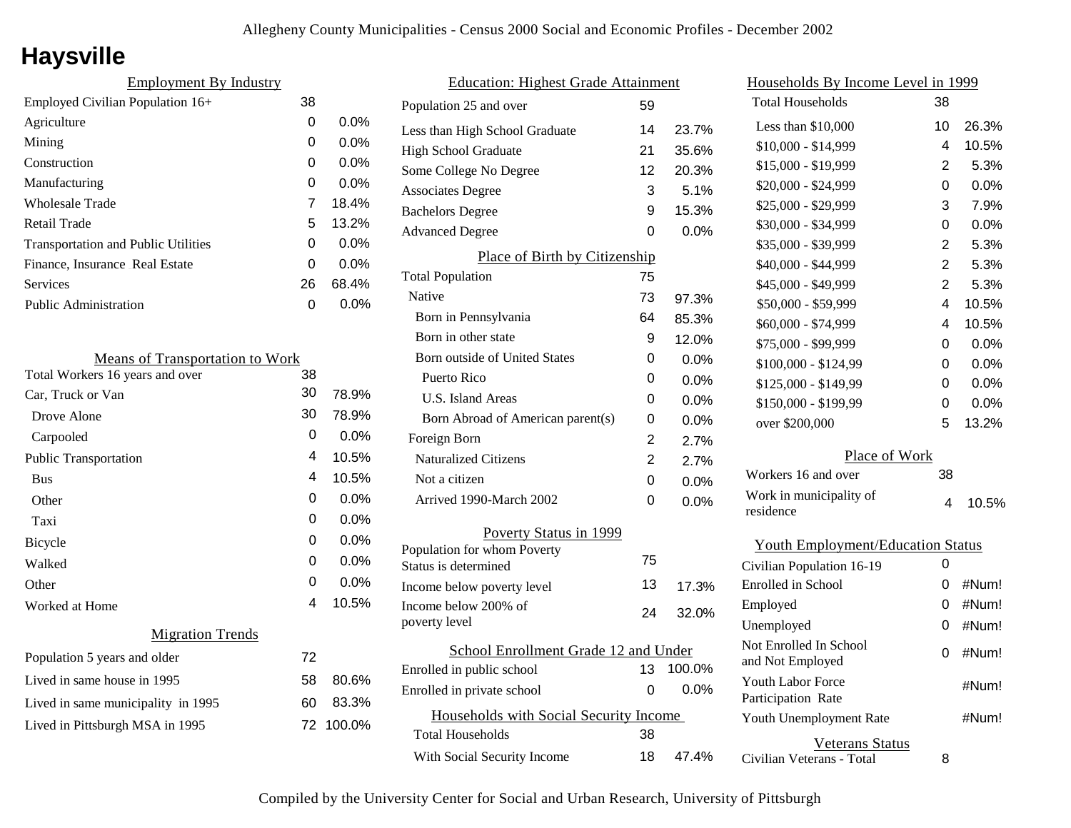# Haysville

## Employment By Industry

| Employment By Industry | | |
|---|---|---|
| Employed Civilian Population 16+ | 38 | |
| Agriculture | 0 | 0.0% |
| Mining | 0 | 0.0% |
| Construction | 0 | 0.0% |
| Manufacturing | 0 | 0.0% |
| Wholesale Trade | 7 | 18.4% |
| Retail Trade | 5 | 13.2% |
| Transportation and Public Utilities | 0 | 0.0% |
| Finance, Insurance Real Estate | 0 | 0.0% |
| Services | 26 | 68.4% |
| Public Administration | 0 | 0.0% |

## Means of Transportation to Work

| Means of Transportation to Work | | |
|---|---|---|
| Total Workers 16 years and over | 38 | |
| Car, Truck or Van | 30 | 78.9% |
| Drove Alone | 30 | 78.9% |
| Carpooled | 0 | 0.0% |
| Public Transportation | 4 | 10.5% |
| Bus | 4 | 10.5% |
| Other | 0 | 0.0% |
| Taxi | 0 | 0.0% |
| Bicycle | 0 | 0.0% |
| Walked | 0 | 0.0% |
| Other | 0 | 0.0% |
| Worked at Home | 4 | 10.5% |

## Migration Trends

| Migration Trends | | |
|---|---|---|
| Population 5 years and older | 72 | |
| Lived in same house in 1995 | 58 | 80.6% |
| Lived in same municipality in 1995 | 60 | 83.3% |
| Lived in Pittsburgh MSA in 1995 | 72 | 100.0% |

## Education: Highest Grade Attainment

| Education: Highest Grade Attainment | | |
|---|---|---|
| Population 25 and over | 59 | |
| Less than High School Graduate | 14 | 23.7% |
| High School Graduate | 21 | 35.6% |
| Some College No Degree | 12 | 20.3% |
| Associates Degree | 3 | 5.1% |
| Bachelors Degree | 9 | 15.3% |
| Advanced Degree | 0 | 0.0% |

## Place of Birth by Citizenship

| Place of Birth by Citizenship | | |
|---|---|---|
| Total Population | 75 | |
| Native | 73 | 97.3% |
| Born in Pennsylvania | 64 | 85.3% |
| Born in other state | 9 | 12.0% |
| Born outside of United States | 0 | 0.0% |
| Puerto Rico | 0 | 0.0% |
| U.S. Island Areas | 0 | 0.0% |
| Born Abroad of American parent(s) | 0 | 0.0% |
| Foreign Born | 2 | 2.7% |
| Naturalized Citizens | 2 | 2.7% |
| Not a citizen | 0 | 0.0% |
| Arrived 1990-March 2002 | 0 | 0.0% |

## Poverty Status in 1999

| Poverty Status in 1999 | | |
|---|---|---|
| Population for whom Poverty Status is determined | 75 | |
| Income below poverty level | 13 | 17.3% |
| Income below 200% of poverty level | 24 | 32.0% |

## School Enrollment Grade 12 and Under

| School Enrollment Grade 12 and Under | | |
|---|---|---|
| Enrolled in public school | 13 | 100.0% |
| Enrolled in private school | 0 | 0.0% |

## Households with Social Security Income

| Households with Social Security Income | | |
|---|---|---|
| Total Households | 38 | |
| With Social Security Income | 18 | 47.4% |

## Households By Income Level in 1999

| Households By Income Level in 1999 | | |
|---|---|---|
| Total Households | 38 | |
| Less than $10,000 | 10 | 26.3% |
| $10,000 - $14,999 | 4 | 10.5% |
| $15,000 - $19,999 | 2 | 5.3% |
| $20,000 - $24,999 | 0 | 0.0% |
| $25,000 - $29,999 | 3 | 7.9% |
| $30,000 - $34,999 | 0 | 0.0% |
| $35,000 - $39,999 | 2 | 5.3% |
| $40,000 - $44,999 | 2 | 5.3% |
| $45,000 - $49,999 | 2 | 5.3% |
| $50,000 - $59,999 | 4 | 10.5% |
| $60,000 - $74,999 | 4 | 10.5% |
| $75,000 - $99,999 | 0 | 0.0% |
| $100,000 - $124,99 | 0 | 0.0% |
| $125,000 - $149,99 | 0 | 0.0% |
| $150,000 - $199,99 | 0 | 0.0% |
| over $200,000 | 5 | 13.2% |

## Place of Work

| Place of Work | | |
|---|---|---|
| Workers 16 and over | 38 | |
| Work in municipality of residence | 4 | 10.5% |

## Youth Employment/Education Status

| Youth Employment/Education Status | | |
|---|---|---|
| Civilian Population 16-19 | 0 | |
| Enrolled in School | 0 | #Num! |
| Employed | 0 | #Num! |
| Unemployed | 0 | #Num! |
| Not Enrolled In School and Not Employed | 0 | #Num! |
| Youth Labor Force Participation Rate | | #Num! |
| Youth Unemployment Rate | | #Num! |

## Veterans Status

| Veterans Status | |
|---|---|
| Civilian Veterans - Total | 8 |

Compiled by the University Center for Social and Urban Research, University of Pittsburgh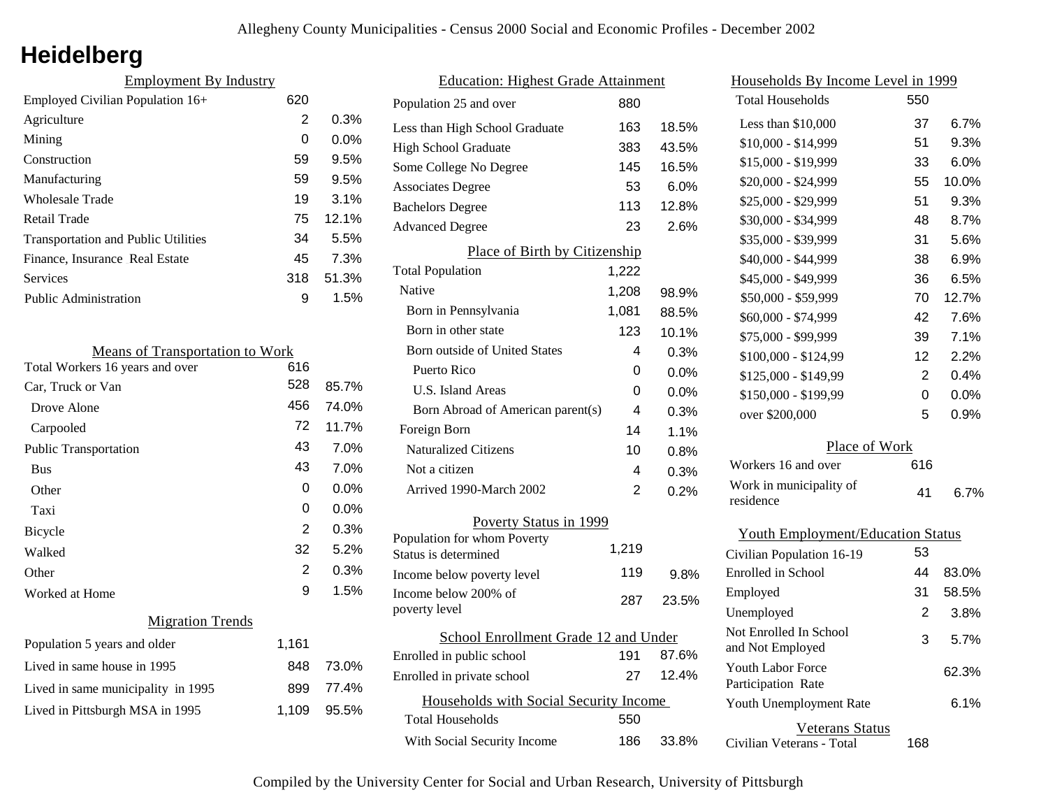# Heidelberg

## Employment By Industry

| Employment By Industry | | |
|---|---|---|
| Employed Civilian Population 16+ | 620 | |
| Agriculture | 2 | 0.3% |
| Mining | 0 | 0.0% |
| Construction | 59 | 9.5% |
| Manufacturing | 59 | 9.5% |
| Wholesale Trade | 19 | 3.1% |
| Retail Trade | 75 | 12.1% |
| Transportation and Public Utilities | 34 | 5.5% |
| Finance, Insurance Real Estate | 45 | 7.3% |
| Services | 318 | 51.3% |
| Public Administration | 9 | 1.5% |

## Means of Transportation to Work

| Means of Transportation to Work | | |
|---|---|---|
| Total Workers 16 years and over | 616 | |
| Car, Truck or Van | 528 | 85.7% |
| Drove Alone | 456 | 74.0% |
| Carpooled | 72 | 11.7% |
| Public Transportation | 43 | 7.0% |
| Bus | 43 | 7.0% |
| Other | 0 | 0.0% |
| Taxi | 0 | 0.0% |
| Bicycle | 2 | 0.3% |
| Walked | 32 | 5.2% |
| Other | 2 | 0.3% |
| Worked at Home | 9 | 1.5% |

## Migration Trends

| Migration Trends | | |
|---|---|---|
| Population 5 years and older | 1,161 | |
| Lived in same house in 1995 | 848 | 73.0% |
| Lived in same municipality in 1995 | 899 | 77.4% |
| Lived in Pittsburgh MSA in 1995 | 1,109 | 95.5% |

## Education: Highest Grade Attainment

| Education: Highest Grade Attainment | | |
|---|---|---|
| Population 25 and over | 880 | |
| Less than High School Graduate | 163 | 18.5% |
| High School Graduate | 383 | 43.5% |
| Some College No Degree | 145 | 16.5% |
| Associates Degree | 53 | 6.0% |
| Bachelors Degree | 113 | 12.8% |
| Advanced Degree | 23 | 2.6% |

## Place of Birth by Citizenship

| Place of Birth by Citizenship | | |
|---|---|---|
| Total Population | 1,222 | |
| Native | 1,208 | 98.9% |
| Born in Pennsylvania | 1,081 | 88.5% |
| Born in other state | 123 | 10.1% |
| Born outside of United States | 4 | 0.3% |
| Puerto Rico | 0 | 0.0% |
| U.S. Island Areas | 0 | 0.0% |
| Born Abroad of American parent(s) | 4 | 0.3% |
| Foreign Born | 14 | 1.1% |
| Naturalized Citizens | 10 | 0.8% |
| Not a citizen | 4 | 0.3% |
| Arrived 1990-March 2002 | 2 | 0.2% |

## Poverty Status in 1999

| Poverty Status in 1999 | | |
|---|---|---|
| Population for whom Poverty Status is determined | 1,219 | |
| Income below poverty level | 119 | 9.8% |
| Income below 200% of poverty level | 287 | 23.5% |

## School Enrollment Grade 12 and Under

| School Enrollment Grade 12 and Under | | |
|---|---|---|
| Enrolled in public school | 191 | 87.6% |
| Enrolled in private school | 27 | 12.4% |

## Households with Social Security Income

| Households with Social Security Income | | |
|---|---|---|
| Total Households | 550 | |
| With Social Security Income | 186 | 33.8% |

## Households By Income Level in 1999

| Households By Income Level in 1999 | | |
|---|---|---|
| Total Households | 550 | |
| Less than $10,000 | 37 | 6.7% |
| $10,000 - $14,999 | 51 | 9.3% |
| $15,000 - $19,999 | 33 | 6.0% |
| $20,000 - $24,999 | 55 | 10.0% |
| $25,000 - $29,999 | 51 | 9.3% |
| $30,000 - $34,999 | 48 | 8.7% |
| $35,000 - $39,999 | 31 | 5.6% |
| $40,000 - $44,999 | 38 | 6.9% |
| $45,000 - $49,999 | 36 | 6.5% |
| $50,000 - $59,999 | 70 | 12.7% |
| $60,000 - $74,999 | 42 | 7.6% |
| $75,000 - $99,999 | 39 | 7.1% |
| $100,000 - $124,99 | 12 | 2.2% |
| $125,000 - $149,99 | 2 | 0.4% |
| $150,000 - $199,99 | 0 | 0.0% |
| over $200,000 | 5 | 0.9% |

## Place of Work

| Place of Work | | |
|---|---|---|
| Workers 16 and over | 616 | |
| Work in municipality of residence | 41 | 6.7% |

## Youth Employment/Education Status

| Youth Employment/Education Status | | |
|---|---|---|
| Civilian Population 16-19 | 53 | |
| Enrolled in School | 44 | 83.0% |
| Employed | 31 | 58.5% |
| Unemployed | 2 | 3.8% |
| Not Enrolled In School and Not Employed | 3 | 5.7% |
| Youth Labor Force Participation Rate | | 62.3% |
| Youth Unemployment Rate | | 6.1% |

## Veterans Status

| Veterans Status | |
|---|---|
| Civilian Veterans - Total | 168 |

Compiled by the University Center for Social and Urban Research, University of Pittsburgh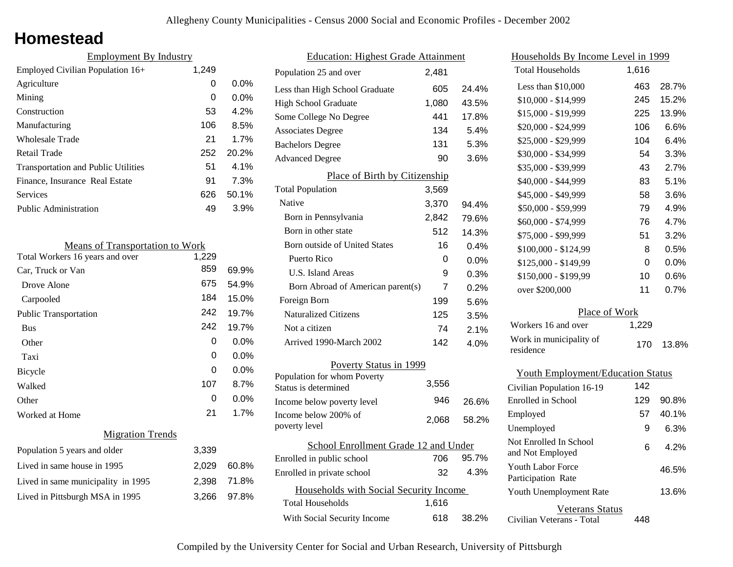Allegheny County Municipalities - Census 2000 Social and Economic Profiles - December 2002

# Homestead

## Employment By Industry

| Employment By Industry | | |
|---|---|---|
| Employed Civilian Population 16+ | 1,249 | |
| Agriculture | 0 | 0.0% |
| Mining | 0 | 0.0% |
| Construction | 53 | 4.2% |
| Manufacturing | 106 | 8.5% |
| Wholesale Trade | 21 | 1.7% |
| Retail Trade | 252 | 20.2% |
| Transportation and Public Utilities | 51 | 4.1% |
| Finance, Insurance Real Estate | 91 | 7.3% |
| Services | 626 | 50.1% |
| Public Administration | 49 | 3.9% |

## Means of Transportation to Work

| Means of Transportation to Work | | |
|---|---|---|
| Total Workers 16 years and over | 1,229 | |
| Car, Truck or Van | 859 | 69.9% |
| Drove Alone | 675 | 54.9% |
| Carpooled | 184 | 15.0% |
| Public Transportation | 242 | 19.7% |
| Bus | 242 | 19.7% |
| Other | 0 | 0.0% |
| Taxi | 0 | 0.0% |
| Bicycle | 0 | 0.0% |
| Walked | 107 | 8.7% |
| Other | 0 | 0.0% |
| Worked at Home | 21 | 1.7% |

## Migration Trends

| Migration Trends | | |
|---|---|---|
| Population 5 years and older | 3,339 | |
| Lived in same house in 1995 | 2,029 | 60.8% |
| Lived in same municipality in 1995 | 2,398 | 71.8% |
| Lived in Pittsburgh MSA in 1995 | 3,266 | 97.8% |

## Education: Highest Grade Attainment

| Education: Highest Grade Attainment | | |
|---|---|---|
| Population 25 and over | 2,481 | |
| Less than High School Graduate | 605 | 24.4% |
| High School Graduate | 1,080 | 43.5% |
| Some College No Degree | 441 | 17.8% |
| Associates Degree | 134 | 5.4% |
| Bachelors Degree | 131 | 5.3% |
| Advanced Degree | 90 | 3.6% |

## Place of Birth by Citizenship

| Place of Birth by Citizenship | | |
|---|---|---|
| Total Population | 3,569 | |
| Native | 3,370 | 94.4% |
| Born in Pennsylvania | 2,842 | 79.6% |
| Born in other state | 512 | 14.3% |
| Born outside of United States | 16 | 0.4% |
| Puerto Rico | 0 | 0.0% |
| U.S. Island Areas | 9 | 0.3% |
| Born Abroad of American parent(s) | 7 | 0.2% |
| Foreign Born | 199 | 5.6% |
| Naturalized Citizens | 125 | 3.5% |
| Not a citizen | 74 | 2.1% |
| Arrived 1990-March 2002 | 142 | 4.0% |

## Poverty Status in 1999

| Poverty Status in 1999 | | |
|---|---|---|
| Population for whom Poverty Status is determined | 3,556 | |
| Income below poverty level | 946 | 26.6% |
| Income below 200% of poverty level | 2,068 | 58.2% |

## School Enrollment Grade 12 and Under

| School Enrollment Grade 12 and Under | | |
|---|---|---|
| Enrolled in public school | 706 | 95.7% |
| Enrolled in private school | 32 | 4.3% |

## Households with Social Security Income

| Households with Social Security Income | | |
|---|---|---|
| Total Households | 1,616 | |
| With Social Security Income | 618 | 38.2% |

## Households By Income Level in 1999

| Households By Income Level in 1999 | | |
|---|---|---|
| Total Households | 1,616 | |
| Less than $10,000 | 463 | 28.7% |
| $10,000 - $14,999 | 245 | 15.2% |
| $15,000 - $19,999 | 225 | 13.9% |
| $20,000 - $24,999 | 106 | 6.6% |
| $25,000 - $29,999 | 104 | 6.4% |
| $30,000 - $34,999 | 54 | 3.3% |
| $35,000 - $39,999 | 43 | 2.7% |
| $40,000 - $44,999 | 83 | 5.1% |
| $45,000 - $49,999 | 58 | 3.6% |
| $50,000 - $59,999 | 79 | 4.9% |
| $60,000 - $74,999 | 76 | 4.7% |
| $75,000 - $99,999 | 51 | 3.2% |
| $100,000 - $124,99 | 8 | 0.5% |
| $125,000 - $149,99 | 0 | 0.0% |
| $150,000 - $199,99 | 10 | 0.6% |
| over $200,000 | 11 | 0.7% |

## Place of Work

| Place of Work | | |
|---|---|---|
| Workers 16 and over | 1,229 | |
| Work in municipality of residence | 170 | 13.8% |

## Youth Employment/Education Status

| Youth Employment/Education Status | | |
|---|---|---|
| Civilian Population 16-19 | 142 | |
| Enrolled in School | 129 | 90.8% |
| Employed | 57 | 40.1% |
| Unemployed | 9 | 6.3% |
| Not Enrolled In School and Not Employed | 6 | 4.2% |
| Youth Labor Force Participation Rate | | 46.5% |
| Youth Unemployment Rate | | 13.6% |

## Veterans Status

| Veterans Status | |
|---|---|
| Civilian Veterans - Total | 448 |

Compiled by the University Center for Social and Urban Research, University of Pittsburgh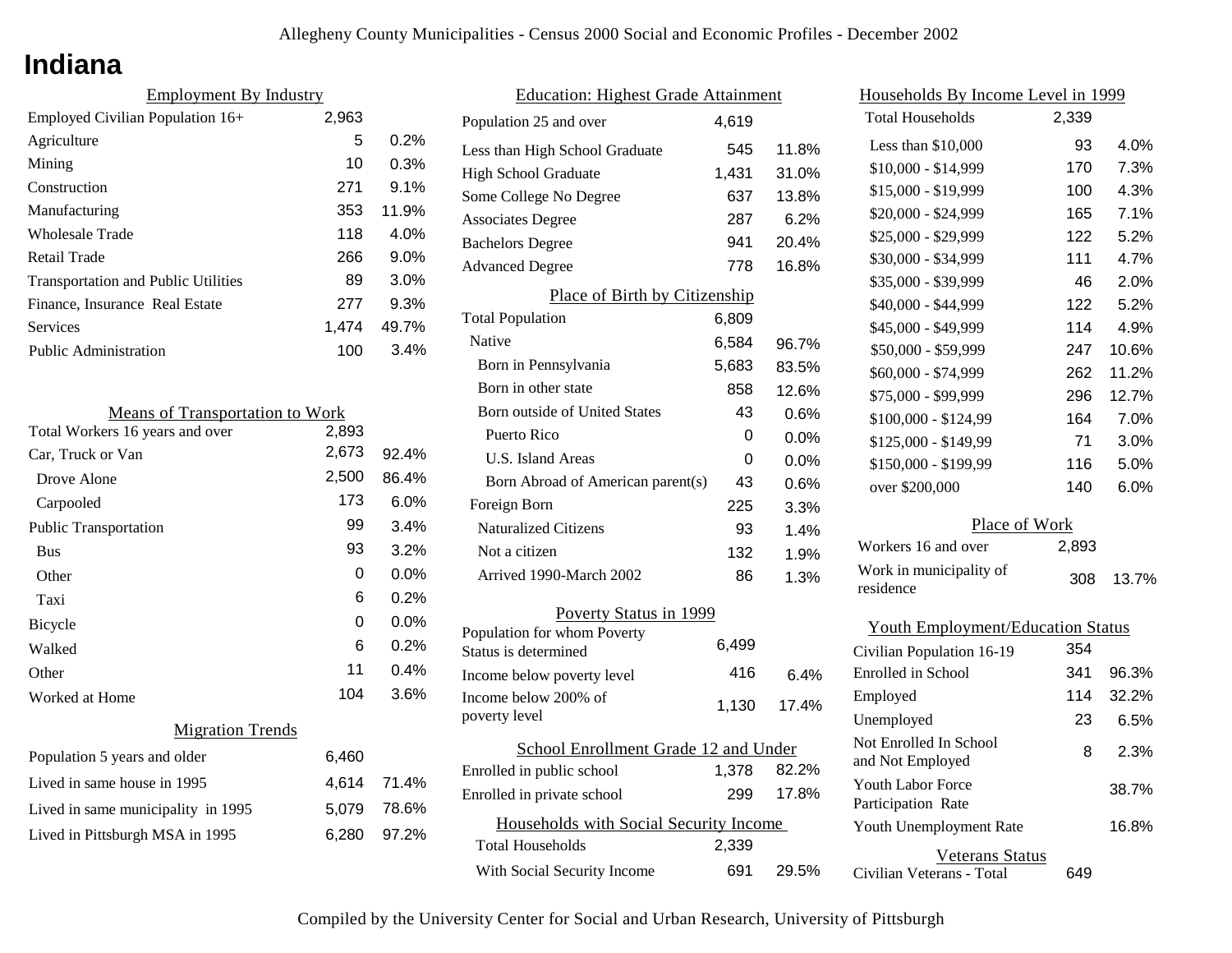# Indiana

## Employment By Industry

| | | |
|---|---|---|
| Employed Civilian Population 16+ | 2,963 | |
| Agriculture | 5 | 0.2% |
| Mining | 10 | 0.3% |
| Construction | 271 | 9.1% |
| Manufacturing | 353 | 11.9% |
| Wholesale Trade | 118 | 4.0% |
| Retail Trade | 266 | 9.0% |
| Transportation and Public Utilities | 89 | 3.0% |
| Finance, Insurance Real Estate | 277 | 9.3% |
| Services | 1,474 | 49.7% |
| Public Administration | 100 | 3.4% |

## Means of Transportation to Work

| | | |
|---|---|---|
| Total Workers 16 years and over | 2,893 | |
| Car, Truck or Van | 2,673 | 92.4% |
| Drove Alone | 2,500 | 86.4% |
| Carpooled | 173 | 6.0% |
| Public Transportation | 99 | 3.4% |
| Bus | 93 | 3.2% |
| Other | 0 | 0.0% |
| Taxi | 6 | 0.2% |
| Bicycle | 0 | 0.0% |
| Walked | 6 | 0.2% |
| Other | 11 | 0.4% |
| Worked at Home | 104 | 3.6% |

## Migration Trends

| | | |
|---|---|---|
| Population 5 years and older | 6,460 | |
| Lived in same house in 1995 | 4,614 | 71.4% |
| Lived in same municipality in 1995 | 5,079 | 78.6% |
| Lived in Pittsburgh MSA in 1995 | 6,280 | 97.2% |

## Education: Highest Grade Attainment

| | | |
|---|---|---|
| Population 25 and over | 4,619 | |
| Less than High School Graduate | 545 | 11.8% |
| High School Graduate | 1,431 | 31.0% |
| Some College No Degree | 637 | 13.8% |
| Associates Degree | 287 | 6.2% |
| Bachelors Degree | 941 | 20.4% |
| Advanced Degree | 778 | 16.8% |

## Place of Birth by Citizenship

| | | |
|---|---|---|
| Total Population | 6,809 | |
| Native | 6,584 | 96.7% |
| Born in Pennsylvania | 5,683 | 83.5% |
| Born in other state | 858 | 12.6% |
| Born outside of United States | 43 | 0.6% |
| Puerto Rico | 0 | 0.0% |
| U.S. Island Areas | 0 | 0.0% |
| Born Abroad of American parent(s) | 43 | 0.6% |
| Foreign Born | 225 | 3.3% |
| Naturalized Citizens | 93 | 1.4% |
| Not a citizen | 132 | 1.9% |
| Arrived 1990-March 2002 | 86 | 1.3% |

## Poverty Status in 1999

| | | |
|---|---|---|
| Population for whom Poverty Status is determined | 6,499 | |
| Income below poverty level | 416 | 6.4% |
| Income below 200% of poverty level | 1,130 | 17.4% |

## School Enrollment Grade 12 and Under

| | | |
|---|---|---|
| Enrolled in public school | 1,378 | 82.2% |
| Enrolled in private school | 299 | 17.8% |

## Households with Social Security Income

| | | |
|---|---|---|
| Total Households | 2,339 | |
| With Social Security Income | 691 | 29.5% |

## Households By Income Level in 1999

| | | |
|---|---|---|
| Total Households | 2,339 | |
| Less than $10,000 | 93 | 4.0% |
| $10,000 - $14,999 | 170 | 7.3% |
| $15,000 - $19,999 | 100 | 4.3% |
| $20,000 - $24,999 | 165 | 7.1% |
| $25,000 - $29,999 | 122 | 5.2% |
| $30,000 - $34,999 | 111 | 4.7% |
| $35,000 - $39,999 | 46 | 2.0% |
| $40,000 - $44,999 | 122 | 5.2% |
| $45,000 - $49,999 | 114 | 4.9% |
| $50,000 - $59,999 | 247 | 10.6% |
| $60,000 - $74,999 | 262 | 11.2% |
| $75,000 - $99,999 | 296 | 12.7% |
| $100,000 - $124,99 | 164 | 7.0% |
| $125,000 - $149,99 | 71 | 3.0% |
| $150,000 - $199,99 | 116 | 5.0% |
| over $200,000 | 140 | 6.0% |

## Place of Work

| | | |
|---|---|---|
| Workers 16 and over | 2,893 | |
| Work in municipality of residence | 308 | 13.7% |

## Youth Employment/Education Status

| | | |
|---|---|---|
| Civilian Population 16-19 | 354 | |
| Enrolled in School | 341 | 96.3% |
| Employed | 114 | 32.2% |
| Unemployed | 23 | 6.5% |
| Not Enrolled In School and Not Employed | 8 | 2.3% |
| Youth Labor Force Participation Rate | | 38.7% |
| Youth Unemployment Rate | | 16.8% |

## Veterans Status

| | |
|---|---|
| Civilian Veterans - Total | 649 |

Compiled by the University Center for Social and Urban Research, University of Pittsburgh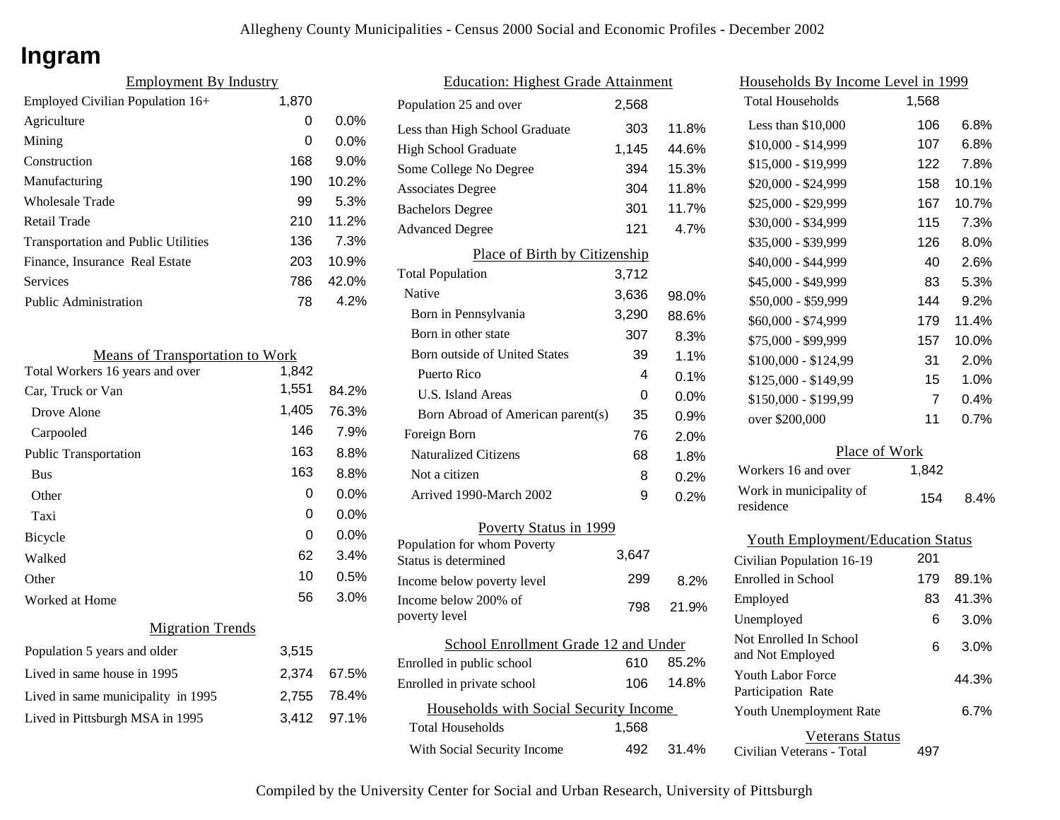# Ingram

## Employment By Industry

| | | |
|---|---|---|
| Employed Civilian Population 16+ | 1,870 | |
| Agriculture | 0 | 0.0% |
| Mining | 0 | 0.0% |
| Construction | 168 | 9.0% |
| Manufacturing | 190 | 10.2% |
| Wholesale Trade | 99 | 5.3% |
| Retail Trade | 210 | 11.2% |
| Transportation and Public Utilities | 136 | 7.3% |
| Finance, Insurance Real Estate | 203 | 10.9% |
| Services | 786 | 42.0% |
| Public Administration | 78 | 4.2% |

## Means of Transportation to Work

| | | |
|---|---|---|
| Total Workers 16 years and over | 1,842 | |
| Car, Truck or Van | 1,551 | 84.2% |
| Drove Alone | 1,405 | 76.3% |
| Carpooled | 146 | 7.9% |
| Public Transportation | 163 | 8.8% |
| Bus | 163 | 8.8% |
| Other | 0 | 0.0% |
| Taxi | 0 | 0.0% |
| Bicycle | 0 | 0.0% |
| Walked | 62 | 3.4% |
| Other | 10 | 0.5% |
| Worked at Home | 56 | 3.0% |

## Migration Trends

| | | |
|---|---|---|
| Population 5 years and older | 3,515 | |
| Lived in same house in 1995 | 2,374 | 67.5% |
| Lived in same municipality in 1995 | 2,755 | 78.4% |
| Lived in Pittsburgh MSA in 1995 | 3,412 | 97.1% |

## Education: Highest Grade Attainment

| | | |
|---|---|---|
| Population 25 and over | 2,568 | |
| Less than High School Graduate | 303 | 11.8% |
| High School Graduate | 1,145 | 44.6% |
| Some College No Degree | 394 | 15.3% |
| Associates Degree | 304 | 11.8% |
| Bachelors Degree | 301 | 11.7% |
| Advanced Degree | 121 | 4.7% |

## Place of Birth by Citizenship

| | | |
|---|---|---|
| Total Population | 3,712 | |
| Native | 3,636 | 98.0% |
| Born in Pennsylvania | 3,290 | 88.6% |
| Born in other state | 307 | 8.3% |
| Born outside of United States | 39 | 1.1% |
| Puerto Rico | 4 | 0.1% |
| U.S. Island Areas | 0 | 0.0% |
| Born Abroad of American parent(s) | 35 | 0.9% |
| Foreign Born | 76 | 2.0% |
| Naturalized Citizens | 68 | 1.8% |
| Not a citizen | 8 | 0.2% |
| Arrived 1990-March 2002 | 9 | 0.2% |

## Poverty Status in 1999

| | | |
|---|---|---|
| Population for whom Poverty Status is determined | 3,647 | |
| Income below poverty level | 299 | 8.2% |
| Income below 200% of poverty level | 798 | 21.9% |

## School Enrollment Grade 12 and Under

| | | |
|---|---|---|
| Enrolled in public school | 610 | 85.2% |
| Enrolled in private school | 106 | 14.8% |

## Households with Social Security Income

| | | |
|---|---|---|
| Total Households | 1,568 | |
| With Social Security Income | 492 | 31.4% |

## Households By Income Level in 1999

| | | |
|---|---|---|
| Total Households | 1,568 | |
| Less than $10,000 | 106 | 6.8% |
| $10,000 - $14,999 | 107 | 6.8% |
| $15,000 - $19,999 | 122 | 7.8% |
| $20,000 - $24,999 | 158 | 10.1% |
| $25,000 - $29,999 | 167 | 10.7% |
| $30,000 - $34,999 | 115 | 7.3% |
| $35,000 - $39,999 | 126 | 8.0% |
| $40,000 - $44,999 | 40 | 2.6% |
| $45,000 - $49,999 | 83 | 5.3% |
| $50,000 - $59,999 | 144 | 9.2% |
| $60,000 - $74,999 | 179 | 11.4% |
| $75,000 - $99,999 | 157 | 10.0% |
| $100,000 - $124,99 | 31 | 2.0% |
| $125,000 - $149,99 | 15 | 1.0% |
| $150,000 - $199,99 | 7 | 0.4% |
| over $200,000 | 11 | 0.7% |

## Place of Work

| | | |
|---|---|---|
| Workers 16 and over | 1,842 | |
| Work in municipality of residence | 154 | 8.4% |

## Youth Employment/Education Status

| | | |
|---|---|---|
| Civilian Population 16-19 | 201 | |
| Enrolled in School | 179 | 89.1% |
| Employed | 83 | 41.3% |
| Unemployed | 6 | 3.0% |
| Not Enrolled In School and Not Employed | 6 | 3.0% |
| Youth Labor Force Participation Rate | | 44.3% |
| Youth Unemployment Rate | | 6.7% |

## Veterans Status

| | |
|---|---|
| Civilian Veterans - Total | 497 |

Compiled by the University Center for Social and Urban Research, University of Pittsburgh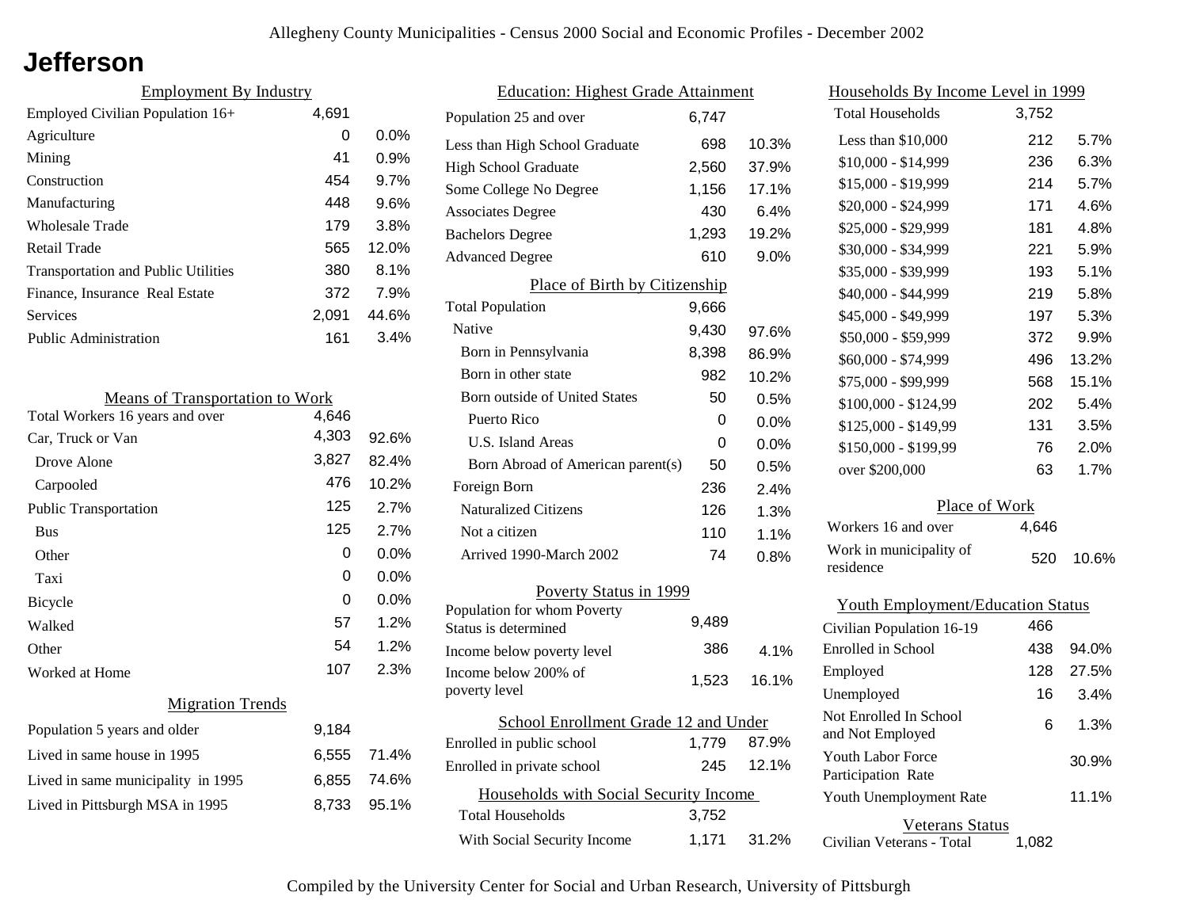# Jefferson

## Employment By Industry

| | | |
|---|---|---|
| Employed Civilian Population 16+ | 4,691 | |
| Agriculture | 0 | 0.0% |
| Mining | 41 | 0.9% |
| Construction | 454 | 9.7% |
| Manufacturing | 448 | 9.6% |
| Wholesale Trade | 179 | 3.8% |
| Retail Trade | 565 | 12.0% |
| Transportation and Public Utilities | 380 | 8.1% |
| Finance, Insurance Real Estate | 372 | 7.9% |
| Services | 2,091 | 44.6% |
| Public Administration | 161 | 3.4% |

## Means of Transportation to Work

| | | |
|---|---|---|
| Total Workers 16 years and over | 4,646 | |
| Car, Truck or Van | 4,303 | 92.6% |
| Drove Alone | 3,827 | 82.4% |
| Carpooled | 476 | 10.2% |
| Public Transportation | 125 | 2.7% |
| Bus | 125 | 2.7% |
| Other | 0 | 0.0% |
| Taxi | 0 | 0.0% |
| Bicycle | 0 | 0.0% |
| Walked | 57 | 1.2% |
| Other | 54 | 1.2% |
| Worked at Home | 107 | 2.3% |

## Migration Trends

| | | |
|---|---|---|
| Population 5 years and older | 9,184 | |
| Lived in same house in 1995 | 6,555 | 71.4% |
| Lived in same municipality in 1995 | 6,855 | 74.6% |
| Lived in Pittsburgh MSA in 1995 | 8,733 | 95.1% |

## Education: Highest Grade Attainment

| | | |
|---|---|---|
| Population 25 and over | 6,747 | |
| Less than High School Graduate | 698 | 10.3% |
| High School Graduate | 2,560 | 37.9% |
| Some College No Degree | 1,156 | 17.1% |
| Associates Degree | 430 | 6.4% |
| Bachelors Degree | 1,293 | 19.2% |
| Advanced Degree | 610 | 9.0% |

## Place of Birth by Citizenship

| | | |
|---|---|---|
| Total Population | 9,666 | |
| Native | 9,430 | 97.6% |
| Born in Pennsylvania | 8,398 | 86.9% |
| Born in other state | 982 | 10.2% |
| Born outside of United States | 50 | 0.5% |
| Puerto Rico | 0 | 0.0% |
| U.S. Island Areas | 0 | 0.0% |
| Born Abroad of American parent(s) | 50 | 0.5% |
| Foreign Born | 236 | 2.4% |
| Naturalized Citizens | 126 | 1.3% |
| Not a citizen | 110 | 1.1% |
| Arrived 1990-March 2002 | 74 | 0.8% |

## Poverty Status in 1999

| | | |
|---|---|---|
| Population for whom Poverty Status is determined | 9,489 | |
| Income below poverty level | 386 | 4.1% |
| Income below 200% of poverty level | 1,523 | 16.1% |

## School Enrollment Grade 12 and Under

| | | |
|---|---|---|
| Enrolled in public school | 1,779 | 87.9% |
| Enrolled in private school | 245 | 12.1% |

## Households with Social Security Income

| | | |
|---|---|---|
| Total Households | 3,752 | |
| With Social Security Income | 1,171 | 31.2% |

## Households By Income Level in 1999

| | | |
|---|---|---|
| Total Households | 3,752 | |
| Less than $10,000 | 212 | 5.7% |
| $10,000 - $14,999 | 236 | 6.3% |
| $15,000 - $19,999 | 214 | 5.7% |
| $20,000 - $24,999 | 171 | 4.6% |
| $25,000 - $29,999 | 181 | 4.8% |
| $30,000 - $34,999 | 221 | 5.9% |
| $35,000 - $39,999 | 193 | 5.1% |
| $40,000 - $44,999 | 219 | 5.8% |
| $45,000 - $49,999 | 197 | 5.3% |
| $50,000 - $59,999 | 372 | 9.9% |
| $60,000 - $74,999 | 496 | 13.2% |
| $75,000 - $99,999 | 568 | 15.1% |
| $100,000 - $124,99 | 202 | 5.4% |
| $125,000 - $149,99 | 131 | 3.5% |
| $150,000 - $199,99 | 76 | 2.0% |
| over $200,000 | 63 | 1.7% |

## Place of Work

| | | |
|---|---|---|
| Workers 16 and over | 4,646 | |
| Work in municipality of residence | 520 | 10.6% |

## Youth Employment/Education Status

| | | |
|---|---|---|
| Civilian Population 16-19 | 466 | |
| Enrolled in School | 438 | 94.0% |
| Employed | 128 | 27.5% |
| Unemployed | 16 | 3.4% |
| Not Enrolled In School and Not Employed | 6 | 1.3% |
| Youth Labor Force Participation Rate | | 30.9% |
| Youth Unemployment Rate | | 11.1% |

## Veterans Status

| | |
|---|---|
| Civilian Veterans - Total | 1,082 |

Compiled by the University Center for Social and Urban Research, University of Pittsburgh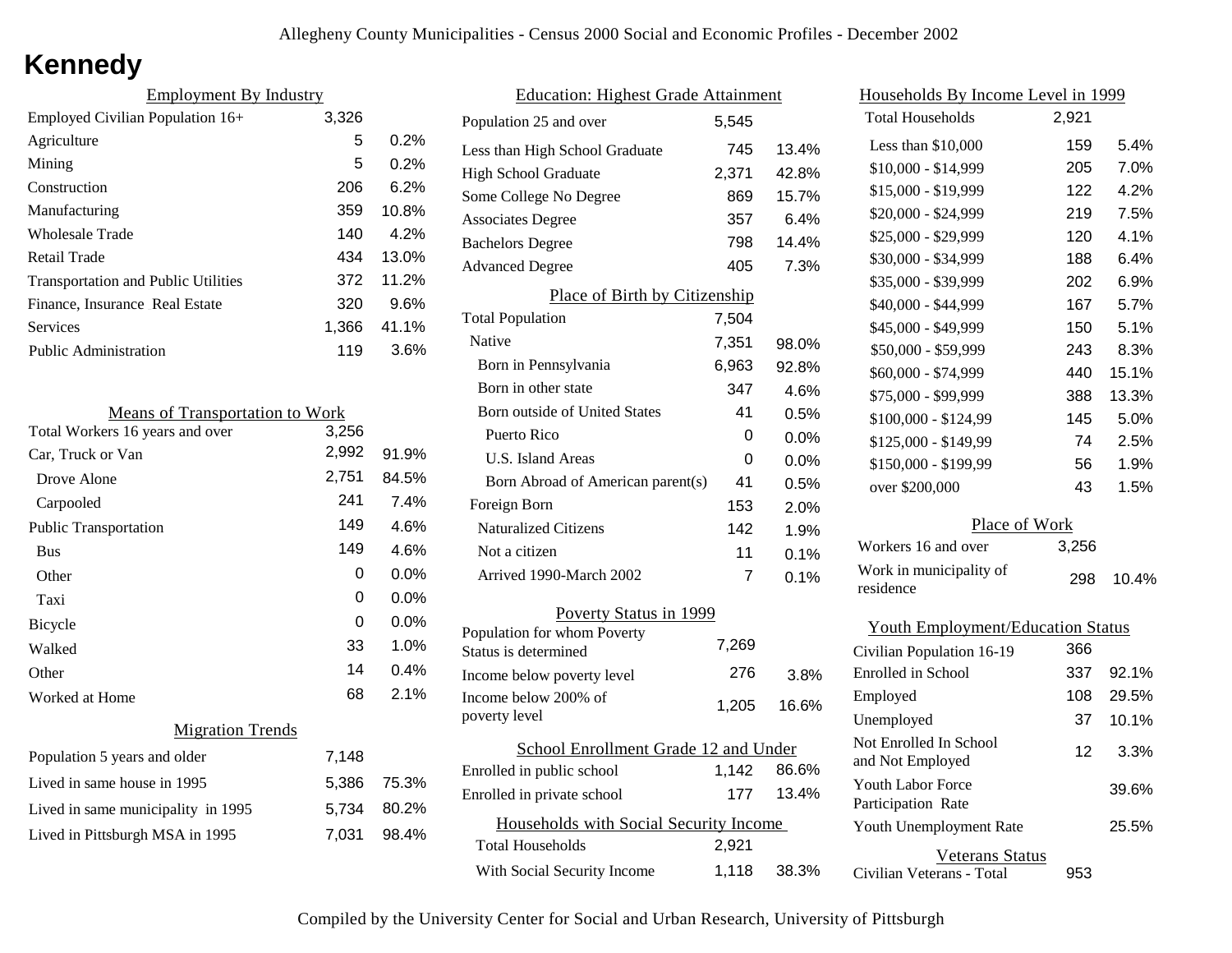# Kennedy

## Employment By Industry

| | | |
|---|---|---|
| Employed Civilian Population 16+ | 3,326 | |
| Agriculture | 5 | 0.2% |
| Mining | 5 | 0.2% |
| Construction | 206 | 6.2% |
| Manufacturing | 359 | 10.8% |
| Wholesale Trade | 140 | 4.2% |
| Retail Trade | 434 | 13.0% |
| Transportation and Public Utilities | 372 | 11.2% |
| Finance, Insurance Real Estate | 320 | 9.6% |
| Services | 1,366 | 41.1% |
| Public Administration | 119 | 3.6% |

## Means of Transportation to Work

| | | |
|---|---|---|
| Total Workers 16 years and over | 3,256 | |
| Car, Truck or Van | 2,992 | 91.9% |
| Drove Alone | 2,751 | 84.5% |
| Carpooled | 241 | 7.4% |
| Public Transportation | 149 | 4.6% |
| Bus | 149 | 4.6% |
| Other | 0 | 0.0% |
| Taxi | 0 | 0.0% |
| Bicycle | 0 | 0.0% |
| Walked | 33 | 1.0% |
| Other | 14 | 0.4% |
| Worked at Home | 68 | 2.1% |

## Migration Trends

| | | |
|---|---|---|
| Population 5 years and older | 7,148 | |
| Lived in same house in 1995 | 5,386 | 75.3% |
| Lived in same municipality in 1995 | 5,734 | 80.2% |
| Lived in Pittsburgh MSA in 1995 | 7,031 | 98.4% |

## Education: Highest Grade Attainment

| | | |
|---|---|---|
| Population 25 and over | 5,545 | |
| Less than High School Graduate | 745 | 13.4% |
| High School Graduate | 2,371 | 42.8% |
| Some College No Degree | 869 | 15.7% |
| Associates Degree | 357 | 6.4% |
| Bachelors Degree | 798 | 14.4% |
| Advanced Degree | 405 | 7.3% |

## Place of Birth by Citizenship

| | | |
|---|---|---|
| Total Population | 7,504 | |
| Native | 7,351 | 98.0% |
| Born in Pennsylvania | 6,963 | 92.8% |
| Born in other state | 347 | 4.6% |
| Born outside of United States | 41 | 0.5% |
| Puerto Rico | 0 | 0.0% |
| U.S. Island Areas | 0 | 0.0% |
| Born Abroad of American parent(s) | 41 | 0.5% |
| Foreign Born | 153 | 2.0% |
| Naturalized Citizens | 142 | 1.9% |
| Not a citizen | 11 | 0.1% |
| Arrived 1990-March 2002 | 7 | 0.1% |

## Poverty Status in 1999

| | | |
|---|---|---|
| Population for whom Poverty Status is determined | 7,269 | |
| Income below poverty level | 276 | 3.8% |
| Income below 200% of poverty level | 1,205 | 16.6% |

## School Enrollment Grade 12 and Under

| | | |
|---|---|---|
| Enrolled in public school | 1,142 | 86.6% |
| Enrolled in private school | 177 | 13.4% |

## Households with Social Security Income

| | | |
|---|---|---|
| Total Households | 2,921 | |
| With Social Security Income | 1,118 | 38.3% |

## Households By Income Level in 1999

| | | |
|---|---|---|
| Total Households | 2,921 | |
| Less than $10,000 | 159 | 5.4% |
| $10,000 - $14,999 | 205 | 7.0% |
| $15,000 - $19,999 | 122 | 4.2% |
| $20,000 - $24,999 | 219 | 7.5% |
| $25,000 - $29,999 | 120 | 4.1% |
| $30,000 - $34,999 | 188 | 6.4% |
| $35,000 - $39,999 | 202 | 6.9% |
| $40,000 - $44,999 | 167 | 5.7% |
| $45,000 - $49,999 | 150 | 5.1% |
| $50,000 - $59,999 | 243 | 8.3% |
| $60,000 - $74,999 | 440 | 15.1% |
| $75,000 - $99,999 | 388 | 13.3% |
| $100,000 - $124,99 | 145 | 5.0% |
| $125,000 - $149,99 | 74 | 2.5% |
| $150,000 - $199,99 | 56 | 1.9% |
| over $200,000 | 43 | 1.5% |

## Place of Work

| | | |
|---|---|---|
| Workers 16 and over | 3,256 | |
| Work in municipality of residence | 298 | 10.4% |

## Youth Employment/Education Status

| | | |
|---|---|---|
| Civilian Population 16-19 | 366 | |
| Enrolled in School | 337 | 92.1% |
| Employed | 108 | 29.5% |
| Unemployed | 37 | 10.1% |
| Not Enrolled In School and Not Employed | 12 | 3.3% |
| Youth Labor Force Participation Rate | | 39.6% |
| Youth Unemployment Rate | | 25.5% |

## Veterans Status

| | |
|---|---|
| Civilian Veterans - Total | 953 |

Compiled by the University Center for Social and Urban Research, University of Pittsburgh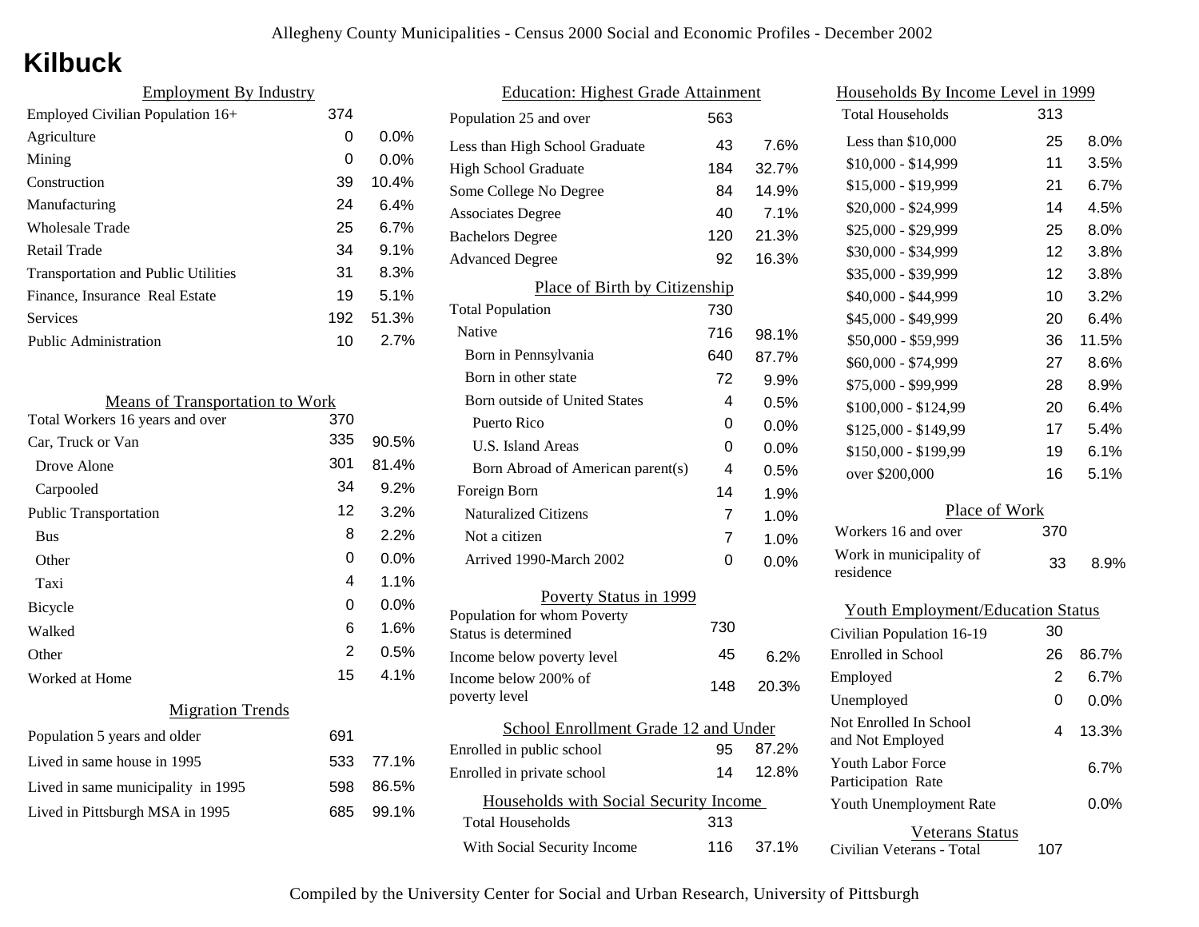# Kilbuck

## Employment By Industry

| | | |
|---|---|---|
| Employed Civilian Population 16+ | 374 | |
| Agriculture | 0 | 0.0% |
| Mining | 0 | 0.0% |
| Construction | 39 | 10.4% |
| Manufacturing | 24 | 6.4% |
| Wholesale Trade | 25 | 6.7% |
| Retail Trade | 34 | 9.1% |
| Transportation and Public Utilities | 31 | 8.3% |
| Finance, Insurance Real Estate | 19 | 5.1% |
| Services | 192 | 51.3% |
| Public Administration | 10 | 2.7% |

## Means of Transportation to Work

| | | |
|---|---|---|
| Total Workers 16 years and over | 370 | |
| Car, Truck or Van | 335 | 90.5% |
| Drove Alone | 301 | 81.4% |
| Carpooled | 34 | 9.2% |
| Public Transportation | 12 | 3.2% |
| Bus | 8 | 2.2% |
| Other | 0 | 0.0% |
| Taxi | 4 | 1.1% |
| Bicycle | 0 | 0.0% |
| Walked | 6 | 1.6% |
| Other | 2 | 0.5% |
| Worked at Home | 15 | 4.1% |

## Migration Trends

| | | |
|---|---|---|
| Population 5 years and older | 691 | |
| Lived in same house in 1995 | 533 | 77.1% |
| Lived in same municipality in 1995 | 598 | 86.5% |
| Lived in Pittsburgh MSA in 1995 | 685 | 99.1% |

## Education: Highest Grade Attainment

| | | |
|---|---|---|
| Population 25 and over | 563 | |
| Less than High School Graduate | 43 | 7.6% |
| High School Graduate | 184 | 32.7% |
| Some College No Degree | 84 | 14.9% |
| Associates Degree | 40 | 7.1% |
| Bachelors Degree | 120 | 21.3% |
| Advanced Degree | 92 | 16.3% |

## Place of Birth by Citizenship

| | | |
|---|---|---|
| Total Population | 730 | |
| Native | 716 | 98.1% |
| Born in Pennsylvania | 640 | 87.7% |
| Born in other state | 72 | 9.9% |
| Born outside of United States | 4 | 0.5% |
| Puerto Rico | 0 | 0.0% |
| U.S. Island Areas | 0 | 0.0% |
| Born Abroad of American parent(s) | 4 | 0.5% |
| Foreign Born | 14 | 1.9% |
| Naturalized Citizens | 7 | 1.0% |
| Not a citizen | 7 | 1.0% |
| Arrived 1990-March 2002 | 0 | 0.0% |

## Poverty Status in 1999

| | | |
|---|---|---|
| Population for whom Poverty Status is determined | 730 | |
| Income below poverty level | 45 | 6.2% |
| Income below 200% of poverty level | 148 | 20.3% |

## School Enrollment Grade 12 and Under

| | | |
|---|---|---|
| Enrolled in public school | 95 | 87.2% |
| Enrolled in private school | 14 | 12.8% |

## Households with Social Security Income

| | | |
|---|---|---|
| Total Households | 313 | |
| With Social Security Income | 116 | 37.1% |

## Households By Income Level in 1999

| | | |
|---|---|---|
| Total Households | 313 | |
| Less than $10,000 | 25 | 8.0% |
| $10,000 - $14,999 | 11 | 3.5% |
| $15,000 - $19,999 | 21 | 6.7% |
| $20,000 - $24,999 | 14 | 4.5% |
| $25,000 - $29,999 | 25 | 8.0% |
| $30,000 - $34,999 | 12 | 3.8% |
| $35,000 - $39,999 | 12 | 3.8% |
| $40,000 - $44,999 | 10 | 3.2% |
| $45,000 - $49,999 | 20 | 6.4% |
| $50,000 - $59,999 | 36 | 11.5% |
| $60,000 - $74,999 | 27 | 8.6% |
| $75,000 - $99,999 | 28 | 8.9% |
| $100,000 - $124,99 | 20 | 6.4% |
| $125,000 - $149,99 | 17 | 5.4% |
| $150,000 - $199,99 | 19 | 6.1% |
| over $200,000 | 16 | 5.1% |

## Place of Work

| | | |
|---|---|---|
| Workers 16 and over | 370 | |
| Work in municipality of residence | 33 | 8.9% |

## Youth Employment/Education Status

| | | |
|---|---|---|
| Civilian Population 16-19 | 30 | |
| Enrolled in School | 26 | 86.7% |
| Employed | 2 | 6.7% |
| Unemployed | 0 | 0.0% |
| Not Enrolled In School and Not Employed | 4 | 13.3% |
| Youth Labor Force Participation Rate | | 6.7% |
| Youth Unemployment Rate | | 0.0% |

## Veterans Status

| | |
|---|---|
| Civilian Veterans - Total | 107 |

Compiled by the University Center for Social and Urban Research, University of Pittsburgh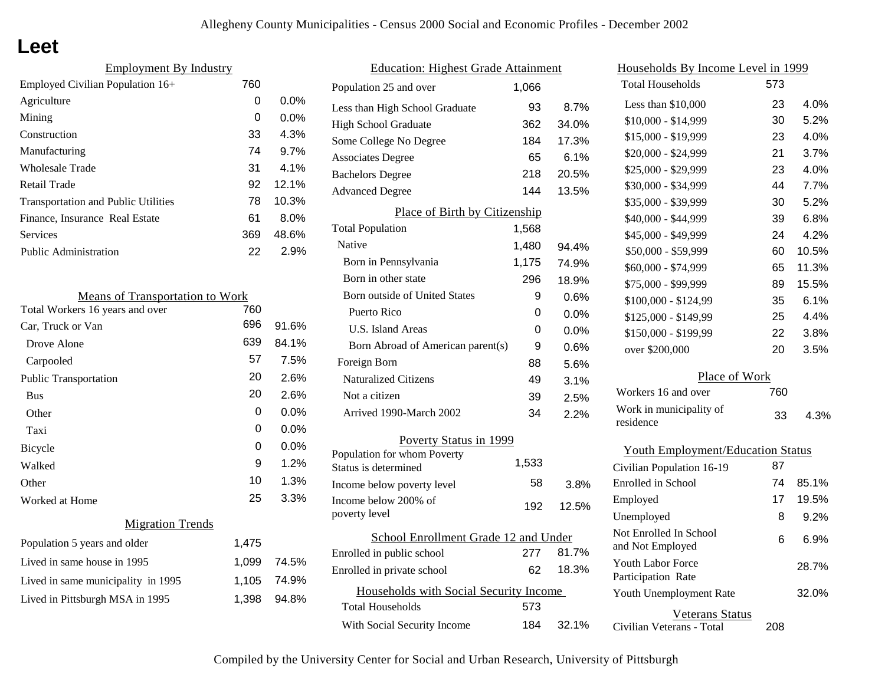Allegheny County Municipalities - Census 2000 Social and Economic Profiles - December 2002

# Leet

## Employment By Industry

| | | |
|---|---|---|
| Employed Civilian Population 16+ | 760 | |
| Agriculture | 0 | 0.0% |
| Mining | 0 | 0.0% |
| Construction | 33 | 4.3% |
| Manufacturing | 74 | 9.7% |
| Wholesale Trade | 31 | 4.1% |
| Retail Trade | 92 | 12.1% |
| Transportation and Public Utilities | 78 | 10.3% |
| Finance, Insurance Real Estate | 61 | 8.0% |
| Services | 369 | 48.6% |
| Public Administration | 22 | 2.9% |

## Means of Transportation to Work

| | | |
|---|---|---|
| Total Workers 16 years and over | 760 | |
| Car, Truck or Van | 696 | 91.6% |
| Drove Alone | 639 | 84.1% |
| Carpooled | 57 | 7.5% |
| Public Transportation | 20 | 2.6% |
| Bus | 20 | 2.6% |
| Other | 0 | 0.0% |
| Taxi | 0 | 0.0% |
| Bicycle | 0 | 0.0% |
| Walked | 9 | 1.2% |
| Other | 10 | 1.3% |
| Worked at Home | 25 | 3.3% |

## Migration Trends

| | | |
|---|---|---|
| Population 5 years and older | 1,475 | |
| Lived in same house in 1995 | 1,099 | 74.5% |
| Lived in same municipality in 1995 | 1,105 | 74.9% |
| Lived in Pittsburgh MSA in 1995 | 1,398 | 94.8% |

## Education: Highest Grade Attainment

| | | |
|---|---|---|
| Population 25 and over | 1,066 | |
| Less than High School Graduate | 93 | 8.7% |
| High School Graduate | 362 | 34.0% |
| Some College No Degree | 184 | 17.3% |
| Associates Degree | 65 | 6.1% |
| Bachelors Degree | 218 | 20.5% |
| Advanced Degree | 144 | 13.5% |

## Place of Birth by Citizenship

| | | |
|---|---|---|
| Total Population | 1,568 | |
| Native | 1,480 | 94.4% |
| Born in Pennsylvania | 1,175 | 74.9% |
| Born in other state | 296 | 18.9% |
| Born outside of United States | 9 | 0.6% |
| Puerto Rico | 0 | 0.0% |
| U.S. Island Areas | 0 | 0.0% |
| Born Abroad of American parent(s) | 9 | 0.6% |
| Foreign Born | 88 | 5.6% |
| Naturalized Citizens | 49 | 3.1% |
| Not a citizen | 39 | 2.5% |
| Arrived 1990-March 2002 | 34 | 2.2% |

## Poverty Status in 1999

| | | |
|---|---|---|
| Population for whom Poverty Status is determined | 1,533 | |
| Income below poverty level | 58 | 3.8% |
| Income below 200% of poverty level | 192 | 12.5% |

## School Enrollment Grade 12 and Under

| | | |
|---|---|---|
| Enrolled in public school | 277 | 81.7% |
| Enrolled in private school | 62 | 18.3% |

## Households with Social Security Income

| | | |
|---|---|---|
| Total Households | 573 | |
| With Social Security Income | 184 | 32.1% |

## Households By Income Level in 1999

| | | |
|---|---|---|
| Total Households | 573 | |
| Less than $10,000 | 23 | 4.0% |
| $10,000 - $14,999 | 30 | 5.2% |
| $15,000 - $19,999 | 23 | 4.0% |
| $20,000 - $24,999 | 21 | 3.7% |
| $25,000 - $29,999 | 23 | 4.0% |
| $30,000 - $34,999 | 44 | 7.7% |
| $35,000 - $39,999 | 30 | 5.2% |
| $40,000 - $44,999 | 39 | 6.8% |
| $45,000 - $49,999 | 24 | 4.2% |
| $50,000 - $59,999 | 60 | 10.5% |
| $60,000 - $74,999 | 65 | 11.3% |
| $75,000 - $99,999 | 89 | 15.5% |
| $100,000 - $124,99 | 35 | 6.1% |
| $125,000 - $149,99 | 25 | 4.4% |
| $150,000 - $199,99 | 22 | 3.8% |
| over $200,000 | 20 | 3.5% |

## Place of Work

| | | |
|---|---|---|
| Workers 16 and over | 760 | |
| Work in municipality of residence | 33 | 4.3% |

## Youth Employment/Education Status

| | | |
|---|---|---|
| Civilian Population 16-19 | 87 | |
| Enrolled in School | 74 | 85.1% |
| Employed | 17 | 19.5% |
| Unemployed | 8 | 9.2% |
| Not Enrolled In School and Not Employed | 6 | 6.9% |
| Youth Labor Force Participation Rate | | 28.7% |
| Youth Unemployment Rate | | 32.0% |

## Veterans Status

| | |
|---|---|
| Civilian Veterans - Total | 208 |

Compiled by the University Center for Social and Urban Research, University of Pittsburgh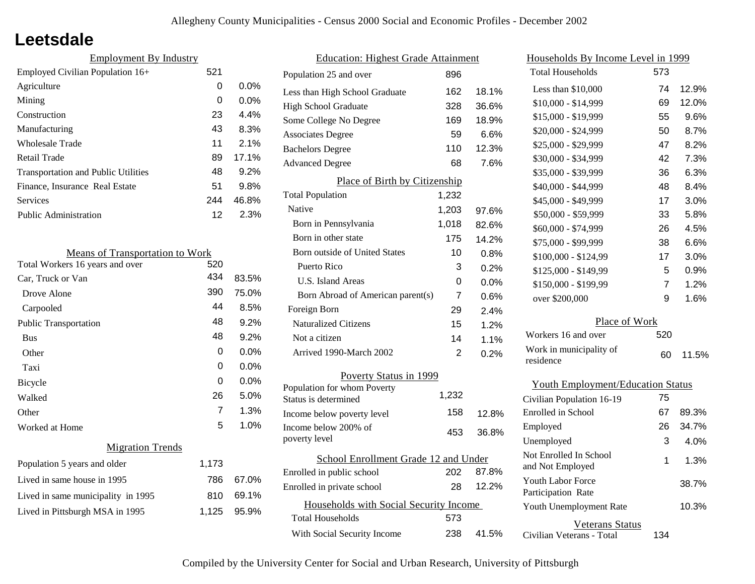# Leetsdale

## Employment By Industry

| Employment By Industry | | |
|---|---|---|
| Employed Civilian Population 16+ | 521 | |
| Agriculture | 0 | 0.0% |
| Mining | 0 | 0.0% |
| Construction | 23 | 4.4% |
| Manufacturing | 43 | 8.3% |
| Wholesale Trade | 11 | 2.1% |
| Retail Trade | 89 | 17.1% |
| Transportation and Public Utilities | 48 | 9.2% |
| Finance, Insurance Real Estate | 51 | 9.8% |
| Services | 244 | 46.8% |
| Public Administration | 12 | 2.3% |

## Means of Transportation to Work

| Means of Transportation to Work | | |
|---|---|---|
| Total Workers 16 years and over | 520 | |
| Car, Truck or Van | 434 | 83.5% |
| Drove Alone | 390 | 75.0% |
| Carpooled | 44 | 8.5% |
| Public Transportation | 48 | 9.2% |
| Bus | 48 | 9.2% |
| Other | 0 | 0.0% |
| Taxi | 0 | 0.0% |
| Bicycle | 0 | 0.0% |
| Walked | 26 | 5.0% |
| Other | 7 | 1.3% |
| Worked at Home | 5 | 1.0% |

## Migration Trends

| Migration Trends | | |
|---|---|---|
| Population 5 years and older | 1,173 | |
| Lived in same house in 1995 | 786 | 67.0% |
| Lived in same municipality in 1995 | 810 | 69.1% |
| Lived in Pittsburgh MSA in 1995 | 1,125 | 95.9% |

## Education: Highest Grade Attainment

| Education: Highest Grade Attainment | | |
|---|---|---|
| Population 25 and over | 896 | |
| Less than High School Graduate | 162 | 18.1% |
| High School Graduate | 328 | 36.6% |
| Some College No Degree | 169 | 18.9% |
| Associates Degree | 59 | 6.6% |
| Bachelors Degree | 110 | 12.3% |
| Advanced Degree | 68 | 7.6% |

## Place of Birth by Citizenship

| Place of Birth by Citizenship | | |
|---|---|---|
| Total Population | 1,232 | |
| Native | 1,203 | 97.6% |
| Born in Pennsylvania | 1,018 | 82.6% |
| Born in other state | 175 | 14.2% |
| Born outside of United States | 10 | 0.8% |
| Puerto Rico | 3 | 0.2% |
| U.S. Island Areas | 0 | 0.0% |
| Born Abroad of American parent(s) | 7 | 0.6% |
| Foreign Born | 29 | 2.4% |
| Naturalized Citizens | 15 | 1.2% |
| Not a citizen | 14 | 1.1% |
| Arrived 1990-March 2002 | 2 | 0.2% |

## Poverty Status in 1999

| Poverty Status in 1999 | | |
|---|---|---|
| Population for whom Poverty Status is determined | 1,232 | |
| Income below poverty level | 158 | 12.8% |
| Income below 200% of poverty level | 453 | 36.8% |

## School Enrollment Grade 12 and Under

| School Enrollment Grade 12 and Under | | |
|---|---|---|
| Enrolled in public school | 202 | 87.8% |
| Enrolled in private school | 28 | 12.2% |

## Households with Social Security Income

| Households with Social Security Income | | |
|---|---|---|
| Total Households | 573 | |
| With Social Security Income | 238 | 41.5% |

## Households By Income Level in 1999

| Households By Income Level in 1999 | | |
|---|---|---|
| Total Households | 573 | |
| Less than $10,000 | 74 | 12.9% |
| $10,000 - $14,999 | 69 | 12.0% |
| $15,000 - $19,999 | 55 | 9.6% |
| $20,000 - $24,999 | 50 | 8.7% |
| $25,000 - $29,999 | 47 | 8.2% |
| $30,000 - $34,999 | 42 | 7.3% |
| $35,000 - $39,999 | 36 | 6.3% |
| $40,000 - $44,999 | 48 | 8.4% |
| $45,000 - $49,999 | 17 | 3.0% |
| $50,000 - $59,999 | 33 | 5.8% |
| $60,000 - $74,999 | 26 | 4.5% |
| $75,000 - $99,999 | 38 | 6.6% |
| $100,000 - $124,99 | 17 | 3.0% |
| $125,000 - $149,99 | 5 | 0.9% |
| $150,000 - $199,99 | 7 | 1.2% |
| over $200,000 | 9 | 1.6% |

## Place of Work

| Place of Work | | |
|---|---|---|
| Workers 16 and over | 520 | |
| Work in municipality of residence | 60 | 11.5% |

## Youth Employment/Education Status

| Youth Employment/Education Status | | |
|---|---|---|
| Civilian Population 16-19 | 75 | |
| Enrolled in School | 67 | 89.3% |
| Employed | 26 | 34.7% |
| Unemployed | 3 | 4.0% |
| Not Enrolled In School and Not Employed | 1 | 1.3% |
| Youth Labor Force Participation Rate | | 38.7% |
| Youth Unemployment Rate | | 10.3% |

## Veterans Status

| Veterans Status | |
|---|---|
| Civilian Veterans - Total | 134 |

Compiled by the University Center for Social and Urban Research, University of Pittsburgh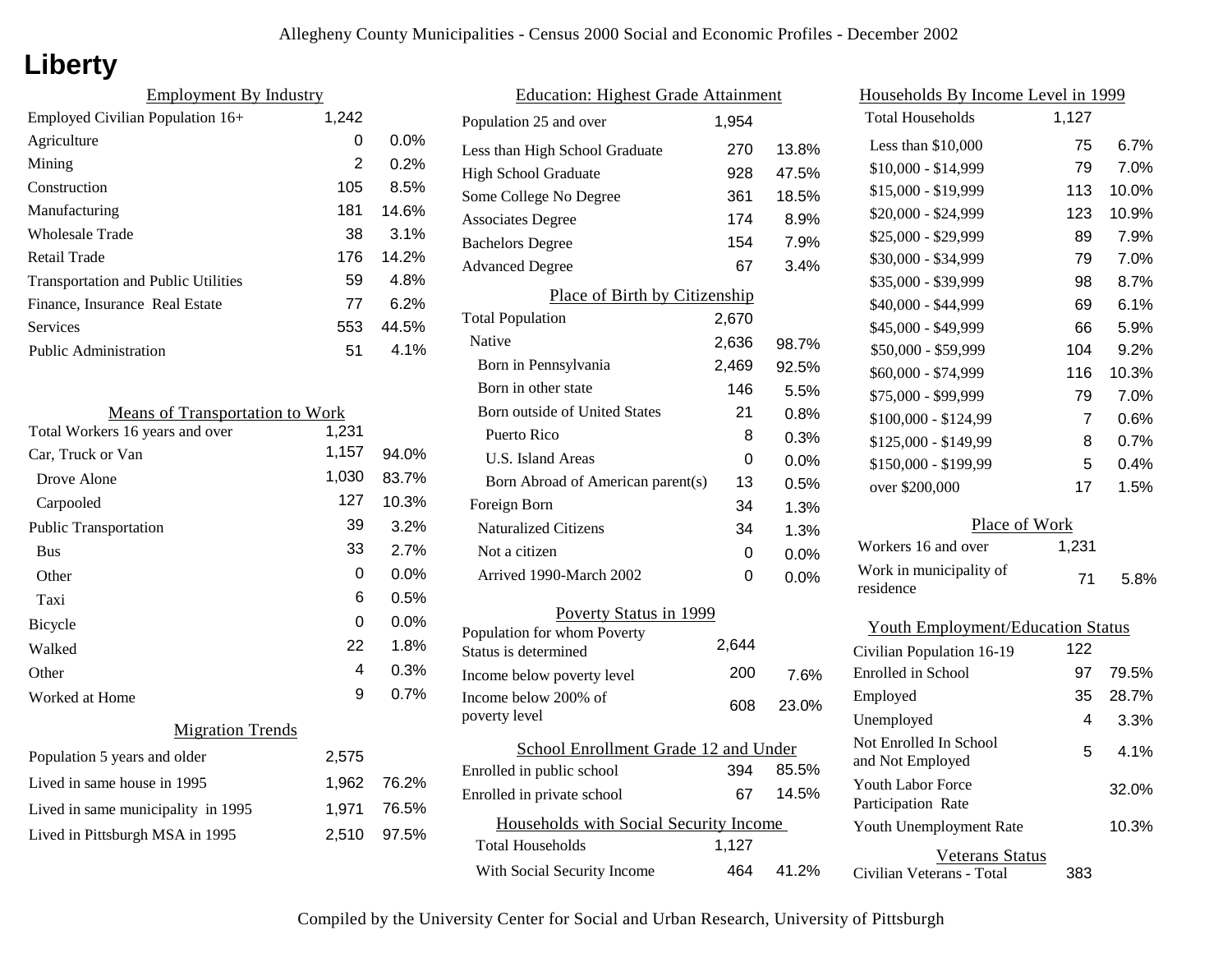Allegheny County Municipalities - Census 2000 Social and Economic Profiles - December 2002

# Liberty

## Employment By Industry

| | | |
|---|---|---|
| Employed Civilian Population 16+ | 1,242 | |
| Agriculture | 0 | 0.0% |
| Mining | 2 | 0.2% |
| Construction | 105 | 8.5% |
| Manufacturing | 181 | 14.6% |
| Wholesale Trade | 38 | 3.1% |
| Retail Trade | 176 | 14.2% |
| Transportation and Public Utilities | 59 | 4.8% |
| Finance, Insurance Real Estate | 77 | 6.2% |
| Services | 553 | 44.5% |
| Public Administration | 51 | 4.1% |

## Means of Transportation to Work

| | | |
|---|---|---|
| Total Workers 16 years and over | 1,231 | |
| Car, Truck or Van | 1,157 | 94.0% |
| Drove Alone | 1,030 | 83.7% |
| Carpooled | 127 | 10.3% |
| Public Transportation | 39 | 3.2% |
| Bus | 33 | 2.7% |
| Other | 0 | 0.0% |
| Taxi | 6 | 0.5% |
| Bicycle | 0 | 0.0% |
| Walked | 22 | 1.8% |
| Other | 4 | 0.3% |
| Worked at Home | 9 | 0.7% |

## Migration Trends

| | | |
|---|---|---|
| Population 5 years and older | 2,575 | |
| Lived in same house in 1995 | 1,962 | 76.2% |
| Lived in same municipality in 1995 | 1,971 | 76.5% |
| Lived in Pittsburgh MSA in 1995 | 2,510 | 97.5% |

## Education: Highest Grade Attainment

| | | |
|---|---|---|
| Population 25 and over | 1,954 | |
| Less than High School Graduate | 270 | 13.8% |
| High School Graduate | 928 | 47.5% |
| Some College No Degree | 361 | 18.5% |
| Associates Degree | 174 | 8.9% |
| Bachelors Degree | 154 | 7.9% |
| Advanced Degree | 67 | 3.4% |

## Place of Birth by Citizenship

| | | |
|---|---|---|
| Total Population | 2,670 | |
| Native | 2,636 | 98.7% |
| Born in Pennsylvania | 2,469 | 92.5% |
| Born in other state | 146 | 5.5% |
| Born outside of United States | 21 | 0.8% |
| Puerto Rico | 8 | 0.3% |
| U.S. Island Areas | 0 | 0.0% |
| Born Abroad of American parent(s) | 13 | 0.5% |
| Foreign Born | 34 | 1.3% |
| Naturalized Citizens | 34 | 1.3% |
| Not a citizen | 0 | 0.0% |
| Arrived 1990-March 2002 | 0 | 0.0% |

## Poverty Status in 1999

| | | |
|---|---|---|
| Population for whom Poverty Status is determined | 2,644 | |
| Income below poverty level | 200 | 7.6% |
| Income below 200% of poverty level | 608 | 23.0% |

## School Enrollment Grade 12 and Under

| | | |
|---|---|---|
| Enrolled in public school | 394 | 85.5% |
| Enrolled in private school | 67 | 14.5% |

## Households with Social Security Income

| | | |
|---|---|---|
| Total Households | 1,127 | |
| With Social Security Income | 464 | 41.2% |

## Households By Income Level in 1999

| | | |
|---|---|---|
| Total Households | 1,127 | |
| Less than $10,000 | 75 | 6.7% |
| $10,000 - $14,999 | 79 | 7.0% |
| $15,000 - $19,999 | 113 | 10.0% |
| $20,000 - $24,999 | 123 | 10.9% |
| $25,000 - $29,999 | 89 | 7.9% |
| $30,000 - $34,999 | 79 | 7.0% |
| $35,000 - $39,999 | 98 | 8.7% |
| $40,000 - $44,999 | 69 | 6.1% |
| $45,000 - $49,999 | 66 | 5.9% |
| $50,000 - $59,999 | 104 | 9.2% |
| $60,000 - $74,999 | 116 | 10.3% |
| $75,000 - $99,999 | 79 | 7.0% |
| $100,000 - $124,99 | 7 | 0.6% |
| $125,000 - $149,99 | 8 | 0.7% |
| $150,000 - $199,99 | 5 | 0.4% |
| over $200,000 | 17 | 1.5% |

## Place of Work

| | | |
|---|---|---|
| Workers 16 and over | 1,231 | |
| Work in municipality of residence | 71 | 5.8% |

## Youth Employment/Education Status

| | | |
|---|---|---|
| Civilian Population 16-19 | 122 | |
| Enrolled in School | 97 | 79.5% |
| Employed | 35 | 28.7% |
| Unemployed | 4 | 3.3% |
| Not Enrolled In School and Not Employed | 5 | 4.1% |
| Youth Labor Force Participation Rate | | 32.0% |
| Youth Unemployment Rate | | 10.3% |

## Veterans Status

| | |
|---|---|
| Civilian Veterans - Total | 383 |

Compiled by the University Center for Social and Urban Research, University of Pittsburgh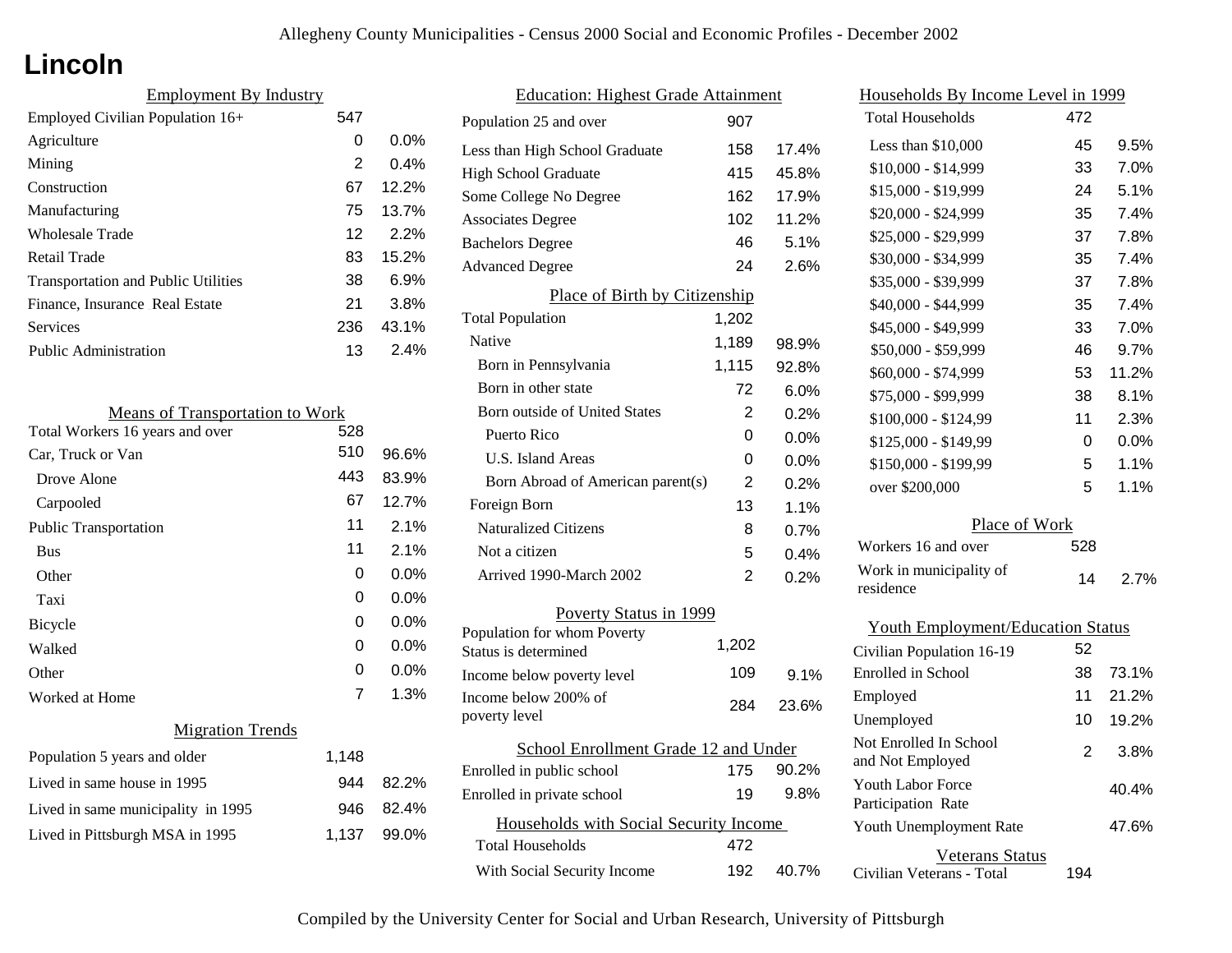# Lincoln

## Employment By Industry

| Employment By Industry | | |
|---|---|---|
| Employed Civilian Population 16+ | 547 | |
| Agriculture | 0 | 0.0% |
| Mining | 2 | 0.4% |
| Construction | 67 | 12.2% |
| Manufacturing | 75 | 13.7% |
| Wholesale Trade | 12 | 2.2% |
| Retail Trade | 83 | 15.2% |
| Transportation and Public Utilities | 38 | 6.9% |
| Finance, Insurance Real Estate | 21 | 3.8% |
| Services | 236 | 43.1% |
| Public Administration | 13 | 2.4% |

## Means of Transportation to Work

| Means of Transportation to Work | | |
|---|---|---|
| Total Workers 16 years and over | 528 | |
| Car, Truck or Van | 510 | 96.6% |
| Drove Alone | 443 | 83.9% |
| Carpooled | 67 | 12.7% |
| Public Transportation | 11 | 2.1% |
| Bus | 11 | 2.1% |
| Other | 0 | 0.0% |
| Taxi | 0 | 0.0% |
| Bicycle | 0 | 0.0% |
| Walked | 0 | 0.0% |
| Other | 0 | 0.0% |
| Worked at Home | 7 | 1.3% |

## Migration Trends

| Migration Trends | | |
|---|---|---|
| Population 5 years and older | 1,148 | |
| Lived in same house in 1995 | 944 | 82.2% |
| Lived in same municipality in 1995 | 946 | 82.4% |
| Lived in Pittsburgh MSA in 1995 | 1,137 | 99.0% |

## Education: Highest Grade Attainment

| Education: Highest Grade Attainment | | |
|---|---|---|
| Population 25 and over | 907 | |
| Less than High School Graduate | 158 | 17.4% |
| High School Graduate | 415 | 45.8% |
| Some College No Degree | 162 | 17.9% |
| Associates Degree | 102 | 11.2% |
| Bachelors Degree | 46 | 5.1% |
| Advanced Degree | 24 | 2.6% |

## Place of Birth by Citizenship

| Place of Birth by Citizenship | | |
|---|---|---|
| Total Population | 1,202 | |
| Native | 1,189 | 98.9% |
| Born in Pennsylvania | 1,115 | 92.8% |
| Born in other state | 72 | 6.0% |
| Born outside of United States | 2 | 0.2% |
| Puerto Rico | 0 | 0.0% |
| U.S. Island Areas | 0 | 0.0% |
| Born Abroad of American parent(s) | 2 | 0.2% |
| Foreign Born | 13 | 1.1% |
| Naturalized Citizens | 8 | 0.7% |
| Not a citizen | 5 | 0.4% |
| Arrived 1990-March 2002 | 2 | 0.2% |

## Poverty Status in 1999

| Poverty Status in 1999 | | |
|---|---|---|
| Population for whom Poverty Status is determined | 1,202 | |
| Income below poverty level | 109 | 9.1% |
| Income below 200% of poverty level | 284 | 23.6% |

## School Enrollment Grade 12 and Under

| School Enrollment Grade 12 and Under | | |
|---|---|---|
| Enrolled in public school | 175 | 90.2% |
| Enrolled in private school | 19 | 9.8% |

## Households with Social Security Income

| Households with Social Security Income | | |
|---|---|---|
| Total Households | 472 | |
| With Social Security Income | 192 | 40.7% |

## Households By Income Level in 1999

| Households By Income Level in 1999 | | |
|---|---|---|
| Total Households | 472 | |
| Less than $10,000 | 45 | 9.5% |
| $10,000 - $14,999 | 33 | 7.0% |
| $15,000 - $19,999 | 24 | 5.1% |
| $20,000 - $24,999 | 35 | 7.4% |
| $25,000 - $29,999 | 37 | 7.8% |
| $30,000 - $34,999 | 35 | 7.4% |
| $35,000 - $39,999 | 37 | 7.8% |
| $40,000 - $44,999 | 35 | 7.4% |
| $45,000 - $49,999 | 33 | 7.0% |
| $50,000 - $59,999 | 46 | 9.7% |
| $60,000 - $74,999 | 53 | 11.2% |
| $75,000 - $99,999 | 38 | 8.1% |
| $100,000 - $124,99 | 11 | 2.3% |
| $125,000 - $149,99 | 0 | 0.0% |
| $150,000 - $199,99 | 5 | 1.1% |
| over $200,000 | 5 | 1.1% |

## Place of Work

| Place of Work | | |
|---|---|---|
| Workers 16 and over | 528 | |
| Work in municipality of residence | 14 | 2.7% |

## Youth Employment/Education Status

| Youth Employment/Education Status | | |
|---|---|---|
| Civilian Population 16-19 | 52 | |
| Enrolled in School | 38 | 73.1% |
| Employed | 11 | 21.2% |
| Unemployed | 10 | 19.2% |
| Not Enrolled In School and Not Employed | 2 | 3.8% |
| Youth Labor Force Participation Rate | | 40.4% |
| Youth Unemployment Rate | | 47.6% |

## Veterans Status

| Veterans Status | |
|---|---|
| Civilian Veterans - Total | 194 |

Compiled by the University Center for Social and Urban Research, University of Pittsburgh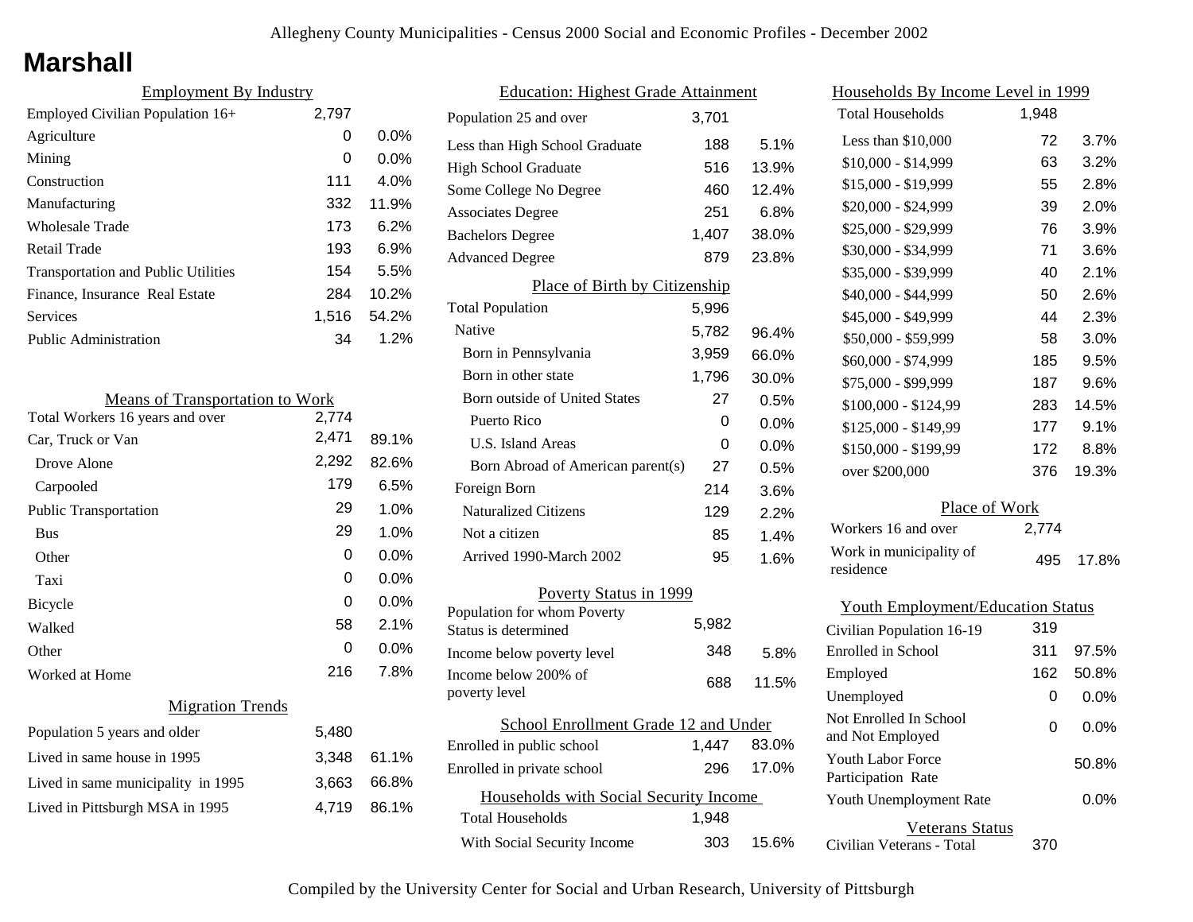# Marshall

## Employment By Industry

| Employment By Industry | | |
|---|---|---|
| Employed Civilian Population 16+ | 2,797 | |
| Agriculture | 0 | 0.0% |
| Mining | 0 | 0.0% |
| Construction | 111 | 4.0% |
| Manufacturing | 332 | 11.9% |
| Wholesale Trade | 173 | 6.2% |
| Retail Trade | 193 | 6.9% |
| Transportation and Public Utilities | 154 | 5.5% |
| Finance, Insurance Real Estate | 284 | 10.2% |
| Services | 1,516 | 54.2% |
| Public Administration | 34 | 1.2% |

## Means of Transportation to Work

| Means of Transportation to Work | | |
|---|---|---|
| Total Workers 16 years and over | 2,774 | |
| Car, Truck or Van | 2,471 | 89.1% |
| Drove Alone | 2,292 | 82.6% |
| Carpooled | 179 | 6.5% |
| Public Transportation | 29 | 1.0% |
| Bus | 29 | 1.0% |
| Other | 0 | 0.0% |
| Taxi | 0 | 0.0% |
| Bicycle | 0 | 0.0% |
| Walked | 58 | 2.1% |
| Other | 0 | 0.0% |
| Worked at Home | 216 | 7.8% |

## Migration Trends

| Migration Trends | | |
|---|---|---|
| Population 5 years and older | 5,480 | |
| Lived in same house in 1995 | 3,348 | 61.1% |
| Lived in same municipality in 1995 | 3,663 | 66.8% |
| Lived in Pittsburgh MSA in 1995 | 4,719 | 86.1% |

## Education: Highest Grade Attainment

| Education: Highest Grade Attainment | | |
|---|---|---|
| Population 25 and over | 3,701 | |
| Less than High School Graduate | 188 | 5.1% |
| High School Graduate | 516 | 13.9% |
| Some College No Degree | 460 | 12.4% |
| Associates Degree | 251 | 6.8% |
| Bachelors Degree | 1,407 | 38.0% |
| Advanced Degree | 879 | 23.8% |

## Place of Birth by Citizenship

| Place of Birth by Citizenship | | |
|---|---|---|
| Total Population | 5,996 | |
| Native | 5,782 | 96.4% |
| Born in Pennsylvania | 3,959 | 66.0% |
| Born in other state | 1,796 | 30.0% |
| Born outside of United States | 27 | 0.5% |
| Puerto Rico | 0 | 0.0% |
| U.S. Island Areas | 0 | 0.0% |
| Born Abroad of American parent(s) | 27 | 0.5% |
| Foreign Born | 214 | 3.6% |
| Naturalized Citizens | 129 | 2.2% |
| Not a citizen | 85 | 1.4% |
| Arrived 1990-March 2002 | 95 | 1.6% |

## Poverty Status in 1999

| Poverty Status in 1999 | | |
|---|---|---|
| Population for whom Poverty Status is determined | 5,982 | |
| Income below poverty level | 348 | 5.8% |
| Income below 200% of poverty level | 688 | 11.5% |

## School Enrollment Grade 12 and Under

| School Enrollment Grade 12 and Under | | |
|---|---|---|
| Enrolled in public school | 1,447 | 83.0% |
| Enrolled in private school | 296 | 17.0% |

## Households with Social Security Income

| Households with Social Security Income | | |
|---|---|---|
| Total Households | 1,948 | |
| With Social Security Income | 303 | 15.6% |

## Households By Income Level in 1999

| Households By Income Level in 1999 | | |
|---|---|---|
| Total Households | 1,948 | |
| Less than $10,000 | 72 | 3.7% |
| $10,000 - $14,999 | 63 | 3.2% |
| $15,000 - $19,999 | 55 | 2.8% |
| $20,000 - $24,999 | 39 | 2.0% |
| $25,000 - $29,999 | 76 | 3.9% |
| $30,000 - $34,999 | 71 | 3.6% |
| $35,000 - $39,999 | 40 | 2.1% |
| $40,000 - $44,999 | 50 | 2.6% |
| $45,000 - $49,999 | 44 | 2.3% |
| $50,000 - $59,999 | 58 | 3.0% |
| $60,000 - $74,999 | 185 | 9.5% |
| $75,000 - $99,999 | 187 | 9.6% |
| $100,000 - $124,99 | 283 | 14.5% |
| $125,000 - $149,99 | 177 | 9.1% |
| $150,000 - $199,99 | 172 | 8.8% |
| over $200,000 | 376 | 19.3% |

## Place of Work

| Place of Work | | |
|---|---|---|
| Workers 16 and over | 2,774 | |
| Work in municipality of residence | 495 | 17.8% |

## Youth Employment/Education Status

| Youth Employment/Education Status | | |
|---|---|---|
| Civilian Population 16-19 | 319 | |
| Enrolled in School | 311 | 97.5% |
| Employed | 162 | 50.8% |
| Unemployed | 0 | 0.0% |
| Not Enrolled In School and Not Employed | 0 | 0.0% |
| Youth Labor Force Participation Rate | | 50.8% |
| Youth Unemployment Rate | | 0.0% |

## Veterans Status

| Veterans Status | |
|---|---|
| Civilian Veterans - Total | 370 |

Compiled by the University Center for Social and Urban Research, University of Pittsburgh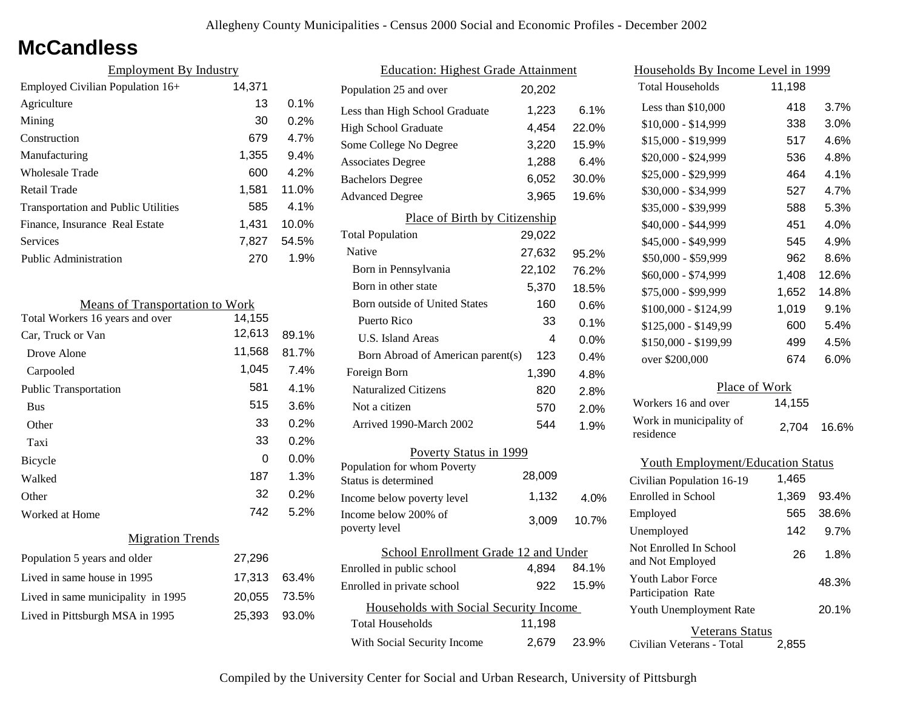# McCandless

## Employment By Industry

| | | |
|---|---|---|
| Employed Civilian Population 16+ | 14,371 | |
| Agriculture | 13 | 0.1% |
| Mining | 30 | 0.2% |
| Construction | 679 | 4.7% |
| Manufacturing | 1,355 | 9.4% |
| Wholesale Trade | 600 | 4.2% |
| Retail Trade | 1,581 | 11.0% |
| Transportation and Public Utilities | 585 | 4.1% |
| Finance, Insurance Real Estate | 1,431 | 10.0% |
| Services | 7,827 | 54.5% |
| Public Administration | 270 | 1.9% |

## Means of Transportation to Work

| | | |
|---|---|---|
| Total Workers 16 years and over | 14,155 | |
| Car, Truck or Van | 12,613 | 89.1% |
| Drove Alone | 11,568 | 81.7% |
| Carpooled | 1,045 | 7.4% |
| Public Transportation | 581 | 4.1% |
| Bus | 515 | 3.6% |
| Other | 33 | 0.2% |
| Taxi | 33 | 0.2% |
| Bicycle | 0 | 0.0% |
| Walked | 187 | 1.3% |
| Other | 32 | 0.2% |
| Worked at Home | 742 | 5.2% |

## Migration Trends

| | | |
|---|---|---|
| Population 5 years and older | 27,296 | |
| Lived in same house in 1995 | 17,313 | 63.4% |
| Lived in same municipality in 1995 | 20,055 | 73.5% |
| Lived in Pittsburgh MSA in 1995 | 25,393 | 93.0% |

## Education: Highest Grade Attainment

| | | |
|---|---|---|
| Population 25 and over | 20,202 | |
| Less than High School Graduate | 1,223 | 6.1% |
| High School Graduate | 4,454 | 22.0% |
| Some College No Degree | 3,220 | 15.9% |
| Associates Degree | 1,288 | 6.4% |
| Bachelors Degree | 6,052 | 30.0% |
| Advanced Degree | 3,965 | 19.6% |

## Place of Birth by Citizenship

| | | |
|---|---|---|
| Total Population | 29,022 | |
| Native | 27,632 | 95.2% |
| Born in Pennsylvania | 22,102 | 76.2% |
| Born in other state | 5,370 | 18.5% |
| Born outside of United States | 160 | 0.6% |
| Puerto Rico | 33 | 0.1% |
| U.S. Island Areas | 4 | 0.0% |
| Born Abroad of American parent(s) | 123 | 0.4% |
| Foreign Born | 1,390 | 4.8% |
| Naturalized Citizens | 820 | 2.8% |
| Not a citizen | 570 | 2.0% |
| Arrived 1990-March 2002 | 544 | 1.9% |

## Poverty Status in 1999

| | | |
|---|---|---|
| Population for whom Poverty Status is determined | 28,009 | |
| Income below poverty level | 1,132 | 4.0% |
| Income below 200% of poverty level | 3,009 | 10.7% |

## School Enrollment Grade 12 and Under

| | | |
|---|---|---|
| Enrolled in public school | 4,894 | 84.1% |
| Enrolled in private school | 922 | 15.9% |

## Households with Social Security Income

| | | |
|---|---|---|
| Total Households | 11,198 | |
| With Social Security Income | 2,679 | 23.9% |

## Households By Income Level in 1999

| | | |
|---|---|---|
| Total Households | 11,198 | |
| Less than $10,000 | 418 | 3.7% |
| $10,000 - $14,999 | 338 | 3.0% |
| $15,000 - $19,999 | 517 | 4.6% |
| $20,000 - $24,999 | 536 | 4.8% |
| $25,000 - $29,999 | 464 | 4.1% |
| $30,000 - $34,999 | 527 | 4.7% |
| $35,000 - $39,999 | 588 | 5.3% |
| $40,000 - $44,999 | 451 | 4.0% |
| $45,000 - $49,999 | 545 | 4.9% |
| $50,000 - $59,999 | 962 | 8.6% |
| $60,000 - $74,999 | 1,408 | 12.6% |
| $75,000 - $99,999 | 1,652 | 14.8% |
| $100,000 - $124,99 | 1,019 | 9.1% |
| $125,000 - $149,99 | 600 | 5.4% |
| $150,000 - $199,99 | 499 | 4.5% |
| over $200,000 | 674 | 6.0% |

## Place of Work

| | | |
|---|---|---|
| Workers 16 and over | 14,155 | |
| Work in municipality of residence | 2,704 | 16.6% |

## Youth Employment/Education Status

| | | |
|---|---|---|
| Civilian Population 16-19 | 1,465 | |
| Enrolled in School | 1,369 | 93.4% |
| Employed | 565 | 38.6% |
| Unemployed | 142 | 9.7% |
| Not Enrolled In School and Not Employed | 26 | 1.8% |
| Youth Labor Force Participation Rate | | 48.3% |
| Youth Unemployment Rate | | 20.1% |

## Veterans Status

| | |
|---|---|
| Civilian Veterans - Total | 2,855 |

Compiled by the University Center for Social and Urban Research, University of Pittsburgh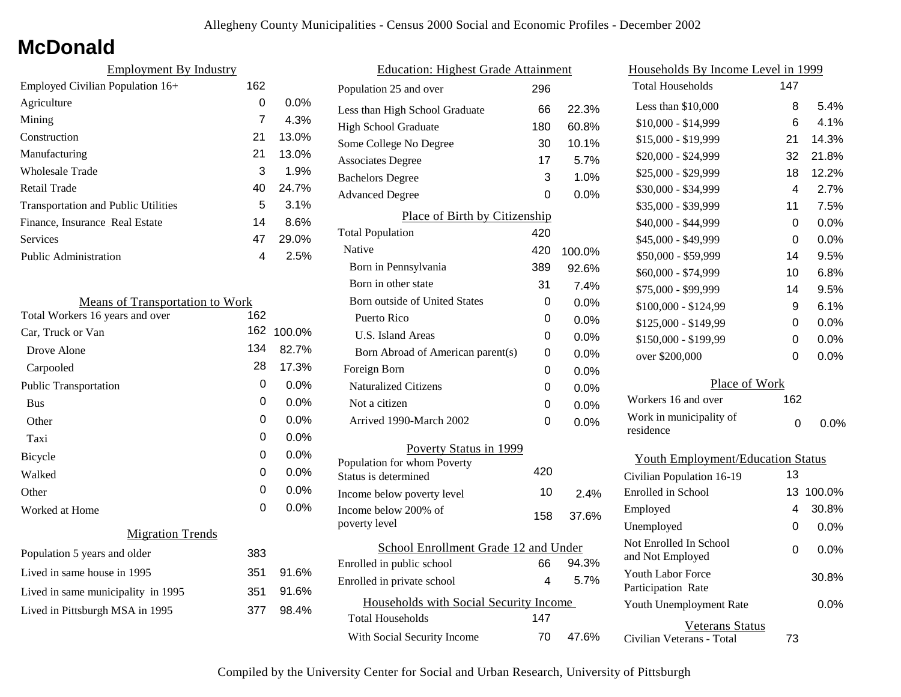Allegheny County Municipalities - Census 2000 Social and Economic Profiles - December 2002

# McDonald

## Employment By Industry

| | | |
|---|---|---|
| Employed Civilian Population 16+ | 162 | |
| Agriculture | 0 | 0.0% |
| Mining | 7 | 4.3% |
| Construction | 21 | 13.0% |
| Manufacturing | 21 | 13.0% |
| Wholesale Trade | 3 | 1.9% |
| Retail Trade | 40 | 24.7% |
| Transportation and Public Utilities | 5 | 3.1% |
| Finance, Insurance Real Estate | 14 | 8.6% |
| Services | 47 | 29.0% |
| Public Administration | 4 | 2.5% |

## Means of Transportation to Work

| | | |
|---|---|---|
| Total Workers 16 years and over | 162 | |
| Car, Truck or Van | 162 | 100.0% |
| Drove Alone | 134 | 82.7% |
| Carpooled | 28 | 17.3% |
| Public Transportation | 0 | 0.0% |
| Bus | 0 | 0.0% |
| Other | 0 | 0.0% |
| Taxi | 0 | 0.0% |
| Bicycle | 0 | 0.0% |
| Walked | 0 | 0.0% |
| Other | 0 | 0.0% |
| Worked at Home | 0 | 0.0% |

## Migration Trends

| | | |
|---|---|---|
| Population 5 years and older | 383 | |
| Lived in same house in 1995 | 351 | 91.6% |
| Lived in same municipality in 1995 | 351 | 91.6% |
| Lived in Pittsburgh MSA in 1995 | 377 | 98.4% |

## Education: Highest Grade Attainment

| | | |
|---|---|---|
| Population 25 and over | 296 | |
| Less than High School Graduate | 66 | 22.3% |
| High School Graduate | 180 | 60.8% |
| Some College No Degree | 30 | 10.1% |
| Associates Degree | 17 | 5.7% |
| Bachelors Degree | 3 | 1.0% |
| Advanced Degree | 0 | 0.0% |

## Place of Birth by Citizenship

| | | |
|---|---|---|
| Total Population | 420 | |
| Native | 420 | 100.0% |
| Born in Pennsylvania | 389 | 92.6% |
| Born in other state | 31 | 7.4% |
| Born outside of United States | 0 | 0.0% |
| Puerto Rico | 0 | 0.0% |
| U.S. Island Areas | 0 | 0.0% |
| Born Abroad of American parent(s) | 0 | 0.0% |
| Foreign Born | 0 | 0.0% |
| Naturalized Citizens | 0 | 0.0% |
| Not a citizen | 0 | 0.0% |
| Arrived 1990-March 2002 | 0 | 0.0% |

## Poverty Status in 1999

| | | |
|---|---|---|
| Population for whom Poverty Status is determined | 420 | |
| Income below poverty level | 10 | 2.4% |
| Income below 200% of poverty level | 158 | 37.6% |

## School Enrollment Grade 12 and Under

| | | |
|---|---|---|
| Enrolled in public school | 66 | 94.3% |
| Enrolled in private school | 4 | 5.7% |

## Households with Social Security Income

| | | |
|---|---|---|
| Total Households | 147 | |
| With Social Security Income | 70 | 47.6% |

## Households By Income Level in 1999

| | | |
|---|---|---|
| Total Households | 147 | |
| Less than $10,000 | 8 | 5.4% |
| $10,000 - $14,999 | 6 | 4.1% |
| $15,000 - $19,999 | 21 | 14.3% |
| $20,000 - $24,999 | 32 | 21.8% |
| $25,000 - $29,999 | 18 | 12.2% |
| $30,000 - $34,999 | 4 | 2.7% |
| $35,000 - $39,999 | 11 | 7.5% |
| $40,000 - $44,999 | 0 | 0.0% |
| $45,000 - $49,999 | 0 | 0.0% |
| $50,000 - $59,999 | 14 | 9.5% |
| $60,000 - $74,999 | 10 | 6.8% |
| $75,000 - $99,999 | 14 | 9.5% |
| $100,000 - $124,99 | 9 | 6.1% |
| $125,000 - $149,99 | 0 | 0.0% |
| $150,000 - $199,99 | 0 | 0.0% |
| over $200,000 | 0 | 0.0% |

## Place of Work

| | | |
|---|---|---|
| Workers 16 and over | 162 | |
| Work in municipality of residence | 0 | 0.0% |

## Youth Employment/Education Status

| | | |
|---|---|---|
| Civilian Population 16-19 | 13 | |
| Enrolled in School | 13 | 100.0% |
| Employed | 4 | 30.8% |
| Unemployed | 0 | 0.0% |
| Not Enrolled In School and Not Employed | 0 | 0.0% |
| Youth Labor Force Participation Rate | | 30.8% |
| Youth Unemployment Rate | | 0.0% |

## Veterans Status

| | |
|---|---|
| Civilian Veterans - Total | 73 |

Compiled by the University Center for Social and Urban Research, University of Pittsburgh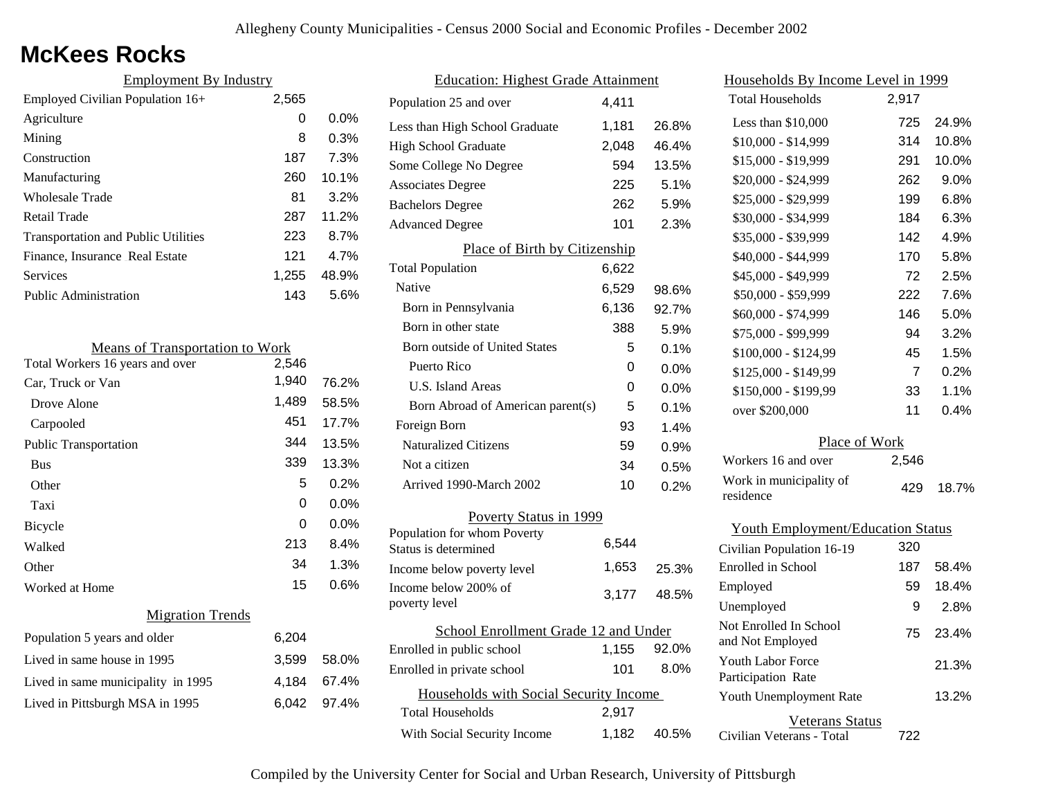# McKees Rocks

## Employment By Industry

| | | |
|---|---|---|
| Employed Civilian Population 16+ | 2,565 | |
| Agriculture | 0 | 0.0% |
| Mining | 8 | 0.3% |
| Construction | 187 | 7.3% |
| Manufacturing | 260 | 10.1% |
| Wholesale Trade | 81 | 3.2% |
| Retail Trade | 287 | 11.2% |
| Transportation and Public Utilities | 223 | 8.7% |
| Finance, Insurance Real Estate | 121 | 4.7% |
| Services | 1,255 | 48.9% |
| Public Administration | 143 | 5.6% |

## Means of Transportation to Work

| | | |
|---|---|---|
| Total Workers 16 years and over | 2,546 | |
| Car, Truck or Van | 1,940 | 76.2% |
| Drove Alone | 1,489 | 58.5% |
| Carpooled | 451 | 17.7% |
| Public Transportation | 344 | 13.5% |
| Bus | 339 | 13.3% |
| Other | 5 | 0.2% |
| Taxi | 0 | 0.0% |
| Bicycle | 0 | 0.0% |
| Walked | 213 | 8.4% |
| Other | 34 | 1.3% |
| Worked at Home | 15 | 0.6% |

## Migration Trends

| | | |
|---|---|---|
| Population 5 years and older | 6,204 | |
| Lived in same house in 1995 | 3,599 | 58.0% |
| Lived in same municipality in 1995 | 4,184 | 67.4% |
| Lived in Pittsburgh MSA in 1995 | 6,042 | 97.4% |

## Education: Highest Grade Attainment

| | | |
|---|---|---|
| Population 25 and over | 4,411 | |
| Less than High School Graduate | 1,181 | 26.8% |
| High School Graduate | 2,048 | 46.4% |
| Some College No Degree | 594 | 13.5% |
| Associates Degree | 225 | 5.1% |
| Bachelors Degree | 262 | 5.9% |
| Advanced Degree | 101 | 2.3% |

## Place of Birth by Citizenship

| | | |
|---|---|---|
| Total Population | 6,622 | |
| Native | 6,529 | 98.6% |
| Born in Pennsylvania | 6,136 | 92.7% |
| Born in other state | 388 | 5.9% |
| Born outside of United States | 5 | 0.1% |
| Puerto Rico | 0 | 0.0% |
| U.S. Island Areas | 0 | 0.0% |
| Born Abroad of American parent(s) | 5 | 0.1% |
| Foreign Born | 93 | 1.4% |
| Naturalized Citizens | 59 | 0.9% |
| Not a citizen | 34 | 0.5% |
| Arrived 1990-March 2002 | 10 | 0.2% |

## Poverty Status in 1999

| | | |
|---|---|---|
| Population for whom Poverty Status is determined | 6,544 | |
| Income below poverty level | 1,653 | 25.3% |
| Income below 200% of poverty level | 3,177 | 48.5% |

## School Enrollment Grade 12 and Under

| | | |
|---|---|---|
| Enrolled in public school | 1,155 | 92.0% |
| Enrolled in private school | 101 | 8.0% |

## Households with Social Security Income

| | | |
|---|---|---|
| Total Households | 2,917 | |
| With Social Security Income | 1,182 | 40.5% |

## Households By Income Level in 1999

| | | |
|---|---|---|
| Total Households | 2,917 | |
| Less than $10,000 | 725 | 24.9% |
| $10,000 - $14,999 | 314 | 10.8% |
| $15,000 - $19,999 | 291 | 10.0% |
| $20,000 - $24,999 | 262 | 9.0% |
| $25,000 - $29,999 | 199 | 6.8% |
| $30,000 - $34,999 | 184 | 6.3% |
| $35,000 - $39,999 | 142 | 4.9% |
| $40,000 - $44,999 | 170 | 5.8% |
| $45,000 - $49,999 | 72 | 2.5% |
| $50,000 - $59,999 | 222 | 7.6% |
| $60,000 - $74,999 | 146 | 5.0% |
| $75,000 - $99,999 | 94 | 3.2% |
| $100,000 - $124,99 | 45 | 1.5% |
| $125,000 - $149,99 | 7 | 0.2% |
| $150,000 - $199,99 | 33 | 1.1% |
| over $200,000 | 11 | 0.4% |

## Place of Work

| | | |
|---|---|---|
| Workers 16 and over | 2,546 | |
| Work in municipality of residence | 429 | 18.7% |

## Youth Employment/Education Status

| | | |
|---|---|---|
| Civilian Population 16-19 | 320 | |
| Enrolled in School | 187 | 58.4% |
| Employed | 59 | 18.4% |
| Unemployed | 9 | 2.8% |
| Not Enrolled In School and Not Employed | 75 | 23.4% |
| Youth Labor Force Participation Rate | | 21.3% |
| Youth Unemployment Rate | | 13.2% |

## Veterans Status

| | |
|---|---|
| Civilian Veterans - Total | 722 |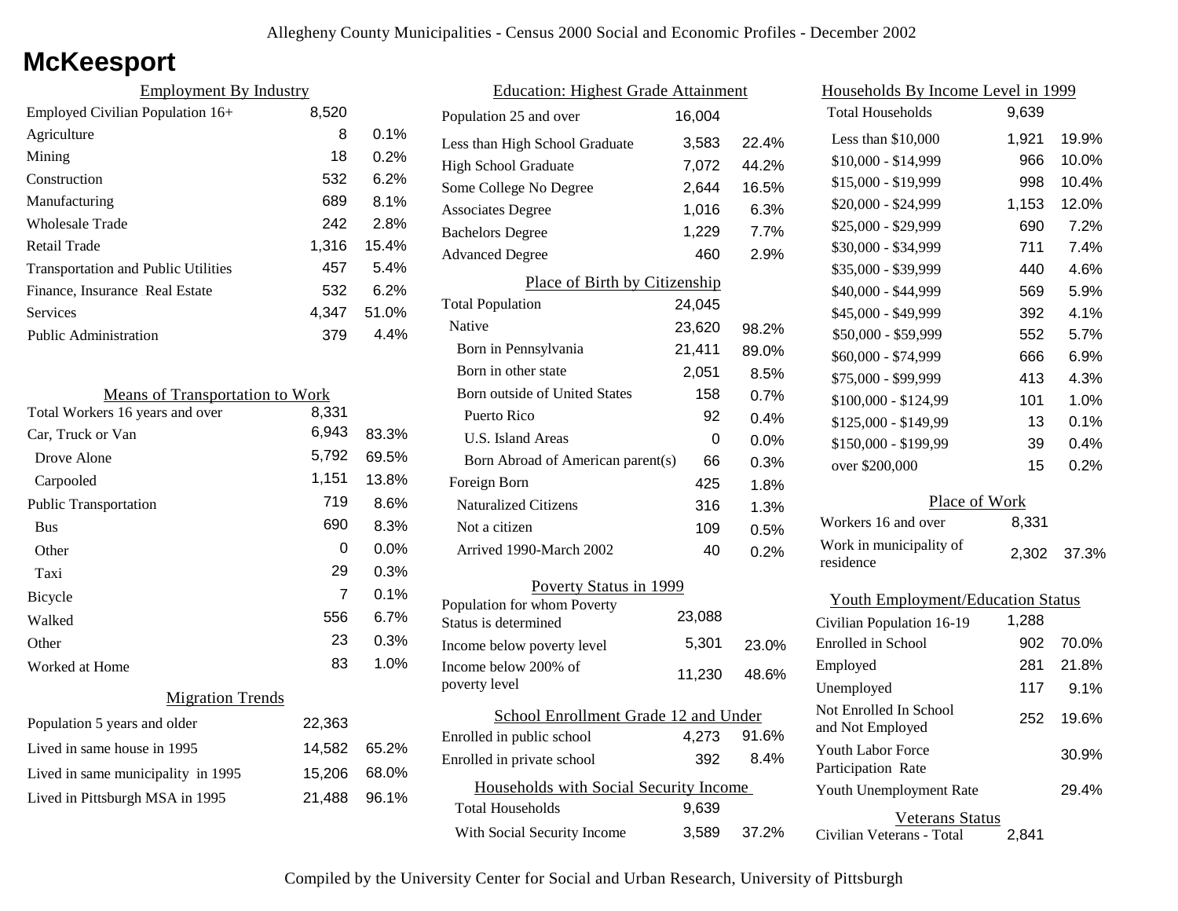# McKeesport

## Employment By Industry

| | | |
|---|---|---|
| Employed Civilian Population 16+ | 8,520 | |
| Agriculture | 8 | 0.1% |
| Mining | 18 | 0.2% |
| Construction | 532 | 6.2% |
| Manufacturing | 689 | 8.1% |
| Wholesale Trade | 242 | 2.8% |
| Retail Trade | 1,316 | 15.4% |
| Transportation and Public Utilities | 457 | 5.4% |
| Finance, Insurance Real Estate | 532 | 6.2% |
| Services | 4,347 | 51.0% |
| Public Administration | 379 | 4.4% |

## Means of Transportation to Work

| | | |
|---|---|---|
| Total Workers 16 years and over | 8,331 | |
| Car, Truck or Van | 6,943 | 83.3% |
| Drove Alone | 5,792 | 69.5% |
| Carpooled | 1,151 | 13.8% |
| Public Transportation | 719 | 8.6% |
| Bus | 690 | 8.3% |
| Other | 0 | 0.0% |
| Taxi | 29 | 0.3% |
| Bicycle | 7 | 0.1% |
| Walked | 556 | 6.7% |
| Other | 23 | 0.3% |
| Worked at Home | 83 | 1.0% |

## Migration Trends

| | | |
|---|---|---|
| Population 5 years and older | 22,363 | |
| Lived in same house in 1995 | 14,582 | 65.2% |
| Lived in same municipality in 1995 | 15,206 | 68.0% |
| Lived in Pittsburgh MSA in 1995 | 21,488 | 96.1% |

## Education: Highest Grade Attainment

| | | |
|---|---|---|
| Population 25 and over | 16,004 | |
| Less than High School Graduate | 3,583 | 22.4% |
| High School Graduate | 7,072 | 44.2% |
| Some College No Degree | 2,644 | 16.5% |
| Associates Degree | 1,016 | 6.3% |
| Bachelors Degree | 1,229 | 7.7% |
| Advanced Degree | 460 | 2.9% |

## Place of Birth by Citizenship

| | | |
|---|---|---|
| Total Population | 24,045 | |
| Native | 23,620 | 98.2% |
| Born in Pennsylvania | 21,411 | 89.0% |
| Born in other state | 2,051 | 8.5% |
| Born outside of United States | 158 | 0.7% |
| Puerto Rico | 92 | 0.4% |
| U.S. Island Areas | 0 | 0.0% |
| Born Abroad of American parent(s) | 66 | 0.3% |
| Foreign Born | 425 | 1.8% |
| Naturalized Citizens | 316 | 1.3% |
| Not a citizen | 109 | 0.5% |
| Arrived 1990-March 2002 | 40 | 0.2% |

## Poverty Status in 1999

| | | |
|---|---|---|
| Population for whom Poverty Status is determined | 23,088 | |
| Income below poverty level | 5,301 | 23.0% |
| Income below 200% of poverty level | 11,230 | 48.6% |

## School Enrollment Grade 12 and Under

| | | |
|---|---|---|
| Enrolled in public school | 4,273 | 91.6% |
| Enrolled in private school | 392 | 8.4% |

## Households with Social Security Income

| | | |
|---|---|---|
| Total Households | 9,639 | |
| With Social Security Income | 3,589 | 37.2% |

## Households By Income Level in 1999

| | | |
|---|---|---|
| Total Households | 9,639 | |
| Less than $10,000 | 1,921 | 19.9% |
| $10,000 - $14,999 | 966 | 10.0% |
| $15,000 - $19,999 | 998 | 10.4% |
| $20,000 - $24,999 | 1,153 | 12.0% |
| $25,000 - $29,999 | 690 | 7.2% |
| $30,000 - $34,999 | 711 | 7.4% |
| $35,000 - $39,999 | 440 | 4.6% |
| $40,000 - $44,999 | 569 | 5.9% |
| $45,000 - $49,999 | 392 | 4.1% |
| $50,000 - $59,999 | 552 | 5.7% |
| $60,000 - $74,999 | 666 | 6.9% |
| $75,000 - $99,999 | 413 | 4.3% |
| $100,000 - $124,99 | 101 | 1.0% |
| $125,000 - $149,99 | 13 | 0.1% |
| $150,000 - $199,99 | 39 | 0.4% |
| over $200,000 | 15 | 0.2% |

## Place of Work

| | | |
|---|---|---|
| Workers 16 and over | 8,331 | |
| Work in municipality of residence | 2,302 | 37.3% |

## Youth Employment/Education Status

| | | |
|---|---|---|
| Civilian Population 16-19 | 1,288 | |
| Enrolled in School | 902 | 70.0% |
| Employed | 281 | 21.8% |
| Unemployed | 117 | 9.1% |
| Not Enrolled In School and Not Employed | 252 | 19.6% |
| Youth Labor Force Participation Rate | | 30.9% |
| Youth Unemployment Rate | | 29.4% |

## Veterans Status

| | |
|---|---|
| Civilian Veterans - Total | 2,841 |

Compiled by the University Center for Social and Urban Research, University of Pittsburgh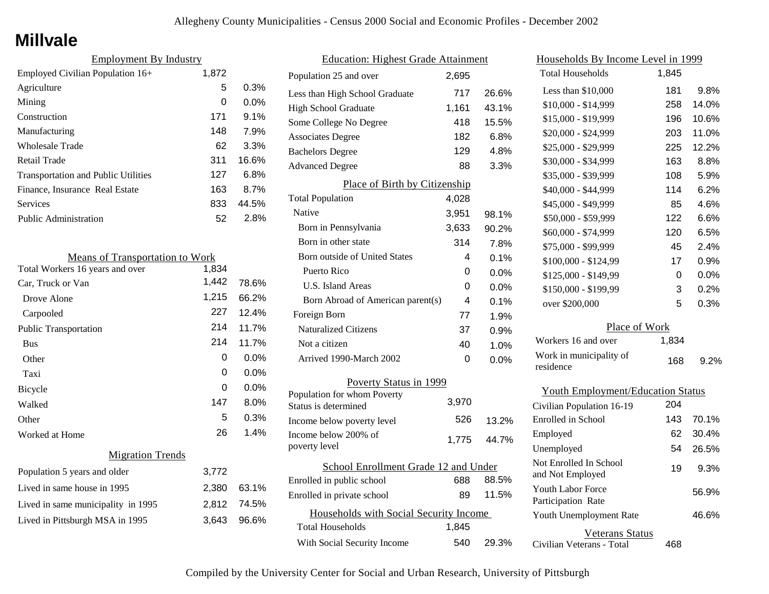# Millvale

## Employment By Industry

| | | |
|---|---|---|
| Employed Civilian Population 16+ | 1,872 | |
| Agriculture | 5 | 0.3% |
| Mining | 0 | 0.0% |
| Construction | 171 | 9.1% |
| Manufacturing | 148 | 7.9% |
| Wholesale Trade | 62 | 3.3% |
| Retail Trade | 311 | 16.6% |
| Transportation and Public Utilities | 127 | 6.8% |
| Finance, Insurance Real Estate | 163 | 8.7% |
| Services | 833 | 44.5% |
| Public Administration | 52 | 2.8% |

## Means of Transportation to Work

| | | |
|---|---|---|
| Total Workers 16 years and over | 1,834 | |
| Car, Truck or Van | 1,442 | 78.6% |
| Drove Alone | 1,215 | 66.2% |
| Carpooled | 227 | 12.4% |
| Public Transportation | 214 | 11.7% |
| Bus | 214 | 11.7% |
| Other | 0 | 0.0% |
| Taxi | 0 | 0.0% |
| Bicycle | 0 | 0.0% |
| Walked | 147 | 8.0% |
| Other | 5 | 0.3% |
| Worked at Home | 26 | 1.4% |

## Migration Trends

| | | |
|---|---|---|
| Population 5 years and older | 3,772 | |
| Lived in same house in 1995 | 2,380 | 63.1% |
| Lived in same municipality in 1995 | 2,812 | 74.5% |
| Lived in Pittsburgh MSA in 1995 | 3,643 | 96.6% |

## Education: Highest Grade Attainment

| | | |
|---|---|---|
| Population 25 and over | 2,695 | |
| Less than High School Graduate | 717 | 26.6% |
| High School Graduate | 1,161 | 43.1% |
| Some College No Degree | 418 | 15.5% |
| Associates Degree | 182 | 6.8% |
| Bachelors Degree | 129 | 4.8% |
| Advanced Degree | 88 | 3.3% |

## Place of Birth by Citizenship

| | | |
|---|---|---|
| Total Population | 4,028 | |
| Native | 3,951 | 98.1% |
| Born in Pennsylvania | 3,633 | 90.2% |
| Born in other state | 314 | 7.8% |
| Born outside of United States | 4 | 0.1% |
| Puerto Rico | 0 | 0.0% |
| U.S. Island Areas | 0 | 0.0% |
| Born Abroad of American parent(s) | 4 | 0.1% |
| Foreign Born | 77 | 1.9% |
| Naturalized Citizens | 37 | 0.9% |
| Not a citizen | 40 | 1.0% |
| Arrived 1990-March 2002 | 0 | 0.0% |

## Poverty Status in 1999

| | | |
|---|---|---|
| Population for whom Poverty Status is determined | 3,970 | |
| Income below poverty level | 526 | 13.2% |
| Income below 200% of poverty level | 1,775 | 44.7% |

## School Enrollment Grade 12 and Under

| | | |
|---|---|---|
| Enrolled in public school | 688 | 88.5% |
| Enrolled in private school | 89 | 11.5% |

## Households with Social Security Income

| | | |
|---|---|---|
| Total Households | 1,845 | |
| With Social Security Income | 540 | 29.3% |

## Households By Income Level in 1999

| | | |
|---|---|---|
| Total Households | 1,845 | |
| Less than $10,000 | 181 | 9.8% |
| $10,000 - $14,999 | 258 | 14.0% |
| $15,000 - $19,999 | 196 | 10.6% |
| $20,000 - $24,999 | 203 | 11.0% |
| $25,000 - $29,999 | 225 | 12.2% |
| $30,000 - $34,999 | 163 | 8.8% |
| $35,000 - $39,999 | 108 | 5.9% |
| $40,000 - $44,999 | 114 | 6.2% |
| $45,000 - $49,999 | 85 | 4.6% |
| $50,000 - $59,999 | 122 | 6.6% |
| $60,000 - $74,999 | 120 | 6.5% |
| $75,000 - $99,999 | 45 | 2.4% |
| $100,000 - $124,99 | 17 | 0.9% |
| $125,000 - $149,99 | 0 | 0.0% |
| $150,000 - $199,99 | 3 | 0.2% |
| over $200,000 | 5 | 0.3% |

## Place of Work

| | | |
|---|---|---|
| Workers 16 and over | 1,834 | |
| Work in municipality of residence | 168 | 9.2% |

## Youth Employment/Education Status

| | | |
|---|---|---|
| Civilian Population 16-19 | 204 | |
| Enrolled in School | 143 | 70.1% |
| Employed | 62 | 30.4% |
| Unemployed | 54 | 26.5% |
| Not Enrolled In School and Not Employed | 19 | 9.3% |
| Youth Labor Force Participation Rate | | 56.9% |
| Youth Unemployment Rate | | 46.6% |

## Veterans Status

| | |
|---|---|
| Civilian Veterans - Total | 468 |

Compiled by the University Center for Social and Urban Research, University of Pittsburgh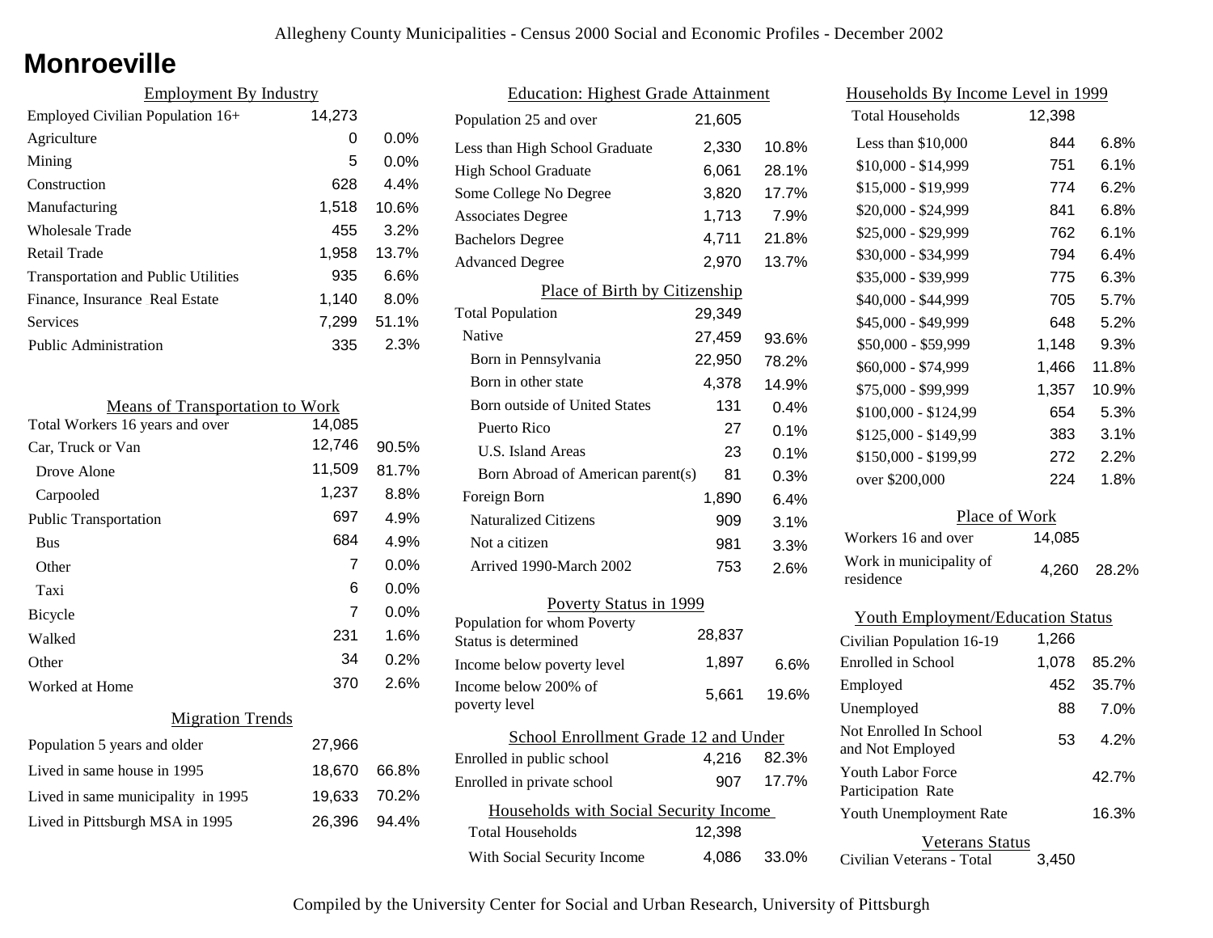# Monroeville

## Employment By Industry

| | | |
|---|---|---|
| Employed Civilian Population 16+ | 14,273 | |
| Agriculture | 0 | 0.0% |
| Mining | 5 | 0.0% |
| Construction | 628 | 4.4% |
| Manufacturing | 1,518 | 10.6% |
| Wholesale Trade | 455 | 3.2% |
| Retail Trade | 1,958 | 13.7% |
| Transportation and Public Utilities | 935 | 6.6% |
| Finance, Insurance Real Estate | 1,140 | 8.0% |
| Services | 7,299 | 51.1% |
| Public Administration | 335 | 2.3% |

## Means of Transportation to Work

| | | |
|---|---|---|
| Total Workers 16 years and over | 14,085 | |
| Car, Truck or Van | 12,746 | 90.5% |
| Drove Alone | 11,509 | 81.7% |
| Carpooled | 1,237 | 8.8% |
| Public Transportation | 697 | 4.9% |
| Bus | 684 | 4.9% |
| Other | 7 | 0.0% |
| Taxi | 6 | 0.0% |
| Bicycle | 7 | 0.0% |
| Walked | 231 | 1.6% |
| Other | 34 | 0.2% |
| Worked at Home | 370 | 2.6% |

## Migration Trends

| | | |
|---|---|---|
| Population 5 years and older | 27,966 | |
| Lived in same house in 1995 | 18,670 | 66.8% |
| Lived in same municipality in 1995 | 19,633 | 70.2% |
| Lived in Pittsburgh MSA in 1995 | 26,396 | 94.4% |

## Education: Highest Grade Attainment

| | | |
|---|---|---|
| Population 25 and over | 21,605 | |
| Less than High School Graduate | 2,330 | 10.8% |
| High School Graduate | 6,061 | 28.1% |
| Some College No Degree | 3,820 | 17.7% |
| Associates Degree | 1,713 | 7.9% |
| Bachelors Degree | 4,711 | 21.8% |
| Advanced Degree | 2,970 | 13.7% |

## Place of Birth by Citizenship

| | | |
|---|---|---|
| Total Population | 29,349 | |
| Native | 27,459 | 93.6% |
| Born in Pennsylvania | 22,950 | 78.2% |
| Born in other state | 4,378 | 14.9% |
| Born outside of United States | 131 | 0.4% |
| Puerto Rico | 27 | 0.1% |
| U.S. Island Areas | 23 | 0.1% |
| Born Abroad of American parent(s) | 81 | 0.3% |
| Foreign Born | 1,890 | 6.4% |
| Naturalized Citizens | 909 | 3.1% |
| Not a citizen | 981 | 3.3% |
| Arrived 1990-March 2002 | 753 | 2.6% |

## Poverty Status in 1999

| | | |
|---|---|---|
| Population for whom Poverty Status is determined | 28,837 | |
| Income below poverty level | 1,897 | 6.6% |
| Income below 200% of poverty level | 5,661 | 19.6% |

## School Enrollment Grade 12 and Under

| | | |
|---|---|---|
| Enrolled in public school | 4,216 | 82.3% |
| Enrolled in private school | 907 | 17.7% |

## Households with Social Security Income

| | | |
|---|---|---|
| Total Households | 12,398 | |
| With Social Security Income | 4,086 | 33.0% |

## Households By Income Level in 1999

| | | |
|---|---|---|
| Total Households | 12,398 | |
| Less than $10,000 | 844 | 6.8% |
| $10,000 - $14,999 | 751 | 6.1% |
| $15,000 - $19,999 | 774 | 6.2% |
| $20,000 - $24,999 | 841 | 6.8% |
| $25,000 - $29,999 | 762 | 6.1% |
| $30,000 - $34,999 | 794 | 6.4% |
| $35,000 - $39,999 | 775 | 6.3% |
| $40,000 - $44,999 | 705 | 5.7% |
| $45,000 - $49,999 | 648 | 5.2% |
| $50,000 - $59,999 | 1,148 | 9.3% |
| $60,000 - $74,999 | 1,466 | 11.8% |
| $75,000 - $99,999 | 1,357 | 10.9% |
| $100,000 - $124,99 | 654 | 5.3% |
| $125,000 - $149,99 | 383 | 3.1% |
| $150,000 - $199,99 | 272 | 2.2% |
| over $200,000 | 224 | 1.8% |

## Place of Work

| | | |
|---|---|---|
| Workers 16 and over | 14,085 | |
| Work in municipality of residence | 4,260 | 28.2% |

## Youth Employment/Education Status

| | | |
|---|---|---|
| Civilian Population 16-19 | 1,266 | |
| Enrolled in School | 1,078 | 85.2% |
| Employed | 452 | 35.7% |
| Unemployed | 88 | 7.0% |
| Not Enrolled In School and Not Employed | 53 | 4.2% |
| Youth Labor Force Participation Rate | | 42.7% |
| Youth Unemployment Rate | | 16.3% |

## Veterans Status

| | |
|---|---|
| Civilian Veterans - Total | 3,450 |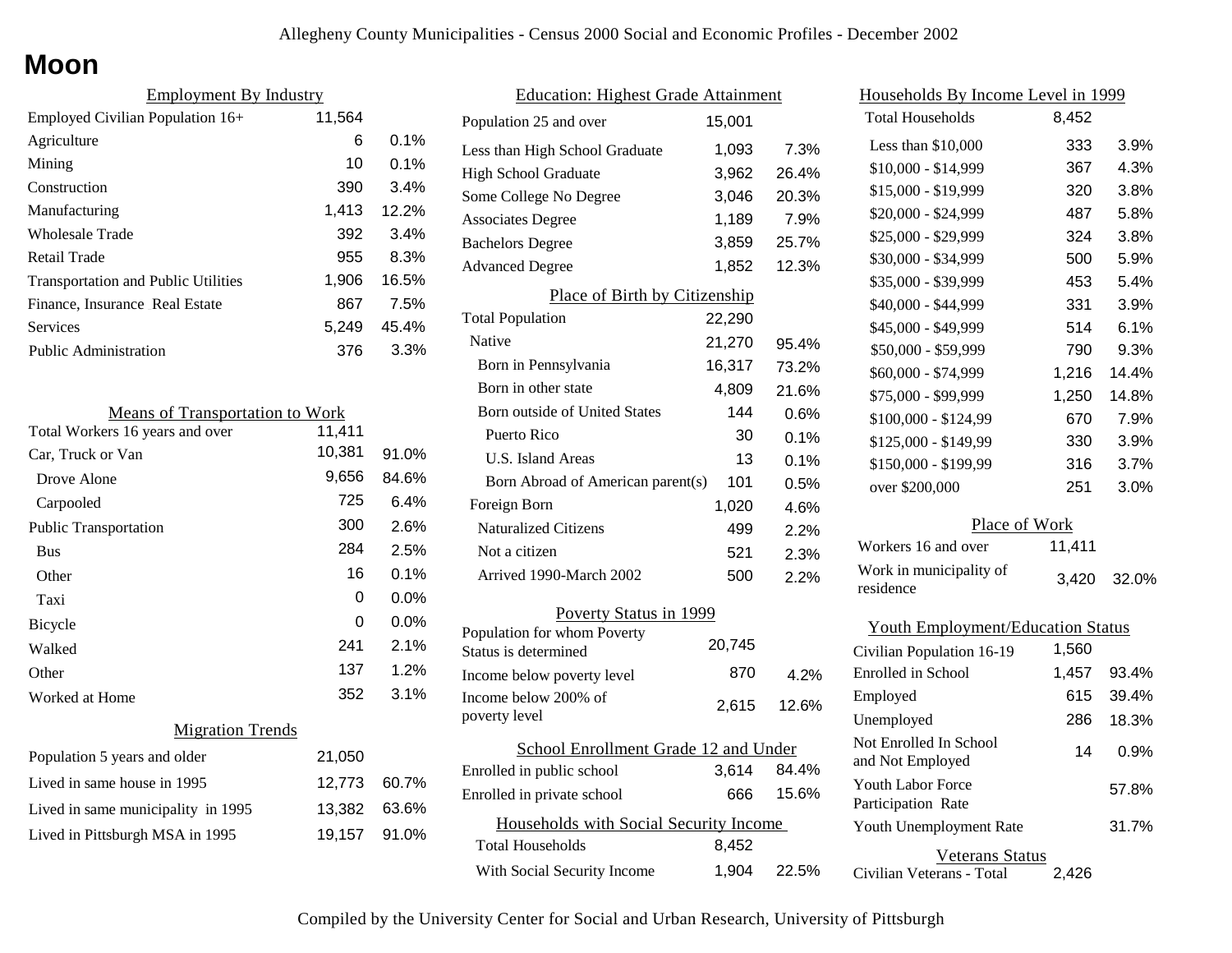Allegheny County Municipalities - Census 2000 Social and Economic Profiles - December 2002

# Moon

## Employment By Industry

| | | |
|---|---|---|
| Employed Civilian Population 16+ | 11,564 | |
| Agriculture | 6 | 0.1% |
| Mining | 10 | 0.1% |
| Construction | 390 | 3.4% |
| Manufacturing | 1,413 | 12.2% |
| Wholesale Trade | 392 | 3.4% |
| Retail Trade | 955 | 8.3% |
| Transportation and Public Utilities | 1,906 | 16.5% |
| Finance, Insurance Real Estate | 867 | 7.5% |
| Services | 5,249 | 45.4% |
| Public Administration | 376 | 3.3% |

## Means of Transportation to Work

| | | |
|---|---|---|
| Total Workers 16 years and over | 11,411 | |
| Car, Truck or Van | 10,381 | 91.0% |
| Drove Alone | 9,656 | 84.6% |
| Carpooled | 725 | 6.4% |
| Public Transportation | 300 | 2.6% |
| Bus | 284 | 2.5% |
| Other | 16 | 0.1% |
| Taxi | 0 | 0.0% |
| Bicycle | 0 | 0.0% |
| Walked | 241 | 2.1% |
| Other | 137 | 1.2% |
| Worked at Home | 352 | 3.1% |

## Migration Trends

| | | |
|---|---|---|
| Population 5 years and older | 21,050 | |
| Lived in same house in 1995 | 12,773 | 60.7% |
| Lived in same municipality in 1995 | 13,382 | 63.6% |
| Lived in Pittsburgh MSA in 1995 | 19,157 | 91.0% |

## Education: Highest Grade Attainment

| | | |
|---|---|---|
| Population 25 and over | 15,001 | |
| Less than High School Graduate | 1,093 | 7.3% |
| High School Graduate | 3,962 | 26.4% |
| Some College No Degree | 3,046 | 20.3% |
| Associates Degree | 1,189 | 7.9% |
| Bachelors Degree | 3,859 | 25.7% |
| Advanced Degree | 1,852 | 12.3% |

## Place of Birth by Citizenship

| | | |
|---|---|---|
| Total Population | 22,290 | |
| Native | 21,270 | 95.4% |
| Born in Pennsylvania | 16,317 | 73.2% |
| Born in other state | 4,809 | 21.6% |
| Born outside of United States | 144 | 0.6% |
| Puerto Rico | 30 | 0.1% |
| U.S. Island Areas | 13 | 0.1% |
| Born Abroad of American parent(s) | 101 | 0.5% |
| Foreign Born | 1,020 | 4.6% |
| Naturalized Citizens | 499 | 2.2% |
| Not a citizen | 521 | 2.3% |
| Arrived 1990-March 2002 | 500 | 2.2% |

## Poverty Status in 1999

| | | |
|---|---|---|
| Population for whom Poverty Status is determined | 20,745 | |
| Income below poverty level | 870 | 4.2% |
| Income below 200% of poverty level | 2,615 | 12.6% |

## School Enrollment Grade 12 and Under

| | | |
|---|---|---|
| Enrolled in public school | 3,614 | 84.4% |
| Enrolled in private school | 666 | 15.6% |

## Households with Social Security Income

| | | |
|---|---|---|
| Total Households | 8,452 | |
| With Social Security Income | 1,904 | 22.5% |

## Households By Income Level in 1999

| | | |
|---|---|---|
| Total Households | 8,452 | |
| Less than $10,000 | 333 | 3.9% |
| $10,000 - $14,999 | 367 | 4.3% |
| $15,000 - $19,999 | 320 | 3.8% |
| $20,000 - $24,999 | 487 | 5.8% |
| $25,000 - $29,999 | 324 | 3.8% |
| $30,000 - $34,999 | 500 | 5.9% |
| $35,000 - $39,999 | 453 | 5.4% |
| $40,000 - $44,999 | 331 | 3.9% |
| $45,000 - $49,999 | 514 | 6.1% |
| $50,000 - $59,999 | 790 | 9.3% |
| $60,000 - $74,999 | 1,216 | 14.4% |
| $75,000 - $99,999 | 1,250 | 14.8% |
| $100,000 - $124,99 | 670 | 7.9% |
| $125,000 - $149,99 | 330 | 3.9% |
| $150,000 - $199,99 | 316 | 3.7% |
| over $200,000 | 251 | 3.0% |

## Place of Work

| | | |
|---|---|---|
| Workers 16 and over | 11,411 | |
| Work in municipality of residence | 3,420 | 32.0% |

## Youth Employment/Education Status

| | | |
|---|---|---|
| Civilian Population 16-19 | 1,560 | |
| Enrolled in School | 1,457 | 93.4% |
| Employed | 615 | 39.4% |
| Unemployed | 286 | 18.3% |
| Not Enrolled In School and Not Employed | 14 | 0.9% |
| Youth Labor Force Participation Rate | | 57.8% |
| Youth Unemployment Rate | | 31.7% |

## Veterans Status

| | |
|---|---|
| Civilian Veterans - Total | 2,426 |

Compiled by the University Center for Social and Urban Research, University of Pittsburgh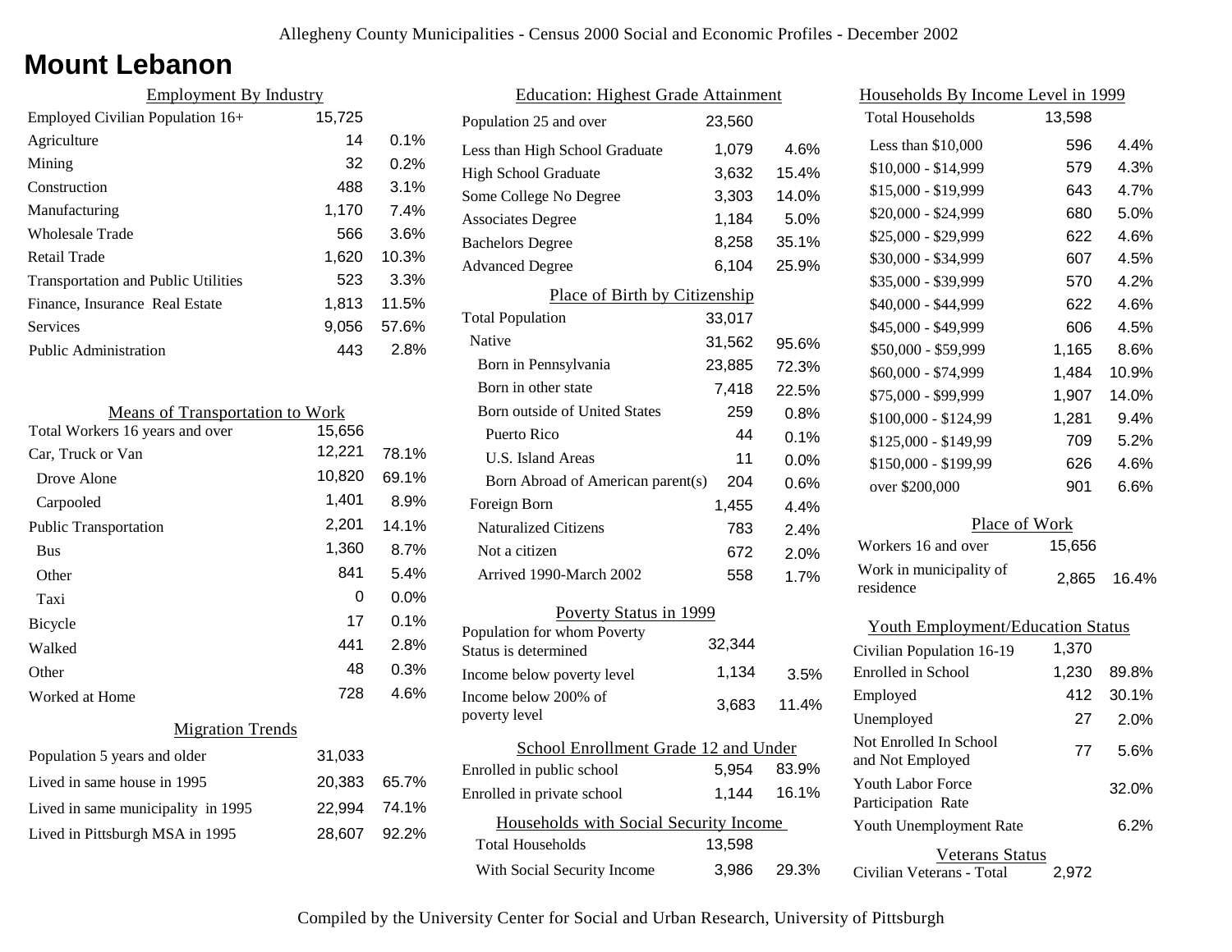# Mount Lebanon

## Employment By Industry

| | | |
|---|---|---|
| Employed Civilian Population 16+ | 15,725 | |
| Agriculture | 14 | 0.1% |
| Mining | 32 | 0.2% |
| Construction | 488 | 3.1% |
| Manufacturing | 1,170 | 7.4% |
| Wholesale Trade | 566 | 3.6% |
| Retail Trade | 1,620 | 10.3% |
| Transportation and Public Utilities | 523 | 3.3% |
| Finance, Insurance Real Estate | 1,813 | 11.5% |
| Services | 9,056 | 57.6% |
| Public Administration | 443 | 2.8% |

## Means of Transportation to Work

| | | |
|---|---|---|
| Total Workers 16 years and over | 15,656 | |
| Car, Truck or Van | 12,221 | 78.1% |
| Drove Alone | 10,820 | 69.1% |
| Carpooled | 1,401 | 8.9% |
| Public Transportation | 2,201 | 14.1% |
| Bus | 1,360 | 8.7% |
| Other | 841 | 5.4% |
| Taxi | 0 | 0.0% |
| Bicycle | 17 | 0.1% |
| Walked | 441 | 2.8% |
| Other | 48 | 0.3% |
| Worked at Home | 728 | 4.6% |

## Migration Trends

| | | |
|---|---|---|
| Population 5 years and older | 31,033 | |
| Lived in same house in 1995 | 20,383 | 65.7% |
| Lived in same municipality in 1995 | 22,994 | 74.1% |
| Lived in Pittsburgh MSA in 1995 | 28,607 | 92.2% |

## Education: Highest Grade Attainment

| | | |
|---|---|---|
| Population 25 and over | 23,560 | |
| Less than High School Graduate | 1,079 | 4.6% |
| High School Graduate | 3,632 | 15.4% |
| Some College No Degree | 3,303 | 14.0% |
| Associates Degree | 1,184 | 5.0% |
| Bachelors Degree | 8,258 | 35.1% |
| Advanced Degree | 6,104 | 25.9% |

## Place of Birth by Citizenship

| | | |
|---|---|---|
| Total Population | 33,017 | |
| Native | 31,562 | 95.6% |
| Born in Pennsylvania | 23,885 | 72.3% |
| Born in other state | 7,418 | 22.5% |
| Born outside of United States | 259 | 0.8% |
| Puerto Rico | 44 | 0.1% |
| U.S. Island Areas | 11 | 0.0% |
| Born Abroad of American parent(s) | 204 | 0.6% |
| Foreign Born | 1,455 | 4.4% |
| Naturalized Citizens | 783 | 2.4% |
| Not a citizen | 672 | 2.0% |
| Arrived 1990-March 2002 | 558 | 1.7% |

## Poverty Status in 1999

| | | |
|---|---|---|
| Population for whom Poverty Status is determined | 32,344 | |
| Income below poverty level | 1,134 | 3.5% |
| Income below 200% of poverty level | 3,683 | 11.4% |

## School Enrollment Grade 12 and Under

| | | |
|---|---|---|
| Enrolled in public school | 5,954 | 83.9% |
| Enrolled in private school | 1,144 | 16.1% |

## Households with Social Security Income

| | | |
|---|---|---|
| Total Households | 13,598 | |
| With Social Security Income | 3,986 | 29.3% |

## Households By Income Level in 1999

| | | |
|---|---|---|
| Total Households | 13,598 | |
| Less than $10,000 | 596 | 4.4% |
| $10,000 - $14,999 | 579 | 4.3% |
| $15,000 - $19,999 | 643 | 4.7% |
| $20,000 - $24,999 | 680 | 5.0% |
| $25,000 - $29,999 | 622 | 4.6% |
| $30,000 - $34,999 | 607 | 4.5% |
| $35,000 - $39,999 | 570 | 4.2% |
| $40,000 - $44,999 | 622 | 4.6% |
| $45,000 - $49,999 | 606 | 4.5% |
| $50,000 - $59,999 | 1,165 | 8.6% |
| $60,000 - $74,999 | 1,484 | 10.9% |
| $75,000 - $99,999 | 1,907 | 14.0% |
| $100,000 - $124,99 | 1,281 | 9.4% |
| $125,000 - $149,99 | 709 | 5.2% |
| $150,000 - $199,99 | 626 | 4.6% |
| over $200,000 | 901 | 6.6% |

## Place of Work

| | | |
|---|---|---|
| Workers 16 and over | 15,656 | |
| Work in municipality of residence | 2,865 | 16.4% |

## Youth Employment/Education Status

| | | |
|---|---|---|
| Civilian Population 16-19 | 1,370 | |
| Enrolled in School | 1,230 | 89.8% |
| Employed | 412 | 30.1% |
| Unemployed | 27 | 2.0% |
| Not Enrolled In School and Not Employed | 77 | 5.6% |
| Youth Labor Force Participation Rate | | 32.0% |
| Youth Unemployment Rate | | 6.2% |

## Veterans Status

| | |
|---|---|
| Civilian Veterans - Total | 2,972 |

Compiled by the University Center for Social and Urban Research, University of Pittsburgh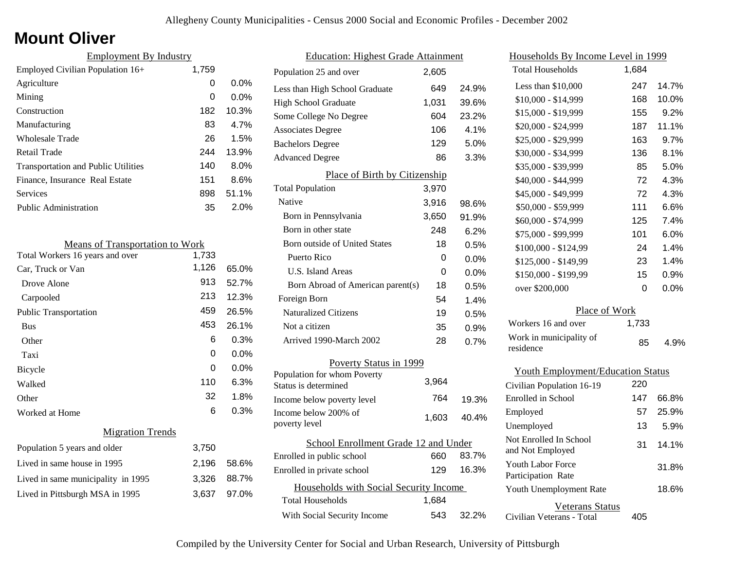# Mount Oliver

## Employment By Industry

| | | |
|---|---|---|
| Employed Civilian Population 16+ | 1,759 | |
| Agriculture | 0 | 0.0% |
| Mining | 0 | 0.0% |
| Construction | 182 | 10.3% |
| Manufacturing | 83 | 4.7% |
| Wholesale Trade | 26 | 1.5% |
| Retail Trade | 244 | 13.9% |
| Transportation and Public Utilities | 140 | 8.0% |
| Finance, Insurance Real Estate | 151 | 8.6% |
| Services | 898 | 51.1% |
| Public Administration | 35 | 2.0% |

## Means of Transportation to Work

| | | |
|---|---|---|
| Total Workers 16 years and over | 1,733 | |
| Car, Truck or Van | 1,126 | 65.0% |
| Drove Alone | 913 | 52.7% |
| Carpooled | 213 | 12.3% |
| Public Transportation | 459 | 26.5% |
| Bus | 453 | 26.1% |
| Other | 6 | 0.3% |
| Taxi | 0 | 0.0% |
| Bicycle | 0 | 0.0% |
| Walked | 110 | 6.3% |
| Other | 32 | 1.8% |
| Worked at Home | 6 | 0.3% |

## Migration Trends

| | | |
|---|---|---|
| Population 5 years and older | 3,750 | |
| Lived in same house in 1995 | 2,196 | 58.6% |
| Lived in same municipality in 1995 | 3,326 | 88.7% |
| Lived in Pittsburgh MSA in 1995 | 3,637 | 97.0% |

## Education: Highest Grade Attainment

| | | |
|---|---|---|
| Population 25 and over | 2,605 | |
| Less than High School Graduate | 649 | 24.9% |
| High School Graduate | 1,031 | 39.6% |
| Some College No Degree | 604 | 23.2% |
| Associates Degree | 106 | 4.1% |
| Bachelors Degree | 129 | 5.0% |
| Advanced Degree | 86 | 3.3% |

## Place of Birth by Citizenship

| | | |
|---|---|---|
| Total Population | 3,970 | |
| Native | 3,916 | 98.6% |
| Born in Pennsylvania | 3,650 | 91.9% |
| Born in other state | 248 | 6.2% |
| Born outside of United States | 18 | 0.5% |
| Puerto Rico | 0 | 0.0% |
| U.S. Island Areas | 0 | 0.0% |
| Born Abroad of American parent(s) | 18 | 0.5% |
| Foreign Born | 54 | 1.4% |
| Naturalized Citizens | 19 | 0.5% |
| Not a citizen | 35 | 0.9% |
| Arrived 1990-March 2002 | 28 | 0.7% |

## Poverty Status in 1999

| | | |
|---|---|---|
| Population for whom Poverty Status is determined | 3,964 | |
| Income below poverty level | 764 | 19.3% |
| Income below 200% of poverty level | 1,603 | 40.4% |

## School Enrollment Grade 12 and Under

| | | |
|---|---|---|
| Enrolled in public school | 660 | 83.7% |
| Enrolled in private school | 129 | 16.3% |

## Households with Social Security Income

| | | |
|---|---|---|
| Total Households | 1,684 | |
| With Social Security Income | 543 | 32.2% |

## Households By Income Level in 1999

| | | |
|---|---|---|
| Total Households | 1,684 | |
| Less than $10,000 | 247 | 14.7% |
| $10,000 - $14,999 | 168 | 10.0% |
| $15,000 - $19,999 | 155 | 9.2% |
| $20,000 - $24,999 | 187 | 11.1% |
| $25,000 - $29,999 | 163 | 9.7% |
| $30,000 - $34,999 | 136 | 8.1% |
| $35,000 - $39,999 | 85 | 5.0% |
| $40,000 - $44,999 | 72 | 4.3% |
| $45,000 - $49,999 | 72 | 4.3% |
| $50,000 - $59,999 | 111 | 6.6% |
| $60,000 - $74,999 | 125 | 7.4% |
| $75,000 - $99,999 | 101 | 6.0% |
| $100,000 - $124,99 | 24 | 1.4% |
| $125,000 - $149,99 | 23 | 1.4% |
| $150,000 - $199,99 | 15 | 0.9% |
| over $200,000 | 0 | 0.0% |

## Place of Work

| | | |
|---|---|---|
| Workers 16 and over | 1,733 | |
| Work in municipality of residence | 85 | 4.9% |

## Youth Employment/Education Status

| | | |
|---|---|---|
| Civilian Population 16-19 | 220 | |
| Enrolled in School | 147 | 66.8% |
| Employed | 57 | 25.9% |
| Unemployed | 13 | 5.9% |
| Not Enrolled In School and Not Employed | 31 | 14.1% |
| Youth Labor Force Participation Rate | | 31.8% |
| Youth Unemployment Rate | | 18.6% |

## Veterans Status

| | |
|---|---|
| Civilian Veterans - Total | 405 |

Compiled by the University Center for Social and Urban Research, University of Pittsburgh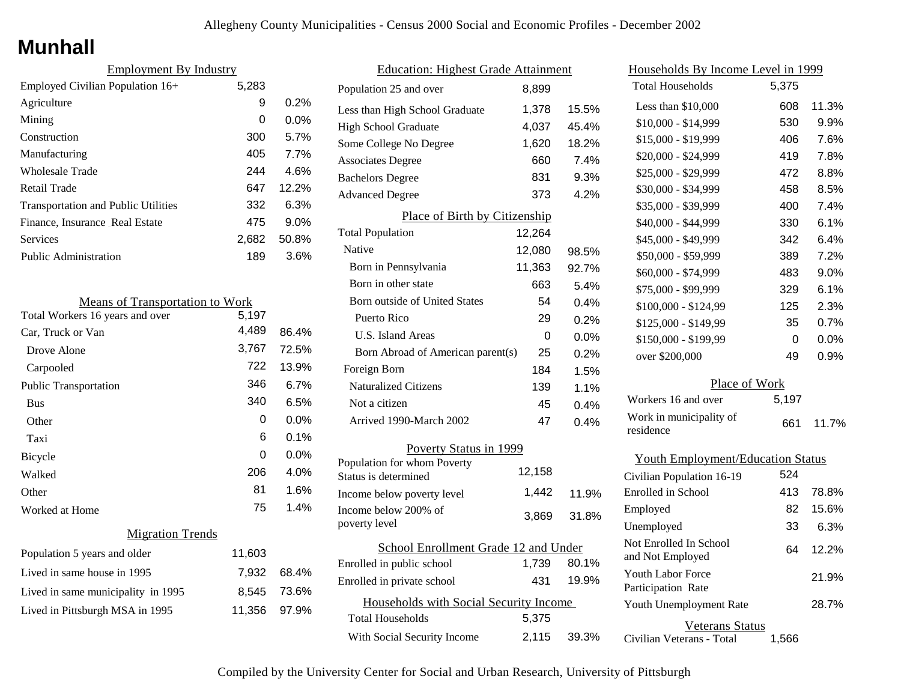# Munhall

## Employment By Industry

| Employment By Industry | | |
|---|---|---|
| Employed Civilian Population 16+ | 5,283 | |
| Agriculture | 9 | 0.2% |
| Mining | 0 | 0.0% |
| Construction | 300 | 5.7% |
| Manufacturing | 405 | 7.7% |
| Wholesale Trade | 244 | 4.6% |
| Retail Trade | 647 | 12.2% |
| Transportation and Public Utilities | 332 | 6.3% |
| Finance, Insurance Real Estate | 475 | 9.0% |
| Services | 2,682 | 50.8% |
| Public Administration | 189 | 3.6% |

## Means of Transportation to Work

| Means of Transportation to Work | | |
|---|---|---|
| Total Workers 16 years and over | 5,197 | |
| Car, Truck or Van | 4,489 | 86.4% |
| Drove Alone | 3,767 | 72.5% |
| Carpooled | 722 | 13.9% |
| Public Transportation | 346 | 6.7% |
| Bus | 340 | 6.5% |
| Other | 0 | 0.0% |
| Taxi | 6 | 0.1% |
| Bicycle | 0 | 0.0% |
| Walked | 206 | 4.0% |
| Other | 81 | 1.6% |
| Worked at Home | 75 | 1.4% |

## Migration Trends

| Migration Trends | | |
|---|---|---|
| Population 5 years and older | 11,603 | |
| Lived in same house in 1995 | 7,932 | 68.4% |
| Lived in same municipality in 1995 | 8,545 | 73.6% |
| Lived in Pittsburgh MSA in 1995 | 11,356 | 97.9% |

## Education: Highest Grade Attainment

| Education: Highest Grade Attainment | | |
|---|---|---|
| Population 25 and over | 8,899 | |
| Less than High School Graduate | 1,378 | 15.5% |
| High School Graduate | 4,037 | 45.4% |
| Some College No Degree | 1,620 | 18.2% |
| Associates Degree | 660 | 7.4% |
| Bachelors Degree | 831 | 9.3% |
| Advanced Degree | 373 | 4.2% |

## Place of Birth by Citizenship

| Place of Birth by Citizenship | | |
|---|---|---|
| Total Population | 12,264 | |
| Native | 12,080 | 98.5% |
| Born in Pennsylvania | 11,363 | 92.7% |
| Born in other state | 663 | 5.4% |
| Born outside of United States | 54 | 0.4% |
| Puerto Rico | 29 | 0.2% |
| U.S. Island Areas | 0 | 0.0% |
| Born Abroad of American parent(s) | 25 | 0.2% |
| Foreign Born | 184 | 1.5% |
| Naturalized Citizens | 139 | 1.1% |
| Not a citizen | 45 | 0.4% |
| Arrived 1990-March 2002 | 47 | 0.4% |

## Poverty Status in 1999

| Poverty Status in 1999 | | |
|---|---|---|
| Population for whom Poverty Status is determined | 12,158 | |
| Income below poverty level | 1,442 | 11.9% |
| Income below 200% of poverty level | 3,869 | 31.8% |

## School Enrollment Grade 12 and Under

| School Enrollment Grade 12 and Under | | |
|---|---|---|
| Enrolled in public school | 1,739 | 80.1% |
| Enrolled in private school | 431 | 19.9% |

## Households with Social Security Income

| Households with Social Security Income | | |
|---|---|---|
| Total Households | 5,375 | |
| With Social Security Income | 2,115 | 39.3% |

## Households By Income Level in 1999

| Households By Income Level in 1999 | | |
|---|---|---|
| Total Households | 5,375 | |
| Less than $10,000 | 608 | 11.3% |
| $10,000 - $14,999 | 530 | 9.9% |
| $15,000 - $19,999 | 406 | 7.6% |
| $20,000 - $24,999 | 419 | 7.8% |
| $25,000 - $29,999 | 472 | 8.8% |
| $30,000 - $34,999 | 458 | 8.5% |
| $35,000 - $39,999 | 400 | 7.4% |
| $40,000 - $44,999 | 330 | 6.1% |
| $45,000 - $49,999 | 342 | 6.4% |
| $50,000 - $59,999 | 389 | 7.2% |
| $60,000 - $74,999 | 483 | 9.0% |
| $75,000 - $99,999 | 329 | 6.1% |
| $100,000 - $124,99 | 125 | 2.3% |
| $125,000 - $149,99 | 35 | 0.7% |
| $150,000 - $199,99 | 0 | 0.0% |
| over $200,000 | 49 | 0.9% |

## Place of Work

| Place of Work | | |
|---|---|---|
| Workers 16 and over | 5,197 | |
| Work in municipality of residence | 661 | 11.7% |

## Youth Employment/Education Status

| Youth Employment/Education Status | | |
|---|---|---|
| Civilian Population 16-19 | 524 | |
| Enrolled in School | 413 | 78.8% |
| Employed | 82 | 15.6% |
| Unemployed | 33 | 6.3% |
| Not Enrolled In School and Not Employed | 64 | 12.2% |
| Youth Labor Force Participation Rate | | 21.9% |
| Youth Unemployment Rate | | 28.7% |

## Veterans Status

| Veterans Status | |
|---|---|
| Civilian Veterans - Total | 1,566 |

Compiled by the University Center for Social and Urban Research, University of Pittsburgh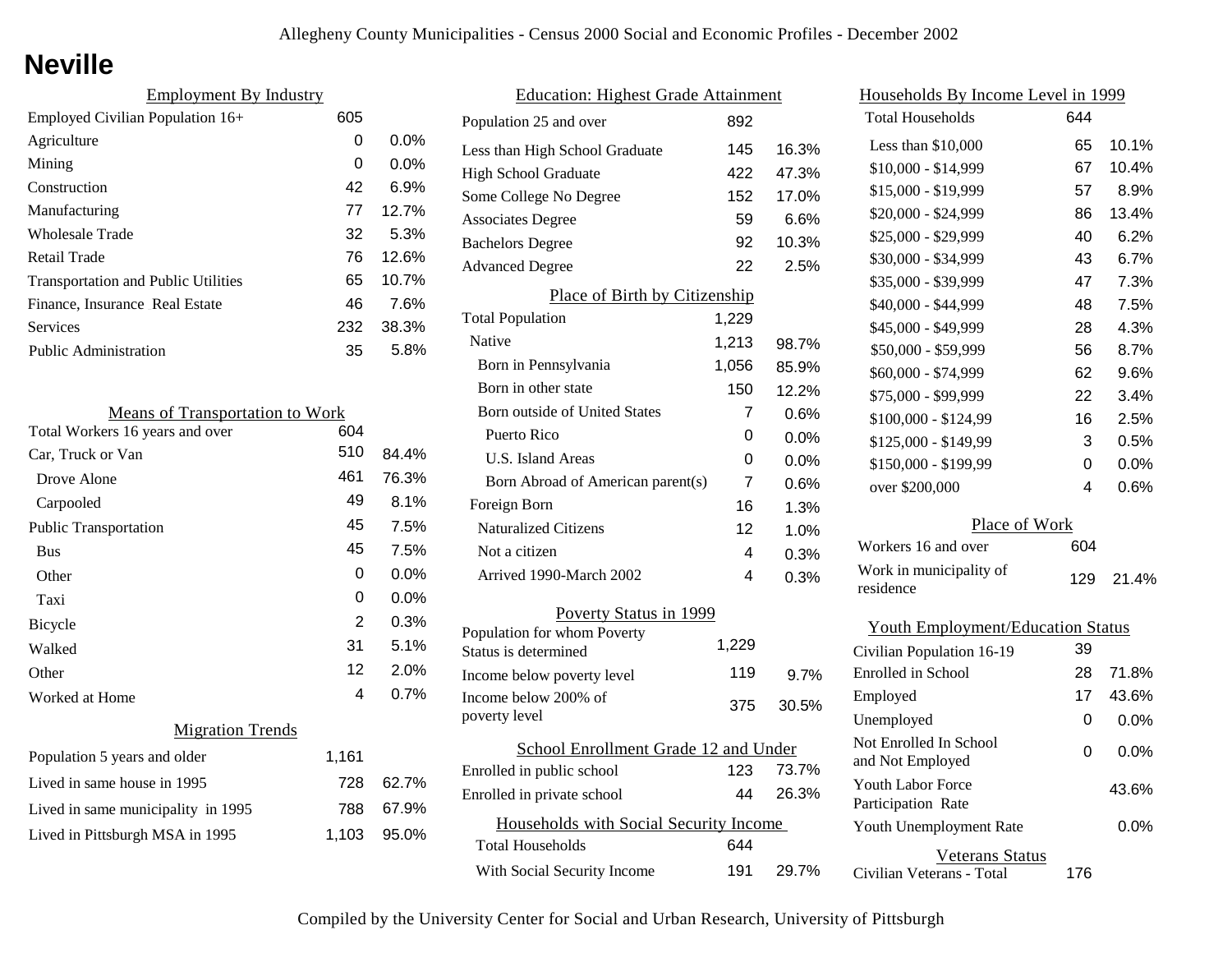Allegheny County Municipalities - Census 2000 Social and Economic Profiles - December 2002

# Neville

## Employment By Industry

| Employment By Industry | | |
|---|---|---|
| Employed Civilian Population 16+ | 605 | |
| Agriculture | 0 | 0.0% |
| Mining | 0 | 0.0% |
| Construction | 42 | 6.9% |
| Manufacturing | 77 | 12.7% |
| Wholesale Trade | 32 | 5.3% |
| Retail Trade | 76 | 12.6% |
| Transportation and Public Utilities | 65 | 10.7% |
| Finance, Insurance Real Estate | 46 | 7.6% |
| Services | 232 | 38.3% |
| Public Administration | 35 | 5.8% |

## Means of Transportation to Work

| Means of Transportation to Work | | |
|---|---|---|
| Total Workers 16 years and over | 604 | |
| Car, Truck or Van | 510 | 84.4% |
| Drove Alone | 461 | 76.3% |
| Carpooled | 49 | 8.1% |
| Public Transportation | 45 | 7.5% |
| Bus | 45 | 7.5% |
| Other | 0 | 0.0% |
| Taxi | 0 | 0.0% |
| Bicycle | 2 | 0.3% |
| Walked | 31 | 5.1% |
| Other | 12 | 2.0% |
| Worked at Home | 4 | 0.7% |

## Migration Trends

| Migration Trends | | |
|---|---|---|
| Population 5 years and older | 1,161 | |
| Lived in same house in 1995 | 728 | 62.7% |
| Lived in same municipality in 1995 | 788 | 67.9% |
| Lived in Pittsburgh MSA in 1995 | 1,103 | 95.0% |

## Education: Highest Grade Attainment

| Education: Highest Grade Attainment | | |
|---|---|---|
| Population 25 and over | 892 | |
| Less than High School Graduate | 145 | 16.3% |
| High School Graduate | 422 | 47.3% |
| Some College No Degree | 152 | 17.0% |
| Associates Degree | 59 | 6.6% |
| Bachelors Degree | 92 | 10.3% |
| Advanced Degree | 22 | 2.5% |

## Place of Birth by Citizenship

| Place of Birth by Citizenship | | |
|---|---|---|
| Total Population | 1,229 | |
| Native | 1,213 | 98.7% |
| Born in Pennsylvania | 1,056 | 85.9% |
| Born in other state | 150 | 12.2% |
| Born outside of United States | 7 | 0.6% |
| Puerto Rico | 0 | 0.0% |
| U.S. Island Areas | 0 | 0.0% |
| Born Abroad of American parent(s) | 7 | 0.6% |
| Foreign Born | 16 | 1.3% |
| Naturalized Citizens | 12 | 1.0% |
| Not a citizen | 4 | 0.3% |
| Arrived 1990-March 2002 | 4 | 0.3% |

## Poverty Status in 1999

| Poverty Status in 1999 | | |
|---|---|---|
| Population for whom Poverty Status is determined | 1,229 | |
| Income below poverty level | 119 | 9.7% |
| Income below 200% of poverty level | 375 | 30.5% |

## School Enrollment Grade 12 and Under

| School Enrollment Grade 12 and Under | | |
|---|---|---|
| Enrolled in public school | 123 | 73.7% |
| Enrolled in private school | 44 | 26.3% |

## Households with Social Security Income

| Households with Social Security Income | | |
|---|---|---|
| Total Households | 644 | |
| With Social Security Income | 191 | 29.7% |

## Households By Income Level in 1999

| Households By Income Level in 1999 | | |
|---|---|---|
| Total Households | 644 | |
| Less than $10,000 | 65 | 10.1% |
| $10,000 - $14,999 | 67 | 10.4% |
| $15,000 - $19,999 | 57 | 8.9% |
| $20,000 - $24,999 | 86 | 13.4% |
| $25,000 - $29,999 | 40 | 6.2% |
| $30,000 - $34,999 | 43 | 6.7% |
| $35,000 - $39,999 | 47 | 7.3% |
| $40,000 - $44,999 | 48 | 7.5% |
| $45,000 - $49,999 | 28 | 4.3% |
| $50,000 - $59,999 | 56 | 8.7% |
| $60,000 - $74,999 | 62 | 9.6% |
| $75,000 - $99,999 | 22 | 3.4% |
| $100,000 - $124,99 | 16 | 2.5% |
| $125,000 - $149,99 | 3 | 0.5% |
| $150,000 - $199,99 | 0 | 0.0% |
| over $200,000 | 4 | 0.6% |

## Place of Work

| Place of Work | | |
|---|---|---|
| Workers 16 and over | 604 | |
| Work in municipality of residence | 129 | 21.4% |

## Youth Employment/Education Status

| Youth Employment/Education Status | | |
|---|---|---|
| Civilian Population 16-19 | 39 | |
| Enrolled in School | 28 | 71.8% |
| Employed | 17 | 43.6% |
| Unemployed | 0 | 0.0% |
| Not Enrolled In School and Not Employed | 0 | 0.0% |
| Youth Labor Force Participation Rate | | 43.6% |
| Youth Unemployment Rate | | 0.0% |

## Veterans Status

| Veterans Status | |
|---|---|
| Civilian Veterans - Total | 176 |

Compiled by the University Center for Social and Urban Research, University of Pittsburgh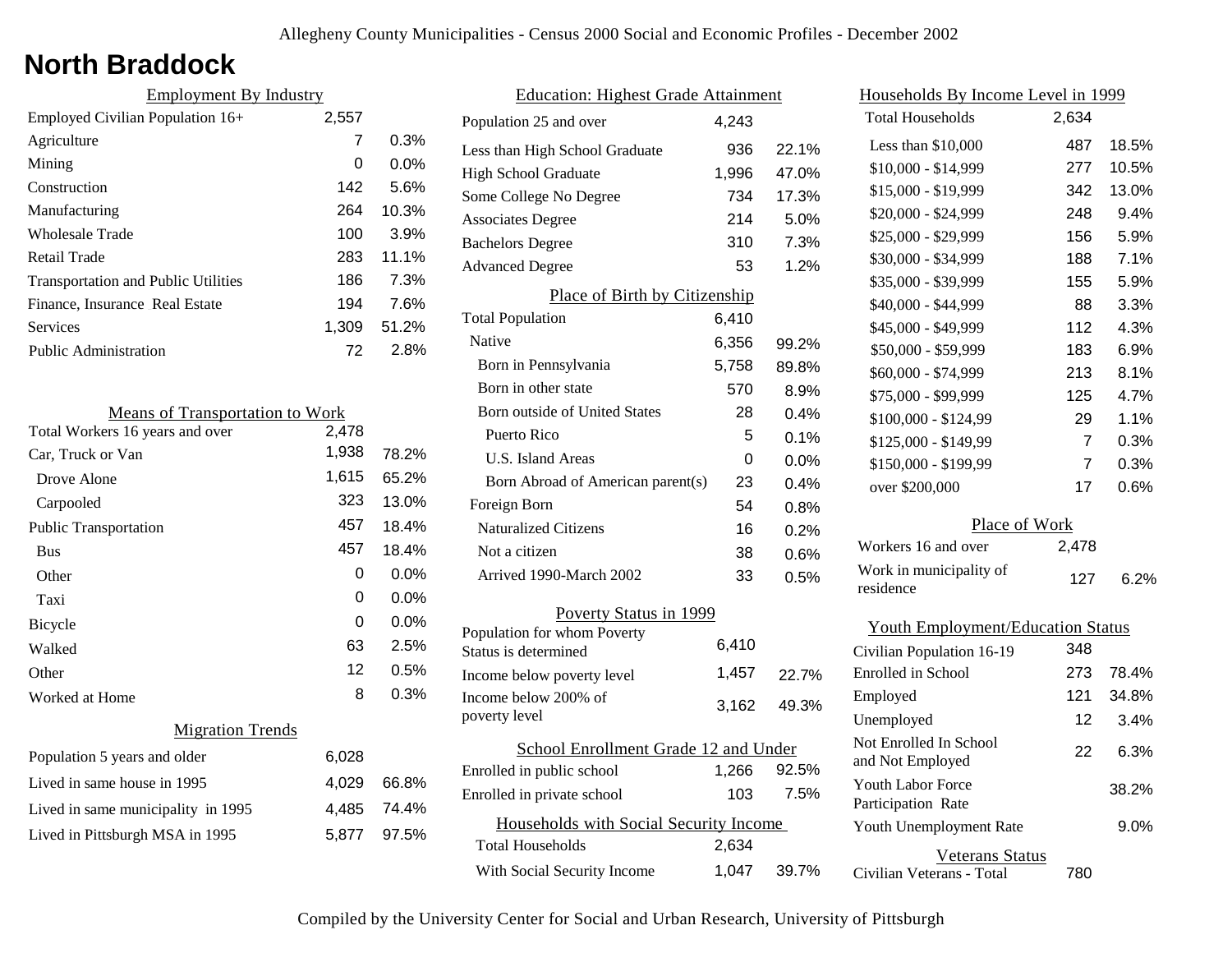# North Braddock

## Employment By Industry

| | | |
|---|---|---|
| Employed Civilian Population 16+ | 2,557 | |
| Agriculture | 7 | 0.3% |
| Mining | 0 | 0.0% |
| Construction | 142 | 5.6% |
| Manufacturing | 264 | 10.3% |
| Wholesale Trade | 100 | 3.9% |
| Retail Trade | 283 | 11.1% |
| Transportation and Public Utilities | 186 | 7.3% |
| Finance, Insurance Real Estate | 194 | 7.6% |
| Services | 1,309 | 51.2% |
| Public Administration | 72 | 2.8% |

## Means of Transportation to Work

| | | |
|---|---|---|
| Total Workers 16 years and over | 2,478 | |
| Car, Truck or Van | 1,938 | 78.2% |
| Drove Alone | 1,615 | 65.2% |
| Carpooled | 323 | 13.0% |
| Public Transportation | 457 | 18.4% |
| Bus | 457 | 18.4% |
| Other | 0 | 0.0% |
| Taxi | 0 | 0.0% |
| Bicycle | 0 | 0.0% |
| Walked | 63 | 2.5% |
| Other | 12 | 0.5% |
| Worked at Home | 8 | 0.3% |

## Migration Trends

| | | |
|---|---|---|
| Population 5 years and older | 6,028 | |
| Lived in same house in 1995 | 4,029 | 66.8% |
| Lived in same municipality in 1995 | 4,485 | 74.4% |
| Lived in Pittsburgh MSA in 1995 | 5,877 | 97.5% |

## Education: Highest Grade Attainment

| | | |
|---|---|---|
| Population 25 and over | 4,243 | |
| Less than High School Graduate | 936 | 22.1% |
| High School Graduate | 1,996 | 47.0% |
| Some College No Degree | 734 | 17.3% |
| Associates Degree | 214 | 5.0% |
| Bachelors Degree | 310 | 7.3% |
| Advanced Degree | 53 | 1.2% |

## Place of Birth by Citizenship

| | | |
|---|---|---|
| Total Population | 6,410 | |
| Native | 6,356 | 99.2% |
| Born in Pennsylvania | 5,758 | 89.8% |
| Born in other state | 570 | 8.9% |
| Born outside of United States | 28 | 0.4% |
| Puerto Rico | 5 | 0.1% |
| U.S. Island Areas | 0 | 0.0% |
| Born Abroad of American parent(s) | 23 | 0.4% |
| Foreign Born | 54 | 0.8% |
| Naturalized Citizens | 16 | 0.2% |
| Not a citizen | 38 | 0.6% |
| Arrived 1990-March 2002 | 33 | 0.5% |

## Poverty Status in 1999

| | | |
|---|---|---|
| Population for whom Poverty Status is determined | 6,410 | |
| Income below poverty level | 1,457 | 22.7% |
| Income below 200% of poverty level | 3,162 | 49.3% |

## School Enrollment Grade 12 and Under

| | | |
|---|---|---|
| Enrolled in public school | 1,266 | 92.5% |
| Enrolled in private school | 103 | 7.5% |

## Households with Social Security Income

| | | |
|---|---|---|
| Total Households | 2,634 | |
| With Social Security Income | 1,047 | 39.7% |

## Households By Income Level in 1999

| | | |
|---|---|---|
| Total Households | 2,634 | |
| Less than $10,000 | 487 | 18.5% |
| $10,000 - $14,999 | 277 | 10.5% |
| $15,000 - $19,999 | 342 | 13.0% |
| $20,000 - $24,999 | 248 | 9.4% |
| $25,000 - $29,999 | 156 | 5.9% |
| $30,000 - $34,999 | 188 | 7.1% |
| $35,000 - $39,999 | 155 | 5.9% |
| $40,000 - $44,999 | 88 | 3.3% |
| $45,000 - $49,999 | 112 | 4.3% |
| $50,000 - $59,999 | 183 | 6.9% |
| $60,000 - $74,999 | 213 | 8.1% |
| $75,000 - $99,999 | 125 | 4.7% |
| $100,000 - $124,99 | 29 | 1.1% |
| $125,000 - $149,99 | 7 | 0.3% |
| $150,000 - $199,99 | 7 | 0.3% |
| over $200,000 | 17 | 0.6% |

## Place of Work

| | | |
|---|---|---|
| Workers 16 and over | 2,478 | |
| Work in municipality of residence | 127 | 6.2% |

## Youth Employment/Education Status

| | | |
|---|---|---|
| Civilian Population 16-19 | 348 | |
| Enrolled in School | 273 | 78.4% |
| Employed | 121 | 34.8% |
| Unemployed | 12 | 3.4% |
| Not Enrolled In School and Not Employed | 22 | 6.3% |
| Youth Labor Force Participation Rate | | 38.2% |
| Youth Unemployment Rate | | 9.0% |

## Veterans Status

| | |
|---|---|
| Civilian Veterans - Total | 780 |

Compiled by the University Center for Social and Urban Research, University of Pittsburgh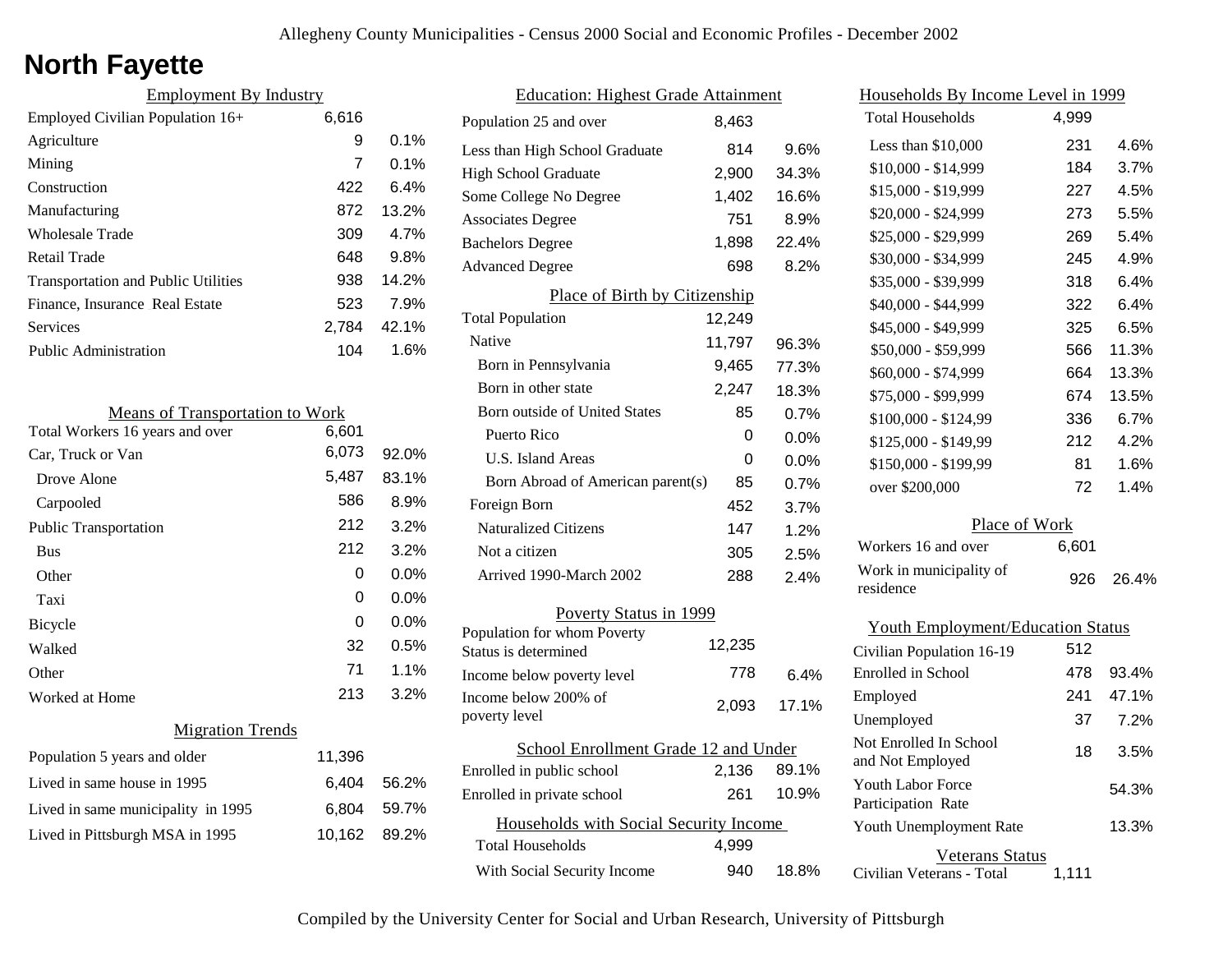# North Fayette

## Employment By Industry

| Employment By Industry | | |
|---|---|---|
| Employed Civilian Population 16+ | 6,616 | |
| Agriculture | 9 | 0.1% |
| Mining | 7 | 0.1% |
| Construction | 422 | 6.4% |
| Manufacturing | 872 | 13.2% |
| Wholesale Trade | 309 | 4.7% |
| Retail Trade | 648 | 9.8% |
| Transportation and Public Utilities | 938 | 14.2% |
| Finance, Insurance Real Estate | 523 | 7.9% |
| Services | 2,784 | 42.1% |
| Public Administration | 104 | 1.6% |

## Means of Transportation to Work

| Means of Transportation to Work | | |
|---|---|---|
| Total Workers 16 years and over | 6,601 | |
| Car, Truck or Van | 6,073 | 92.0% |
| Drove Alone | 5,487 | 83.1% |
| Carpooled | 586 | 8.9% |
| Public Transportation | 212 | 3.2% |
| Bus | 212 | 3.2% |
| Other | 0 | 0.0% |
| Taxi | 0 | 0.0% |
| Bicycle | 0 | 0.0% |
| Walked | 32 | 0.5% |
| Other | 71 | 1.1% |
| Worked at Home | 213 | 3.2% |

## Migration Trends

| Migration Trends | | |
|---|---|---|
| Population 5 years and older | 11,396 | |
| Lived in same house in 1995 | 6,404 | 56.2% |
| Lived in same municipality in 1995 | 6,804 | 59.7% |
| Lived in Pittsburgh MSA in 1995 | 10,162 | 89.2% |

## Education: Highest Grade Attainment

| Education: Highest Grade Attainment | | |
|---|---|---|
| Population 25 and over | 8,463 | |
| Less than High School Graduate | 814 | 9.6% |
| High School Graduate | 2,900 | 34.3% |
| Some College No Degree | 1,402 | 16.6% |
| Associates Degree | 751 | 8.9% |
| Bachelors Degree | 1,898 | 22.4% |
| Advanced Degree | 698 | 8.2% |

## Place of Birth by Citizenship

| Place of Birth by Citizenship | | |
|---|---|---|
| Total Population | 12,249 | |
| Native | 11,797 | 96.3% |
| Born in Pennsylvania | 9,465 | 77.3% |
| Born in other state | 2,247 | 18.3% |
| Born outside of United States | 85 | 0.7% |
| Puerto Rico | 0 | 0.0% |
| U.S. Island Areas | 0 | 0.0% |
| Born Abroad of American parent(s) | 85 | 0.7% |
| Foreign Born | 452 | 3.7% |
| Naturalized Citizens | 147 | 1.2% |
| Not a citizen | 305 | 2.5% |
| Arrived 1990-March 2002 | 288 | 2.4% |

## Poverty Status in 1999

| Poverty Status in 1999 | | |
|---|---|---|
| Population for whom Poverty Status is determined | 12,235 | |
| Income below poverty level | 778 | 6.4% |
| Income below 200% of poverty level | 2,093 | 17.1% |

## School Enrollment Grade 12 and Under

| School Enrollment Grade 12 and Under | | |
|---|---|---|
| Enrolled in public school | 2,136 | 89.1% |
| Enrolled in private school | 261 | 10.9% |

## Households with Social Security Income

| Households with Social Security Income | | |
|---|---|---|
| Total Households | 4,999 | |
| With Social Security Income | 940 | 18.8% |

## Households By Income Level in 1999

| Households By Income Level in 1999 | | |
|---|---|---|
| Total Households | 4,999 | |
| Less than $10,000 | 231 | 4.6% |
| $10,000 - $14,999 | 184 | 3.7% |
| $15,000 - $19,999 | 227 | 4.5% |
| $20,000 - $24,999 | 273 | 5.5% |
| $25,000 - $29,999 | 269 | 5.4% |
| $30,000 - $34,999 | 245 | 4.9% |
| $35,000 - $39,999 | 318 | 6.4% |
| $40,000 - $44,999 | 322 | 6.4% |
| $45,000 - $49,999 | 325 | 6.5% |
| $50,000 - $59,999 | 566 | 11.3% |
| $60,000 - $74,999 | 664 | 13.3% |
| $75,000 - $99,999 | 674 | 13.5% |
| $100,000 - $124,99 | 336 | 6.7% |
| $125,000 - $149,99 | 212 | 4.2% |
| $150,000 - $199,99 | 81 | 1.6% |
| over $200,000 | 72 | 1.4% |

## Place of Work

| Place of Work | | |
|---|---|---|
| Workers 16 and over | 6,601 | |
| Work in municipality of residence | 926 | 26.4% |

## Youth Employment/Education Status

| Youth Employment/Education Status | | |
|---|---|---|
| Civilian Population 16-19 | 512 | |
| Enrolled in School | 478 | 93.4% |
| Employed | 241 | 47.1% |
| Unemployed | 37 | 7.2% |
| Not Enrolled In School and Not Employed | 18 | 3.5% |
| Youth Labor Force Participation Rate | | 54.3% |
| Youth Unemployment Rate | | 13.3% |

## Veterans Status

| Veterans Status | |
|---|---|
| Civilian Veterans - Total | 1,111 |

Compiled by the University Center for Social and Urban Research, University of Pittsburgh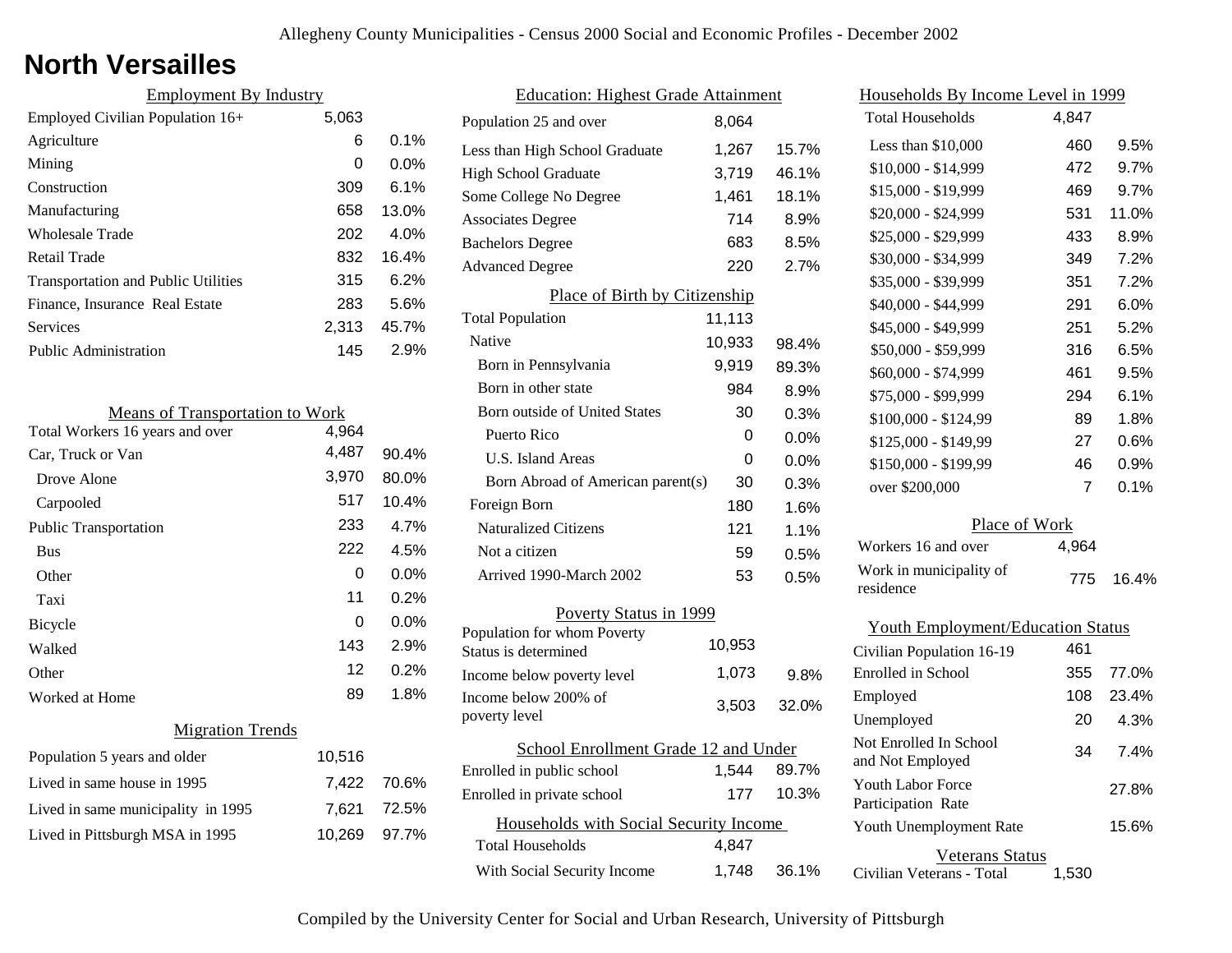# North Versailles

## Employment By Industry

| Employment By Industry | | |
|---|---|---|
| Employed Civilian Population 16+ | 5,063 | |
| Agriculture | 6 | 0.1% |
| Mining | 0 | 0.0% |
| Construction | 309 | 6.1% |
| Manufacturing | 658 | 13.0% |
| Wholesale Trade | 202 | 4.0% |
| Retail Trade | 832 | 16.4% |
| Transportation and Public Utilities | 315 | 6.2% |
| Finance, Insurance Real Estate | 283 | 5.6% |
| Services | 2,313 | 45.7% |
| Public Administration | 145 | 2.9% |

## Means of Transportation to Work

| Means of Transportation to Work | | |
|---|---|---|
| Total Workers 16 years and over | 4,964 | |
| Car, Truck or Van | 4,487 | 90.4% |
| Drove Alone | 3,970 | 80.0% |
| Carpooled | 517 | 10.4% |
| Public Transportation | 233 | 4.7% |
| Bus | 222 | 4.5% |
| Other | 0 | 0.0% |
| Taxi | 11 | 0.2% |
| Bicycle | 0 | 0.0% |
| Walked | 143 | 2.9% |
| Other | 12 | 0.2% |
| Worked at Home | 89 | 1.8% |

## Migration Trends

| Migration Trends | | |
|---|---|---|
| Population 5 years and older | 10,516 | |
| Lived in same house in 1995 | 7,422 | 70.6% |
| Lived in same municipality in 1995 | 7,621 | 72.5% |
| Lived in Pittsburgh MSA in 1995 | 10,269 | 97.7% |

## Education: Highest Grade Attainment

| Education: Highest Grade Attainment | | |
|---|---|---|
| Population 25 and over | 8,064 | |
| Less than High School Graduate | 1,267 | 15.7% |
| High School Graduate | 3,719 | 46.1% |
| Some College No Degree | 1,461 | 18.1% |
| Associates Degree | 714 | 8.9% |
| Bachelors Degree | 683 | 8.5% |
| Advanced Degree | 220 | 2.7% |

## Place of Birth by Citizenship

| Place of Birth by Citizenship | | |
|---|---|---|
| Total Population | 11,113 | |
| Native | 10,933 | 98.4% |
| Born in Pennsylvania | 9,919 | 89.3% |
| Born in other state | 984 | 8.9% |
| Born outside of United States | 30 | 0.3% |
| Puerto Rico | 0 | 0.0% |
| U.S. Island Areas | 0 | 0.0% |
| Born Abroad of American parent(s) | 30 | 0.3% |
| Foreign Born | 180 | 1.6% |
| Naturalized Citizens | 121 | 1.1% |
| Not a citizen | 59 | 0.5% |
| Arrived 1990-March 2002 | 53 | 0.5% |

## Poverty Status in 1999

| Poverty Status in 1999 | | |
|---|---|---|
| Population for whom Poverty Status is determined | 10,953 | |
| Income below poverty level | 1,073 | 9.8% |
| Income below 200% of poverty level | 3,503 | 32.0% |

## School Enrollment Grade 12 and Under

| School Enrollment Grade 12 and Under | | |
|---|---|---|
| Enrolled in public school | 1,544 | 89.7% |
| Enrolled in private school | 177 | 10.3% |

## Households with Social Security Income

| Households with Social Security Income | | |
|---|---|---|
| Total Households | 4,847 | |
| With Social Security Income | 1,748 | 36.1% |

## Households By Income Level in 1999

| Households By Income Level in 1999 | | |
|---|---|---|
| Total Households | 4,847 | |
| Less than $10,000 | 460 | 9.5% |
| $10,000 - $14,999 | 472 | 9.7% |
| $15,000 - $19,999 | 469 | 9.7% |
| $20,000 - $24,999 | 531 | 11.0% |
| $25,000 - $29,999 | 433 | 8.9% |
| $30,000 - $34,999 | 349 | 7.2% |
| $35,000 - $39,999 | 351 | 7.2% |
| $40,000 - $44,999 | 291 | 6.0% |
| $45,000 - $49,999 | 251 | 5.2% |
| $50,000 - $59,999 | 316 | 6.5% |
| $60,000 - $74,999 | 461 | 9.5% |
| $75,000 - $99,999 | 294 | 6.1% |
| $100,000 - $124,99 | 89 | 1.8% |
| $125,000 - $149,99 | 27 | 0.6% |
| $150,000 - $199,99 | 46 | 0.9% |
| over $200,000 | 7 | 0.1% |

## Place of Work

| Place of Work | | |
|---|---|---|
| Workers 16 and over | 4,964 | |
| Work in municipality of residence | 775 | 16.4% |

## Youth Employment/Education Status

| Youth Employment/Education Status | | |
|---|---|---|
| Civilian Population 16-19 | 461 | |
| Enrolled in School | 355 | 77.0% |
| Employed | 108 | 23.4% |
| Unemployed | 20 | 4.3% |
| Not Enrolled In School and Not Employed | 34 | 7.4% |
| Youth Labor Force Participation Rate | | 27.8% |
| Youth Unemployment Rate | | 15.6% |

## Veterans Status

| Veterans Status | |
|---|---|
| Civilian Veterans - Total | 1,530 |

Compiled by the University Center for Social and Urban Research, University of Pittsburgh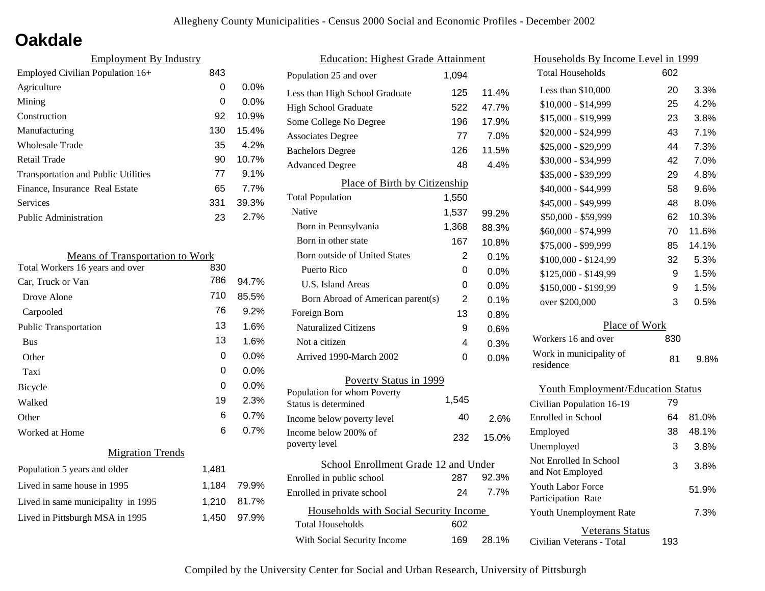# Oakdale

## Employment By Industry

| Employment By Industry | | |
|---|---|---|
| Employed Civilian Population 16+ | 843 | |
| Agriculture | 0 | 0.0% |
| Mining | 0 | 0.0% |
| Construction | 92 | 10.9% |
| Manufacturing | 130 | 15.4% |
| Wholesale Trade | 35 | 4.2% |
| Retail Trade | 90 | 10.7% |
| Transportation and Public Utilities | 77 | 9.1% |
| Finance, Insurance Real Estate | 65 | 7.7% |
| Services | 331 | 39.3% |
| Public Administration | 23 | 2.7% |

## Means of Transportation to Work

| Means of Transportation to Work | | |
|---|---|---|
| Total Workers 16 years and over | 830 | |
| Car, Truck or Van | 786 | 94.7% |
| Drove Alone | 710 | 85.5% |
| Carpooled | 76 | 9.2% |
| Public Transportation | 13 | 1.6% |
| Bus | 13 | 1.6% |
| Other | 0 | 0.0% |
| Taxi | 0 | 0.0% |
| Bicycle | 0 | 0.0% |
| Walked | 19 | 2.3% |
| Other | 6 | 0.7% |
| Worked at Home | 6 | 0.7% |

## Migration Trends

| Migration Trends | | |
|---|---|---|
| Population 5 years and older | 1,481 | |
| Lived in same house in 1995 | 1,184 | 79.9% |
| Lived in same municipality in 1995 | 1,210 | 81.7% |
| Lived in Pittsburgh MSA in 1995 | 1,450 | 97.9% |

## Education: Highest Grade Attainment

| Education: Highest Grade Attainment | | |
|---|---|---|
| Population 25 and over | 1,094 | |
| Less than High School Graduate | 125 | 11.4% |
| High School Graduate | 522 | 47.7% |
| Some College No Degree | 196 | 17.9% |
| Associates Degree | 77 | 7.0% |
| Bachelors Degree | 126 | 11.5% |
| Advanced Degree | 48 | 4.4% |

## Place of Birth by Citizenship

| Place of Birth by Citizenship | | |
|---|---|---|
| Total Population | 1,550 | |
| Native | 1,537 | 99.2% |
| Born in Pennsylvania | 1,368 | 88.3% |
| Born in other state | 167 | 10.8% |
| Born outside of United States | 2 | 0.1% |
| Puerto Rico | 0 | 0.0% |
| U.S. Island Areas | 0 | 0.0% |
| Born Abroad of American parent(s) | 2 | 0.1% |
| Foreign Born | 13 | 0.8% |
| Naturalized Citizens | 9 | 0.6% |
| Not a citizen | 4 | 0.3% |
| Arrived 1990-March 2002 | 0 | 0.0% |

## Poverty Status in 1999

| Poverty Status in 1999 | | |
|---|---|---|
| Population for whom Poverty Status is determined | 1,545 | |
| Income below poverty level | 40 | 2.6% |
| Income below 200% of poverty level | 232 | 15.0% |

## School Enrollment Grade 12 and Under

| School Enrollment Grade 12 and Under | | |
|---|---|---|
| Enrolled in public school | 287 | 92.3% |
| Enrolled in private school | 24 | 7.7% |

## Households with Social Security Income

| Households with Social Security Income | | |
|---|---|---|
| Total Households | 602 | |
| With Social Security Income | 169 | 28.1% |

## Households By Income Level in 1999

| Households By Income Level in 1999 | | |
|---|---|---|
| Total Households | 602 | |
| Less than $10,000 | 20 | 3.3% |
| $10,000 - $14,999 | 25 | 4.2% |
| $15,000 - $19,999 | 23 | 3.8% |
| $20,000 - $24,999 | 43 | 7.1% |
| $25,000 - $29,999 | 44 | 7.3% |
| $30,000 - $34,999 | 42 | 7.0% |
| $35,000 - $39,999 | 29 | 4.8% |
| $40,000 - $44,999 | 58 | 9.6% |
| $45,000 - $49,999 | 48 | 8.0% |
| $50,000 - $59,999 | 62 | 10.3% |
| $60,000 - $74,999 | 70 | 11.6% |
| $75,000 - $99,999 | 85 | 14.1% |
| $100,000 - $124,99 | 32 | 5.3% |
| $125,000 - $149,99 | 9 | 1.5% |
| $150,000 - $199,99 | 9 | 1.5% |
| over $200,000 | 3 | 0.5% |

## Place of Work

| Place of Work | | |
|---|---|---|
| Workers 16 and over | 830 | |
| Work in municipality of residence | 81 | 9.8% |

## Youth Employment/Education Status

| Youth Employment/Education Status | | |
|---|---|---|
| Civilian Population 16-19 | 79 | |
| Enrolled in School | 64 | 81.0% |
| Employed | 38 | 48.1% |
| Unemployed | 3 | 3.8% |
| Not Enrolled In School and Not Employed | 3 | 3.8% |
| Youth Labor Force Participation Rate | | 51.9% |
| Youth Unemployment Rate | | 7.3% |

## Veterans Status

| Veterans Status | |
|---|---|
| Civilian Veterans - Total | 193 |

Compiled by the University Center for Social and Urban Research, University of Pittsburgh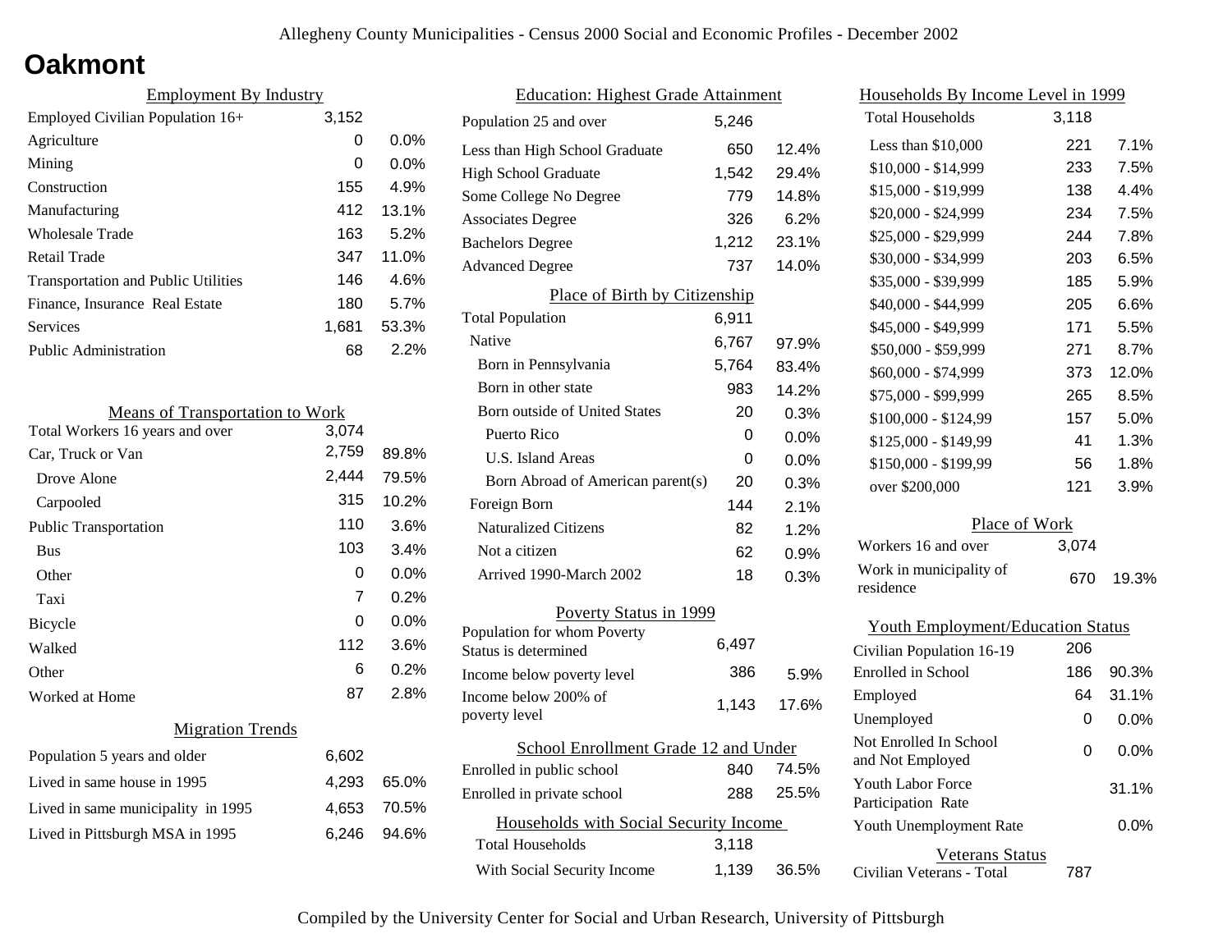# Oakmont

## Employment By Industry

| Employment By Industry | | |
|---|---|---|
| Employed Civilian Population 16+ | 3,152 | |
| Agriculture | 0 | 0.0% |
| Mining | 0 | 0.0% |
| Construction | 155 | 4.9% |
| Manufacturing | 412 | 13.1% |
| Wholesale Trade | 163 | 5.2% |
| Retail Trade | 347 | 11.0% |
| Transportation and Public Utilities | 146 | 4.6% |
| Finance, Insurance Real Estate | 180 | 5.7% |
| Services | 1,681 | 53.3% |
| Public Administration | 68 | 2.2% |

## Means of Transportation to Work

| Means of Transportation to Work | | |
|---|---|---|
| Total Workers 16 years and over | 3,074 | |
| Car, Truck or Van | 2,759 | 89.8% |
| Drove Alone | 2,444 | 79.5% |
| Carpooled | 315 | 10.2% |
| Public Transportation | 110 | 3.6% |
| Bus | 103 | 3.4% |
| Other | 0 | 0.0% |
| Taxi | 7 | 0.2% |
| Bicycle | 0 | 0.0% |
| Walked | 112 | 3.6% |
| Other | 6 | 0.2% |
| Worked at Home | 87 | 2.8% |

## Migration Trends

| Migration Trends | | |
|---|---|---|
| Population 5 years and older | 6,602 | |
| Lived in same house in 1995 | 4,293 | 65.0% |
| Lived in same municipality in 1995 | 4,653 | 70.5% |
| Lived in Pittsburgh MSA in 1995 | 6,246 | 94.6% |

## Education: Highest Grade Attainment

| Education: Highest Grade Attainment | | |
|---|---|---|
| Population 25 and over | 5,246 | |
| Less than High School Graduate | 650 | 12.4% |
| High School Graduate | 1,542 | 29.4% |
| Some College No Degree | 779 | 14.8% |
| Associates Degree | 326 | 6.2% |
| Bachelors Degree | 1,212 | 23.1% |
| Advanced Degree | 737 | 14.0% |

## Place of Birth by Citizenship

| Place of Birth by Citizenship | | |
|---|---|---|
| Total Population | 6,911 | |
| Native | 6,767 | 97.9% |
| Born in Pennsylvania | 5,764 | 83.4% |
| Born in other state | 983 | 14.2% |
| Born outside of United States | 20 | 0.3% |
| Puerto Rico | 0 | 0.0% |
| U.S. Island Areas | 0 | 0.0% |
| Born Abroad of American parent(s) | 20 | 0.3% |
| Foreign Born | 144 | 2.1% |
| Naturalized Citizens | 82 | 1.2% |
| Not a citizen | 62 | 0.9% |
| Arrived 1990-March 2002 | 18 | 0.3% |

## Poverty Status in 1999

| Poverty Status in 1999 | | |
|---|---|---|
| Population for whom Poverty Status is determined | 6,497 | |
| Income below poverty level | 386 | 5.9% |
| Income below 200% of poverty level | 1,143 | 17.6% |

## School Enrollment Grade 12 and Under

| School Enrollment Grade 12 and Under | | |
|---|---|---|
| Enrolled in public school | 840 | 74.5% |
| Enrolled in private school | 288 | 25.5% |

## Households with Social Security Income

| Households with Social Security Income | | |
|---|---|---|
| Total Households | 3,118 | |
| With Social Security Income | 1,139 | 36.5% |

## Households By Income Level in 1999

| Households By Income Level in 1999 | | |
|---|---|---|
| Total Households | 3,118 | |
| Less than $10,000 | 221 | 7.1% |
| $10,000 - $14,999 | 233 | 7.5% |
| $15,000 - $19,999 | 138 | 4.4% |
| $20,000 - $24,999 | 234 | 7.5% |
| $25,000 - $29,999 | 244 | 7.8% |
| $30,000 - $34,999 | 203 | 6.5% |
| $35,000 - $39,999 | 185 | 5.9% |
| $40,000 - $44,999 | 205 | 6.6% |
| $45,000 - $49,999 | 171 | 5.5% |
| $50,000 - $59,999 | 271 | 8.7% |
| $60,000 - $74,999 | 373 | 12.0% |
| $75,000 - $99,999 | 265 | 8.5% |
| $100,000 - $124,99 | 157 | 5.0% |
| $125,000 - $149,99 | 41 | 1.3% |
| $150,000 - $199,99 | 56 | 1.8% |
| over $200,000 | 121 | 3.9% |

## Place of Work

| Place of Work | | |
|---|---|---|
| Workers 16 and over | 3,074 | |
| Work in municipality of residence | 670 | 19.3% |

## Youth Employment/Education Status

| Youth Employment/Education Status | | |
|---|---|---|
| Civilian Population 16-19 | 206 | |
| Enrolled in School | 186 | 90.3% |
| Employed | 64 | 31.1% |
| Unemployed | 0 | 0.0% |
| Not Enrolled In School and Not Employed | 0 | 0.0% |
| Youth Labor Force Participation Rate | | 31.1% |
| Youth Unemployment Rate | | 0.0% |

## Veterans Status

| Veterans Status | |
|---|---|
| Civilian Veterans - Total | 787 |

Compiled by the University Center for Social and Urban Research, University of Pittsburgh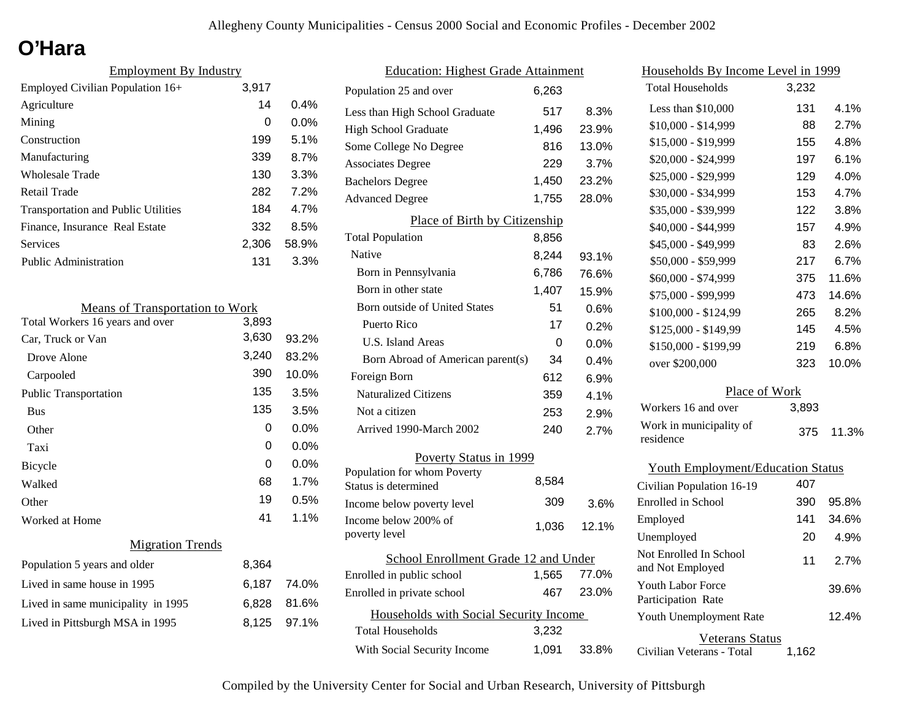# O'Hara

## Employment By Industry

| | | |
|---|---|---|
| Employed Civilian Population 16+ | 3,917 | |
| Agriculture | 14 | 0.4% |
| Mining | 0 | 0.0% |
| Construction | 199 | 5.1% |
| Manufacturing | 339 | 8.7% |
| Wholesale Trade | 130 | 3.3% |
| Retail Trade | 282 | 7.2% |
| Transportation and Public Utilities | 184 | 4.7% |
| Finance, Insurance Real Estate | 332 | 8.5% |
| Services | 2,306 | 58.9% |
| Public Administration | 131 | 3.3% |

## Means of Transportation to Work

| | | |
|---|---|---|
| Total Workers 16 years and over | 3,893 | |
| Car, Truck or Van | 3,630 | 93.2% |
| Drove Alone | 3,240 | 83.2% |
| Carpooled | 390 | 10.0% |
| Public Transportation | 135 | 3.5% |
| Bus | 135 | 3.5% |
| Other | 0 | 0.0% |
| Taxi | 0 | 0.0% |
| Bicycle | 0 | 0.0% |
| Walked | 68 | 1.7% |
| Other | 19 | 0.5% |
| Worked at Home | 41 | 1.1% |

## Migration Trends

| | | |
|---|---|---|
| Population 5 years and older | 8,364 | |
| Lived in same house in 1995 | 6,187 | 74.0% |
| Lived in same municipality in 1995 | 6,828 | 81.6% |
| Lived in Pittsburgh MSA in 1995 | 8,125 | 97.1% |

## Education: Highest Grade Attainment

| | | |
|---|---|---|
| Population 25 and over | 6,263 | |
| Less than High School Graduate | 517 | 8.3% |
| High School Graduate | 1,496 | 23.9% |
| Some College No Degree | 816 | 13.0% |
| Associates Degree | 229 | 3.7% |
| Bachelors Degree | 1,450 | 23.2% |
| Advanced Degree | 1,755 | 28.0% |

## Place of Birth by Citizenship

| | | |
|---|---|---|
| Total Population | 8,856 | |
| Native | 8,244 | 93.1% |
| Born in Pennsylvania | 6,786 | 76.6% |
| Born in other state | 1,407 | 15.9% |
| Born outside of United States | 51 | 0.6% |
| Puerto Rico | 17 | 0.2% |
| U.S. Island Areas | 0 | 0.0% |
| Born Abroad of American parent(s) | 34 | 0.4% |
| Foreign Born | 612 | 6.9% |
| Naturalized Citizens | 359 | 4.1% |
| Not a citizen | 253 | 2.9% |
| Arrived 1990-March 2002 | 240 | 2.7% |

## Poverty Status in 1999

| | | |
|---|---|---|
| Population for whom Poverty Status is determined | 8,584 | |
| Income below poverty level | 309 | 3.6% |
| Income below 200% of poverty level | 1,036 | 12.1% |

## School Enrollment Grade 12 and Under

| | | |
|---|---|---|
| Enrolled in public school | 1,565 | 77.0% |
| Enrolled in private school | 467 | 23.0% |

## Households with Social Security Income

| | | |
|---|---|---|
| Total Households | 3,232 | |
| With Social Security Income | 1,091 | 33.8% |

## Households By Income Level in 1999

| | | |
|---|---|---|
| Total Households | 3,232 | |
| Less than $10,000 | 131 | 4.1% |
| $10,000 - $14,999 | 88 | 2.7% |
| $15,000 - $19,999 | 155 | 4.8% |
| $20,000 - $24,999 | 197 | 6.1% |
| $25,000 - $29,999 | 129 | 4.0% |
| $30,000 - $34,999 | 153 | 4.7% |
| $35,000 - $39,999 | 122 | 3.8% |
| $40,000 - $44,999 | 157 | 4.9% |
| $45,000 - $49,999 | 83 | 2.6% |
| $50,000 - $59,999 | 217 | 6.7% |
| $60,000 - $74,999 | 375 | 11.6% |
| $75,000 - $99,999 | 473 | 14.6% |
| $100,000 - $124,99 | 265 | 8.2% |
| $125,000 - $149,99 | 145 | 4.5% |
| $150,000 - $199,99 | 219 | 6.8% |
| over $200,000 | 323 | 10.0% |

## Place of Work

| | | |
|---|---|---|
| Workers 16 and over | 3,893 | |
| Work in municipality of residence | 375 | 11.3% |

## Youth Employment/Education Status

| | | |
|---|---|---|
| Civilian Population 16-19 | 407 | |
| Enrolled in School | 390 | 95.8% |
| Employed | 141 | 34.6% |
| Unemployed | 20 | 4.9% |
| Not Enrolled In School and Not Employed | 11 | 2.7% |
| Youth Labor Force Participation Rate | | 39.6% |
| Youth Unemployment Rate | | 12.4% |

## Veterans Status

| | |
|---|---|
| Civilian Veterans - Total | 1,162 |

Compiled by the University Center for Social and Urban Research, University of Pittsburgh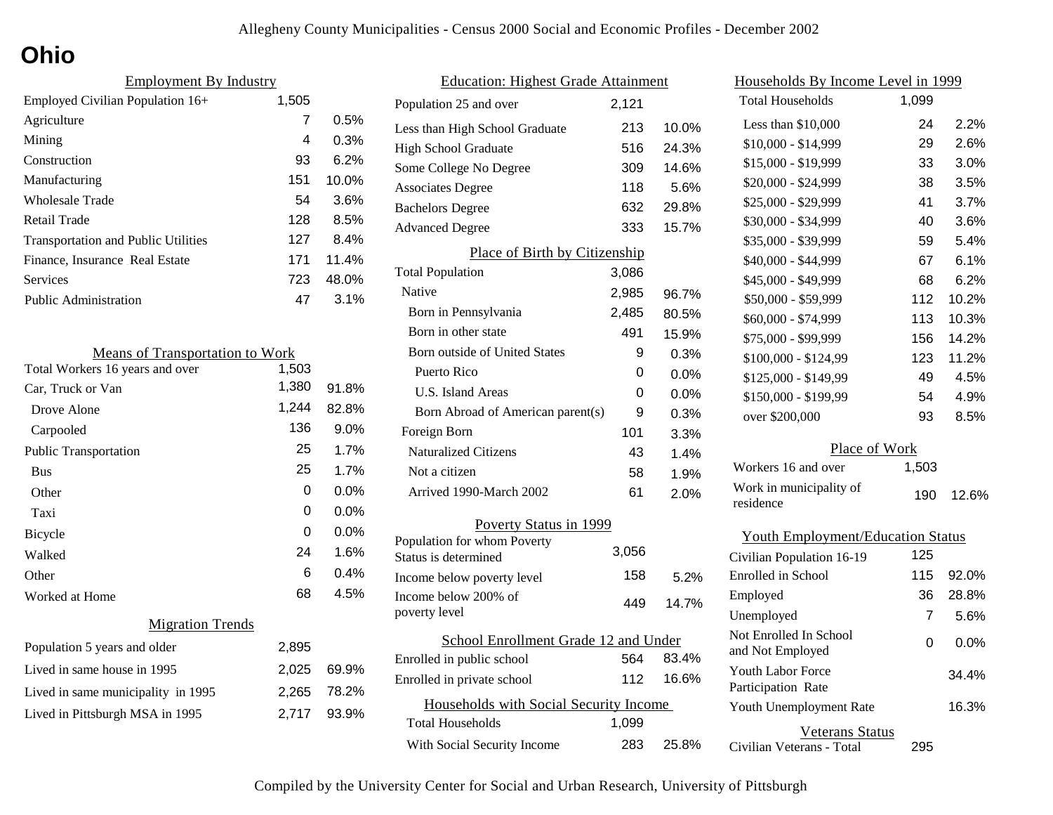# Ohio

## Employment By Industry

| Employment By Industry | | |
|---|---|---|
| Employed Civilian Population 16+ | 1,505 | |
| Agriculture | 7 | 0.5% |
| Mining | 4 | 0.3% |
| Construction | 93 | 6.2% |
| Manufacturing | 151 | 10.0% |
| Wholesale Trade | 54 | 3.6% |
| Retail Trade | 128 | 8.5% |
| Transportation and Public Utilities | 127 | 8.4% |
| Finance, Insurance Real Estate | 171 | 11.4% |
| Services | 723 | 48.0% |
| Public Administration | 47 | 3.1% |

## Means of Transportation to Work

| Means of Transportation to Work | | |
|---|---|---|
| Total Workers 16 years and over | 1,503 | |
| Car, Truck or Van | 1,380 | 91.8% |
| Drove Alone | 1,244 | 82.8% |
| Carpooled | 136 | 9.0% |
| Public Transportation | 25 | 1.7% |
| Bus | 25 | 1.7% |
| Other | 0 | 0.0% |
| Taxi | 0 | 0.0% |
| Bicycle | 0 | 0.0% |
| Walked | 24 | 1.6% |
| Other | 6 | 0.4% |
| Worked at Home | 68 | 4.5% |

## Migration Trends

| Migration Trends | | |
|---|---|---|
| Population 5 years and older | 2,895 | |
| Lived in same house in 1995 | 2,025 | 69.9% |
| Lived in same municipality in 1995 | 2,265 | 78.2% |
| Lived in Pittsburgh MSA in 1995 | 2,717 | 93.9% |

## Education: Highest Grade Attainment

| Education: Highest Grade Attainment | | |
|---|---|---|
| Population 25 and over | 2,121 | |
| Less than High School Graduate | 213 | 10.0% |
| High School Graduate | 516 | 24.3% |
| Some College No Degree | 309 | 14.6% |
| Associates Degree | 118 | 5.6% |
| Bachelors Degree | 632 | 29.8% |
| Advanced Degree | 333 | 15.7% |

## Place of Birth by Citizenship

| Place of Birth by Citizenship | | |
|---|---|---|
| Total Population | 3,086 | |
| Native | 2,985 | 96.7% |
| Born in Pennsylvania | 2,485 | 80.5% |
| Born in other state | 491 | 15.9% |
| Born outside of United States | 9 | 0.3% |
| Puerto Rico | 0 | 0.0% |
| U.S. Island Areas | 0 | 0.0% |
| Born Abroad of American parent(s) | 9 | 0.3% |
| Foreign Born | 101 | 3.3% |
| Naturalized Citizens | 43 | 1.4% |
| Not a citizen | 58 | 1.9% |
| Arrived 1990-March 2002 | 61 | 2.0% |

## Poverty Status in 1999

| Poverty Status in 1999 | | |
|---|---|---|
| Population for whom Poverty Status is determined | 3,056 | |
| Income below poverty level | 158 | 5.2% |
| Income below 200% of poverty level | 449 | 14.7% |

## School Enrollment Grade 12 and Under

| School Enrollment Grade 12 and Under | | |
|---|---|---|
| Enrolled in public school | 564 | 83.4% |
| Enrolled in private school | 112 | 16.6% |

## Households with Social Security Income

| Households with Social Security Income | | |
|---|---|---|
| Total Households | 1,099 | |
| With Social Security Income | 283 | 25.8% |

## Households By Income Level in 1999

| Households By Income Level in 1999 | | |
|---|---|---|
| Total Households | 1,099 | |
| Less than $10,000 | 24 | 2.2% |
| $10,000 - $14,999 | 29 | 2.6% |
| $15,000 - $19,999 | 33 | 3.0% |
| $20,000 - $24,999 | 38 | 3.5% |
| $25,000 - $29,999 | 41 | 3.7% |
| $30,000 - $34,999 | 40 | 3.6% |
| $35,000 - $39,999 | 59 | 5.4% |
| $40,000 - $44,999 | 67 | 6.1% |
| $45,000 - $49,999 | 68 | 6.2% |
| $50,000 - $59,999 | 112 | 10.2% |
| $60,000 - $74,999 | 113 | 10.3% |
| $75,000 - $99,999 | 156 | 14.2% |
| $100,000 - $124,99 | 123 | 11.2% |
| $125,000 - $149,99 | 49 | 4.5% |
| $150,000 - $199,99 | 54 | 4.9% |
| over $200,000 | 93 | 8.5% |

## Place of Work

| Place of Work | | |
|---|---|---|
| Workers 16 and over | 1,503 | |
| Work in municipality of residence | 190 | 12.6% |

## Youth Employment/Education Status

| Youth Employment/Education Status | | |
|---|---|---|
| Civilian Population 16-19 | 125 | |
| Enrolled in School | 115 | 92.0% |
| Employed | 36 | 28.8% |
| Unemployed | 7 | 5.6% |
| Not Enrolled In School and Not Employed | 0 | 0.0% |
| Youth Labor Force Participation Rate | | 34.4% |
| Youth Unemployment Rate | | 16.3% |

## Veterans Status

| Veterans Status | |
|---|---|
| Civilian Veterans - Total | 295 |

Compiled by the University Center for Social and Urban Research, University of Pittsburgh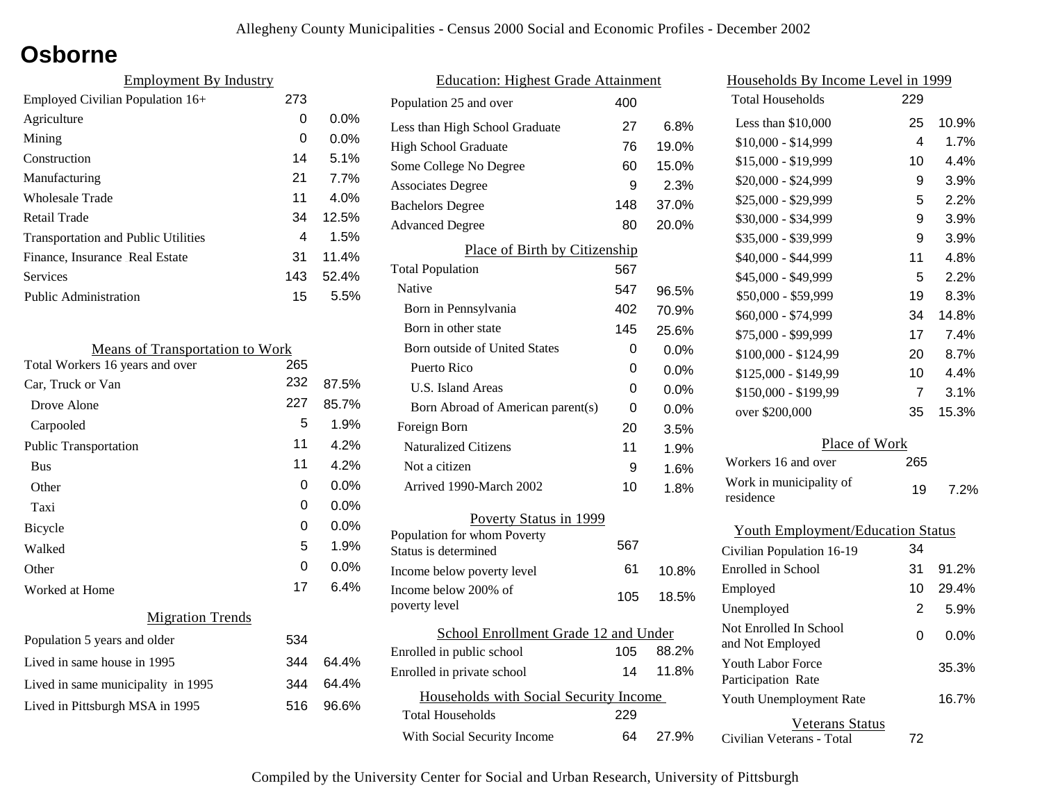# Osborne

## Employment By Industry

| Employment By Industry | | |
|---|---|---|
| Employed Civilian Population 16+ | 273 | |
| Agriculture | 0 | 0.0% |
| Mining | 0 | 0.0% |
| Construction | 14 | 5.1% |
| Manufacturing | 21 | 7.7% |
| Wholesale Trade | 11 | 4.0% |
| Retail Trade | 34 | 12.5% |
| Transportation and Public Utilities | 4 | 1.5% |
| Finance, Insurance Real Estate | 31 | 11.4% |
| Services | 143 | 52.4% |
| Public Administration | 15 | 5.5% |

## Means of Transportation to Work

| Means of Transportation to Work | | |
|---|---|---|
| Total Workers 16 years and over | 265 | |
| Car, Truck or Van | 232 | 87.5% |
| Drove Alone | 227 | 85.7% |
| Carpooled | 5 | 1.9% |
| Public Transportation | 11 | 4.2% |
| Bus | 11 | 4.2% |
| Other | 0 | 0.0% |
| Taxi | 0 | 0.0% |
| Bicycle | 0 | 0.0% |
| Walked | 5 | 1.9% |
| Other | 0 | 0.0% |
| Worked at Home | 17 | 6.4% |

## Migration Trends

| Migration Trends | | |
|---|---|---|
| Population 5 years and older | 534 | |
| Lived in same house in 1995 | 344 | 64.4% |
| Lived in same municipality in 1995 | 344 | 64.4% |
| Lived in Pittsburgh MSA in 1995 | 516 | 96.6% |

## Education: Highest Grade Attainment

| Education: Highest Grade Attainment | | |
|---|---|---|
| Population 25 and over | 400 | |
| Less than High School Graduate | 27 | 6.8% |
| High School Graduate | 76 | 19.0% |
| Some College No Degree | 60 | 15.0% |
| Associates Degree | 9 | 2.3% |
| Bachelors Degree | 148 | 37.0% |
| Advanced Degree | 80 | 20.0% |

## Place of Birth by Citizenship

| Place of Birth by Citizenship | | |
|---|---|---|
| Total Population | 567 | |
| Native | 547 | 96.5% |
| Born in Pennsylvania | 402 | 70.9% |
| Born in other state | 145 | 25.6% |
| Born outside of United States | 0 | 0.0% |
| Puerto Rico | 0 | 0.0% |
| U.S. Island Areas | 0 | 0.0% |
| Born Abroad of American parent(s) | 0 | 0.0% |
| Foreign Born | 20 | 3.5% |
| Naturalized Citizens | 11 | 1.9% |
| Not a citizen | 9 | 1.6% |
| Arrived 1990-March 2002 | 10 | 1.8% |

## Poverty Status in 1999

| Poverty Status in 1999 | | |
|---|---|---|
| Population for whom Poverty Status is determined | 567 | |
| Income below poverty level | 61 | 10.8% |
| Income below 200% of poverty level | 105 | 18.5% |

## School Enrollment Grade 12 and Under

| School Enrollment Grade 12 and Under | | |
|---|---|---|
| Enrolled in public school | 105 | 88.2% |
| Enrolled in private school | 14 | 11.8% |

## Households with Social Security Income

| Households with Social Security Income | | |
|---|---|---|
| Total Households | 229 | |
| With Social Security Income | 64 | 27.9% |

## Households By Income Level in 1999

| Households By Income Level in 1999 | | |
|---|---|---|
| Total Households | 229 | |
| Less than $10,000 | 25 | 10.9% |
| $10,000 - $14,999 | 4 | 1.7% |
| $15,000 - $19,999 | 10 | 4.4% |
| $20,000 - $24,999 | 9 | 3.9% |
| $25,000 - $29,999 | 5 | 2.2% |
| $30,000 - $34,999 | 9 | 3.9% |
| $35,000 - $39,999 | 9 | 3.9% |
| $40,000 - $44,999 | 11 | 4.8% |
| $45,000 - $49,999 | 5 | 2.2% |
| $50,000 - $59,999 | 19 | 8.3% |
| $60,000 - $74,999 | 34 | 14.8% |
| $75,000 - $99,999 | 17 | 7.4% |
| $100,000 - $124,99 | 20 | 8.7% |
| $125,000 - $149,99 | 10 | 4.4% |
| $150,000 - $199,99 | 7 | 3.1% |
| over $200,000 | 35 | 15.3% |

## Place of Work

| Place of Work | | |
|---|---|---|
| Workers 16 and over | 265 | |
| Work in municipality of residence | 19 | 7.2% |

## Youth Employment/Education Status

| Youth Employment/Education Status | | |
|---|---|---|
| Civilian Population 16-19 | 34 | |
| Enrolled in School | 31 | 91.2% |
| Employed | 10 | 29.4% |
| Unemployed | 2 | 5.9% |
| Not Enrolled In School and Not Employed | 0 | 0.0% |
| Youth Labor Force Participation Rate | | 35.3% |
| Youth Unemployment Rate | | 16.7% |

## Veterans Status

| Veterans Status | |
|---|---|
| Civilian Veterans - Total | 72 |

Compiled by the University Center for Social and Urban Research, University of Pittsburgh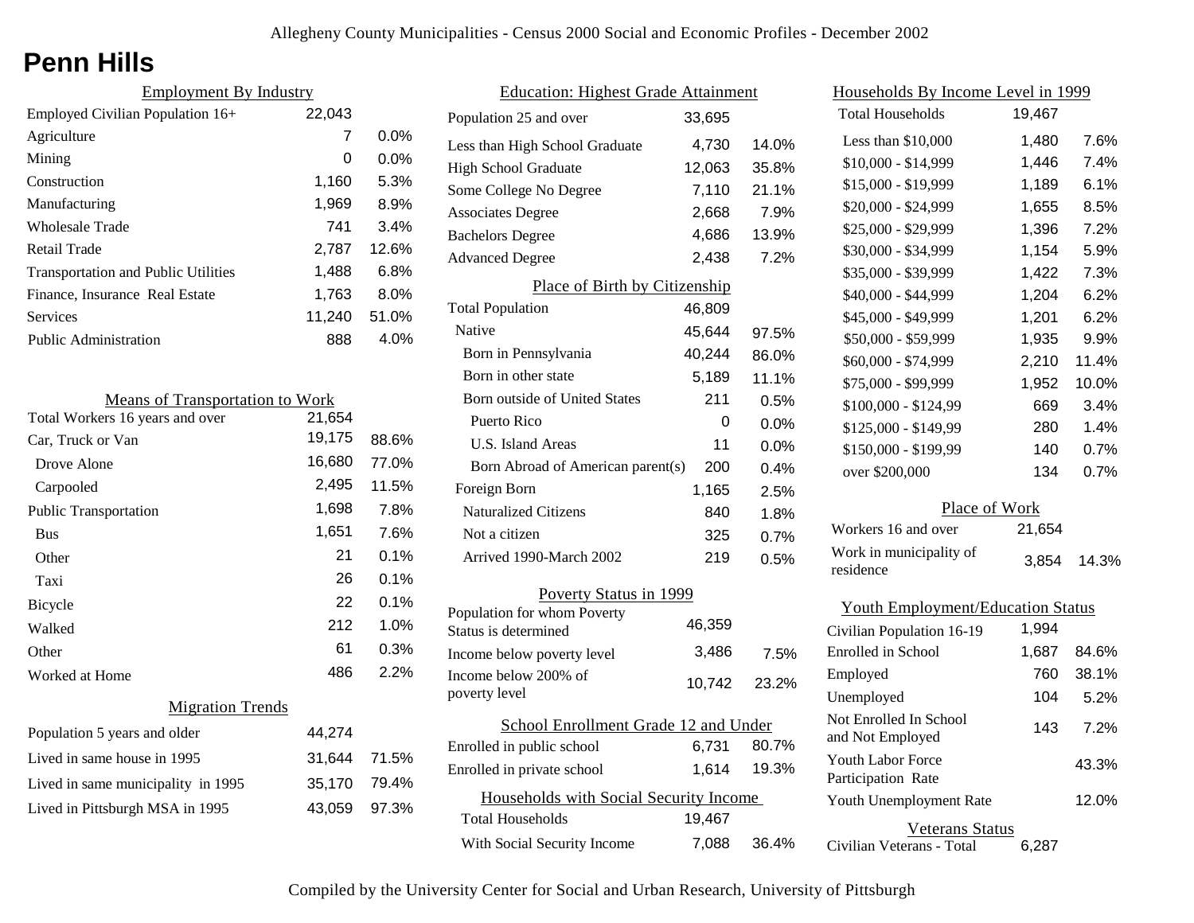# Penn Hills

## Employment By Industry

| | | |
|---|---|---|
| Employed Civilian Population 16+ | 22,043 | |
| Agriculture | 7 | 0.0% |
| Mining | 0 | 0.0% |
| Construction | 1,160 | 5.3% |
| Manufacturing | 1,969 | 8.9% |
| Wholesale Trade | 741 | 3.4% |
| Retail Trade | 2,787 | 12.6% |
| Transportation and Public Utilities | 1,488 | 6.8% |
| Finance, Insurance Real Estate | 1,763 | 8.0% |
| Services | 11,240 | 51.0% |
| Public Administration | 888 | 4.0% |

## Means of Transportation to Work

| | | |
|---|---|---|
| Total Workers 16 years and over | 21,654 | |
| Car, Truck or Van | 19,175 | 88.6% |
| Drove Alone | 16,680 | 77.0% |
| Carpooled | 2,495 | 11.5% |
| Public Transportation | 1,698 | 7.8% |
| Bus | 1,651 | 7.6% |
| Other | 21 | 0.1% |
| Taxi | 26 | 0.1% |
| Bicycle | 22 | 0.1% |
| Walked | 212 | 1.0% |
| Other | 61 | 0.3% |
| Worked at Home | 486 | 2.2% |

## Migration Trends

| | | |
|---|---|---|
| Population 5 years and older | 44,274 | |
| Lived in same house in 1995 | 31,644 | 71.5% |
| Lived in same municipality in 1995 | 35,170 | 79.4% |
| Lived in Pittsburgh MSA in 1995 | 43,059 | 97.3% |

## Education: Highest Grade Attainment

| | | |
|---|---|---|
| Population 25 and over | 33,695 | |
| Less than High School Graduate | 4,730 | 14.0% |
| High School Graduate | 12,063 | 35.8% |
| Some College No Degree | 7,110 | 21.1% |
| Associates Degree | 2,668 | 7.9% |
| Bachelors Degree | 4,686 | 13.9% |
| Advanced Degree | 2,438 | 7.2% |

## Place of Birth by Citizenship

| | | |
|---|---|---|
| Total Population | 46,809 | |
| Native | 45,644 | 97.5% |
| Born in Pennsylvania | 40,244 | 86.0% |
| Born in other state | 5,189 | 11.1% |
| Born outside of United States | 211 | 0.5% |
| Puerto Rico | 0 | 0.0% |
| U.S. Island Areas | 11 | 0.0% |
| Born Abroad of American parent(s) | 200 | 0.4% |
| Foreign Born | 1,165 | 2.5% |
| Naturalized Citizens | 840 | 1.8% |
| Not a citizen | 325 | 0.7% |
| Arrived 1990-March 2002 | 219 | 0.5% |

## Poverty Status in 1999

| | | |
|---|---|---|
| Population for whom Poverty Status is determined | 46,359 | |
| Income below poverty level | 3,486 | 7.5% |
| Income below 200% of poverty level | 10,742 | 23.2% |

## School Enrollment Grade 12 and Under

| | | |
|---|---|---|
| Enrolled in public school | 6,731 | 80.7% |
| Enrolled in private school | 1,614 | 19.3% |

## Households with Social Security Income

| | | |
|---|---|---|
| Total Households | 19,467 | |
| With Social Security Income | 7,088 | 36.4% |

## Households By Income Level in 1999

| | | |
|---|---|---|
| Total Households | 19,467 | |
| Less than $10,000 | 1,480 | 7.6% |
| $10,000 - $14,999 | 1,446 | 7.4% |
| $15,000 - $19,999 | 1,189 | 6.1% |
| $20,000 - $24,999 | 1,655 | 8.5% |
| $25,000 - $29,999 | 1,396 | 7.2% |
| $30,000 - $34,999 | 1,154 | 5.9% |
| $35,000 - $39,999 | 1,422 | 7.3% |
| $40,000 - $44,999 | 1,204 | 6.2% |
| $45,000 - $49,999 | 1,201 | 6.2% |
| $50,000 - $59,999 | 1,935 | 9.9% |
| $60,000 - $74,999 | 2,210 | 11.4% |
| $75,000 - $99,999 | 1,952 | 10.0% |
| $100,000 - $124,99 | 669 | 3.4% |
| $125,000 - $149,99 | 280 | 1.4% |
| $150,000 - $199,99 | 140 | 0.7% |
| over $200,000 | 134 | 0.7% |

## Place of Work

| | | |
|---|---|---|
| Workers 16 and over | 21,654 | |
| Work in municipality of residence | 3,854 | 14.3% |

## Youth Employment/Education Status

| | | |
|---|---|---|
| Civilian Population 16-19 | 1,994 | |
| Enrolled in School | 1,687 | 84.6% |
| Employed | 760 | 38.1% |
| Unemployed | 104 | 5.2% |
| Not Enrolled In School and Not Employed | 143 | 7.2% |
| Youth Labor Force Participation Rate | | 43.3% |
| Youth Unemployment Rate | | 12.0% |

## Veterans Status

| | |
|---|---|
| Civilian Veterans - Total | 6,287 |

Compiled by the University Center for Social and Urban Research, University of Pittsburgh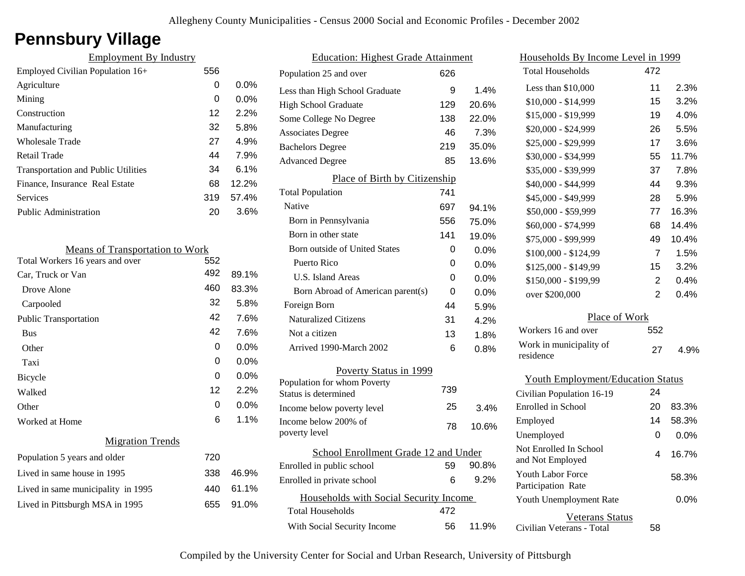# Pennsbury Village

## Employment By Industry

| | | |
|---|---|---|
| Employed Civilian Population 16+ | 556 | |
| Agriculture | 0 | 0.0% |
| Mining | 0 | 0.0% |
| Construction | 12 | 2.2% |
| Manufacturing | 32 | 5.8% |
| Wholesale Trade | 27 | 4.9% |
| Retail Trade | 44 | 7.9% |
| Transportation and Public Utilities | 34 | 6.1% |
| Finance, Insurance Real Estate | 68 | 12.2% |
| Services | 319 | 57.4% |
| Public Administration | 20 | 3.6% |

## Means of Transportation to Work

| | | |
|---|---|---|
| Total Workers 16 years and over | 552 | |
| Car, Truck or Van | 492 | 89.1% |
| Drove Alone | 460 | 83.3% |
| Carpooled | 32 | 5.8% |
| Public Transportation | 42 | 7.6% |
| Bus | 42 | 7.6% |
| Other | 0 | 0.0% |
| Taxi | 0 | 0.0% |
| Bicycle | 0 | 0.0% |
| Walked | 12 | 2.2% |
| Other | 0 | 0.0% |
| Worked at Home | 6 | 1.1% |

## Migration Trends

| | | |
|---|---|---|
| Population 5 years and older | 720 | |
| Lived in same house in 1995 | 338 | 46.9% |
| Lived in same municipality in 1995 | 440 | 61.1% |
| Lived in Pittsburgh MSA in 1995 | 655 | 91.0% |

## Education: Highest Grade Attainment

| | | |
|---|---|---|
| Population 25 and over | 626 | |
| Less than High School Graduate | 9 | 1.4% |
| High School Graduate | 129 | 20.6% |
| Some College No Degree | 138 | 22.0% |
| Associates Degree | 46 | 7.3% |
| Bachelors Degree | 219 | 35.0% |
| Advanced Degree | 85 | 13.6% |

## Place of Birth by Citizenship

| | | |
|---|---|---|
| Total Population | 741 | |
| Native | 697 | 94.1% |
| Born in Pennsylvania | 556 | 75.0% |
| Born in other state | 141 | 19.0% |
| Born outside of United States | 0 | 0.0% |
| Puerto Rico | 0 | 0.0% |
| U.S. Island Areas | 0 | 0.0% |
| Born Abroad of American parent(s) | 0 | 0.0% |
| Foreign Born | 44 | 5.9% |
| Naturalized Citizens | 31 | 4.2% |
| Not a citizen | 13 | 1.8% |
| Arrived 1990-March 2002 | 6 | 0.8% |

## Poverty Status in 1999

| | | |
|---|---|---|
| Population for whom Poverty Status is determined | 739 | |
| Income below poverty level | 25 | 3.4% |
| Income below 200% of poverty level | 78 | 10.6% |

## School Enrollment Grade 12 and Under

| | | |
|---|---|---|
| Enrolled in public school | 59 | 90.8% |
| Enrolled in private school | 6 | 9.2% |

## Households with Social Security Income

| | | |
|---|---|---|
| Total Households | 472 | |
| With Social Security Income | 56 | 11.9% |

## Households By Income Level in 1999

| | | |
|---|---|---|
| Total Households | 472 | |
| Less than $10,000 | 11 | 2.3% |
| $10,000 - $14,999 | 15 | 3.2% |
| $15,000 - $19,999 | 19 | 4.0% |
| $20,000 - $24,999 | 26 | 5.5% |
| $25,000 - $29,999 | 17 | 3.6% |
| $30,000 - $34,999 | 55 | 11.7% |
| $35,000 - $39,999 | 37 | 7.8% |
| $40,000 - $44,999 | 44 | 9.3% |
| $45,000 - $49,999 | 28 | 5.9% |
| $50,000 - $59,999 | 77 | 16.3% |
| $60,000 - $74,999 | 68 | 14.4% |
| $75,000 - $99,999 | 49 | 10.4% |
| $100,000 - $124,99 | 7 | 1.5% |
| $125,000 - $149,99 | 15 | 3.2% |
| $150,000 - $199,99 | 2 | 0.4% |
| over $200,000 | 2 | 0.4% |

## Place of Work

| | | |
|---|---|---|
| Workers 16 and over | 552 | |
| Work in municipality of residence | 27 | 4.9% |

## Youth Employment/Education Status

| | | |
|---|---|---|
| Civilian Population 16-19 | 24 | |
| Enrolled in School | 20 | 83.3% |
| Employed | 14 | 58.3% |
| Unemployed | 0 | 0.0% |
| Not Enrolled In School and Not Employed | 4 | 16.7% |
| Youth Labor Force Participation Rate | | 58.3% |
| Youth Unemployment Rate | | 0.0% |

## Veterans Status

| | |
|---|---|
| Civilian Veterans - Total | 58 |

Compiled by the University Center for Social and Urban Research, University of Pittsburgh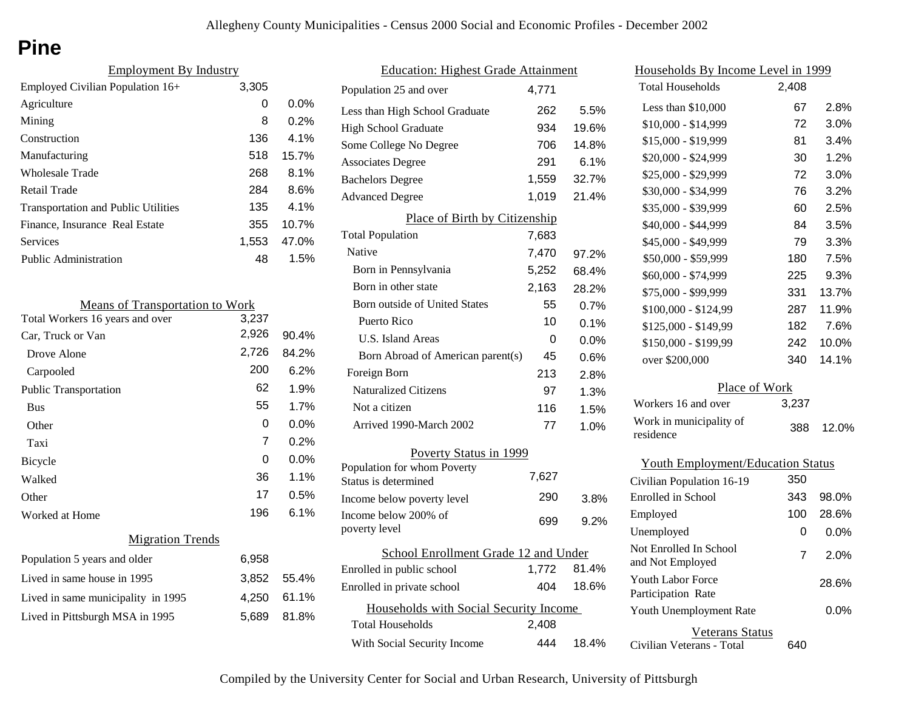Allegheny County Municipalities - Census 2000 Social and Economic Profiles - December 2002

# Pine

## Employment By Industry

| Employment By Industry | | |
|---|---|---|
| Employed Civilian Population 16+ | 3,305 | |
| Agriculture | 0 | 0.0% |
| Mining | 8 | 0.2% |
| Construction | 136 | 4.1% |
| Manufacturing | 518 | 15.7% |
| Wholesale Trade | 268 | 8.1% |
| Retail Trade | 284 | 8.6% |
| Transportation and Public Utilities | 135 | 4.1% |
| Finance, Insurance Real Estate | 355 | 10.7% |
| Services | 1,553 | 47.0% |
| Public Administration | 48 | 1.5% |

## Means of Transportation to Work

| Means of Transportation to Work | | |
|---|---|---|
| Total Workers 16 years and over | 3,237 | |
| Car, Truck or Van | 2,926 | 90.4% |
| Drove Alone | 2,726 | 84.2% |
| Carpooled | 200 | 6.2% |
| Public Transportation | 62 | 1.9% |
| Bus | 55 | 1.7% |
| Other | 0 | 0.0% |
| Taxi | 7 | 0.2% |
| Bicycle | 0 | 0.0% |
| Walked | 36 | 1.1% |
| Other | 17 | 0.5% |
| Worked at Home | 196 | 6.1% |

## Migration Trends

| Migration Trends | | |
|---|---|---|
| Population 5 years and older | 6,958 | |
| Lived in same house in 1995 | 3,852 | 55.4% |
| Lived in same municipality in 1995 | 4,250 | 61.1% |
| Lived in Pittsburgh MSA in 1995 | 5,689 | 81.8% |

## Education: Highest Grade Attainment

| Education: Highest Grade Attainment | | |
|---|---|---|
| Population 25 and over | 4,771 | |
| Less than High School Graduate | 262 | 5.5% |
| High School Graduate | 934 | 19.6% |
| Some College No Degree | 706 | 14.8% |
| Associates Degree | 291 | 6.1% |
| Bachelors Degree | 1,559 | 32.7% |
| Advanced Degree | 1,019 | 21.4% |

## Place of Birth by Citizenship

| Place of Birth by Citizenship | | |
|---|---|---|
| Total Population | 7,683 | |
| Native | 7,470 | 97.2% |
| Born in Pennsylvania | 5,252 | 68.4% |
| Born in other state | 2,163 | 28.2% |
| Born outside of United States | 55 | 0.7% |
| Puerto Rico | 10 | 0.1% |
| U.S. Island Areas | 0 | 0.0% |
| Born Abroad of American parent(s) | 45 | 0.6% |
| Foreign Born | 213 | 2.8% |
| Naturalized Citizens | 97 | 1.3% |
| Not a citizen | 116 | 1.5% |
| Arrived 1990-March 2002 | 77 | 1.0% |

## Poverty Status in 1999

| Poverty Status in 1999 | | |
|---|---|---|
| Population for whom Poverty Status is determined | 7,627 | |
| Income below poverty level | 290 | 3.8% |
| Income below 200% of poverty level | 699 | 9.2% |

## School Enrollment Grade 12 and Under

| School Enrollment Grade 12 and Under | | |
|---|---|---|
| Enrolled in public school | 1,772 | 81.4% |
| Enrolled in private school | 404 | 18.6% |

## Households with Social Security Income

| Households with Social Security Income | | |
|---|---|---|
| Total Households | 2,408 | |
| With Social Security Income | 444 | 18.4% |

## Households By Income Level in 1999

| Households By Income Level in 1999 | | |
|---|---|---|
| Total Households | 2,408 | |
| Less than $10,000 | 67 | 2.8% |
| $10,000 - $14,999 | 72 | 3.0% |
| $15,000 - $19,999 | 81 | 3.4% |
| $20,000 - $24,999 | 30 | 1.2% |
| $25,000 - $29,999 | 72 | 3.0% |
| $30,000 - $34,999 | 76 | 3.2% |
| $35,000 - $39,999 | 60 | 2.5% |
| $40,000 - $44,999 | 84 | 3.5% |
| $45,000 - $49,999 | 79 | 3.3% |
| $50,000 - $59,999 | 180 | 7.5% |
| $60,000 - $74,999 | 225 | 9.3% |
| $75,000 - $99,999 | 331 | 13.7% |
| $100,000 - $124,99 | 287 | 11.9% |
| $125,000 - $149,99 | 182 | 7.6% |
| $150,000 - $199,99 | 242 | 10.0% |
| over $200,000 | 340 | 14.1% |

## Place of Work

| Place of Work | | |
|---|---|---|
| Workers 16 and over | 3,237 | |
| Work in municipality of residence | 388 | 12.0% |

## Youth Employment/Education Status

| Youth Employment/Education Status | | |
|---|---|---|
| Civilian Population 16-19 | 350 | |
| Enrolled in School | 343 | 98.0% |
| Employed | 100 | 28.6% |
| Unemployed | 0 | 0.0% |
| Not Enrolled In School and Not Employed | 7 | 2.0% |
| Youth Labor Force Participation Rate | | 28.6% |
| Youth Unemployment Rate | | 0.0% |

## Veterans Status

| Veterans Status | |
|---|---|
| Civilian Veterans - Total | 640 |

Compiled by the University Center for Social and Urban Research, University of Pittsburgh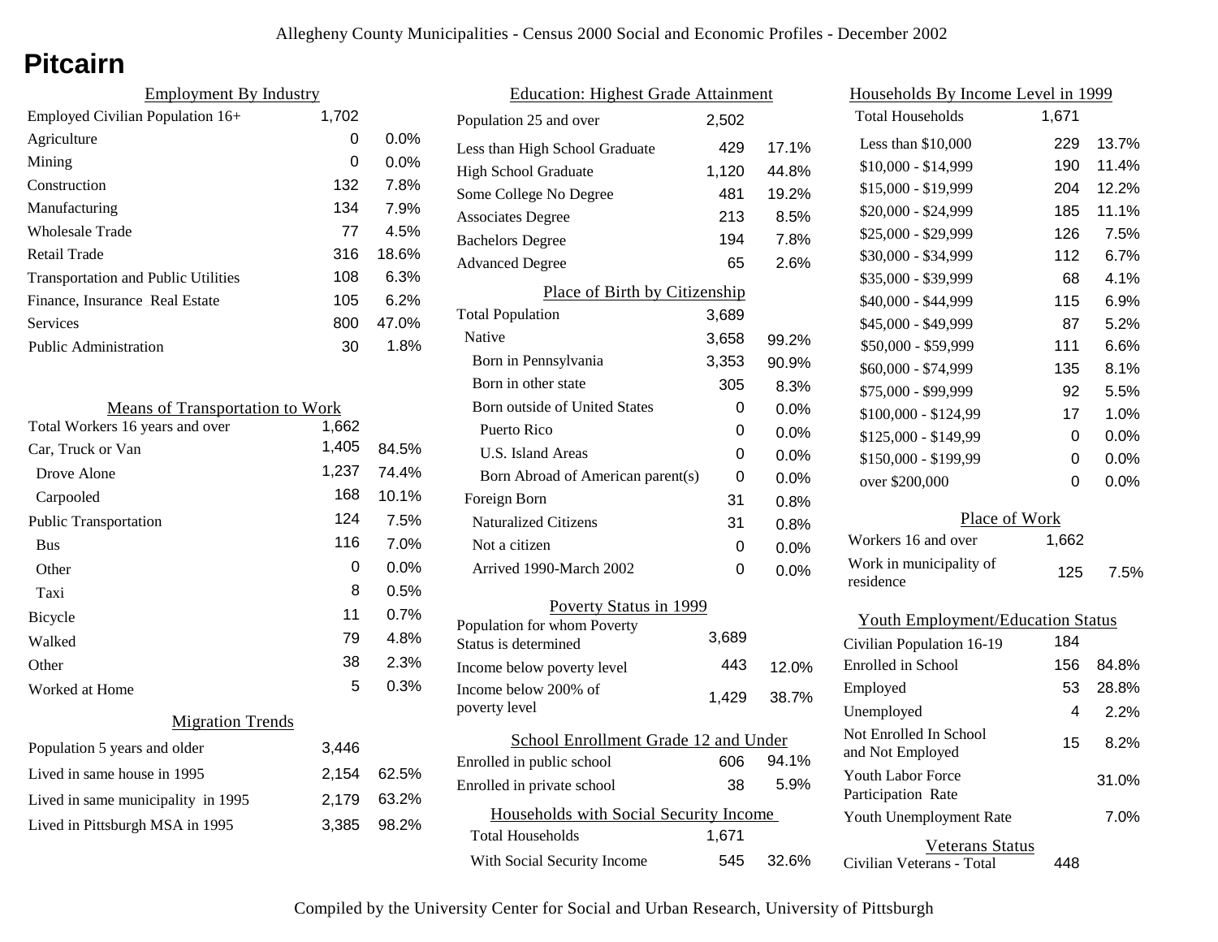# Pitcairn

## Employment By Industry

| | | |
|---|---|---|
| Employed Civilian Population 16+ | 1,702 | |
| Agriculture | 0 | 0.0% |
| Mining | 0 | 0.0% |
| Construction | 132 | 7.8% |
| Manufacturing | 134 | 7.9% |
| Wholesale Trade | 77 | 4.5% |
| Retail Trade | 316 | 18.6% |
| Transportation and Public Utilities | 108 | 6.3% |
| Finance, Insurance Real Estate | 105 | 6.2% |
| Services | 800 | 47.0% |
| Public Administration | 30 | 1.8% |

## Means of Transportation to Work

| | | |
|---|---|---|
| Total Workers 16 years and over | 1,662 | |
| Car, Truck or Van | 1,405 | 84.5% |
| Drove Alone | 1,237 | 74.4% |
| Carpooled | 168 | 10.1% |
| Public Transportation | 124 | 7.5% |
| Bus | 116 | 7.0% |
| Other | 0 | 0.0% |
| Taxi | 8 | 0.5% |
| Bicycle | 11 | 0.7% |
| Walked | 79 | 4.8% |
| Other | 38 | 2.3% |
| Worked at Home | 5 | 0.3% |

## Migration Trends

| | | |
|---|---|---|
| Population 5 years and older | 3,446 | |
| Lived in same house in 1995 | 2,154 | 62.5% |
| Lived in same municipality in 1995 | 2,179 | 63.2% |
| Lived in Pittsburgh MSA in 1995 | 3,385 | 98.2% |

## Education: Highest Grade Attainment

| | | |
|---|---|---|
| Population 25 and over | 2,502 | |
| Less than High School Graduate | 429 | 17.1% |
| High School Graduate | 1,120 | 44.8% |
| Some College No Degree | 481 | 19.2% |
| Associates Degree | 213 | 8.5% |
| Bachelors Degree | 194 | 7.8% |
| Advanced Degree | 65 | 2.6% |

## Place of Birth by Citizenship

| | | |
|---|---|---|
| Total Population | 3,689 | |
| Native | 3,658 | 99.2% |
| Born in Pennsylvania | 3,353 | 90.9% |
| Born in other state | 305 | 8.3% |
| Born outside of United States | 0 | 0.0% |
| Puerto Rico | 0 | 0.0% |
| U.S. Island Areas | 0 | 0.0% |
| Born Abroad of American parent(s) | 0 | 0.0% |
| Foreign Born | 31 | 0.8% |
| Naturalized Citizens | 31 | 0.8% |
| Not a citizen | 0 | 0.0% |
| Arrived 1990-March 2002 | 0 | 0.0% |

## Poverty Status in 1999

| | | |
|---|---|---|
| Population for whom Poverty Status is determined | 3,689 | |
| Income below poverty level | 443 | 12.0% |
| Income below 200% of poverty level | 1,429 | 38.7% |

## School Enrollment Grade 12 and Under

| | | |
|---|---|---|
| Enrolled in public school | 606 | 94.1% |
| Enrolled in private school | 38 | 5.9% |

## Households with Social Security Income

| | | |
|---|---|---|
| Total Households | 1,671 | |
| With Social Security Income | 545 | 32.6% |

## Households By Income Level in 1999

| | | |
|---|---|---|
| Total Households | 1,671 | |
| Less than $10,000 | 229 | 13.7% |
| $10,000 - $14,999 | 190 | 11.4% |
| $15,000 - $19,999 | 204 | 12.2% |
| $20,000 - $24,999 | 185 | 11.1% |
| $25,000 - $29,999 | 126 | 7.5% |
| $30,000 - $34,999 | 112 | 6.7% |
| $35,000 - $39,999 | 68 | 4.1% |
| $40,000 - $44,999 | 115 | 6.9% |
| $45,000 - $49,999 | 87 | 5.2% |
| $50,000 - $59,999 | 111 | 6.6% |
| $60,000 - $74,999 | 135 | 8.1% |
| $75,000 - $99,999 | 92 | 5.5% |
| $100,000 - $124,99 | 17 | 1.0% |
| $125,000 - $149,99 | 0 | 0.0% |
| $150,000 - $199,99 | 0 | 0.0% |
| over $200,000 | 0 | 0.0% |

## Place of Work

| | | |
|---|---|---|
| Workers 16 and over | 1,662 | |
| Work in municipality of residence | 125 | 7.5% |

## Youth Employment/Education Status

| | | |
|---|---|---|
| Civilian Population 16-19 | 184 | |
| Enrolled in School | 156 | 84.8% |
| Employed | 53 | 28.8% |
| Unemployed | 4 | 2.2% |
| Not Enrolled In School and Not Employed | 15 | 8.2% |
| Youth Labor Force Participation Rate | | 31.0% |
| Youth Unemployment Rate | | 7.0% |

## Veterans Status

| | |
|---|---|
| Civilian Veterans - Total | 448 |

Compiled by the University Center for Social and Urban Research, University of Pittsburgh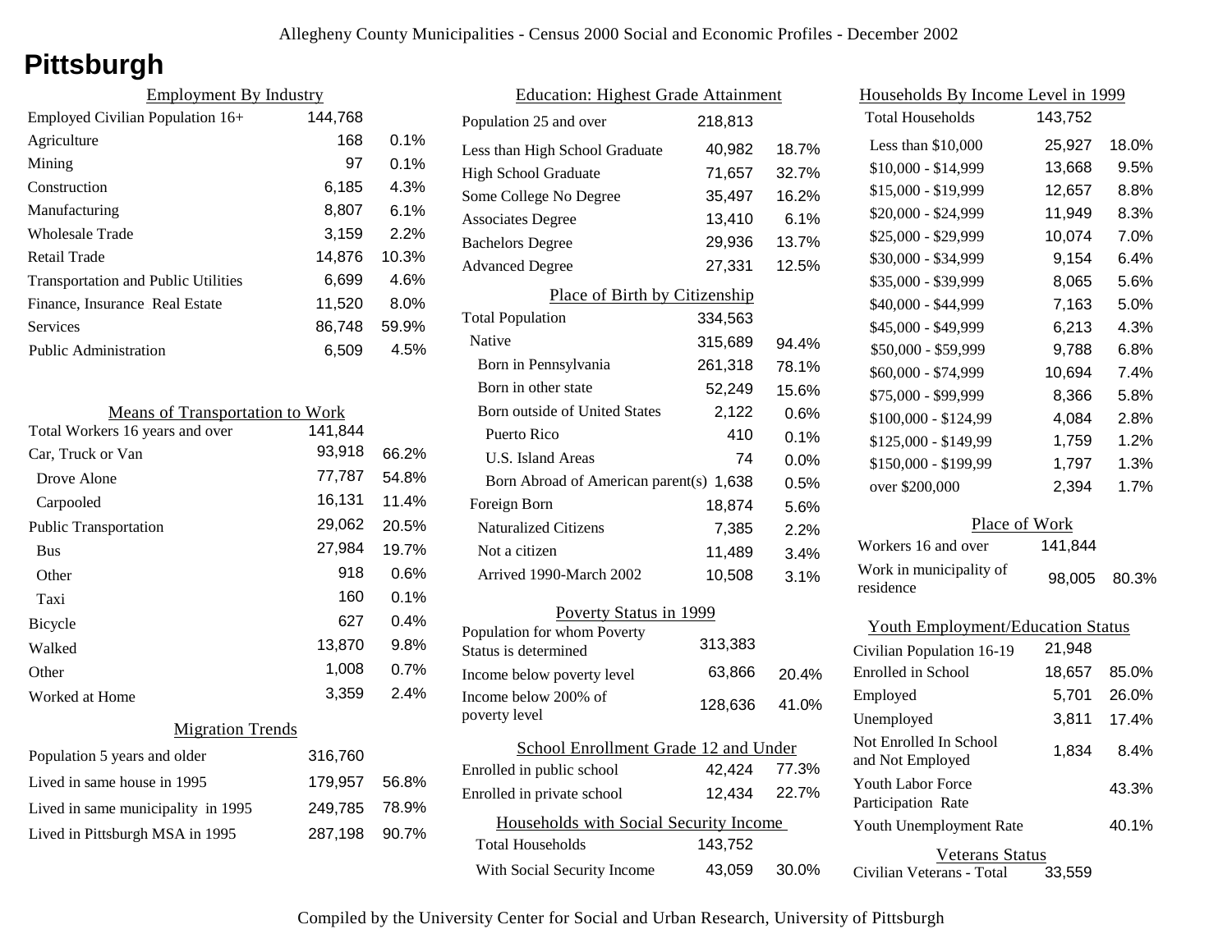# Pittsburgh

## Employment By Industry

| Employment By Industry | | |
|---|---|---|
| Employed Civilian Population 16+ | 144,768 | |
| Agriculture | 168 | 0.1% |
| Mining | 97 | 0.1% |
| Construction | 6,185 | 4.3% |
| Manufacturing | 8,807 | 6.1% |
| Wholesale Trade | 3,159 | 2.2% |
| Retail Trade | 14,876 | 10.3% |
| Transportation and Public Utilities | 6,699 | 4.6% |
| Finance, Insurance Real Estate | 11,520 | 8.0% |
| Services | 86,748 | 59.9% |
| Public Administration | 6,509 | 4.5% |

## Means of Transportation to Work

| Means of Transportation to Work | | |
|---|---|---|
| Total Workers 16 years and over | 141,844 | |
| Car, Truck or Van | 93,918 | 66.2% |
| Drove Alone | 77,787 | 54.8% |
| Carpooled | 16,131 | 11.4% |
| Public Transportation | 29,062 | 20.5% |
| Bus | 27,984 | 19.7% |
| Other | 918 | 0.6% |
| Taxi | 160 | 0.1% |
| Bicycle | 627 | 0.4% |
| Walked | 13,870 | 9.8% |
| Other | 1,008 | 0.7% |
| Worked at Home | 3,359 | 2.4% |

## Migration Trends

| Migration Trends | | |
|---|---|---|
| Population 5 years and older | 316,760 | |
| Lived in same house in 1995 | 179,957 | 56.8% |
| Lived in same municipality in 1995 | 249,785 | 78.9% |
| Lived in Pittsburgh MSA in 1995 | 287,198 | 90.7% |

## Education: Highest Grade Attainment

| Education: Highest Grade Attainment | | |
|---|---|---|
| Population 25 and over | 218,813 | |
| Less than High School Graduate | 40,982 | 18.7% |
| High School Graduate | 71,657 | 32.7% |
| Some College No Degree | 35,497 | 16.2% |
| Associates Degree | 13,410 | 6.1% |
| Bachelors Degree | 29,936 | 13.7% |
| Advanced Degree | 27,331 | 12.5% |

## Place of Birth by Citizenship

| Place of Birth by Citizenship | | |
|---|---|---|
| Total Population | 334,563 | |
| Native | 315,689 | 94.4% |
| Born in Pennsylvania | 261,318 | 78.1% |
| Born in other state | 52,249 | 15.6% |
| Born outside of United States | 2,122 | 0.6% |
| Puerto Rico | 410 | 0.1% |
| U.S. Island Areas | 74 | 0.0% |
| Born Abroad of American parent(s) | 1,638 | 0.5% |
| Foreign Born | 18,874 | 5.6% |
| Naturalized Citizens | 7,385 | 2.2% |
| Not a citizen | 11,489 | 3.4% |
| Arrived 1990-March 2002 | 10,508 | 3.1% |

## Poverty Status in 1999

| Poverty Status in 1999 | | |
|---|---|---|
| Population for whom Poverty Status is determined | 313,383 | |
| Income below poverty level | 63,866 | 20.4% |
| Income below 200% of poverty level | 128,636 | 41.0% |

## School Enrollment Grade 12 and Under

| School Enrollment Grade 12 and Under | | |
|---|---|---|
| Enrolled in public school | 42,424 | 77.3% |
| Enrolled in private school | 12,434 | 22.7% |

## Households with Social Security Income

| Households with Social Security Income | | |
|---|---|---|
| Total Households | 143,752 | |
| With Social Security Income | 43,059 | 30.0% |

## Households By Income Level in 1999

| Households By Income Level in 1999 | | |
|---|---|---|
| Total Households | 143,752 | |
| Less than $10,000 | 25,927 | 18.0% |
| $10,000 - $14,999 | 13,668 | 9.5% |
| $15,000 - $19,999 | 12,657 | 8.8% |
| $20,000 - $24,999 | 11,949 | 8.3% |
| $25,000 - $29,999 | 10,074 | 7.0% |
| $30,000 - $34,999 | 9,154 | 6.4% |
| $35,000 - $39,999 | 8,065 | 5.6% |
| $40,000 - $44,999 | 7,163 | 5.0% |
| $45,000 - $49,999 | 6,213 | 4.3% |
| $50,000 - $59,999 | 9,788 | 6.8% |
| $60,000 - $74,999 | 10,694 | 7.4% |
| $75,000 - $99,999 | 8,366 | 5.8% |
| $100,000 - $124,99 | 4,084 | 2.8% |
| $125,000 - $149,99 | 1,759 | 1.2% |
| $150,000 - $199,99 | 1,797 | 1.3% |
| over $200,000 | 2,394 | 1.7% |

## Place of Work

| Place of Work | | |
|---|---|---|
| Workers 16 and over | 141,844 | |
| Work in municipality of residence | 98,005 | 80.3% |

## Youth Employment/Education Status

| Youth Employment/Education Status | | |
|---|---|---|
| Civilian Population 16-19 | 21,948 | |
| Enrolled in School | 18,657 | 85.0% |
| Employed | 5,701 | 26.0% |
| Unemployed | 3,811 | 17.4% |
| Not Enrolled In School and Not Employed | 1,834 | 8.4% |
| Youth Labor Force Participation Rate | | 43.3% |
| Youth Unemployment Rate | | 40.1% |

## Veterans Status

| Veterans Status | |
|---|---|
| Civilian Veterans - Total | 33,559 |

Compiled by the University Center for Social and Urban Research, University of Pittsburgh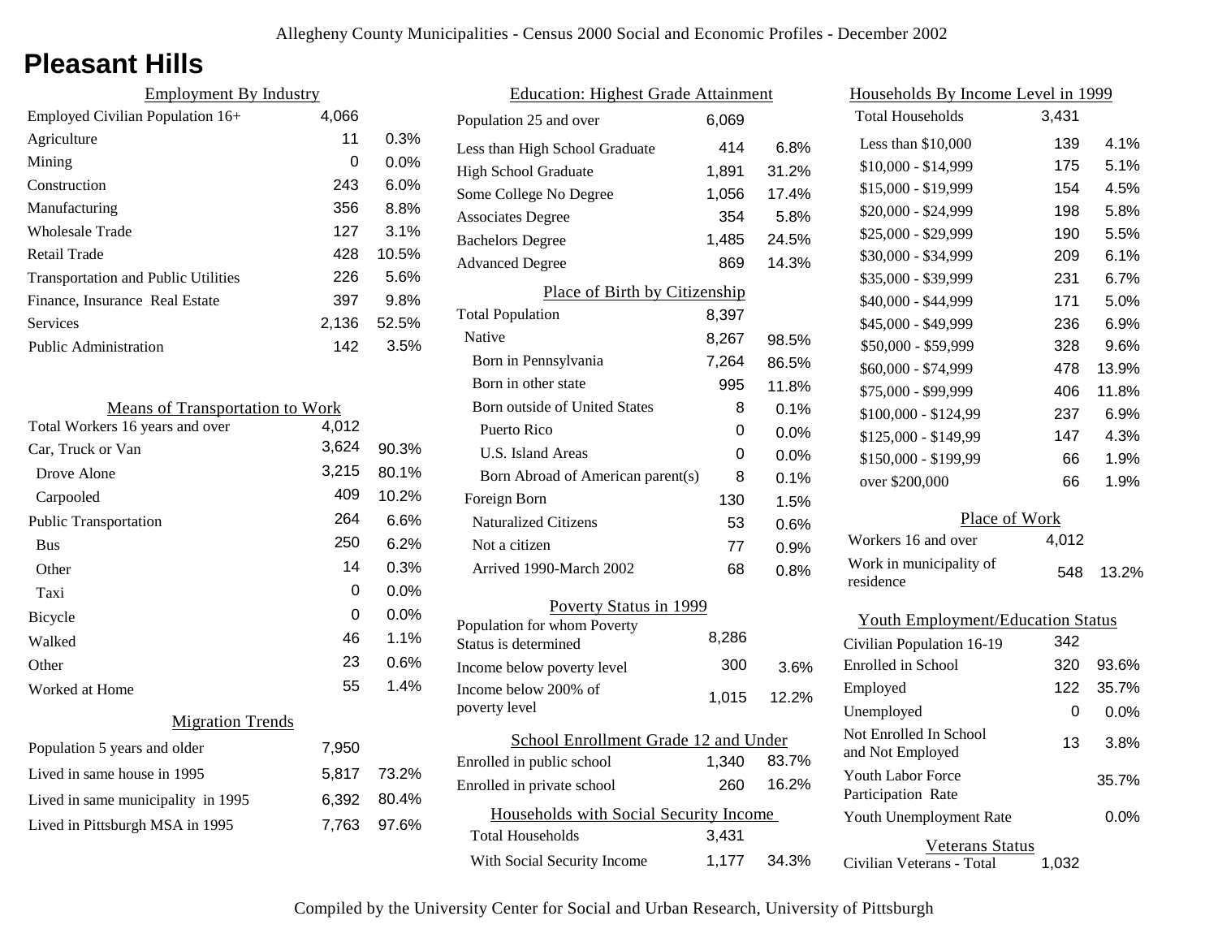# Pleasant Hills

## Employment By Industry

| Employment By Industry | | |
|---|---|---|
| Employed Civilian Population 16+ | 4,066 | |
| Agriculture | 11 | 0.3% |
| Mining | 0 | 0.0% |
| Construction | 243 | 6.0% |
| Manufacturing | 356 | 8.8% |
| Wholesale Trade | 127 | 3.1% |
| Retail Trade | 428 | 10.5% |
| Transportation and Public Utilities | 226 | 5.6% |
| Finance, Insurance Real Estate | 397 | 9.8% |
| Services | 2,136 | 52.5% |
| Public Administration | 142 | 3.5% |

## Means of Transportation to Work

| Means of Transportation to Work | | |
|---|---|---|
| Total Workers 16 years and over | 4,012 | |
| Car, Truck or Van | 3,624 | 90.3% |
| Drove Alone | 3,215 | 80.1% |
| Carpooled | 409 | 10.2% |
| Public Transportation | 264 | 6.6% |
| Bus | 250 | 6.2% |
| Other | 14 | 0.3% |
| Taxi | 0 | 0.0% |
| Bicycle | 0 | 0.0% |
| Walked | 46 | 1.1% |
| Other | 23 | 0.6% |
| Worked at Home | 55 | 1.4% |

## Migration Trends

| Migration Trends | | |
|---|---|---|
| Population 5 years and older | 7,950 | |
| Lived in same house in 1995 | 5,817 | 73.2% |
| Lived in same municipality in 1995 | 6,392 | 80.4% |
| Lived in Pittsburgh MSA in 1995 | 7,763 | 97.6% |

## Education: Highest Grade Attainment

| Education: Highest Grade Attainment | | |
|---|---|---|
| Population 25 and over | 6,069 | |
| Less than High School Graduate | 414 | 6.8% |
| High School Graduate | 1,891 | 31.2% |
| Some College No Degree | 1,056 | 17.4% |
| Associates Degree | 354 | 5.8% |
| Bachelors Degree | 1,485 | 24.5% |
| Advanced Degree | 869 | 14.3% |

## Place of Birth by Citizenship

| Place of Birth by Citizenship | | |
|---|---|---|
| Total Population | 8,397 | |
| Native | 8,267 | 98.5% |
| Born in Pennsylvania | 7,264 | 86.5% |
| Born in other state | 995 | 11.8% |
| Born outside of United States | 8 | 0.1% |
| Puerto Rico | 0 | 0.0% |
| U.S. Island Areas | 0 | 0.0% |
| Born Abroad of American parent(s) | 8 | 0.1% |
| Foreign Born | 130 | 1.5% |
| Naturalized Citizens | 53 | 0.6% |
| Not a citizen | 77 | 0.9% |
| Arrived 1990-March 2002 | 68 | 0.8% |

## Poverty Status in 1999

| Poverty Status in 1999 | | |
|---|---|---|
| Population for whom Poverty Status is determined | 8,286 | |
| Income below poverty level | 300 | 3.6% |
| Income below 200% of poverty level | 1,015 | 12.2% |

## School Enrollment Grade 12 and Under

| School Enrollment Grade 12 and Under | | |
|---|---|---|
| Enrolled in public school | 1,340 | 83.7% |
| Enrolled in private school | 260 | 16.2% |

## Households with Social Security Income

| Households with Social Security Income | | |
|---|---|---|
| Total Households | 3,431 | |
| With Social Security Income | 1,177 | 34.3% |

## Households By Income Level in 1999

| Households By Income Level in 1999 | | |
|---|---|---|
| Total Households | 3,431 | |
| Less than $10,000 | 139 | 4.1% |
| $10,000 - $14,999 | 175 | 5.1% |
| $15,000 - $19,999 | 154 | 4.5% |
| $20,000 - $24,999 | 198 | 5.8% |
| $25,000 - $29,999 | 190 | 5.5% |
| $30,000 - $34,999 | 209 | 6.1% |
| $35,000 - $39,999 | 231 | 6.7% |
| $40,000 - $44,999 | 171 | 5.0% |
| $45,000 - $49,999 | 236 | 6.9% |
| $50,000 - $59,999 | 328 | 9.6% |
| $60,000 - $74,999 | 478 | 13.9% |
| $75,000 - $99,999 | 406 | 11.8% |
| $100,000 - $124,99 | 237 | 6.9% |
| $125,000 - $149,99 | 147 | 4.3% |
| $150,000 - $199,99 | 66 | 1.9% |
| over $200,000 | 66 | 1.9% |

## Place of Work

| Place of Work | | |
|---|---|---|
| Workers 16 and over | 4,012 | |
| Work in municipality of residence | 548 | 13.2% |

## Youth Employment/Education Status

| Youth Employment/Education Status | | |
|---|---|---|
| Civilian Population 16-19 | 342 | |
| Enrolled in School | 320 | 93.6% |
| Employed | 122 | 35.7% |
| Unemployed | 0 | 0.0% |
| Not Enrolled In School and Not Employed | 13 | 3.8% |
| Youth Labor Force Participation Rate | | 35.7% |
| Youth Unemployment Rate | | 0.0% |

## Veterans Status

| Veterans Status | |
|---|---|
| Civilian Veterans - Total | 1,032 |

Compiled by the University Center for Social and Urban Research, University of Pittsburgh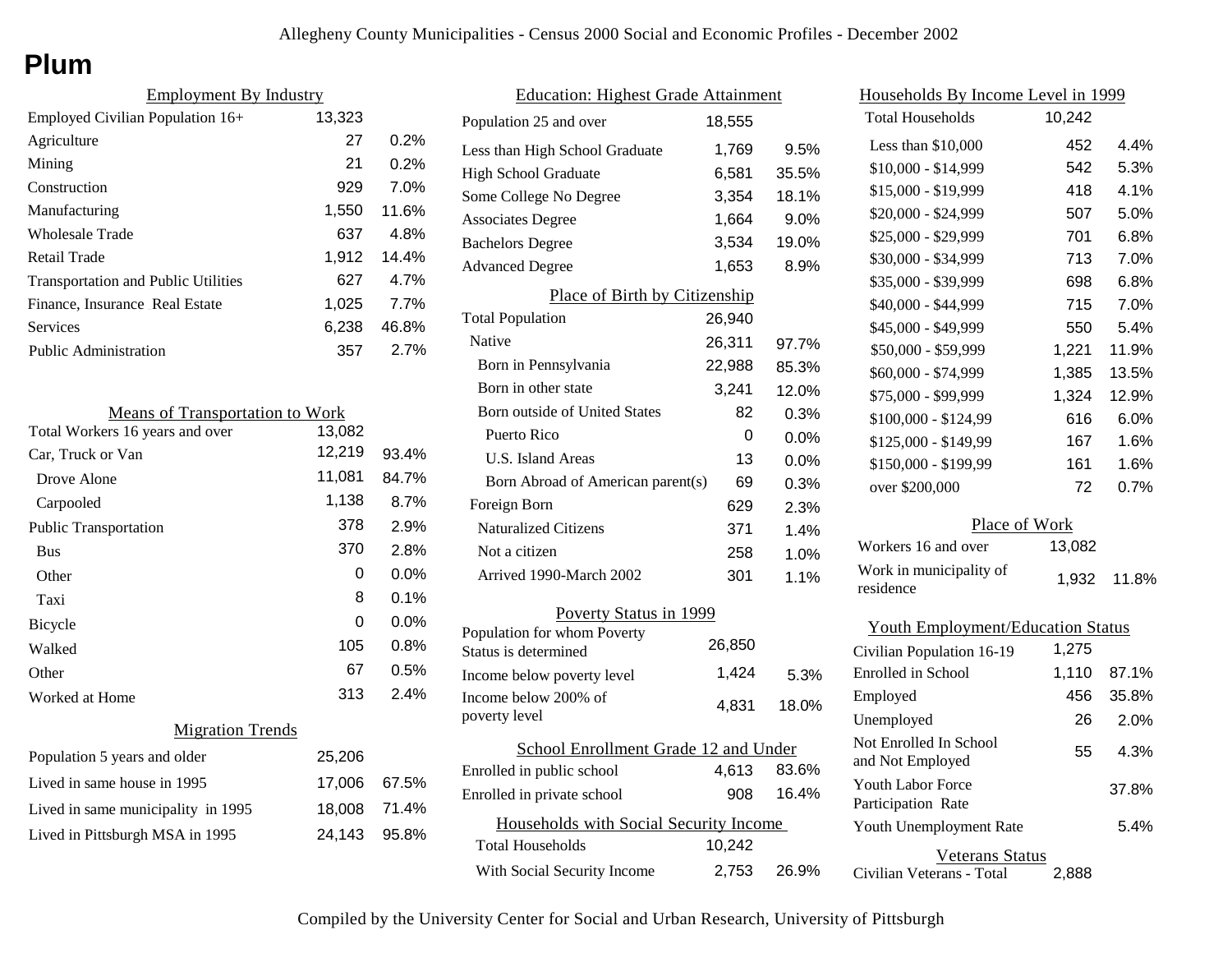# Plum

## Employment By Industry

| Employment By Industry | | |
|---|---|---|
| Employed Civilian Population 16+ | 13,323 | |
| Agriculture | 27 | 0.2% |
| Mining | 21 | 0.2% |
| Construction | 929 | 7.0% |
| Manufacturing | 1,550 | 11.6% |
| Wholesale Trade | 637 | 4.8% |
| Retail Trade | 1,912 | 14.4% |
| Transportation and Public Utilities | 627 | 4.7% |
| Finance, Insurance Real Estate | 1,025 | 7.7% |
| Services | 6,238 | 46.8% |
| Public Administration | 357 | 2.7% |

## Means of Transportation to Work

| Means of Transportation to Work | | |
|---|---|---|
| Total Workers 16 years and over | 13,082 | |
| Car, Truck or Van | 12,219 | 93.4% |
| Drove Alone | 11,081 | 84.7% |
| Carpooled | 1,138 | 8.7% |
| Public Transportation | 378 | 2.9% |
| Bus | 370 | 2.8% |
| Other | 0 | 0.0% |
| Taxi | 8 | 0.1% |
| Bicycle | 0 | 0.0% |
| Walked | 105 | 0.8% |
| Other | 67 | 0.5% |
| Worked at Home | 313 | 2.4% |

## Migration Trends

| Migration Trends | | |
|---|---|---|
| Population 5 years and older | 25,206 | |
| Lived in same house in 1995 | 17,006 | 67.5% |
| Lived in same municipality in 1995 | 18,008 | 71.4% |
| Lived in Pittsburgh MSA in 1995 | 24,143 | 95.8% |

## Education: Highest Grade Attainment

| Education: Highest Grade Attainment | | |
|---|---|---|
| Population 25 and over | 18,555 | |
| Less than High School Graduate | 1,769 | 9.5% |
| High School Graduate | 6,581 | 35.5% |
| Some College No Degree | 3,354 | 18.1% |
| Associates Degree | 1,664 | 9.0% |
| Bachelors Degree | 3,534 | 19.0% |
| Advanced Degree | 1,653 | 8.9% |

## Place of Birth by Citizenship

| Place of Birth by Citizenship | | |
|---|---|---|
| Total Population | 26,940 | |
| Native | 26,311 | 97.7% |
| Born in Pennsylvania | 22,988 | 85.3% |
| Born in other state | 3,241 | 12.0% |
| Born outside of United States | 82 | 0.3% |
| Puerto Rico | 0 | 0.0% |
| U.S. Island Areas | 13 | 0.0% |
| Born Abroad of American parent(s) | 69 | 0.3% |
| Foreign Born | 629 | 2.3% |
| Naturalized Citizens | 371 | 1.4% |
| Not a citizen | 258 | 1.0% |
| Arrived 1990-March 2002 | 301 | 1.1% |

## Poverty Status in 1999

| Poverty Status in 1999 | | |
|---|---|---|
| Population for whom Poverty Status is determined | 26,850 | |
| Income below poverty level | 1,424 | 5.3% |
| Income below 200% of poverty level | 4,831 | 18.0% |

## School Enrollment Grade 12 and Under

| School Enrollment Grade 12 and Under | | |
|---|---|---|
| Enrolled in public school | 4,613 | 83.6% |
| Enrolled in private school | 908 | 16.4% |

## Households with Social Security Income

| Households with Social Security Income | | |
|---|---|---|
| Total Households | 10,242 | |
| With Social Security Income | 2,753 | 26.9% |

## Households By Income Level in 1999

| Households By Income Level in 1999 | | |
|---|---|---|
| Total Households | 10,242 | |
| Less than $10,000 | 452 | 4.4% |
| $10,000 - $14,999 | 542 | 5.3% |
| $15,000 - $19,999 | 418 | 4.1% |
| $20,000 - $24,999 | 507 | 5.0% |
| $25,000 - $29,999 | 701 | 6.8% |
| $30,000 - $34,999 | 713 | 7.0% |
| $35,000 - $39,999 | 698 | 6.8% |
| $40,000 - $44,999 | 715 | 7.0% |
| $45,000 - $49,999 | 550 | 5.4% |
| $50,000 - $59,999 | 1,221 | 11.9% |
| $60,000 - $74,999 | 1,385 | 13.5% |
| $75,000 - $99,999 | 1,324 | 12.9% |
| $100,000 - $124,99 | 616 | 6.0% |
| $125,000 - $149,99 | 167 | 1.6% |
| $150,000 - $199,99 | 161 | 1.6% |
| over $200,000 | 72 | 0.7% |

## Place of Work

| Place of Work | | |
|---|---|---|
| Workers 16 and over | 13,082 | |
| Work in municipality of residence | 1,932 | 11.8% |

## Youth Employment/Education Status

| Youth Employment/Education Status | | |
|---|---|---|
| Civilian Population 16-19 | 1,275 | |
| Enrolled in School | 1,110 | 87.1% |
| Employed | 456 | 35.8% |
| Unemployed | 26 | 2.0% |
| Not Enrolled In School and Not Employed | 55 | 4.3% |
| Youth Labor Force Participation Rate | | 37.8% |
| Youth Unemployment Rate | | 5.4% |

## Veterans Status

| Veterans Status | |
|---|---|
| Civilian Veterans - Total | 2,888 |

Compiled by the University Center for Social and Urban Research, University of Pittsburgh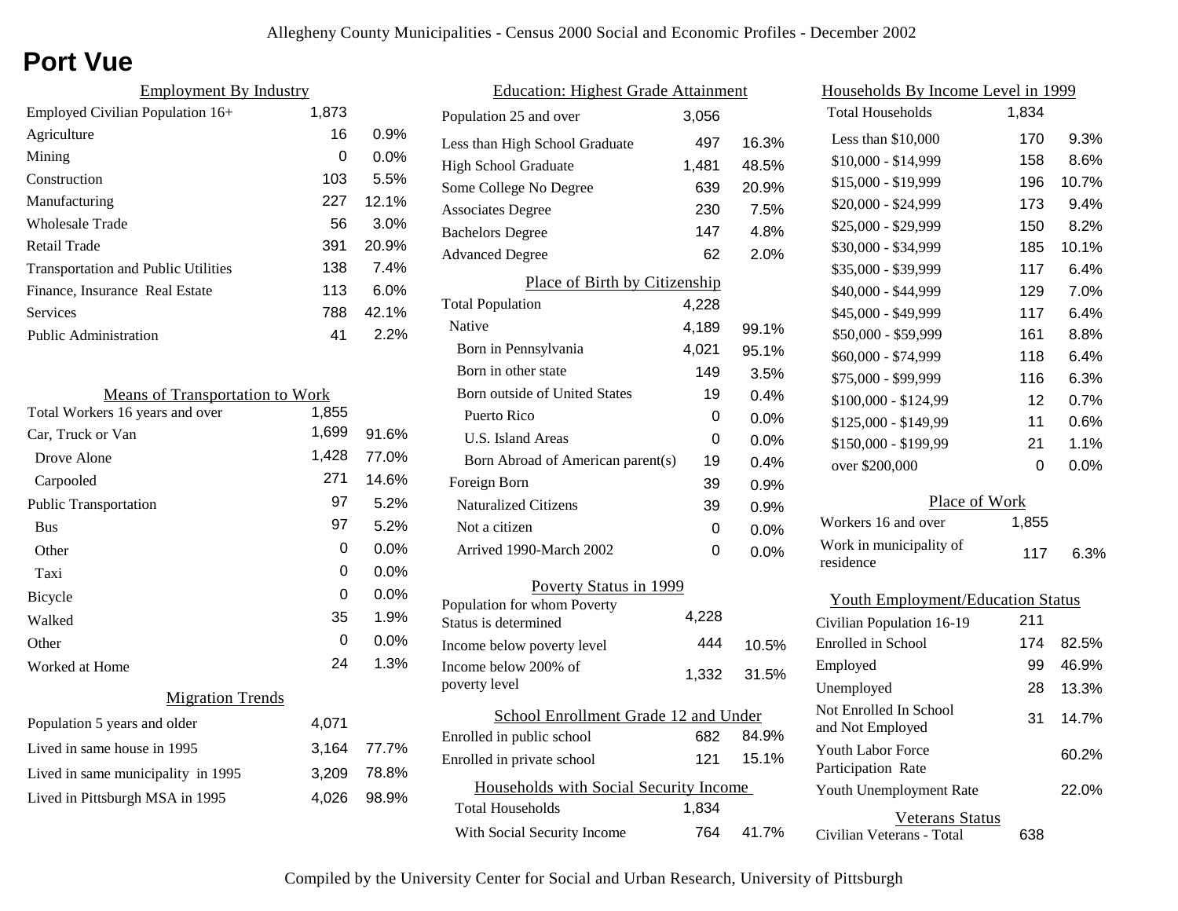# Port Vue

## Employment By Industry

| | | |
|---|---|---|
| Employed Civilian Population 16+ | 1,873 | |
| Agriculture | 16 | 0.9% |
| Mining | 0 | 0.0% |
| Construction | 103 | 5.5% |
| Manufacturing | 227 | 12.1% |
| Wholesale Trade | 56 | 3.0% |
| Retail Trade | 391 | 20.9% |
| Transportation and Public Utilities | 138 | 7.4% |
| Finance, Insurance Real Estate | 113 | 6.0% |
| Services | 788 | 42.1% |
| Public Administration | 41 | 2.2% |

## Means of Transportation to Work

| | | |
|---|---|---|
| Total Workers 16 years and over | 1,855 | |
| Car, Truck or Van | 1,699 | 91.6% |
| Drove Alone | 1,428 | 77.0% |
| Carpooled | 271 | 14.6% |
| Public Transportation | 97 | 5.2% |
| Bus | 97 | 5.2% |
| Other | 0 | 0.0% |
| Taxi | 0 | 0.0% |
| Bicycle | 0 | 0.0% |
| Walked | 35 | 1.9% |
| Other | 0 | 0.0% |
| Worked at Home | 24 | 1.3% |

## Migration Trends

| | | |
|---|---|---|
| Population 5 years and older | 4,071 | |
| Lived in same house in 1995 | 3,164 | 77.7% |
| Lived in same municipality in 1995 | 3,209 | 78.8% |
| Lived in Pittsburgh MSA in 1995 | 4,026 | 98.9% |

## Education: Highest Grade Attainment

| | | |
|---|---|---|
| Population 25 and over | 3,056 | |
| Less than High School Graduate | 497 | 16.3% |
| High School Graduate | 1,481 | 48.5% |
| Some College No Degree | 639 | 20.9% |
| Associates Degree | 230 | 7.5% |
| Bachelors Degree | 147 | 4.8% |
| Advanced Degree | 62 | 2.0% |

## Place of Birth by Citizenship

| | | |
|---|---|---|
| Total Population | 4,228 | |
| Native | 4,189 | 99.1% |
| Born in Pennsylvania | 4,021 | 95.1% |
| Born in other state | 149 | 3.5% |
| Born outside of United States | 19 | 0.4% |
| Puerto Rico | 0 | 0.0% |
| U.S. Island Areas | 0 | 0.0% |
| Born Abroad of American parent(s) | 19 | 0.4% |
| Foreign Born | 39 | 0.9% |
| Naturalized Citizens | 39 | 0.9% |
| Not a citizen | 0 | 0.0% |
| Arrived 1990-March 2002 | 0 | 0.0% |

## Poverty Status in 1999

| | | |
|---|---|---|
| Population for whom Poverty Status is determined | 4,228 | |
| Income below poverty level | 444 | 10.5% |
| Income below 200% of poverty level | 1,332 | 31.5% |

## School Enrollment Grade 12 and Under

| | | |
|---|---|---|
| Enrolled in public school | 682 | 84.9% |
| Enrolled in private school | 121 | 15.1% |

## Households with Social Security Income

| | | |
|---|---|---|
| Total Households | 1,834 | |
| With Social Security Income | 764 | 41.7% |

## Households By Income Level in 1999

| | | |
|---|---|---|
| Total Households | 1,834 | |
| Less than $10,000 | 170 | 9.3% |
| $10,000 - $14,999 | 158 | 8.6% |
| $15,000 - $19,999 | 196 | 10.7% |
| $20,000 - $24,999 | 173 | 9.4% |
| $25,000 - $29,999 | 150 | 8.2% |
| $30,000 - $34,999 | 185 | 10.1% |
| $35,000 - $39,999 | 117 | 6.4% |
| $40,000 - $44,999 | 129 | 7.0% |
| $45,000 - $49,999 | 117 | 6.4% |
| $50,000 - $59,999 | 161 | 8.8% |
| $60,000 - $74,999 | 118 | 6.4% |
| $75,000 - $99,999 | 116 | 6.3% |
| $100,000 - $124,99 | 12 | 0.7% |
| $125,000 - $149,99 | 11 | 0.6% |
| $150,000 - $199,99 | 21 | 1.1% |
| over $200,000 | 0 | 0.0% |

## Place of Work

| | | |
|---|---|---|
| Workers 16 and over | 1,855 | |
| Work in municipality of residence | 117 | 6.3% |

## Youth Employment/Education Status

| | | |
|---|---|---|
| Civilian Population 16-19 | 211 | |
| Enrolled in School | 174 | 82.5% |
| Employed | 99 | 46.9% |
| Unemployed | 28 | 13.3% |
| Not Enrolled In School and Not Employed | 31 | 14.7% |
| Youth Labor Force Participation Rate | | 60.2% |
| Youth Unemployment Rate | | 22.0% |

## Veterans Status

| | |
|---|---|
| Civilian Veterans - Total | 638 |

Compiled by the University Center for Social and Urban Research, University of Pittsburgh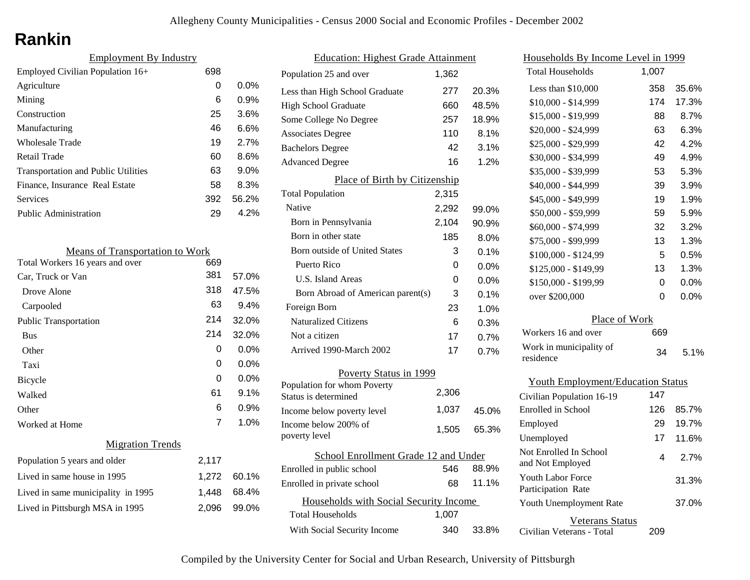# Rankin

## Employment By Industry

| | | |
|---|---|---|
| Employed Civilian Population 16+ | 698 | |
| Agriculture | 0 | 0.0% |
| Mining | 6 | 0.9% |
| Construction | 25 | 3.6% |
| Manufacturing | 46 | 6.6% |
| Wholesale Trade | 19 | 2.7% |
| Retail Trade | 60 | 8.6% |
| Transportation and Public Utilities | 63 | 9.0% |
| Finance, Insurance Real Estate | 58 | 8.3% |
| Services | 392 | 56.2% |
| Public Administration | 29 | 4.2% |

## Means of Transportation to Work

| | | |
|---|---|---|
| Total Workers 16 years and over | 669 | |
| Car, Truck or Van | 381 | 57.0% |
| Drove Alone | 318 | 47.5% |
| Carpooled | 63 | 9.4% |
| Public Transportation | 214 | 32.0% |
| Bus | 214 | 32.0% |
| Other | 0 | 0.0% |
| Taxi | 0 | 0.0% |
| Bicycle | 0 | 0.0% |
| Walked | 61 | 9.1% |
| Other | 6 | 0.9% |
| Worked at Home | 7 | 1.0% |

## Migration Trends

| | | |
|---|---|---|
| Population 5 years and older | 2,117 | |
| Lived in same house in 1995 | 1,272 | 60.1% |
| Lived in same municipality in 1995 | 1,448 | 68.4% |
| Lived in Pittsburgh MSA in 1995 | 2,096 | 99.0% |

## Education: Highest Grade Attainment

| | | |
|---|---|---|
| Population 25 and over | 1,362 | |
| Less than High School Graduate | 277 | 20.3% |
| High School Graduate | 660 | 48.5% |
| Some College No Degree | 257 | 18.9% |
| Associates Degree | 110 | 8.1% |
| Bachelors Degree | 42 | 3.1% |
| Advanced Degree | 16 | 1.2% |

## Place of Birth by Citizenship

| | | |
|---|---|---|
| Total Population | 2,315 | |
| Native | 2,292 | 99.0% |
| Born in Pennsylvania | 2,104 | 90.9% |
| Born in other state | 185 | 8.0% |
| Born outside of United States | 3 | 0.1% |
| Puerto Rico | 0 | 0.0% |
| U.S. Island Areas | 0 | 0.0% |
| Born Abroad of American parent(s) | 3 | 0.1% |
| Foreign Born | 23 | 1.0% |
| Naturalized Citizens | 6 | 0.3% |
| Not a citizen | 17 | 0.7% |
| Arrived 1990-March 2002 | 17 | 0.7% |

## Poverty Status in 1999

| | | |
|---|---|---|
| Population for whom Poverty Status is determined | 2,306 | |
| Income below poverty level | 1,037 | 45.0% |
| Income below 200% of poverty level | 1,505 | 65.3% |

## School Enrollment Grade 12 and Under

| | | |
|---|---|---|
| Enrolled in public school | 546 | 88.9% |
| Enrolled in private school | 68 | 11.1% |

## Households with Social Security Income

| | | |
|---|---|---|
| Total Households | 1,007 | |
| With Social Security Income | 340 | 33.8% |

## Households By Income Level in 1999

| | | |
|---|---|---|
| Total Households | 1,007 | |
| Less than $10,000 | 358 | 35.6% |
| $10,000 - $14,999 | 174 | 17.3% |
| $15,000 - $19,999 | 88 | 8.7% |
| $20,000 - $24,999 | 63 | 6.3% |
| $25,000 - $29,999 | 42 | 4.2% |
| $30,000 - $34,999 | 49 | 4.9% |
| $35,000 - $39,999 | 53 | 5.3% |
| $40,000 - $44,999 | 39 | 3.9% |
| $45,000 - $49,999 | 19 | 1.9% |
| $50,000 - $59,999 | 59 | 5.9% |
| $60,000 - $74,999 | 32 | 3.2% |
| $75,000 - $99,999 | 13 | 1.3% |
| $100,000 - $124,99 | 5 | 0.5% |
| $125,000 - $149,99 | 13 | 1.3% |
| $150,000 - $199,99 | 0 | 0.0% |
| over $200,000 | 0 | 0.0% |

## Place of Work

| | | |
|---|---|---|
| Workers 16 and over | 669 | |
| Work in municipality of residence | 34 | 5.1% |

## Youth Employment/Education Status

| | | |
|---|---|---|
| Civilian Population 16-19 | 147 | |
| Enrolled in School | 126 | 85.7% |
| Employed | 29 | 19.7% |
| Unemployed | 17 | 11.6% |
| Not Enrolled In School and Not Employed | 4 | 2.7% |
| Youth Labor Force Participation Rate | | 31.3% |
| Youth Unemployment Rate | | 37.0% |

## Veterans Status

| | |
|---|---|
| Civilian Veterans - Total | 209 |

Compiled by the University Center for Social and Urban Research, University of Pittsburgh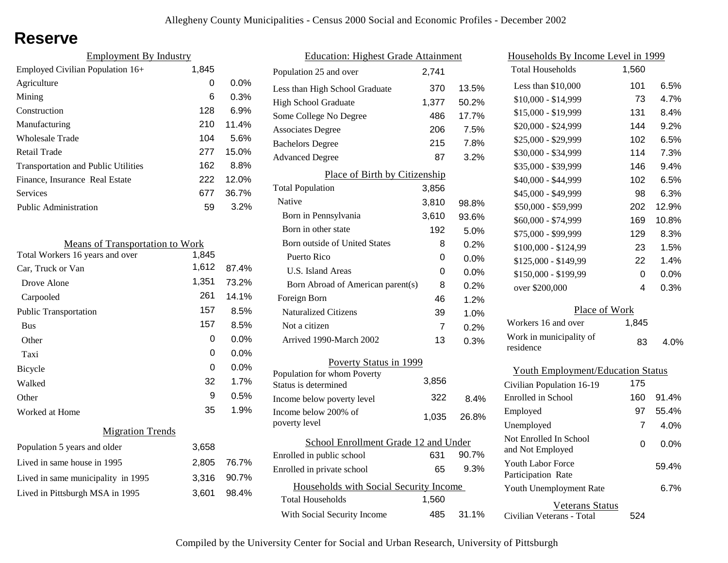# Reserve

## Employment By Industry

| Employment By Industry | | |
|---|---|---|
| Employed Civilian Population 16+ | 1,845 | |
| Agriculture | 0 | 0.0% |
| Mining | 6 | 0.3% |
| Construction | 128 | 6.9% |
| Manufacturing | 210 | 11.4% |
| Wholesale Trade | 104 | 5.6% |
| Retail Trade | 277 | 15.0% |
| Transportation and Public Utilities | 162 | 8.8% |
| Finance, Insurance Real Estate | 222 | 12.0% |
| Services | 677 | 36.7% |
| Public Administration | 59 | 3.2% |

## Means of Transportation to Work

| Means of Transportation to Work | | |
|---|---|---|
| Total Workers 16 years and over | 1,845 | |
| Car, Truck or Van | 1,612 | 87.4% |
| Drove Alone | 1,351 | 73.2% |
| Carpooled | 261 | 14.1% |
| Public Transportation | 157 | 8.5% |
| Bus | 157 | 8.5% |
| Other | 0 | 0.0% |
| Taxi | 0 | 0.0% |
| Bicycle | 0 | 0.0% |
| Walked | 32 | 1.7% |
| Other | 9 | 0.5% |
| Worked at Home | 35 | 1.9% |

## Migration Trends

| Migration Trends | | |
|---|---|---|
| Population 5 years and older | 3,658 | |
| Lived in same house in 1995 | 2,805 | 76.7% |
| Lived in same municipality in 1995 | 3,316 | 90.7% |
| Lived in Pittsburgh MSA in 1995 | 3,601 | 98.4% |

## Education: Highest Grade Attainment

| Education: Highest Grade Attainment | | |
|---|---|---|
| Population 25 and over | 2,741 | |
| Less than High School Graduate | 370 | 13.5% |
| High School Graduate | 1,377 | 50.2% |
| Some College No Degree | 486 | 17.7% |
| Associates Degree | 206 | 7.5% |
| Bachelors Degree | 215 | 7.8% |
| Advanced Degree | 87 | 3.2% |

## Place of Birth by Citizenship

| Place of Birth by Citizenship | | |
|---|---|---|
| Total Population | 3,856 | |
| Native | 3,810 | 98.8% |
| Born in Pennsylvania | 3,610 | 93.6% |
| Born in other state | 192 | 5.0% |
| Born outside of United States | 8 | 0.2% |
| Puerto Rico | 0 | 0.0% |
| U.S. Island Areas | 0 | 0.0% |
| Born Abroad of American parent(s) | 8 | 0.2% |
| Foreign Born | 46 | 1.2% |
| Naturalized Citizens | 39 | 1.0% |
| Not a citizen | 7 | 0.2% |
| Arrived 1990-March 2002 | 13 | 0.3% |

## Poverty Status in 1999

| Poverty Status in 1999 | | |
|---|---|---|
| Population for whom Poverty Status is determined | 3,856 | |
| Income below poverty level | 322 | 8.4% |
| Income below 200% of poverty level | 1,035 | 26.8% |

## School Enrollment Grade 12 and Under

| School Enrollment Grade 12 and Under | | |
|---|---|---|
| Enrolled in public school | 631 | 90.7% |
| Enrolled in private school | 65 | 9.3% |

## Households with Social Security Income

| Households with Social Security Income | | |
|---|---|---|
| Total Households | 1,560 | |
| With Social Security Income | 485 | 31.1% |

## Households By Income Level in 1999

| Households By Income Level in 1999 | | |
|---|---|---|
| Total Households | 1,560 | |
| Less than $10,000 | 101 | 6.5% |
| $10,000 - $14,999 | 73 | 4.7% |
| $15,000 - $19,999 | 131 | 8.4% |
| $20,000 - $24,999 | 144 | 9.2% |
| $25,000 - $29,999 | 102 | 6.5% |
| $30,000 - $34,999 | 114 | 7.3% |
| $35,000 - $39,999 | 146 | 9.4% |
| $40,000 - $44,999 | 102 | 6.5% |
| $45,000 - $49,999 | 98 | 6.3% |
| $50,000 - $59,999 | 202 | 12.9% |
| $60,000 - $74,999 | 169 | 10.8% |
| $75,000 - $99,999 | 129 | 8.3% |
| $100,000 - $124,99 | 23 | 1.5% |
| $125,000 - $149,99 | 22 | 1.4% |
| $150,000 - $199,99 | 0 | 0.0% |
| over $200,000 | 4 | 0.3% |

## Place of Work

| Place of Work | | |
|---|---|---|
| Workers 16 and over | 1,845 | |
| Work in municipality of residence | 83 | 4.0% |

## Youth Employment/Education Status

| Youth Employment/Education Status | | |
|---|---|---|
| Civilian Population 16-19 | 175 | |
| Enrolled in School | 160 | 91.4% |
| Employed | 97 | 55.4% |
| Unemployed | 7 | 4.0% |
| Not Enrolled In School and Not Employed | 0 | 0.0% |
| Youth Labor Force Participation Rate | | 59.4% |
| Youth Unemployment Rate | | 6.7% |

## Veterans Status

| Veterans Status | |
|---|---|
| Civilian Veterans - Total | 524 |

Compiled by the University Center for Social and Urban Research, University of Pittsburgh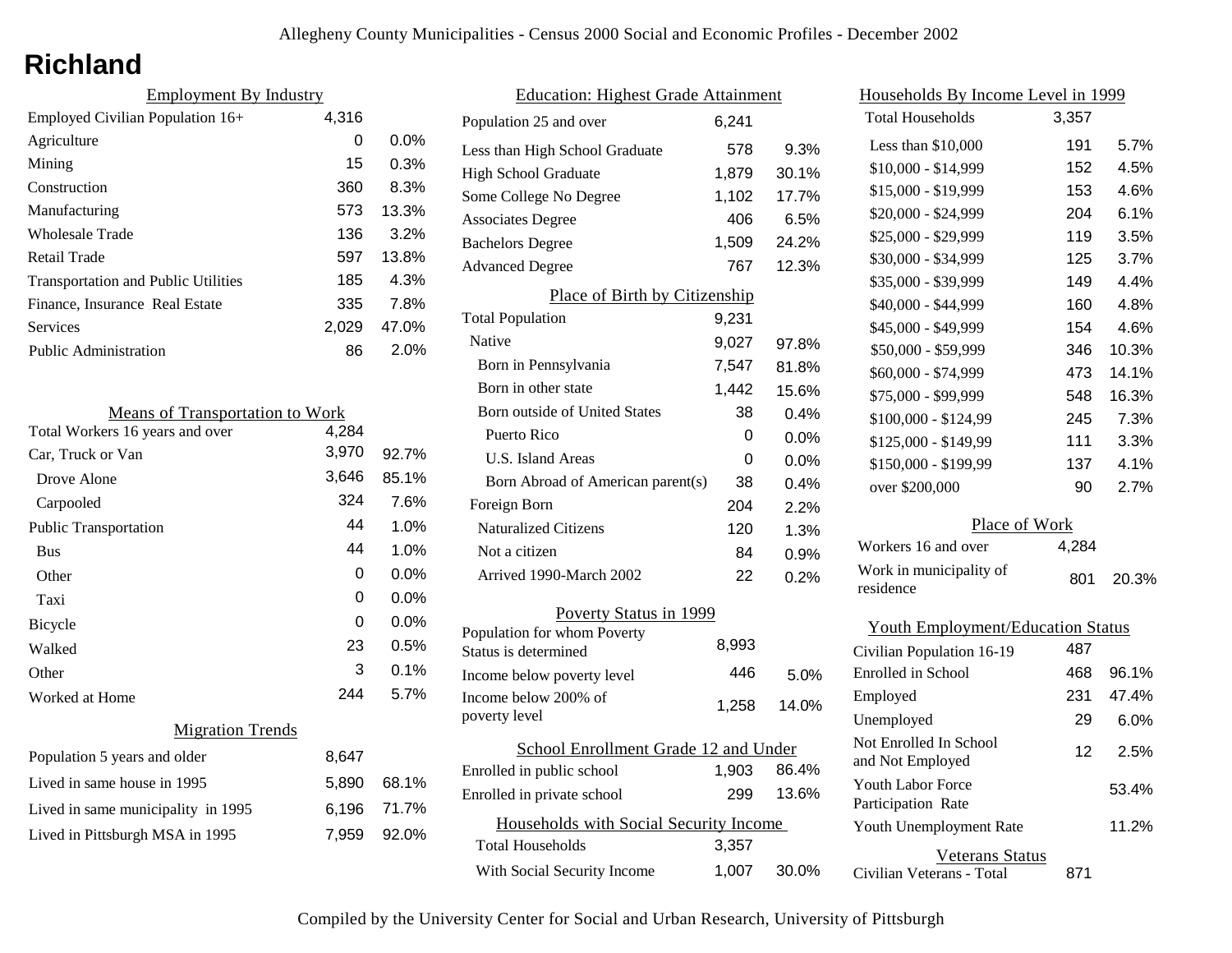# Richland

## Employment By Industry

| | | |
|---|---|---|
| Employed Civilian Population 16+ | 4,316 | |
| Agriculture | 0 | 0.0% |
| Mining | 15 | 0.3% |
| Construction | 360 | 8.3% |
| Manufacturing | 573 | 13.3% |
| Wholesale Trade | 136 | 3.2% |
| Retail Trade | 597 | 13.8% |
| Transportation and Public Utilities | 185 | 4.3% |
| Finance, Insurance Real Estate | 335 | 7.8% |
| Services | 2,029 | 47.0% |
| Public Administration | 86 | 2.0% |

## Means of Transportation to Work

| | | |
|---|---|---|
| Total Workers 16 years and over | 4,284 | |
| Car, Truck or Van | 3,970 | 92.7% |
| Drove Alone | 3,646 | 85.1% |
| Carpooled | 324 | 7.6% |
| Public Transportation | 44 | 1.0% |
| Bus | 44 | 1.0% |
| Other | 0 | 0.0% |
| Taxi | 0 | 0.0% |
| Bicycle | 0 | 0.0% |
| Walked | 23 | 0.5% |
| Other | 3 | 0.1% |
| Worked at Home | 244 | 5.7% |

## Migration Trends

| | | |
|---|---|---|
| Population 5 years and older | 8,647 | |
| Lived in same house in 1995 | 5,890 | 68.1% |
| Lived in same municipality in 1995 | 6,196 | 71.7% |
| Lived in Pittsburgh MSA in 1995 | 7,959 | 92.0% |

## Education: Highest Grade Attainment

| | | |
|---|---|---|
| Population 25 and over | 6,241 | |
| Less than High School Graduate | 578 | 9.3% |
| High School Graduate | 1,879 | 30.1% |
| Some College No Degree | 1,102 | 17.7% |
| Associates Degree | 406 | 6.5% |
| Bachelors Degree | 1,509 | 24.2% |
| Advanced Degree | 767 | 12.3% |

## Place of Birth by Citizenship

| | | |
|---|---|---|
| Total Population | 9,231 | |
| Native | 9,027 | 97.8% |
| Born in Pennsylvania | 7,547 | 81.8% |
| Born in other state | 1,442 | 15.6% |
| Born outside of United States | 38 | 0.4% |
| Puerto Rico | 0 | 0.0% |
| U.S. Island Areas | 0 | 0.0% |
| Born Abroad of American parent(s) | 38 | 0.4% |
| Foreign Born | 204 | 2.2% |
| Naturalized Citizens | 120 | 1.3% |
| Not a citizen | 84 | 0.9% |
| Arrived 1990-March 2002 | 22 | 0.2% |

## Poverty Status in 1999

| | | |
|---|---|---|
| Population for whom Poverty Status is determined | 8,993 | |
| Income below poverty level | 446 | 5.0% |
| Income below 200% of poverty level | 1,258 | 14.0% |

## School Enrollment Grade 12 and Under

| | | |
|---|---|---|
| Enrolled in public school | 1,903 | 86.4% |
| Enrolled in private school | 299 | 13.6% |

## Households with Social Security Income

| | | |
|---|---|---|
| Total Households | 3,357 | |
| With Social Security Income | 1,007 | 30.0% |

## Households By Income Level in 1999

| | | |
|---|---|---|
| Total Households | 3,357 | |
| Less than $10,000 | 191 | 5.7% |
| $10,000 - $14,999 | 152 | 4.5% |
| $15,000 - $19,999 | 153 | 4.6% |
| $20,000 - $24,999 | 204 | 6.1% |
| $25,000 - $29,999 | 119 | 3.5% |
| $30,000 - $34,999 | 125 | 3.7% |
| $35,000 - $39,999 | 149 | 4.4% |
| $40,000 - $44,999 | 160 | 4.8% |
| $45,000 - $49,999 | 154 | 4.6% |
| $50,000 - $59,999 | 346 | 10.3% |
| $60,000 - $74,999 | 473 | 14.1% |
| $75,000 - $99,999 | 548 | 16.3% |
| $100,000 - $124,99 | 245 | 7.3% |
| $125,000 - $149,99 | 111 | 3.3% |
| $150,000 - $199,99 | 137 | 4.1% |
| over $200,000 | 90 | 2.7% |

## Place of Work

| | | |
|---|---|---|
| Workers 16 and over | 4,284 | |
| Work in municipality of residence | 801 | 20.3% |

## Youth Employment/Education Status

| | | |
|---|---|---|
| Civilian Population 16-19 | 487 | |
| Enrolled in School | 468 | 96.1% |
| Employed | 231 | 47.4% |
| Unemployed | 29 | 6.0% |
| Not Enrolled In School and Not Employed | 12 | 2.5% |
| Youth Labor Force Participation Rate | | 53.4% |
| Youth Unemployment Rate | | 11.2% |

## Veterans Status

| | |
|---|---|
| Civilian Veterans - Total | 871 |

Compiled by the University Center for Social and Urban Research, University of Pittsburgh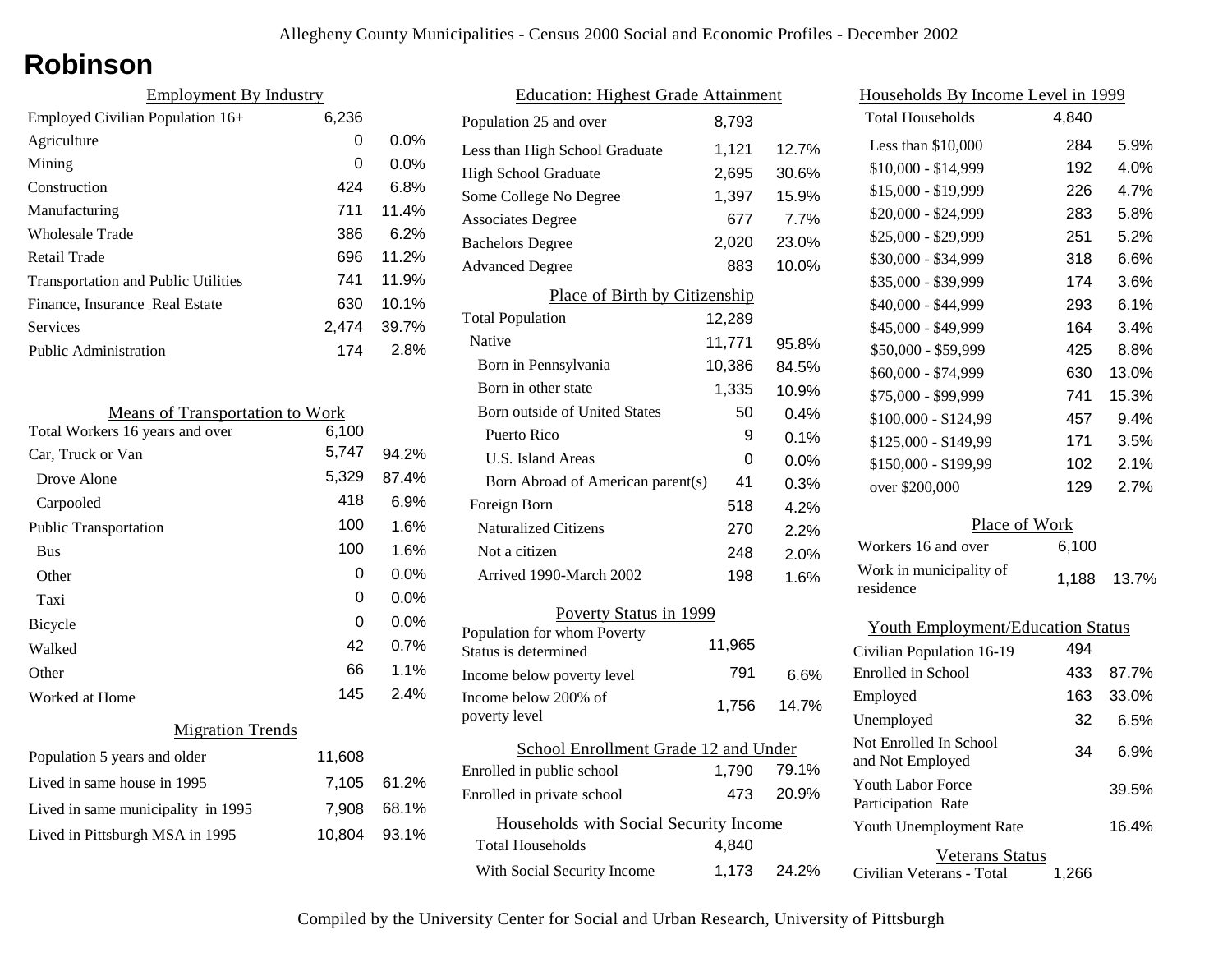# Robinson

## Employment By Industry

| Employment By Industry | | |
|---|---|---|
| Employed Civilian Population 16+ | 6,236 | |
| Agriculture | 0 | 0.0% |
| Mining | 0 | 0.0% |
| Construction | 424 | 6.8% |
| Manufacturing | 711 | 11.4% |
| Wholesale Trade | 386 | 6.2% |
| Retail Trade | 696 | 11.2% |
| Transportation and Public Utilities | 741 | 11.9% |
| Finance, Insurance Real Estate | 630 | 10.1% |
| Services | 2,474 | 39.7% |
| Public Administration | 174 | 2.8% |

## Means of Transportation to Work

| Means of Transportation to Work | | |
|---|---|---|
| Total Workers 16 years and over | 6,100 | |
| Car, Truck or Van | 5,747 | 94.2% |
| Drove Alone | 5,329 | 87.4% |
| Carpooled | 418 | 6.9% |
| Public Transportation | 100 | 1.6% |
| Bus | 100 | 1.6% |
| Other | 0 | 0.0% |
| Taxi | 0 | 0.0% |
| Bicycle | 0 | 0.0% |
| Walked | 42 | 0.7% |
| Other | 66 | 1.1% |
| Worked at Home | 145 | 2.4% |

## Migration Trends

| Migration Trends | | |
|---|---|---|
| Population 5 years and older | 11,608 | |
| Lived in same house in 1995 | 7,105 | 61.2% |
| Lived in same municipality in 1995 | 7,908 | 68.1% |
| Lived in Pittsburgh MSA in 1995 | 10,804 | 93.1% |

## Education: Highest Grade Attainment

| Education: Highest Grade Attainment | | |
|---|---|---|
| Population 25 and over | 8,793 | |
| Less than High School Graduate | 1,121 | 12.7% |
| High School Graduate | 2,695 | 30.6% |
| Some College No Degree | 1,397 | 15.9% |
| Associates Degree | 677 | 7.7% |
| Bachelors Degree | 2,020 | 23.0% |
| Advanced Degree | 883 | 10.0% |

## Place of Birth by Citizenship

| Place of Birth by Citizenship | | |
|---|---|---|
| Total Population | 12,289 | |
| Native | 11,771 | 95.8% |
| Born in Pennsylvania | 10,386 | 84.5% |
| Born in other state | 1,335 | 10.9% |
| Born outside of United States | 50 | 0.4% |
| Puerto Rico | 9 | 0.1% |
| U.S. Island Areas | 0 | 0.0% |
| Born Abroad of American parent(s) | 41 | 0.3% |
| Foreign Born | 518 | 4.2% |
| Naturalized Citizens | 270 | 2.2% |
| Not a citizen | 248 | 2.0% |
| Arrived 1990-March 2002 | 198 | 1.6% |

## Poverty Status in 1999

| Poverty Status in 1999 | | |
|---|---|---|
| Population for whom Poverty Status is determined | 11,965 | |
| Income below poverty level | 791 | 6.6% |
| Income below 200% of poverty level | 1,756 | 14.7% |

## School Enrollment Grade 12 and Under

| School Enrollment Grade 12 and Under | | |
|---|---|---|
| Enrolled in public school | 1,790 | 79.1% |
| Enrolled in private school | 473 | 20.9% |

## Households with Social Security Income

| Households with Social Security Income | | |
|---|---|---|
| Total Households | 4,840 | |
| With Social Security Income | 1,173 | 24.2% |

## Households By Income Level in 1999

| Households By Income Level in 1999 | | |
|---|---|---|
| Total Households | 4,840 | |
| Less than $10,000 | 284 | 5.9% |
| $10,000 - $14,999 | 192 | 4.0% |
| $15,000 - $19,999 | 226 | 4.7% |
| $20,000 - $24,999 | 283 | 5.8% |
| $25,000 - $29,999 | 251 | 5.2% |
| $30,000 - $34,999 | 318 | 6.6% |
| $35,000 - $39,999 | 174 | 3.6% |
| $40,000 - $44,999 | 293 | 6.1% |
| $45,000 - $49,999 | 164 | 3.4% |
| $50,000 - $59,999 | 425 | 8.8% |
| $60,000 - $74,999 | 630 | 13.0% |
| $75,000 - $99,999 | 741 | 15.3% |
| $100,000 - $124,99 | 457 | 9.4% |
| $125,000 - $149,99 | 171 | 3.5% |
| $150,000 - $199,99 | 102 | 2.1% |
| over $200,000 | 129 | 2.7% |

## Place of Work

| Place of Work | | |
|---|---|---|
| Workers 16 and over | 6,100 | |
| Work in municipality of residence | 1,188 | 13.7% |

## Youth Employment/Education Status

| Youth Employment/Education Status | | |
|---|---|---|
| Civilian Population 16-19 | 494 | |
| Enrolled in School | 433 | 87.7% |
| Employed | 163 | 33.0% |
| Unemployed | 32 | 6.5% |
| Not Enrolled In School and Not Employed | 34 | 6.9% |
| Youth Labor Force Participation Rate | | 39.5% |
| Youth Unemployment Rate | | 16.4% |

## Veterans Status

| Veterans Status | |
|---|---|
| Civilian Veterans - Total | 1,266 |

Compiled by the University Center for Social and Urban Research, University of Pittsburgh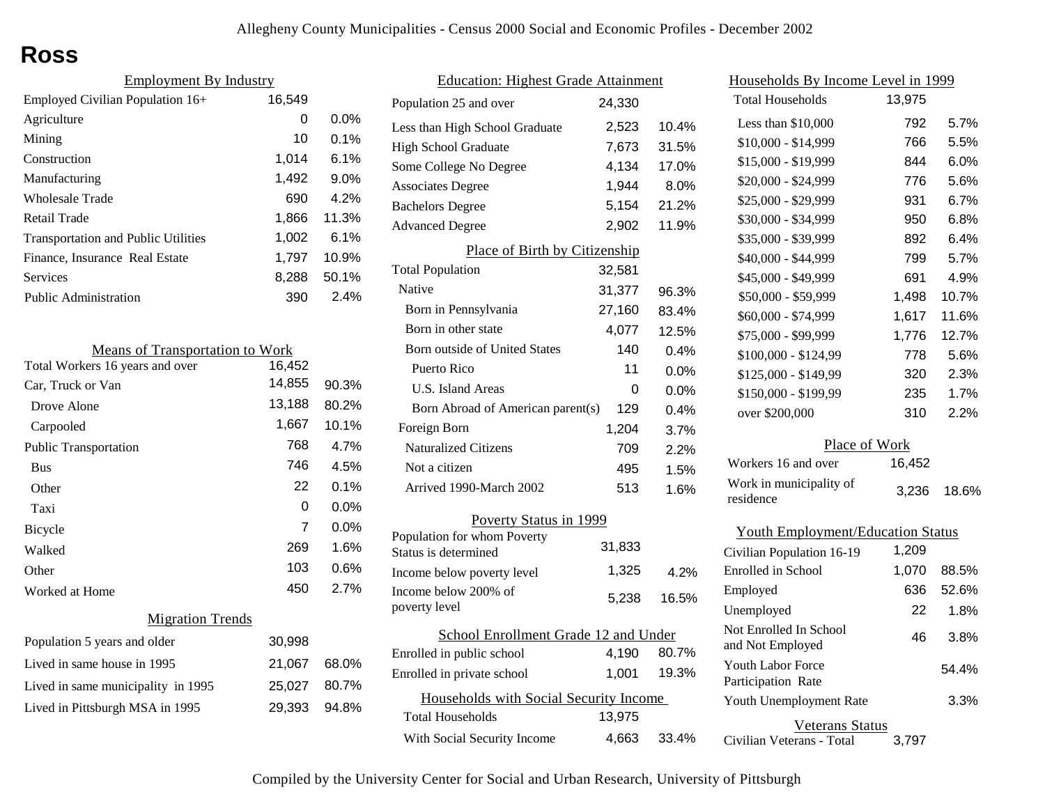Allegheny County Municipalities - Census 2000 Social and Economic Profiles - December 2002

# Ross

## Employment By Industry

| | | |
|---|---|---|
| Employed Civilian Population 16+ | 16,549 | |
| Agriculture | 0 | 0.0% |
| Mining | 10 | 0.1% |
| Construction | 1,014 | 6.1% |
| Manufacturing | 1,492 | 9.0% |
| Wholesale Trade | 690 | 4.2% |
| Retail Trade | 1,866 | 11.3% |
| Transportation and Public Utilities | 1,002 | 6.1% |
| Finance, Insurance Real Estate | 1,797 | 10.9% |
| Services | 8,288 | 50.1% |
| Public Administration | 390 | 2.4% |

## Means of Transportation to Work

| | | |
|---|---|---|
| Total Workers 16 years and over | 16,452 | |
| Car, Truck or Van | 14,855 | 90.3% |
| Drove Alone | 13,188 | 80.2% |
| Carpooled | 1,667 | 10.1% |
| Public Transportation | 768 | 4.7% |
| Bus | 746 | 4.5% |
| Other | 22 | 0.1% |
| Taxi | 0 | 0.0% |
| Bicycle | 7 | 0.0% |
| Walked | 269 | 1.6% |
| Other | 103 | 0.6% |
| Worked at Home | 450 | 2.7% |

## Migration Trends

| | | |
|---|---|---|
| Population 5 years and older | 30,998 | |
| Lived in same house in 1995 | 21,067 | 68.0% |
| Lived in same municipality in 1995 | 25,027 | 80.7% |
| Lived in Pittsburgh MSA in 1995 | 29,393 | 94.8% |

## Education: Highest Grade Attainment

| | | |
|---|---|---|
| Population 25 and over | 24,330 | |
| Less than High School Graduate | 2,523 | 10.4% |
| High School Graduate | 7,673 | 31.5% |
| Some College No Degree | 4,134 | 17.0% |
| Associates Degree | 1,944 | 8.0% |
| Bachelors Degree | 5,154 | 21.2% |
| Advanced Degree | 2,902 | 11.9% |

## Place of Birth by Citizenship

| | | |
|---|---|---|
| Total Population | 32,581 | |
| Native | 31,377 | 96.3% |
| Born in Pennsylvania | 27,160 | 83.4% |
| Born in other state | 4,077 | 12.5% |
| Born outside of United States | 140 | 0.4% |
| Puerto Rico | 11 | 0.0% |
| U.S. Island Areas | 0 | 0.0% |
| Born Abroad of American parent(s) | 129 | 0.4% |
| Foreign Born | 1,204 | 3.7% |
| Naturalized Citizens | 709 | 2.2% |
| Not a citizen | 495 | 1.5% |
| Arrived 1990-March 2002 | 513 | 1.6% |

## Poverty Status in 1999

| | | |
|---|---|---|
| Population for whom Poverty Status is determined | 31,833 | |
| Income below poverty level | 1,325 | 4.2% |
| Income below 200% of poverty level | 5,238 | 16.5% |

## School Enrollment Grade 12 and Under

| | | |
|---|---|---|
| Enrolled in public school | 4,190 | 80.7% |
| Enrolled in private school | 1,001 | 19.3% |

## Households with Social Security Income

| | | |
|---|---|---|
| Total Households | 13,975 | |
| With Social Security Income | 4,663 | 33.4% |

## Households By Income Level in 1999

| | | |
|---|---|---|
| Total Households | 13,975 | |
| Less than $10,000 | 792 | 5.7% |
| $10,000 - $14,999 | 766 | 5.5% |
| $15,000 - $19,999 | 844 | 6.0% |
| $20,000 - $24,999 | 776 | 5.6% |
| $25,000 - $29,999 | 931 | 6.7% |
| $30,000 - $34,999 | 950 | 6.8% |
| $35,000 - $39,999 | 892 | 6.4% |
| $40,000 - $44,999 | 799 | 5.7% |
| $45,000 - $49,999 | 691 | 4.9% |
| $50,000 - $59,999 | 1,498 | 10.7% |
| $60,000 - $74,999 | 1,617 | 11.6% |
| $75,000 - $99,999 | 1,776 | 12.7% |
| $100,000 - $124,99 | 778 | 5.6% |
| $125,000 - $149,99 | 320 | 2.3% |
| $150,000 - $199,99 | 235 | 1.7% |
| over $200,000 | 310 | 2.2% |

## Place of Work

| | | |
|---|---|---|
| Workers 16 and over | 16,452 | |
| Work in municipality of residence | 3,236 | 18.6% |

## Youth Employment/Education Status

| | | |
|---|---|---|
| Civilian Population 16-19 | 1,209 | |
| Enrolled in School | 1,070 | 88.5% |
| Employed | 636 | 52.6% |
| Unemployed | 22 | 1.8% |
| Not Enrolled In School and Not Employed | 46 | 3.8% |
| Youth Labor Force Participation Rate | | 54.4% |
| Youth Unemployment Rate | | 3.3% |

## Veterans Status

| | |
|---|---|
| Civilian Veterans - Total | 3,797 |

Compiled by the University Center for Social and Urban Research, University of Pittsburgh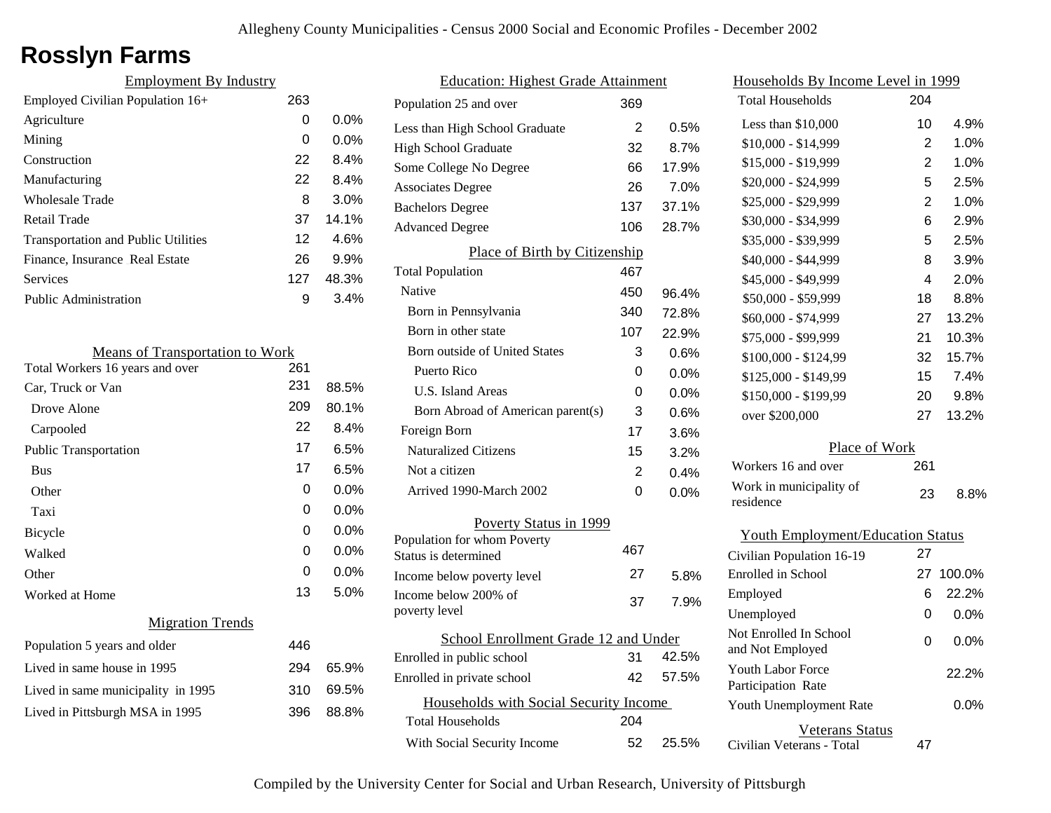# Rosslyn Farms

## Employment By Industry

| Employment By Industry | | |
|---|---|---|
| Employed Civilian Population 16+ | 263 | |
| Agriculture | 0 | 0.0% |
| Mining | 0 | 0.0% |
| Construction | 22 | 8.4% |
| Manufacturing | 22 | 8.4% |
| Wholesale Trade | 8 | 3.0% |
| Retail Trade | 37 | 14.1% |
| Transportation and Public Utilities | 12 | 4.6% |
| Finance, Insurance Real Estate | 26 | 9.9% |
| Services | 127 | 48.3% |
| Public Administration | 9 | 3.4% |

## Means of Transportation to Work

| Means of Transportation to Work | | |
|---|---|---|
| Total Workers 16 years and over | 261 | |
| Car, Truck or Van | 231 | 88.5% |
| Drove Alone | 209 | 80.1% |
| Carpooled | 22 | 8.4% |
| Public Transportation | 17 | 6.5% |
| Bus | 17 | 6.5% |
| Other | 0 | 0.0% |
| Taxi | 0 | 0.0% |
| Bicycle | 0 | 0.0% |
| Walked | 0 | 0.0% |
| Other | 0 | 0.0% |
| Worked at Home | 13 | 5.0% |

## Migration Trends

| Migration Trends | | |
|---|---|---|
| Population 5 years and older | 446 | |
| Lived in same house in 1995 | 294 | 65.9% |
| Lived in same municipality in 1995 | 310 | 69.5% |
| Lived in Pittsburgh MSA in 1995 | 396 | 88.8% |

## Education: Highest Grade Attainment

| Education: Highest Grade Attainment | | |
|---|---|---|
| Population 25 and over | 369 | |
| Less than High School Graduate | 2 | 0.5% |
| High School Graduate | 32 | 8.7% |
| Some College No Degree | 66 | 17.9% |
| Associates Degree | 26 | 7.0% |
| Bachelors Degree | 137 | 37.1% |
| Advanced Degree | 106 | 28.7% |

## Place of Birth by Citizenship

| Place of Birth by Citizenship | | |
|---|---|---|
| Total Population | 467 | |
| Native | 450 | 96.4% |
| Born in Pennsylvania | 340 | 72.8% |
| Born in other state | 107 | 22.9% |
| Born outside of United States | 3 | 0.6% |
| Puerto Rico | 0 | 0.0% |
| U.S. Island Areas | 0 | 0.0% |
| Born Abroad of American parent(s) | 3 | 0.6% |
| Foreign Born | 17 | 3.6% |
| Naturalized Citizens | 15 | 3.2% |
| Not a citizen | 2 | 0.4% |
| Arrived 1990-March 2002 | 0 | 0.0% |

## Poverty Status in 1999

| Poverty Status in 1999 | | |
|---|---|---|
| Population for whom Poverty Status is determined | 467 | |
| Income below poverty level | 27 | 5.8% |
| Income below 200% of poverty level | 37 | 7.9% |

## School Enrollment Grade 12 and Under

| School Enrollment Grade 12 and Under | | |
|---|---|---|
| Enrolled in public school | 31 | 42.5% |
| Enrolled in private school | 42 | 57.5% |

## Households with Social Security Income

| Households with Social Security Income | | |
|---|---|---|
| Total Households | 204 | |
| With Social Security Income | 52 | 25.5% |

## Households By Income Level in 1999

| Households By Income Level in 1999 | | |
|---|---|---|
| Total Households | 204 | |
| Less than $10,000 | 10 | 4.9% |
| $10,000 - $14,999 | 2 | 1.0% |
| $15,000 - $19,999 | 2 | 1.0% |
| $20,000 - $24,999 | 5 | 2.5% |
| $25,000 - $29,999 | 2 | 1.0% |
| $30,000 - $34,999 | 6 | 2.9% |
| $35,000 - $39,999 | 5 | 2.5% |
| $40,000 - $44,999 | 8 | 3.9% |
| $45,000 - $49,999 | 4 | 2.0% |
| $50,000 - $59,999 | 18 | 8.8% |
| $60,000 - $74,999 | 27 | 13.2% |
| $75,000 - $99,999 | 21 | 10.3% |
| $100,000 - $124,99 | 32 | 15.7% |
| $125,000 - $149,99 | 15 | 7.4% |
| $150,000 - $199,99 | 20 | 9.8% |
| over $200,000 | 27 | 13.2% |

## Place of Work

| Place of Work | | |
|---|---|---|
| Workers 16 and over | 261 | |
| Work in municipality of residence | 23 | 8.8% |

## Youth Employment/Education Status

| Youth Employment/Education Status | | |
|---|---|---|
| Civilian Population 16-19 | 27 | |
| Enrolled in School | 27 | 100.0% |
| Employed | 6 | 22.2% |
| Unemployed | 0 | 0.0% |
| Not Enrolled In School and Not Employed | 0 | 0.0% |
| Youth Labor Force Participation Rate | | 22.2% |
| Youth Unemployment Rate | | 0.0% |

## Veterans Status

| Veterans Status | |
|---|---|
| Civilian Veterans - Total | 47 |

Compiled by the University Center for Social and Urban Research, University of Pittsburgh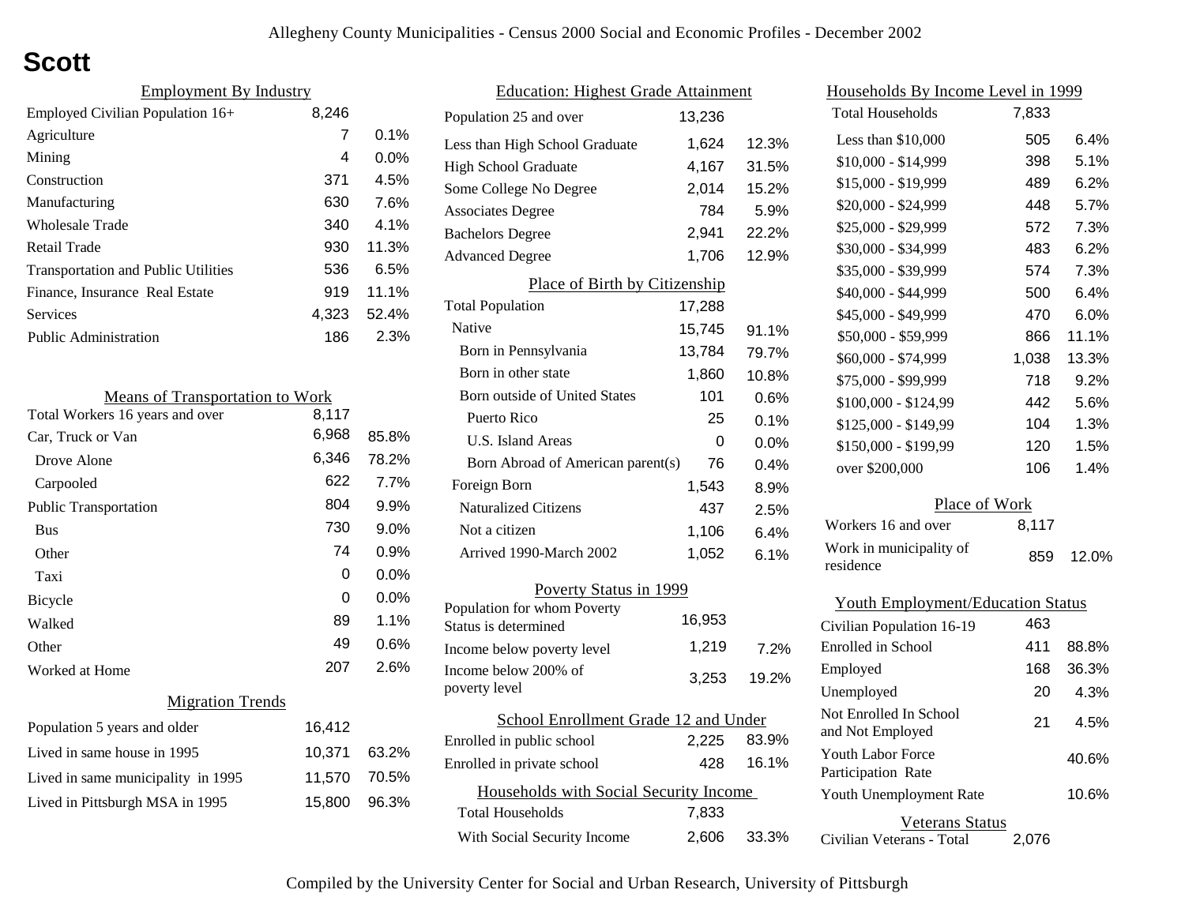# Scott

### Employment By Industry

| Employment By Industry | | |
|---|---|---|
| Employed Civilian Population 16+ | 8,246 | |
| Agriculture | 7 | 0.1% |
| Mining | 4 | 0.0% |
| Construction | 371 | 4.5% |
| Manufacturing | 630 | 7.6% |
| Wholesale Trade | 340 | 4.1% |
| Retail Trade | 930 | 11.3% |
| Transportation and Public Utilities | 536 | 6.5% |
| Finance, Insurance Real Estate | 919 | 11.1% |
| Services | 4,323 | 52.4% |
| Public Administration | 186 | 2.3% |

### Means of Transportation to Work

| Means of Transportation to Work | | |
|---|---|---|
| Total Workers 16 years and over | 8,117 | |
| Car, Truck or Van | 6,968 | 85.8% |
| Drove Alone | 6,346 | 78.2% |
| Carpooled | 622 | 7.7% |
| Public Transportation | 804 | 9.9% |
| Bus | 730 | 9.0% |
| Other | 74 | 0.9% |
| Taxi | 0 | 0.0% |
| Bicycle | 0 | 0.0% |
| Walked | 89 | 1.1% |
| Other | 49 | 0.6% |
| Worked at Home | 207 | 2.6% |

### Migration Trends

| Migration Trends | | |
|---|---|---|
| Population 5 years and older | 16,412 | |
| Lived in same house in 1995 | 10,371 | 63.2% |
| Lived in same municipality in 1995 | 11,570 | 70.5% |
| Lived in Pittsburgh MSA in 1995 | 15,800 | 96.3% |

### Education: Highest Grade Attainment

| Education: Highest Grade Attainment | | |
|---|---|---|
| Population 25 and over | 13,236 | |
| Less than High School Graduate | 1,624 | 12.3% |
| High School Graduate | 4,167 | 31.5% |
| Some College No Degree | 2,014 | 15.2% |
| Associates Degree | 784 | 5.9% |
| Bachelors Degree | 2,941 | 22.2% |
| Advanced Degree | 1,706 | 12.9% |

### Place of Birth by Citizenship

| Place of Birth by Citizenship | | |
|---|---|---|
| Total Population | 17,288 | |
| Native | 15,745 | 91.1% |
| Born in Pennsylvania | 13,784 | 79.7% |
| Born in other state | 1,860 | 10.8% |
| Born outside of United States | 101 | 0.6% |
| Puerto Rico | 25 | 0.1% |
| U.S. Island Areas | 0 | 0.0% |
| Born Abroad of American parent(s) | 76 | 0.4% |
| Foreign Born | 1,543 | 8.9% |
| Naturalized Citizens | 437 | 2.5% |
| Not a citizen | 1,106 | 6.4% |
| Arrived 1990-March 2002 | 1,052 | 6.1% |

### Poverty Status in 1999

| Poverty Status in 1999 | | |
|---|---|---|
| Population for whom Poverty Status is determined | 16,953 | |
| Income below poverty level | 1,219 | 7.2% |
| Income below 200% of poverty level | 3,253 | 19.2% |

### School Enrollment Grade 12 and Under

| School Enrollment Grade 12 and Under | | |
|---|---|---|
| Enrolled in public school | 2,225 | 83.9% |
| Enrolled in private school | 428 | 16.1% |

### Households with Social Security Income

| Households with Social Security Income | | |
|---|---|---|
| Total Households | 7,833 | |
| With Social Security Income | 2,606 | 33.3% |

### Households By Income Level in 1999

| Households By Income Level in 1999 | | |
|---|---|---|
| Total Households | 7,833 | |
| Less than $10,000 | 505 | 6.4% |
| $10,000 - $14,999 | 398 | 5.1% |
| $15,000 - $19,999 | 489 | 6.2% |
| $20,000 - $24,999 | 448 | 5.7% |
| $25,000 - $29,999 | 572 | 7.3% |
| $30,000 - $34,999 | 483 | 6.2% |
| $35,000 - $39,999 | 574 | 7.3% |
| $40,000 - $44,999 | 500 | 6.4% |
| $45,000 - $49,999 | 470 | 6.0% |
| $50,000 - $59,999 | 866 | 11.1% |
| $60,000 - $74,999 | 1,038 | 13.3% |
| $75,000 - $99,999 | 718 | 9.2% |
| $100,000 - $124,99 | 442 | 5.6% |
| $125,000 - $149,99 | 104 | 1.3% |
| $150,000 - $199,99 | 120 | 1.5% |
| over $200,000 | 106 | 1.4% |

### Place of Work

| Place of Work | | |
|---|---|---|
| Workers 16 and over | 8,117 | |
| Work in municipality of residence | 859 | 12.0% |

### Youth Employment/Education Status

| Youth Employment/Education Status | | |
|---|---|---|
| Civilian Population 16-19 | 463 | |
| Enrolled in School | 411 | 88.8% |
| Employed | 168 | 36.3% |
| Unemployed | 20 | 4.3% |
| Not Enrolled In School and Not Employed | 21 | 4.5% |
| Youth Labor Force Participation Rate | | 40.6% |
| Youth Unemployment Rate | | 10.6% |

### Veterans Status

| Veterans Status | |
|---|---|
| Civilian Veterans - Total | 2,076 |

Compiled by the University Center for Social and Urban Research, University of Pittsburgh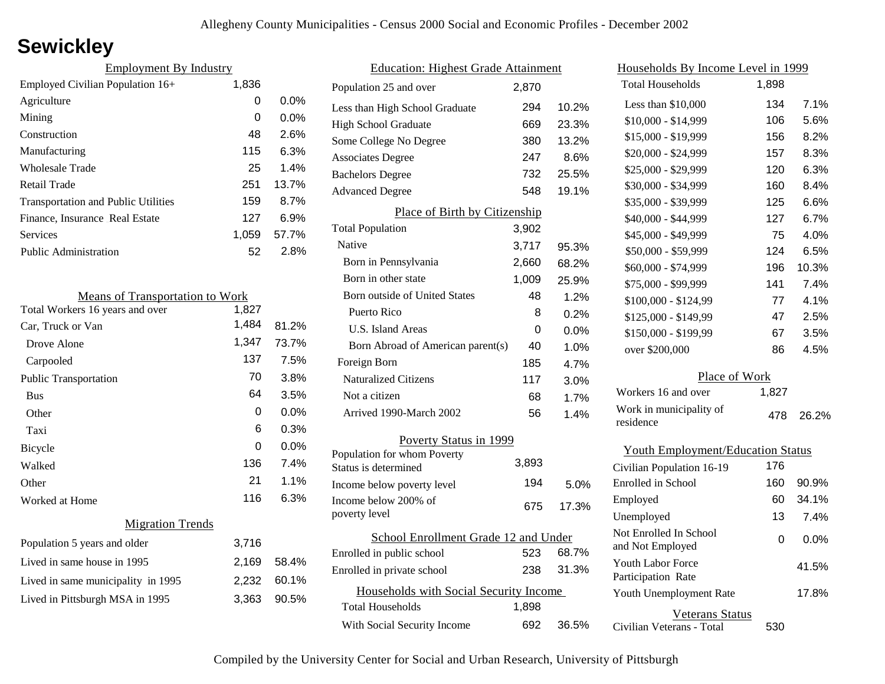# Sewickley

## Employment By Industry

| | | |
|---|---|---|
| Employed Civilian Population 16+ | 1,836 | |
| Agriculture | 0 | 0.0% |
| Mining | 0 | 0.0% |
| Construction | 48 | 2.6% |
| Manufacturing | 115 | 6.3% |
| Wholesale Trade | 25 | 1.4% |
| Retail Trade | 251 | 13.7% |
| Transportation and Public Utilities | 159 | 8.7% |
| Finance, Insurance Real Estate | 127 | 6.9% |
| Services | 1,059 | 57.7% |
| Public Administration | 52 | 2.8% |

## Means of Transportation to Work

| | | |
|---|---|---|
| Total Workers 16 years and over | 1,827 | |
| Car, Truck or Van | 1,484 | 81.2% |
| Drove Alone | 1,347 | 73.7% |
| Carpooled | 137 | 7.5% |
| Public Transportation | 70 | 3.8% |
| Bus | 64 | 3.5% |
| Other | 0 | 0.0% |
| Taxi | 6 | 0.3% |
| Bicycle | 0 | 0.0% |
| Walked | 136 | 7.4% |
| Other | 21 | 1.1% |
| Worked at Home | 116 | 6.3% |

## Migration Trends

| | | |
|---|---|---|
| Population 5 years and older | 3,716 | |
| Lived in same house in 1995 | 2,169 | 58.4% |
| Lived in same municipality in 1995 | 2,232 | 60.1% |
| Lived in Pittsburgh MSA in 1995 | 3,363 | 90.5% |

## Education: Highest Grade Attainment

| | | |
|---|---|---|
| Population 25 and over | 2,870 | |
| Less than High School Graduate | 294 | 10.2% |
| High School Graduate | 669 | 23.3% |
| Some College No Degree | 380 | 13.2% |
| Associates Degree | 247 | 8.6% |
| Bachelors Degree | 732 | 25.5% |
| Advanced Degree | 548 | 19.1% |

## Place of Birth by Citizenship

| | | |
|---|---|---|
| Total Population | 3,902 | |
| Native | 3,717 | 95.3% |
| Born in Pennsylvania | 2,660 | 68.2% |
| Born in other state | 1,009 | 25.9% |
| Born outside of United States | 48 | 1.2% |
| Puerto Rico | 8 | 0.2% |
| U.S. Island Areas | 0 | 0.0% |
| Born Abroad of American parent(s) | 40 | 1.0% |
| Foreign Born | 185 | 4.7% |
| Naturalized Citizens | 117 | 3.0% |
| Not a citizen | 68 | 1.7% |
| Arrived 1990-March 2002 | 56 | 1.4% |

## Poverty Status in 1999

| | | |
|---|---|---|
| Population for whom Poverty Status is determined | 3,893 | |
| Income below poverty level | 194 | 5.0% |
| Income below 200% of poverty level | 675 | 17.3% |

## School Enrollment Grade 12 and Under

| | | |
|---|---|---|
| Enrolled in public school | 523 | 68.7% |
| Enrolled in private school | 238 | 31.3% |

## Households with Social Security Income

| | | |
|---|---|---|
| Total Households | 1,898 | |
| With Social Security Income | 692 | 36.5% |

## Households By Income Level in 1999

| | | |
|---|---|---|
| Total Households | 1,898 | |
| Less than $10,000 | 134 | 7.1% |
| $10,000 - $14,999 | 106 | 5.6% |
| $15,000 - $19,999 | 156 | 8.2% |
| $20,000 - $24,999 | 157 | 8.3% |
| $25,000 - $29,999 | 120 | 6.3% |
| $30,000 - $34,999 | 160 | 8.4% |
| $35,000 - $39,999 | 125 | 6.6% |
| $40,000 - $44,999 | 127 | 6.7% |
| $45,000 - $49,999 | 75 | 4.0% |
| $50,000 - $59,999 | 124 | 6.5% |
| $60,000 - $74,999 | 196 | 10.3% |
| $75,000 - $99,999 | 141 | 7.4% |
| $100,000 - $124,99 | 77 | 4.1% |
| $125,000 - $149,99 | 47 | 2.5% |
| $150,000 - $199,99 | 67 | 3.5% |
| over $200,000 | 86 | 4.5% |

## Place of Work

| | | |
|---|---|---|
| Workers 16 and over | 1,827 | |
| Work in municipality of residence | 478 | 26.2% |

## Youth Employment/Education Status

| | | |
|---|---|---|
| Civilian Population 16-19 | 176 | |
| Enrolled in School | 160 | 90.9% |
| Employed | 60 | 34.1% |
| Unemployed | 13 | 7.4% |
| Not Enrolled In School and Not Employed | 0 | 0.0% |
| Youth Labor Force Participation Rate | | 41.5% |
| Youth Unemployment Rate | | 17.8% |

## Veterans Status

| | |
|---|---|
| Civilian Veterans - Total | 530 |

Compiled by the University Center for Social and Urban Research, University of Pittsburgh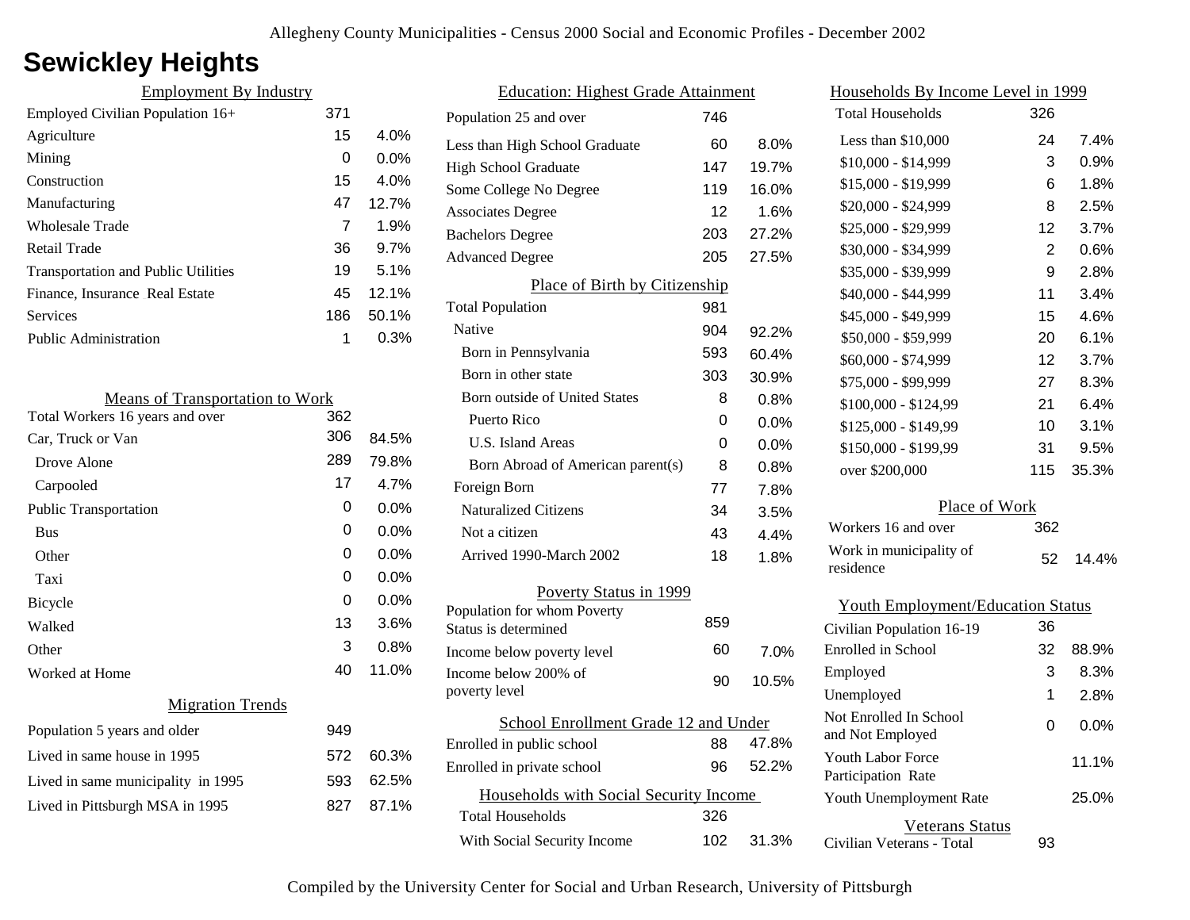# Sewickley Heights

## Employment By Industry

| Employment By Industry | | |
|---|---|---|
| Employed Civilian Population 16+ | 371 | |
| Agriculture | 15 | 4.0% |
| Mining | 0 | 0.0% |
| Construction | 15 | 4.0% |
| Manufacturing | 47 | 12.7% |
| Wholesale Trade | 7 | 1.9% |
| Retail Trade | 36 | 9.7% |
| Transportation and Public Utilities | 19 | 5.1% |
| Finance, Insurance Real Estate | 45 | 12.1% |
| Services | 186 | 50.1% |
| Public Administration | 1 | 0.3% |

## Means of Transportation to Work

| Means of Transportation to Work | | |
|---|---|---|
| Total Workers 16 years and over | 362 | |
| Car, Truck or Van | 306 | 84.5% |
| Drove Alone | 289 | 79.8% |
| Carpooled | 17 | 4.7% |
| Public Transportation | 0 | 0.0% |
| Bus | 0 | 0.0% |
| Other | 0 | 0.0% |
| Taxi | 0 | 0.0% |
| Bicycle | 0 | 0.0% |
| Walked | 13 | 3.6% |
| Other | 3 | 0.8% |
| Worked at Home | 40 | 11.0% |

## Migration Trends

| Migration Trends | | |
|---|---|---|
| Population 5 years and older | 949 | |
| Lived in same house in 1995 | 572 | 60.3% |
| Lived in same municipality in 1995 | 593 | 62.5% |
| Lived in Pittsburgh MSA in 1995 | 827 | 87.1% |

## Education: Highest Grade Attainment

| Education: Highest Grade Attainment | | |
|---|---|---|
| Population 25 and over | 746 | |
| Less than High School Graduate | 60 | 8.0% |
| High School Graduate | 147 | 19.7% |
| Some College No Degree | 119 | 16.0% |
| Associates Degree | 12 | 1.6% |
| Bachelors Degree | 203 | 27.2% |
| Advanced Degree | 205 | 27.5% |

## Place of Birth by Citizenship

| Place of Birth by Citizenship | | |
|---|---|---|
| Total Population | 981 | |
| Native | 904 | 92.2% |
| Born in Pennsylvania | 593 | 60.4% |
| Born in other state | 303 | 30.9% |
| Born outside of United States | 8 | 0.8% |
| Puerto Rico | 0 | 0.0% |
| U.S. Island Areas | 0 | 0.0% |
| Born Abroad of American parent(s) | 8 | 0.8% |
| Foreign Born | 77 | 7.8% |
| Naturalized Citizens | 34 | 3.5% |
| Not a citizen | 43 | 4.4% |
| Arrived 1990-March 2002 | 18 | 1.8% |

## Poverty Status in 1999

| Poverty Status in 1999 | | |
|---|---|---|
| Population for whom Poverty Status is determined | 859 | |
| Income below poverty level | 60 | 7.0% |
| Income below 200% of poverty level | 90 | 10.5% |

## School Enrollment Grade 12 and Under

| School Enrollment Grade 12 and Under | | |
|---|---|---|
| Enrolled in public school | 88 | 47.8% |
| Enrolled in private school | 96 | 52.2% |

## Households with Social Security Income

| Households with Social Security Income | | |
|---|---|---|
| Total Households | 326 | |
| With Social Security Income | 102 | 31.3% |

## Households By Income Level in 1999

| Households By Income Level in 1999 | | |
|---|---|---|
| Total Households | 326 | |
| Less than $10,000 | 24 | 7.4% |
| $10,000 - $14,999 | 3 | 0.9% |
| $15,000 - $19,999 | 6 | 1.8% |
| $20,000 - $24,999 | 8 | 2.5% |
| $25,000 - $29,999 | 12 | 3.7% |
| $30,000 - $34,999 | 2 | 0.6% |
| $35,000 - $39,999 | 9 | 2.8% |
| $40,000 - $44,999 | 11 | 3.4% |
| $45,000 - $49,999 | 15 | 4.6% |
| $50,000 - $59,999 | 20 | 6.1% |
| $60,000 - $74,999 | 12 | 3.7% |
| $75,000 - $99,999 | 27 | 8.3% |
| $100,000 - $124,99 | 21 | 6.4% |
| $125,000 - $149,99 | 10 | 3.1% |
| $150,000 - $199,99 | 31 | 9.5% |
| over $200,000 | 115 | 35.3% |

## Place of Work

| Place of Work | | |
|---|---|---|
| Workers 16 and over | 362 | |
| Work in municipality of residence | 52 | 14.4% |

## Youth Employment/Education Status

| Youth Employment/Education Status | | |
|---|---|---|
| Civilian Population 16-19 | 36 | |
| Enrolled in School | 32 | 88.9% |
| Employed | 3 | 8.3% |
| Unemployed | 1 | 2.8% |
| Not Enrolled In School and Not Employed | 0 | 0.0% |
| Youth Labor Force Participation Rate | | 11.1% |
| Youth Unemployment Rate | | 25.0% |

## Veterans Status

| Veterans Status | |
|---|---|
| Civilian Veterans - Total | 93 |

Compiled by the University Center for Social and Urban Research, University of Pittsburgh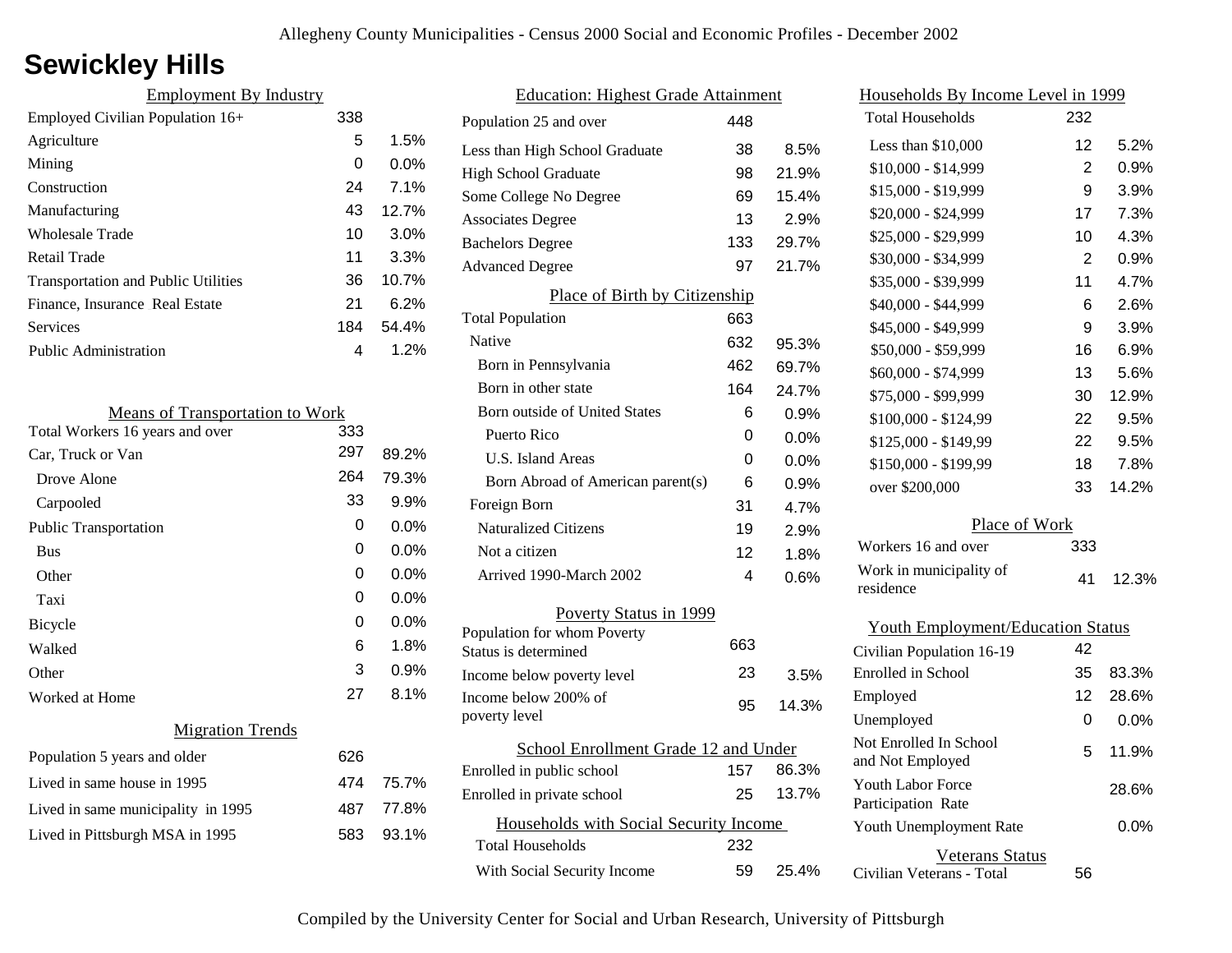# Sewickley Hills

## Employment By Industry

| Employment By Industry | | |
|---|---|---|
| Employed Civilian Population 16+ | 338 | |
| Agriculture | 5 | 1.5% |
| Mining | 0 | 0.0% |
| Construction | 24 | 7.1% |
| Manufacturing | 43 | 12.7% |
| Wholesale Trade | 10 | 3.0% |
| Retail Trade | 11 | 3.3% |
| Transportation and Public Utilities | 36 | 10.7% |
| Finance, Insurance Real Estate | 21 | 6.2% |
| Services | 184 | 54.4% |
| Public Administration | 4 | 1.2% |

## Means of Transportation to Work

| Means of Transportation to Work | | |
|---|---|---|
| Total Workers 16 years and over | 333 | |
| Car, Truck or Van | 297 | 89.2% |
| Drove Alone | 264 | 79.3% |
| Carpooled | 33 | 9.9% |
| Public Transportation | 0 | 0.0% |
| Bus | 0 | 0.0% |
| Other | 0 | 0.0% |
| Taxi | 0 | 0.0% |
| Bicycle | 0 | 0.0% |
| Walked | 6 | 1.8% |
| Other | 3 | 0.9% |
| Worked at Home | 27 | 8.1% |

## Migration Trends

| Migration Trends | | |
|---|---|---|
| Population 5 years and older | 626 | |
| Lived in same house in 1995 | 474 | 75.7% |
| Lived in same municipality in 1995 | 487 | 77.8% |
| Lived in Pittsburgh MSA in 1995 | 583 | 93.1% |

## Education: Highest Grade Attainment

| Education: Highest Grade Attainment | | |
|---|---|---|
| Population 25 and over | 448 | |
| Less than High School Graduate | 38 | 8.5% |
| High School Graduate | 98 | 21.9% |
| Some College No Degree | 69 | 15.4% |
| Associates Degree | 13 | 2.9% |
| Bachelors Degree | 133 | 29.7% |
| Advanced Degree | 97 | 21.7% |

## Place of Birth by Citizenship

| Place of Birth by Citizenship | | |
|---|---|---|
| Total Population | 663 | |
| Native | 632 | 95.3% |
| Born in Pennsylvania | 462 | 69.7% |
| Born in other state | 164 | 24.7% |
| Born outside of United States | 6 | 0.9% |
| Puerto Rico | 0 | 0.0% |
| U.S. Island Areas | 0 | 0.0% |
| Born Abroad of American parent(s) | 6 | 0.9% |
| Foreign Born | 31 | 4.7% |
| Naturalized Citizens | 19 | 2.9% |
| Not a citizen | 12 | 1.8% |
| Arrived 1990-March 2002 | 4 | 0.6% |

## Poverty Status in 1999

| Poverty Status in 1999 | | |
|---|---|---|
| Population for whom Poverty Status is determined | 663 | |
| Income below poverty level | 23 | 3.5% |
| Income below 200% of poverty level | 95 | 14.3% |

## School Enrollment Grade 12 and Under

| School Enrollment Grade 12 and Under | | |
|---|---|---|
| Enrolled in public school | 157 | 86.3% |
| Enrolled in private school | 25 | 13.7% |

## Households with Social Security Income

| Households with Social Security Income | | |
|---|---|---|
| Total Households | 232 | |
| With Social Security Income | 59 | 25.4% |

## Households By Income Level in 1999

| Households By Income Level in 1999 | | |
|---|---|---|
| Total Households | 232 | |
| Less than $10,000 | 12 | 5.2% |
| $10,000 - $14,999 | 2 | 0.9% |
| $15,000 - $19,999 | 9 | 3.9% |
| $20,000 - $24,999 | 17 | 7.3% |
| $25,000 - $29,999 | 10 | 4.3% |
| $30,000 - $34,999 | 2 | 0.9% |
| $35,000 - $39,999 | 11 | 4.7% |
| $40,000 - $44,999 | 6 | 2.6% |
| $45,000 - $49,999 | 9 | 3.9% |
| $50,000 - $59,999 | 16 | 6.9% |
| $60,000 - $74,999 | 13 | 5.6% |
| $75,000 - $99,999 | 30 | 12.9% |
| $100,000 - $124,99 | 22 | 9.5% |
| $125,000 - $149,99 | 22 | 9.5% |
| $150,000 - $199,99 | 18 | 7.8% |
| over $200,000 | 33 | 14.2% |

## Place of Work

| Place of Work | | |
|---|---|---|
| Workers 16 and over | 333 | |
| Work in municipality of residence | 41 | 12.3% |

## Youth Employment/Education Status

| Youth Employment/Education Status | | |
|---|---|---|
| Civilian Population 16-19 | 42 | |
| Enrolled in School | 35 | 83.3% |
| Employed | 12 | 28.6% |
| Unemployed | 0 | 0.0% |
| Not Enrolled In School and Not Employed | 5 | 11.9% |
| Youth Labor Force Participation Rate | | 28.6% |
| Youth Unemployment Rate | | 0.0% |

## Veterans Status

| Veterans Status | |
|---|---|
| Civilian Veterans - Total | 56 |

Compiled by the University Center for Social and Urban Research, University of Pittsburgh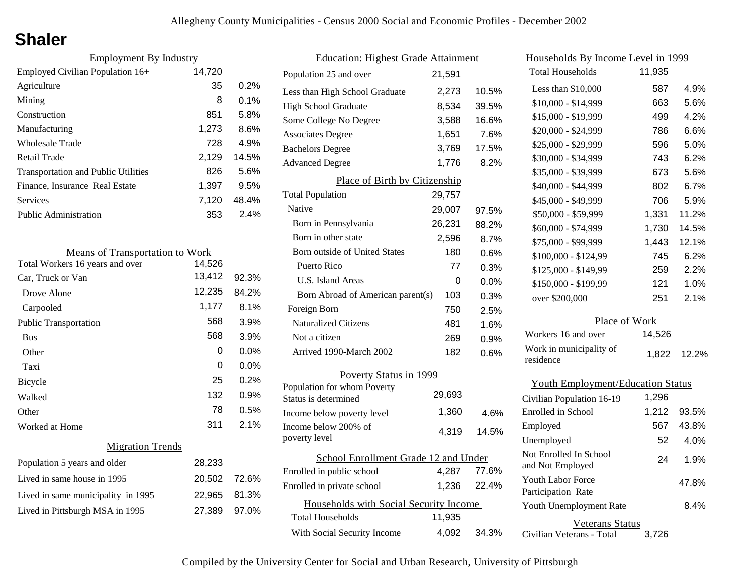# Shaler

Allegheny County Municipalities - Census 2000 Social and Economic Profiles - December 2002

## Employment By Industry

| | | |
|---|---|---|
| Employed Civilian Population 16+ | 14,720 | |
| Agriculture | 35 | 0.2% |
| Mining | 8 | 0.1% |
| Construction | 851 | 5.8% |
| Manufacturing | 1,273 | 8.6% |
| Wholesale Trade | 728 | 4.9% |
| Retail Trade | 2,129 | 14.5% |
| Transportation and Public Utilities | 826 | 5.6% |
| Finance, Insurance Real Estate | 1,397 | 9.5% |
| Services | 7,120 | 48.4% |
| Public Administration | 353 | 2.4% |

## Means of Transportation to Work

| | | |
|---|---|---|
| Total Workers 16 years and over | 14,526 | |
| Car, Truck or Van | 13,412 | 92.3% |
| Drove Alone | 12,235 | 84.2% |
| Carpooled | 1,177 | 8.1% |
| Public Transportation | 568 | 3.9% |
| Bus | 568 | 3.9% |
| Other | 0 | 0.0% |
| Taxi | 0 | 0.0% |
| Bicycle | 25 | 0.2% |
| Walked | 132 | 0.9% |
| Other | 78 | 0.5% |
| Worked at Home | 311 | 2.1% |

## Migration Trends

| | | |
|---|---|---|
| Population 5 years and older | 28,233 | |
| Lived in same house in 1995 | 20,502 | 72.6% |
| Lived in same municipality in 1995 | 22,965 | 81.3% |
| Lived in Pittsburgh MSA in 1995 | 27,389 | 97.0% |

## Education: Highest Grade Attainment

| | | |
|---|---|---|
| Population 25 and over | 21,591 | |
| Less than High School Graduate | 2,273 | 10.5% |
| High School Graduate | 8,534 | 39.5% |
| Some College No Degree | 3,588 | 16.6% |
| Associates Degree | 1,651 | 7.6% |
| Bachelors Degree | 3,769 | 17.5% |
| Advanced Degree | 1,776 | 8.2% |

## Place of Birth by Citizenship

| | | |
|---|---|---|
| Total Population | 29,757 | |
| Native | 29,007 | 97.5% |
| Born in Pennsylvania | 26,231 | 88.2% |
| Born in other state | 2,596 | 8.7% |
| Born outside of United States | 180 | 0.6% |
| Puerto Rico | 77 | 0.3% |
| U.S. Island Areas | 0 | 0.0% |
| Born Abroad of American parent(s) | 103 | 0.3% |
| Foreign Born | 750 | 2.5% |
| Naturalized Citizens | 481 | 1.6% |
| Not a citizen | 269 | 0.9% |
| Arrived 1990-March 2002 | 182 | 0.6% |

## Poverty Status in 1999

| | | |
|---|---|---|
| Population for whom Poverty Status is determined | 29,693 | |
| Income below poverty level | 1,360 | 4.6% |
| Income below 200% of poverty level | 4,319 | 14.5% |

## School Enrollment Grade 12 and Under

| | | |
|---|---|---|
| Enrolled in public school | 4,287 | 77.6% |
| Enrolled in private school | 1,236 | 22.4% |

## Households with Social Security Income

| | | |
|---|---|---|
| Total Households | 11,935 | |
| With Social Security Income | 4,092 | 34.3% |

## Households By Income Level in 1999

| | | |
|---|---|---|
| Total Households | 11,935 | |
| Less than $10,000 | 587 | 4.9% |
| $10,000 - $14,999 | 663 | 5.6% |
| $15,000 - $19,999 | 499 | 4.2% |
| $20,000 - $24,999 | 786 | 6.6% |
| $25,000 - $29,999 | 596 | 5.0% |
| $30,000 - $34,999 | 743 | 6.2% |
| $35,000 - $39,999 | 673 | 5.6% |
| $40,000 - $44,999 | 802 | 6.7% |
| $45,000 - $49,999 | 706 | 5.9% |
| $50,000 - $59,999 | 1,331 | 11.2% |
| $60,000 - $74,999 | 1,730 | 14.5% |
| $75,000 - $99,999 | 1,443 | 12.1% |
| $100,000 - $124,99 | 745 | 6.2% |
| $125,000 - $149,99 | 259 | 2.2% |
| $150,000 - $199,99 | 121 | 1.0% |
| over $200,000 | 251 | 2.1% |

## Place of Work

| | | |
|---|---|---|
| Workers 16 and over | 14,526 | |
| Work in municipality of residence | 1,822 | 12.2% |

## Youth Employment/Education Status

| | | |
|---|---|---|
| Civilian Population 16-19 | 1,296 | |
| Enrolled in School | 1,212 | 93.5% |
| Employed | 567 | 43.8% |
| Unemployed | 52 | 4.0% |
| Not Enrolled In School and Not Employed | 24 | 1.9% |
| Youth Labor Force Participation Rate | | 47.8% |
| Youth Unemployment Rate | | 8.4% |

## Veterans Status

| | |
|---|---|
| Civilian Veterans - Total | 3,726 |

Compiled by the University Center for Social and Urban Research, University of Pittsburgh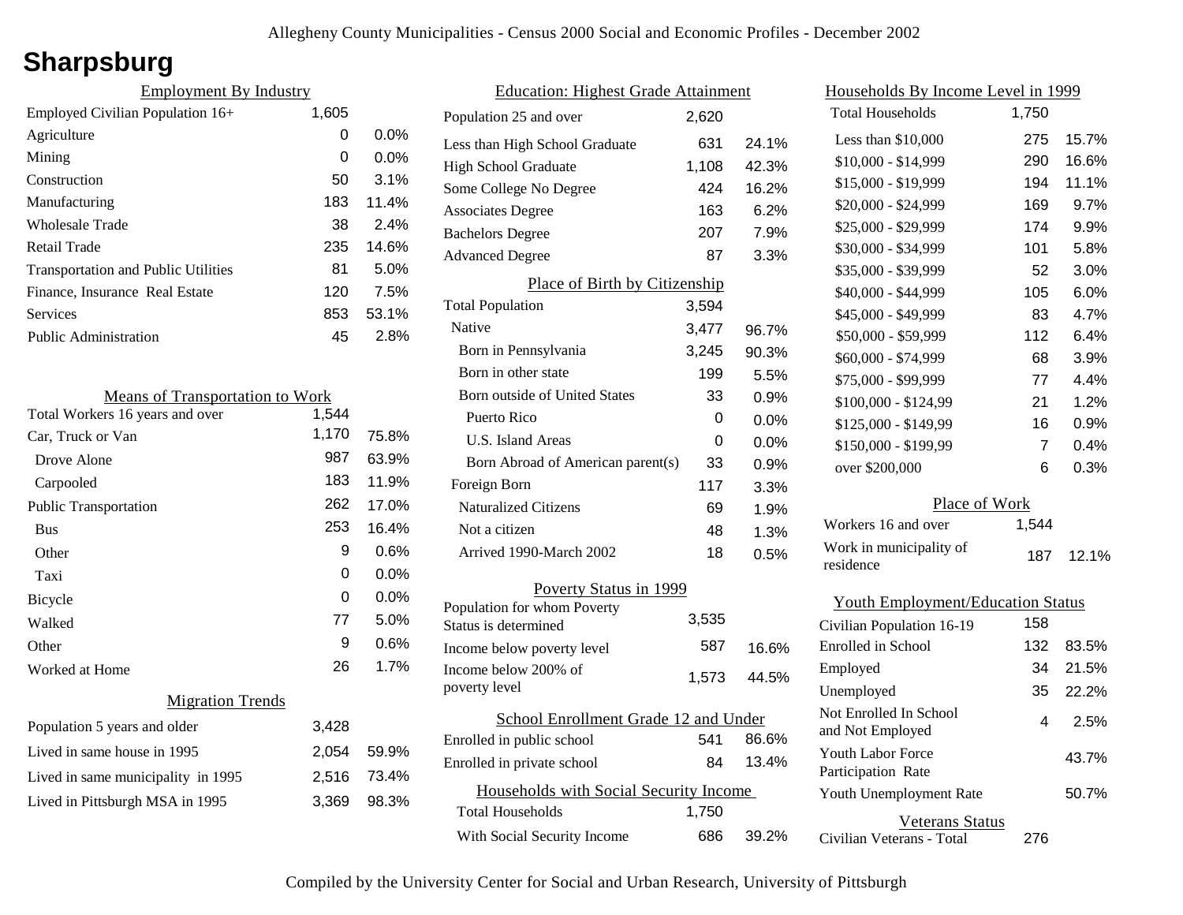# Sharpsburg

## Employment By Industry

| Employment By Industry | | |
|---|---|---|
| Employed Civilian Population 16+ | 1,605 | |
| Agriculture | 0 | 0.0% |
| Mining | 0 | 0.0% |
| Construction | 50 | 3.1% |
| Manufacturing | 183 | 11.4% |
| Wholesale Trade | 38 | 2.4% |
| Retail Trade | 235 | 14.6% |
| Transportation and Public Utilities | 81 | 5.0% |
| Finance, Insurance Real Estate | 120 | 7.5% |
| Services | 853 | 53.1% |
| Public Administration | 45 | 2.8% |

## Means of Transportation to Work

| Means of Transportation to Work | | |
|---|---|---|
| Total Workers 16 years and over | 1,544 | |
| Car, Truck or Van | 1,170 | 75.8% |
| Drove Alone | 987 | 63.9% |
| Carpooled | 183 | 11.9% |
| Public Transportation | 262 | 17.0% |
| Bus | 253 | 16.4% |
| Other | 9 | 0.6% |
| Taxi | 0 | 0.0% |
| Bicycle | 0 | 0.0% |
| Walked | 77 | 5.0% |
| Other | 9 | 0.6% |
| Worked at Home | 26 | 1.7% |

## Migration Trends

| Migration Trends | | |
|---|---|---|
| Population 5 years and older | 3,428 | |
| Lived in same house in 1995 | 2,054 | 59.9% |
| Lived in same municipality in 1995 | 2,516 | 73.4% |
| Lived in Pittsburgh MSA in 1995 | 3,369 | 98.3% |

## Education: Highest Grade Attainment

| Education: Highest Grade Attainment | | |
|---|---|---|
| Population 25 and over | 2,620 | |
| Less than High School Graduate | 631 | 24.1% |
| High School Graduate | 1,108 | 42.3% |
| Some College No Degree | 424 | 16.2% |
| Associates Degree | 163 | 6.2% |
| Bachelors Degree | 207 | 7.9% |
| Advanced Degree | 87 | 3.3% |

## Place of Birth by Citizenship

| Place of Birth by Citizenship | | |
|---|---|---|
| Total Population | 3,594 | |
| Native | 3,477 | 96.7% |
| Born in Pennsylvania | 3,245 | 90.3% |
| Born in other state | 199 | 5.5% |
| Born outside of United States | 33 | 0.9% |
| Puerto Rico | 0 | 0.0% |
| U.S. Island Areas | 0 | 0.0% |
| Born Abroad of American parent(s) | 33 | 0.9% |
| Foreign Born | 117 | 3.3% |
| Naturalized Citizens | 69 | 1.9% |
| Not a citizen | 48 | 1.3% |
| Arrived 1990-March 2002 | 18 | 0.5% |

## Poverty Status in 1999

| Poverty Status in 1999 | | |
|---|---|---|
| Population for whom Poverty Status is determined | 3,535 | |
| Income below poverty level | 587 | 16.6% |
| Income below 200% of poverty level | 1,573 | 44.5% |

## School Enrollment Grade 12 and Under

| School Enrollment Grade 12 and Under | | |
|---|---|---|
| Enrolled in public school | 541 | 86.6% |
| Enrolled in private school | 84 | 13.4% |

## Households with Social Security Income

| Households with Social Security Income | | |
|---|---|---|
| Total Households | 1,750 | |
| With Social Security Income | 686 | 39.2% |

## Households By Income Level in 1999

| Households By Income Level in 1999 | | |
|---|---|---|
| Total Households | 1,750 | |
| Less than $10,000 | 275 | 15.7% |
| $10,000 - $14,999 | 290 | 16.6% |
| $15,000 - $19,999 | 194 | 11.1% |
| $20,000 - $24,999 | 169 | 9.7% |
| $25,000 - $29,999 | 174 | 9.9% |
| $30,000 - $34,999 | 101 | 5.8% |
| $35,000 - $39,999 | 52 | 3.0% |
| $40,000 - $44,999 | 105 | 6.0% |
| $45,000 - $49,999 | 83 | 4.7% |
| $50,000 - $59,999 | 112 | 6.4% |
| $60,000 - $74,999 | 68 | 3.9% |
| $75,000 - $99,999 | 77 | 4.4% |
| $100,000 - $124,99 | 21 | 1.2% |
| $125,000 - $149,99 | 16 | 0.9% |
| $150,000 - $199,99 | 7 | 0.4% |
| over $200,000 | 6 | 0.3% |

## Place of Work

| Place of Work | | |
|---|---|---|
| Workers 16 and over | 1,544 | |
| Work in municipality of residence | 187 | 12.1% |

## Youth Employment/Education Status

| Youth Employment/Education Status | | |
|---|---|---|
| Civilian Population 16-19 | 158 | |
| Enrolled in School | 132 | 83.5% |
| Employed | 34 | 21.5% |
| Unemployed | 35 | 22.2% |
| Not Enrolled In School and Not Employed | 4 | 2.5% |
| Youth Labor Force Participation Rate | | 43.7% |
| Youth Unemployment Rate | | 50.7% |

## Veterans Status

| Veterans Status | |
|---|---|
| Civilian Veterans - Total | 276 |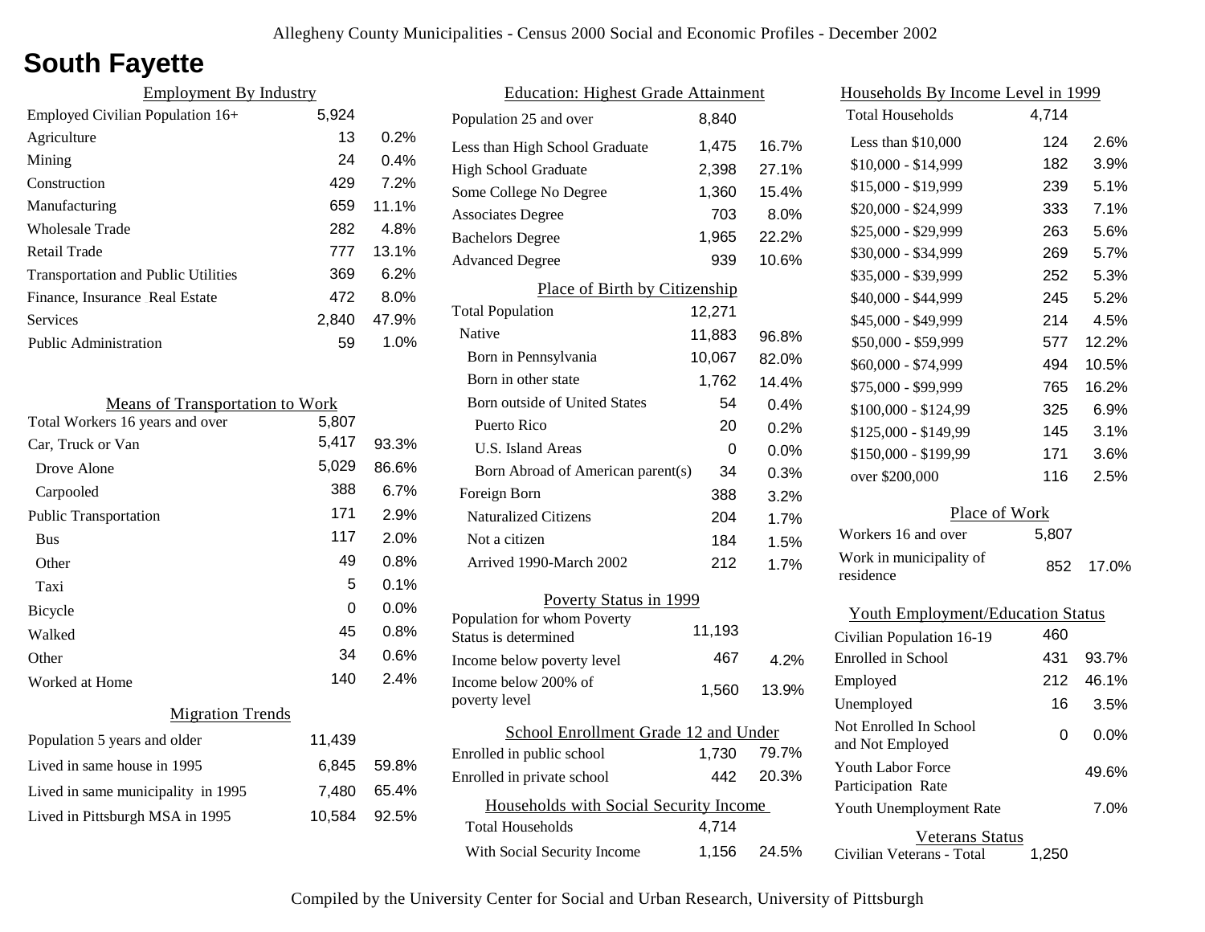Allegheny County Municipalities - Census 2000 Social and Economic Profiles - December 2002

# South Fayette

## Employment By Industry

| Employment By Industry | | |
|---|---|---|
| Employed Civilian Population 16+ | 5,924 | |
| Agriculture | 13 | 0.2% |
| Mining | 24 | 0.4% |
| Construction | 429 | 7.2% |
| Manufacturing | 659 | 11.1% |
| Wholesale Trade | 282 | 4.8% |
| Retail Trade | 777 | 13.1% |
| Transportation and Public Utilities | 369 | 6.2% |
| Finance, Insurance Real Estate | 472 | 8.0% |
| Services | 2,840 | 47.9% |
| Public Administration | 59 | 1.0% |

## Means of Transportation to Work

| Means of Transportation to Work | | |
|---|---|---|
| Total Workers 16 years and over | 5,807 | |
| Car, Truck or Van | 5,417 | 93.3% |
| Drove Alone | 5,029 | 86.6% |
| Carpooled | 388 | 6.7% |
| Public Transportation | 171 | 2.9% |
| Bus | 117 | 2.0% |
| Other | 49 | 0.8% |
| Taxi | 5 | 0.1% |
| Bicycle | 0 | 0.0% |
| Walked | 45 | 0.8% |
| Other | 34 | 0.6% |
| Worked at Home | 140 | 2.4% |

## Migration Trends

| Migration Trends | | |
|---|---|---|
| Population 5 years and older | 11,439 | |
| Lived in same house in 1995 | 6,845 | 59.8% |
| Lived in same municipality in 1995 | 7,480 | 65.4% |
| Lived in Pittsburgh MSA in 1995 | 10,584 | 92.5% |

## Education: Highest Grade Attainment

| Education: Highest Grade Attainment | | |
|---|---|---|
| Population 25 and over | 8,840 | |
| Less than High School Graduate | 1,475 | 16.7% |
| High School Graduate | 2,398 | 27.1% |
| Some College No Degree | 1,360 | 15.4% |
| Associates Degree | 703 | 8.0% |
| Bachelors Degree | 1,965 | 22.2% |
| Advanced Degree | 939 | 10.6% |

## Place of Birth by Citizenship

| Place of Birth by Citizenship | | |
|---|---|---|
| Total Population | 12,271 | |
| Native | 11,883 | 96.8% |
| Born in Pennsylvania | 10,067 | 82.0% |
| Born in other state | 1,762 | 14.4% |
| Born outside of United States | 54 | 0.4% |
| Puerto Rico | 20 | 0.2% |
| U.S. Island Areas | 0 | 0.0% |
| Born Abroad of American parent(s) | 34 | 0.3% |
| Foreign Born | 388 | 3.2% |
| Naturalized Citizens | 204 | 1.7% |
| Not a citizen | 184 | 1.5% |
| Arrived 1990-March 2002 | 212 | 1.7% |

## Poverty Status in 1999

| Poverty Status in 1999 | | |
|---|---|---|
| Population for whom Poverty Status is determined | 11,193 | |
| Income below poverty level | 467 | 4.2% |
| Income below 200% of poverty level | 1,560 | 13.9% |

## School Enrollment Grade 12 and Under

| School Enrollment Grade 12 and Under | | |
|---|---|---|
| Enrolled in public school | 1,730 | 79.7% |
| Enrolled in private school | 442 | 20.3% |

## Households with Social Security Income

| Households with Social Security Income | | |
|---|---|---|
| Total Households | 4,714 | |
| With Social Security Income | 1,156 | 24.5% |

## Households By Income Level in 1999

| Households By Income Level in 1999 | | |
|---|---|---|
| Total Households | 4,714 | |
| Less than $10,000 | 124 | 2.6% |
| $10,000 - $14,999 | 182 | 3.9% |
| $15,000 - $19,999 | 239 | 5.1% |
| $20,000 - $24,999 | 333 | 7.1% |
| $25,000 - $29,999 | 263 | 5.6% |
| $30,000 - $34,999 | 269 | 5.7% |
| $35,000 - $39,999 | 252 | 5.3% |
| $40,000 - $44,999 | 245 | 5.2% |
| $45,000 - $49,999 | 214 | 4.5% |
| $50,000 - $59,999 | 577 | 12.2% |
| $60,000 - $74,999 | 494 | 10.5% |
| $75,000 - $99,999 | 765 | 16.2% |
| $100,000 - $124,99 | 325 | 6.9% |
| $125,000 - $149,99 | 145 | 3.1% |
| $150,000 - $199,99 | 171 | 3.6% |
| over $200,000 | 116 | 2.5% |

## Place of Work

| Place of Work | | |
|---|---|---|
| Workers 16 and over | 5,807 | |
| Work in municipality of residence | 852 | 17.0% |

## Youth Employment/Education Status

| Youth Employment/Education Status | | |
|---|---|---|
| Civilian Population 16-19 | 460 | |
| Enrolled in School | 431 | 93.7% |
| Employed | 212 | 46.1% |
| Unemployed | 16 | 3.5% |
| Not Enrolled In School and Not Employed | 0 | 0.0% |
| Youth Labor Force Participation Rate | | 49.6% |
| Youth Unemployment Rate | | 7.0% |

## Veterans Status

| Veterans Status | |
|---|---|
| Civilian Veterans - Total | 1,250 |

Compiled by the University Center for Social and Urban Research, University of Pittsburgh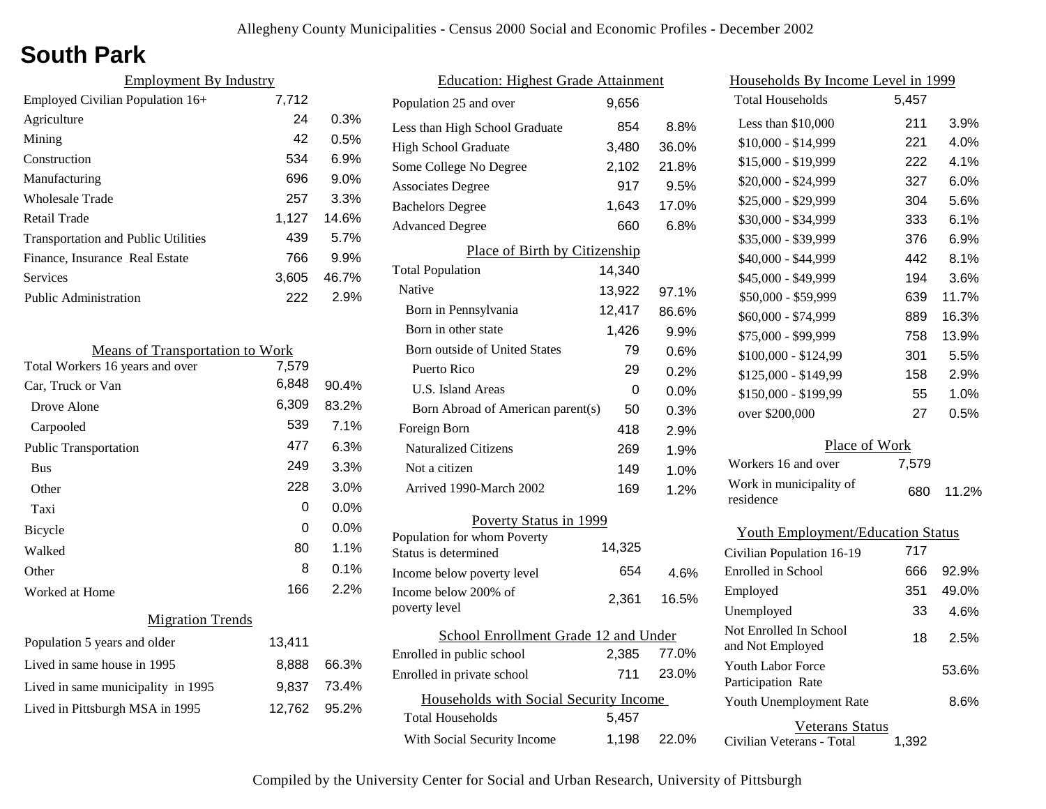# South Park

## Employment By Industry

| Employment By Industry | | |
|---|---|---|
| Employed Civilian Population 16+ | 7,712 | |
| Agriculture | 24 | 0.3% |
| Mining | 42 | 0.5% |
| Construction | 534 | 6.9% |
| Manufacturing | 696 | 9.0% |
| Wholesale Trade | 257 | 3.3% |
| Retail Trade | 1,127 | 14.6% |
| Transportation and Public Utilities | 439 | 5.7% |
| Finance, Insurance Real Estate | 766 | 9.9% |
| Services | 3,605 | 46.7% |
| Public Administration | 222 | 2.9% |

## Means of Transportation to Work

| Means of Transportation to Work | | |
|---|---|---|
| Total Workers 16 years and over | 7,579 | |
| Car, Truck or Van | 6,848 | 90.4% |
| Drove Alone | 6,309 | 83.2% |
| Carpooled | 539 | 7.1% |
| Public Transportation | 477 | 6.3% |
| Bus | 249 | 3.3% |
| Other | 228 | 3.0% |
| Taxi | 0 | 0.0% |
| Bicycle | 0 | 0.0% |
| Walked | 80 | 1.1% |
| Other | 8 | 0.1% |
| Worked at Home | 166 | 2.2% |

## Migration Trends

| Migration Trends | | |
|---|---|---|
| Population 5 years and older | 13,411 | |
| Lived in same house in 1995 | 8,888 | 66.3% |
| Lived in same municipality in 1995 | 9,837 | 73.4% |
| Lived in Pittsburgh MSA in 1995 | 12,762 | 95.2% |

## Education: Highest Grade Attainment

| Education: Highest Grade Attainment | | |
|---|---|---|
| Population 25 and over | 9,656 | |
| Less than High School Graduate | 854 | 8.8% |
| High School Graduate | 3,480 | 36.0% |
| Some College No Degree | 2,102 | 21.8% |
| Associates Degree | 917 | 9.5% |
| Bachelors Degree | 1,643 | 17.0% |
| Advanced Degree | 660 | 6.8% |

## Place of Birth by Citizenship

| Place of Birth by Citizenship | | |
|---|---|---|
| Total Population | 14,340 | |
| Native | 13,922 | 97.1% |
| Born in Pennsylvania | 12,417 | 86.6% |
| Born in other state | 1,426 | 9.9% |
| Born outside of United States | 79 | 0.6% |
| Puerto Rico | 29 | 0.2% |
| U.S. Island Areas | 0 | 0.0% |
| Born Abroad of American parent(s) | 50 | 0.3% |
| Foreign Born | 418 | 2.9% |
| Naturalized Citizens | 269 | 1.9% |
| Not a citizen | 149 | 1.0% |
| Arrived 1990-March 2002 | 169 | 1.2% |

## Poverty Status in 1999

| Poverty Status in 1999 | | |
|---|---|---|
| Population for whom Poverty Status is determined | 14,325 | |
| Income below poverty level | 654 | 4.6% |
| Income below 200% of poverty level | 2,361 | 16.5% |

## School Enrollment Grade 12 and Under

| School Enrollment Grade 12 and Under | | |
|---|---|---|
| Enrolled in public school | 2,385 | 77.0% |
| Enrolled in private school | 711 | 23.0% |

## Households with Social Security Income

| Households with Social Security Income | | |
|---|---|---|
| Total Households | 5,457 | |
| With Social Security Income | 1,198 | 22.0% |

## Households By Income Level in 1999

| Households By Income Level in 1999 | | |
|---|---|---|
| Total Households | 5,457 | |
| Less than $10,000 | 211 | 3.9% |
| $10,000 - $14,999 | 221 | 4.0% |
| $15,000 - $19,999 | 222 | 4.1% |
| $20,000 - $24,999 | 327 | 6.0% |
| $25,000 - $29,999 | 304 | 5.6% |
| $30,000 - $34,999 | 333 | 6.1% |
| $35,000 - $39,999 | 376 | 6.9% |
| $40,000 - $44,999 | 442 | 8.1% |
| $45,000 - $49,999 | 194 | 3.6% |
| $50,000 - $59,999 | 639 | 11.7% |
| $60,000 - $74,999 | 889 | 16.3% |
| $75,000 - $99,999 | 758 | 13.9% |
| $100,000 - $124,99 | 301 | 5.5% |
| $125,000 - $149,99 | 158 | 2.9% |
| $150,000 - $199,99 | 55 | 1.0% |
| over $200,000 | 27 | 0.5% |

## Place of Work

| Place of Work | | |
|---|---|---|
| Workers 16 and over | 7,579 | |
| Work in municipality of residence | 680 | 11.2% |

## Youth Employment/Education Status

| Youth Employment/Education Status | | |
|---|---|---|
| Civilian Population 16-19 | 717 | |
| Enrolled in School | 666 | 92.9% |
| Employed | 351 | 49.0% |
| Unemployed | 33 | 4.6% |
| Not Enrolled In School and Not Employed | 18 | 2.5% |
| Youth Labor Force Participation Rate | | 53.6% |
| Youth Unemployment Rate | | 8.6% |

## Veterans Status

| Veterans Status | |
|---|---|
| Civilian Veterans - Total | 1,392 |

Compiled by the University Center for Social and Urban Research, University of Pittsburgh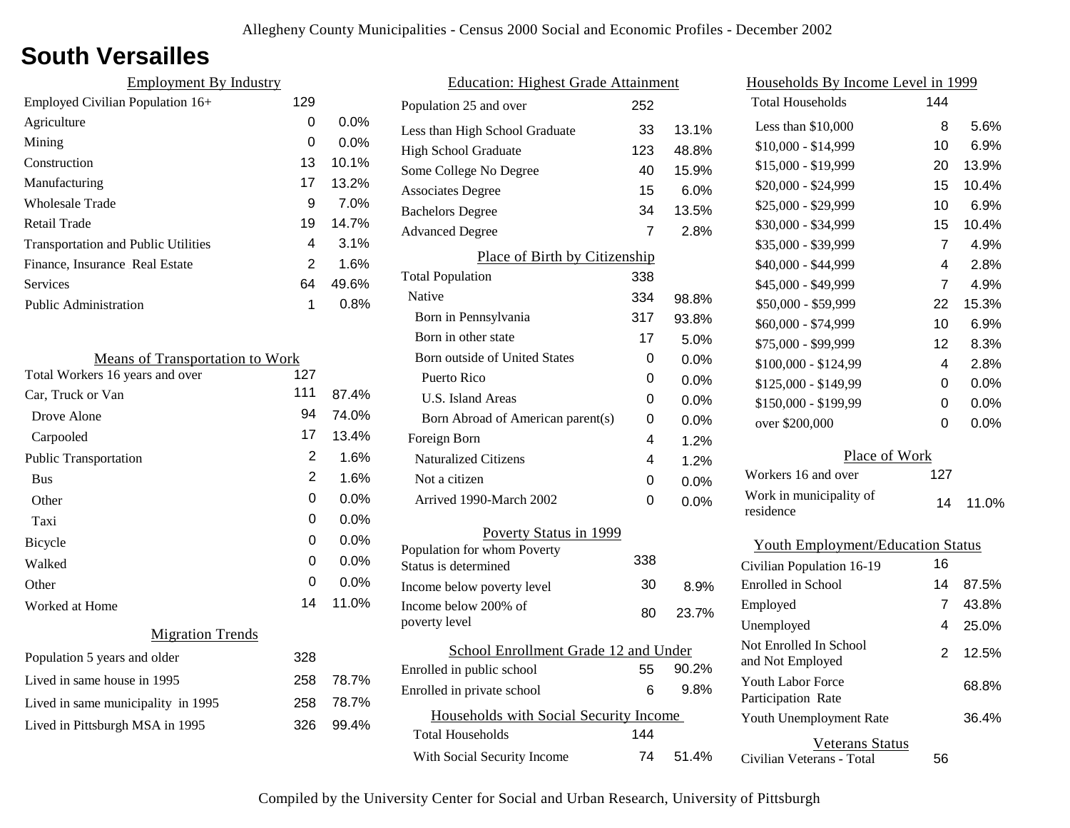# South Versailles

## Employment By Industry

| Employment By Industry | | |
|---|---|---|
| Employed Civilian Population 16+ | 129 | |
| Agriculture | 0 | 0.0% |
| Mining | 0 | 0.0% |
| Construction | 13 | 10.1% |
| Manufacturing | 17 | 13.2% |
| Wholesale Trade | 9 | 7.0% |
| Retail Trade | 19 | 14.7% |
| Transportation and Public Utilities | 4 | 3.1% |
| Finance, Insurance Real Estate | 2 | 1.6% |
| Services | 64 | 49.6% |
| Public Administration | 1 | 0.8% |

## Means of Transportation to Work

| Means of Transportation to Work | | |
|---|---|---|
| Total Workers 16 years and over | 127 | |
| Car, Truck or Van | 111 | 87.4% |
| Drove Alone | 94 | 74.0% |
| Carpooled | 17 | 13.4% |
| Public Transportation | 2 | 1.6% |
| Bus | 2 | 1.6% |
| Other | 0 | 0.0% |
| Taxi | 0 | 0.0% |
| Bicycle | 0 | 0.0% |
| Walked | 0 | 0.0% |
| Other | 0 | 0.0% |
| Worked at Home | 14 | 11.0% |

## Migration Trends

| Migration Trends | | |
|---|---|---|
| Population 5 years and older | 328 | |
| Lived in same house in 1995 | 258 | 78.7% |
| Lived in same municipality in 1995 | 258 | 78.7% |
| Lived in Pittsburgh MSA in 1995 | 326 | 99.4% |

## Education: Highest Grade Attainment

| Education: Highest Grade Attainment | | |
|---|---|---|
| Population 25 and over | 252 | |
| Less than High School Graduate | 33 | 13.1% |
| High School Graduate | 123 | 48.8% |
| Some College No Degree | 40 | 15.9% |
| Associates Degree | 15 | 6.0% |
| Bachelors Degree | 34 | 13.5% |
| Advanced Degree | 7 | 2.8% |

## Place of Birth by Citizenship

| Place of Birth by Citizenship | | |
|---|---|---|
| Total Population | 338 | |
| Native | 334 | 98.8% |
| Born in Pennsylvania | 317 | 93.8% |
| Born in other state | 17 | 5.0% |
| Born outside of United States | 0 | 0.0% |
| Puerto Rico | 0 | 0.0% |
| U.S. Island Areas | 0 | 0.0% |
| Born Abroad of American parent(s) | 0 | 0.0% |
| Foreign Born | 4 | 1.2% |
| Naturalized Citizens | 4 | 1.2% |
| Not a citizen | 0 | 0.0% |
| Arrived 1990-March 2002 | 0 | 0.0% |

## Poverty Status in 1999

| Poverty Status in 1999 | | |
|---|---|---|
| Population for whom Poverty Status is determined | 338 | |
| Income below poverty level | 30 | 8.9% |
| Income below 200% of poverty level | 80 | 23.7% |

## School Enrollment Grade 12 and Under

| School Enrollment Grade 12 and Under | | |
|---|---|---|
| Enrolled in public school | 55 | 90.2% |
| Enrolled in private school | 6 | 9.8% |

## Households with Social Security Income

| Households with Social Security Income | | |
|---|---|---|
| Total Households | 144 | |
| With Social Security Income | 74 | 51.4% |

## Households By Income Level in 1999

| Households By Income Level in 1999 | | |
|---|---|---|
| Total Households | 144 | |
| Less than $10,000 | 8 | 5.6% |
| $10,000 - $14,999 | 10 | 6.9% |
| $15,000 - $19,999 | 20 | 13.9% |
| $20,000 - $24,999 | 15 | 10.4% |
| $25,000 - $29,999 | 10 | 6.9% |
| $30,000 - $34,999 | 15 | 10.4% |
| $35,000 - $39,999 | 7 | 4.9% |
| $40,000 - $44,999 | 4 | 2.8% |
| $45,000 - $49,999 | 7 | 4.9% |
| $50,000 - $59,999 | 22 | 15.3% |
| $60,000 - $74,999 | 10 | 6.9% |
| $75,000 - $99,999 | 12 | 8.3% |
| $100,000 - $124,99 | 4 | 2.8% |
| $125,000 - $149,99 | 0 | 0.0% |
| $150,000 - $199,99 | 0 | 0.0% |
| over $200,000 | 0 | 0.0% |

## Place of Work

| Place of Work | | |
|---|---|---|
| Workers 16 and over | 127 | |
| Work in municipality of residence | 14 | 11.0% |

## Youth Employment/Education Status

| Youth Employment/Education Status | | |
|---|---|---|
| Civilian Population 16-19 | 16 | |
| Enrolled in School | 14 | 87.5% |
| Employed | 7 | 43.8% |
| Unemployed | 4 | 25.0% |
| Not Enrolled In School and Not Employed | 2 | 12.5% |
| Youth Labor Force Participation Rate | | 68.8% |
| Youth Unemployment Rate | | 36.4% |

## Veterans Status

| Veterans Status | |
|---|---|
| Civilian Veterans - Total | 56 |

Compiled by the University Center for Social and Urban Research, University of Pittsburgh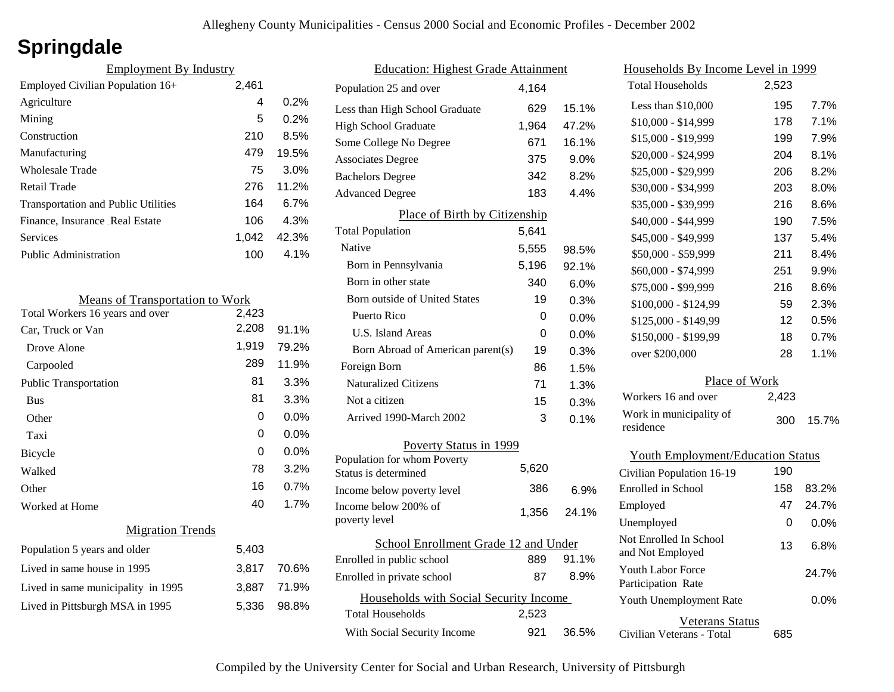# Springdale

## Employment By Industry

| | | |
|---|---|---|
| Employed Civilian Population 16+ | 2,461 | |
| Agriculture | 4 | 0.2% |
| Mining | 5 | 0.2% |
| Construction | 210 | 8.5% |
| Manufacturing | 479 | 19.5% |
| Wholesale Trade | 75 | 3.0% |
| Retail Trade | 276 | 11.2% |
| Transportation and Public Utilities | 164 | 6.7% |
| Finance, Insurance Real Estate | 106 | 4.3% |
| Services | 1,042 | 42.3% |
| Public Administration | 100 | 4.1% |

## Means of Transportation to Work

| | | |
|---|---|---|
| Total Workers 16 years and over | 2,423 | |
| Car, Truck or Van | 2,208 | 91.1% |
| Drove Alone | 1,919 | 79.2% |
| Carpooled | 289 | 11.9% |
| Public Transportation | 81 | 3.3% |
| Bus | 81 | 3.3% |
| Other | 0 | 0.0% |
| Taxi | 0 | 0.0% |
| Bicycle | 0 | 0.0% |
| Walked | 78 | 3.2% |
| Other | 16 | 0.7% |
| Worked at Home | 40 | 1.7% |

## Migration Trends

| | | |
|---|---|---|
| Population 5 years and older | 5,403 | |
| Lived in same house in 1995 | 3,817 | 70.6% |
| Lived in same municipality in 1995 | 3,887 | 71.9% |
| Lived in Pittsburgh MSA in 1995 | 5,336 | 98.8% |

## Education: Highest Grade Attainment

| | | |
|---|---|---|
| Population 25 and over | 4,164 | |
| Less than High School Graduate | 629 | 15.1% |
| High School Graduate | 1,964 | 47.2% |
| Some College No Degree | 671 | 16.1% |
| Associates Degree | 375 | 9.0% |
| Bachelors Degree | 342 | 8.2% |
| Advanced Degree | 183 | 4.4% |

## Place of Birth by Citizenship

| | | |
|---|---|---|
| Total Population | 5,641 | |
| Native | 5,555 | 98.5% |
| Born in Pennsylvania | 5,196 | 92.1% |
| Born in other state | 340 | 6.0% |
| Born outside of United States | 19 | 0.3% |
| Puerto Rico | 0 | 0.0% |
| U.S. Island Areas | 0 | 0.0% |
| Born Abroad of American parent(s) | 19 | 0.3% |
| Foreign Born | 86 | 1.5% |
| Naturalized Citizens | 71 | 1.3% |
| Not a citizen | 15 | 0.3% |
| Arrived 1990-March 2002 | 3 | 0.1% |

## Poverty Status in 1999

| | | |
|---|---|---|
| Population for whom Poverty Status is determined | 5,620 | |
| Income below poverty level | 386 | 6.9% |
| Income below 200% of poverty level | 1,356 | 24.1% |

## School Enrollment Grade 12 and Under

| | | |
|---|---|---|
| Enrolled in public school | 889 | 91.1% |
| Enrolled in private school | 87 | 8.9% |

## Households with Social Security Income

| | | |
|---|---|---|
| Total Households | 2,523 | |
| With Social Security Income | 921 | 36.5% |

## Households By Income Level in 1999

| | | |
|---|---|---|
| Total Households | 2,523 | |
| Less than $10,000 | 195 | 7.7% |
| $10,000 - $14,999 | 178 | 7.1% |
| $15,000 - $19,999 | 199 | 7.9% |
| $20,000 - $24,999 | 204 | 8.1% |
| $25,000 - $29,999 | 206 | 8.2% |
| $30,000 - $34,999 | 203 | 8.0% |
| $35,000 - $39,999 | 216 | 8.6% |
| $40,000 - $44,999 | 190 | 7.5% |
| $45,000 - $49,999 | 137 | 5.4% |
| $50,000 - $59,999 | 211 | 8.4% |
| $60,000 - $74,999 | 251 | 9.9% |
| $75,000 - $99,999 | 216 | 8.6% |
| $100,000 - $124,99 | 59 | 2.3% |
| $125,000 - $149,99 | 12 | 0.5% |
| $150,000 - $199,99 | 18 | 0.7% |
| over $200,000 | 28 | 1.1% |

## Place of Work

| | | |
|---|---|---|
| Workers 16 and over | 2,423 | |
| Work in municipality of residence | 300 | 15.7% |

## Youth Employment/Education Status

| | | |
|---|---|---|
| Civilian Population 16-19 | 190 | |
| Enrolled in School | 158 | 83.2% |
| Employed | 47 | 24.7% |
| Unemployed | 0 | 0.0% |
| Not Enrolled In School and Not Employed | 13 | 6.8% |
| Youth Labor Force Participation Rate | | 24.7% |
| Youth Unemployment Rate | | 0.0% |

## Veterans Status

| | |
|---|---|
| Civilian Veterans - Total | 685 |

Compiled by the University Center for Social and Urban Research, University of Pittsburgh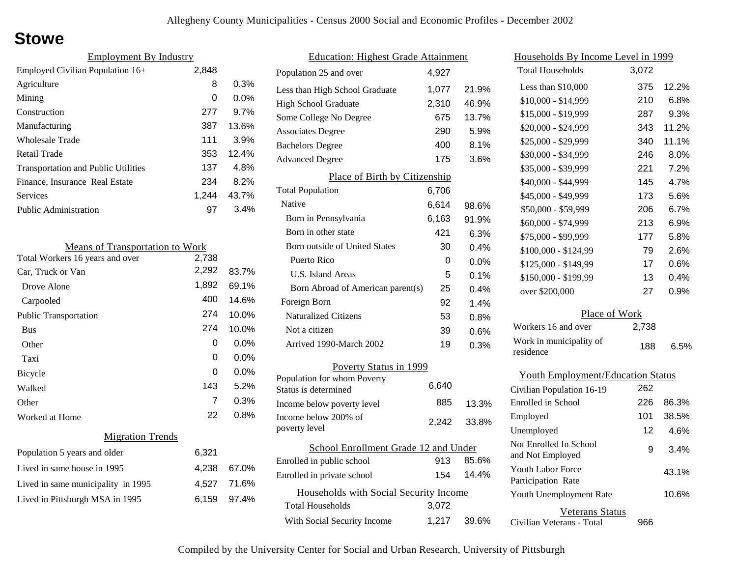# Stowe

## Employment By Industry

| Employment By Industry | | |
|---|---|---|
| Employed Civilian Population 16+ | 2,848 | |
| Agriculture | 8 | 0.3% |
| Mining | 0 | 0.0% |
| Construction | 277 | 9.7% |
| Manufacturing | 387 | 13.6% |
| Wholesale Trade | 111 | 3.9% |
| Retail Trade | 353 | 12.4% |
| Transportation and Public Utilities | 137 | 4.8% |
| Finance, Insurance Real Estate | 234 | 8.2% |
| Services | 1,244 | 43.7% |
| Public Administration | 97 | 3.4% |

## Means of Transportation to Work

| Means of Transportation to Work | | |
|---|---|---|
| Total Workers 16 years and over | 2,738 | |
| Car, Truck or Van | 2,292 | 83.7% |
| Drove Alone | 1,892 | 69.1% |
| Carpooled | 400 | 14.6% |
| Public Transportation | 274 | 10.0% |
| Bus | 274 | 10.0% |
| Other | 0 | 0.0% |
| Taxi | 0 | 0.0% |
| Bicycle | 0 | 0.0% |
| Walked | 143 | 5.2% |
| Other | 7 | 0.3% |
| Worked at Home | 22 | 0.8% |

## Migration Trends

| Migration Trends | | |
|---|---|---|
| Population 5 years and older | 6,321 | |
| Lived in same house in 1995 | 4,238 | 67.0% |
| Lived in same municipality in 1995 | 4,527 | 71.6% |
| Lived in Pittsburgh MSA in 1995 | 6,159 | 97.4% |

## Education: Highest Grade Attainment

| Education: Highest Grade Attainment | | |
|---|---|---|
| Population 25 and over | 4,927 | |
| Less than High School Graduate | 1,077 | 21.9% |
| High School Graduate | 2,310 | 46.9% |
| Some College No Degree | 675 | 13.7% |
| Associates Degree | 290 | 5.9% |
| Bachelors Degree | 400 | 8.1% |
| Advanced Degree | 175 | 3.6% |

## Place of Birth by Citizenship

| Place of Birth by Citizenship | | |
|---|---|---|
| Total Population | 6,706 | |
| Native | 6,614 | 98.6% |
| Born in Pennsylvania | 6,163 | 91.9% |
| Born in other state | 421 | 6.3% |
| Born outside of United States | 30 | 0.4% |
| Puerto Rico | 0 | 0.0% |
| U.S. Island Areas | 5 | 0.1% |
| Born Abroad of American parent(s) | 25 | 0.4% |
| Foreign Born | 92 | 1.4% |
| Naturalized Citizens | 53 | 0.8% |
| Not a citizen | 39 | 0.6% |
| Arrived 1990-March 2002 | 19 | 0.3% |

## Poverty Status in 1999

| Poverty Status in 1999 | | |
|---|---|---|
| Population for whom Poverty Status is determined | 6,640 | |
| Income below poverty level | 885 | 13.3% |
| Income below 200% of poverty level | 2,242 | 33.8% |

## School Enrollment Grade 12 and Under

| School Enrollment Grade 12 and Under | | |
|---|---|---|
| Enrolled in public school | 913 | 85.6% |
| Enrolled in private school | 154 | 14.4% |

## Households with Social Security Income

| Households with Social Security Income | | |
|---|---|---|
| Total Households | 3,072 | |
| With Social Security Income | 1,217 | 39.6% |

## Households By Income Level in 1999

| Households By Income Level in 1999 | | |
|---|---|---|
| Total Households | 3,072 | |
| Less than $10,000 | 375 | 12.2% |
| $10,000 - $14,999 | 210 | 6.8% |
| $15,000 - $19,999 | 287 | 9.3% |
| $20,000 - $24,999 | 343 | 11.2% |
| $25,000 - $29,999 | 340 | 11.1% |
| $30,000 - $34,999 | 246 | 8.0% |
| $35,000 - $39,999 | 221 | 7.2% |
| $40,000 - $44,999 | 145 | 4.7% |
| $45,000 - $49,999 | 173 | 5.6% |
| $50,000 - $59,999 | 206 | 6.7% |
| $60,000 - $74,999 | 213 | 6.9% |
| $75,000 - $99,999 | 177 | 5.8% |
| $100,000 - $124,99 | 79 | 2.6% |
| $125,000 - $149,99 | 17 | 0.6% |
| $150,000 - $199,99 | 13 | 0.4% |
| over $200,000 | 27 | 0.9% |

## Place of Work

| Place of Work | | |
|---|---|---|
| Workers 16 and over | 2,738 | |
| Work in municipality of residence | 188 | 6.5% |

## Youth Employment/Education Status

| Youth Employment/Education Status | | |
|---|---|---|
| Civilian Population 16-19 | 262 | |
| Enrolled in School | 226 | 86.3% |
| Employed | 101 | 38.5% |
| Unemployed | 12 | 4.6% |
| Not Enrolled In School and Not Employed | 9 | 3.4% |
| Youth Labor Force Participation Rate | | 43.1% |
| Youth Unemployment Rate | | 10.6% |

## Veterans Status

| Veterans Status | |
|---|---|
| Civilian Veterans - Total | 966 |

Compiled by the University Center for Social and Urban Research, University of Pittsburgh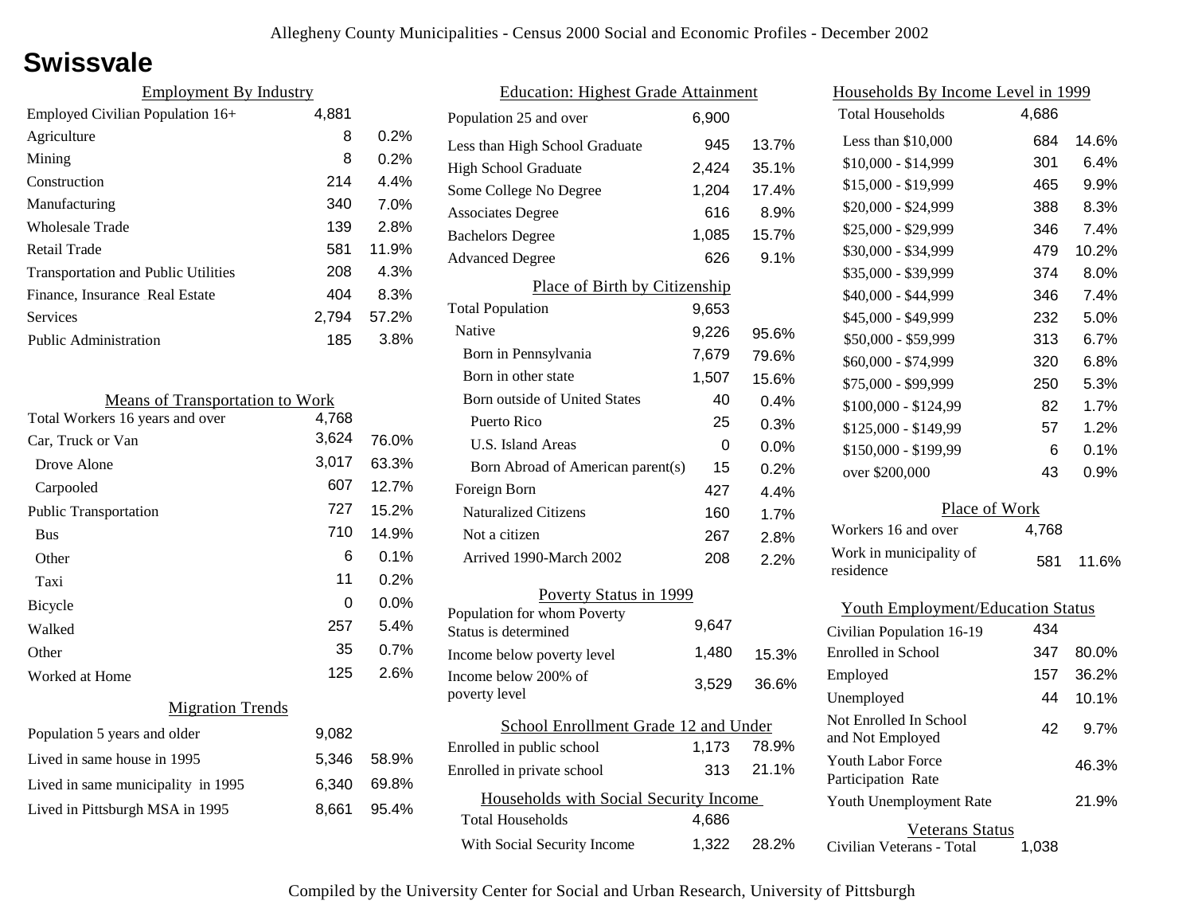# Swissvale

## Employment By Industry

| | | |
|---|---|---|
| Employed Civilian Population 16+ | 4,881 | |
| Agriculture | 8 | 0.2% |
| Mining | 8 | 0.2% |
| Construction | 214 | 4.4% |
| Manufacturing | 340 | 7.0% |
| Wholesale Trade | 139 | 2.8% |
| Retail Trade | 581 | 11.9% |
| Transportation and Public Utilities | 208 | 4.3% |
| Finance, Insurance Real Estate | 404 | 8.3% |
| Services | 2,794 | 57.2% |
| Public Administration | 185 | 3.8% |

## Means of Transportation to Work

| | | |
|---|---|---|
| Total Workers 16 years and over | 4,768 | |
| Car, Truck or Van | 3,624 | 76.0% |
| Drove Alone | 3,017 | 63.3% |
| Carpooled | 607 | 12.7% |
| Public Transportation | 727 | 15.2% |
| Bus | 710 | 14.9% |
| Other | 6 | 0.1% |
| Taxi | 11 | 0.2% |
| Bicycle | 0 | 0.0% |
| Walked | 257 | 5.4% |
| Other | 35 | 0.7% |
| Worked at Home | 125 | 2.6% |

## Migration Trends

| | | |
|---|---|---|
| Population 5 years and older | 9,082 | |
| Lived in same house in 1995 | 5,346 | 58.9% |
| Lived in same municipality in 1995 | 6,340 | 69.8% |
| Lived in Pittsburgh MSA in 1995 | 8,661 | 95.4% |

## Education: Highest Grade Attainment

| | | |
|---|---|---|
| Population 25 and over | 6,900 | |
| Less than High School Graduate | 945 | 13.7% |
| High School Graduate | 2,424 | 35.1% |
| Some College No Degree | 1,204 | 17.4% |
| Associates Degree | 616 | 8.9% |
| Bachelors Degree | 1,085 | 15.7% |
| Advanced Degree | 626 | 9.1% |

## Place of Birth by Citizenship

| | | |
|---|---|---|
| Total Population | 9,653 | |
| Native | 9,226 | 95.6% |
| Born in Pennsylvania | 7,679 | 79.6% |
| Born in other state | 1,507 | 15.6% |
| Born outside of United States | 40 | 0.4% |
| Puerto Rico | 25 | 0.3% |
| U.S. Island Areas | 0 | 0.0% |
| Born Abroad of American parent(s) | 15 | 0.2% |
| Foreign Born | 427 | 4.4% |
| Naturalized Citizens | 160 | 1.7% |
| Not a citizen | 267 | 2.8% |
| Arrived 1990-March 2002 | 208 | 2.2% |

## Poverty Status in 1999

| | | |
|---|---|---|
| Population for whom Poverty Status is determined | 9,647 | |
| Income below poverty level | 1,480 | 15.3% |
| Income below 200% of poverty level | 3,529 | 36.6% |

## School Enrollment Grade 12 and Under

| | | |
|---|---|---|
| Enrolled in public school | 1,173 | 78.9% |
| Enrolled in private school | 313 | 21.1% |

## Households with Social Security Income

| | | |
|---|---|---|
| Total Households | 4,686 | |
| With Social Security Income | 1,322 | 28.2% |

## Households By Income Level in 1999

| | | |
|---|---|---|
| Total Households | 4,686 | |
| Less than $10,000 | 684 | 14.6% |
| $10,000 - $14,999 | 301 | 6.4% |
| $15,000 - $19,999 | 465 | 9.9% |
| $20,000 - $24,999 | 388 | 8.3% |
| $25,000 - $29,999 | 346 | 7.4% |
| $30,000 - $34,999 | 479 | 10.2% |
| $35,000 - $39,999 | 374 | 8.0% |
| $40,000 - $44,999 | 346 | 7.4% |
| $45,000 - $49,999 | 232 | 5.0% |
| $50,000 - $59,999 | 313 | 6.7% |
| $60,000 - $74,999 | 320 | 6.8% |
| $75,000 - $99,999 | 250 | 5.3% |
| $100,000 - $124,99 | 82 | 1.7% |
| $125,000 - $149,99 | 57 | 1.2% |
| $150,000 - $199,99 | 6 | 0.1% |
| over $200,000 | 43 | 0.9% |

## Place of Work

| | | |
|---|---|---|
| Workers 16 and over | 4,768 | |
| Work in municipality of residence | 581 | 11.6% |

## Youth Employment/Education Status

| | | |
|---|---|---|
| Civilian Population 16-19 | 434 | |
| Enrolled in School | 347 | 80.0% |
| Employed | 157 | 36.2% |
| Unemployed | 44 | 10.1% |
| Not Enrolled In School and Not Employed | 42 | 9.7% |
| Youth Labor Force Participation Rate | | 46.3% |
| Youth Unemployment Rate | | 21.9% |

## Veterans Status

| | |
|---|---|
| Civilian Veterans - Total | 1,038 |

Compiled by the University Center for Social and Urban Research, University of Pittsburgh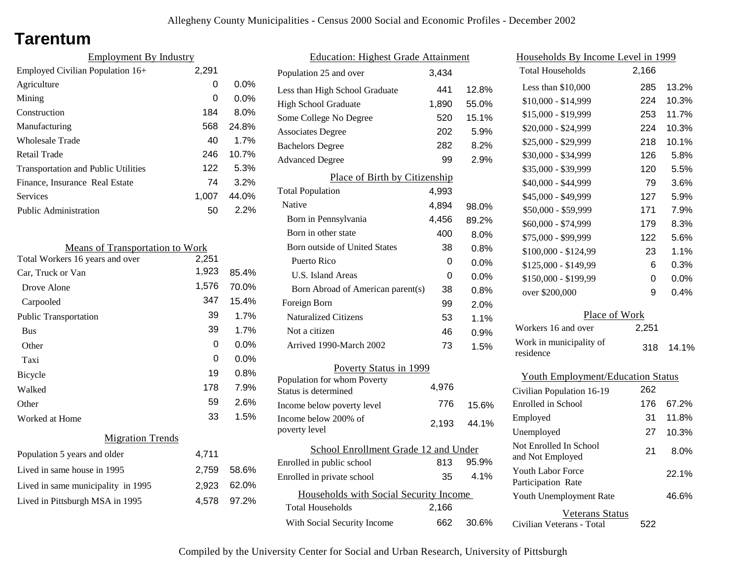# Tarentum

## Employment By Industry

| Employment By Industry | | |
|---|---|---|
| Employed Civilian Population 16+ | 2,291 | |
| Agriculture | 0 | 0.0% |
| Mining | 0 | 0.0% |
| Construction | 184 | 8.0% |
| Manufacturing | 568 | 24.8% |
| Wholesale Trade | 40 | 1.7% |
| Retail Trade | 246 | 10.7% |
| Transportation and Public Utilities | 122 | 5.3% |
| Finance, Insurance Real Estate | 74 | 3.2% |
| Services | 1,007 | 44.0% |
| Public Administration | 50 | 2.2% |

## Means of Transportation to Work

| Means of Transportation to Work | | |
|---|---|---|
| Total Workers 16 years and over | 2,251 | |
| Car, Truck or Van | 1,923 | 85.4% |
| Drove Alone | 1,576 | 70.0% |
| Carpooled | 347 | 15.4% |
| Public Transportation | 39 | 1.7% |
| Bus | 39 | 1.7% |
| Other | 0 | 0.0% |
| Taxi | 0 | 0.0% |
| Bicycle | 19 | 0.8% |
| Walked | 178 | 7.9% |
| Other | 59 | 2.6% |
| Worked at Home | 33 | 1.5% |

## Migration Trends

| Migration Trends | | |
|---|---|---|
| Population 5 years and older | 4,711 | |
| Lived in same house in 1995 | 2,759 | 58.6% |
| Lived in same municipality in 1995 | 2,923 | 62.0% |
| Lived in Pittsburgh MSA in 1995 | 4,578 | 97.2% |

## Education: Highest Grade Attainment

| Education: Highest Grade Attainment | | |
|---|---|---|
| Population 25 and over | 3,434 | |
| Less than High School Graduate | 441 | 12.8% |
| High School Graduate | 1,890 | 55.0% |
| Some College No Degree | 520 | 15.1% |
| Associates Degree | 202 | 5.9% |
| Bachelors Degree | 282 | 8.2% |
| Advanced Degree | 99 | 2.9% |

## Place of Birth by Citizenship

| Place of Birth by Citizenship | | |
|---|---|---|
| Total Population | 4,993 | |
| Native | 4,894 | 98.0% |
| Born in Pennsylvania | 4,456 | 89.2% |
| Born in other state | 400 | 8.0% |
| Born outside of United States | 38 | 0.8% |
| Puerto Rico | 0 | 0.0% |
| U.S. Island Areas | 0 | 0.0% |
| Born Abroad of American parent(s) | 38 | 0.8% |
| Foreign Born | 99 | 2.0% |
| Naturalized Citizens | 53 | 1.1% |
| Not a citizen | 46 | 0.9% |
| Arrived 1990-March 2002 | 73 | 1.5% |

## Poverty Status in 1999

| Poverty Status in 1999 | | |
|---|---|---|
| Population for whom Poverty Status is determined | 4,976 | |
| Income below poverty level | 776 | 15.6% |
| Income below 200% of poverty level | 2,193 | 44.1% |

## School Enrollment Grade 12 and Under

| School Enrollment Grade 12 and Under | | |
|---|---|---|
| Enrolled in public school | 813 | 95.9% |
| Enrolled in private school | 35 | 4.1% |

## Households with Social Security Income

| Households with Social Security Income | | |
|---|---|---|
| Total Households | 2,166 | |
| With Social Security Income | 662 | 30.6% |

## Households By Income Level in 1999

| Households By Income Level in 1999 | | |
|---|---|---|
| Total Households | 2,166 | |
| Less than $10,000 | 285 | 13.2% |
| $10,000 - $14,999 | 224 | 10.3% |
| $15,000 - $19,999 | 253 | 11.7% |
| $20,000 - $24,999 | 224 | 10.3% |
| $25,000 - $29,999 | 218 | 10.1% |
| $30,000 - $34,999 | 126 | 5.8% |
| $35,000 - $39,999 | 120 | 5.5% |
| $40,000 - $44,999 | 79 | 3.6% |
| $45,000 - $49,999 | 127 | 5.9% |
| $50,000 - $59,999 | 171 | 7.9% |
| $60,000 - $74,999 | 179 | 8.3% |
| $75,000 - $99,999 | 122 | 5.6% |
| $100,000 - $124,99 | 23 | 1.1% |
| $125,000 - $149,99 | 6 | 0.3% |
| $150,000 - $199,99 | 0 | 0.0% |
| over $200,000 | 9 | 0.4% |

## Place of Work

| Place of Work | | |
|---|---|---|
| Workers 16 and over | 2,251 | |
| Work in municipality of residence | 318 | 14.1% |

## Youth Employment/Education Status

| Youth Employment/Education Status | | |
|---|---|---|
| Civilian Population 16-19 | 262 | |
| Enrolled in School | 176 | 67.2% |
| Employed | 31 | 11.8% |
| Unemployed | 27 | 10.3% |
| Not Enrolled In School and Not Employed | 21 | 8.0% |
| Youth Labor Force Participation Rate | | 22.1% |
| Youth Unemployment Rate | | 46.6% |

## Veterans Status

| Veterans Status | |
|---|---|
| Civilian Veterans - Total | 522 |

Compiled by the University Center for Social and Urban Research, University of Pittsburgh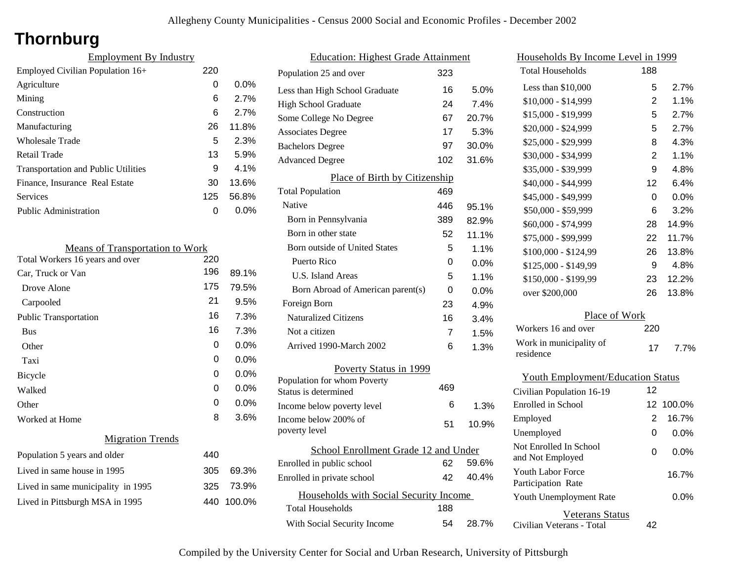# Thornburg

## Employment By Industry

| Employment By Industry | | |
|---|---|---|
| Employed Civilian Population 16+ | 220 | |
| Agriculture | 0 | 0.0% |
| Mining | 6 | 2.7% |
| Construction | 6 | 2.7% |
| Manufacturing | 26 | 11.8% |
| Wholesale Trade | 5 | 2.3% |
| Retail Trade | 13 | 5.9% |
| Transportation and Public Utilities | 9 | 4.1% |
| Finance, Insurance Real Estate | 30 | 13.6% |
| Services | 125 | 56.8% |
| Public Administration | 0 | 0.0% |

## Means of Transportation to Work

| Means of Transportation to Work | | |
|---|---|---|
| Total Workers 16 years and over | 220 | |
| Car, Truck or Van | 196 | 89.1% |
| Drove Alone | 175 | 79.5% |
| Carpooled | 21 | 9.5% |
| Public Transportation | 16 | 7.3% |
| Bus | 16 | 7.3% |
| Other | 0 | 0.0% |
| Taxi | 0 | 0.0% |
| Bicycle | 0 | 0.0% |
| Walked | 0 | 0.0% |
| Other | 0 | 0.0% |
| Worked at Home | 8 | 3.6% |

## Migration Trends

| Migration Trends | | |
|---|---|---|
| Population 5 years and older | 440 | |
| Lived in same house in 1995 | 305 | 69.3% |
| Lived in same municipality in 1995 | 325 | 73.9% |
| Lived in Pittsburgh MSA in 1995 | 440 | 100.0% |

## Education: Highest Grade Attainment

| Education: Highest Grade Attainment | | |
|---|---|---|
| Population 25 and over | 323 | |
| Less than High School Graduate | 16 | 5.0% |
| High School Graduate | 24 | 7.4% |
| Some College No Degree | 67 | 20.7% |
| Associates Degree | 17 | 5.3% |
| Bachelors Degree | 97 | 30.0% |
| Advanced Degree | 102 | 31.6% |

## Place of Birth by Citizenship

| Place of Birth by Citizenship | | |
|---|---|---|
| Total Population | 469 | |
| Native | 446 | 95.1% |
| Born in Pennsylvania | 389 | 82.9% |
| Born in other state | 52 | 11.1% |
| Born outside of United States | 5 | 1.1% |
| Puerto Rico | 0 | 0.0% |
| U.S. Island Areas | 5 | 1.1% |
| Born Abroad of American parent(s) | 0 | 0.0% |
| Foreign Born | 23 | 4.9% |
| Naturalized Citizens | 16 | 3.4% |
| Not a citizen | 7 | 1.5% |
| Arrived 1990-March 2002 | 6 | 1.3% |

## Poverty Status in 1999

| Poverty Status in 1999 | | |
|---|---|---|
| Population for whom Poverty Status is determined | 469 | |
| Income below poverty level | 6 | 1.3% |
| Income below 200% of poverty level | 51 | 10.9% |

## School Enrollment Grade 12 and Under

| School Enrollment Grade 12 and Under | | |
|---|---|---|
| Enrolled in public school | 62 | 59.6% |
| Enrolled in private school | 42 | 40.4% |

## Households with Social Security Income

| Households with Social Security Income | | |
|---|---|---|
| Total Households | 188 | |
| With Social Security Income | 54 | 28.7% |

## Households By Income Level in 1999

| Households By Income Level in 1999 | | |
|---|---|---|
| Total Households | 188 | |
| Less than $10,000 | 5 | 2.7% |
| $10,000 - $14,999 | 2 | 1.1% |
| $15,000 - $19,999 | 5 | 2.7% |
| $20,000 - $24,999 | 5 | 2.7% |
| $25,000 - $29,999 | 8 | 4.3% |
| $30,000 - $34,999 | 2 | 1.1% |
| $35,000 - $39,999 | 9 | 4.8% |
| $40,000 - $44,999 | 12 | 6.4% |
| $45,000 - $49,999 | 0 | 0.0% |
| $50,000 - $59,999 | 6 | 3.2% |
| $60,000 - $74,999 | 28 | 14.9% |
| $75,000 - $99,999 | 22 | 11.7% |
| $100,000 - $124,99 | 26 | 13.8% |
| $125,000 - $149,99 | 9 | 4.8% |
| $150,000 - $199,99 | 23 | 12.2% |
| over $200,000 | 26 | 13.8% |

## Place of Work

| Place of Work | | |
|---|---|---|
| Workers 16 and over | 220 | |
| Work in municipality of residence | 17 | 7.7% |

## Youth Employment/Education Status

| Youth Employment/Education Status | | |
|---|---|---|
| Civilian Population 16-19 | 12 | |
| Enrolled in School | 12 | 100.0% |
| Employed | 2 | 16.7% |
| Unemployed | 0 | 0.0% |
| Not Enrolled In School and Not Employed | 0 | 0.0% |
| Youth Labor Force Participation Rate | | 16.7% |
| Youth Unemployment Rate | | 0.0% |

## Veterans Status

| Veterans Status | |
|---|---|
| Civilian Veterans - Total | 42 |

Compiled by the University Center for Social and Urban Research, University of Pittsburgh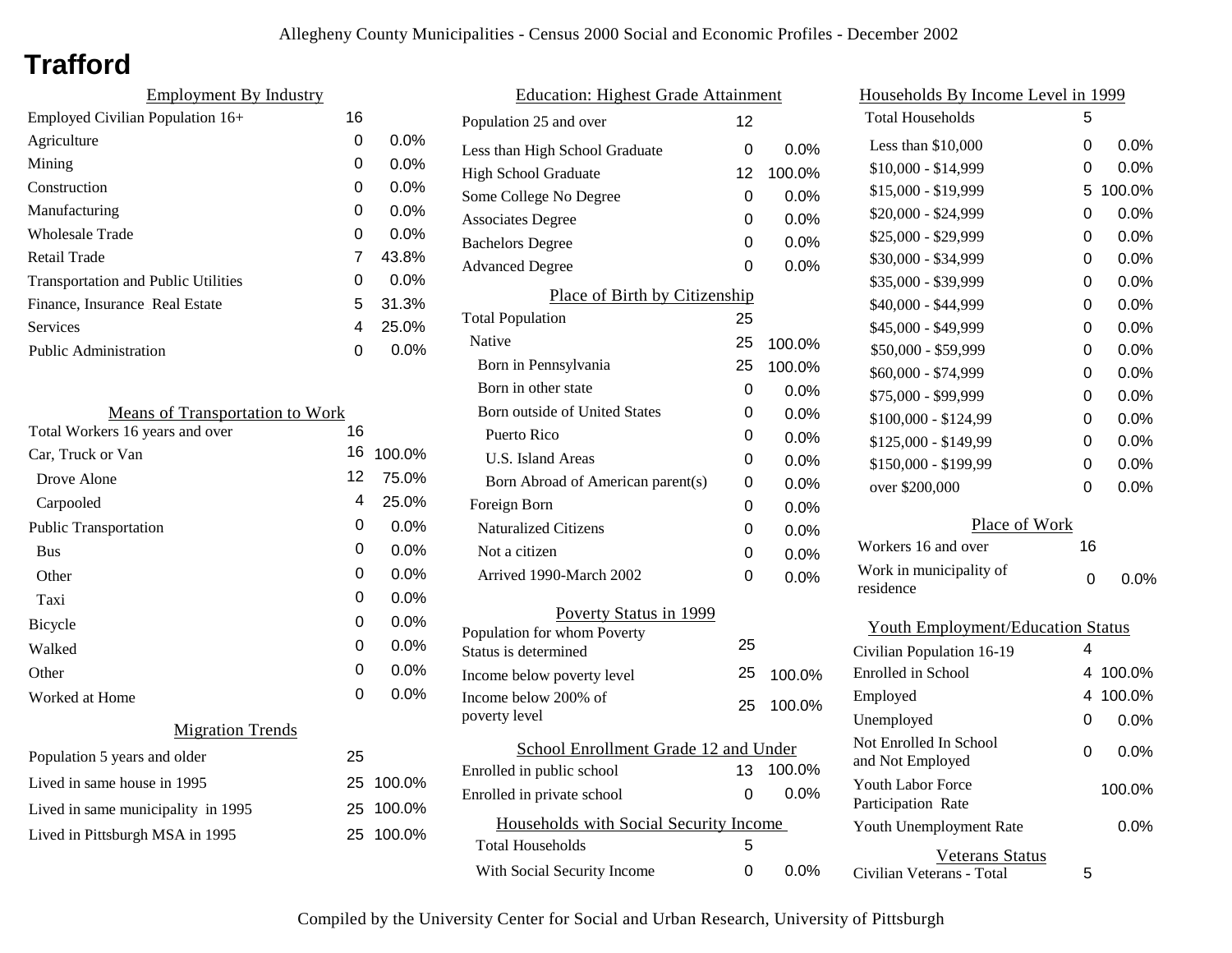# Trafford

## Employment By Industry

| Employment By Industry | | |
|---|---|---|
| Employed Civilian Population 16+ | 16 | |
| Agriculture | 0 | 0.0% |
| Mining | 0 | 0.0% |
| Construction | 0 | 0.0% |
| Manufacturing | 0 | 0.0% |
| Wholesale Trade | 0 | 0.0% |
| Retail Trade | 7 | 43.8% |
| Transportation and Public Utilities | 0 | 0.0% |
| Finance, Insurance Real Estate | 5 | 31.3% |
| Services | 4 | 25.0% |
| Public Administration | 0 | 0.0% |

## Means of Transportation to Work

| Means of Transportation to Work | | |
|---|---|---|
| Total Workers 16 years and over | 16 | |
| Car, Truck or Van | 16 | 100.0% |
| Drove Alone | 12 | 75.0% |
| Carpooled | 4 | 25.0% |
| Public Transportation | 0 | 0.0% |
| Bus | 0 | 0.0% |
| Other | 0 | 0.0% |
| Taxi | 0 | 0.0% |
| Bicycle | 0 | 0.0% |
| Walked | 0 | 0.0% |
| Other | 0 | 0.0% |
| Worked at Home | 0 | 0.0% |

## Migration Trends

| Migration Trends | | |
|---|---|---|
| Population 5 years and older | 25 | |
| Lived in same house in 1995 | 25 | 100.0% |
| Lived in same municipality in 1995 | 25 | 100.0% |
| Lived in Pittsburgh MSA in 1995 | 25 | 100.0% |

## Education: Highest Grade Attainment

| Education: Highest Grade Attainment | | |
|---|---|---|
| Population 25 and over | 12 | |
| Less than High School Graduate | 0 | 0.0% |
| High School Graduate | 12 | 100.0% |
| Some College No Degree | 0 | 0.0% |
| Associates Degree | 0 | 0.0% |
| Bachelors Degree | 0 | 0.0% |
| Advanced Degree | 0 | 0.0% |

## Place of Birth by Citizenship

| Place of Birth by Citizenship | | |
|---|---|---|
| Total Population | 25 | |
| Native | 25 | 100.0% |
| Born in Pennsylvania | 25 | 100.0% |
| Born in other state | 0 | 0.0% |
| Born outside of United States | 0 | 0.0% |
| Puerto Rico | 0 | 0.0% |
| U.S. Island Areas | 0 | 0.0% |
| Born Abroad of American parent(s) | 0 | 0.0% |
| Foreign Born | 0 | 0.0% |
| Naturalized Citizens | 0 | 0.0% |
| Not a citizen | 0 | 0.0% |
| Arrived 1990-March 2002 | 0 | 0.0% |

## Poverty Status in 1999

| Poverty Status in 1999 | | |
|---|---|---|
| Population for whom Poverty Status is determined | 25 | |
| Income below poverty level | 25 | 100.0% |
| Income below 200% of poverty level | 25 | 100.0% |

## School Enrollment Grade 12 and Under

| School Enrollment Grade 12 and Under | | |
|---|---|---|
| Enrolled in public school | 13 | 100.0% |
| Enrolled in private school | 0 | 0.0% |

## Households with Social Security Income

| Households with Social Security Income | | |
|---|---|---|
| Total Households | 5 | |
| With Social Security Income | 0 | 0.0% |

## Households By Income Level in 1999

| Households By Income Level in 1999 | | |
|---|---|---|
| Total Households | 5 | |
| Less than $10,000 | 0 | 0.0% |
| $10,000 - $14,999 | 0 | 0.0% |
| $15,000 - $19,999 | 5 | 100.0% |
| $20,000 - $24,999 | 0 | 0.0% |
| $25,000 - $29,999 | 0 | 0.0% |
| $30,000 - $34,999 | 0 | 0.0% |
| $35,000 - $39,999 | 0 | 0.0% |
| $40,000 - $44,999 | 0 | 0.0% |
| $45,000 - $49,999 | 0 | 0.0% |
| $50,000 - $59,999 | 0 | 0.0% |
| $60,000 - $74,999 | 0 | 0.0% |
| $75,000 - $99,999 | 0 | 0.0% |
| $100,000 - $124,99 | 0 | 0.0% |
| $125,000 - $149,99 | 0 | 0.0% |
| $150,000 - $199,99 | 0 | 0.0% |
| over $200,000 | 0 | 0.0% |

## Place of Work

| Place of Work | | |
|---|---|---|
| Workers 16 and over | 16 | |
| Work in municipality of residence | 0 | 0.0% |

## Youth Employment/Education Status

| Youth Employment/Education Status | | |
|---|---|---|
| Civilian Population 16-19 | 4 | |
| Enrolled in School | 4 | 100.0% |
| Employed | 4 | 100.0% |
| Unemployed | 0 | 0.0% |
| Not Enrolled In School and Not Employed | 0 | 0.0% |
| Youth Labor Force Participation Rate | | 100.0% |
| Youth Unemployment Rate | | 0.0% |

## Veterans Status

| Veterans Status | |
|---|---|
| Civilian Veterans - Total | 5 |

Compiled by the University Center for Social and Urban Research, University of Pittsburgh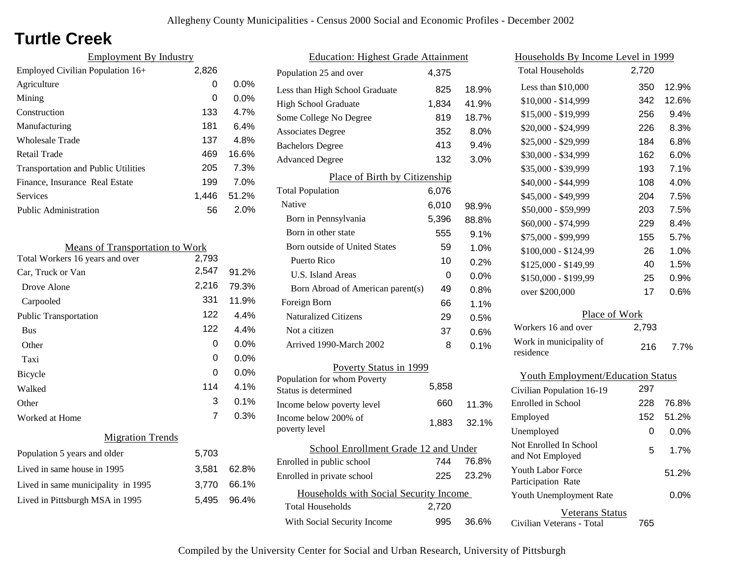# Turtle Creek

## Employment By Industry

| | | |
|---|---|---|
| Employed Civilian Population 16+ | 2,826 | |
| Agriculture | 0 | 0.0% |
| Mining | 0 | 0.0% |
| Construction | 133 | 4.7% |
| Manufacturing | 181 | 6.4% |
| Wholesale Trade | 137 | 4.8% |
| Retail Trade | 469 | 16.6% |
| Transportation and Public Utilities | 205 | 7.3% |
| Finance, Insurance Real Estate | 199 | 7.0% |
| Services | 1,446 | 51.2% |
| Public Administration | 56 | 2.0% |

## Means of Transportation to Work

| | | |
|---|---|---|
| Total Workers 16 years and over | 2,793 | |
| Car, Truck or Van | 2,547 | 91.2% |
| Drove Alone | 2,216 | 79.3% |
| Carpooled | 331 | 11.9% |
| Public Transportation | 122 | 4.4% |
| Bus | 122 | 4.4% |
| Other | 0 | 0.0% |
| Taxi | 0 | 0.0% |
| Bicycle | 0 | 0.0% |
| Walked | 114 | 4.1% |
| Other | 3 | 0.1% |
| Worked at Home | 7 | 0.3% |

## Migration Trends

| | | |
|---|---|---|
| Population 5 years and older | 5,703 | |
| Lived in same house in 1995 | 3,581 | 62.8% |
| Lived in same municipality in 1995 | 3,770 | 66.1% |
| Lived in Pittsburgh MSA in 1995 | 5,495 | 96.4% |

## Education: Highest Grade Attainment

| | | |
|---|---|---|
| Population 25 and over | 4,375 | |
| Less than High School Graduate | 825 | 18.9% |
| High School Graduate | 1,834 | 41.9% |
| Some College No Degree | 819 | 18.7% |
| Associates Degree | 352 | 8.0% |
| Bachelors Degree | 413 | 9.4% |
| Advanced Degree | 132 | 3.0% |

## Place of Birth by Citizenship

| | | |
|---|---|---|
| Total Population | 6,076 | |
| Native | 6,010 | 98.9% |
| Born in Pennsylvania | 5,396 | 88.8% |
| Born in other state | 555 | 9.1% |
| Born outside of United States | 59 | 1.0% |
| Puerto Rico | 10 | 0.2% |
| U.S. Island Areas | 0 | 0.0% |
| Born Abroad of American parent(s) | 49 | 0.8% |
| Foreign Born | 66 | 1.1% |
| Naturalized Citizens | 29 | 0.5% |
| Not a citizen | 37 | 0.6% |
| Arrived 1990-March 2002 | 8 | 0.1% |

## Poverty Status in 1999

| | | |
|---|---|---|
| Population for whom Poverty Status is determined | 5,858 | |
| Income below poverty level | 660 | 11.3% |
| Income below 200% of poverty level | 1,883 | 32.1% |

## School Enrollment Grade 12 and Under

| | | |
|---|---|---|
| Enrolled in public school | 744 | 76.8% |
| Enrolled in private school | 225 | 23.2% |

## Households with Social Security Income

| | | |
|---|---|---|
| Total Households | 2,720 | |
| With Social Security Income | 995 | 36.6% |

## Households By Income Level in 1999

| | | |
|---|---|---|
| Total Households | 2,720 | |
| Less than $10,000 | 350 | 12.9% |
| $10,000 - $14,999 | 342 | 12.6% |
| $15,000 - $19,999 | 256 | 9.4% |
| $20,000 - $24,999 | 226 | 8.3% |
| $25,000 - $29,999 | 184 | 6.8% |
| $30,000 - $34,999 | 162 | 6.0% |
| $35,000 - $39,999 | 193 | 7.1% |
| $40,000 - $44,999 | 108 | 4.0% |
| $45,000 - $49,999 | 204 | 7.5% |
| $50,000 - $59,999 | 203 | 7.5% |
| $60,000 - $74,999 | 229 | 8.4% |
| $75,000 - $99,999 | 155 | 5.7% |
| $100,000 - $124,99 | 26 | 1.0% |
| $125,000 - $149,99 | 40 | 1.5% |
| $150,000 - $199,99 | 25 | 0.9% |
| over $200,000 | 17 | 0.6% |

## Place of Work

| | | |
|---|---|---|
| Workers 16 and over | 2,793 | |
| Work in municipality of residence | 216 | 7.7% |

## Youth Employment/Education Status

| | | |
|---|---|---|
| Civilian Population 16-19 | 297 | |
| Enrolled in School | 228 | 76.8% |
| Employed | 152 | 51.2% |
| Unemployed | 0 | 0.0% |
| Not Enrolled In School and Not Employed | 5 | 1.7% |
| Youth Labor Force Participation Rate | | 51.2% |
| Youth Unemployment Rate | | 0.0% |

## Veterans Status

| | |
|---|---|
| Civilian Veterans - Total | 765 |

Compiled by the University Center for Social and Urban Research, University of Pittsburgh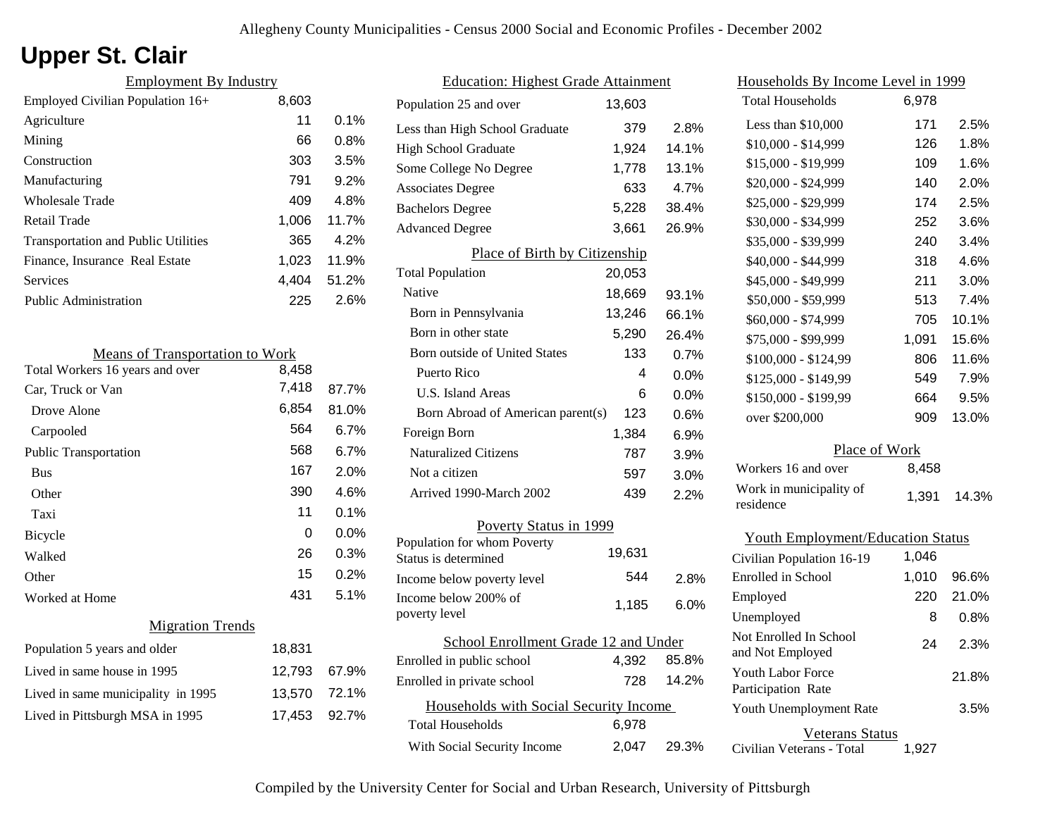# Upper St. Clair

## Employment By Industry

| Employment By Industry | | |
|---|---|---|
| Employed Civilian Population 16+ | 8,603 | |
| Agriculture | 11 | 0.1% |
| Mining | 66 | 0.8% |
| Construction | 303 | 3.5% |
| Manufacturing | 791 | 9.2% |
| Wholesale Trade | 409 | 4.8% |
| Retail Trade | 1,006 | 11.7% |
| Transportation and Public Utilities | 365 | 4.2% |
| Finance, Insurance Real Estate | 1,023 | 11.9% |
| Services | 4,404 | 51.2% |
| Public Administration | 225 | 2.6% |

## Means of Transportation to Work

| Means of Transportation to Work | | |
|---|---|---|
| Total Workers 16 years and over | 8,458 | |
| Car, Truck or Van | 7,418 | 87.7% |
| Drove Alone | 6,854 | 81.0% |
| Carpooled | 564 | 6.7% |
| Public Transportation | 568 | 6.7% |
| Bus | 167 | 2.0% |
| Other | 390 | 4.6% |
| Taxi | 11 | 0.1% |
| Bicycle | 0 | 0.0% |
| Walked | 26 | 0.3% |
| Other | 15 | 0.2% |
| Worked at Home | 431 | 5.1% |

## Migration Trends

| Migration Trends | | |
|---|---|---|
| Population 5 years and older | 18,831 | |
| Lived in same house in 1995 | 12,793 | 67.9% |
| Lived in same municipality in 1995 | 13,570 | 72.1% |
| Lived in Pittsburgh MSA in 1995 | 17,453 | 92.7% |

## Education: Highest Grade Attainment

| Education: Highest Grade Attainment | | |
|---|---|---|
| Population 25 and over | 13,603 | |
| Less than High School Graduate | 379 | 2.8% |
| High School Graduate | 1,924 | 14.1% |
| Some College No Degree | 1,778 | 13.1% |
| Associates Degree | 633 | 4.7% |
| Bachelors Degree | 5,228 | 38.4% |
| Advanced Degree | 3,661 | 26.9% |

## Place of Birth by Citizenship

| Place of Birth by Citizenship | | |
|---|---|---|
| Total Population | 20,053 | |
| Native | 18,669 | 93.1% |
| Born in Pennsylvania | 13,246 | 66.1% |
| Born in other state | 5,290 | 26.4% |
| Born outside of United States | 133 | 0.7% |
| Puerto Rico | 4 | 0.0% |
| U.S. Island Areas | 6 | 0.0% |
| Born Abroad of American parent(s) | 123 | 0.6% |
| Foreign Born | 1,384 | 6.9% |
| Naturalized Citizens | 787 | 3.9% |
| Not a citizen | 597 | 3.0% |
| Arrived 1990-March 2002 | 439 | 2.2% |

## Poverty Status in 1999

| Poverty Status in 1999 | | |
|---|---|---|
| Population for whom Poverty Status is determined | 19,631 | |
| Income below poverty level | 544 | 2.8% |
| Income below 200% of poverty level | 1,185 | 6.0% |

## School Enrollment Grade 12 and Under

| School Enrollment Grade 12 and Under | | |
|---|---|---|
| Enrolled in public school | 4,392 | 85.8% |
| Enrolled in private school | 728 | 14.2% |

## Households with Social Security Income

| Households with Social Security Income | | |
|---|---|---|
| Total Households | 6,978 | |
| With Social Security Income | 2,047 | 29.3% |

## Households By Income Level in 1999

| Households By Income Level in 1999 | | |
|---|---|---|
| Total Households | 6,978 | |
| Less than $10,000 | 171 | 2.5% |
| $10,000 - $14,999 | 126 | 1.8% |
| $15,000 - $19,999 | 109 | 1.6% |
| $20,000 - $24,999 | 140 | 2.0% |
| $25,000 - $29,999 | 174 | 2.5% |
| $30,000 - $34,999 | 252 | 3.6% |
| $35,000 - $39,999 | 240 | 3.4% |
| $40,000 - $44,999 | 318 | 4.6% |
| $45,000 - $49,999 | 211 | 3.0% |
| $50,000 - $59,999 | 513 | 7.4% |
| $60,000 - $74,999 | 705 | 10.1% |
| $75,000 - $99,999 | 1,091 | 15.6% |
| $100,000 - $124,99 | 806 | 11.6% |
| $125,000 - $149,99 | 549 | 7.9% |
| $150,000 - $199,99 | 664 | 9.5% |
| over $200,000 | 909 | 13.0% |

## Place of Work

| Place of Work | | |
|---|---|---|
| Workers 16 and over | 8,458 | |
| Work in municipality of residence | 1,391 | 14.3% |

## Youth Employment/Education Status

| Youth Employment/Education Status | | |
|---|---|---|
| Civilian Population 16-19 | 1,046 | |
| Enrolled in School | 1,010 | 96.6% |
| Employed | 220 | 21.0% |
| Unemployed | 8 | 0.8% |
| Not Enrolled In School and Not Employed | 24 | 2.3% |
| Youth Labor Force Participation Rate | | 21.8% |
| Youth Unemployment Rate | | 3.5% |

## Veterans Status

| Veterans Status | |
|---|---|
| Civilian Veterans - Total | 1,927 |

Compiled by the University Center for Social and Urban Research, University of Pittsburgh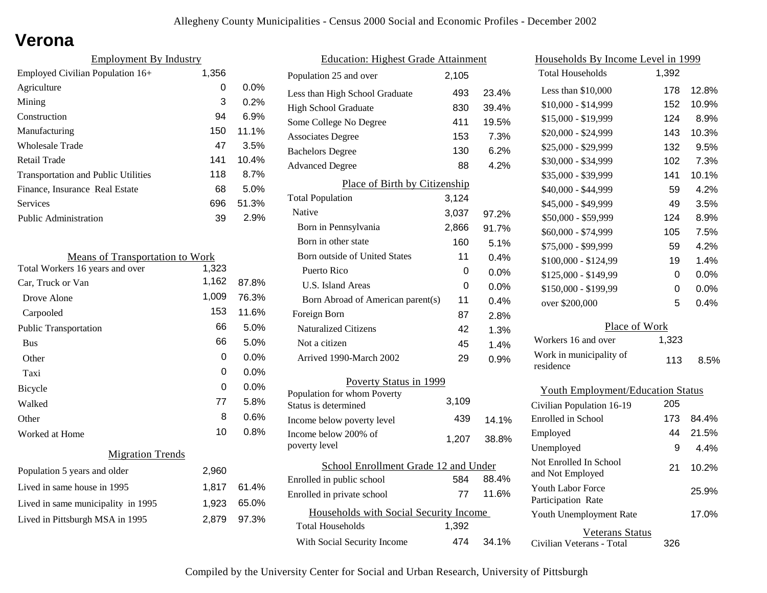# Verona

## Employment By Industry

| Employment By Industry | | |
|---|---|---|
| Employed Civilian Population 16+ | 1,356 | |
| Agriculture | 0 | 0.0% |
| Mining | 3 | 0.2% |
| Construction | 94 | 6.9% |
| Manufacturing | 150 | 11.1% |
| Wholesale Trade | 47 | 3.5% |
| Retail Trade | 141 | 10.4% |
| Transportation and Public Utilities | 118 | 8.7% |
| Finance, Insurance Real Estate | 68 | 5.0% |
| Services | 696 | 51.3% |
| Public Administration | 39 | 2.9% |

## Means of Transportation to Work

| Means of Transportation to Work | | |
|---|---|---|
| Total Workers 16 years and over | 1,323 | |
| Car, Truck or Van | 1,162 | 87.8% |
| Drove Alone | 1,009 | 76.3% |
| Carpooled | 153 | 11.6% |
| Public Transportation | 66 | 5.0% |
| Bus | 66 | 5.0% |
| Other | 0 | 0.0% |
| Taxi | 0 | 0.0% |
| Bicycle | 0 | 0.0% |
| Walked | 77 | 5.8% |
| Other | 8 | 0.6% |
| Worked at Home | 10 | 0.8% |

## Migration Trends

| Migration Trends | | |
|---|---|---|
| Population 5 years and older | 2,960 | |
| Lived in same house in 1995 | 1,817 | 61.4% |
| Lived in same municipality in 1995 | 1,923 | 65.0% |
| Lived in Pittsburgh MSA in 1995 | 2,879 | 97.3% |

## Education: Highest Grade Attainment

| Education: Highest Grade Attainment | | |
|---|---|---|
| Population 25 and over | 2,105 | |
| Less than High School Graduate | 493 | 23.4% |
| High School Graduate | 830 | 39.4% |
| Some College No Degree | 411 | 19.5% |
| Associates Degree | 153 | 7.3% |
| Bachelors Degree | 130 | 6.2% |
| Advanced Degree | 88 | 4.2% |

## Place of Birth by Citizenship

| Place of Birth by Citizenship | | |
|---|---|---|
| Total Population | 3,124 | |
| Native | 3,037 | 97.2% |
| Born in Pennsylvania | 2,866 | 91.7% |
| Born in other state | 160 | 5.1% |
| Born outside of United States | 11 | 0.4% |
| Puerto Rico | 0 | 0.0% |
| U.S. Island Areas | 0 | 0.0% |
| Born Abroad of American parent(s) | 11 | 0.4% |
| Foreign Born | 87 | 2.8% |
| Naturalized Citizens | 42 | 1.3% |
| Not a citizen | 45 | 1.4% |
| Arrived 1990-March 2002 | 29 | 0.9% |

## Poverty Status in 1999

| Poverty Status in 1999 | | |
|---|---|---|
| Population for whom Poverty Status is determined | 3,109 | |
| Income below poverty level | 439 | 14.1% |
| Income below 200% of poverty level | 1,207 | 38.8% |

## School Enrollment Grade 12 and Under

| School Enrollment Grade 12 and Under | | |
|---|---|---|
| Enrolled in public school | 584 | 88.4% |
| Enrolled in private school | 77 | 11.6% |

## Households with Social Security Income

| Households with Social Security Income | | |
|---|---|---|
| Total Households | 1,392 | |
| With Social Security Income | 474 | 34.1% |

## Households By Income Level in 1999

| Households By Income Level in 1999 | | |
|---|---|---|
| Total Households | 1,392 | |
| Less than $10,000 | 178 | 12.8% |
| $10,000 - $14,999 | 152 | 10.9% |
| $15,000 - $19,999 | 124 | 8.9% |
| $20,000 - $24,999 | 143 | 10.3% |
| $25,000 - $29,999 | 132 | 9.5% |
| $30,000 - $34,999 | 102 | 7.3% |
| $35,000 - $39,999 | 141 | 10.1% |
| $40,000 - $44,999 | 59 | 4.2% |
| $45,000 - $49,999 | 49 | 3.5% |
| $50,000 - $59,999 | 124 | 8.9% |
| $60,000 - $74,999 | 105 | 7.5% |
| $75,000 - $99,999 | 59 | 4.2% |
| $100,000 - $124,99 | 19 | 1.4% |
| $125,000 - $149,99 | 0 | 0.0% |
| $150,000 - $199,99 | 0 | 0.0% |
| over $200,000 | 5 | 0.4% |

## Place of Work

| Place of Work | | |
|---|---|---|
| Workers 16 and over | 1,323 | |
| Work in municipality of residence | 113 | 8.5% |

## Youth Employment/Education Status

| Youth Employment/Education Status | | |
|---|---|---|
| Civilian Population 16-19 | 205 | |
| Enrolled in School | 173 | 84.4% |
| Employed | 44 | 21.5% |
| Unemployed | 9 | 4.4% |
| Not Enrolled In School and Not Employed | 21 | 10.2% |
| Youth Labor Force Participation Rate | | 25.9% |
| Youth Unemployment Rate | | 17.0% |

## Veterans Status

| Veterans Status | |
|---|---|
| Civilian Veterans - Total | 326 |

Compiled by the University Center for Social and Urban Research, University of Pittsburgh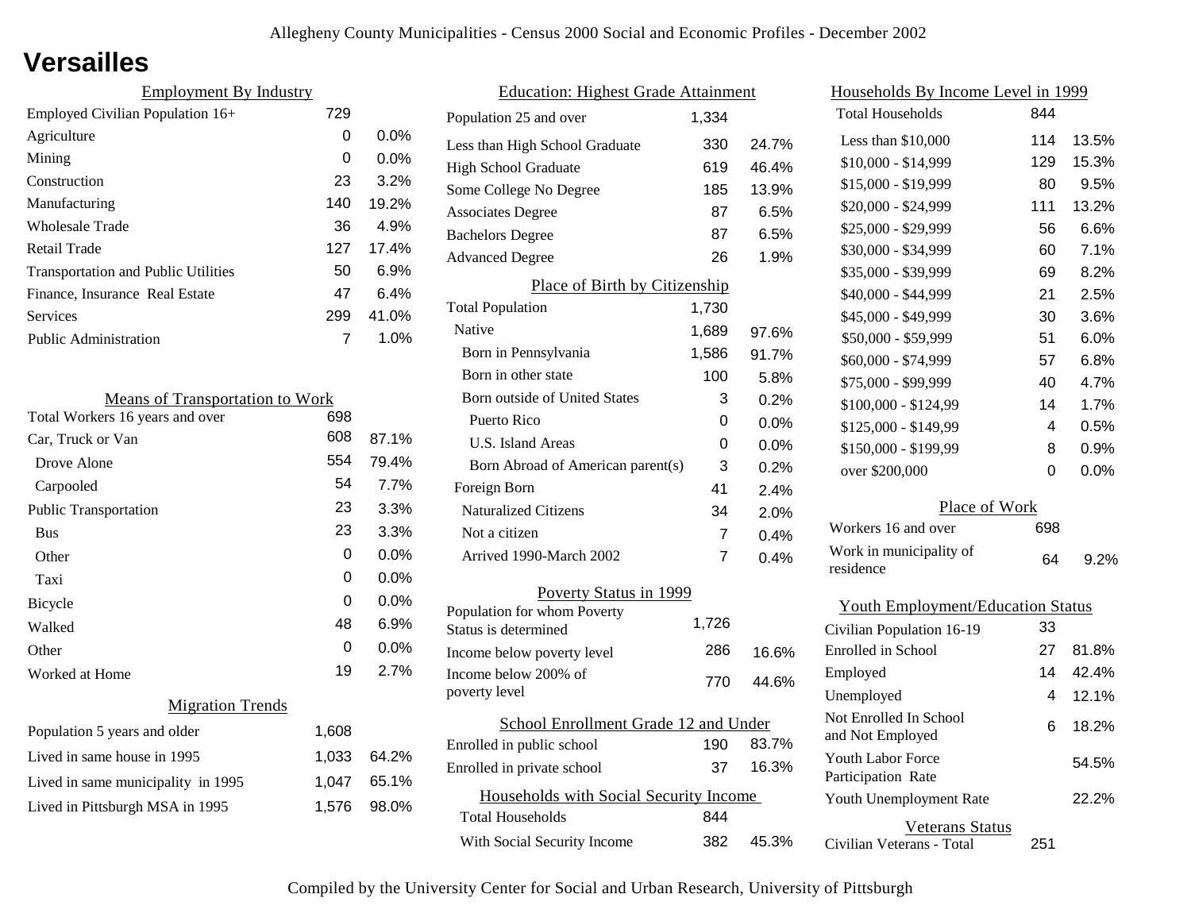# Versailles

## Employment By Industry

| | | |
|---|---|---|
| Employed Civilian Population 16+ | 729 | |
| Agriculture | 0 | 0.0% |
| Mining | 0 | 0.0% |
| Construction | 23 | 3.2% |
| Manufacturing | 140 | 19.2% |
| Wholesale Trade | 36 | 4.9% |
| Retail Trade | 127 | 17.4% |
| Transportation and Public Utilities | 50 | 6.9% |
| Finance, Insurance Real Estate | 47 | 6.4% |
| Services | 299 | 41.0% |
| Public Administration | 7 | 1.0% |

## Means of Transportation to Work

| | | |
|---|---|---|
| Total Workers 16 years and over | 698 | |
| Car, Truck or Van | 608 | 87.1% |
| Drove Alone | 554 | 79.4% |
| Carpooled | 54 | 7.7% |
| Public Transportation | 23 | 3.3% |
| Bus | 23 | 3.3% |
| Other | 0 | 0.0% |
| Taxi | 0 | 0.0% |
| Bicycle | 0 | 0.0% |
| Walked | 48 | 6.9% |
| Other | 0 | 0.0% |
| Worked at Home | 19 | 2.7% |

## Migration Trends

| | | |
|---|---|---|
| Population 5 years and older | 1,608 | |
| Lived in same house in 1995 | 1,033 | 64.2% |
| Lived in same municipality in 1995 | 1,047 | 65.1% |
| Lived in Pittsburgh MSA in 1995 | 1,576 | 98.0% |

## Education: Highest Grade Attainment

| | | |
|---|---|---|
| Population 25 and over | 1,334 | |
| Less than High School Graduate | 330 | 24.7% |
| High School Graduate | 619 | 46.4% |
| Some College No Degree | 185 | 13.9% |
| Associates Degree | 87 | 6.5% |
| Bachelors Degree | 87 | 6.5% |
| Advanced Degree | 26 | 1.9% |

## Place of Birth by Citizenship

| | | |
|---|---|---|
| Total Population | 1,730 | |
| Native | 1,689 | 97.6% |
| Born in Pennsylvania | 1,586 | 91.7% |
| Born in other state | 100 | 5.8% |
| Born outside of United States | 3 | 0.2% |
| Puerto Rico | 0 | 0.0% |
| U.S. Island Areas | 0 | 0.0% |
| Born Abroad of American parent(s) | 3 | 0.2% |
| Foreign Born | 41 | 2.4% |
| Naturalized Citizens | 34 | 2.0% |
| Not a citizen | 7 | 0.4% |
| Arrived 1990-March 2002 | 7 | 0.4% |

## Poverty Status in 1999

| | | |
|---|---|---|
| Population for whom Poverty Status is determined | 1,726 | |
| Income below poverty level | 286 | 16.6% |
| Income below 200% of poverty level | 770 | 44.6% |

## School Enrollment Grade 12 and Under

| | | |
|---|---|---|
| Enrolled in public school | 190 | 83.7% |
| Enrolled in private school | 37 | 16.3% |

## Households with Social Security Income

| | | |
|---|---|---|
| Total Households | 844 | |
| With Social Security Income | 382 | 45.3% |

## Households By Income Level in 1999

| | | |
|---|---|---|
| Total Households | 844 | |
| Less than $10,000 | 114 | 13.5% |
| $10,000 - $14,999 | 129 | 15.3% |
| $15,000 - $19,999 | 80 | 9.5% |
| $20,000 - $24,999 | 111 | 13.2% |
| $25,000 - $29,999 | 56 | 6.6% |
| $30,000 - $34,999 | 60 | 7.1% |
| $35,000 - $39,999 | 69 | 8.2% |
| $40,000 - $44,999 | 21 | 2.5% |
| $45,000 - $49,999 | 30 | 3.6% |
| $50,000 - $59,999 | 51 | 6.0% |
| $60,000 - $74,999 | 57 | 6.8% |
| $75,000 - $99,999 | 40 | 4.7% |
| $100,000 - $124,99 | 14 | 1.7% |
| $125,000 - $149,99 | 4 | 0.5% |
| $150,000 - $199,99 | 8 | 0.9% |
| over $200,000 | 0 | 0.0% |

## Place of Work

| | | |
|---|---|---|
| Workers 16 and over | 698 | |
| Work in municipality of residence | 64 | 9.2% |

## Youth Employment/Education Status

| | | |
|---|---|---|
| Civilian Population 16-19 | 33 | |
| Enrolled in School | 27 | 81.8% |
| Employed | 14 | 42.4% |
| Unemployed | 4 | 12.1% |
| Not Enrolled In School and Not Employed | 6 | 18.2% |
| Youth Labor Force Participation Rate | | 54.5% |
| Youth Unemployment Rate | | 22.2% |

## Veterans Status

| | |
|---|---|
| Civilian Veterans - Total | 251 |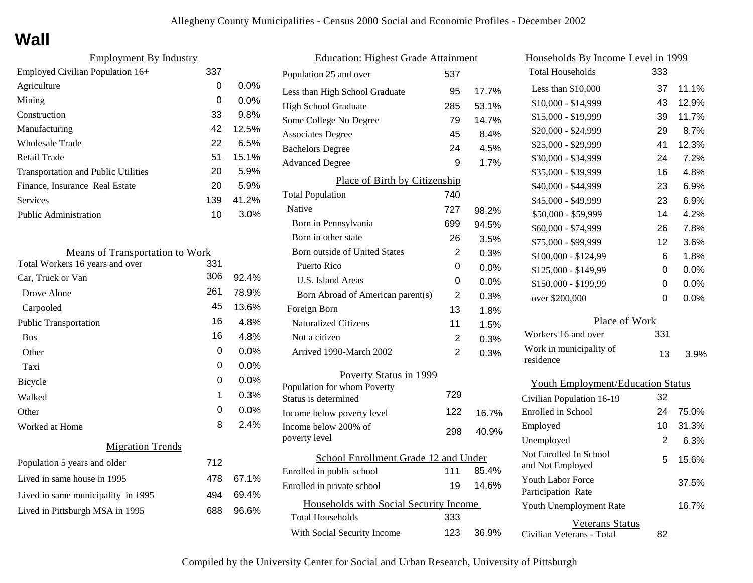Allegheny County Municipalities - Census 2000 Social and Economic Profiles - December 2002

# Wall

## Employment By Industry

| | | |
|---|---|---|
| Employed Civilian Population 16+ | 337 | |
| Agriculture | 0 | 0.0% |
| Mining | 0 | 0.0% |
| Construction | 33 | 9.8% |
| Manufacturing | 42 | 12.5% |
| Wholesale Trade | 22 | 6.5% |
| Retail Trade | 51 | 15.1% |
| Transportation and Public Utilities | 20 | 5.9% |
| Finance, Insurance Real Estate | 20 | 5.9% |
| Services | 139 | 41.2% |
| Public Administration | 10 | 3.0% |

## Means of Transportation to Work

| | | |
|---|---|---|
| Total Workers 16 years and over | 331 | |
| Car, Truck or Van | 306 | 92.4% |
| Drove Alone | 261 | 78.9% |
| Carpooled | 45 | 13.6% |
| Public Transportation | 16 | 4.8% |
| Bus | 16 | 4.8% |
| Other | 0 | 0.0% |
| Taxi | 0 | 0.0% |
| Bicycle | 0 | 0.0% |
| Walked | 1 | 0.3% |
| Other | 0 | 0.0% |
| Worked at Home | 8 | 2.4% |

## Migration Trends

| | | |
|---|---|---|
| Population 5 years and older | 712 | |
| Lived in same house in 1995 | 478 | 67.1% |
| Lived in same municipality in 1995 | 494 | 69.4% |
| Lived in Pittsburgh MSA in 1995 | 688 | 96.6% |

## Education: Highest Grade Attainment

| | | |
|---|---|---|
| Population 25 and over | 537 | |
| Less than High School Graduate | 95 | 17.7% |
| High School Graduate | 285 | 53.1% |
| Some College No Degree | 79 | 14.7% |
| Associates Degree | 45 | 8.4% |
| Bachelors Degree | 24 | 4.5% |
| Advanced Degree | 9 | 1.7% |

## Place of Birth by Citizenship

| | | |
|---|---|---|
| Total Population | 740 | |
| Native | 727 | 98.2% |
| Born in Pennsylvania | 699 | 94.5% |
| Born in other state | 26 | 3.5% |
| Born outside of United States | 2 | 0.3% |
| Puerto Rico | 0 | 0.0% |
| U.S. Island Areas | 0 | 0.0% |
| Born Abroad of American parent(s) | 2 | 0.3% |
| Foreign Born | 13 | 1.8% |
| Naturalized Citizens | 11 | 1.5% |
| Not a citizen | 2 | 0.3% |
| Arrived 1990-March 2002 | 2 | 0.3% |

## Poverty Status in 1999

| | | |
|---|---|---|
| Population for whom Poverty Status is determined | 729 | |
| Income below poverty level | 122 | 16.7% |
| Income below 200% of poverty level | 298 | 40.9% |

## School Enrollment Grade 12 and Under

| | | |
|---|---|---|
| Enrolled in public school | 111 | 85.4% |
| Enrolled in private school | 19 | 14.6% |

## Households with Social Security Income

| | | |
|---|---|---|
| Total Households | 333 | |
| With Social Security Income | 123 | 36.9% |

## Households By Income Level in 1999

| | | |
|---|---|---|
| Total Households | 333 | |
| Less than $10,000 | 37 | 11.1% |
| $10,000 - $14,999 | 43 | 12.9% |
| $15,000 - $19,999 | 39 | 11.7% |
| $20,000 - $24,999 | 29 | 8.7% |
| $25,000 - $29,999 | 41 | 12.3% |
| $30,000 - $34,999 | 24 | 7.2% |
| $35,000 - $39,999 | 16 | 4.8% |
| $40,000 - $44,999 | 23 | 6.9% |
| $45,000 - $49,999 | 23 | 6.9% |
| $50,000 - $59,999 | 14 | 4.2% |
| $60,000 - $74,999 | 26 | 7.8% |
| $75,000 - $99,999 | 12 | 3.6% |
| $100,000 - $124,99 | 6 | 1.8% |
| $125,000 - $149,99 | 0 | 0.0% |
| $150,000 - $199,99 | 0 | 0.0% |
| over $200,000 | 0 | 0.0% |

## Place of Work

| | | |
|---|---|---|
| Workers 16 and over | 331 | |
| Work in municipality of residence | 13 | 3.9% |

## Youth Employment/Education Status

| | | |
|---|---|---|
| Civilian Population 16-19 | 32 | |
| Enrolled in School | 24 | 75.0% |
| Employed | 10 | 31.3% |
| Unemployed | 2 | 6.3% |
| Not Enrolled In School and Not Employed | 5 | 15.6% |
| Youth Labor Force Participation Rate | | 37.5% |
| Youth Unemployment Rate | | 16.7% |

## Veterans Status

| | |
|---|---|
| Civilian Veterans - Total | 82 |

Compiled by the University Center for Social and Urban Research, University of Pittsburgh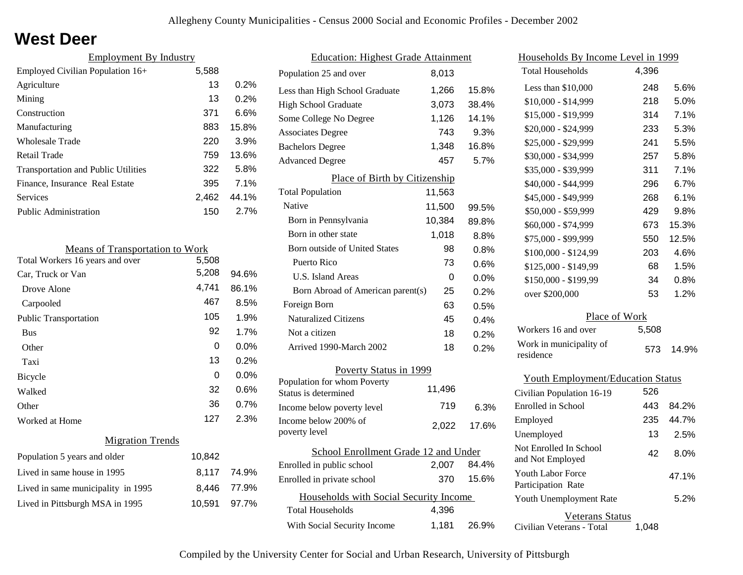# West Deer

## Employment By Industry

| | | |
|---|---|---|
| Employed Civilian Population 16+ | 5,588 | |
| Agriculture | 13 | 0.2% |
| Mining | 13 | 0.2% |
| Construction | 371 | 6.6% |
| Manufacturing | 883 | 15.8% |
| Wholesale Trade | 220 | 3.9% |
| Retail Trade | 759 | 13.6% |
| Transportation and Public Utilities | 322 | 5.8% |
| Finance, Insurance Real Estate | 395 | 7.1% |
| Services | 2,462 | 44.1% |
| Public Administration | 150 | 2.7% |

## Means of Transportation to Work

| | | |
|---|---|---|
| Total Workers 16 years and over | 5,508 | |
| Car, Truck or Van | 5,208 | 94.6% |
| Drove Alone | 4,741 | 86.1% |
| Carpooled | 467 | 8.5% |
| Public Transportation | 105 | 1.9% |
| Bus | 92 | 1.7% |
| Other | 0 | 0.0% |
| Taxi | 13 | 0.2% |
| Bicycle | 0 | 0.0% |
| Walked | 32 | 0.6% |
| Other | 36 | 0.7% |
| Worked at Home | 127 | 2.3% |

## Migration Trends

| | | |
|---|---|---|
| Population 5 years and older | 10,842 | |
| Lived in same house in 1995 | 8,117 | 74.9% |
| Lived in same municipality in 1995 | 8,446 | 77.9% |
| Lived in Pittsburgh MSA in 1995 | 10,591 | 97.7% |

## Education: Highest Grade Attainment

| | | |
|---|---|---|
| Population 25 and over | 8,013 | |
| Less than High School Graduate | 1,266 | 15.8% |
| High School Graduate | 3,073 | 38.4% |
| Some College No Degree | 1,126 | 14.1% |
| Associates Degree | 743 | 9.3% |
| Bachelors Degree | 1,348 | 16.8% |
| Advanced Degree | 457 | 5.7% |

## Place of Birth by Citizenship

| | | |
|---|---|---|
| Total Population | 11,563 | |
| Native | 11,500 | 99.5% |
| Born in Pennsylvania | 10,384 | 89.8% |
| Born in other state | 1,018 | 8.8% |
| Born outside of United States | 98 | 0.8% |
| Puerto Rico | 73 | 0.6% |
| U.S. Island Areas | 0 | 0.0% |
| Born Abroad of American parent(s) | 25 | 0.2% |
| Foreign Born | 63 | 0.5% |
| Naturalized Citizens | 45 | 0.4% |
| Not a citizen | 18 | 0.2% |
| Arrived 1990-March 2002 | 18 | 0.2% |

## Poverty Status in 1999

| | | |
|---|---|---|
| Population for whom Poverty Status is determined | 11,496 | |
| Income below poverty level | 719 | 6.3% |
| Income below 200% of poverty level | 2,022 | 17.6% |

## School Enrollment Grade 12 and Under

| | | |
|---|---|---|
| Enrolled in public school | 2,007 | 84.4% |
| Enrolled in private school | 370 | 15.6% |

## Households with Social Security Income

| | | |
|---|---|---|
| Total Households | 4,396 | |
| With Social Security Income | 1,181 | 26.9% |

## Households By Income Level in 1999

| | | |
|---|---|---|
| Total Households | 4,396 | |
| Less than $10,000 | 248 | 5.6% |
| $10,000 - $14,999 | 218 | 5.0% |
| $15,000 - $19,999 | 314 | 7.1% |
| $20,000 - $24,999 | 233 | 5.3% |
| $25,000 - $29,999 | 241 | 5.5% |
| $30,000 - $34,999 | 257 | 5.8% |
| $35,000 - $39,999 | 311 | 7.1% |
| $40,000 - $44,999 | 296 | 6.7% |
| $45,000 - $49,999 | 268 | 6.1% |
| $50,000 - $59,999 | 429 | 9.8% |
| $60,000 - $74,999 | 673 | 15.3% |
| $75,000 - $99,999 | 550 | 12.5% |
| $100,000 - $124,99 | 203 | 4.6% |
| $125,000 - $149,99 | 68 | 1.5% |
| $150,000 - $199,99 | 34 | 0.8% |
| over $200,000 | 53 | 1.2% |

## Place of Work

| | | |
|---|---|---|
| Workers 16 and over | 5,508 | |
| Work in municipality of residence | 573 | 14.9% |

## Youth Employment/Education Status

| | | |
|---|---|---|
| Civilian Population 16-19 | 526 | |
| Enrolled in School | 443 | 84.2% |
| Employed | 235 | 44.7% |
| Unemployed | 13 | 2.5% |
| Not Enrolled In School and Not Employed | 42 | 8.0% |
| Youth Labor Force Participation Rate | | 47.1% |
| Youth Unemployment Rate | | 5.2% |

## Veterans Status

| | |
|---|---|
| Civilian Veterans - Total | 1,048 |

Compiled by the University Center for Social and Urban Research, University of Pittsburgh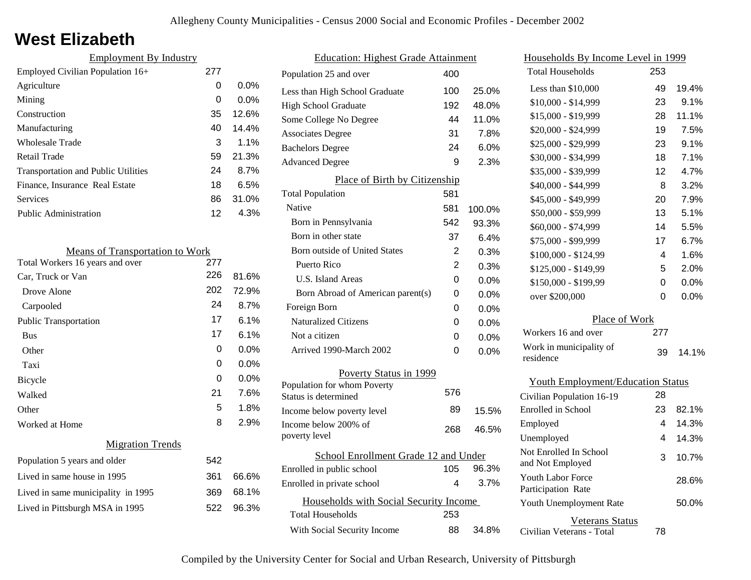# West Elizabeth

## Employment By Industry

| Employment By Industry | | |
|---|---|---|
| Employed Civilian Population 16+ | 277 | |
| Agriculture | 0 | 0.0% |
| Mining | 0 | 0.0% |
| Construction | 35 | 12.6% |
| Manufacturing | 40 | 14.4% |
| Wholesale Trade | 3 | 1.1% |
| Retail Trade | 59 | 21.3% |
| Transportation and Public Utilities | 24 | 8.7% |
| Finance, Insurance Real Estate | 18 | 6.5% |
| Services | 86 | 31.0% |
| Public Administration | 12 | 4.3% |

## Means of Transportation to Work

| Means of Transportation to Work | | |
|---|---|---|
| Total Workers 16 years and over | 277 | |
| Car, Truck or Van | 226 | 81.6% |
| Drove Alone | 202 | 72.9% |
| Carpooled | 24 | 8.7% |
| Public Transportation | 17 | 6.1% |
| Bus | 17 | 6.1% |
| Other | 0 | 0.0% |
| Taxi | 0 | 0.0% |
| Bicycle | 0 | 0.0% |
| Walked | 21 | 7.6% |
| Other | 5 | 1.8% |
| Worked at Home | 8 | 2.9% |

## Migration Trends

| Migration Trends | | |
|---|---|---|
| Population 5 years and older | 542 | |
| Lived in same house in 1995 | 361 | 66.6% |
| Lived in same municipality in 1995 | 369 | 68.1% |
| Lived in Pittsburgh MSA in 1995 | 522 | 96.3% |

## Education: Highest Grade Attainment

| Education: Highest Grade Attainment | | |
|---|---|---|
| Population 25 and over | 400 | |
| Less than High School Graduate | 100 | 25.0% |
| High School Graduate | 192 | 48.0% |
| Some College No Degree | 44 | 11.0% |
| Associates Degree | 31 | 7.8% |
| Bachelors Degree | 24 | 6.0% |
| Advanced Degree | 9 | 2.3% |

## Place of Birth by Citizenship

| Place of Birth by Citizenship | | |
|---|---|---|
| Total Population | 581 | |
| Native | 581 | 100.0% |
| Born in Pennsylvania | 542 | 93.3% |
| Born in other state | 37 | 6.4% |
| Born outside of United States | 2 | 0.3% |
| Puerto Rico | 2 | 0.3% |
| U.S. Island Areas | 0 | 0.0% |
| Born Abroad of American parent(s) | 0 | 0.0% |
| Foreign Born | 0 | 0.0% |
| Naturalized Citizens | 0 | 0.0% |
| Not a citizen | 0 | 0.0% |
| Arrived 1990-March 2002 | 0 | 0.0% |

## Poverty Status in 1999

| Poverty Status in 1999 | | |
|---|---|---|
| Population for whom Poverty Status is determined | 576 | |
| Income below poverty level | 89 | 15.5% |
| Income below 200% of poverty level | 268 | 46.5% |

## School Enrollment Grade 12 and Under

| School Enrollment Grade 12 and Under | | |
|---|---|---|
| Enrolled in public school | 105 | 96.3% |
| Enrolled in private school | 4 | 3.7% |

## Households with Social Security Income

| Households with Social Security Income | | |
|---|---|---|
| Total Households | 253 | |
| With Social Security Income | 88 | 34.8% |

## Households By Income Level in 1999

| Households By Income Level in 1999 | | |
|---|---|---|
| Total Households | 253 | |
| Less than $10,000 | 49 | 19.4% |
| $10,000 - $14,999 | 23 | 9.1% |
| $15,000 - $19,999 | 28 | 11.1% |
| $20,000 - $24,999 | 19 | 7.5% |
| $25,000 - $29,999 | 23 | 9.1% |
| $30,000 - $34,999 | 18 | 7.1% |
| $35,000 - $39,999 | 12 | 4.7% |
| $40,000 - $44,999 | 8 | 3.2% |
| $45,000 - $49,999 | 20 | 7.9% |
| $50,000 - $59,999 | 13 | 5.1% |
| $60,000 - $74,999 | 14 | 5.5% |
| $75,000 - $99,999 | 17 | 6.7% |
| $100,000 - $124,99 | 4 | 1.6% |
| $125,000 - $149,99 | 5 | 2.0% |
| $150,000 - $199,99 | 0 | 0.0% |
| over $200,000 | 0 | 0.0% |

## Place of Work

| Place of Work | | |
|---|---|---|
| Workers 16 and over | 277 | |
| Work in municipality of residence | 39 | 14.1% |

## Youth Employment/Education Status

| Youth Employment/Education Status | | |
|---|---|---|
| Civilian Population 16-19 | 28 | |
| Enrolled in School | 23 | 82.1% |
| Employed | 4 | 14.3% |
| Unemployed | 4 | 14.3% |
| Not Enrolled In School and Not Employed | 3 | 10.7% |
| Youth Labor Force Participation Rate | | 28.6% |
| Youth Unemployment Rate | | 50.0% |

## Veterans Status

| Veterans Status | |
|---|---|
| Civilian Veterans - Total | 78 |

Compiled by the University Center for Social and Urban Research, University of Pittsburgh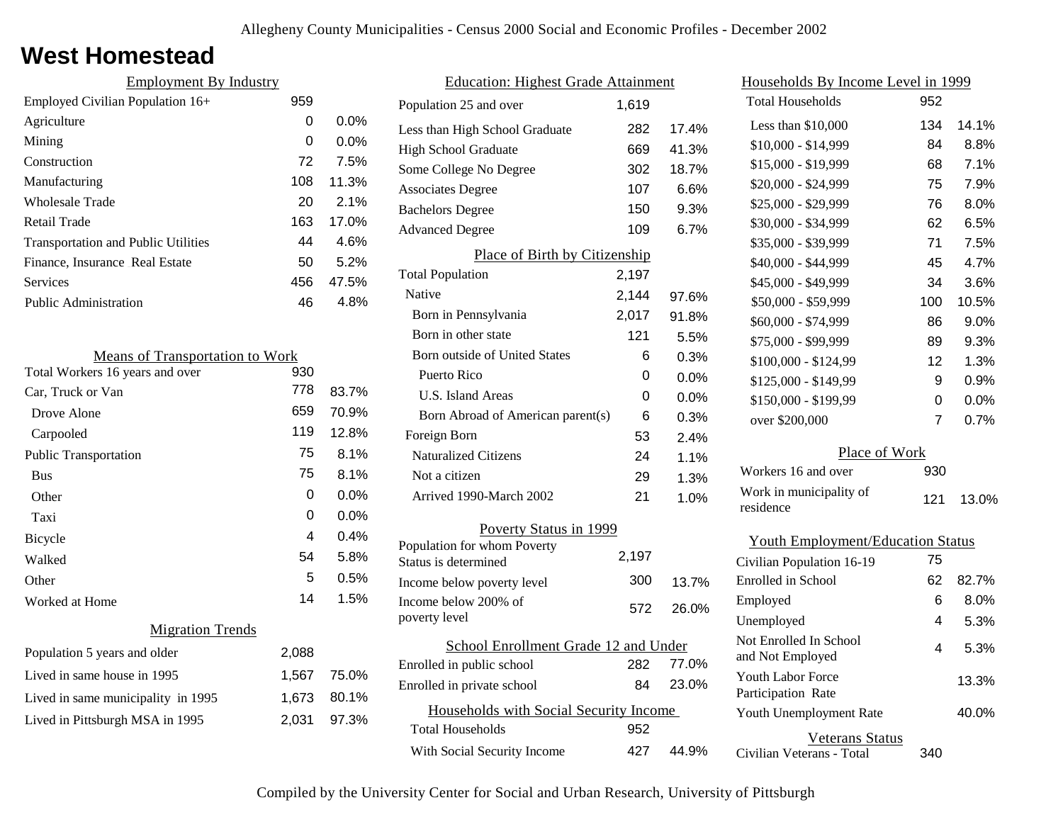# West Homestead

## Employment By Industry

| Employment By Industry | | |
|---|---|---|
| Employed Civilian Population 16+ | 959 | |
| Agriculture | 0 | 0.0% |
| Mining | 0 | 0.0% |
| Construction | 72 | 7.5% |
| Manufacturing | 108 | 11.3% |
| Wholesale Trade | 20 | 2.1% |
| Retail Trade | 163 | 17.0% |
| Transportation and Public Utilities | 44 | 4.6% |
| Finance, Insurance Real Estate | 50 | 5.2% |
| Services | 456 | 47.5% |
| Public Administration | 46 | 4.8% |

## Means of Transportation to Work

| Means of Transportation to Work | | |
|---|---|---|
| Total Workers 16 years and over | 930 | |
| Car, Truck or Van | 778 | 83.7% |
| Drove Alone | 659 | 70.9% |
| Carpooled | 119 | 12.8% |
| Public Transportation | 75 | 8.1% |
| Bus | 75 | 8.1% |
| Other | 0 | 0.0% |
| Taxi | 0 | 0.0% |
| Bicycle | 4 | 0.4% |
| Walked | 54 | 5.8% |
| Other | 5 | 0.5% |
| Worked at Home | 14 | 1.5% |

## Migration Trends

| Migration Trends | | |
|---|---|---|
| Population 5 years and older | 2,088 | |
| Lived in same house in 1995 | 1,567 | 75.0% |
| Lived in same municipality in 1995 | 1,673 | 80.1% |
| Lived in Pittsburgh MSA in 1995 | 2,031 | 97.3% |

## Education: Highest Grade Attainment

| Education: Highest Grade Attainment | | |
|---|---|---|
| Population 25 and over | 1,619 | |
| Less than High School Graduate | 282 | 17.4% |
| High School Graduate | 669 | 41.3% |
| Some College No Degree | 302 | 18.7% |
| Associates Degree | 107 | 6.6% |
| Bachelors Degree | 150 | 9.3% |
| Advanced Degree | 109 | 6.7% |

## Place of Birth by Citizenship

| Place of Birth by Citizenship | | |
|---|---|---|
| Total Population | 2,197 | |
| Native | 2,144 | 97.6% |
| Born in Pennsylvania | 2,017 | 91.8% |
| Born in other state | 121 | 5.5% |
| Born outside of United States | 6 | 0.3% |
| Puerto Rico | 0 | 0.0% |
| U.S. Island Areas | 0 | 0.0% |
| Born Abroad of American parent(s) | 6 | 0.3% |
| Foreign Born | 53 | 2.4% |
| Naturalized Citizens | 24 | 1.1% |
| Not a citizen | 29 | 1.3% |
| Arrived 1990-March 2002 | 21 | 1.0% |

## Poverty Status in 1999

| Poverty Status in 1999 | | |
|---|---|---|
| Population for whom Poverty Status is determined | 2,197 | |
| Income below poverty level | 300 | 13.7% |
| Income below 200% of poverty level | 572 | 26.0% |

## School Enrollment Grade 12 and Under

| School Enrollment Grade 12 and Under | | |
|---|---|---|
| Enrolled in public school | 282 | 77.0% |
| Enrolled in private school | 84 | 23.0% |

## Households with Social Security Income

| Households with Social Security Income | | |
|---|---|---|
| Total Households | 952 | |
| With Social Security Income | 427 | 44.9% |

## Households By Income Level in 1999

| Households By Income Level in 1999 | | |
|---|---|---|
| Total Households | 952 | |
| Less than $10,000 | 134 | 14.1% |
| $10,000 - $14,999 | 84 | 8.8% |
| $15,000 - $19,999 | 68 | 7.1% |
| $20,000 - $24,999 | 75 | 7.9% |
| $25,000 - $29,999 | 76 | 8.0% |
| $30,000 - $34,999 | 62 | 6.5% |
| $35,000 - $39,999 | 71 | 7.5% |
| $40,000 - $44,999 | 45 | 4.7% |
| $45,000 - $49,999 | 34 | 3.6% |
| $50,000 - $59,999 | 100 | 10.5% |
| $60,000 - $74,999 | 86 | 9.0% |
| $75,000 - $99,999 | 89 | 9.3% |
| $100,000 - $124,99 | 12 | 1.3% |
| $125,000 - $149,99 | 9 | 0.9% |
| $150,000 - $199,99 | 0 | 0.0% |
| over $200,000 | 7 | 0.7% |

## Place of Work

| Place of Work | | |
|---|---|---|
| Workers 16 and over | 930 | |
| Work in municipality of residence | 121 | 13.0% |

## Youth Employment/Education Status

| Youth Employment/Education Status | | |
|---|---|---|
| Civilian Population 16-19 | 75 | |
| Enrolled in School | 62 | 82.7% |
| Employed | 6 | 8.0% |
| Unemployed | 4 | 5.3% |
| Not Enrolled In School and Not Employed | 4 | 5.3% |
| Youth Labor Force Participation Rate | | 13.3% |
| Youth Unemployment Rate | | 40.0% |

## Veterans Status

| Veterans Status | |
|---|---|
| Civilian Veterans - Total | 340 |

Compiled by the University Center for Social and Urban Research, University of Pittsburgh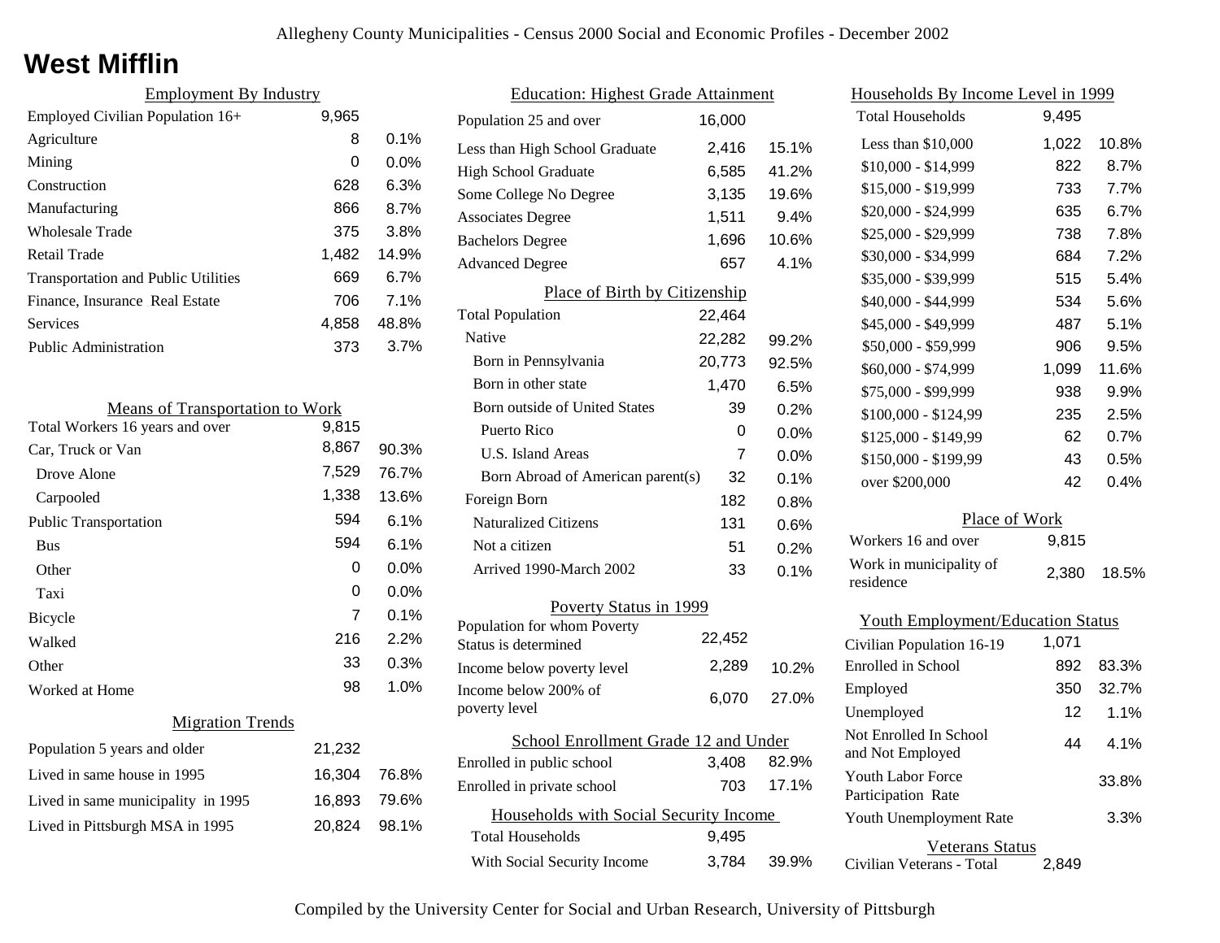# West Mifflin

## Employment By Industry

| | | |
|---|---|---|
| Employed Civilian Population 16+ | 9,965 | |
| Agriculture | 8 | 0.1% |
| Mining | 0 | 0.0% |
| Construction | 628 | 6.3% |
| Manufacturing | 866 | 8.7% |
| Wholesale Trade | 375 | 3.8% |
| Retail Trade | 1,482 | 14.9% |
| Transportation and Public Utilities | 669 | 6.7% |
| Finance, Insurance Real Estate | 706 | 7.1% |
| Services | 4,858 | 48.8% |
| Public Administration | 373 | 3.7% |

## Means of Transportation to Work

| | | |
|---|---|---|
| Total Workers 16 years and over | 9,815 | |
| Car, Truck or Van | 8,867 | 90.3% |
| Drove Alone | 7,529 | 76.7% |
| Carpooled | 1,338 | 13.6% |
| Public Transportation | 594 | 6.1% |
| Bus | 594 | 6.1% |
| Other | 0 | 0.0% |
| Taxi | 0 | 0.0% |
| Bicycle | 7 | 0.1% |
| Walked | 216 | 2.2% |
| Other | 33 | 0.3% |
| Worked at Home | 98 | 1.0% |

## Migration Trends

| | | |
|---|---|---|
| Population 5 years and older | 21,232 | |
| Lived in same house in 1995 | 16,304 | 76.8% |
| Lived in same municipality in 1995 | 16,893 | 79.6% |
| Lived in Pittsburgh MSA in 1995 | 20,824 | 98.1% |

## Education: Highest Grade Attainment

| | | |
|---|---|---|
| Population 25 and over | 16,000 | |
| Less than High School Graduate | 2,416 | 15.1% |
| High School Graduate | 6,585 | 41.2% |
| Some College No Degree | 3,135 | 19.6% |
| Associates Degree | 1,511 | 9.4% |
| Bachelors Degree | 1,696 | 10.6% |
| Advanced Degree | 657 | 4.1% |

## Place of Birth by Citizenship

| | | |
|---|---|---|
| Total Population | 22,464 | |
| Native | 22,282 | 99.2% |
| Born in Pennsylvania | 20,773 | 92.5% |
| Born in other state | 1,470 | 6.5% |
| Born outside of United States | 39 | 0.2% |
| Puerto Rico | 0 | 0.0% |
| U.S. Island Areas | 7 | 0.0% |
| Born Abroad of American parent(s) | 32 | 0.1% |
| Foreign Born | 182 | 0.8% |
| Naturalized Citizens | 131 | 0.6% |
| Not a citizen | 51 | 0.2% |
| Arrived 1990-March 2002 | 33 | 0.1% |

## Poverty Status in 1999

| | | |
|---|---|---|
| Population for whom Poverty Status is determined | 22,452 | |
| Income below poverty level | 2,289 | 10.2% |
| Income below 200% of poverty level | 6,070 | 27.0% |

## School Enrollment Grade 12 and Under

| | | |
|---|---|---|
| Enrolled in public school | 3,408 | 82.9% |
| Enrolled in private school | 703 | 17.1% |

## Households with Social Security Income

| | | |
|---|---|---|
| Total Households | 9,495 | |
| With Social Security Income | 3,784 | 39.9% |

## Households By Income Level in 1999

| | | |
|---|---|---|
| Total Households | 9,495 | |
| Less than $10,000 | 1,022 | 10.8% |
| $10,000 - $14,999 | 822 | 8.7% |
| $15,000 - $19,999 | 733 | 7.7% |
| $20,000 - $24,999 | 635 | 6.7% |
| $25,000 - $29,999 | 738 | 7.8% |
| $30,000 - $34,999 | 684 | 7.2% |
| $35,000 - $39,999 | 515 | 5.4% |
| $40,000 - $44,999 | 534 | 5.6% |
| $45,000 - $49,999 | 487 | 5.1% |
| $50,000 - $59,999 | 906 | 9.5% |
| $60,000 - $74,999 | 1,099 | 11.6% |
| $75,000 - $99,999 | 938 | 9.9% |
| $100,000 - $124,99 | 235 | 2.5% |
| $125,000 - $149,99 | 62 | 0.7% |
| $150,000 - $199,99 | 43 | 0.5% |
| over $200,000 | 42 | 0.4% |

## Place of Work

| | | |
|---|---|---|
| Workers 16 and over | 9,815 | |
| Work in municipality of residence | 2,380 | 18.5% |

## Youth Employment/Education Status

| | | |
|---|---|---|
| Civilian Population 16-19 | 1,071 | |
| Enrolled in School | 892 | 83.3% |
| Employed | 350 | 32.7% |
| Unemployed | 12 | 1.1% |
| Not Enrolled In School and Not Employed | 44 | 4.1% |
| Youth Labor Force Participation Rate | | 33.8% |
| Youth Unemployment Rate | | 3.3% |

## Veterans Status

| | |
|---|---|
| Civilian Veterans - Total | 2,849 |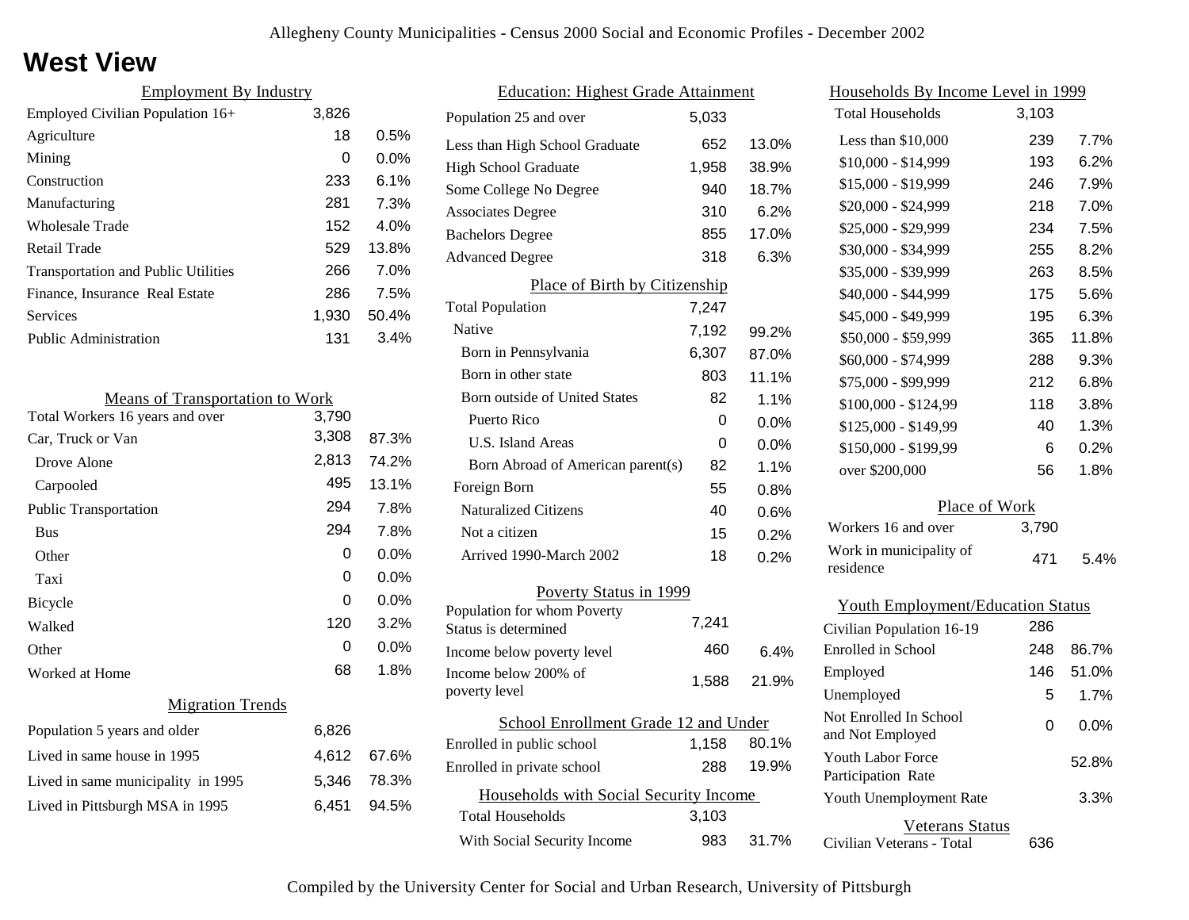# West View

Allegheny County Municipalities - Census 2000 Social and Economic Profiles - December 2002

## Employment By Industry

| | | |
|---|---|---|
| Employed Civilian Population 16+ | 3,826 | |
| Agriculture | 18 | 0.5% |
| Mining | 0 | 0.0% |
| Construction | 233 | 6.1% |
| Manufacturing | 281 | 7.3% |
| Wholesale Trade | 152 | 4.0% |
| Retail Trade | 529 | 13.8% |
| Transportation and Public Utilities | 266 | 7.0% |
| Finance, Insurance Real Estate | 286 | 7.5% |
| Services | 1,930 | 50.4% |
| Public Administration | 131 | 3.4% |

## Means of Transportation to Work

| | | |
|---|---|---|
| Total Workers 16 years and over | 3,790 | |
| Car, Truck or Van | 3,308 | 87.3% |
| Drove Alone | 2,813 | 74.2% |
| Carpooled | 495 | 13.1% |
| Public Transportation | 294 | 7.8% |
| Bus | 294 | 7.8% |
| Other | 0 | 0.0% |
| Taxi | 0 | 0.0% |
| Bicycle | 0 | 0.0% |
| Walked | 120 | 3.2% |
| Other | 0 | 0.0% |
| Worked at Home | 68 | 1.8% |

## Migration Trends

| | | |
|---|---|---|
| Population 5 years and older | 6,826 | |
| Lived in same house in 1995 | 4,612 | 67.6% |
| Lived in same municipality in 1995 | 5,346 | 78.3% |
| Lived in Pittsburgh MSA in 1995 | 6,451 | 94.5% |

## Education: Highest Grade Attainment

| | | |
|---|---|---|
| Population 25 and over | 5,033 | |
| Less than High School Graduate | 652 | 13.0% |
| High School Graduate | 1,958 | 38.9% |
| Some College No Degree | 940 | 18.7% |
| Associates Degree | 310 | 6.2% |
| Bachelors Degree | 855 | 17.0% |
| Advanced Degree | 318 | 6.3% |

## Place of Birth by Citizenship

| | | |
|---|---|---|
| Total Population | 7,247 | |
| Native | 7,192 | 99.2% |
| Born in Pennsylvania | 6,307 | 87.0% |
| Born in other state | 803 | 11.1% |
| Born outside of United States | 82 | 1.1% |
| Puerto Rico | 0 | 0.0% |
| U.S. Island Areas | 0 | 0.0% |
| Born Abroad of American parent(s) | 82 | 1.1% |
| Foreign Born | 55 | 0.8% |
| Naturalized Citizens | 40 | 0.6% |
| Not a citizen | 15 | 0.2% |
| Arrived 1990-March 2002 | 18 | 0.2% |

## Poverty Status in 1999

| | | |
|---|---|---|
| Population for whom Poverty Status is determined | 7,241 | |
| Income below poverty level | 460 | 6.4% |
| Income below 200% of poverty level | 1,588 | 21.9% |

## School Enrollment Grade 12 and Under

| | | |
|---|---|---|
| Enrolled in public school | 1,158 | 80.1% |
| Enrolled in private school | 288 | 19.9% |

## Households with Social Security Income

| | | |
|---|---|---|
| Total Households | 3,103 | |
| With Social Security Income | 983 | 31.7% |

## Households By Income Level in 1999

| | | |
|---|---|---|
| Total Households | 3,103 | |
| Less than $10,000 | 239 | 7.7% |
| $10,000 - $14,999 | 193 | 6.2% |
| $15,000 - $19,999 | 246 | 7.9% |
| $20,000 - $24,999 | 218 | 7.0% |
| $25,000 - $29,999 | 234 | 7.5% |
| $30,000 - $34,999 | 255 | 8.2% |
| $35,000 - $39,999 | 263 | 8.5% |
| $40,000 - $44,999 | 175 | 5.6% |
| $45,000 - $49,999 | 195 | 6.3% |
| $50,000 - $59,999 | 365 | 11.8% |
| $60,000 - $74,999 | 288 | 9.3% |
| $75,000 - $99,999 | 212 | 6.8% |
| $100,000 - $124,99 | 118 | 3.8% |
| $125,000 - $149,99 | 40 | 1.3% |
| $150,000 - $199,99 | 6 | 0.2% |
| over $200,000 | 56 | 1.8% |

## Place of Work

| | | |
|---|---|---|
| Workers 16 and over | 3,790 | |
| Work in municipality of residence | 471 | 5.4% |

## Youth Employment/Education Status

| | | |
|---|---|---|
| Civilian Population 16-19 | 286 | |
| Enrolled in School | 248 | 86.7% |
| Employed | 146 | 51.0% |
| Unemployed | 5 | 1.7% |
| Not Enrolled In School and Not Employed | 0 | 0.0% |
| Youth Labor Force Participation Rate | | 52.8% |
| Youth Unemployment Rate | | 3.3% |

## Veterans Status

| | |
|---|---|
| Civilian Veterans - Total | 636 |

Compiled by the University Center for Social and Urban Research, University of Pittsburgh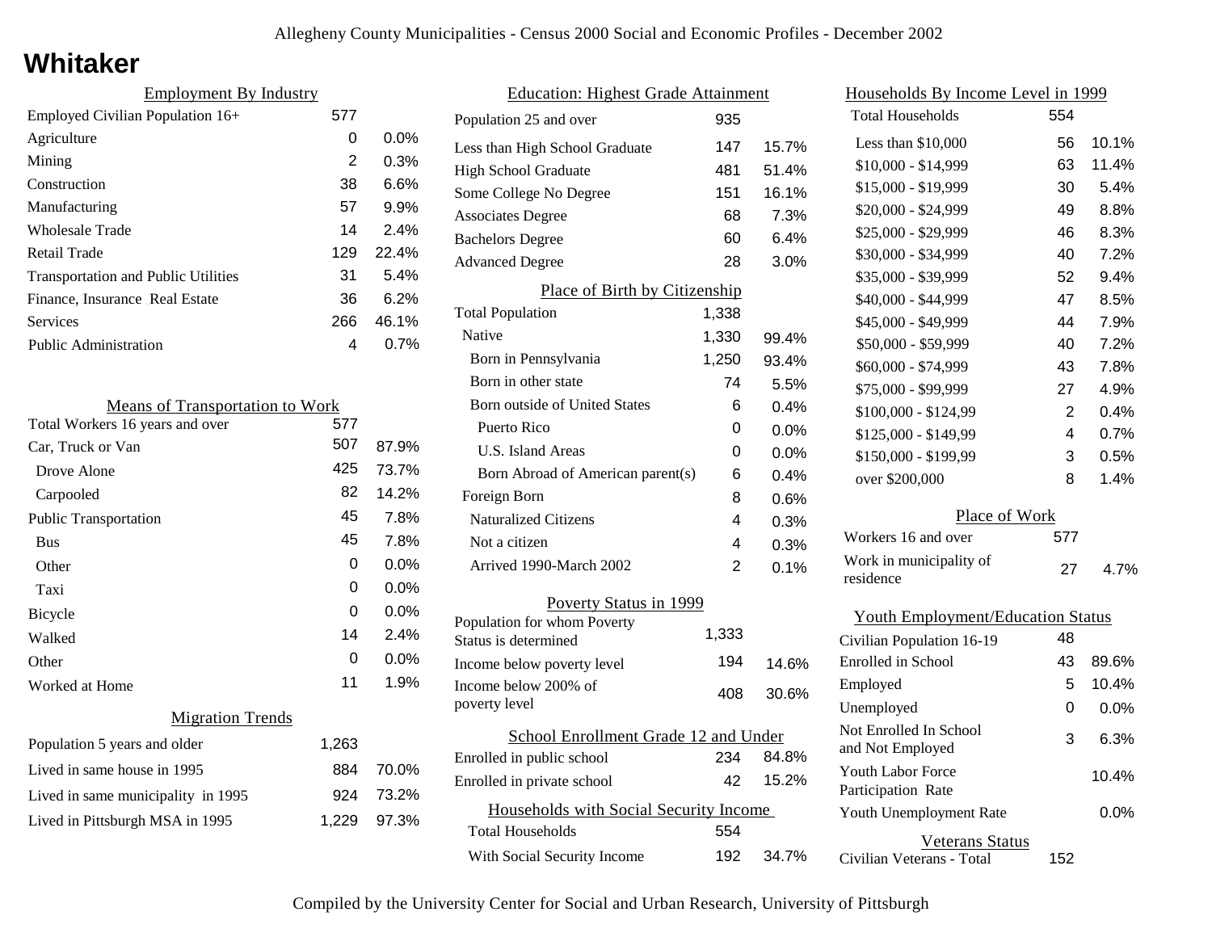# Whitaker

## Employment By Industry

| | | |
|---|---|---|
| Employed Civilian Population 16+ | 577 | |
| Agriculture | 0 | 0.0% |
| Mining | 2 | 0.3% |
| Construction | 38 | 6.6% |
| Manufacturing | 57 | 9.9% |
| Wholesale Trade | 14 | 2.4% |
| Retail Trade | 129 | 22.4% |
| Transportation and Public Utilities | 31 | 5.4% |
| Finance, Insurance Real Estate | 36 | 6.2% |
| Services | 266 | 46.1% |
| Public Administration | 4 | 0.7% |

## Means of Transportation to Work

| | | |
|---|---|---|
| Total Workers 16 years and over | 577 | |
| Car, Truck or Van | 507 | 87.9% |
| Drove Alone | 425 | 73.7% |
| Carpooled | 82 | 14.2% |
| Public Transportation | 45 | 7.8% |
| Bus | 45 | 7.8% |
| Other | 0 | 0.0% |
| Taxi | 0 | 0.0% |
| Bicycle | 0 | 0.0% |
| Walked | 14 | 2.4% |
| Other | 0 | 0.0% |
| Worked at Home | 11 | 1.9% |

## Migration Trends

| | | |
|---|---|---|
| Population 5 years and older | 1,263 | |
| Lived in same house in 1995 | 884 | 70.0% |
| Lived in same municipality in 1995 | 924 | 73.2% |
| Lived in Pittsburgh MSA in 1995 | 1,229 | 97.3% |

## Education: Highest Grade Attainment

| | | |
|---|---|---|
| Population 25 and over | 935 | |
| Less than High School Graduate | 147 | 15.7% |
| High School Graduate | 481 | 51.4% |
| Some College No Degree | 151 | 16.1% |
| Associates Degree | 68 | 7.3% |
| Bachelors Degree | 60 | 6.4% |
| Advanced Degree | 28 | 3.0% |

## Place of Birth by Citizenship

| | | |
|---|---|---|
| Total Population | 1,338 | |
| Native | 1,330 | 99.4% |
| Born in Pennsylvania | 1,250 | 93.4% |
| Born in other state | 74 | 5.5% |
| Born outside of United States | 6 | 0.4% |
| Puerto Rico | 0 | 0.0% |
| U.S. Island Areas | 0 | 0.0% |
| Born Abroad of American parent(s) | 6 | 0.4% |
| Foreign Born | 8 | 0.6% |
| Naturalized Citizens | 4 | 0.3% |
| Not a citizen | 4 | 0.3% |
| Arrived 1990-March 2002 | 2 | 0.1% |

## Poverty Status in 1999

| | | |
|---|---|---|
| Population for whom Poverty Status is determined | 1,333 | |
| Income below poverty level | 194 | 14.6% |
| Income below 200% of poverty level | 408 | 30.6% |

## School Enrollment Grade 12 and Under

| | | |
|---|---|---|
| Enrolled in public school | 234 | 84.8% |
| Enrolled in private school | 42 | 15.2% |

## Households with Social Security Income

| | | |
|---|---|---|
| Total Households | 554 | |
| With Social Security Income | 192 | 34.7% |

## Households By Income Level in 1999

| | | |
|---|---|---|
| Total Households | 554 | |
| Less than $10,000 | 56 | 10.1% |
| $10,000 - $14,999 | 63 | 11.4% |
| $15,000 - $19,999 | 30 | 5.4% |
| $20,000 - $24,999 | 49 | 8.8% |
| $25,000 - $29,999 | 46 | 8.3% |
| $30,000 - $34,999 | 40 | 7.2% |
| $35,000 - $39,999 | 52 | 9.4% |
| $40,000 - $44,999 | 47 | 8.5% |
| $45,000 - $49,999 | 44 | 7.9% |
| $50,000 - $59,999 | 40 | 7.2% |
| $60,000 - $74,999 | 43 | 7.8% |
| $75,000 - $99,999 | 27 | 4.9% |
| $100,000 - $124,99 | 2 | 0.4% |
| $125,000 - $149,99 | 4 | 0.7% |
| $150,000 - $199,99 | 3 | 0.5% |
| over $200,000 | 8 | 1.4% |

## Place of Work

| | | |
|---|---|---|
| Workers 16 and over | 577 | |
| Work in municipality of residence | 27 | 4.7% |

## Youth Employment/Education Status

| | | |
|---|---|---|
| Civilian Population 16-19 | 48 | |
| Enrolled in School | 43 | 89.6% |
| Employed | 5 | 10.4% |
| Unemployed | 0 | 0.0% |
| Not Enrolled In School and Not Employed | 3 | 6.3% |
| Youth Labor Force Participation Rate | | 10.4% |
| Youth Unemployment Rate | | 0.0% |

## Veterans Status

| | |
|---|---|
| Civilian Veterans - Total | 152 |

Compiled by the University Center for Social and Urban Research, University of Pittsburgh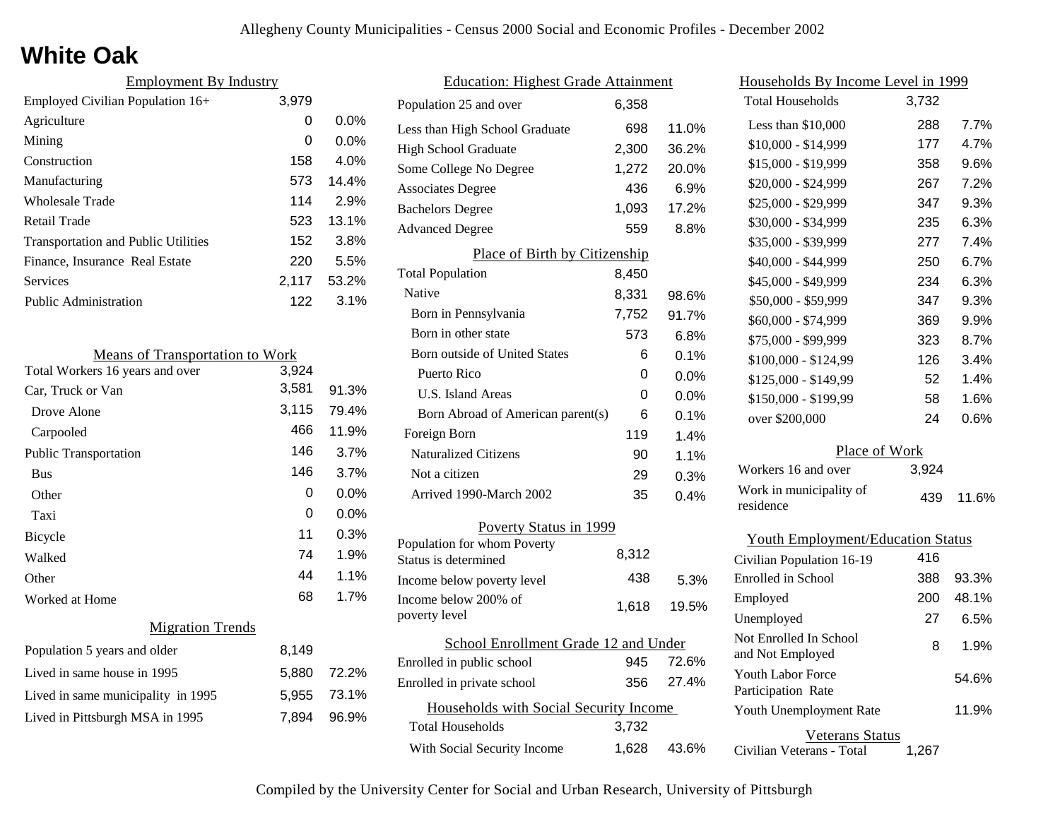# White Oak

## Employment By Industry

| Employment By Industry | | |
|---|---|---|
| Employed Civilian Population 16+ | 3,979 | |
| Agriculture | 0 | 0.0% |
| Mining | 0 | 0.0% |
| Construction | 158 | 4.0% |
| Manufacturing | 573 | 14.4% |
| Wholesale Trade | 114 | 2.9% |
| Retail Trade | 523 | 13.1% |
| Transportation and Public Utilities | 152 | 3.8% |
| Finance, Insurance Real Estate | 220 | 5.5% |
| Services | 2,117 | 53.2% |
| Public Administration | 122 | 3.1% |

## Means of Transportation to Work

| Means of Transportation to Work | | |
|---|---|---|
| Total Workers 16 years and over | 3,924 | |
| Car, Truck or Van | 3,581 | 91.3% |
| Drove Alone | 3,115 | 79.4% |
| Carpooled | 466 | 11.9% |
| Public Transportation | 146 | 3.7% |
| Bus | 146 | 3.7% |
| Other | 0 | 0.0% |
| Taxi | 0 | 0.0% |
| Bicycle | 11 | 0.3% |
| Walked | 74 | 1.9% |
| Other | 44 | 1.1% |
| Worked at Home | 68 | 1.7% |

## Migration Trends

| Migration Trends | | |
|---|---|---|
| Population 5 years and older | 8,149 | |
| Lived in same house in 1995 | 5,880 | 72.2% |
| Lived in same municipality in 1995 | 5,955 | 73.1% |
| Lived in Pittsburgh MSA in 1995 | 7,894 | 96.9% |

## Education: Highest Grade Attainment

| Education: Highest Grade Attainment | | |
|---|---|---|
| Population 25 and over | 6,358 | |
| Less than High School Graduate | 698 | 11.0% |
| High School Graduate | 2,300 | 36.2% |
| Some College No Degree | 1,272 | 20.0% |
| Associates Degree | 436 | 6.9% |
| Bachelors Degree | 1,093 | 17.2% |
| Advanced Degree | 559 | 8.8% |

## Place of Birth by Citizenship

| Place of Birth by Citizenship | | |
|---|---|---|
| Total Population | 8,450 | |
| Native | 8,331 | 98.6% |
| Born in Pennsylvania | 7,752 | 91.7% |
| Born in other state | 573 | 6.8% |
| Born outside of United States | 6 | 0.1% |
| Puerto Rico | 0 | 0.0% |
| U.S. Island Areas | 0 | 0.0% |
| Born Abroad of American parent(s) | 6 | 0.1% |
| Foreign Born | 119 | 1.4% |
| Naturalized Citizens | 90 | 1.1% |
| Not a citizen | 29 | 0.3% |
| Arrived 1990-March 2002 | 35 | 0.4% |

## Poverty Status in 1999

| Poverty Status in 1999 | | |
|---|---|---|
| Population for whom Poverty Status is determined | 8,312 | |
| Income below poverty level | 438 | 5.3% |
| Income below 200% of poverty level | 1,618 | 19.5% |

## School Enrollment Grade 12 and Under

| School Enrollment Grade 12 and Under | | |
|---|---|---|
| Enrolled in public school | 945 | 72.6% |
| Enrolled in private school | 356 | 27.4% |

## Households with Social Security Income

| Households with Social Security Income | | |
|---|---|---|
| Total Households | 3,732 | |
| With Social Security Income | 1,628 | 43.6% |

## Households By Income Level in 1999

| Households By Income Level in 1999 | | |
|---|---|---|
| Total Households | 3,732 | |
| Less than $10,000 | 288 | 7.7% |
| $10,000 - $14,999 | 177 | 4.7% |
| $15,000 - $19,999 | 358 | 9.6% |
| $20,000 - $24,999 | 267 | 7.2% |
| $25,000 - $29,999 | 347 | 9.3% |
| $30,000 - $34,999 | 235 | 6.3% |
| $35,000 - $39,999 | 277 | 7.4% |
| $40,000 - $44,999 | 250 | 6.7% |
| $45,000 - $49,999 | 234 | 6.3% |
| $50,000 - $59,999 | 347 | 9.3% |
| $60,000 - $74,999 | 369 | 9.9% |
| $75,000 - $99,999 | 323 | 8.7% |
| $100,000 - $124,99 | 126 | 3.4% |
| $125,000 - $149,99 | 52 | 1.4% |
| $150,000 - $199,99 | 58 | 1.6% |
| over $200,000 | 24 | 0.6% |

## Place of Work

| Place of Work | | |
|---|---|---|
| Workers 16 and over | 3,924 | |
| Work in municipality of residence | 439 | 11.6% |

## Youth Employment/Education Status

| Youth Employment/Education Status | | |
|---|---|---|
| Civilian Population 16-19 | 416 | |
| Enrolled in School | 388 | 93.3% |
| Employed | 200 | 48.1% |
| Unemployed | 27 | 6.5% |
| Not Enrolled In School and Not Employed | 8 | 1.9% |
| Youth Labor Force Participation Rate | | 54.6% |
| Youth Unemployment Rate | | 11.9% |

## Veterans Status

| Veterans Status | |
|---|---|
| Civilian Veterans - Total | 1,267 |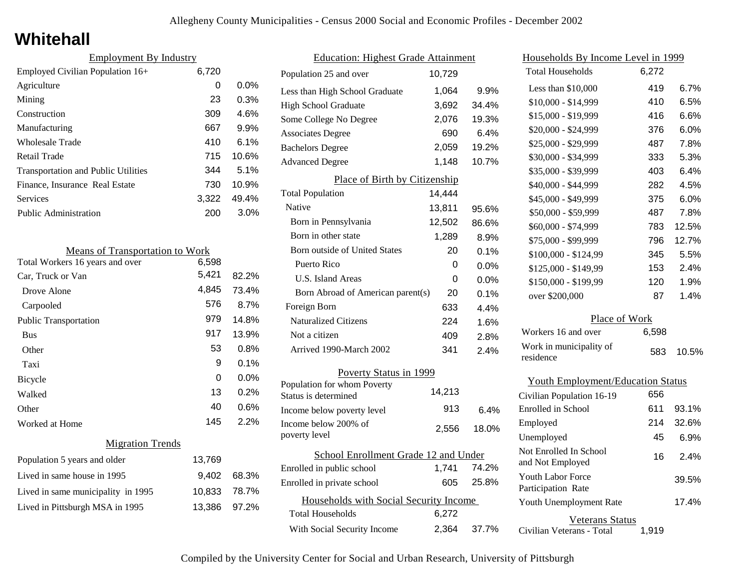# Whitehall

## Employment By Industry

| | | |
|---|---|---|
| Employed Civilian Population 16+ | 6,720 | |
| Agriculture | 0 | 0.0% |
| Mining | 23 | 0.3% |
| Construction | 309 | 4.6% |
| Manufacturing | 667 | 9.9% |
| Wholesale Trade | 410 | 6.1% |
| Retail Trade | 715 | 10.6% |
| Transportation and Public Utilities | 344 | 5.1% |
| Finance, Insurance Real Estate | 730 | 10.9% |
| Services | 3,322 | 49.4% |
| Public Administration | 200 | 3.0% |

## Means of Transportation to Work

| | | |
|---|---|---|
| Total Workers 16 years and over | 6,598 | |
| Car, Truck or Van | 5,421 | 82.2% |
| Drove Alone | 4,845 | 73.4% |
| Carpooled | 576 | 8.7% |
| Public Transportation | 979 | 14.8% |
| Bus | 917 | 13.9% |
| Other | 53 | 0.8% |
| Taxi | 9 | 0.1% |
| Bicycle | 0 | 0.0% |
| Walked | 13 | 0.2% |
| Other | 40 | 0.6% |
| Worked at Home | 145 | 2.2% |

## Migration Trends

| | | |
|---|---|---|
| Population 5 years and older | 13,769 | |
| Lived in same house in 1995 | 9,402 | 68.3% |
| Lived in same municipality in 1995 | 10,833 | 78.7% |
| Lived in Pittsburgh MSA in 1995 | 13,386 | 97.2% |

## Education: Highest Grade Attainment

| | | |
|---|---|---|
| Population 25 and over | 10,729 | |
| Less than High School Graduate | 1,064 | 9.9% |
| High School Graduate | 3,692 | 34.4% |
| Some College No Degree | 2,076 | 19.3% |
| Associates Degree | 690 | 6.4% |
| Bachelors Degree | 2,059 | 19.2% |
| Advanced Degree | 1,148 | 10.7% |

## Place of Birth by Citizenship

| | | |
|---|---|---|
| Total Population | 14,444 | |
| Native | 13,811 | 95.6% |
| Born in Pennsylvania | 12,502 | 86.6% |
| Born in other state | 1,289 | 8.9% |
| Born outside of United States | 20 | 0.1% |
| Puerto Rico | 0 | 0.0% |
| U.S. Island Areas | 0 | 0.0% |
| Born Abroad of American parent(s) | 20 | 0.1% |
| Foreign Born | 633 | 4.4% |
| Naturalized Citizens | 224 | 1.6% |
| Not a citizen | 409 | 2.8% |
| Arrived 1990-March 2002 | 341 | 2.4% |

## Poverty Status in 1999

| | | |
|---|---|---|
| Population for whom Poverty Status is determined | 14,213 | |
| Income below poverty level | 913 | 6.4% |
| Income below 200% of poverty level | 2,556 | 18.0% |

## School Enrollment Grade 12 and Under

| | | |
|---|---|---|
| Enrolled in public school | 1,741 | 74.2% |
| Enrolled in private school | 605 | 25.8% |

## Households with Social Security Income

| | | |
|---|---|---|
| Total Households | 6,272 | |
| With Social Security Income | 2,364 | 37.7% |

## Households By Income Level in 1999

| | | |
|---|---|---|
| Total Households | 6,272 | |
| Less than $10,000 | 419 | 6.7% |
| $10,000 - $14,999 | 410 | 6.5% |
| $15,000 - $19,999 | 416 | 6.6% |
| $20,000 - $24,999 | 376 | 6.0% |
| $25,000 - $29,999 | 487 | 7.8% |
| $30,000 - $34,999 | 333 | 5.3% |
| $35,000 - $39,999 | 403 | 6.4% |
| $40,000 - $44,999 | 282 | 4.5% |
| $45,000 - $49,999 | 375 | 6.0% |
| $50,000 - $59,999 | 487 | 7.8% |
| $60,000 - $74,999 | 783 | 12.5% |
| $75,000 - $99,999 | 796 | 12.7% |
| $100,000 - $124,99 | 345 | 5.5% |
| $125,000 - $149,99 | 153 | 2.4% |
| $150,000 - $199,99 | 120 | 1.9% |
| over $200,000 | 87 | 1.4% |

## Place of Work

| | | |
|---|---|---|
| Workers 16 and over | 6,598 | |
| Work in municipality of residence | 583 | 10.5% |

## Youth Employment/Education Status

| | | |
|---|---|---|
| Civilian Population 16-19 | 656 | |
| Enrolled in School | 611 | 93.1% |
| Employed | 214 | 32.6% |
| Unemployed | 45 | 6.9% |
| Not Enrolled In School and Not Employed | 16 | 2.4% |
| Youth Labor Force Participation Rate | | 39.5% |
| Youth Unemployment Rate | | 17.4% |

## Veterans Status

| | |
|---|---|
| Civilian Veterans - Total | 1,919 |

Compiled by the University Center for Social and Urban Research, University of Pittsburgh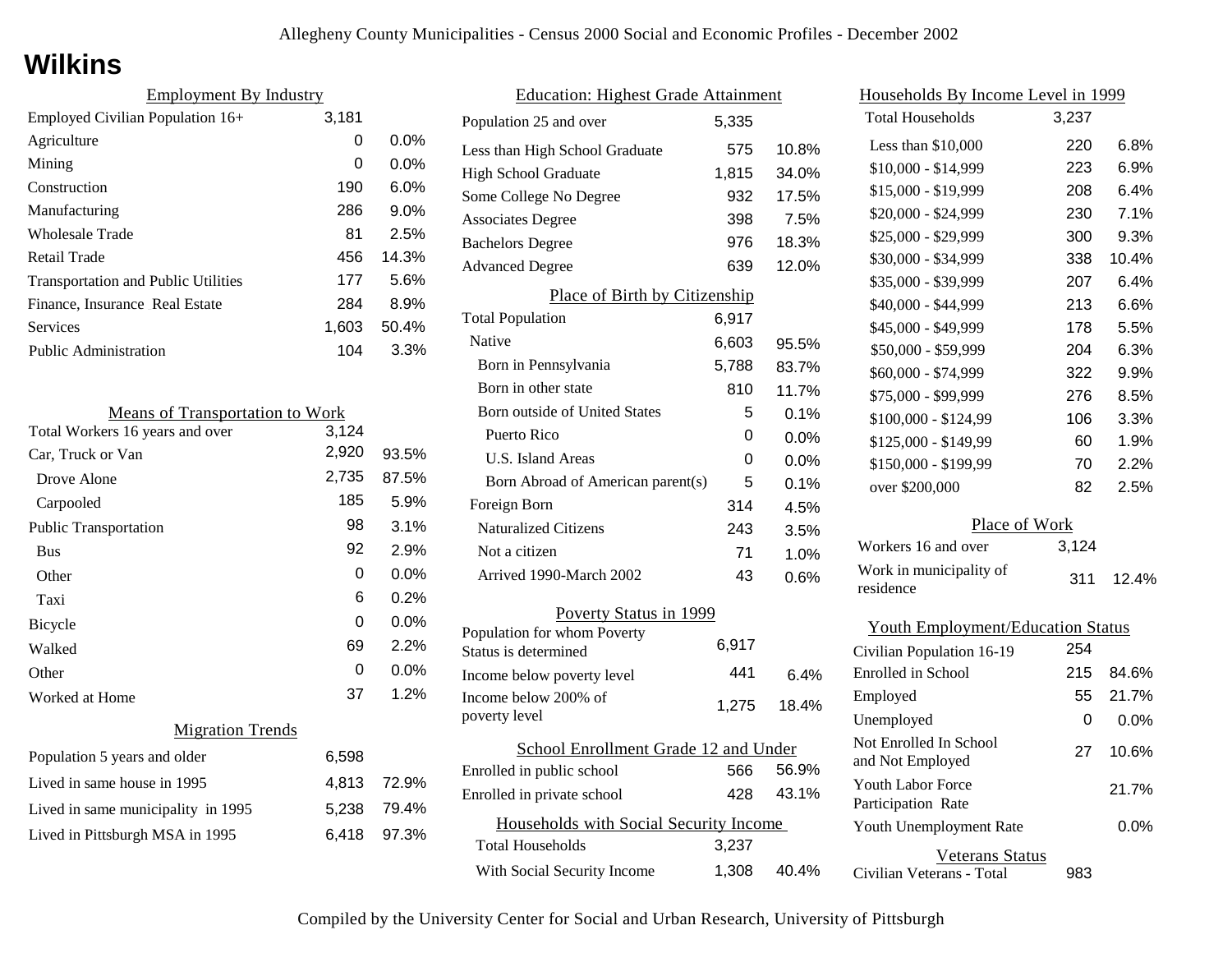# Wilkins

## Employment By Industry

| | | |
|---|---|---|
| Employed Civilian Population 16+ | 3,181 | |
| Agriculture | 0 | 0.0% |
| Mining | 0 | 0.0% |
| Construction | 190 | 6.0% |
| Manufacturing | 286 | 9.0% |
| Wholesale Trade | 81 | 2.5% |
| Retail Trade | 456 | 14.3% |
| Transportation and Public Utilities | 177 | 5.6% |
| Finance, Insurance Real Estate | 284 | 8.9% |
| Services | 1,603 | 50.4% |
| Public Administration | 104 | 3.3% |

## Means of Transportation to Work

| | | |
|---|---|---|
| Total Workers 16 years and over | 3,124 | |
| Car, Truck or Van | 2,920 | 93.5% |
| Drove Alone | 2,735 | 87.5% |
| Carpooled | 185 | 5.9% |
| Public Transportation | 98 | 3.1% |
| Bus | 92 | 2.9% |
| Other | 0 | 0.0% |
| Taxi | 6 | 0.2% |
| Bicycle | 0 | 0.0% |
| Walked | 69 | 2.2% |
| Other | 0 | 0.0% |
| Worked at Home | 37 | 1.2% |

## Migration Trends

| | | |
|---|---|---|
| Population 5 years and older | 6,598 | |
| Lived in same house in 1995 | 4,813 | 72.9% |
| Lived in same municipality in 1995 | 5,238 | 79.4% |
| Lived in Pittsburgh MSA in 1995 | 6,418 | 97.3% |

## Education: Highest Grade Attainment

| | | |
|---|---|---|
| Population 25 and over | 5,335 | |
| Less than High School Graduate | 575 | 10.8% |
| High School Graduate | 1,815 | 34.0% |
| Some College No Degree | 932 | 17.5% |
| Associates Degree | 398 | 7.5% |
| Bachelors Degree | 976 | 18.3% |
| Advanced Degree | 639 | 12.0% |

## Place of Birth by Citizenship

| | | |
|---|---|---|
| Total Population | 6,917 | |
| Native | 6,603 | 95.5% |
| Born in Pennsylvania | 5,788 | 83.7% |
| Born in other state | 810 | 11.7% |
| Born outside of United States | 5 | 0.1% |
| Puerto Rico | 0 | 0.0% |
| U.S. Island Areas | 0 | 0.0% |
| Born Abroad of American parent(s) | 5 | 0.1% |
| Foreign Born | 314 | 4.5% |
| Naturalized Citizens | 243 | 3.5% |
| Not a citizen | 71 | 1.0% |
| Arrived 1990-March 2002 | 43 | 0.6% |

## Poverty Status in 1999

| | | |
|---|---|---|
| Population for whom Poverty Status is determined | 6,917 | |
| Income below poverty level | 441 | 6.4% |
| Income below 200% of poverty level | 1,275 | 18.4% |

## School Enrollment Grade 12 and Under

| | | |
|---|---|---|
| Enrolled in public school | 566 | 56.9% |
| Enrolled in private school | 428 | 43.1% |

## Households with Social Security Income

| | | |
|---|---|---|
| Total Households | 3,237 | |
| With Social Security Income | 1,308 | 40.4% |

## Households By Income Level in 1999

| | | |
|---|---|---|
| Total Households | 3,237 | |
| Less than $10,000 | 220 | 6.8% |
| $10,000 - $14,999 | 223 | 6.9% |
| $15,000 - $19,999 | 208 | 6.4% |
| $20,000 - $24,999 | 230 | 7.1% |
| $25,000 - $29,999 | 300 | 9.3% |
| $30,000 - $34,999 | 338 | 10.4% |
| $35,000 - $39,999 | 207 | 6.4% |
| $40,000 - $44,999 | 213 | 6.6% |
| $45,000 - $49,999 | 178 | 5.5% |
| $50,000 - $59,999 | 204 | 6.3% |
| $60,000 - $74,999 | 322 | 9.9% |
| $75,000 - $99,999 | 276 | 8.5% |
| $100,000 - $124,99 | 106 | 3.3% |
| $125,000 - $149,99 | 60 | 1.9% |
| $150,000 - $199,99 | 70 | 2.2% |
| over $200,000 | 82 | 2.5% |

## Place of Work

| | | |
|---|---|---|
| Workers 16 and over | 3,124 | |
| Work in municipality of residence | 311 | 12.4% |

## Youth Employment/Education Status

| | | |
|---|---|---|
| Civilian Population 16-19 | 254 | |
| Enrolled in School | 215 | 84.6% |
| Employed | 55 | 21.7% |
| Unemployed | 0 | 0.0% |
| Not Enrolled In School and Not Employed | 27 | 10.6% |
| Youth Labor Force Participation Rate | | 21.7% |
| Youth Unemployment Rate | | 0.0% |

## Veterans Status

| | |
|---|---|
| Civilian Veterans - Total | 983 |

Compiled by the University Center for Social and Urban Research, University of Pittsburgh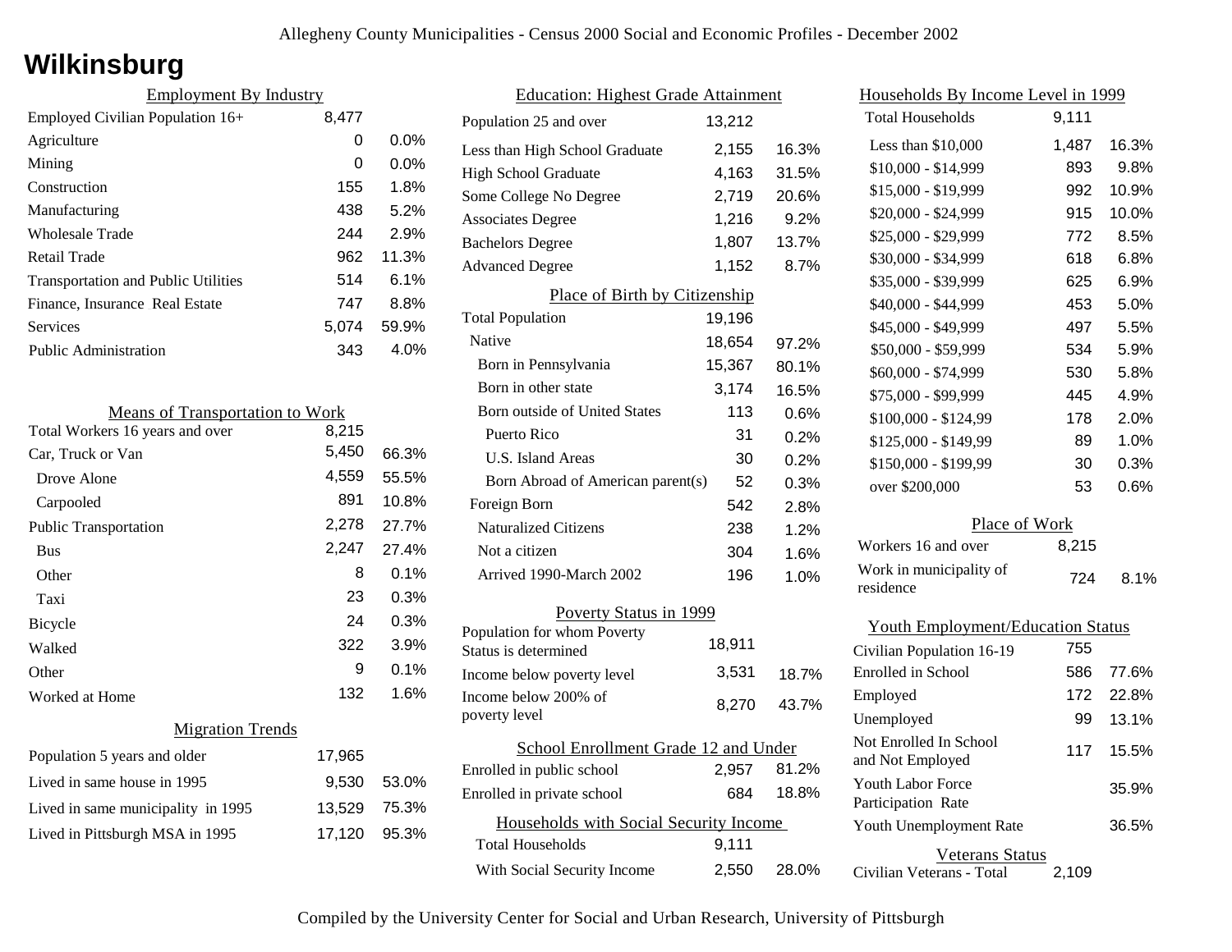# Wilkinsburg

## Employment By Industry

| | | |
|---|---|---|
| Employed Civilian Population 16+ | 8,477 | |
| Agriculture | 0 | 0.0% |
| Mining | 0 | 0.0% |
| Construction | 155 | 1.8% |
| Manufacturing | 438 | 5.2% |
| Wholesale Trade | 244 | 2.9% |
| Retail Trade | 962 | 11.3% |
| Transportation and Public Utilities | 514 | 6.1% |
| Finance, Insurance Real Estate | 747 | 8.8% |
| Services | 5,074 | 59.9% |
| Public Administration | 343 | 4.0% |

## Means of Transportation to Work

| | | |
|---|---|---|
| Total Workers 16 years and over | 8,215 | |
| Car, Truck or Van | 5,450 | 66.3% |
| Drove Alone | 4,559 | 55.5% |
| Carpooled | 891 | 10.8% |
| Public Transportation | 2,278 | 27.7% |
| Bus | 2,247 | 27.4% |
| Other | 8 | 0.1% |
| Taxi | 23 | 0.3% |
| Bicycle | 24 | 0.3% |
| Walked | 322 | 3.9% |
| Other | 9 | 0.1% |
| Worked at Home | 132 | 1.6% |

## Migration Trends

| | | |
|---|---|---|
| Population 5 years and older | 17,965 | |
| Lived in same house in 1995 | 9,530 | 53.0% |
| Lived in same municipality in 1995 | 13,529 | 75.3% |
| Lived in Pittsburgh MSA in 1995 | 17,120 | 95.3% |

## Education: Highest Grade Attainment

| | | |
|---|---|---|
| Population 25 and over | 13,212 | |
| Less than High School Graduate | 2,155 | 16.3% |
| High School Graduate | 4,163 | 31.5% |
| Some College No Degree | 2,719 | 20.6% |
| Associates Degree | 1,216 | 9.2% |
| Bachelors Degree | 1,807 | 13.7% |
| Advanced Degree | 1,152 | 8.7% |

## Place of Birth by Citizenship

| | | |
|---|---|---|
| Total Population | 19,196 | |
| Native | 18,654 | 97.2% |
| Born in Pennsylvania | 15,367 | 80.1% |
| Born in other state | 3,174 | 16.5% |
| Born outside of United States | 113 | 0.6% |
| Puerto Rico | 31 | 0.2% |
| U.S. Island Areas | 30 | 0.2% |
| Born Abroad of American parent(s) | 52 | 0.3% |
| Foreign Born | 542 | 2.8% |
| Naturalized Citizens | 238 | 1.2% |
| Not a citizen | 304 | 1.6% |
| Arrived 1990-March 2002 | 196 | 1.0% |

## Poverty Status in 1999

| | | |
|---|---|---|
| Population for whom Poverty Status is determined | 18,911 | |
| Income below poverty level | 3,531 | 18.7% |
| Income below 200% of poverty level | 8,270 | 43.7% |

## School Enrollment Grade 12 and Under

| | | |
|---|---|---|
| Enrolled in public school | 2,957 | 81.2% |
| Enrolled in private school | 684 | 18.8% |

## Households with Social Security Income

| | | |
|---|---|---|
| Total Households | 9,111 | |
| With Social Security Income | 2,550 | 28.0% |

## Households By Income Level in 1999

| | | |
|---|---|---|
| Total Households | 9,111 | |
| Less than $10,000 | 1,487 | 16.3% |
| $10,000 - $14,999 | 893 | 9.8% |
| $15,000 - $19,999 | 992 | 10.9% |
| $20,000 - $24,999 | 915 | 10.0% |
| $25,000 - $29,999 | 772 | 8.5% |
| $30,000 - $34,999 | 618 | 6.8% |
| $35,000 - $39,999 | 625 | 6.9% |
| $40,000 - $44,999 | 453 | 5.0% |
| $45,000 - $49,999 | 497 | 5.5% |
| $50,000 - $59,999 | 534 | 5.9% |
| $60,000 - $74,999 | 530 | 5.8% |
| $75,000 - $99,999 | 445 | 4.9% |
| $100,000 - $124,99 | 178 | 2.0% |
| $125,000 - $149,99 | 89 | 1.0% |
| $150,000 - $199,99 | 30 | 0.3% |
| over $200,000 | 53 | 0.6% |

## Place of Work

| | | |
|---|---|---|
| Workers 16 and over | 8,215 | |
| Work in municipality of residence | 724 | 8.1% |

## Youth Employment/Education Status

| | | |
|---|---|---|
| Civilian Population 16-19 | 755 | |
| Enrolled in School | 586 | 77.6% |
| Employed | 172 | 22.8% |
| Unemployed | 99 | 13.1% |
| Not Enrolled In School and Not Employed | 117 | 15.5% |
| Youth Labor Force Participation Rate | | 35.9% |
| Youth Unemployment Rate | | 36.5% |

## Veterans Status

| | |
|---|---|
| Civilian Veterans - Total | 2,109 |

Compiled by the University Center for Social and Urban Research, University of Pittsburgh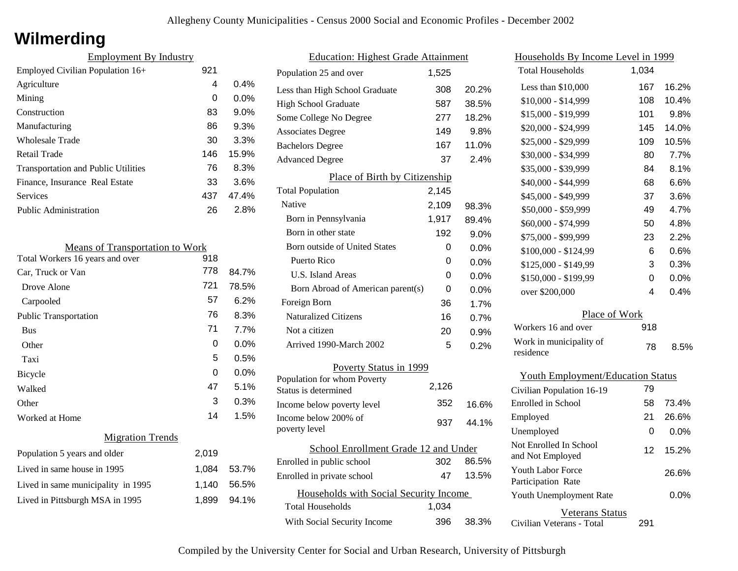# Wilmerding

## Employment By Industry

| | | |
|---|---|---|
| Employed Civilian Population 16+ | 921 | |
| Agriculture | 4 | 0.4% |
| Mining | 0 | 0.0% |
| Construction | 83 | 9.0% |
| Manufacturing | 86 | 9.3% |
| Wholesale Trade | 30 | 3.3% |
| Retail Trade | 146 | 15.9% |
| Transportation and Public Utilities | 76 | 8.3% |
| Finance, Insurance Real Estate | 33 | 3.6% |
| Services | 437 | 47.4% |
| Public Administration | 26 | 2.8% |

## Means of Transportation to Work

| | | |
|---|---|---|
| Total Workers 16 years and over | 918 | |
| Car, Truck or Van | 778 | 84.7% |
| Drove Alone | 721 | 78.5% |
| Carpooled | 57 | 6.2% |
| Public Transportation | 76 | 8.3% |
| Bus | 71 | 7.7% |
| Other | 0 | 0.0% |
| Taxi | 5 | 0.5% |
| Bicycle | 0 | 0.0% |
| Walked | 47 | 5.1% |
| Other | 3 | 0.3% |
| Worked at Home | 14 | 1.5% |

## Migration Trends

| | | |
|---|---|---|
| Population 5 years and older | 2,019 | |
| Lived in same house in 1995 | 1,084 | 53.7% |
| Lived in same municipality in 1995 | 1,140 | 56.5% |
| Lived in Pittsburgh MSA in 1995 | 1,899 | 94.1% |

## Education: Highest Grade Attainment

| | | |
|---|---|---|
| Population 25 and over | 1,525 | |
| Less than High School Graduate | 308 | 20.2% |
| High School Graduate | 587 | 38.5% |
| Some College No Degree | 277 | 18.2% |
| Associates Degree | 149 | 9.8% |
| Bachelors Degree | 167 | 11.0% |
| Advanced Degree | 37 | 2.4% |

## Place of Birth by Citizenship

| | | |
|---|---|---|
| Total Population | 2,145 | |
| Native | 2,109 | 98.3% |
| Born in Pennsylvania | 1,917 | 89.4% |
| Born in other state | 192 | 9.0% |
| Born outside of United States | 0 | 0.0% |
| Puerto Rico | 0 | 0.0% |
| U.S. Island Areas | 0 | 0.0% |
| Born Abroad of American parent(s) | 0 | 0.0% |
| Foreign Born | 36 | 1.7% |
| Naturalized Citizens | 16 | 0.7% |
| Not a citizen | 20 | 0.9% |
| Arrived 1990-March 2002 | 5 | 0.2% |

## Poverty Status in 1999

| | | |
|---|---|---|
| Population for whom Poverty Status is determined | 2,126 | |
| Income below poverty level | 352 | 16.6% |
| Income below 200% of poverty level | 937 | 44.1% |

## School Enrollment Grade 12 and Under

| | | |
|---|---|---|
| Enrolled in public school | 302 | 86.5% |
| Enrolled in private school | 47 | 13.5% |

## Households with Social Security Income

| | | |
|---|---|---|
| Total Households | 1,034 | |
| With Social Security Income | 396 | 38.3% |

## Households By Income Level in 1999

| | | |
|---|---|---|
| Total Households | 1,034 | |
| Less than $10,000 | 167 | 16.2% |
| $10,000 - $14,999 | 108 | 10.4% |
| $15,000 - $19,999 | 101 | 9.8% |
| $20,000 - $24,999 | 145 | 14.0% |
| $25,000 - $29,999 | 109 | 10.5% |
| $30,000 - $34,999 | 80 | 7.7% |
| $35,000 - $39,999 | 84 | 8.1% |
| $40,000 - $44,999 | 68 | 6.6% |
| $45,000 - $49,999 | 37 | 3.6% |
| $50,000 - $59,999 | 49 | 4.7% |
| $60,000 - $74,999 | 50 | 4.8% |
| $75,000 - $99,999 | 23 | 2.2% |
| $100,000 - $124,99 | 6 | 0.6% |
| $125,000 - $149,99 | 3 | 0.3% |
| $150,000 - $199,99 | 0 | 0.0% |
| over $200,000 | 4 | 0.4% |

## Place of Work

| | | |
|---|---|---|
| Workers 16 and over | 918 | |
| Work in municipality of residence | 78 | 8.5% |

## Youth Employment/Education Status

| | | |
|---|---|---|
| Civilian Population 16-19 | 79 | |
| Enrolled in School | 58 | 73.4% |
| Employed | 21 | 26.6% |
| Unemployed | 0 | 0.0% |
| Not Enrolled In School and Not Employed | 12 | 15.2% |
| Youth Labor Force Participation Rate | | 26.6% |
| Youth Unemployment Rate | | 0.0% |

## Veterans Status

| | |
|---|---|
| Civilian Veterans - Total | 291 |

Compiled by the University Center for Social and Urban Research, University of Pittsburgh